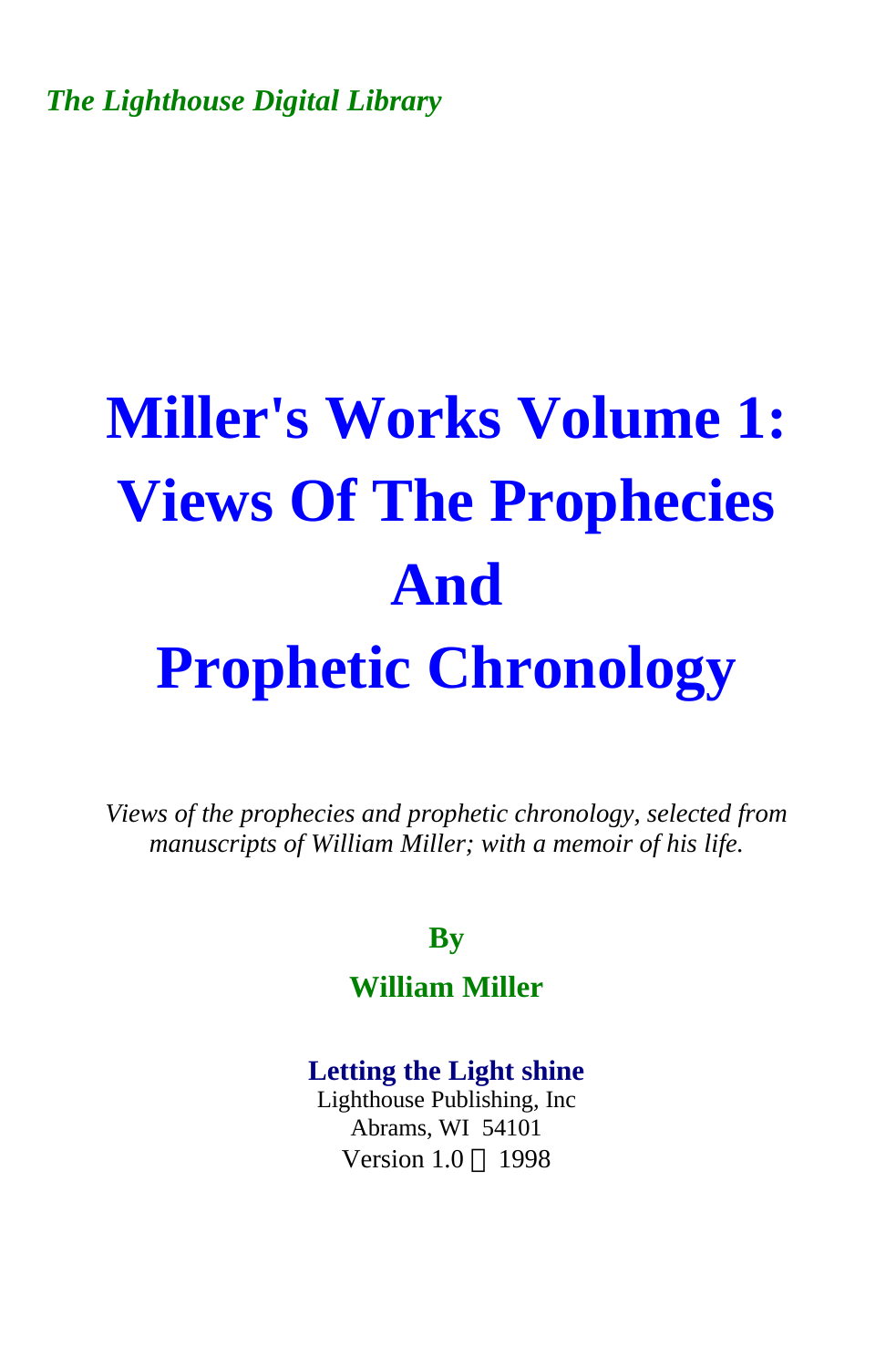*The Lighthouse Digital Library*

# Miller's Works Volume 1: Views Of The Prophecies And Prophetic Chronology

*Views of the prophecies and prophetic chronology, selected from manuscripts of William Miller; with a memoir of his life.*

**By**

**William Miller**

**Letting the Light shine**
Lighthouse Publishing, Inc
Abrams, WI 54101
Version 1.0 © 1998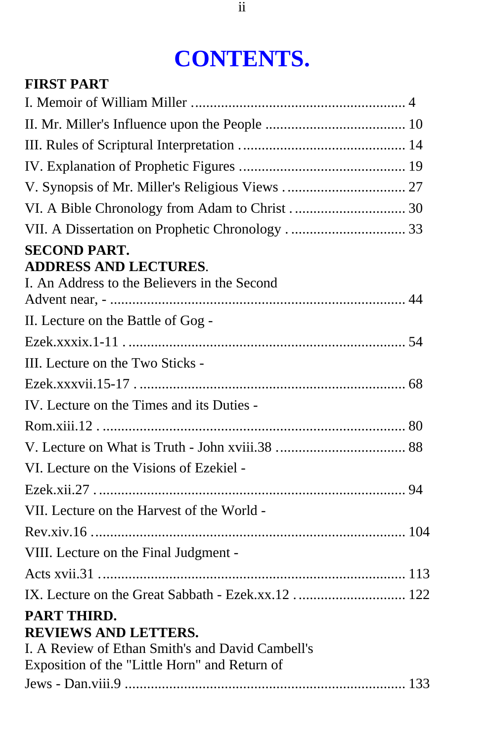# CONTENTS.

**FIRST PART**

I. Memoir of William Miller ........................................................ 4

II. Mr. Miller's Influence upon the People ...................................... 10

III. Rules of Scriptural Interpretation ............................................ 14

IV. Explanation of Prophetic Figures ............................................. 19

V. Synopsis of Mr. Miller's Religious Views ................................ 27

VI. A Bible Chronology from Adam to Christ .............................. 30

VII. A Dissertation on Prophetic Chronology ............................... 33

**SECOND PART.**
**ADDRESS AND LECTURES.**

I. An Address to the Believers in the Second Advent near, - ............................................................................. 44

II. Lecture on the Battle of Gog - Ezek.xxxix.1-11 ......................................................................... 54

III. Lecture on the Two Sticks - Ezek.xxxvii.15-17 ...................................................................... 68

IV. Lecture on the Times and its Duties - Rom.xiii.12 ................................................................................ 80

V. Lecture on What is Truth - John xviii.38 .................................. 88

VI. Lecture on the Visions of Ezekiel - Ezek.xii.27 .................................................................................. 94

VII. Lecture on the Harvest of the World - Rev.xiv.16 ................................................................................... 104

VIII. Lecture on the Final Judgment - Acts xvii.31 .................................................................................. 113

IX. Lecture on the Great Sabbath - Ezek.xx.12 ............................. 122

**PART THIRD.**
**REVIEWS AND LETTERS.**

I. A Review of Ethan Smith's and David Cambell's Exposition of the "Little Horn" and Return of Jews - Dan.viii.9 ........................................................................... 133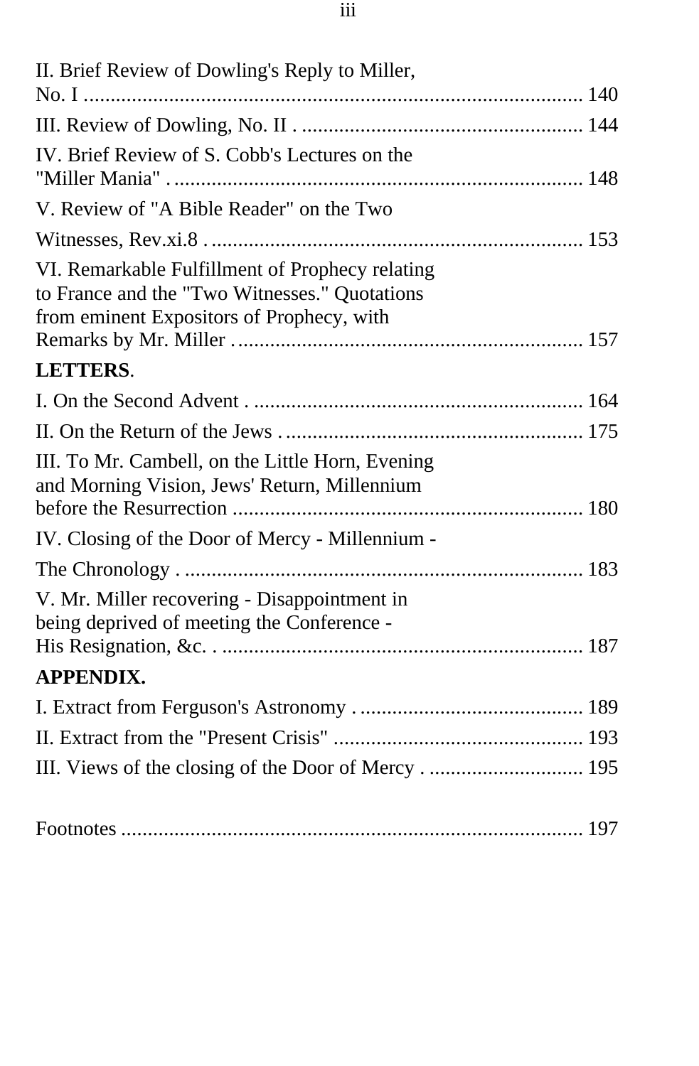II. Brief Review of Dowling's Reply to Miller, No. I ..... 140

III. Review of Dowling, No. II ..... 144

IV. Brief Review of S. Cobb's Lectures on the "Miller Mania" ..... 148

V. Review of "A Bible Reader" on the Two Witnesses, Rev.xi.8 ..... 153

VI. Remarkable Fulfillment of Prophecy relating to France and the "Two Witnesses." Quotations from eminent Expositors of Prophecy, with Remarks by Mr. Miller ..... 157

**LETTERS**.

I. On the Second Advent ..... 164

II. On the Return of the Jews ..... 175

III. To Mr. Cambell, on the Little Horn, Evening and Morning Vision, Jews' Return, Millennium before the Resurrection ..... 180

IV. Closing of the Door of Mercy - Millennium - The Chronology ..... 183

V. Mr. Miller recovering - Disappointment in being deprived of meeting the Conference - His Resignation, &c. ..... 187

**APPENDIX.**

I. Extract from Ferguson's Astronomy ..... 189

II. Extract from the "Present Crisis" ..... 193

III. Views of the closing of the Door of Mercy ..... 195

Footnotes ..... 197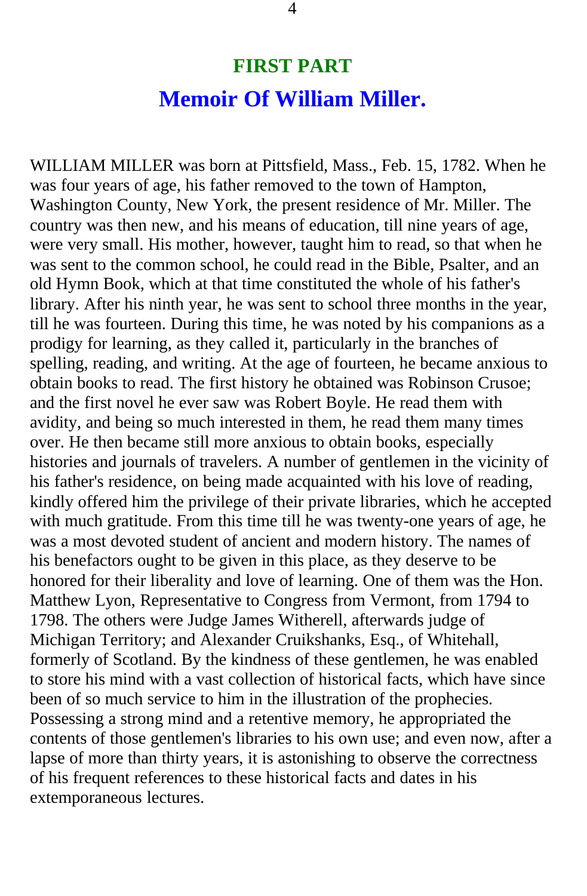## FIRST PART

# Memoir Of William Miller.

WILLIAM MILLER was born at Pittsfield, Mass., Feb. 15, 1782. When he was four years of age, his father removed to the town of Hampton, Washington County, New York, the present residence of Mr. Miller. The country was then new, and his means of education, till nine years of age, were very small. His mother, however, taught him to read, so that when he was sent to the common school, he could read in the Bible, Psalter, and an old Hymn Book, which at that time constituted the whole of his father's library. After his ninth year, he was sent to school three months in the year, till he was fourteen. During this time, he was noted by his companions as a prodigy for learning, as they called it, particularly in the branches of spelling, reading, and writing. At the age of fourteen, he became anxious to obtain books to read. The first history he obtained was Robinson Crusoe; and the first novel he ever saw was Robert Boyle. He read them with avidity, and being so much interested in them, he read them many times over. He then became still more anxious to obtain books, especially histories and journals of travelers. A number of gentlemen in the vicinity of his father's residence, on being made acquainted with his love of reading, kindly offered him the privilege of their private libraries, which he accepted with much gratitude. From this time till he was twenty-one years of age, he was a most devoted student of ancient and modern history. The names of his benefactors ought to be given in this place, as they deserve to be honored for their liberality and love of learning. One of them was the Hon. Matthew Lyon, Representative to Congress from Vermont, from 1794 to 1798. The others were Judge James Witherell, afterwards judge of Michigan Territory; and Alexander Cruikshanks, Esq., of Whitehall, formerly of Scotland. By the kindness of these gentlemen, he was enabled to store his mind with a vast collection of historical facts, which have since been of so much service to him in the illustration of the prophecies. Possessing a strong mind and a retentive memory, he appropriated the contents of those gentlemen's libraries to his own use; and even now, after a lapse of more than thirty years, it is astonishing to observe the correctness of his frequent references to these historical facts and dates in his extemporaneous lectures.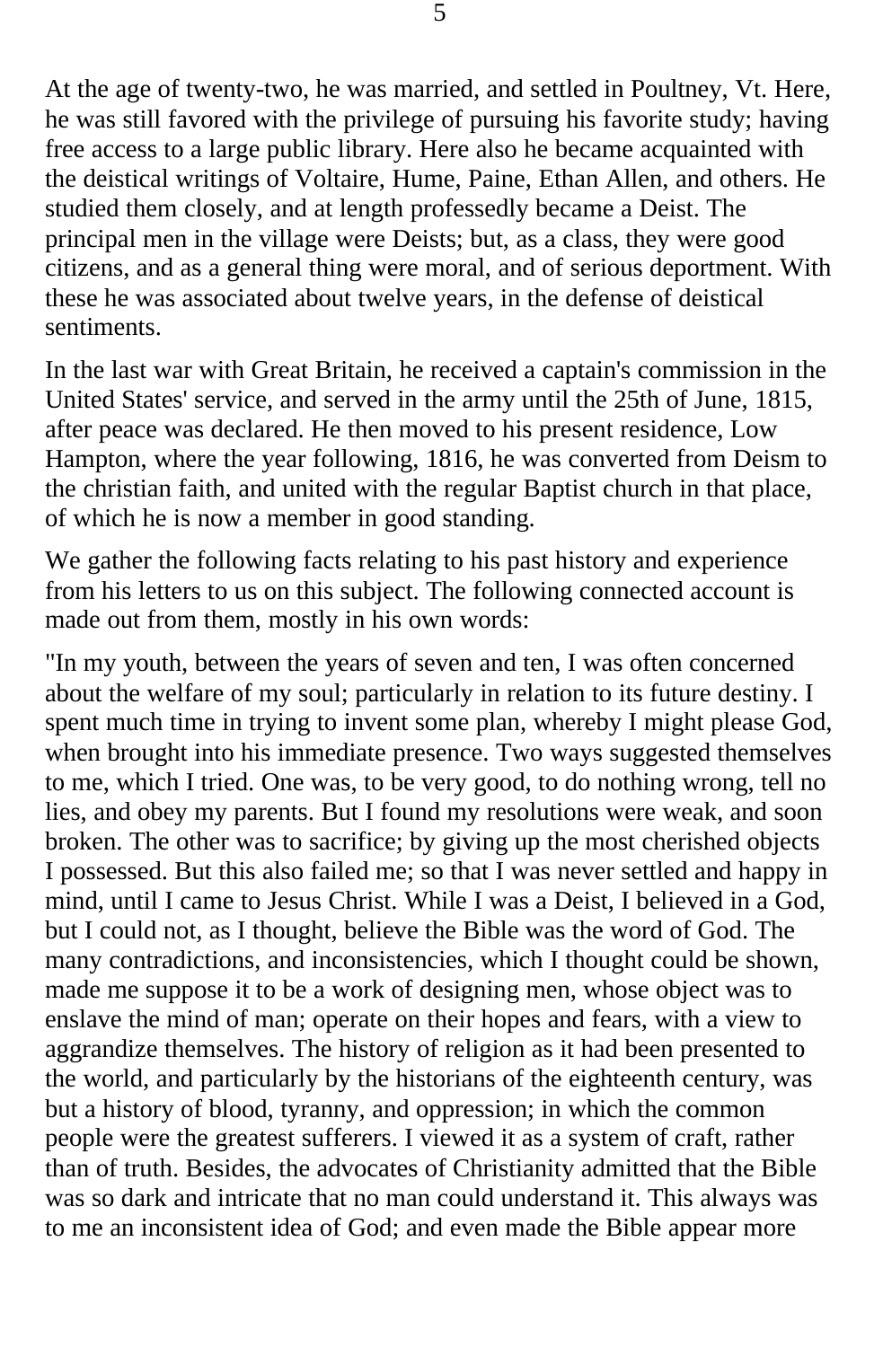At the age of twenty-two, he was married, and settled in Poultney, Vt. Here, he was still favored with the privilege of pursuing his favorite study; having free access to a large public library. Here also he became acquainted with the deistical writings of Voltaire, Hume, Paine, Ethan Allen, and others. He studied them closely, and at length professedly became a Deist. The principal men in the village were Deists; but, as a class, they were good citizens, and as a general thing were moral, and of serious deportment. With these he was associated about twelve years, in the defense of deistical sentiments.

In the last war with Great Britain, he received a captain's commission in the United States' service, and served in the army until the 25th of June, 1815, after peace was declared. He then moved to his present residence, Low Hampton, where the year following, 1816, he was converted from Deism to the christian faith, and united with the regular Baptist church in that place, of which he is now a member in good standing.

We gather the following facts relating to his past history and experience from his letters to us on this subject. The following connected account is made out from them, mostly in his own words:

"In my youth, between the years of seven and ten, I was often concerned about the welfare of my soul; particularly in relation to its future destiny. I spent much time in trying to invent some plan, whereby I might please God, when brought into his immediate presence. Two ways suggested themselves to me, which I tried. One was, to be very good, to do nothing wrong, tell no lies, and obey my parents. But I found my resolutions were weak, and soon broken. The other was to sacrifice; by giving up the most cherished objects I possessed. But this also failed me; so that I was never settled and happy in mind, until I came to Jesus Christ. While I was a Deist, I believed in a God, but I could not, as I thought, believe the Bible was the word of God. The many contradictions, and inconsistencies, which I thought could be shown, made me suppose it to be a work of designing men, whose object was to enslave the mind of man; operate on their hopes and fears, with a view to aggrandize themselves. The history of religion as it had been presented to the world, and particularly by the historians of the eighteenth century, was but a history of blood, tyranny, and oppression; in which the common people were the greatest sufferers. I viewed it as a system of craft, rather than of truth. Besides, the advocates of Christianity admitted that the Bible was so dark and intricate that no man could understand it. This always was to me an inconsistent idea of God; and even made the Bible appear more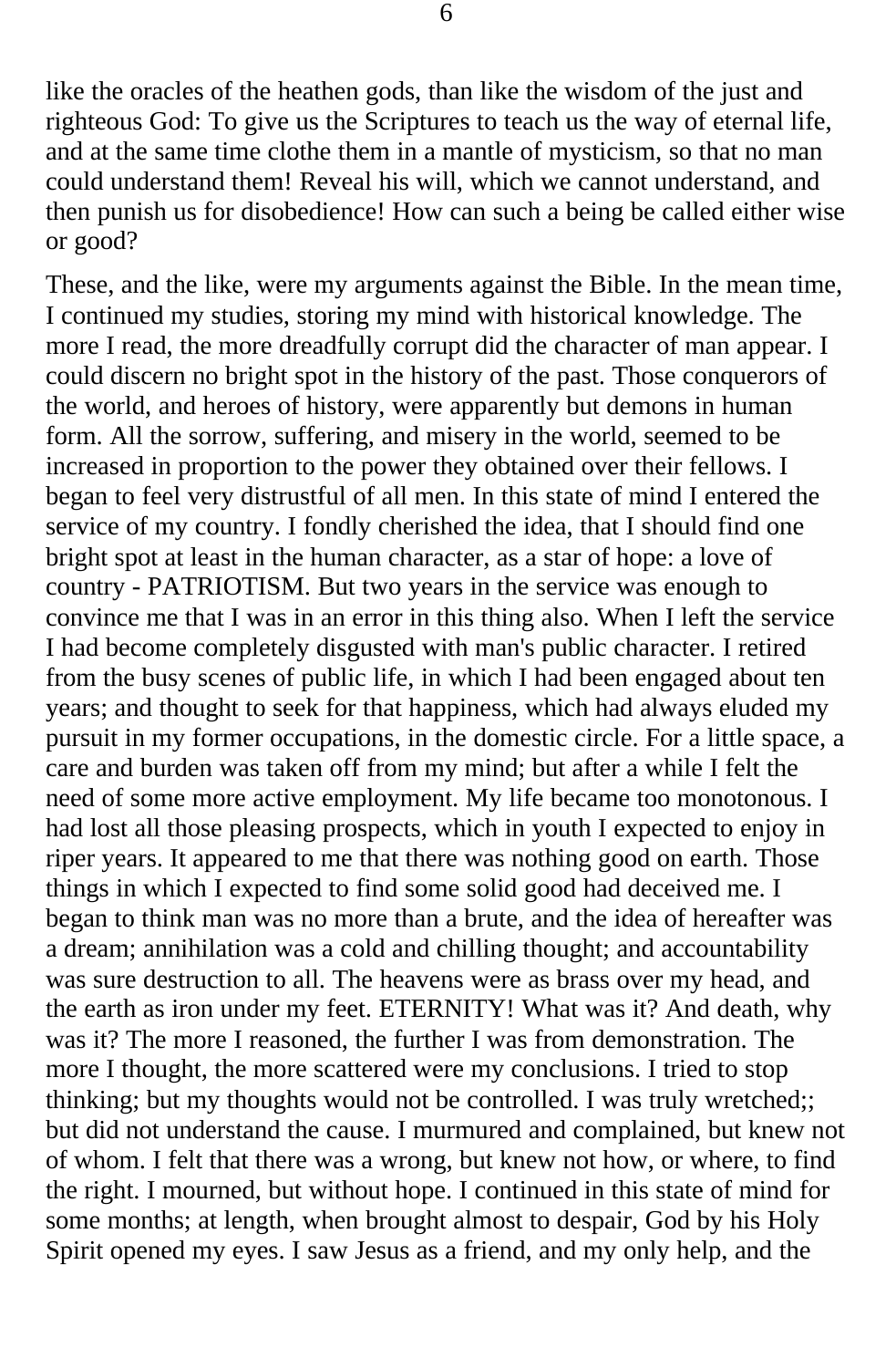like the oracles of the heathen gods, than like the wisdom of the just and righteous God: To give us the Scriptures to teach us the way of eternal life, and at the same time clothe them in a mantle of mysticism, so that no man could understand them! Reveal his will, which we cannot understand, and then punish us for disobedience! How can such a being be called either wise or good?

These, and the like, were my arguments against the Bible. In the mean time, I continued my studies, storing my mind with historical knowledge. The more I read, the more dreadfully corrupt did the character of man appear. I could discern no bright spot in the history of the past. Those conquerors of the world, and heroes of history, were apparently but demons in human form. All the sorrow, suffering, and misery in the world, seemed to be increased in proportion to the power they obtained over their fellows. I began to feel very distrustful of all men. In this state of mind I entered the service of my country. I fondly cherished the idea, that I should find one bright spot at least in the human character, as a star of hope: a love of country - PATRIOTISM. But two years in the service was enough to convince me that I was in an error in this thing also. When I left the service I had become completely disgusted with man's public character. I retired from the busy scenes of public life, in which I had been engaged about ten years; and thought to seek for that happiness, which had always eluded my pursuit in my former occupations, in the domestic circle. For a little space, a care and burden was taken off from my mind; but after a while I felt the need of some more active employment. My life became too monotonous. I had lost all those pleasing prospects, which in youth I expected to enjoy in riper years. It appeared to me that there was nothing good on earth. Those things in which I expected to find some solid good had deceived me. I began to think man was no more than a brute, and the idea of hereafter was a dream; annihilation was a cold and chilling thought; and accountability was sure destruction to all. The heavens were as brass over my head, and the earth as iron under my feet. ETERNITY! What was it? And death, why was it? The more I reasoned, the further I was from demonstration. The more I thought, the more scattered were my conclusions. I tried to stop thinking; but my thoughts would not be controlled. I was truly wretched;; but did not understand the cause. I murmured and complained, but knew not of whom. I felt that there was a wrong, but knew not how, or where, to find the right. I mourned, but without hope. I continued in this state of mind for some months; at length, when brought almost to despair, God by his Holy Spirit opened my eyes. I saw Jesus as a friend, and my only help, and the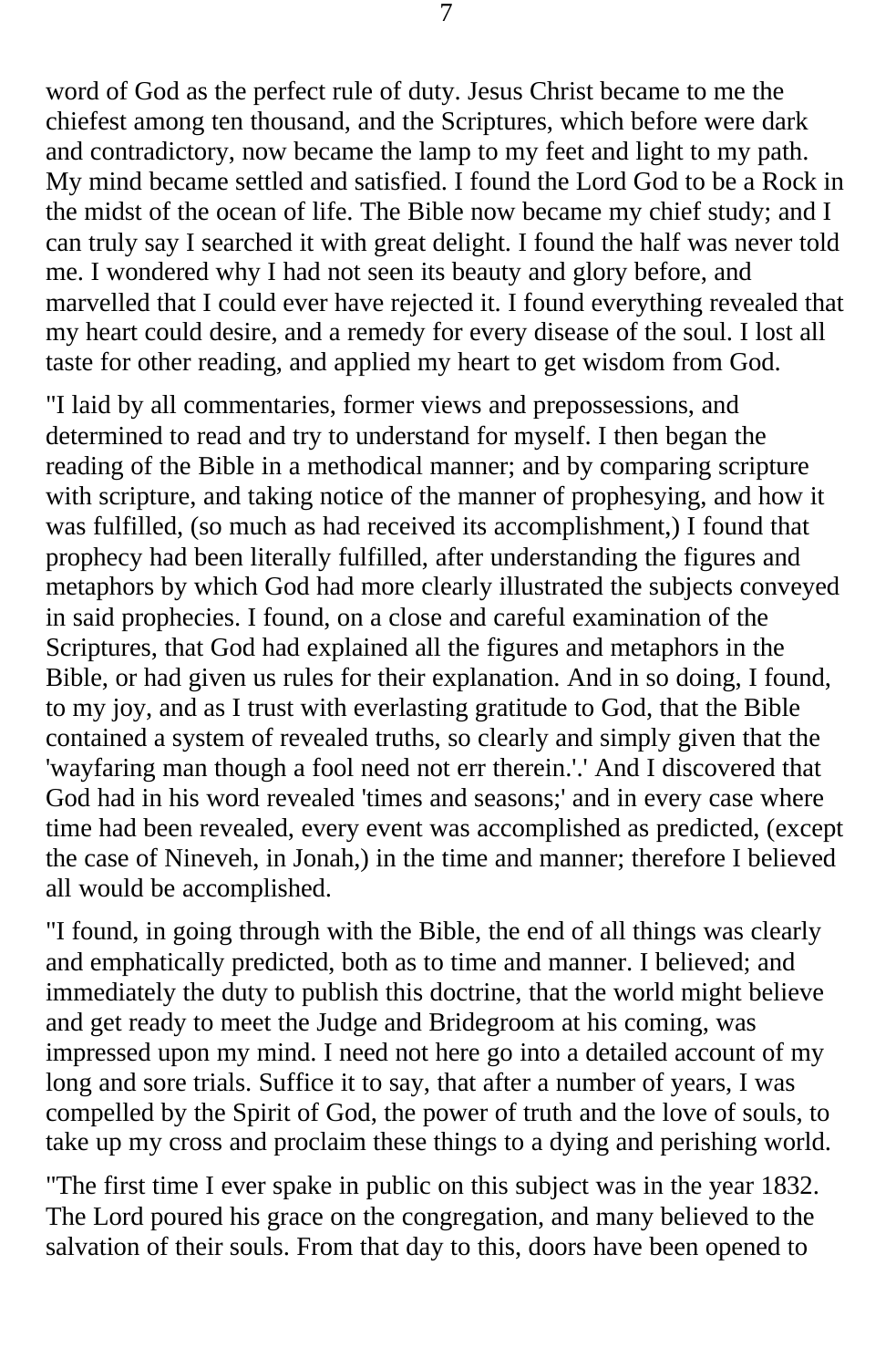word of God as the perfect rule of duty. Jesus Christ became to me the chiefest among ten thousand, and the Scriptures, which before were dark and contradictory, now became the lamp to my feet and light to my path. My mind became settled and satisfied. I found the Lord God to be a Rock in the midst of the ocean of life. The Bible now became my chief study; and I can truly say I searched it with great delight. I found the half was never told me. I wondered why I had not seen its beauty and glory before, and marvelled that I could ever have rejected it. I found everything revealed that my heart could desire, and a remedy for every disease of the soul. I lost all taste for other reading, and applied my heart to get wisdom from God.

"I laid by all commentaries, former views and prepossessions, and determined to read and try to understand for myself. I then began the reading of the Bible in a methodical manner; and by comparing scripture with scripture, and taking notice of the manner of prophesying, and how it was fulfilled, (so much as had received its accomplishment,) I found that prophecy had been literally fulfilled, after understanding the figures and metaphors by which God had more clearly illustrated the subjects conveyed in said prophecies. I found, on a close and careful examination of the Scriptures, that God had explained all the figures and metaphors in the Bible, or had given us rules for their explanation. And in so doing, I found, to my joy, and as I trust with everlasting gratitude to God, that the Bible contained a system of revealed truths, so clearly and simply given that the 'wayfaring man though a fool need not err therein.'.' And I discovered that God had in his word revealed 'times and seasons;' and in every case where time had been revealed, every event was accomplished as predicted, (except the case of Nineveh, in Jonah,) in the time and manner; therefore I believed all would be accomplished.

"I found, in going through with the Bible, the end of all things was clearly and emphatically predicted, both as to time and manner. I believed; and immediately the duty to publish this doctrine, that the world might believe and get ready to meet the Judge and Bridegroom at his coming, was impressed upon my mind. I need not here go into a detailed account of my long and sore trials. Suffice it to say, that after a number of years, I was compelled by the Spirit of God, the power of truth and the love of souls, to take up my cross and proclaim these things to a dying and perishing world.

"The first time I ever spake in public on this subject was in the year 1832. The Lord poured his grace on the congregation, and many believed to the salvation of their souls. From that day to this, doors have been opened to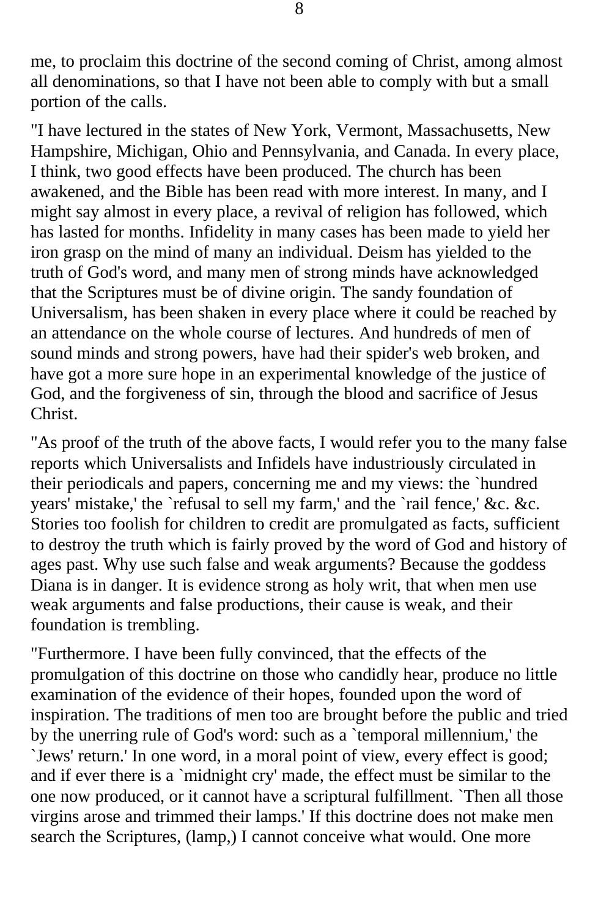me, to proclaim this doctrine of the second coming of Christ, among almost all denominations, so that I have not been able to comply with but a small portion of the calls.

"I have lectured in the states of New York, Vermont, Massachusetts, New Hampshire, Michigan, Ohio and Pennsylvania, and Canada. In every place, I think, two good effects have been produced. The church has been awakened, and the Bible has been read with more interest. In many, and I might say almost in every place, a revival of religion has followed, which has lasted for months. Infidelity in many cases has been made to yield her iron grasp on the mind of many an individual. Deism has yielded to the truth of God's word, and many men of strong minds have acknowledged that the Scriptures must be of divine origin. The sandy foundation of Universalism, has been shaken in every place where it could be reached by an attendance on the whole course of lectures. And hundreds of men of sound minds and strong powers, have had their spider's web broken, and have got a more sure hope in an experimental knowledge of the justice of God, and the forgiveness of sin, through the blood and sacrifice of Jesus Christ.

"As proof of the truth of the above facts, I would refer you to the many false reports which Universalists and Infidels have industriously circulated in their periodicals and papers, concerning me and my views: the `hundred years' mistake,' the `refusal to sell my farm,' and the `rail fence,' &c. &c. Stories too foolish for children to credit are promulgated as facts, sufficient to destroy the truth which is fairly proved by the word of God and history of ages past. Why use such false and weak arguments? Because the goddess Diana is in danger. It is evidence strong as holy writ, that when men use weak arguments and false productions, their cause is weak, and their foundation is trembling.

"Furthermore. I have been fully convinced, that the effects of the promulgation of this doctrine on those who candidly hear, produce no little examination of the evidence of their hopes, founded upon the word of inspiration. The traditions of men too are brought before the public and tried by the unerring rule of God's word: such as a `temporal millennium,' the `Jews' return.' In one word, in a moral point of view, every effect is good; and if ever there is a `midnight cry' made, the effect must be similar to the one now produced, or it cannot have a scriptural fulfillment. `Then all those virgins arose and trimmed their lamps.' If this doctrine does not make men search the Scriptures, (lamp,) I cannot conceive what would. One more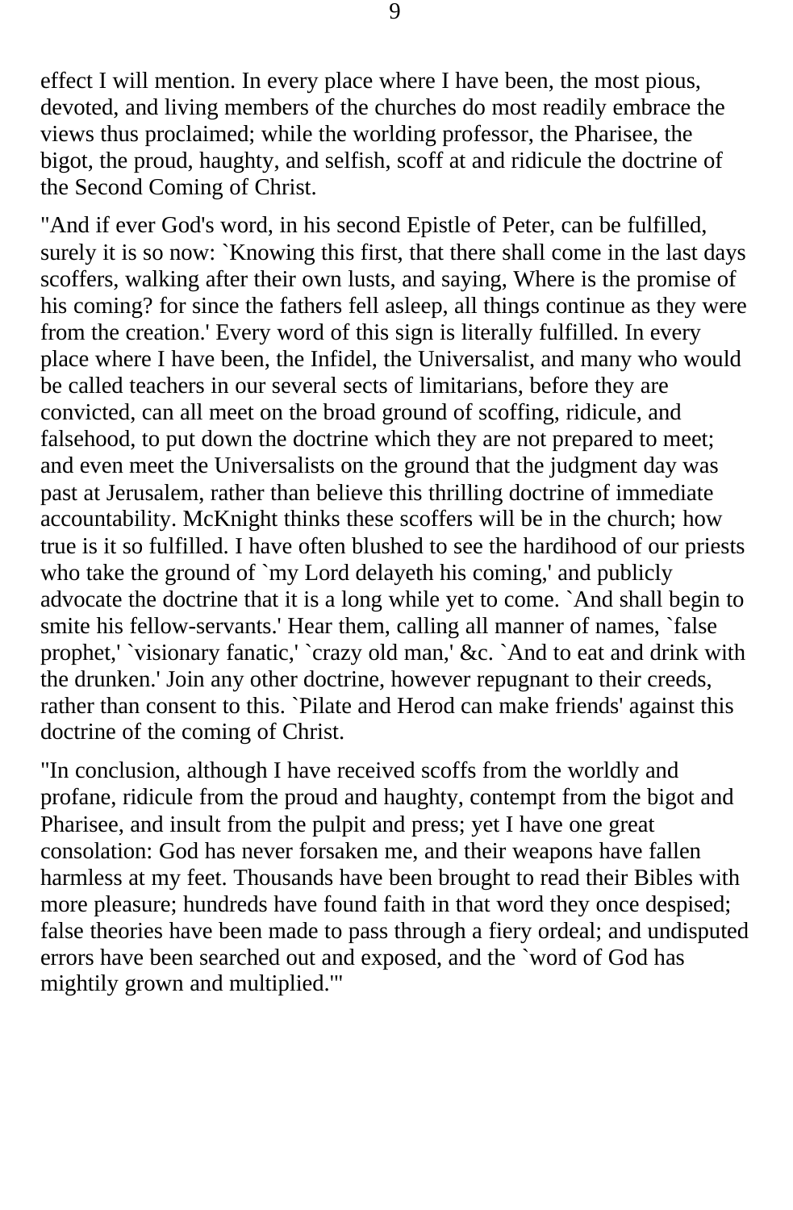effect I will mention. In every place where I have been, the most pious, devoted, and living members of the churches do most readily embrace the views thus proclaimed; while the worldling professor, the Pharisee, the bigot, the proud, haughty, and selfish, scoff at and ridicule the doctrine of the Second Coming of Christ.

"And if ever God's word, in his second Epistle of Peter, can be fulfilled, surely it is so now: `Knowing this first, that there shall come in the last days scoffers, walking after their own lusts, and saying, Where is the promise of his coming? for since the fathers fell asleep, all things continue as they were from the creation.' Every word of this sign is literally fulfilled. In every place where I have been, the Infidel, the Universalist, and many who would be called teachers in our several sects of limitarians, before they are convicted, can all meet on the broad ground of scoffing, ridicule, and falsehood, to put down the doctrine which they are not prepared to meet; and even meet the Universalists on the ground that the judgment day was past at Jerusalem, rather than believe this thrilling doctrine of immediate accountability. McKnight thinks these scoffers will be in the church; how true is it so fulfilled. I have often blushed to see the hardihood of our priests who take the ground of `my Lord delayeth his coming,' and publicly advocate the doctrine that it is a long while yet to come. `And shall begin to smite his fellow-servants.' Hear them, calling all manner of names, `false prophet,' `visionary fanatic,' `crazy old man,' &c. `And to eat and drink with the drunken.' Join any other doctrine, however repugnant to their creeds, rather than consent to this. `Pilate and Herod can make friends' against this doctrine of the coming of Christ.

"In conclusion, although I have received scoffs from the worldly and profane, ridicule from the proud and haughty, contempt from the bigot and Pharisee, and insult from the pulpit and press; yet I have one great consolation: God has never forsaken me, and their weapons have fallen harmless at my feet. Thousands have been brought to read their Bibles with more pleasure; hundreds have found faith in that word they once despised; false theories have been made to pass through a fiery ordeal; and undisputed errors have been searched out and exposed, and the `word of God has mightily grown and multiplied.'"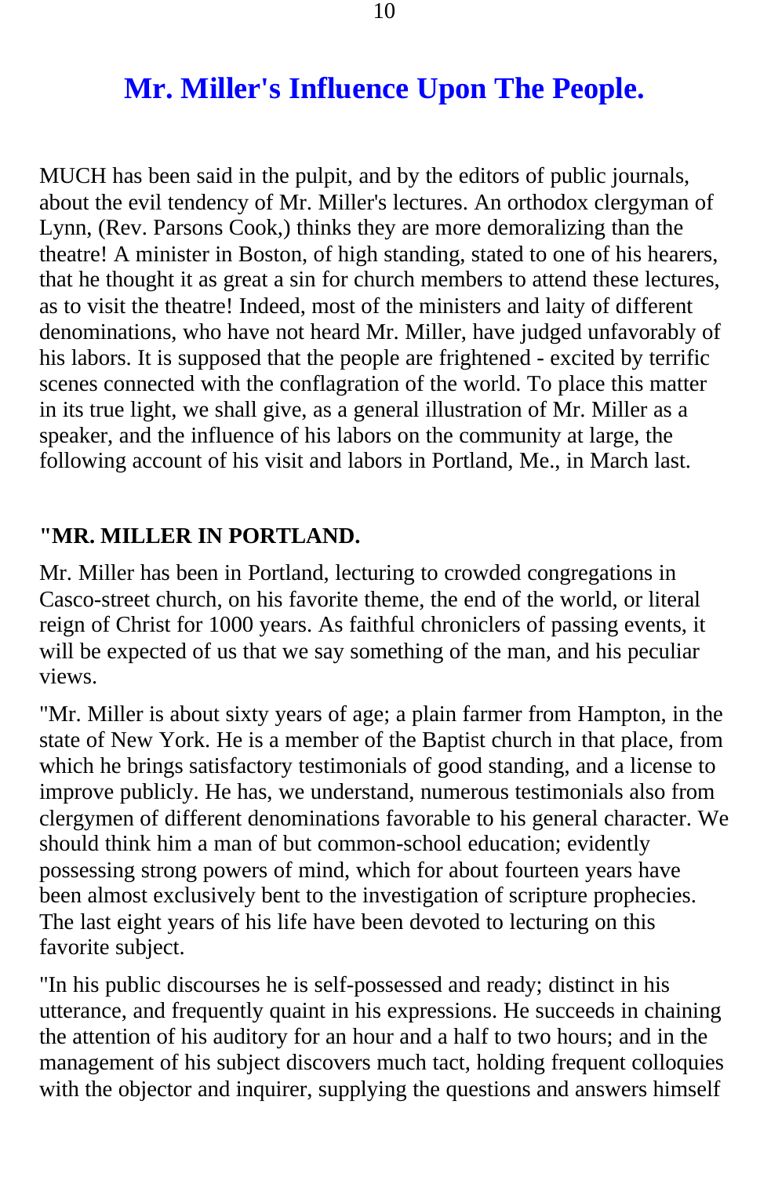## Mr. Miller's Influence Upon The People.

MUCH has been said in the pulpit, and by the editors of public journals, about the evil tendency of Mr. Miller's lectures. An orthodox clergyman of Lynn, (Rev. Parsons Cook,) thinks they are more demoralizing than the theatre! A minister in Boston, of high standing, stated to one of his hearers, that he thought it as great a sin for church members to attend these lectures, as to visit the theatre! Indeed, most of the ministers and laity of different denominations, who have not heard Mr. Miller, have judged unfavorably of his labors. It is supposed that the people are frightened - excited by terrific scenes connected with the conflagration of the world. To place this matter in its true light, we shall give, as a general illustration of Mr. Miller as a speaker, and the influence of his labors on the community at large, the following account of his visit and labors in Portland, Me., in March last.

**"MR. MILLER IN PORTLAND.**

Mr. Miller has been in Portland, lecturing to crowded congregations in Casco-street church, on his favorite theme, the end of the world, or literal reign of Christ for 1000 years. As faithful chroniclers of passing events, it will be expected of us that we say something of the man, and his peculiar views.

"Mr. Miller is about sixty years of age; a plain farmer from Hampton, in the state of New York. He is a member of the Baptist church in that place, from which he brings satisfactory testimonials of good standing, and a license to improve publicly. He has, we understand, numerous testimonials also from clergymen of different denominations favorable to his general character. We should think him a man of but common-school education; evidently possessing strong powers of mind, which for about fourteen years have been almost exclusively bent to the investigation of scripture prophecies. The last eight years of his life have been devoted to lecturing on this favorite subject.

"In his public discourses he is self-possessed and ready; distinct in his utterance, and frequently quaint in his expressions. He succeeds in chaining the attention of his auditory for an hour and a half to two hours; and in the management of his subject discovers much tact, holding frequent colloquies with the objector and inquirer, supplying the questions and answers himself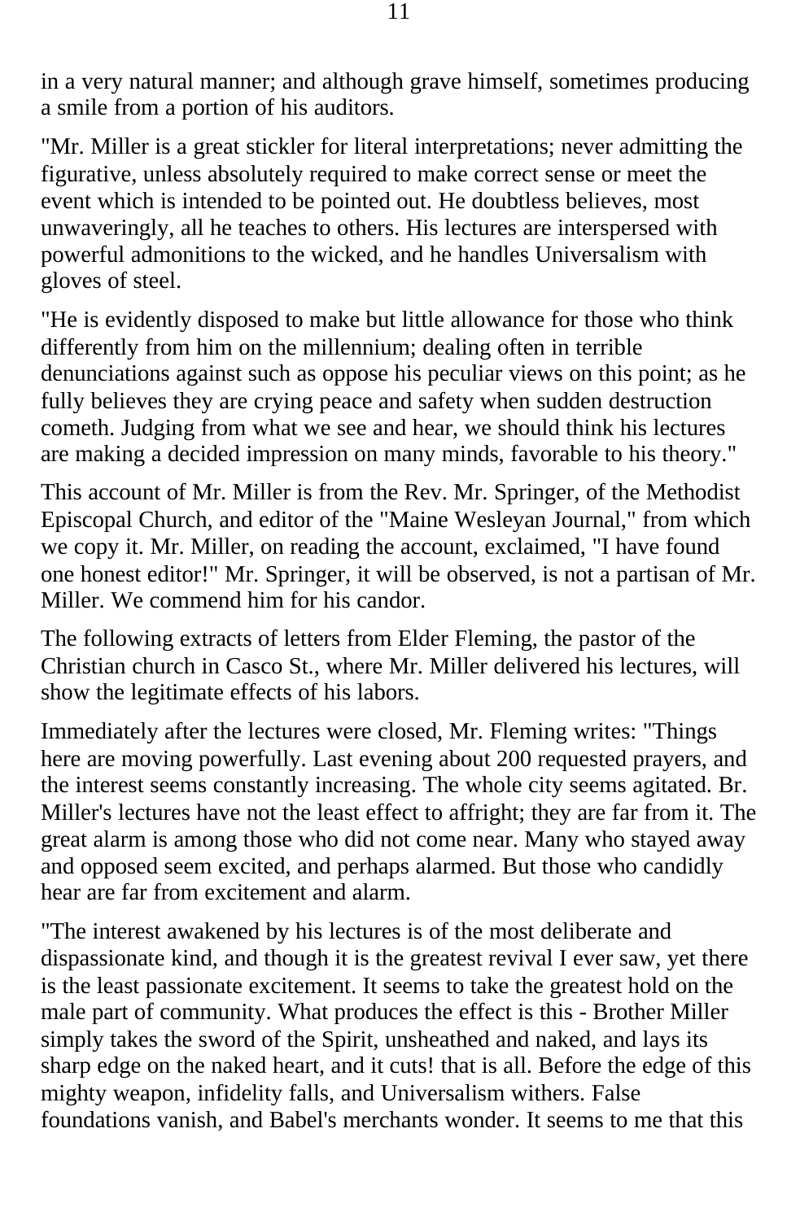in a very natural manner; and although grave himself, sometimes producing a smile from a portion of his auditors.

"Mr. Miller is a great stickler for literal interpretations; never admitting the figurative, unless absolutely required to make correct sense or meet the event which is intended to be pointed out. He doubtless believes, most unwaveringly, all he teaches to others. His lectures are interspersed with powerful admonitions to the wicked, and he handles Universalism with gloves of steel.

"He is evidently disposed to make but little allowance for those who think differently from him on the millennium; dealing often in terrible denunciations against such as oppose his peculiar views on this point; as he fully believes they are crying peace and safety when sudden destruction cometh. Judging from what we see and hear, we should think his lectures are making a decided impression on many minds, favorable to his theory."

This account of Mr. Miller is from the Rev. Mr. Springer, of the Methodist Episcopal Church, and editor of the "Maine Wesleyan Journal," from which we copy it. Mr. Miller, on reading the account, exclaimed, "I have found one honest editor!" Mr. Springer, it will be observed, is not a partisan of Mr. Miller. We commend him for his candor.

The following extracts of letters from Elder Fleming, the pastor of the Christian church in Casco St., where Mr. Miller delivered his lectures, will show the legitimate effects of his labors.

Immediately after the lectures were closed, Mr. Fleming writes: "Things here are moving powerfully. Last evening about 200 requested prayers, and the interest seems constantly increasing. The whole city seems agitated. Br. Miller's lectures have not the least effect to affright; they are far from it. The great alarm is among those who did not come near. Many who stayed away and opposed seem excited, and perhaps alarmed. But those who candidly hear are far from excitement and alarm.

"The interest awakened by his lectures is of the most deliberate and dispassionate kind, and though it is the greatest revival I ever saw, yet there is the least passionate excitement. It seems to take the greatest hold on the male part of community. What produces the effect is this - Brother Miller simply takes the sword of the Spirit, unsheathed and naked, and lays its sharp edge on the naked heart, and it cuts! that is all. Before the edge of this mighty weapon, infidelity falls, and Universalism withers. False foundations vanish, and Babel's merchants wonder. It seems to me that this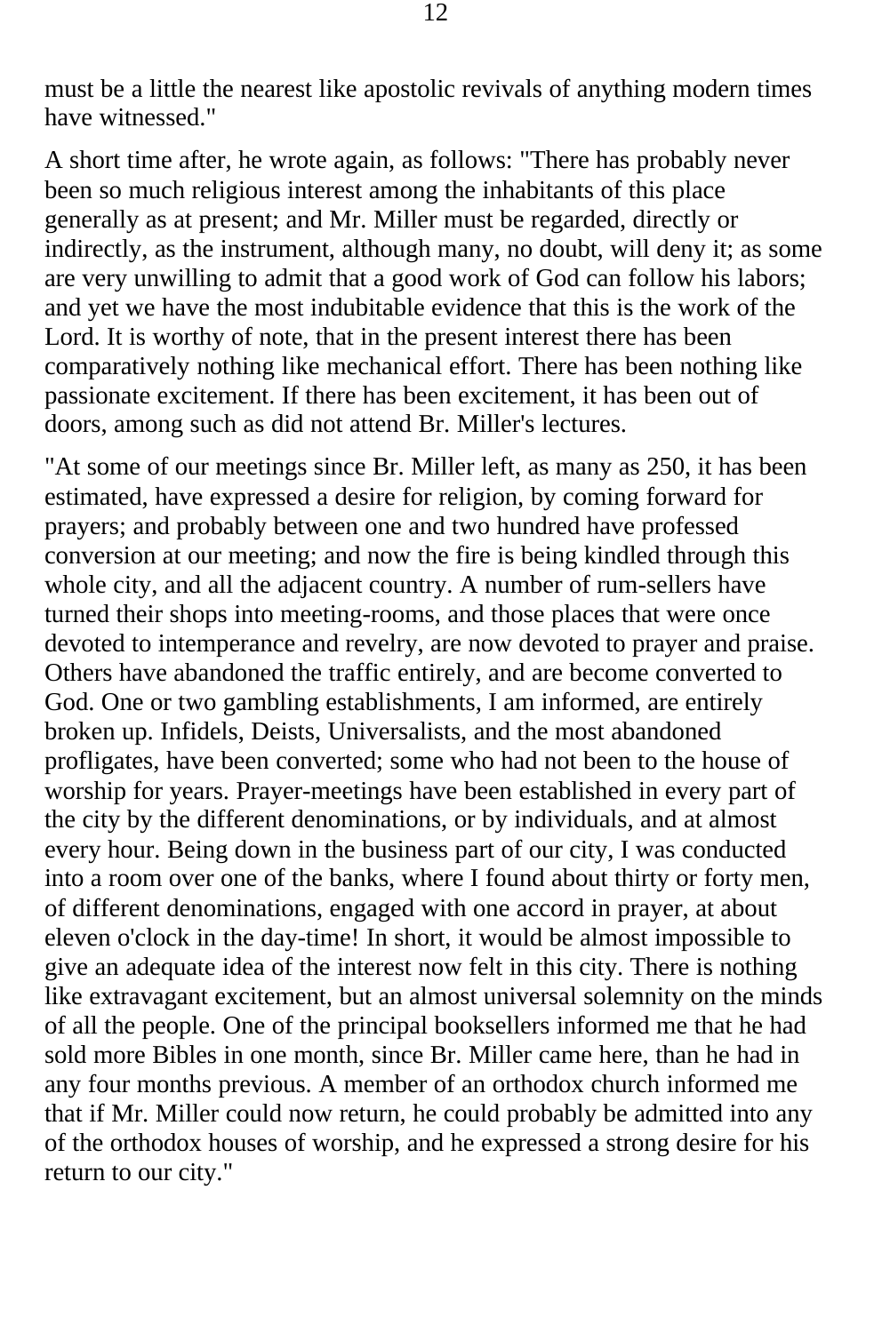must be a little the nearest like apostolic revivals of anything modern times have witnessed."

A short time after, he wrote again, as follows: "There has probably never been so much religious interest among the inhabitants of this place generally as at present; and Mr. Miller must be regarded, directly or indirectly, as the instrument, although many, no doubt, will deny it; as some are very unwilling to admit that a good work of God can follow his labors; and yet we have the most indubitable evidence that this is the work of the Lord. It is worthy of note, that in the present interest there has been comparatively nothing like mechanical effort. There has been nothing like passionate excitement. If there has been excitement, it has been out of doors, among such as did not attend Br. Miller's lectures.

"At some of our meetings since Br. Miller left, as many as 250, it has been estimated, have expressed a desire for religion, by coming forward for prayers; and probably between one and two hundred have professed conversion at our meeting; and now the fire is being kindled through this whole city, and all the adjacent country. A number of rum-sellers have turned their shops into meeting-rooms, and those places that were once devoted to intemperance and revelry, are now devoted to prayer and praise. Others have abandoned the traffic entirely, and are become converted to God. One or two gambling establishments, I am informed, are entirely broken up. Infidels, Deists, Universalists, and the most abandoned profligates, have been converted; some who had not been to the house of worship for years. Prayer-meetings have been established in every part of the city by the different denominations, or by individuals, and at almost every hour. Being down in the business part of our city, I was conducted into a room over one of the banks, where I found about thirty or forty men, of different denominations, engaged with one accord in prayer, at about eleven o'clock in the day-time! In short, it would be almost impossible to give an adequate idea of the interest now felt in this city. There is nothing like extravagant excitement, but an almost universal solemnity on the minds of all the people. One of the principal booksellers informed me that he had sold more Bibles in one month, since Br. Miller came here, than he had in any four months previous. A member of an orthodox church informed me that if Mr. Miller could now return, he could probably be admitted into any of the orthodox houses of worship, and he expressed a strong desire for his return to our city."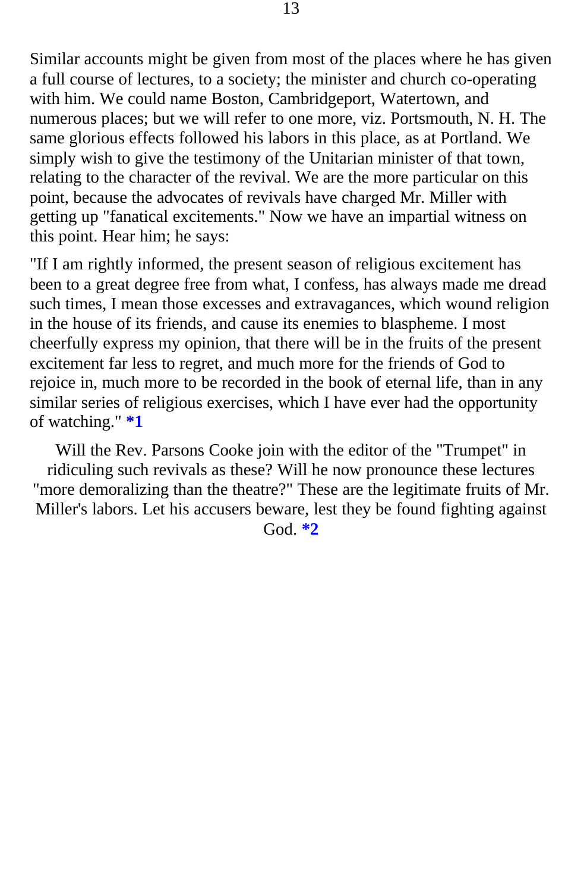Similar accounts might be given from most of the places where he has given a full course of lectures, to a society; the minister and church co-operating with him. We could name Boston, Cambridgeport, Watertown, and numerous places; but we will refer to one more, viz. Portsmouth, N. H. The same glorious effects followed his labors in this place, as at Portland. We simply wish to give the testimony of the Unitarian minister of that town, relating to the character of the revival. We are the more particular on this point, because the advocates of revivals have charged Mr. Miller with getting up "fanatical excitements." Now we have an impartial witness on this point. Hear him; he says:

"If I am rightly informed, the present season of religious excitement has been to a great degree free from what, I confess, has always made me dread such times, I mean those excesses and extravagances, which wound religion in the house of its friends, and cause its enemies to blaspheme. I most cheerfully express my opinion, that there will be in the fruits of the present excitement far less to regret, and much more for the friends of God to rejoice in, much more to be recorded in the book of eternal life, than in any similar series of religious exercises, which I have ever had the opportunity of watching." **[*1]**

Will the Rev. Parsons Cooke join with the editor of the "Trumpet" in ridiculing such revivals as these? Will he now pronounce these lectures "more demoralizing than the theatre?" These are the legitimate fruits of Mr. Miller's labors. Let his accusers beware, lest they be found fighting against God. **[*2]**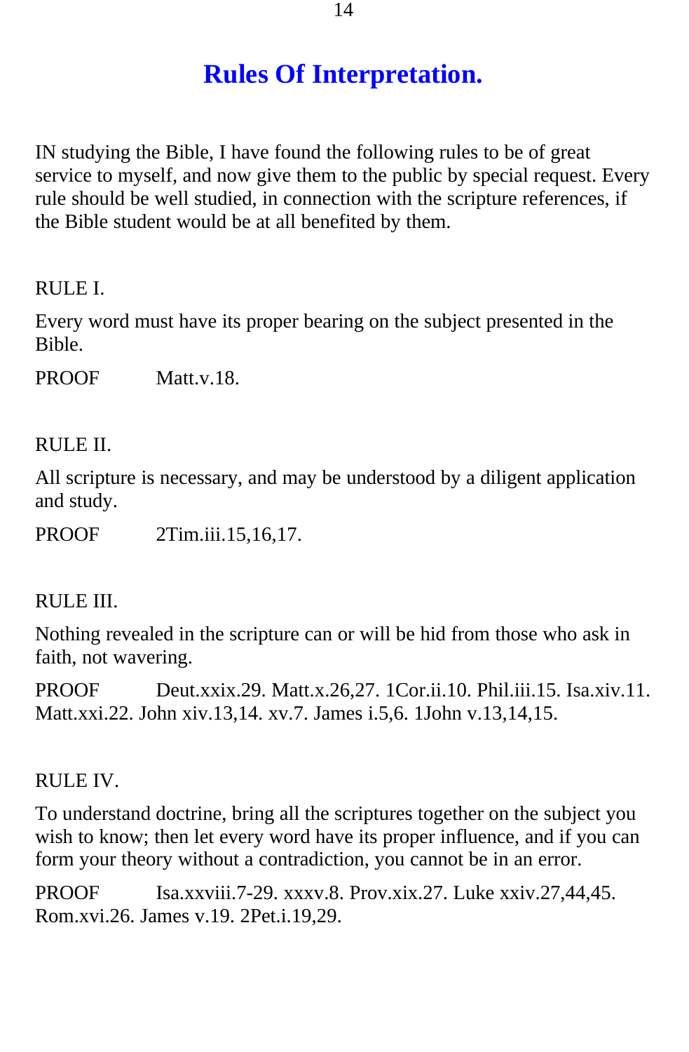# Rules Of Interpretation.

IN studying the Bible, I have found the following rules to be of great service to myself, and now give them to the public by special request. Every rule should be well studied, in connection with the scripture references, if the Bible student would be at all benefited by them.

RULE I.

Every word must have its proper bearing on the subject presented in the Bible.

PROOF Matt.v.18.

RULE II.

All scripture is necessary, and may be understood by a diligent application and study.

PROOF 2Tim.iii.15,16,17.

RULE III.

Nothing revealed in the scripture can or will be hid from those who ask in faith, not wavering.

PROOF Deut.xxix.29. Matt.x.26,27. 1Cor.ii.10. Phil.iii.15. Isa.xiv.11. Matt.xxi.22. John xiv.13,14. xv.7. James i.5,6. 1John v.13,14,15.

RULE IV.

To understand doctrine, bring all the scriptures together on the subject you wish to know; then let every word have its proper influence, and if you can form your theory without a contradiction, you cannot be in an error.

PROOF Isa.xxviii.7-29. xxxv.8. Prov.xix.27. Luke xxiv.27,44,45. Rom.xvi.26. James v.19. 2Pet.i.19,29.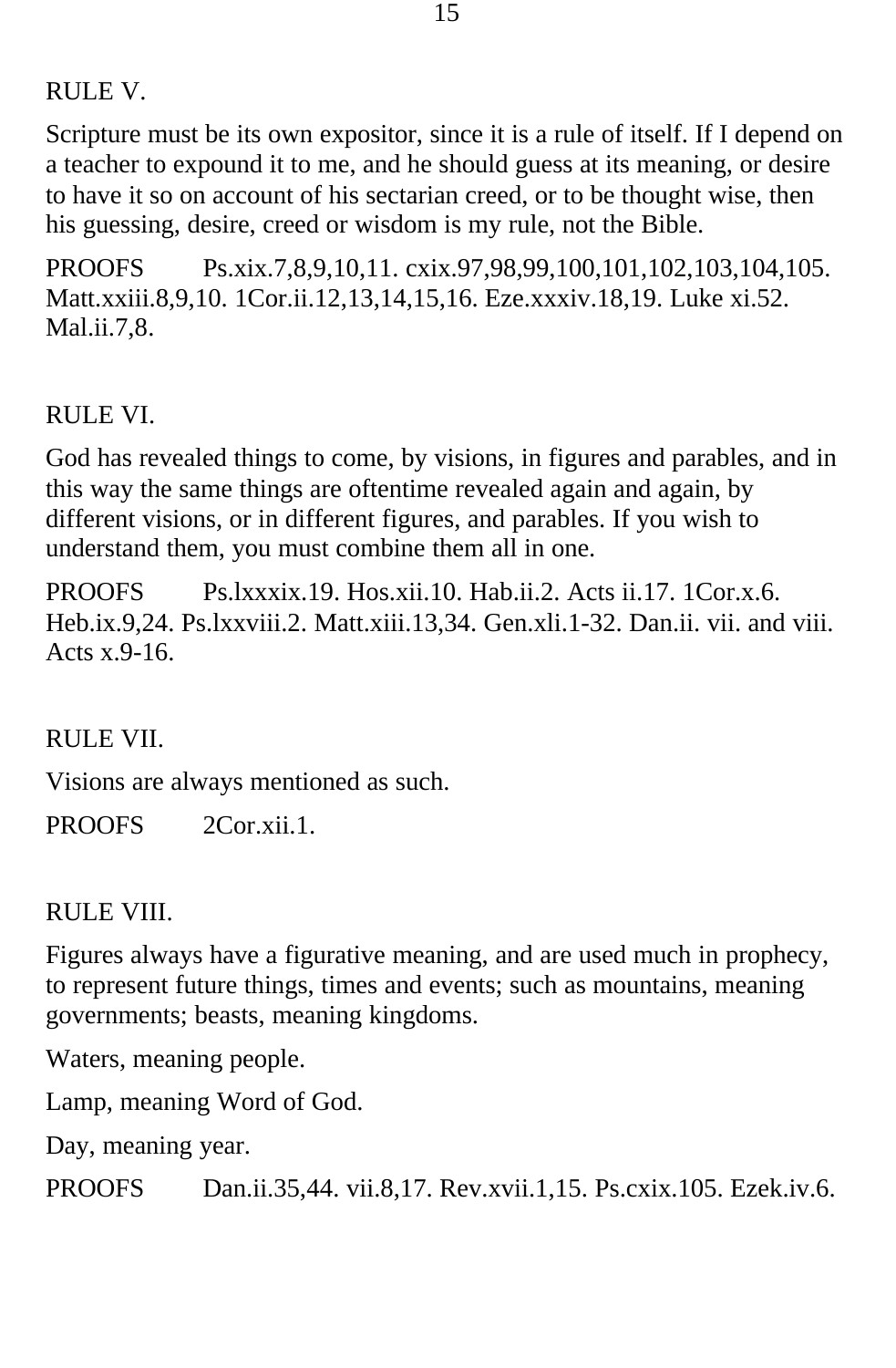## RULE V.

Scripture must be its own expositor, since it is a rule of itself. If I depend on a teacher to expound it to me, and he should guess at its meaning, or desire to have it so on account of his sectarian creed, or to be thought wise, then his guessing, desire, creed or wisdom is my rule, not the Bible.

PROOFS Ps.xix.7,8,9,10,11. cxix.97,98,99,100,101,102,103,104,105. Matt.xxiii.8,9,10. 1Cor.ii.12,13,14,15,16. Eze.xxxiv.18,19. Luke xi.52. Mal.ii.7,8.

## RULE VI.

God has revealed things to come, by visions, in figures and parables, and in this way the same things are oftentime revealed again and again, by different visions, or in different figures, and parables. If you wish to understand them, you must combine them all in one.

PROOFS Ps.lxxxix.19. Hos.xii.10. Hab.ii.2. Acts ii.17. 1Cor.x.6. Heb.ix.9,24. Ps.lxxviii.2. Matt.xiii.13,34. Gen.xli.1-32. Dan.ii. vii. and viii. Acts x.9-16.

## RULE VII.

Visions are always mentioned as such.

PROOFS 2Cor.xii.1.

## RULE VIII.

Figures always have a figurative meaning, and are used much in prophecy, to represent future things, times and events; such as mountains, meaning governments; beasts, meaning kingdoms.

Waters, meaning people.

Lamp, meaning Word of God.

Day, meaning year.

PROOFS Dan.ii.35,44. vii.8,17. Rev.xvii.1,15. Ps.cxix.105. Ezek.iv.6.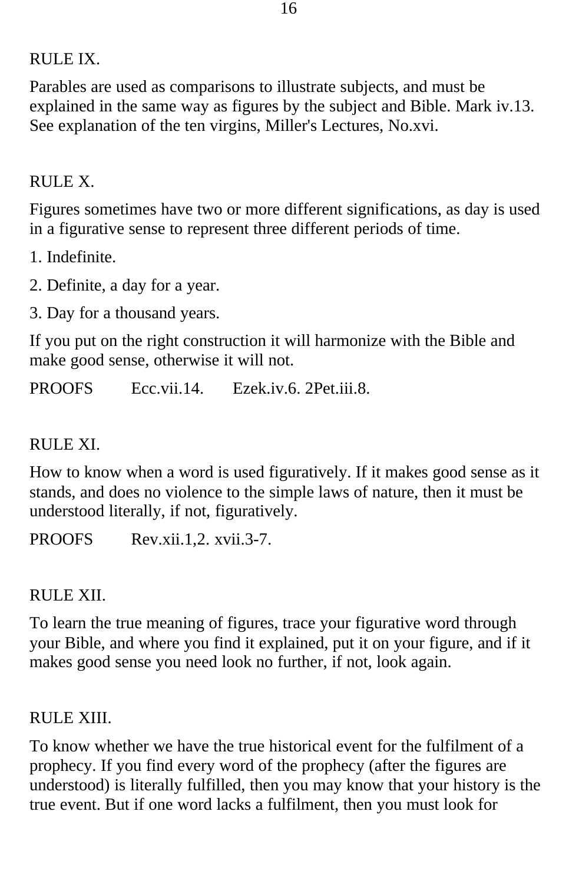RULE IX.

Parables are used as comparisons to illustrate subjects, and must be explained in the same way as figures by the subject and Bible. Mark iv.13. See explanation of the ten virgins, Miller's Lectures, No.xvi.

RULE X.

Figures sometimes have two or more different significations, as day is used in a figurative sense to represent three different periods of time.

1. Indefinite.

2. Definite, a day for a year.

3. Day for a thousand years.

If you put on the right construction it will harmonize with the Bible and make good sense, otherwise it will not.

PROOFS    Ecc.vii.14.    Ezek.iv.6. 2Pet.iii.8.

RULE XI.

How to know when a word is used figuratively. If it makes good sense as it stands, and does no violence to the simple laws of nature, then it must be understood literally, if not, figuratively.

PROOFS    Rev.xii.1,2. xvii.3-7.

RULE XII.

To learn the true meaning of figures, trace your figurative word through your Bible, and where you find it explained, put it on your figure, and if it makes good sense you need look no further, if not, look again.

RULE XIII.

To know whether we have the true historical event for the fulfilment of a prophecy. If you find every word of the prophecy (after the figures are understood) is literally fulfilled, then you may know that your history is the true event. But if one word lacks a fulfilment, then you must look for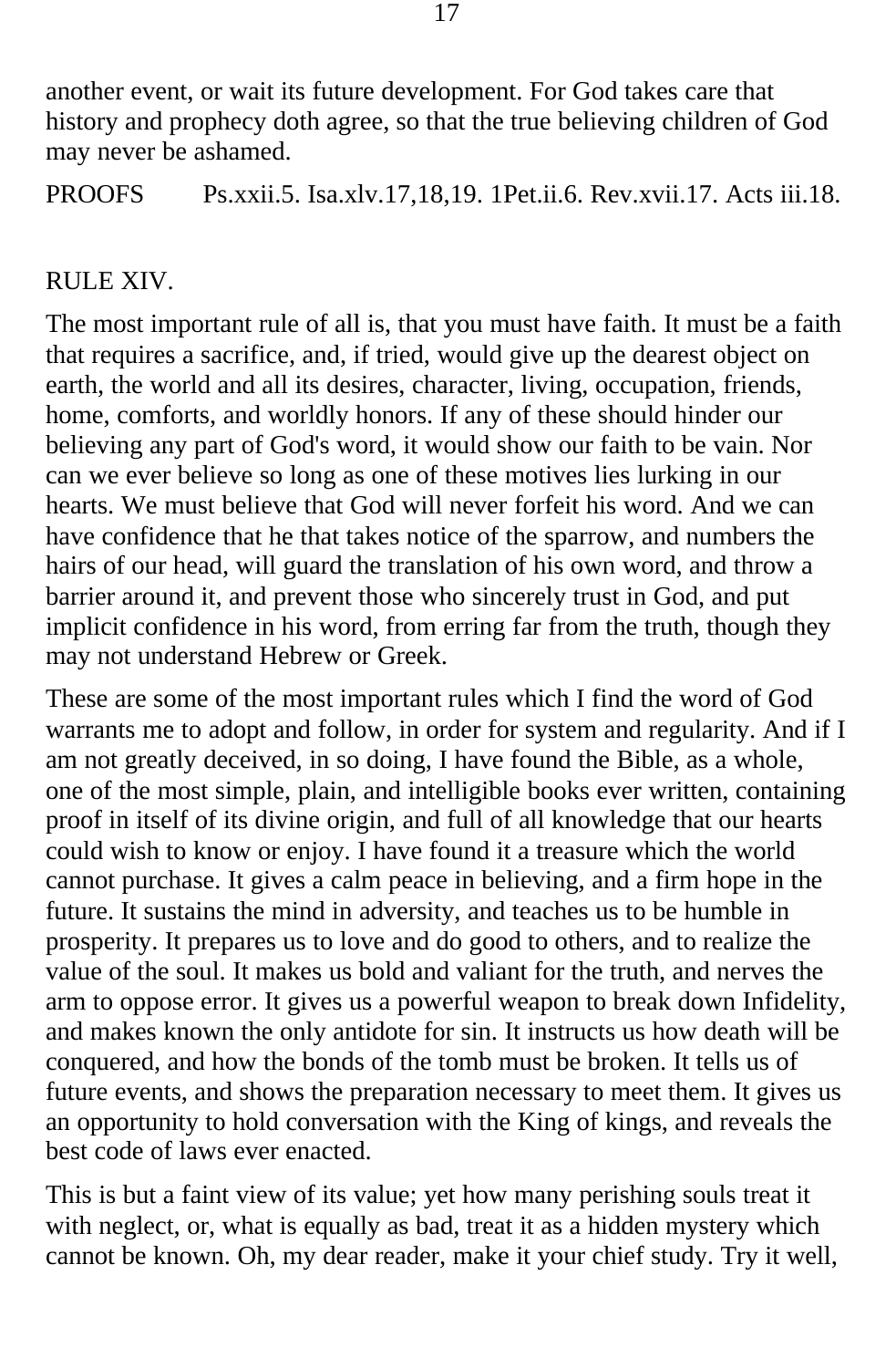another event, or wait its future development. For God takes care that history and prophecy doth agree, so that the true believing children of God may never be ashamed.

PROOFS Ps.xxii.5. Isa.xlv.17,18,19. 1Pet.ii.6. Rev.xvii.17. Acts iii.18.

## RULE XIV.

The most important rule of all is, that you must have faith. It must be a faith that requires a sacrifice, and, if tried, would give up the dearest object on earth, the world and all its desires, character, living, occupation, friends, home, comforts, and worldly honors. If any of these should hinder our believing any part of God's word, it would show our faith to be vain. Nor can we ever believe so long as one of these motives lies lurking in our hearts. We must believe that God will never forfeit his word. And we can have confidence that he that takes notice of the sparrow, and numbers the hairs of our head, will guard the translation of his own word, and throw a barrier around it, and prevent those who sincerely trust in God, and put implicit confidence in his word, from erring far from the truth, though they may not understand Hebrew or Greek.

These are some of the most important rules which I find the word of God warrants me to adopt and follow, in order for system and regularity. And if I am not greatly deceived, in so doing, I have found the Bible, as a whole, one of the most simple, plain, and intelligible books ever written, containing proof in itself of its divine origin, and full of all knowledge that our hearts could wish to know or enjoy. I have found it a treasure which the world cannot purchase. It gives a calm peace in believing, and a firm hope in the future. It sustains the mind in adversity, and teaches us to be humble in prosperity. It prepares us to love and do good to others, and to realize the value of the soul. It makes us bold and valiant for the truth, and nerves the arm to oppose error. It gives us a powerful weapon to break down Infidelity, and makes known the only antidote for sin. It instructs us how death will be conquered, and how the bonds of the tomb must be broken. It tells us of future events, and shows the preparation necessary to meet them. It gives us an opportunity to hold conversation with the King of kings, and reveals the best code of laws ever enacted.

This is but a faint view of its value; yet how many perishing souls treat it with neglect, or, what is equally as bad, treat it as a hidden mystery which cannot be known. Oh, my dear reader, make it your chief study. Try it well,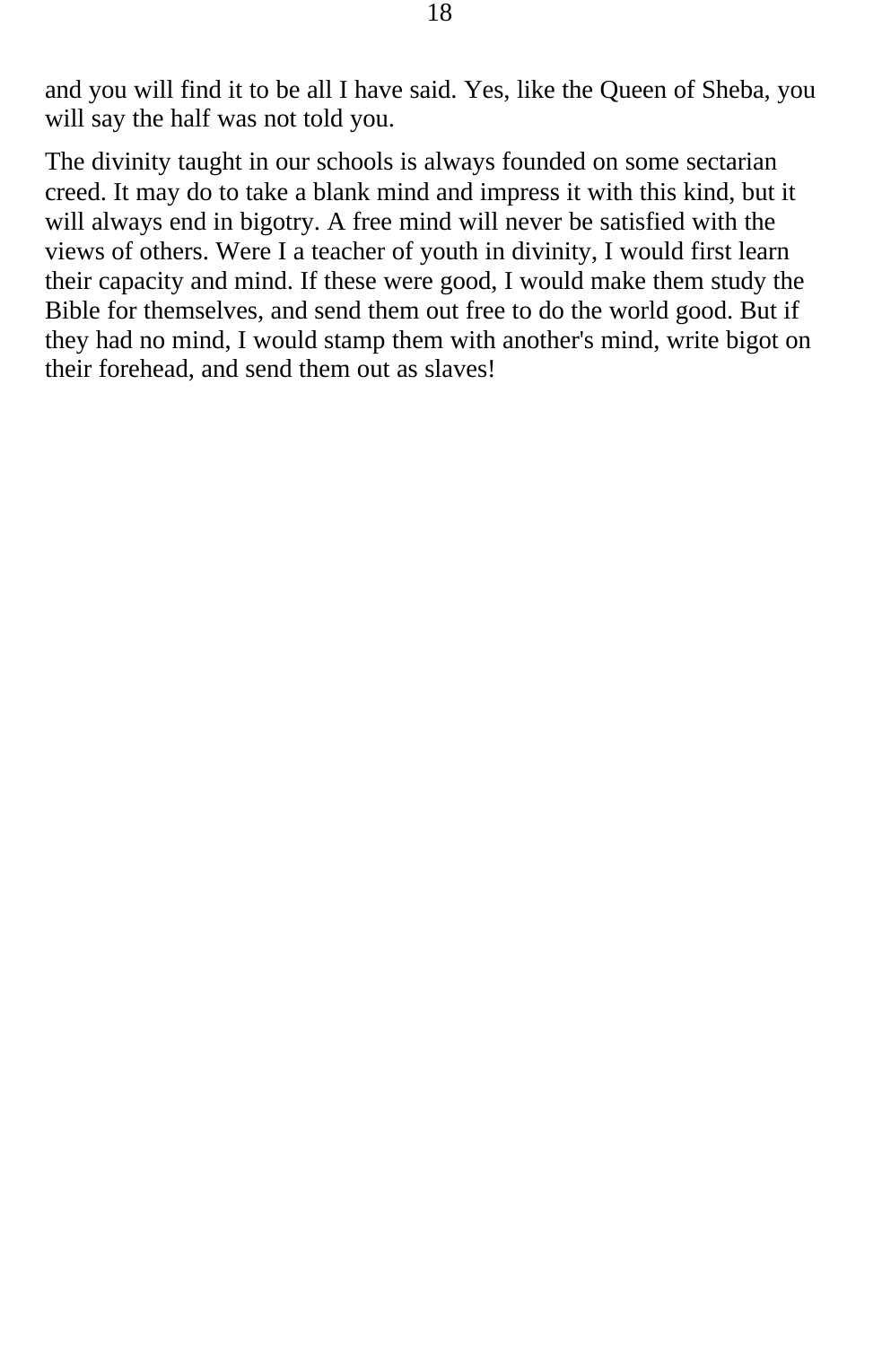and you will find it to be all I have said. Yes, like the Queen of Sheba, you will say the half was not told you.

The divinity taught in our schools is always founded on some sectarian creed. It may do to take a blank mind and impress it with this kind, but it will always end in bigotry. A free mind will never be satisfied with the views of others. Were I a teacher of youth in divinity, I would first learn their capacity and mind. If these were good, I would make them study the Bible for themselves, and send them out free to do the world good. But if they had no mind, I would stamp them with another's mind, write bigot on their forehead, and send them out as slaves!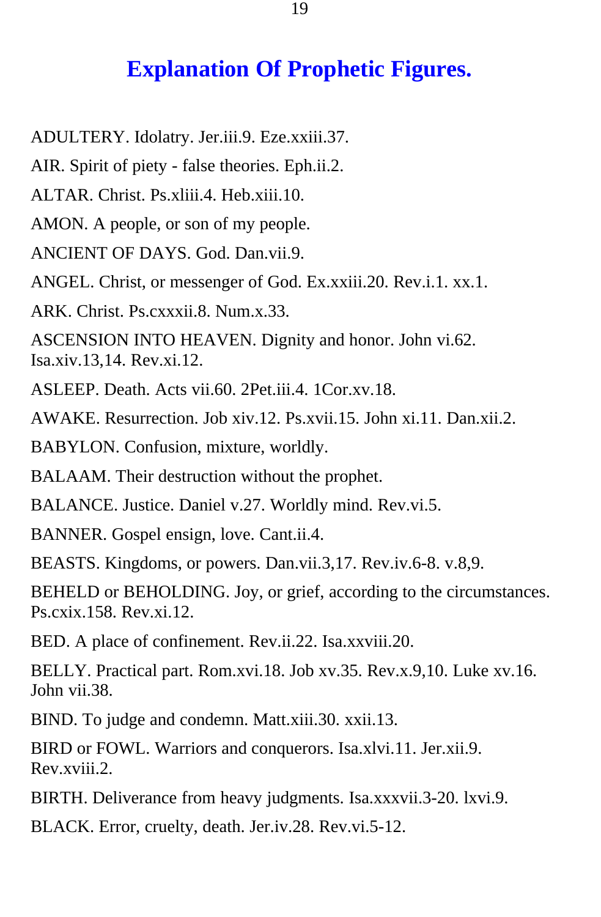# Explanation Of Prophetic Figures.

ADULTERY. Idolatry. Jer.iii.9. Eze.xxiii.37.

AIR. Spirit of piety - false theories. Eph.ii.2.

ALTAR. Christ. Ps.xliii.4. Heb.xiii.10.

AMON. A people, or son of my people.

ANCIENT OF DAYS. God. Dan.vii.9.

ANGEL. Christ, or messenger of God. Ex.xxiii.20. Rev.i.1. xx.1.

ARK. Christ. Ps.cxxxii.8. Num.x.33.

ASCENSION INTO HEAVEN. Dignity and honor. John vi.62. Isa.xiv.13,14. Rev.xi.12.

ASLEEP. Death. Acts vii.60. 2Pet.iii.4. 1Cor.xv.18.

AWAKE. Resurrection. Job xiv.12. Ps.xvii.15. John xi.11. Dan.xii.2.

BABYLON. Confusion, mixture, worldly.

BALAAM. Their destruction without the prophet.

BALANCE. Justice. Daniel v.27. Worldly mind. Rev.vi.5.

BANNER. Gospel ensign, love. Cant.ii.4.

BEASTS. Kingdoms, or powers. Dan.vii.3,17. Rev.iv.6-8. v.8,9.

BEHELD or BEHOLDING. Joy, or grief, according to the circumstances. Ps.cxix.158. Rev.xi.12.

BED. A place of confinement. Rev.ii.22. Isa.xxviii.20.

BELLY. Practical part. Rom.xvi.18. Job xv.35. Rev.x.9,10. Luke xv.16. John vii.38.

BIND. To judge and condemn. Matt.xiii.30. xxii.13.

BIRD or FOWL. Warriors and conquerors. Isa.xlvi.11. Jer.xii.9. Rev.xviii.2.

BIRTH. Deliverance from heavy judgments. Isa.xxxvii.3-20. lxvi.9.

BLACK. Error, cruelty, death. Jer.iv.28. Rev.vi.5-12.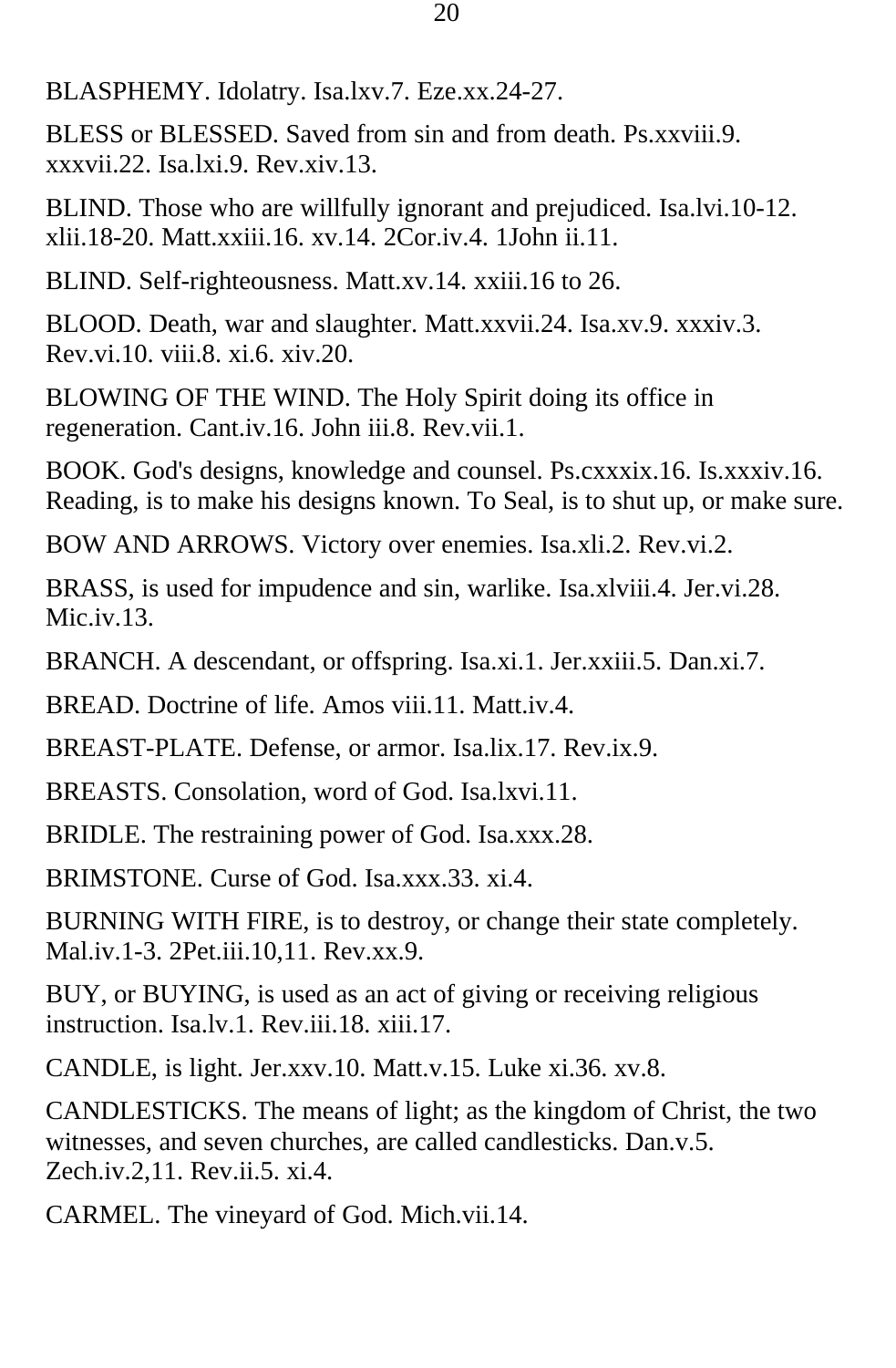BLASPHEMY. Idolatry. Isa.lxv.7. Eze.xx.24-27.

BLESS or BLESSED. Saved from sin and from death. Ps.xxviii.9. xxxvii.22. Isa.lxi.9. Rev.xiv.13.

BLIND. Those who are willfully ignorant and prejudiced. Isa.lvi.10-12. xlii.18-20. Matt.xxiii.16. xv.14. 2Cor.iv.4. 1John ii.11.

BLIND. Self-righteousness. Matt.xv.14. xxiii.16 to 26.

BLOOD. Death, war and slaughter. Matt.xxvii.24. Isa.xv.9. xxxiv.3. Rev.vi.10. viii.8. xi.6. xiv.20.

BLOWING OF THE WIND. The Holy Spirit doing its office in regeneration. Cant.iv.16. John iii.8. Rev.vii.1.

BOOK. God's designs, knowledge and counsel. Ps.cxxxix.16. Is.xxxiv.16. Reading, is to make his designs known. To Seal, is to shut up, or make sure.

BOW AND ARROWS. Victory over enemies. Isa.xli.2. Rev.vi.2.

BRASS, is used for impudence and sin, warlike. Isa.xlviii.4. Jer.vi.28. Mic.iv.13.

BRANCH. A descendant, or offspring. Isa.xi.1. Jer.xxiii.5. Dan.xi.7.

BREAD. Doctrine of life. Amos viii.11. Matt.iv.4.

BREAST-PLATE. Defense, or armor. Isa.lix.17. Rev.ix.9.

BREASTS. Consolation, word of God. Isa.lxvi.11.

BRIDLE. The restraining power of God. Isa.xxx.28.

BRIMSTONE. Curse of God. Isa.xxx.33. xi.4.

BURNING WITH FIRE, is to destroy, or change their state completely. Mal.iv.1-3. 2Pet.iii.10,11. Rev.xx.9.

BUY, or BUYING, is used as an act of giving or receiving religious instruction. Isa.lv.1. Rev.iii.18. xiii.17.

CANDLE, is light. Jer.xxv.10. Matt.v.15. Luke xi.36. xv.8.

CANDLESTICKS. The means of light; as the kingdom of Christ, the two witnesses, and seven churches, are called candlesticks. Dan.v.5. Zech.iv.2,11. Rev.ii.5. xi.4.

CARMEL. The vineyard of God. Mich.vii.14.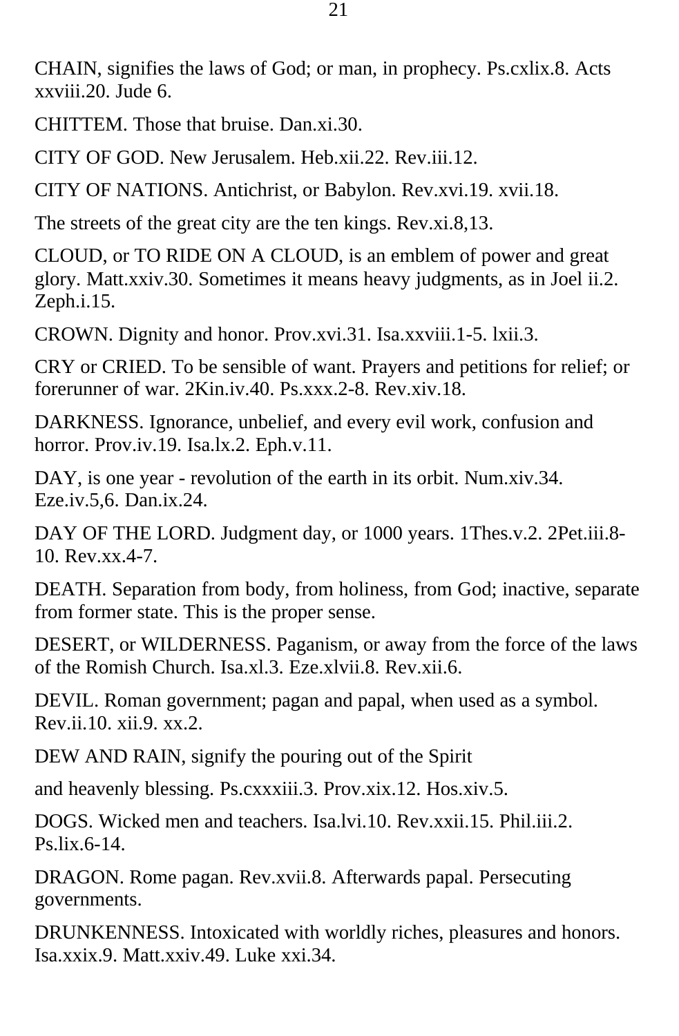CHAIN, signifies the laws of God; or man, in prophecy. Ps.cxlix.8. Acts xxviii.20. Jude 6.

CHITTEM. Those that bruise. Dan.xi.30.

CITY OF GOD. New Jerusalem. Heb.xii.22. Rev.iii.12.

CITY OF NATIONS. Antichrist, or Babylon. Rev.xvi.19. xvii.18.

The streets of the great city are the ten kings. Rev.xi.8,13.

CLOUD, or TO RIDE ON A CLOUD, is an emblem of power and great glory. Matt.xxiv.30. Sometimes it means heavy judgments, as in Joel ii.2. Zeph.i.15.

CROWN. Dignity and honor. Prov.xvi.31. Isa.xxviii.1-5. lxii.3.

CRY or CRIED. To be sensible of want. Prayers and petitions for relief; or forerunner of war. 2Kin.iv.40. Ps.xxx.2-8. Rev.xiv.18.

DARKNESS. Ignorance, unbelief, and every evil work, confusion and horror. Prov.iv.19. Isa.lx.2. Eph.v.11.

DAY, is one year - revolution of the earth in its orbit. Num.xiv.34. Eze.iv.5,6. Dan.ix.24.

DAY OF THE LORD. Judgment day, or 1000 years. 1Thes.v.2. 2Pet.iii.8-10. Rev.xx.4-7.

DEATH. Separation from body, from holiness, from God; inactive, separate from former state. This is the proper sense.

DESERT, or WILDERNESS. Paganism, or away from the force of the laws of the Romish Church. Isa.xl.3. Eze.xlvii.8. Rev.xii.6.

DEVIL. Roman government; pagan and papal, when used as a symbol. Rev.ii.10. xii.9. xx.2.

DEW AND RAIN, signify the pouring out of the Spirit

and heavenly blessing. Ps.cxxxiii.3. Prov.xix.12. Hos.xiv.5.

DOGS. Wicked men and teachers. Isa.lvi.10. Rev.xxii.15. Phil.iii.2. Ps.lix.6-14.

DRAGON. Rome pagan. Rev.xvii.8. Afterwards papal. Persecuting governments.

DRUNKENNESS. Intoxicated with worldly riches, pleasures and honors. Isa.xxix.9. Matt.xxiv.49. Luke xxi.34.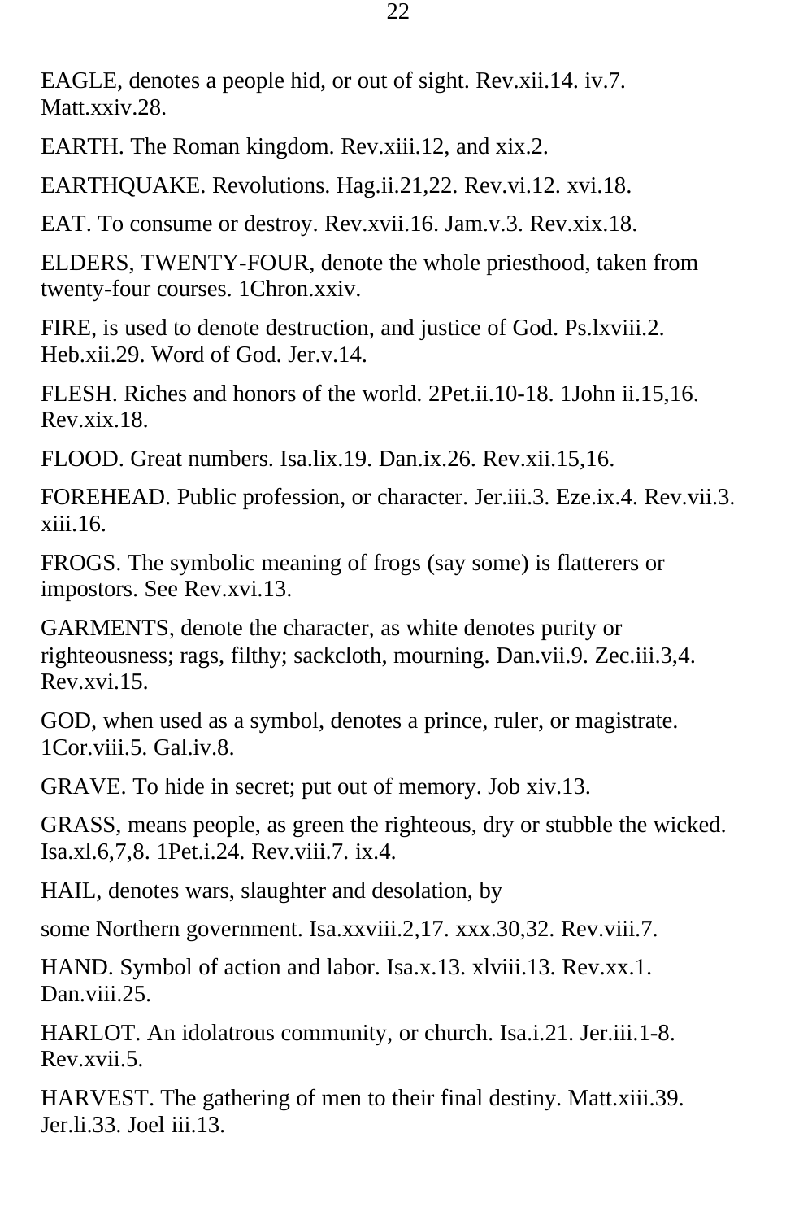EAGLE, denotes a people hid, or out of sight. Rev.xii.14. iv.7. Matt.xxiv.28.

EARTH. The Roman kingdom. Rev.xiii.12, and xix.2.

EARTHQUAKE. Revolutions. Hag.ii.21,22. Rev.vi.12. xvi.18.

EAT. To consume or destroy. Rev.xvii.16. Jam.v.3. Rev.xix.18.

ELDERS, TWENTY-FOUR, denote the whole priesthood, taken from twenty-four courses. 1Chron.xxiv.

FIRE, is used to denote destruction, and justice of God. Ps.lxviii.2. Heb.xii.29. Word of God. Jer.v.14.

FLESH. Riches and honors of the world. 2Pet.ii.10-18. 1John ii.15,16. Rev.xix.18.

FLOOD. Great numbers. Isa.lix.19. Dan.ix.26. Rev.xii.15,16.

FOREHEAD. Public profession, or character. Jer.iii.3. Eze.ix.4. Rev.vii.3. xiii.16.

FROGS. The symbolic meaning of frogs (say some) is flatterers or impostors. See Rev.xvi.13.

GARMENTS, denote the character, as white denotes purity or righteousness; rags, filthy; sackcloth, mourning. Dan.vii.9. Zec.iii.3,4. Rev.xvi.15.

GOD, when used as a symbol, denotes a prince, ruler, or magistrate. 1Cor.viii.5. Gal.iv.8.

GRAVE. To hide in secret; put out of memory. Job xiv.13.

GRASS, means people, as green the righteous, dry or stubble the wicked. Isa.xl.6,7,8. 1Pet.i.24. Rev.viii.7. ix.4.

HAIL, denotes wars, slaughter and desolation, by some Northern government. Isa.xxviii.2,17. xxx.30,32. Rev.viii.7.

HAND. Symbol of action and labor. Isa.x.13. xlviii.13. Rev.xx.1. Dan.viii.25.

HARLOT. An idolatrous community, or church. Isa.i.21. Jer.iii.1-8. Rev.xvii.5.

HARVEST. The gathering of men to their final destiny. Matt.xiii.39. Jer.li.33. Joel iii.13.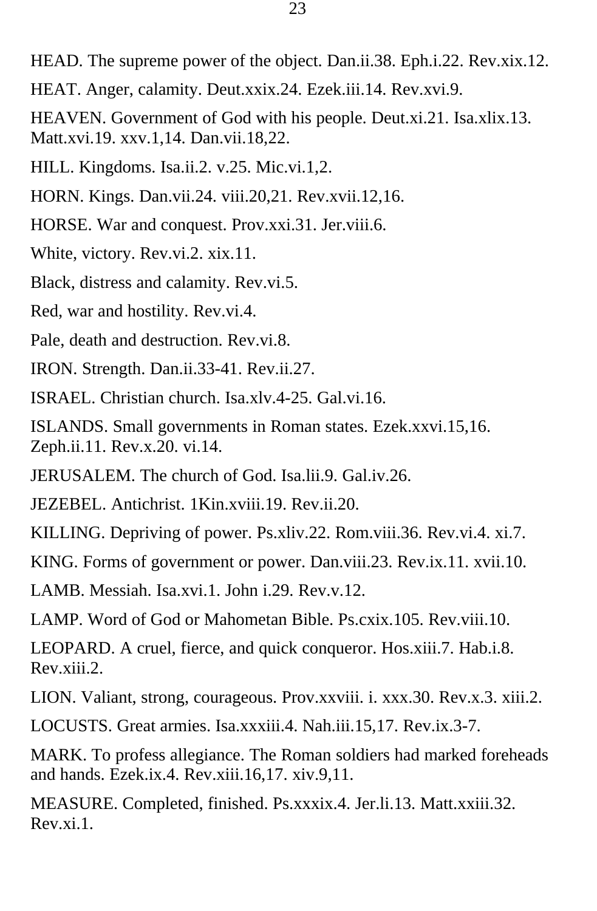HEAD. The supreme power of the object. Dan.ii.38. Eph.i.22. Rev.xix.12.

HEAT. Anger, calamity. Deut.xxix.24. Ezek.iii.14. Rev.xvi.9.

HEAVEN. Government of God with his people. Deut.xi.21. Isa.xlix.13. Matt.xvi.19. xxv.1,14. Dan.vii.18,22.

HILL. Kingdoms. Isa.ii.2. v.25. Mic.vi.1,2.

HORN. Kings. Dan.vii.24. viii.20,21. Rev.xvii.12,16.

HORSE. War and conquest. Prov.xxi.31. Jer.viii.6.

White, victory. Rev.vi.2. xix.11.

Black, distress and calamity. Rev.vi.5.

Red, war and hostility. Rev.vi.4.

Pale, death and destruction. Rev.vi.8.

IRON. Strength. Dan.ii.33-41. Rev.ii.27.

ISRAEL. Christian church. Isa.xlv.4-25. Gal.vi.16.

ISLANDS. Small governments in Roman states. Ezek.xxvi.15,16. Zeph.ii.11. Rev.x.20. vi.14.

JERUSALEM. The church of God. Isa.lii.9. Gal.iv.26.

JEZEBEL. Antichrist. 1Kin.xviii.19. Rev.ii.20.

KILLING. Depriving of power. Ps.xliv.22. Rom.viii.36. Rev.vi.4. xi.7.

KING. Forms of government or power. Dan.viii.23. Rev.ix.11. xvii.10.

LAMB. Messiah. Isa.xvi.1. John i.29. Rev.v.12.

LAMP. Word of God or Mahometan Bible. Ps.cxix.105. Rev.viii.10.

LEOPARD. A cruel, fierce, and quick conqueror. Hos.xiii.7. Hab.i.8. Rev.xiii.2.

LION. Valiant, strong, courageous. Prov.xxviii. i. xxx.30. Rev.x.3. xiii.2.

LOCUSTS. Great armies. Isa.xxxiii.4. Nah.iii.15,17. Rev.ix.3-7.

MARK. To profess allegiance. The Roman soldiers had marked foreheads and hands. Ezek.ix.4. Rev.xiii.16,17. xiv.9,11.

MEASURE. Completed, finished. Ps.xxxix.4. Jer.li.13. Matt.xxiii.32. Rev.xi.1.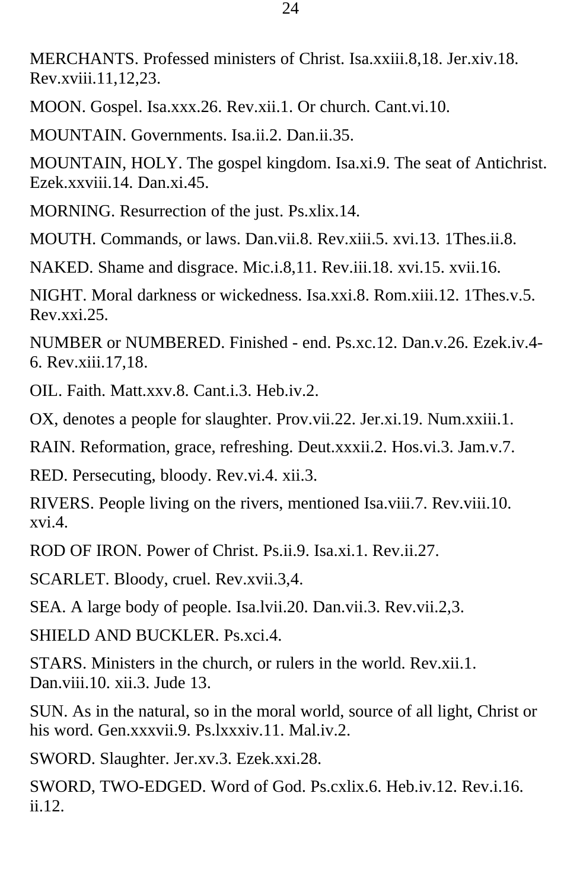MERCHANTS. Professed ministers of Christ. Isa.xxiii.8,18. Jer.xiv.18. Rev.xviii.11,12,23.

MOON. Gospel. Isa.xxx.26. Rev.xii.1. Or church. Cant.vi.10.

MOUNTAIN. Governments. Isa.ii.2. Dan.ii.35.

MOUNTAIN, HOLY. The gospel kingdom. Isa.xi.9. The seat of Antichrist. Ezek.xxviii.14. Dan.xi.45.

MORNING. Resurrection of the just. Ps.xlix.14.

MOUTH. Commands, or laws. Dan.vii.8. Rev.xiii.5. xvi.13. 1Thes.ii.8.

NAKED. Shame and disgrace. Mic.i.8,11. Rev.iii.18. xvi.15. xvii.16.

NIGHT. Moral darkness or wickedness. Isa.xxi.8. Rom.xiii.12. 1Thes.v.5. Rev.xxi.25.

NUMBER or NUMBERED. Finished - end. Ps.xc.12. Dan.v.26. Ezek.iv.4-6. Rev.xiii.17,18.

OIL. Faith. Matt.xxv.8. Cant.i.3. Heb.iv.2.

OX, denotes a people for slaughter. Prov.vii.22. Jer.xi.19. Num.xxiii.1.

RAIN. Reformation, grace, refreshing. Deut.xxxii.2. Hos.vi.3. Jam.v.7.

RED. Persecuting, bloody. Rev.vi.4. xii.3.

RIVERS. People living on the rivers, mentioned Isa.viii.7. Rev.viii.10. xvi.4.

ROD OF IRON. Power of Christ. Ps.ii.9. Isa.xi.1. Rev.ii.27.

SCARLET. Bloody, cruel. Rev.xvii.3,4.

SEA. A large body of people. Isa.lvii.20. Dan.vii.3. Rev.vii.2,3.

SHIELD AND BUCKLER. Ps.xci.4.

STARS. Ministers in the church, or rulers in the world. Rev.xii.1. Dan.viii.10. xii.3. Jude 13.

SUN. As in the natural, so in the moral world, source of all light, Christ or his word. Gen.xxxvii.9. Ps.lxxxiv.11. Mal.iv.2.

SWORD. Slaughter. Jer.xv.3. Ezek.xxi.28.

SWORD, TWO-EDGED. Word of God. Ps.cxlix.6. Heb.iv.12. Rev.i.16. ii.12.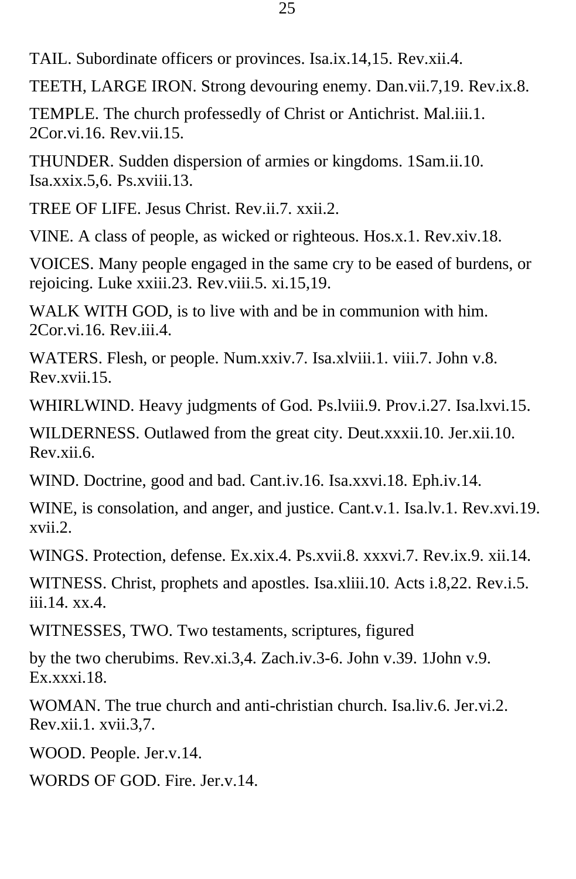TAIL. Subordinate officers or provinces. Isa.ix.14,15. Rev.xii.4.

TEETH, LARGE IRON. Strong devouring enemy. Dan.vii.7,19. Rev.ix.8.

TEMPLE. The church professedly of Christ or Antichrist. Mal.iii.1. 2Cor.vi.16. Rev.vii.15.

THUNDER. Sudden dispersion of armies or kingdoms. 1Sam.ii.10. Isa.xxix.5,6. Ps.xviii.13.

TREE OF LIFE. Jesus Christ. Rev.ii.7. xxii.2.

VINE. A class of people, as wicked or righteous. Hos.x.1. Rev.xiv.18.

VOICES. Many people engaged in the same cry to be eased of burdens, or rejoicing. Luke xxiii.23. Rev.viii.5. xi.15,19.

WALK WITH GOD, is to live with and be in communion with him. 2Cor.vi.16. Rev.iii.4.

WATERS. Flesh, or people. Num.xxiv.7. Isa.xlviii.1. viii.7. John v.8. Rev.xvii.15.

WHIRLWIND. Heavy judgments of God. Ps.lviii.9. Prov.i.27. Isa.lxvi.15.

WILDERNESS. Outlawed from the great city. Deut.xxxii.10. Jer.xii.10. Rev.xii.6.

WIND. Doctrine, good and bad. Cant.iv.16. Isa.xxvi.18. Eph.iv.14.

WINE, is consolation, and anger, and justice. Cant.v.1. Isa.lv.1. Rev.xvi.19. xvii.2.

WINGS. Protection, defense. Ex.xix.4. Ps.xvii.8. xxxvi.7. Rev.ix.9. xii.14.

WITNESS. Christ, prophets and apostles. Isa.xliii.10. Acts i.8,22. Rev.i.5. iii.14. xx.4.

WITNESSES, TWO. Two testaments, scriptures, figured by the two cherubims. Rev.xi.3,4. Zach.iv.3-6. John v.39. 1John v.9. Ex.xxxi.18.

WOMAN. The true church and anti-christian church. Isa.liv.6. Jer.vi.2. Rev.xii.1. xvii.3,7.

WOOD. People. Jer.v.14.

WORDS OF GOD. Fire. Jer.v.14.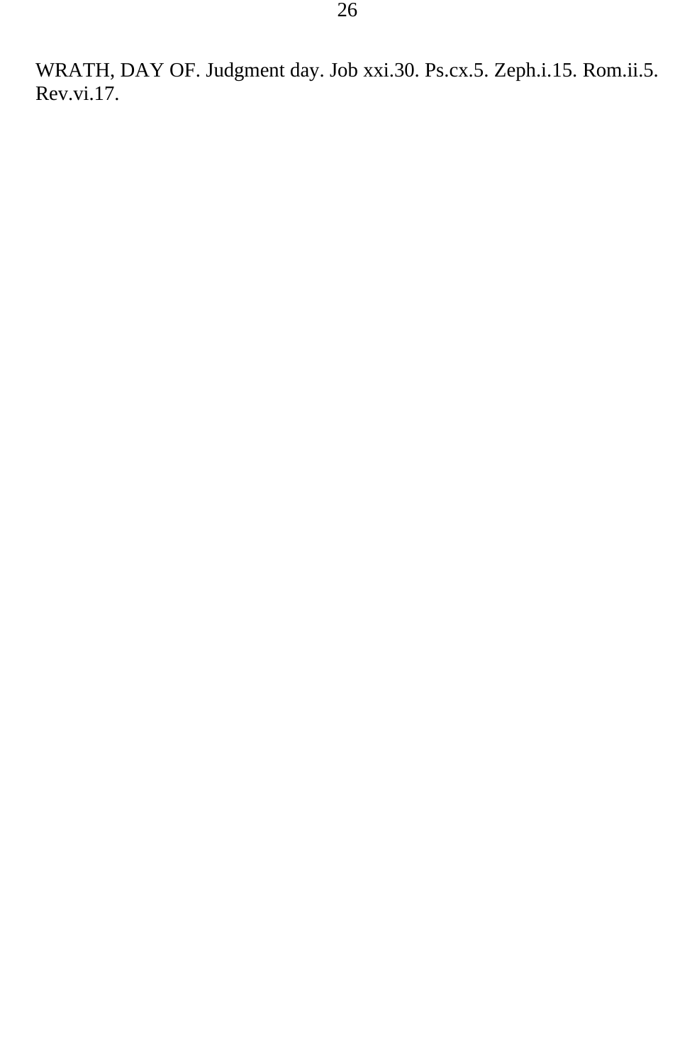WRATH, DAY OF. Judgment day. Job xxi.30. Ps.cx.5. Zeph.i.15. Rom.ii.5. Rev.vi.17.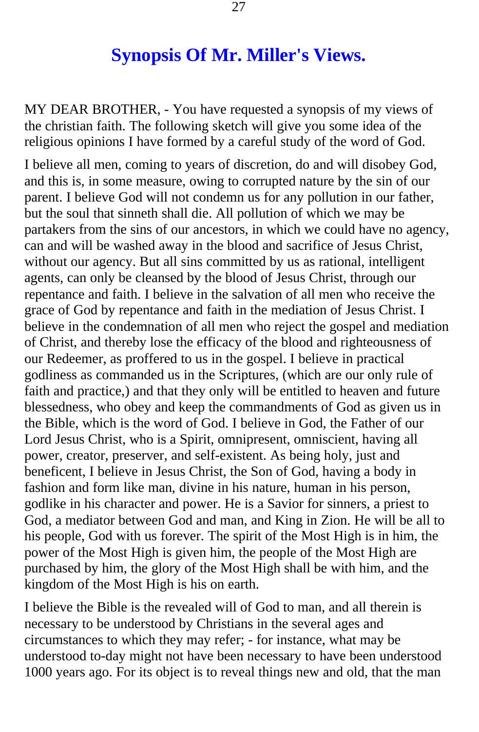# Synopsis Of Mr. Miller's Views.

MY DEAR BROTHER, - You have requested a synopsis of my views of the christian faith. The following sketch will give you some idea of the religious opinions I have formed by a careful study of the word of God.

I believe all men, coming to years of discretion, do and will disobey God, and this is, in some measure, owing to corrupted nature by the sin of our parent. I believe God will not condemn us for any pollution in our father, but the soul that sinneth shall die. All pollution of which we may be partakers from the sins of our ancestors, in which we could have no agency, can and will be washed away in the blood and sacrifice of Jesus Christ, without our agency. But all sins committed by us as rational, intelligent agents, can only be cleansed by the blood of Jesus Christ, through our repentance and faith. I believe in the salvation of all men who receive the grace of God by repentance and faith in the mediation of Jesus Christ. I believe in the condemnation of all men who reject the gospel and mediation of Christ, and thereby lose the efficacy of the blood and righteousness of our Redeemer, as proffered to us in the gospel. I believe in practical godliness as commanded us in the Scriptures, (which are our only rule of faith and practice,) and that they only will be entitled to heaven and future blessedness, who obey and keep the commandments of God as given us in the Bible, which is the word of God. I believe in God, the Father of our Lord Jesus Christ, who is a Spirit, omnipresent, omniscient, having all power, creator, preserver, and self-existent. As being holy, just and beneficent, I believe in Jesus Christ, the Son of God, having a body in fashion and form like man, divine in his nature, human in his person, godlike in his character and power. He is a Savior for sinners, a priest to God, a mediator between God and man, and King in Zion. He will be all to his people, God with us forever. The spirit of the Most High is in him, the power of the Most High is given him, the people of the Most High are purchased by him, the glory of the Most High shall be with him, and the kingdom of the Most High is his on earth.

I believe the Bible is the revealed will of God to man, and all therein is necessary to be understood by Christians in the several ages and circumstances to which they may refer; - for instance, what may be understood to-day might not have been necessary to have been understood 1000 years ago. For its object is to reveal things new and old, that the man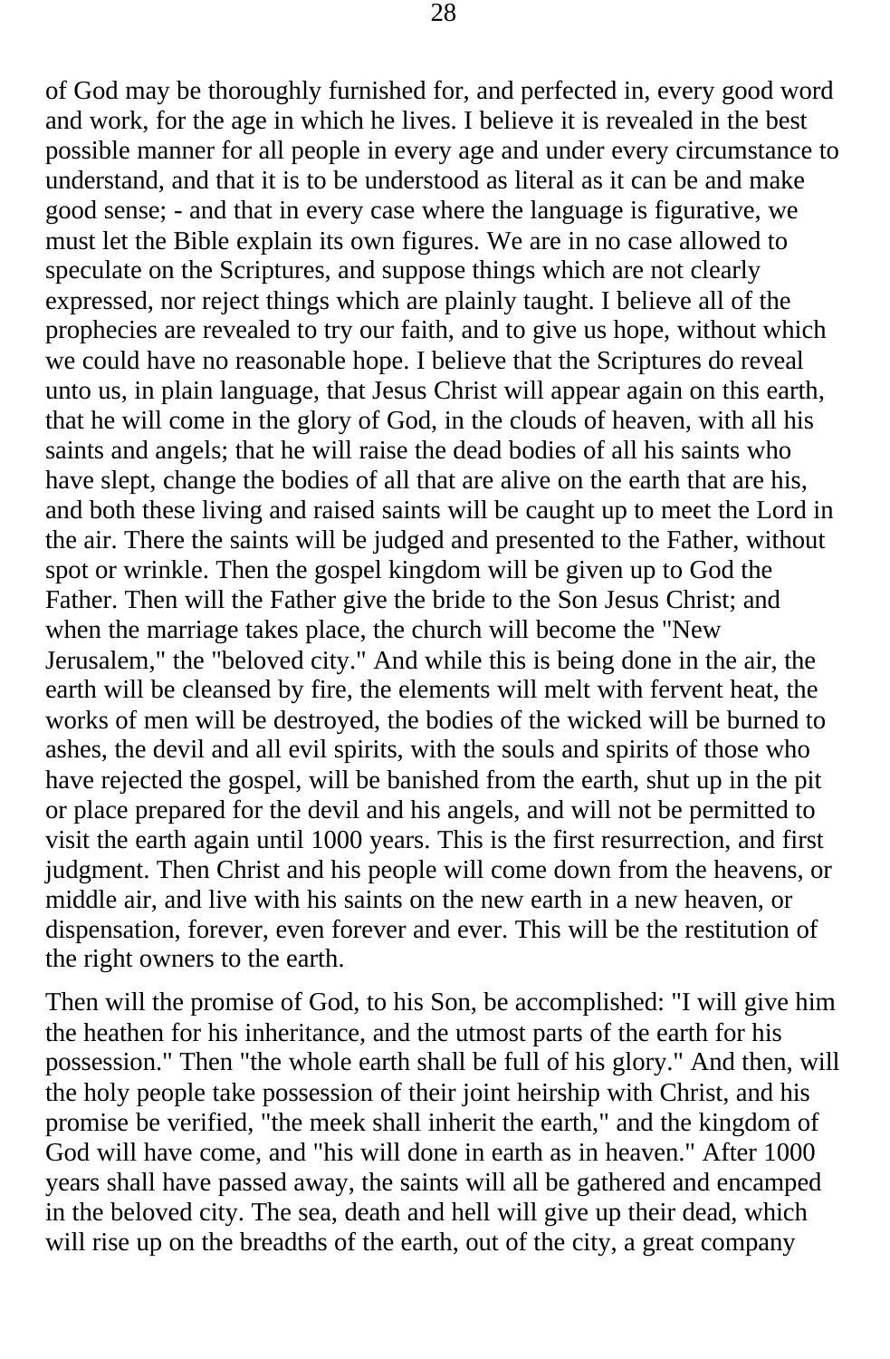of God may be thoroughly furnished for, and perfected in, every good word and work, for the age in which he lives. I believe it is revealed in the best possible manner for all people in every age and under every circumstance to understand, and that it is to be understood as literal as it can be and make good sense; - and that in every case where the language is figurative, we must let the Bible explain its own figures. We are in no case allowed to speculate on the Scriptures, and suppose things which are not clearly expressed, nor reject things which are plainly taught. I believe all of the prophecies are revealed to try our faith, and to give us hope, without which we could have no reasonable hope. I believe that the Scriptures do reveal unto us, in plain language, that Jesus Christ will appear again on this earth, that he will come in the glory of God, in the clouds of heaven, with all his saints and angels; that he will raise the dead bodies of all his saints who have slept, change the bodies of all that are alive on the earth that are his, and both these living and raised saints will be caught up to meet the Lord in the air. There the saints will be judged and presented to the Father, without spot or wrinkle. Then the gospel kingdom will be given up to God the Father. Then will the Father give the bride to the Son Jesus Christ; and when the marriage takes place, the church will become the "New Jerusalem," the "beloved city." And while this is being done in the air, the earth will be cleansed by fire, the elements will melt with fervent heat, the works of men will be destroyed, the bodies of the wicked will be burned to ashes, the devil and all evil spirits, with the souls and spirits of those who have rejected the gospel, will be banished from the earth, shut up in the pit or place prepared for the devil and his angels, and will not be permitted to visit the earth again until 1000 years. This is the first resurrection, and first judgment. Then Christ and his people will come down from the heavens, or middle air, and live with his saints on the new earth in a new heaven, or dispensation, forever, even forever and ever. This will be the restitution of the right owners to the earth.

Then will the promise of God, to his Son, be accomplished: "I will give him the heathen for his inheritance, and the utmost parts of the earth for his possession." Then "the whole earth shall be full of his glory." And then, will the holy people take possession of their joint heirship with Christ, and his promise be verified, "the meek shall inherit the earth," and the kingdom of God will have come, and "his will done in earth as in heaven." After 1000 years shall have passed away, the saints will all be gathered and encamped in the beloved city. The sea, death and hell will give up their dead, which will rise up on the breadths of the earth, out of the city, a great company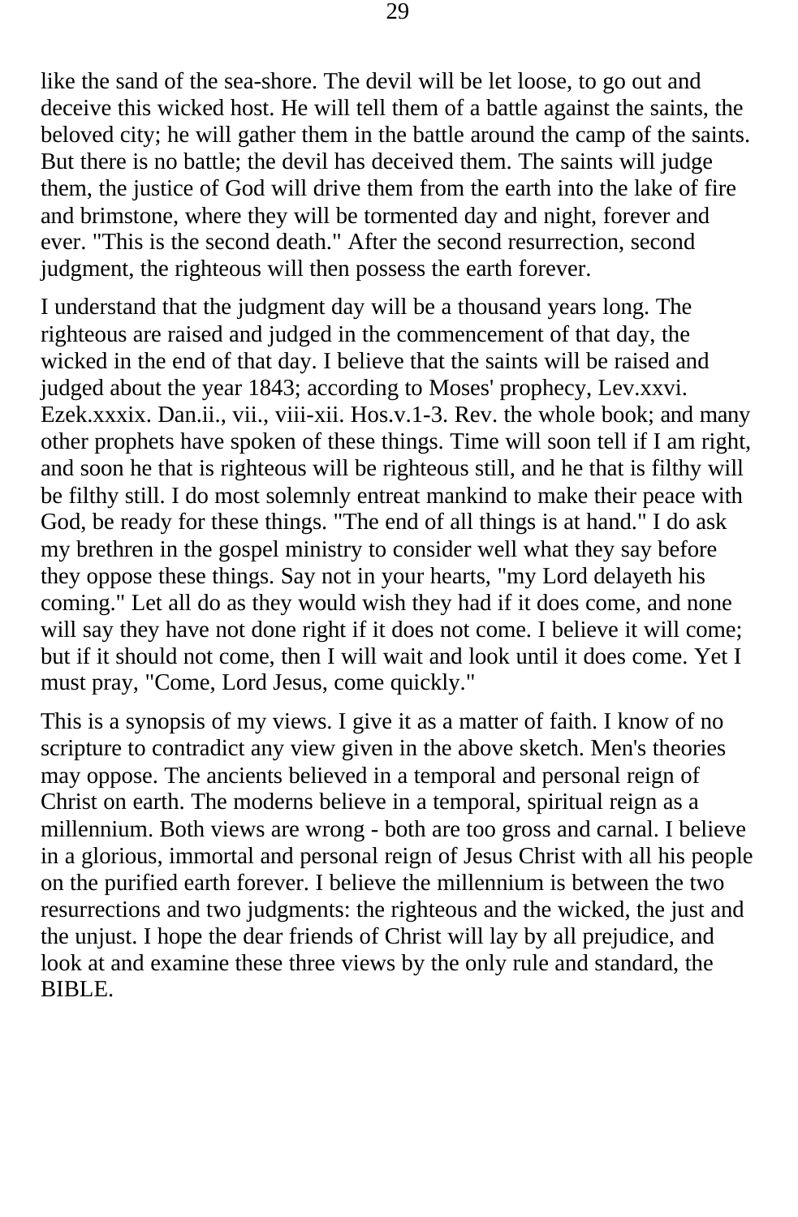like the sand of the sea-shore. The devil will be let loose, to go out and deceive this wicked host. He will tell them of a battle against the saints, the beloved city; he will gather them in the battle around the camp of the saints. But there is no battle; the devil has deceived them. The saints will judge them, the justice of God will drive them from the earth into the lake of fire and brimstone, where they will be tormented day and night, forever and ever. "This is the second death." After the second resurrection, second judgment, the righteous will then possess the earth forever.

I understand that the judgment day will be a thousand years long. The righteous are raised and judged in the commencement of that day, the wicked in the end of that day. I believe that the saints will be raised and judged about the year 1843; according to Moses' prophecy, Lev.xxvi. Ezek.xxxix. Dan.ii., vii., viii-xii. Hos.v.1-3. Rev. the whole book; and many other prophets have spoken of these things. Time will soon tell if I am right, and soon he that is righteous will be righteous still, and he that is filthy will be filthy still. I do most solemnly entreat mankind to make their peace with God, be ready for these things. "The end of all things is at hand." I do ask my brethren in the gospel ministry to consider well what they say before they oppose these things. Say not in your hearts, "my Lord delayeth his coming." Let all do as they would wish they had if it does come, and none will say they have not done right if it does not come. I believe it will come; but if it should not come, then I will wait and look until it does come. Yet I must pray, "Come, Lord Jesus, come quickly."

This is a synopsis of my views. I give it as a matter of faith. I know of no scripture to contradict any view given in the above sketch. Men's theories may oppose. The ancients believed in a temporal and personal reign of Christ on earth. The moderns believe in a temporal, spiritual reign as a millennium. Both views are wrong - both are too gross and carnal. I believe in a glorious, immortal and personal reign of Jesus Christ with all his people on the purified earth forever. I believe the millennium is between the two resurrections and two judgments: the righteous and the wicked, the just and the unjust. I hope the dear friends of Christ will lay by all prejudice, and look at and examine these three views by the only rule and standard, the BIBLE.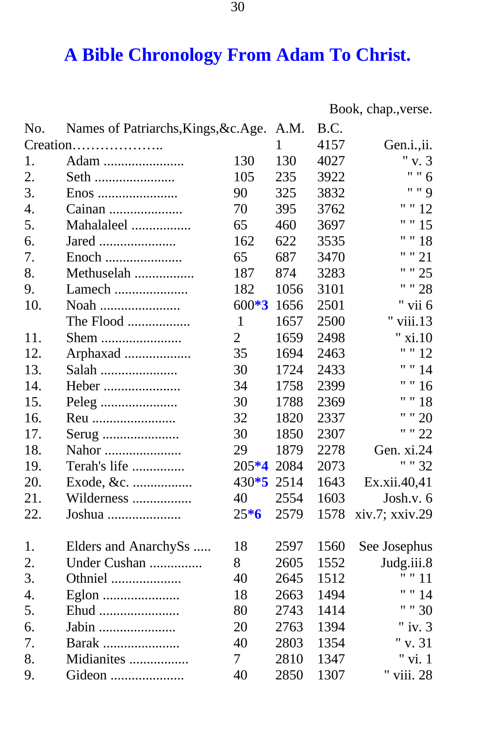# A Bible Chronology From Adam To Christ.

| No. | Names of Patriarchs,Kings,&c. | Age. | A.M. | B.C. | Book, chap.,verse. |
|---|---|---|---|---|---|
| Creation………………….. | | | 1 | 4157 | Gen.i.,ii. |
| 1. | Adam ........................ | 130 | 130 | 4027 | " v. 3 |
| 2. | Seth ........................ | 105 | 235 | 3922 | " " 6 |
| 3. | Enos ........................ | 90 | 325 | 3832 | " " 9 |
| 4. | Cainan ..................... | 70 | 395 | 3762 | " " 12 |
| 5. | Mahalaleel ................. | 65 | 460 | 3697 | " " 15 |
| 6. | Jared ...................... | 162 | 622 | 3535 | " " 18 |
| 7. | Enoch ...................... | 65 | 687 | 3470 | " " 21 |
| 8. | Methuselah ................. | 187 | 874 | 3283 | " " 25 |
| 9. | Lamech ..................... | 182 | 1056 | 3101 | " " 28 |
| 10. | Noah ........................ | 600*3 | 1656 | 2501 | " vii 6 |
| | The Flood .................. | 1 | 1657 | 2500 | " viii.13 |
| 11. | Shem ....................... | 2 | 1659 | 2498 | " xi.10 |
| 12. | Arphaxad ................... | 35 | 1694 | 2463 | " " 12 |
| 13. | Salah ...................... | 30 | 1724 | 2433 | " " 14 |
| 14. | Heber ...................... | 34 | 1758 | 2399 | " " 16 |
| 15. | Peleg ...................... | 30 | 1788 | 2369 | " " 18 |
| 16. | Reu ........................ | 32 | 1820 | 2337 | " " 20 |
| 17. | Serug ...................... | 30 | 1850 | 2307 | " " 22 |
| 18. | Nahor ...................... | 29 | 1879 | 2278 | Gen. xi.24 |
| 19. | Terah's life ............... | 205*4 | 2084 | 2073 | " " 32 |
| 20. | Exode, &c. ................. | 430*5 | 2514 | 1643 | Ex.xii.40,41 |
| 21. | Wilderness ................. | 40 | 2554 | 1603 | Josh.v. 6 |
| 22. | Joshua ..................... | 25*6 | 2579 | 1578 | xiv.7; xxiv.29 |
| | | | | | |
| 1. | Elders and AnarchySs ..... | 18 | 2597 | 1560 | See Josephus |
| 2. | Under Cushan ............... | 8 | 2605 | 1552 | Judg.iii.8 |
| 3. | Othniel .................... | 40 | 2645 | 1512 | " " 11 |
| 4. | Eglon ...................... | 18 | 2663 | 1494 | " " 14 |
| 5. | Ehud ....................... | 80 | 2743 | 1414 | " " 30 |
| 6. | Jabin ...................... | 20 | 2763 | 1394 | " iv. 3 |
| 7. | Barak ...................... | 40 | 2803 | 1354 | " v. 31 |
| 8. | Midianites ................. | 7 | 2810 | 1347 | " vi. 1 |
| 9. | Gideon ..................... | 40 | 2850 | 1307 | " viii. 28 |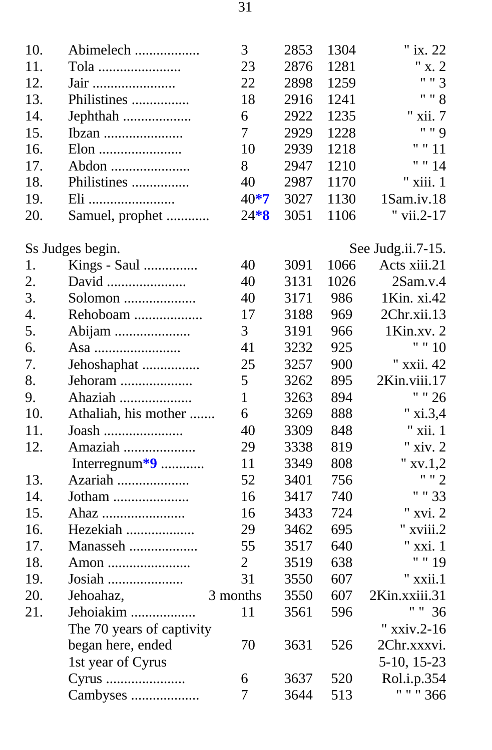| | | | | | |
|---|---|---|---|---|---|
| 10. | Abimelech .................. | 3 | 2853 | 1304 | " ix. 22 |
| 11. | Tola ....................... | 23 | 2876 | 1281 | " x. 2 |
| 12. | Jair ....................... | 22 | 2898 | 1259 | " " 3 |
| 13. | Philistines ................ | 18 | 2916 | 1241 | " " 8 |
| 14. | Jephthah ................... | 6 | 2922 | 1235 | " xii. 7 |
| 15. | Ibzan ...................... | 7 | 2929 | 1228 | " " 9 |
| 16. | Elon ....................... | 10 | 2939 | 1218 | " " 11 |
| 17. | Abdon ...................... | 8 | 2947 | 1210 | " " 14 |
| 18. | Philistines ................ | 40 | 2987 | 1170 | " xiii. 1 |
| 19. | Eli ........................ | 40***7** | 3027 | 1130 | 1Sam.iv.18 |
| 20. | Samuel, prophet ............ | 24***8** | 3051 | 1106 | " vii.2-17 |
| | | | | | |
| Ss Judges begin. | | | | | See Judg.ii.7-15. |
| 1. | Kings - Saul ............... | 40 | 3091 | 1066 | Acts xiii.21 |
| 2. | David ...................... | 40 | 3131 | 1026 | 2Sam.v.4 |
| 3. | Solomon .................... | 40 | 3171 | 986 | 1Kin. xi.42 |
| 4. | Rehoboam ................... | 17 | 3188 | 969 | 2Chr.xii.13 |
| 5. | Abijam ..................... | 3 | 3191 | 966 | 1Kin.xv. 2 |
| 6. | Asa ........................ | 41 | 3232 | 925 | " " 10 |
| 7. | Jehoshaphat ................ | 25 | 3257 | 900 | " xxii. 42 |
| 8. | Jehoram .................... | 5 | 3262 | 895 | 2Kin.viii.17 |
| 9. | Ahaziah .................... | 1 | 3263 | 894 | " " 26 |
| 10. | Athaliah, his mother ....... | 6 | 3269 | 888 | " xi.3,4 |
| 11. | Joash ...................... | 40 | 3309 | 848 | " xii. 1 |
| 12. | Amaziah .................... | 29 | 3338 | 819 | " xiv. 2 |
| | Interregnum***9** ............ | 11 | 3349 | 808 | " xv.1,2 |
| 13. | Azariah .................... | 52 | 3401 | 756 | " " 2 |
| 14. | Jotham ..................... | 16 | 3417 | 740 | " " 33 |
| 15. | Ahaz ....................... | 16 | 3433 | 724 | " xvi. 2 |
| 16. | Hezekiah ................... | 29 | 3462 | 695 | " xviii.2 |
| 17. | Manasseh ................... | 55 | 3517 | 640 | " xxi. 1 |
| 18. | Amon ....................... | 2 | 3519 | 638 | " " 19 |
| 19. | Josiah ..................... | 31 | 3550 | 607 | " xxii.1 |
| 20. | Jehoahaz, | 3 months | 3550 | 607 | 2Kin.xxiii.31 |
| 21. | Jehoiakim .................. | 11 | 3561 | 596 | " " 36 |
| | The 70 years of captivity began here, ended 1st year of Cyrus | 70 | 3631 | 526 | " xxiv.2-16 2Chr.xxxvi. 5-10, 15-23 |
| | Cyrus ...................... | 6 | 3637 | 520 | Rol.i.p.354 |
| | Cambyses ................... | 7 | 3644 | 513 | " " " 366 |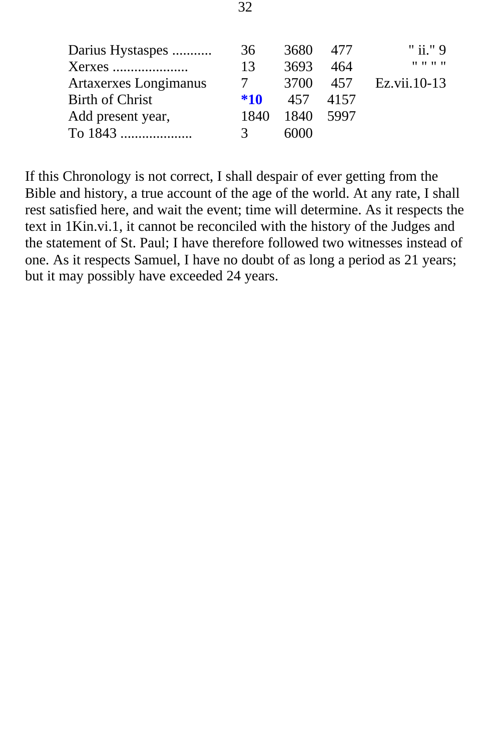| | | | | |
|---|---|---|---|---|
| Darius Hystaspes ........... | 36 | 3680 | 477 | " ii." 9 |
| Xerxes ..................... | 13 | 3693 | 464 | " " " " |
| Artaxerxes Longimanus | 7 | 3700 | 457 | Ez.vii.10-13 |
| Birth of Christ | **\*10** | 457 | 4157 | |
| Add present year, | 1840 | 1840 | 5997 | |
| To 1843 .................... | 3 | 6000 | | |

If this Chronology is not correct, I shall despair of ever getting from the Bible and history, a true account of the age of the world. At any rate, I shall rest satisfied here, and wait the event; time will determine. As it respects the text in 1Kin.vi.1, it cannot be reconciled with the history of the Judges and the statement of St. Paul; I have therefore followed two witnesses instead of one. As it respects Samuel, I have no doubt of as long a period as 21 years; but it may possibly have exceeded 24 years.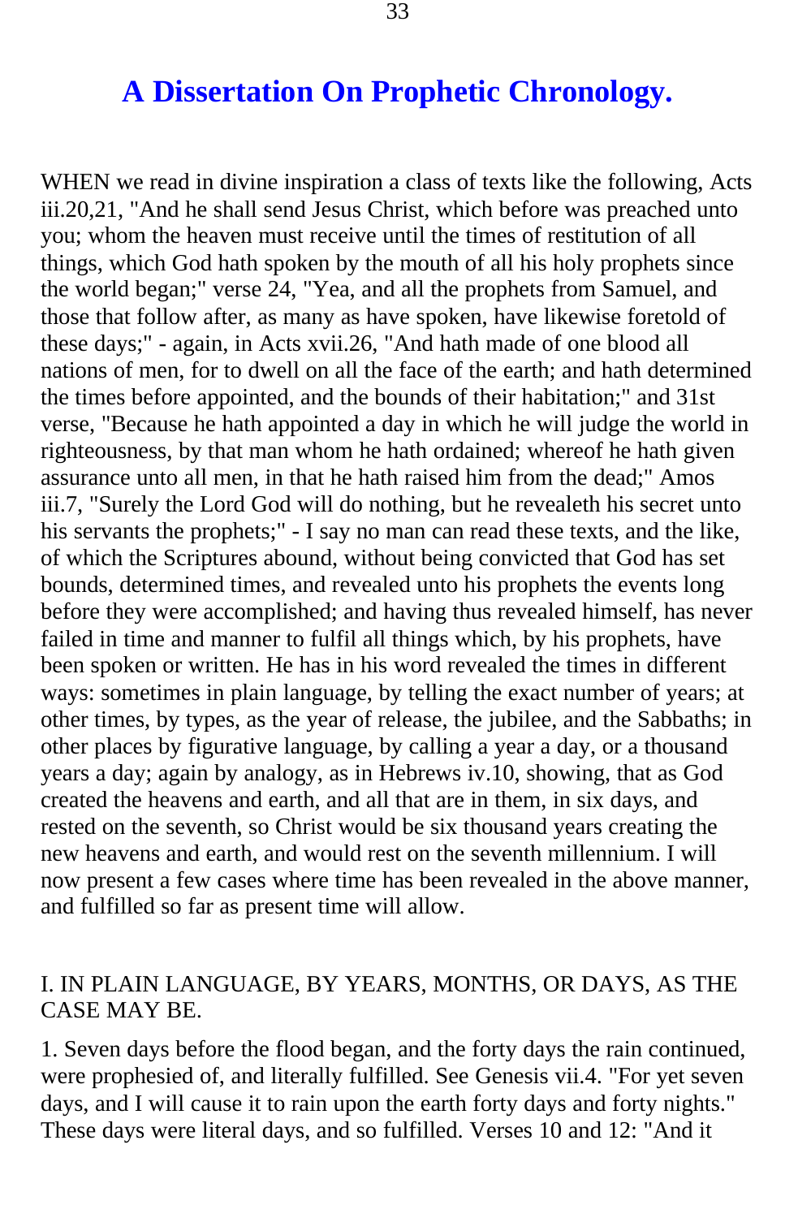# A Dissertation On Prophetic Chronology.

WHEN we read in divine inspiration a class of texts like the following, Acts iii.20,21, "And he shall send Jesus Christ, which before was preached unto you; whom the heaven must receive until the times of restitution of all things, which God hath spoken by the mouth of all his holy prophets since the world began;" verse 24, "Yea, and all the prophets from Samuel, and those that follow after, as many as have spoken, have likewise foretold of these days;" - again, in Acts xvii.26, "And hath made of one blood all nations of men, for to dwell on all the face of the earth; and hath determined the times before appointed, and the bounds of their habitation;" and 31st verse, "Because he hath appointed a day in which he will judge the world in righteousness, by that man whom he hath ordained; whereof he hath given assurance unto all men, in that he hath raised him from the dead;" Amos iii.7, "Surely the Lord God will do nothing, but he revealeth his secret unto his servants the prophets;" - I say no man can read these texts, and the like, of which the Scriptures abound, without being convicted that God has set bounds, determined times, and revealed unto his prophets the events long before they were accomplished; and having thus revealed himself, has never failed in time and manner to fulfil all things which, by his prophets, have been spoken or written. He has in his word revealed the times in different ways: sometimes in plain language, by telling the exact number of years; at other times, by types, as the year of release, the jubilee, and the Sabbaths; in other places by figurative language, by calling a year a day, or a thousand years a day; again by analogy, as in Hebrews iv.10, showing, that as God created the heavens and earth, and all that are in them, in six days, and rested on the seventh, so Christ would be six thousand years creating the new heavens and earth, and would rest on the seventh millennium. I will now present a few cases where time has been revealed in the above manner, and fulfilled so far as present time will allow.

I. IN PLAIN LANGUAGE, BY YEARS, MONTHS, OR DAYS, AS THE CASE MAY BE.

1. Seven days before the flood began, and the forty days the rain continued, were prophesied of, and literally fulfilled. See Genesis vii.4. "For yet seven days, and I will cause it to rain upon the earth forty days and forty nights." These days were literal days, and so fulfilled. Verses 10 and 12: "And it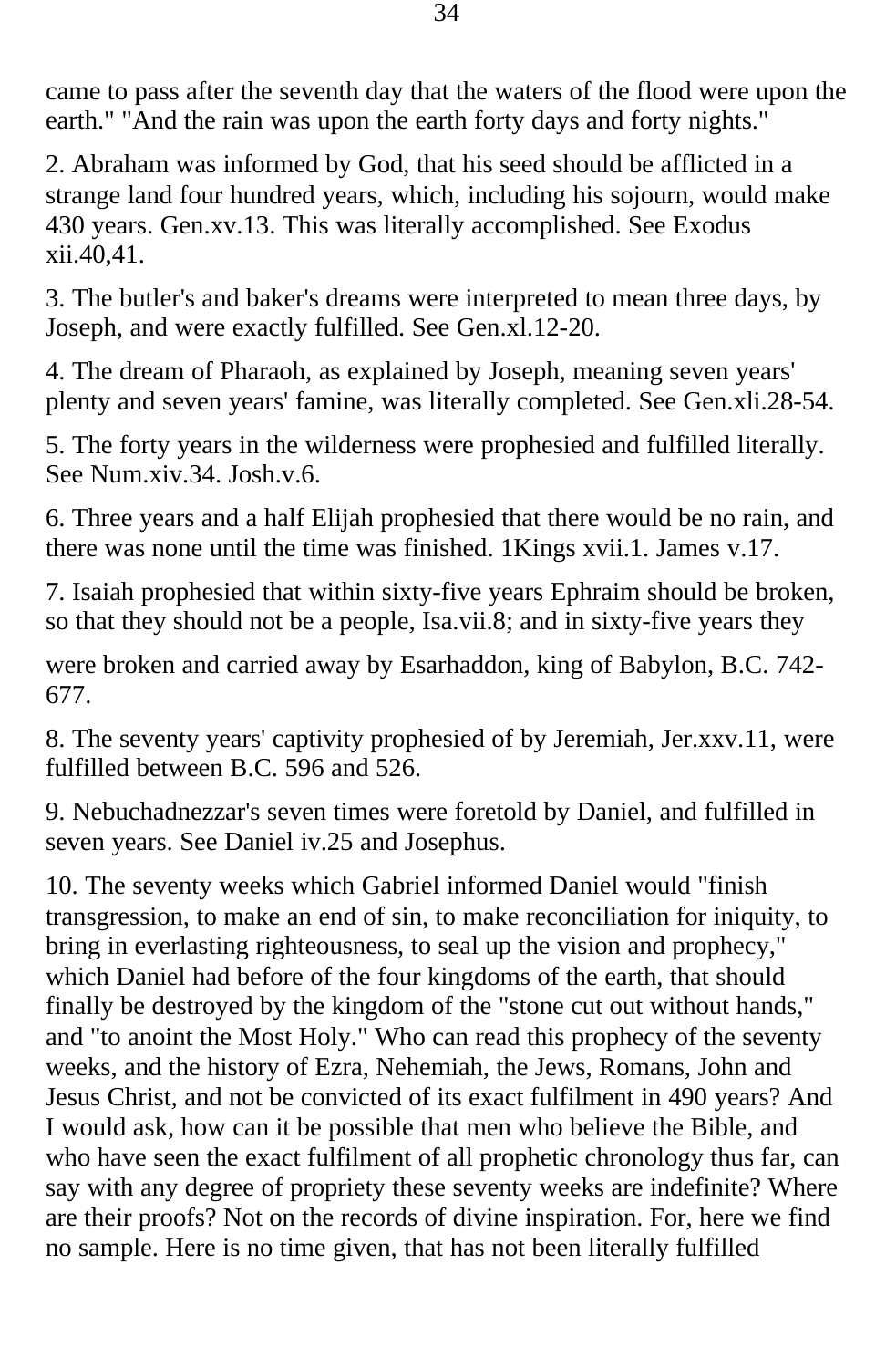came to pass after the seventh day that the waters of the flood were upon the earth." "And the rain was upon the earth forty days and forty nights."

2. Abraham was informed by God, that his seed should be afflicted in a strange land four hundred years, which, including his sojourn, would make 430 years. Gen.xv.13. This was literally accomplished. See Exodus xii.40,41.

3. The butler's and baker's dreams were interpreted to mean three days, by Joseph, and were exactly fulfilled. See Gen.xl.12-20.

4. The dream of Pharaoh, as explained by Joseph, meaning seven years' plenty and seven years' famine, was literally completed. See Gen.xli.28-54.

5. The forty years in the wilderness were prophesied and fulfilled literally. See Num.xiv.34. Josh.v.6.

6. Three years and a half Elijah prophesied that there would be no rain, and there was none until the time was finished. 1Kings xvii.1. James v.17.

7. Isaiah prophesied that within sixty-five years Ephraim should be broken, so that they should not be a people, Isa.vii.8; and in sixty-five years they were broken and carried away by Esarhaddon, king of Babylon, B.C. 742-677.

8. The seventy years' captivity prophesied of by Jeremiah, Jer.xxv.11, were fulfilled between B.C. 596 and 526.

9. Nebuchadnezzar's seven times were foretold by Daniel, and fulfilled in seven years. See Daniel iv.25 and Josephus.

10. The seventy weeks which Gabriel informed Daniel would "finish transgression, to make an end of sin, to make reconciliation for iniquity, to bring in everlasting righteousness, to seal up the vision and prophecy," which Daniel had before of the four kingdoms of the earth, that should finally be destroyed by the kingdom of the "stone cut out without hands," and "to anoint the Most Holy." Who can read this prophecy of the seventy weeks, and the history of Ezra, Nehemiah, the Jews, Romans, John and Jesus Christ, and not be convicted of its exact fulfilment in 490 years? And I would ask, how can it be possible that men who believe the Bible, and who have seen the exact fulfilment of all prophetic chronology thus far, can say with any degree of propriety these seventy weeks are indefinite? Where are their proofs? Not on the records of divine inspiration. For, here we find no sample. Here is no time given, that has not been literally fulfilled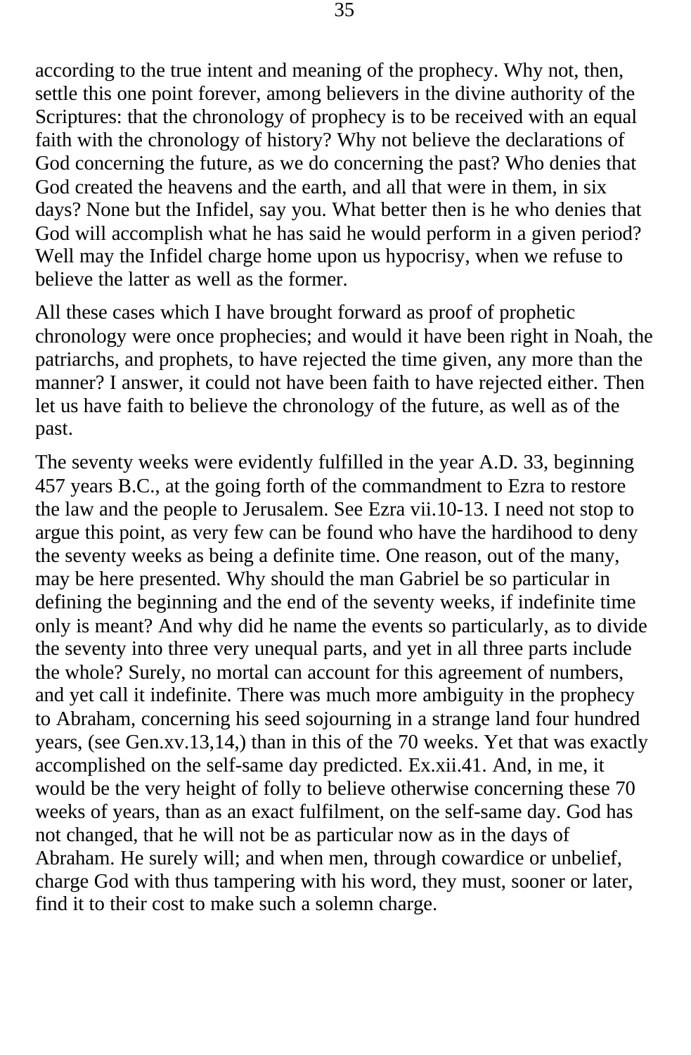according to the true intent and meaning of the prophecy. Why not, then, settle this one point forever, among believers in the divine authority of the Scriptures: that the chronology of prophecy is to be received with an equal faith with the chronology of history? Why not believe the declarations of God concerning the future, as we do concerning the past? Who denies that God created the heavens and the earth, and all that were in them, in six days? None but the Infidel, say you. What better then is he who denies that God will accomplish what he has said he would perform in a given period? Well may the Infidel charge home upon us hypocrisy, when we refuse to believe the latter as well as the former.

All these cases which I have brought forward as proof of prophetic chronology were once prophecies; and would it have been right in Noah, the patriarchs, and prophets, to have rejected the time given, any more than the manner? I answer, it could not have been faith to have rejected either. Then let us have faith to believe the chronology of the future, as well as of the past.

The seventy weeks were evidently fulfilled in the year A.D. 33, beginning 457 years B.C., at the going forth of the commandment to Ezra to restore the law and the people to Jerusalem. See Ezra vii.10-13. I need not stop to argue this point, as very few can be found who have the hardihood to deny the seventy weeks as being a definite time. One reason, out of the many, may be here presented. Why should the man Gabriel be so particular in defining the beginning and the end of the seventy weeks, if indefinite time only is meant? And why did he name the events so particularly, as to divide the seventy into three very unequal parts, and yet in all three parts include the whole? Surely, no mortal can account for this agreement of numbers, and yet call it indefinite. There was much more ambiguity in the prophecy to Abraham, concerning his seed sojourning in a strange land four hundred years, (see Gen.xv.13,14,) than in this of the 70 weeks. Yet that was exactly accomplished on the self-same day predicted. Ex.xii.41. And, in me, it would be the very height of folly to believe otherwise concerning these 70 weeks of years, than as an exact fulfilment, on the self-same day. God has not changed, that he will not be as particular now as in the days of Abraham. He surely will; and when men, through cowardice or unbelief, charge God with thus tampering with his word, they must, sooner or later, find it to their cost to make such a solemn charge.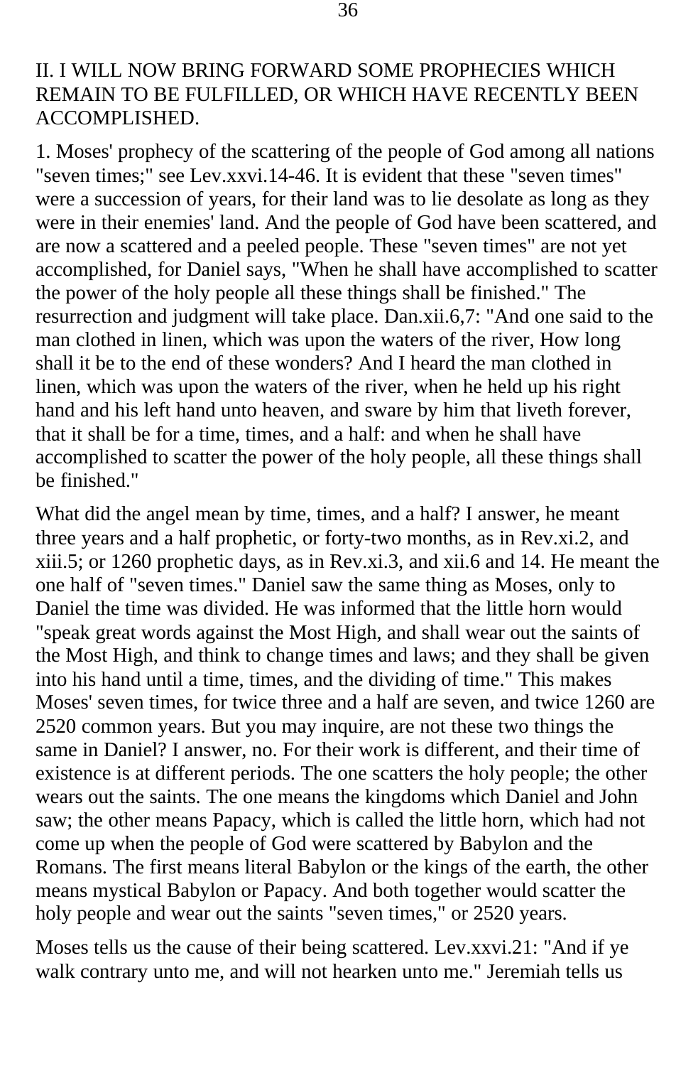II. I WILL NOW BRING FORWARD SOME PROPHECIES WHICH REMAIN TO BE FULFILLED, OR WHICH HAVE RECENTLY BEEN ACCOMPLISHED.

1. Moses' prophecy of the scattering of the people of God among all nations "seven times;" see Lev.xxvi.14-46. It is evident that these "seven times" were a succession of years, for their land was to lie desolate as long as they were in their enemies' land. And the people of God have been scattered, and are now a scattered and a peeled people. These "seven times" are not yet accomplished, for Daniel says, "When he shall have accomplished to scatter the power of the holy people all these things shall be finished." The resurrection and judgment will take place. Dan.xii.6,7: "And one said to the man clothed in linen, which was upon the waters of the river, How long shall it be to the end of these wonders? And I heard the man clothed in linen, which was upon the waters of the river, when he held up his right hand and his left hand unto heaven, and sware by him that liveth forever, that it shall be for a time, times, and a half: and when he shall have accomplished to scatter the power of the holy people, all these things shall be finished."

What did the angel mean by time, times, and a half? I answer, he meant three years and a half prophetic, or forty-two months, as in Rev.xi.2, and xiii.5; or 1260 prophetic days, as in Rev.xi.3, and xii.6 and 14. He meant the one half of "seven times." Daniel saw the same thing as Moses, only to Daniel the time was divided. He was informed that the little horn would "speak great words against the Most High, and shall wear out the saints of the Most High, and think to change times and laws; and they shall be given into his hand until a time, times, and the dividing of time." This makes Moses' seven times, for twice three and a half are seven, and twice 1260 are 2520 common years. But you may inquire, are not these two things the same in Daniel? I answer, no. For their work is different, and their time of existence is at different periods. The one scatters the holy people; the other wears out the saints. The one means the kingdoms which Daniel and John saw; the other means Papacy, which is called the little horn, which had not come up when the people of God were scattered by Babylon and the Romans. The first means literal Babylon or the kings of the earth, the other means mystical Babylon or Papacy. And both together would scatter the holy people and wear out the saints "seven times," or 2520 years.

Moses tells us the cause of their being scattered. Lev.xxvi.21: "And if ye walk contrary unto me, and will not hearken unto me." Jeremiah tells us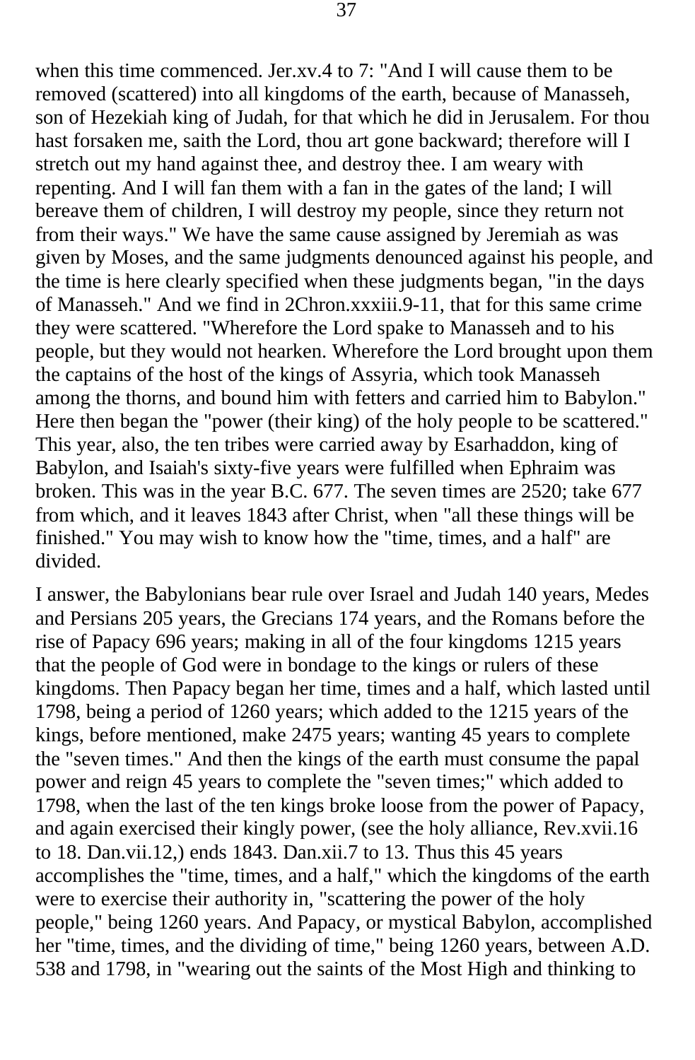when this time commenced. Jer.xv.4 to 7: "And I will cause them to be removed (scattered) into all kingdoms of the earth, because of Manasseh, son of Hezekiah king of Judah, for that which he did in Jerusalem. For thou hast forsaken me, saith the Lord, thou art gone backward; therefore will I stretch out my hand against thee, and destroy thee. I am weary with repenting. And I will fan them with a fan in the gates of the land; I will bereave them of children, I will destroy my people, since they return not from their ways." We have the same cause assigned by Jeremiah as was given by Moses, and the same judgments denounced against his people, and the time is here clearly specified when these judgments began, "in the days of Manasseh." And we find in 2Chron.xxxiii.9-11, that for this same crime they were scattered. "Wherefore the Lord spake to Manasseh and to his people, but they would not hearken. Wherefore the Lord brought upon them the captains of the host of the kings of Assyria, which took Manasseh among the thorns, and bound him with fetters and carried him to Babylon." Here then began the "power (their king) of the holy people to be scattered." This year, also, the ten tribes were carried away by Esarhaddon, king of Babylon, and Isaiah's sixty-five years were fulfilled when Ephraim was broken. This was in the year B.C. 677. The seven times are 2520; take 677 from which, and it leaves 1843 after Christ, when "all these things will be finished." You may wish to know how the "time, times, and a half" are divided.

I answer, the Babylonians bear rule over Israel and Judah 140 years, Medes and Persians 205 years, the Grecians 174 years, and the Romans before the rise of Papacy 696 years; making in all of the four kingdoms 1215 years that the people of God were in bondage to the kings or rulers of these kingdoms. Then Papacy began her time, times and a half, which lasted until 1798, being a period of 1260 years; which added to the 1215 years of the kings, before mentioned, make 2475 years; wanting 45 years to complete the "seven times." And then the kings of the earth must consume the papal power and reign 45 years to complete the "seven times;" which added to 1798, when the last of the ten kings broke loose from the power of Papacy, and again exercised their kingly power, (see the holy alliance, Rev.xvii.16 to 18. Dan.vii.12,) ends 1843. Dan.xii.7 to 13. Thus this 45 years accomplishes the "time, times, and a half," which the kingdoms of the earth were to exercise their authority in, "scattering the power of the holy people," being 1260 years. And Papacy, or mystical Babylon, accomplished her "time, times, and the dividing of time," being 1260 years, between A.D. 538 and 1798, in "wearing out the saints of the Most High and thinking to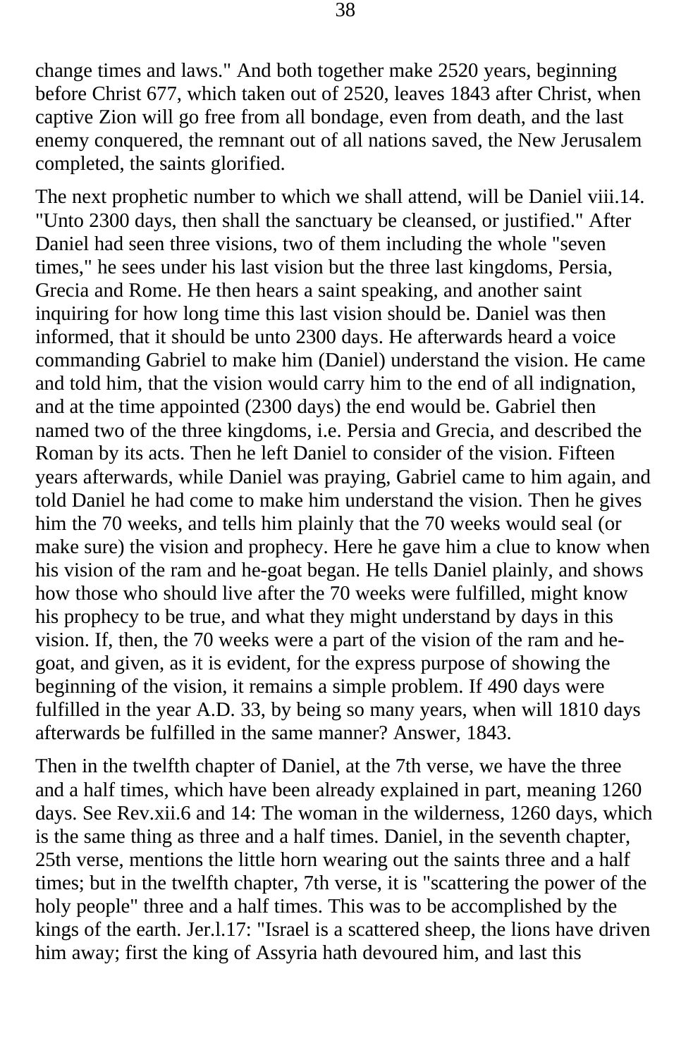change times and laws." And both together make 2520 years, beginning before Christ 677, which taken out of 2520, leaves 1843 after Christ, when captive Zion will go free from all bondage, even from death, and the last enemy conquered, the remnant out of all nations saved, the New Jerusalem completed, the saints glorified.

The next prophetic number to which we shall attend, will be Daniel viii.14. "Unto 2300 days, then shall the sanctuary be cleansed, or justified." After Daniel had seen three visions, two of them including the whole "seven times," he sees under his last vision but the three last kingdoms, Persia, Grecia and Rome. He then hears a saint speaking, and another saint inquiring for how long time this last vision should be. Daniel was then informed, that it should be unto 2300 days. He afterwards heard a voice commanding Gabriel to make him (Daniel) understand the vision. He came and told him, that the vision would carry him to the end of all indignation, and at the time appointed (2300 days) the end would be. Gabriel then named two of the three kingdoms, i.e. Persia and Grecia, and described the Roman by its acts. Then he left Daniel to consider of the vision. Fifteen years afterwards, while Daniel was praying, Gabriel came to him again, and told Daniel he had come to make him understand the vision. Then he gives him the 70 weeks, and tells him plainly that the 70 weeks would seal (or make sure) the vision and prophecy. Here he gave him a clue to know when his vision of the ram and he-goat began. He tells Daniel plainly, and shows how those who should live after the 70 weeks were fulfilled, might know his prophecy to be true, and what they might understand by days in this vision. If, then, the 70 weeks were a part of the vision of the ram and he-goat, and given, as it is evident, for the express purpose of showing the beginning of the vision, it remains a simple problem. If 490 days were fulfilled in the year A.D. 33, by being so many years, when will 1810 days afterwards be fulfilled in the same manner? Answer, 1843.

Then in the twelfth chapter of Daniel, at the 7th verse, we have the three and a half times, which have been already explained in part, meaning 1260 days. See Rev.xii.6 and 14: The woman in the wilderness, 1260 days, which is the same thing as three and a half times. Daniel, in the seventh chapter, 25th verse, mentions the little horn wearing out the saints three and a half times; but in the twelfth chapter, 7th verse, it is "scattering the power of the holy people" three and a half times. This was to be accomplished by the kings of the earth. Jer.l.17: "Israel is a scattered sheep, the lions have driven him away; first the king of Assyria hath devoured him, and last this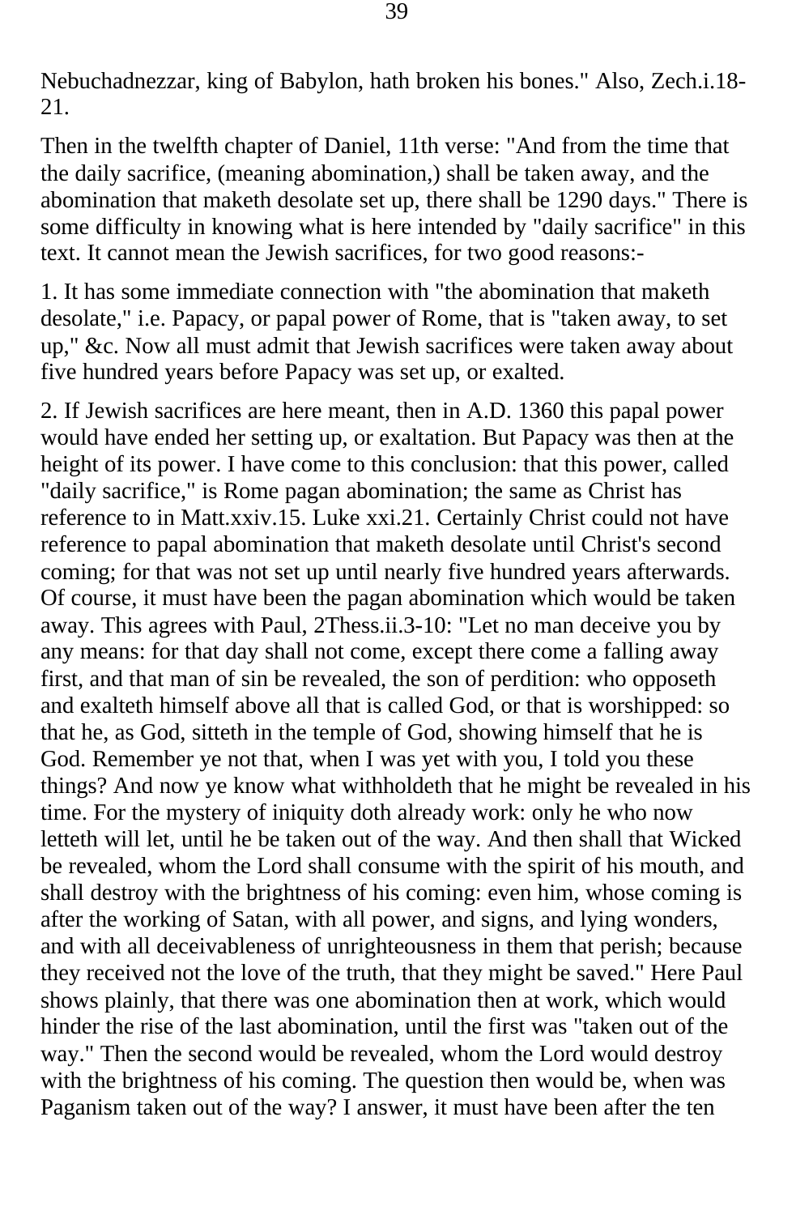Nebuchadnezzar, king of Babylon, hath broken his bones." Also, Zech.i.18-21.

Then in the twelfth chapter of Daniel, 11th verse: "And from the time that the daily sacrifice, (meaning abomination,) shall be taken away, and the abomination that maketh desolate set up, there shall be 1290 days." There is some difficulty in knowing what is here intended by "daily sacrifice" in this text. It cannot mean the Jewish sacrifices, for two good reasons:-

1. It has some immediate connection with "the abomination that maketh desolate," i.e. Papacy, or papal power of Rome, that is "taken away, to set up," &c. Now all must admit that Jewish sacrifices were taken away about five hundred years before Papacy was set up, or exalted.

2. If Jewish sacrifices are here meant, then in A.D. 1360 this papal power would have ended her setting up, or exaltation. But Papacy was then at the height of its power. I have come to this conclusion: that this power, called "daily sacrifice," is Rome pagan abomination; the same as Christ has reference to in Matt.xxiv.15. Luke xxi.21. Certainly Christ could not have reference to papal abomination that maketh desolate until Christ's second coming; for that was not set up until nearly five hundred years afterwards. Of course, it must have been the pagan abomination which would be taken away. This agrees with Paul, 2Thess.ii.3-10: "Let no man deceive you by any means: for that day shall not come, except there come a falling away first, and that man of sin be revealed, the son of perdition: who opposeth and exalteth himself above all that is called God, or that is worshipped: so that he, as God, sitteth in the temple of God, showing himself that he is God. Remember ye not that, when I was yet with you, I told you these things? And now ye know what withholdeth that he might be revealed in his time. For the mystery of iniquity doth already work: only he who now letteth will let, until he be taken out of the way. And then shall that Wicked be revealed, whom the Lord shall consume with the spirit of his mouth, and shall destroy with the brightness of his coming: even him, whose coming is after the working of Satan, with all power, and signs, and lying wonders, and with all deceivableness of unrighteousness in them that perish; because they received not the love of the truth, that they might be saved." Here Paul shows plainly, that there was one abomination then at work, which would hinder the rise of the last abomination, until the first was "taken out of the way." Then the second would be revealed, whom the Lord would destroy with the brightness of his coming. The question then would be, when was Paganism taken out of the way? I answer, it must have been after the ten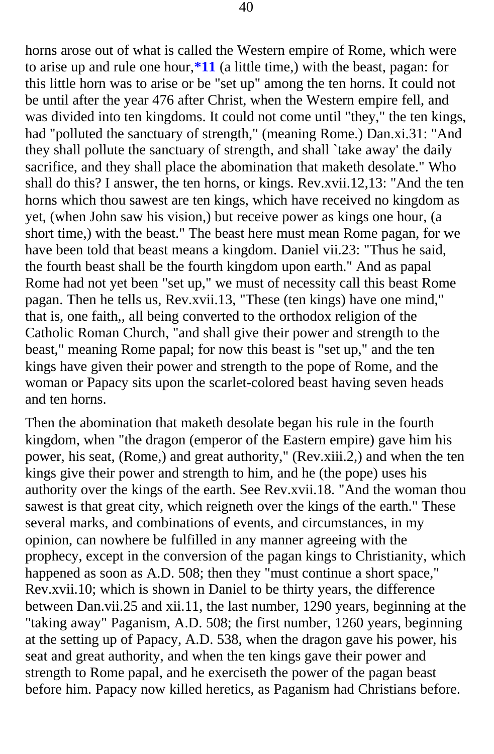horns arose out of what is called the Western empire of Rome, which were to arise up and rule one hour,**\*11** (a little time,) with the beast, pagan: for this little horn was to arise or be "set up" among the ten horns. It could not be until after the year 476 after Christ, when the Western empire fell, and was divided into ten kingdoms. It could not come until "they," the ten kings, had "polluted the sanctuary of strength," (meaning Rome.) Dan.xi.31: "And they shall pollute the sanctuary of strength, and shall `take away' the daily sacrifice, and they shall place the abomination that maketh desolate." Who shall do this? I answer, the ten horns, or kings. Rev.xvii.12,13: "And the ten horns which thou sawest are ten kings, which have received no kingdom as yet, (when John saw his vision,) but receive power as kings one hour, (a short time,) with the beast." The beast here must mean Rome pagan, for we have been told that beast means a kingdom. Daniel vii.23: "Thus he said, the fourth beast shall be the fourth kingdom upon earth." And as papal Rome had not yet been "set up," we must of necessity call this beast Rome pagan. Then he tells us, Rev.xvii.13, "These (ten kings) have one mind," that is, one faith,, all being converted to the orthodox religion of the Catholic Roman Church, "and shall give their power and strength to the beast," meaning Rome papal; for now this beast is "set up," and the ten kings have given their power and strength to the pope of Rome, and the woman or Papacy sits upon the scarlet-colored beast having seven heads and ten horns.

Then the abomination that maketh desolate began his rule in the fourth kingdom, when "the dragon (emperor of the Eastern empire) gave him his power, his seat, (Rome,) and great authority," (Rev.xiii.2,) and when the ten kings give their power and strength to him, and he (the pope) uses his authority over the kings of the earth. See Rev.xvii.18. "And the woman thou sawest is that great city, which reigneth over the kings of the earth." These several marks, and combinations of events, and circumstances, in my opinion, can nowhere be fulfilled in any manner agreeing with the prophecy, except in the conversion of the pagan kings to Christianity, which happened as soon as A.D. 508; then they "must continue a short space," Rev.xvii.10; which is shown in Daniel to be thirty years, the difference between Dan.vii.25 and xii.11, the last number, 1290 years, beginning at the "taking away" Paganism, A.D. 508; the first number, 1260 years, beginning at the setting up of Papacy, A.D. 538, when the dragon gave his power, his seat and great authority, and when the ten kings gave their power and strength to Rome papal, and he exerciseth the power of the pagan beast before him. Papacy now killed heretics, as Paganism had Christians before.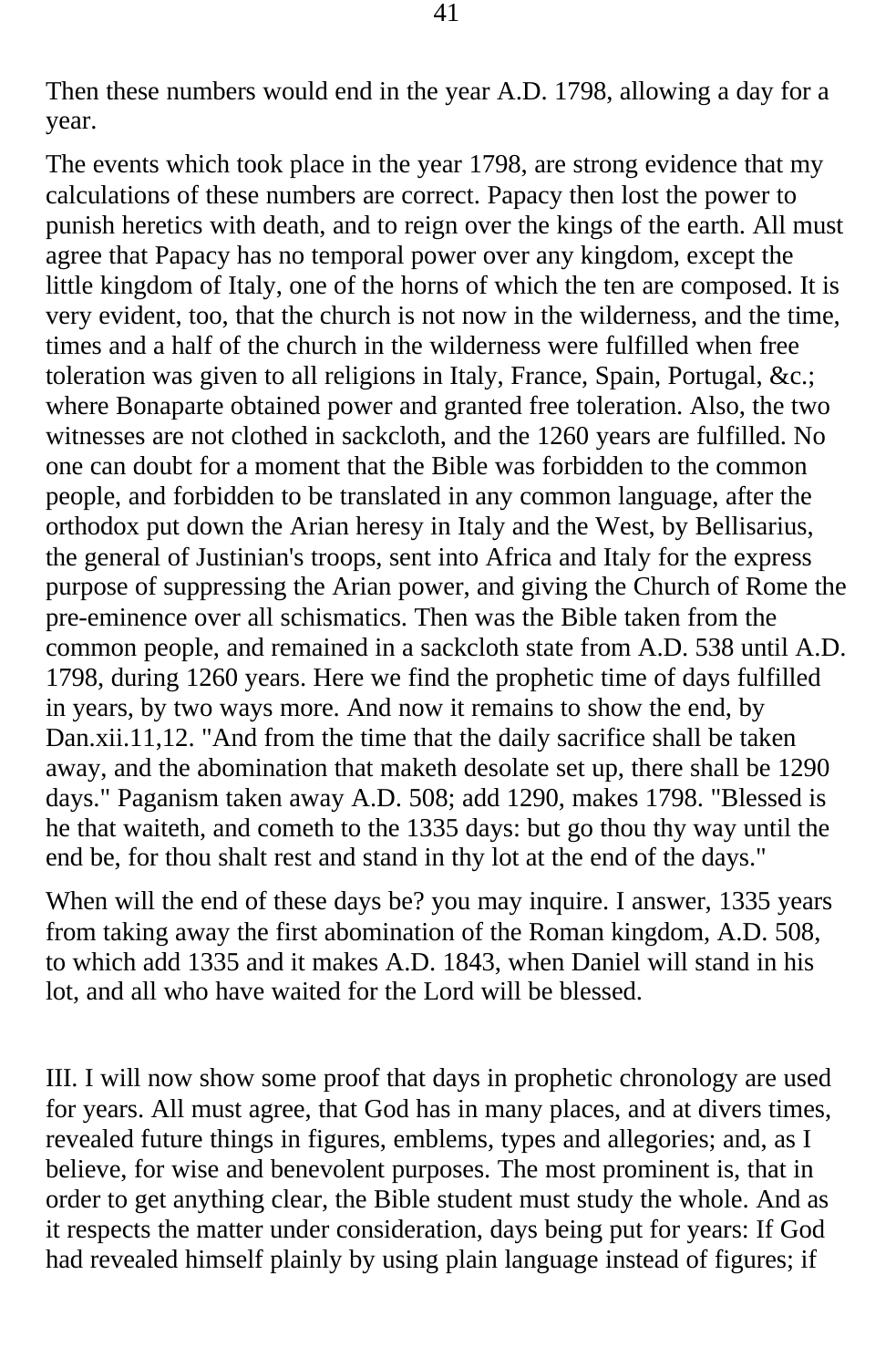Then these numbers would end in the year A.D. 1798, allowing a day for a year.

The events which took place in the year 1798, are strong evidence that my calculations of these numbers are correct. Papacy then lost the power to punish heretics with death, and to reign over the kings of the earth. All must agree that Papacy has no temporal power over any kingdom, except the little kingdom of Italy, one of the horns of which the ten are composed. It is very evident, too, that the church is not now in the wilderness, and the time, times and a half of the church in the wilderness were fulfilled when free toleration was given to all religions in Italy, France, Spain, Portugal, &c.; where Bonaparte obtained power and granted free toleration. Also, the two witnesses are not clothed in sackcloth, and the 1260 years are fulfilled. No one can doubt for a moment that the Bible was forbidden to the common people, and forbidden to be translated in any common language, after the orthodox put down the Arian heresy in Italy and the West, by Bellisarius, the general of Justinian's troops, sent into Africa and Italy for the express purpose of suppressing the Arian power, and giving the Church of Rome the pre-eminence over all schismatics. Then was the Bible taken from the common people, and remained in a sackcloth state from A.D. 538 until A.D. 1798, during 1260 years. Here we find the prophetic time of days fulfilled in years, by two ways more. And now it remains to show the end, by Dan.xii.11,12. "And from the time that the daily sacrifice shall be taken away, and the abomination that maketh desolate set up, there shall be 1290 days." Paganism taken away A.D. 508; add 1290, makes 1798. "Blessed is he that waiteth, and cometh to the 1335 days: but go thou thy way until the end be, for thou shalt rest and stand in thy lot at the end of the days."

When will the end of these days be? you may inquire. I answer, 1335 years from taking away the first abomination of the Roman kingdom, A.D. 508, to which add 1335 and it makes A.D. 1843, when Daniel will stand in his lot, and all who have waited for the Lord will be blessed.

III. I will now show some proof that days in prophetic chronology are used for years. All must agree, that God has in many places, and at divers times, revealed future things in figures, emblems, types and allegories; and, as I believe, for wise and benevolent purposes. The most prominent is, that in order to get anything clear, the Bible student must study the whole. And as it respects the matter under consideration, days being put for years: If God had revealed himself plainly by using plain language instead of figures; if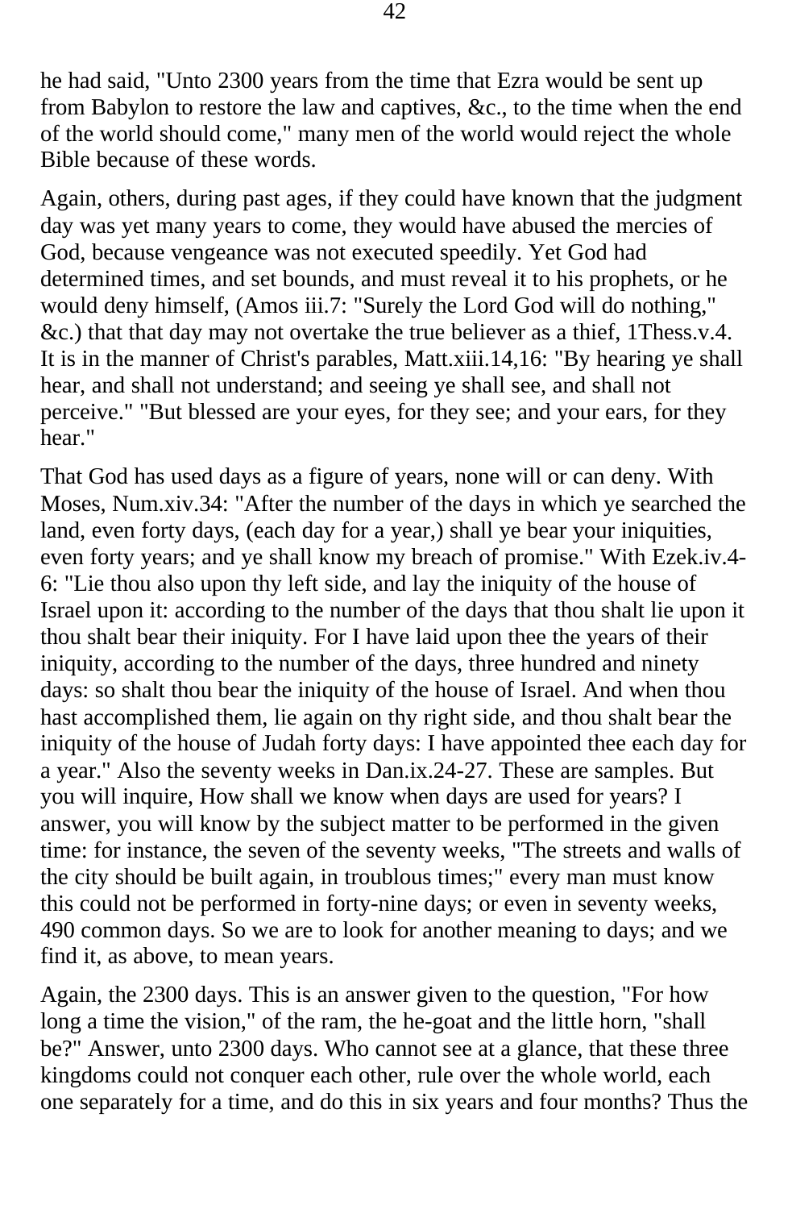he had said, "Unto 2300 years from the time that Ezra would be sent up from Babylon to restore the law and captives, &c., to the time when the end of the world should come," many men of the world would reject the whole Bible because of these words.

Again, others, during past ages, if they could have known that the judgment day was yet many years to come, they would have abused the mercies of God, because vengeance was not executed speedily. Yet God had determined times, and set bounds, and must reveal it to his prophets, or he would deny himself, (Amos iii.7: "Surely the Lord God will do nothing," &c.) that that day may not overtake the true believer as a thief, 1Thess.v.4. It is in the manner of Christ's parables, Matt.xiii.14,16: "By hearing ye shall hear, and shall not understand; and seeing ye shall see, and shall not perceive." "But blessed are your eyes, for they see; and your ears, for they hear."

That God has used days as a figure of years, none will or can deny. With Moses, Num.xiv.34: "After the number of the days in which ye searched the land, even forty days, (each day for a year,) shall ye bear your iniquities, even forty years; and ye shall know my breach of promise." With Ezek.iv.4-6: "Lie thou also upon thy left side, and lay the iniquity of the house of Israel upon it: according to the number of the days that thou shalt lie upon it thou shalt bear their iniquity. For I have laid upon thee the years of their iniquity, according to the number of the days, three hundred and ninety days: so shalt thou bear the iniquity of the house of Israel. And when thou hast accomplished them, lie again on thy right side, and thou shalt bear the iniquity of the house of Judah forty days: I have appointed thee each day for a year." Also the seventy weeks in Dan.ix.24-27. These are samples. But you will inquire, How shall we know when days are used for years? I answer, you will know by the subject matter to be performed in the given time: for instance, the seven of the seventy weeks, "The streets and walls of the city should be built again, in troublous times;" every man must know this could not be performed in forty-nine days; or even in seventy weeks, 490 common days. So we are to look for another meaning to days; and we find it, as above, to mean years.

Again, the 2300 days. This is an answer given to the question, "For how long a time the vision," of the ram, the he-goat and the little horn, "shall be?" Answer, unto 2300 days. Who cannot see at a glance, that these three kingdoms could not conquer each other, rule over the whole world, each one separately for a time, and do this in six years and four months? Thus the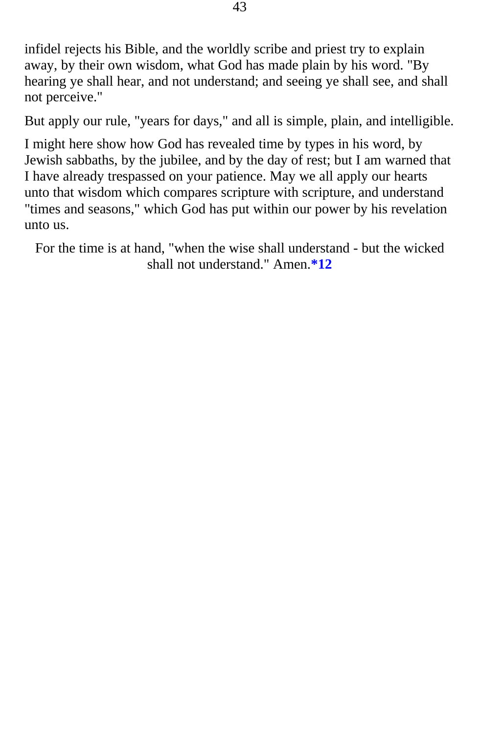infidel rejects his Bible, and the worldly scribe and priest try to explain away, by their own wisdom, what God has made plain by his word. "By hearing ye shall hear, and not understand; and seeing ye shall see, and shall not perceive."

But apply our rule, "years for days," and all is simple, plain, and intelligible.

I might here show how God has revealed time by types in his word, by Jewish sabbaths, by the jubilee, and by the day of rest; but I am warned that I have already trespassed on your patience. May we all apply our hearts unto that wisdom which compares scripture with scripture, and understand "times and seasons," which God has put within our power by his revelation unto us.

For the time is at hand, "when the wise shall understand - but the wicked shall not understand." Amen.**\*12**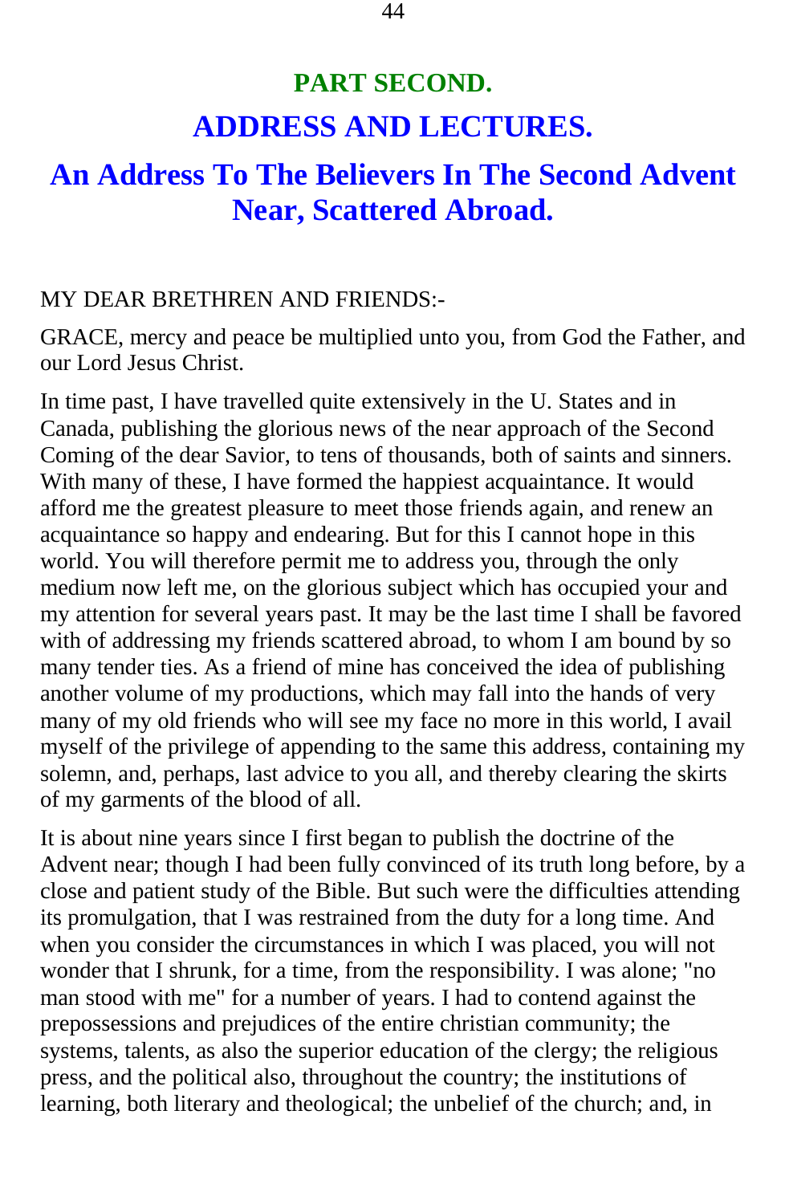# PART SECOND.

# ADDRESS AND LECTURES.

## An Address To The Believers In The Second Advent Near, Scattered Abroad.

MY DEAR BRETHREN AND FRIENDS:-

GRACE, mercy and peace be multiplied unto you, from God the Father, and our Lord Jesus Christ.

In time past, I have travelled quite extensively in the U. States and in Canada, publishing the glorious news of the near approach of the Second Coming of the dear Savior, to tens of thousands, both of saints and sinners. With many of these, I have formed the happiest acquaintance. It would afford me the greatest pleasure to meet those friends again, and renew an acquaintance so happy and endearing. But for this I cannot hope in this world. You will therefore permit me to address you, through the only medium now left me, on the glorious subject which has occupied your and my attention for several years past. It may be the last time I shall be favored with of addressing my friends scattered abroad, to whom I am bound by so many tender ties. As a friend of mine has conceived the idea of publishing another volume of my productions, which may fall into the hands of very many of my old friends who will see my face no more in this world, I avail myself of the privilege of appending to the same this address, containing my solemn, and, perhaps, last advice to you all, and thereby clearing the skirts of my garments of the blood of all.

It is about nine years since I first began to publish the doctrine of the Advent near; though I had been fully convinced of its truth long before, by a close and patient study of the Bible. But such were the difficulties attending its promulgation, that I was restrained from the duty for a long time. And when you consider the circumstances in which I was placed, you will not wonder that I shrunk, for a time, from the responsibility. I was alone; "no man stood with me" for a number of years. I had to contend against the prepossessions and prejudices of the entire christian community; the systems, talents, as also the superior education of the clergy; the religious press, and the political also, throughout the country; the institutions of learning, both literary and theological; the unbelief of the church; and, in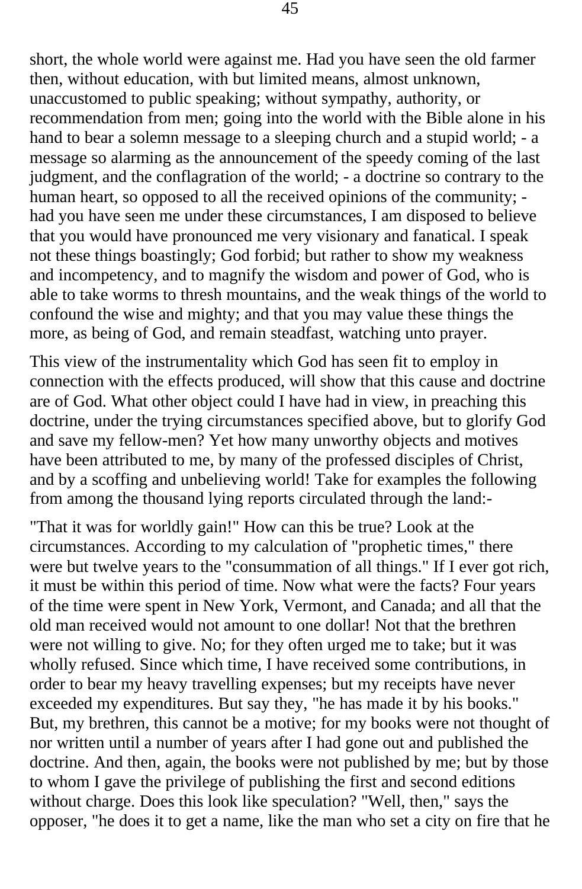short, the whole world were against me. Had you have seen the old farmer then, without education, with but limited means, almost unknown, unaccustomed to public speaking; without sympathy, authority, or recommendation from men; going into the world with the Bible alone in his hand to bear a solemn message to a sleeping church and a stupid world; - a message so alarming as the announcement of the speedy coming of the last judgment, and the conflagration of the world; - a doctrine so contrary to the human heart, so opposed to all the received opinions of the community; - had you have seen me under these circumstances, I am disposed to believe that you would have pronounced me very visionary and fanatical. I speak not these things boastingly; God forbid; but rather to show my weakness and incompetency, and to magnify the wisdom and power of God, who is able to take worms to thresh mountains, and the weak things of the world to confound the wise and mighty; and that you may value these things the more, as being of God, and remain steadfast, watching unto prayer.

This view of the instrumentality which God has seen fit to employ in connection with the effects produced, will show that this cause and doctrine are of God. What other object could I have had in view, in preaching this doctrine, under the trying circumstances specified above, but to glorify God and save my fellow-men? Yet how many unworthy objects and motives have been attributed to me, by many of the professed disciples of Christ, and by a scoffing and unbelieving world! Take for examples the following from among the thousand lying reports circulated through the land:-

"That it was for worldly gain!" How can this be true? Look at the circumstances. According to my calculation of "prophetic times," there were but twelve years to the "consummation of all things." If I ever got rich, it must be within this period of time. Now what were the facts? Four years of the time were spent in New York, Vermont, and Canada; and all that the old man received would not amount to one dollar! Not that the brethren were not willing to give. No; for they often urged me to take; but it was wholly refused. Since which time, I have received some contributions, in order to bear my heavy travelling expenses; but my receipts have never exceeded my expenditures. But say they, "he has made it by his books." But, my brethren, this cannot be a motive; for my books were not thought of nor written until a number of years after I had gone out and published the doctrine. And then, again, the books were not published by me; but by those to whom I gave the privilege of publishing the first and second editions without charge. Does this look like speculation? "Well, then," says the opposer, "he does it to get a name, like the man who set a city on fire that he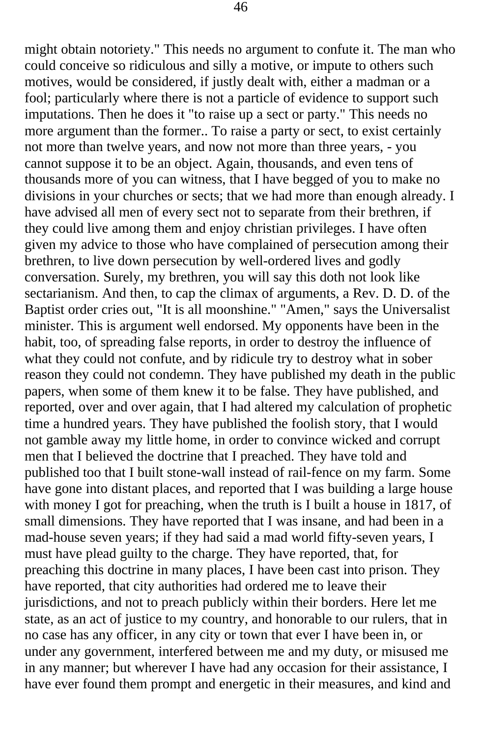might obtain notoriety." This needs no argument to confute it. The man who could conceive so ridiculous and silly a motive, or impute to others such motives, would be considered, if justly dealt with, either a madman or a fool; particularly where there is not a particle of evidence to support such imputations. Then he does it "to raise up a sect or party." This needs no more argument than the former.. To raise a party or sect, to exist certainly not more than twelve years, and now not more than three years, - you cannot suppose it to be an object. Again, thousands, and even tens of thousands more of you can witness, that I have begged of you to make no divisions in your churches or sects; that we had more than enough already. I have advised all men of every sect not to separate from their brethren, if they could live among them and enjoy christian privileges. I have often given my advice to those who have complained of persecution among their brethren, to live down persecution by well-ordered lives and godly conversation. Surely, my brethren, you will say this doth not look like sectarianism. And then, to cap the climax of arguments, a Rev. D. D. of the Baptist order cries out, "It is all moonshine." "Amen," says the Universalist minister. This is argument well endorsed. My opponents have been in the habit, too, of spreading false reports, in order to destroy the influence of what they could not confute, and by ridicule try to destroy what in sober reason they could not condemn. They have published my death in the public papers, when some of them knew it to be false. They have published, and reported, over and over again, that I had altered my calculation of prophetic time a hundred years. They have published the foolish story, that I would not gamble away my little home, in order to convince wicked and corrupt men that I believed the doctrine that I preached. They have told and published too that I built stone-wall instead of rail-fence on my farm. Some have gone into distant places, and reported that I was building a large house with money I got for preaching, when the truth is I built a house in 1817, of small dimensions. They have reported that I was insane, and had been in a mad-house seven years; if they had said a mad world fifty-seven years, I must have plead guilty to the charge. They have reported, that, for preaching this doctrine in many places, I have been cast into prison. They have reported, that city authorities had ordered me to leave their jurisdictions, and not to preach publicly within their borders. Here let me state, as an act of justice to my country, and honorable to our rulers, that in no case has any officer, in any city or town that ever I have been in, or under any government, interfered between me and my duty, or misused me in any manner; but wherever I have had any occasion for their assistance, I have ever found them prompt and energetic in their measures, and kind and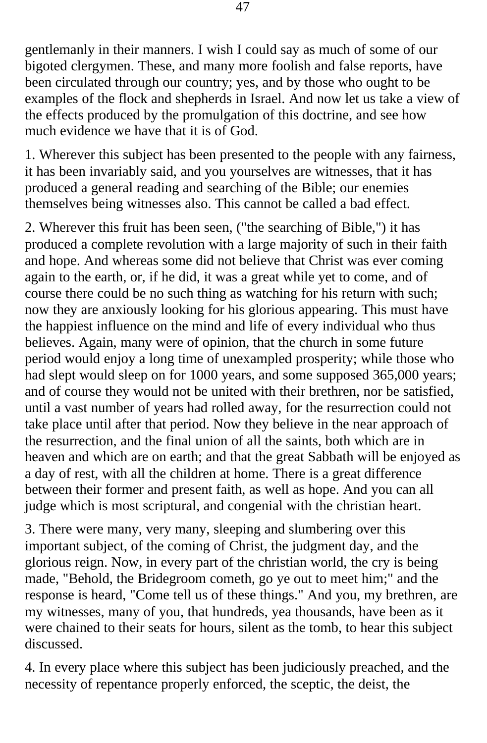gentlemanly in their manners. I wish I could say as much of some of our bigoted clergymen. These, and many more foolish and false reports, have been circulated through our country; yes, and by those who ought to be examples of the flock and shepherds in Israel. And now let us take a view of the effects produced by the promulgation of this doctrine, and see how much evidence we have that it is of God.

1. Wherever this subject has been presented to the people with any fairness, it has been invariably said, and you yourselves are witnesses, that it has produced a general reading and searching of the Bible; our enemies themselves being witnesses also. This cannot be called a bad effect.

2. Wherever this fruit has been seen, ("the searching of Bible,") it has produced a complete revolution with a large majority of such in their faith and hope. And whereas some did not believe that Christ was ever coming again to the earth, or, if he did, it was a great while yet to come, and of course there could be no such thing as watching for his return with such; now they are anxiously looking for his glorious appearing. This must have the happiest influence on the mind and life of every individual who thus believes. Again, many were of opinion, that the church in some future period would enjoy a long time of unexampled prosperity; while those who had slept would sleep on for 1000 years, and some supposed 365,000 years; and of course they would not be united with their brethren, nor be satisfied, until a vast number of years had rolled away, for the resurrection could not take place until after that period. Now they believe in the near approach of the resurrection, and the final union of all the saints, both which are in heaven and which are on earth; and that the great Sabbath will be enjoyed as a day of rest, with all the children at home. There is a great difference between their former and present faith, as well as hope. And you can all judge which is most scriptural, and congenial with the christian heart.

3. There were many, very many, sleeping and slumbering over this important subject, of the coming of Christ, the judgment day, and the glorious reign. Now, in every part of the christian world, the cry is being made, "Behold, the Bridegroom cometh, go ye out to meet him;" and the response is heard, "Come tell us of these things." And you, my brethren, are my witnesses, many of you, that hundreds, yea thousands, have been as it were chained to their seats for hours, silent as the tomb, to hear this subject discussed.

4. In every place where this subject has been judiciously preached, and the necessity of repentance properly enforced, the sceptic, the deist, the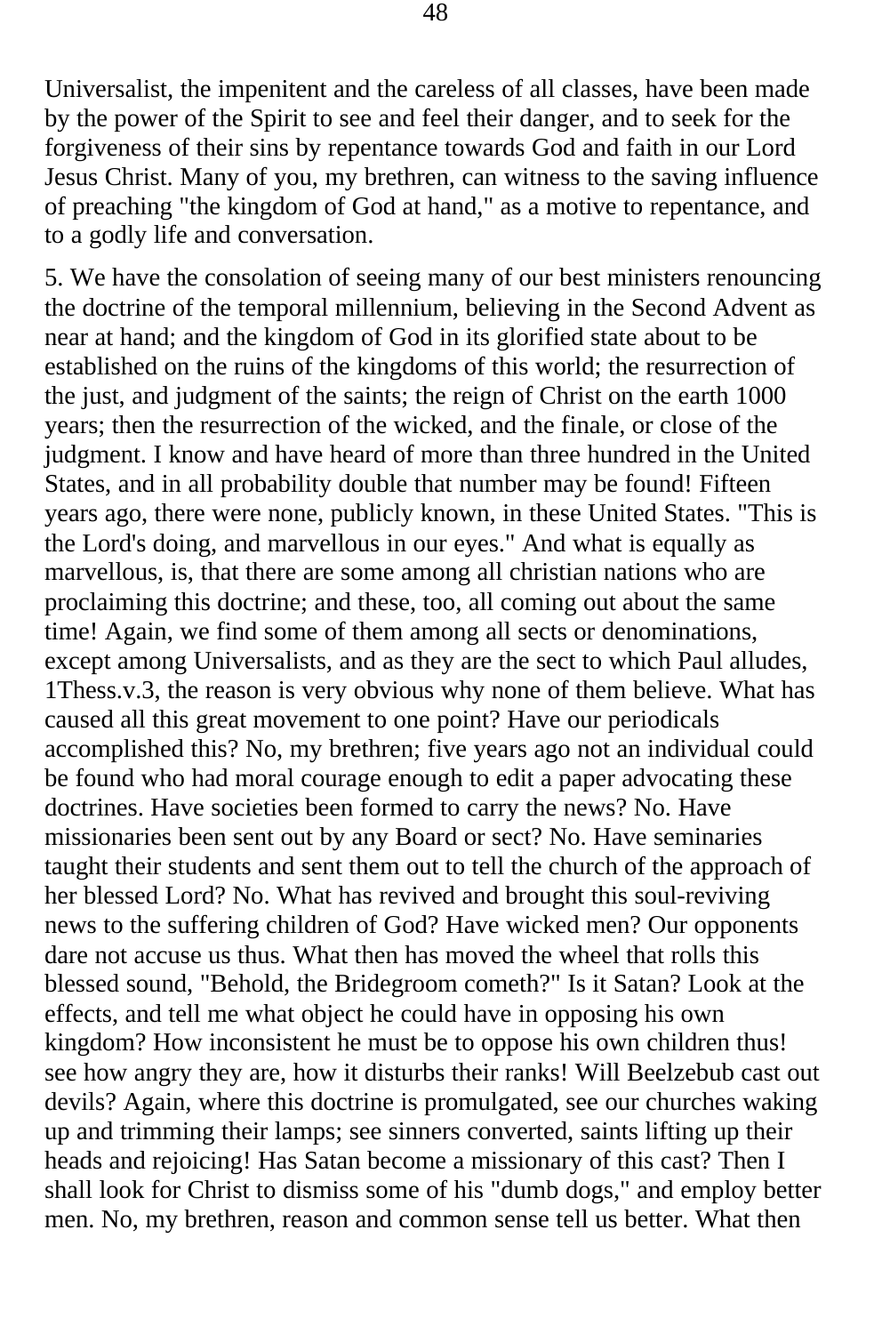Universalist, the impenitent and the careless of all classes, have been made by the power of the Spirit to see and feel their danger, and to seek for the forgiveness of their sins by repentance towards God and faith in our Lord Jesus Christ. Many of you, my brethren, can witness to the saving influence of preaching "the kingdom of God at hand," as a motive to repentance, and to a godly life and conversation.

5. We have the consolation of seeing many of our best ministers renouncing the doctrine of the temporal millennium, believing in the Second Advent as near at hand; and the kingdom of God in its glorified state about to be established on the ruins of the kingdoms of this world; the resurrection of the just, and judgment of the saints; the reign of Christ on the earth 1000 years; then the resurrection of the wicked, and the finale, or close of the judgment. I know and have heard of more than three hundred in the United States, and in all probability double that number may be found! Fifteen years ago, there were none, publicly known, in these United States. "This is the Lord's doing, and marvellous in our eyes." And what is equally as marvellous, is, that there are some among all christian nations who are proclaiming this doctrine; and these, too, all coming out about the same time! Again, we find some of them among all sects or denominations, except among Universalists, and as they are the sect to which Paul alludes, 1Thess.v.3, the reason is very obvious why none of them believe. What has caused all this great movement to one point? Have our periodicals accomplished this? No, my brethren; five years ago not an individual could be found who had moral courage enough to edit a paper advocating these doctrines. Have societies been formed to carry the news? No. Have missionaries been sent out by any Board or sect? No. Have seminaries taught their students and sent them out to tell the church of the approach of her blessed Lord? No. What has revived and brought this soul-reviving news to the suffering children of God? Have wicked men? Our opponents dare not accuse us thus. What then has moved the wheel that rolls this blessed sound, "Behold, the Bridegroom cometh?" Is it Satan? Look at the effects, and tell me what object he could have in opposing his own kingdom? How inconsistent he must be to oppose his own children thus! see how angry they are, how it disturbs their ranks! Will Beelzebub cast out devils? Again, where this doctrine is promulgated, see our churches waking up and trimming their lamps; see sinners converted, saints lifting up their heads and rejoicing! Has Satan become a missionary of this cast? Then I shall look for Christ to dismiss some of his "dumb dogs," and employ better men. No, my brethren, reason and common sense tell us better. What then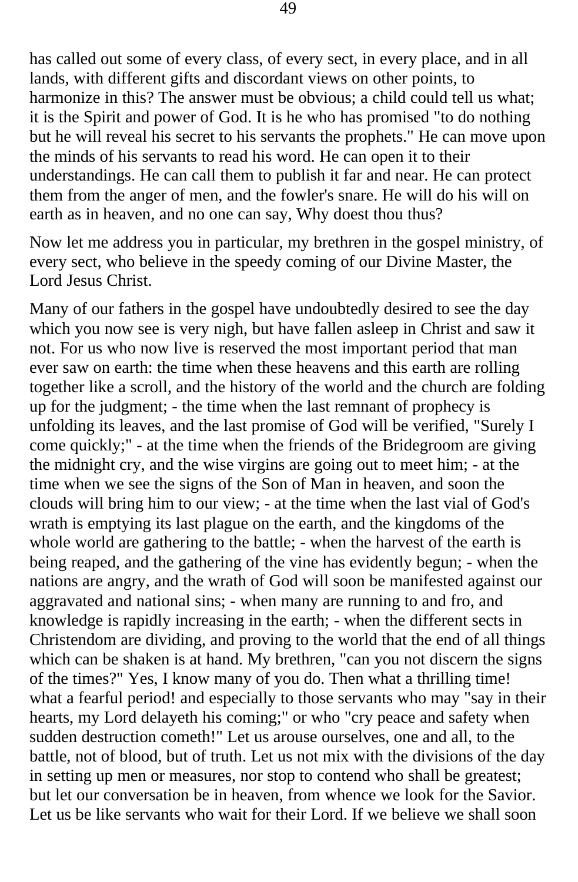has called out some of every class, of every sect, in every place, and in all lands, with different gifts and discordant views on other points, to harmonize in this? The answer must be obvious; a child could tell us what; it is the Spirit and power of God. It is he who has promised "to do nothing but he will reveal his secret to his servants the prophets." He can move upon the minds of his servants to read his word. He can open it to their understandings. He can call them to publish it far and near. He can protect them from the anger of men, and the fowler's snare. He will do his will on earth as in heaven, and no one can say, Why doest thou thus?

Now let me address you in particular, my brethren in the gospel ministry, of every sect, who believe in the speedy coming of our Divine Master, the Lord Jesus Christ.

Many of our fathers in the gospel have undoubtedly desired to see the day which you now see is very nigh, but have fallen asleep in Christ and saw it not. For us who now live is reserved the most important period that man ever saw on earth: the time when these heavens and this earth are rolling together like a scroll, and the history of the world and the church are folding up for the judgment; - the time when the last remnant of prophecy is unfolding its leaves, and the last promise of God will be verified, "Surely I come quickly;" - at the time when the friends of the Bridegroom are giving the midnight cry, and the wise virgins are going out to meet him; - at the time when we see the signs of the Son of Man in heaven, and soon the clouds will bring him to our view; - at the time when the last vial of God's wrath is emptying its last plague on the earth, and the kingdoms of the whole world are gathering to the battle; - when the harvest of the earth is being reaped, and the gathering of the vine has evidently begun; - when the nations are angry, and the wrath of God will soon be manifested against our aggravated and national sins; - when many are running to and fro, and knowledge is rapidly increasing in the earth; - when the different sects in Christendom are dividing, and proving to the world that the end of all things which can be shaken is at hand. My brethren, "can you not discern the signs of the times?" Yes, I know many of you do. Then what a thrilling time! what a fearful period! and especially to those servants who may "say in their hearts, my Lord delayeth his coming;" or who "cry peace and safety when sudden destruction cometh!" Let us arouse ourselves, one and all, to the battle, not of blood, but of truth. Let us not mix with the divisions of the day in setting up men or measures, nor stop to contend who shall be greatest; but let our conversation be in heaven, from whence we look for the Savior. Let us be like servants who wait for their Lord. If we believe we shall soon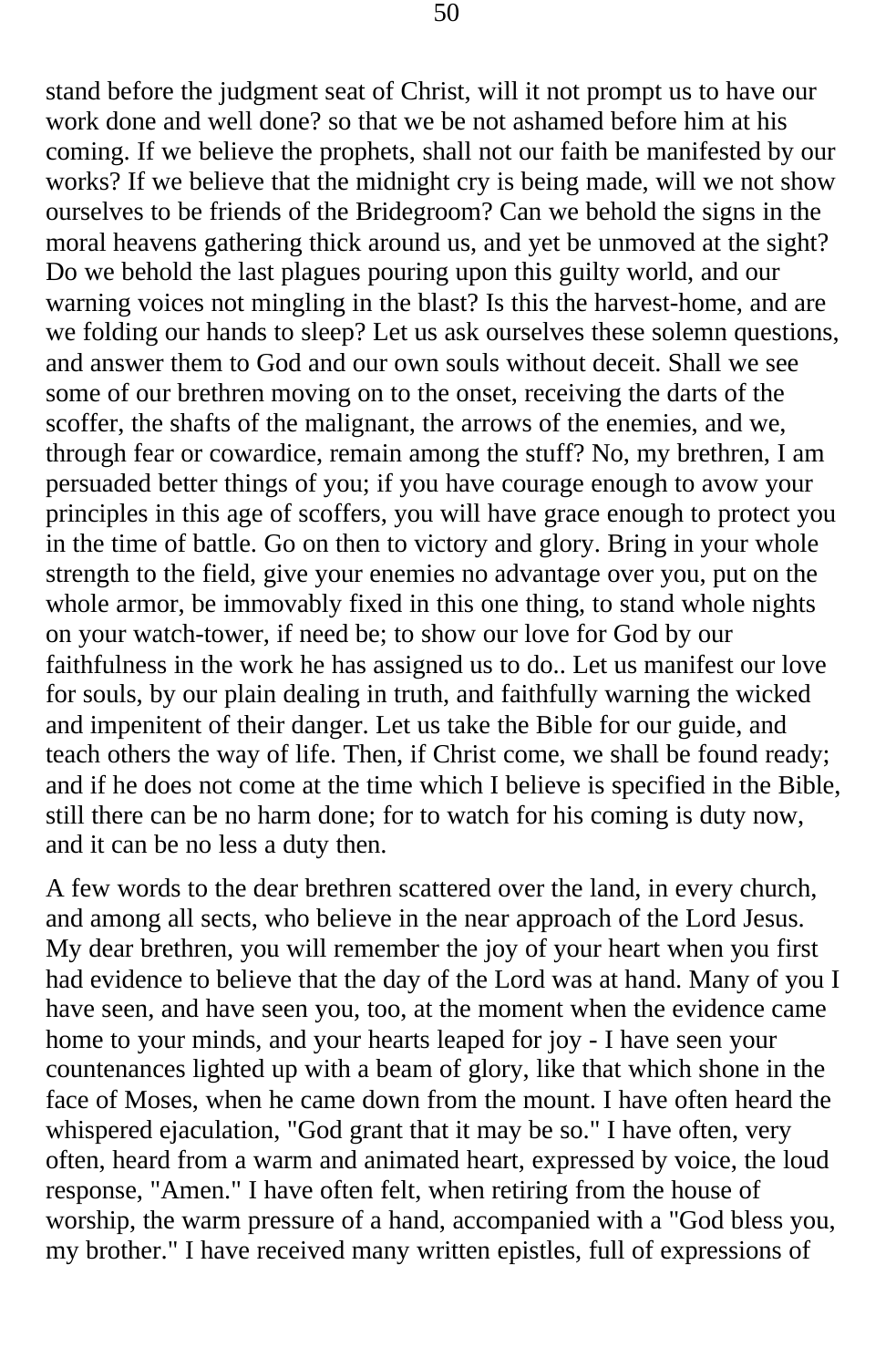stand before the judgment seat of Christ, will it not prompt us to have our work done and well done? so that we be not ashamed before him at his coming. If we believe the prophets, shall not our faith be manifested by our works? If we believe that the midnight cry is being made, will we not show ourselves to be friends of the Bridegroom? Can we behold the signs in the moral heavens gathering thick around us, and yet be unmoved at the sight? Do we behold the last plagues pouring upon this guilty world, and our warning voices not mingling in the blast? Is this the harvest-home, and are we folding our hands to sleep? Let us ask ourselves these solemn questions, and answer them to God and our own souls without deceit. Shall we see some of our brethren moving on to the onset, receiving the darts of the scoffer, the shafts of the malignant, the arrows of the enemies, and we, through fear or cowardice, remain among the stuff? No, my brethren, I am persuaded better things of you; if you have courage enough to avow your principles in this age of scoffers, you will have grace enough to protect you in the time of battle. Go on then to victory and glory. Bring in your whole strength to the field, give your enemies no advantage over you, put on the whole armor, be immovably fixed in this one thing, to stand whole nights on your watch-tower, if need be; to show our love for God by our faithfulness in the work he has assigned us to do.. Let us manifest our love for souls, by our plain dealing in truth, and faithfully warning the wicked and impenitent of their danger. Let us take the Bible for our guide, and teach others the way of life. Then, if Christ come, we shall be found ready; and if he does not come at the time which I believe is specified in the Bible, still there can be no harm done; for to watch for his coming is duty now, and it can be no less a duty then.

A few words to the dear brethren scattered over the land, in every church, and among all sects, who believe in the near approach of the Lord Jesus. My dear brethren, you will remember the joy of your heart when you first had evidence to believe that the day of the Lord was at hand. Many of you I have seen, and have seen you, too, at the moment when the evidence came home to your minds, and your hearts leaped for joy - I have seen your countenances lighted up with a beam of glory, like that which shone in the face of Moses, when he came down from the mount. I have often heard the whispered ejaculation, "God grant that it may be so." I have often, very often, heard from a warm and animated heart, expressed by voice, the loud response, "Amen." I have often felt, when retiring from the house of worship, the warm pressure of a hand, accompanied with a "God bless you, my brother." I have received many written epistles, full of expressions of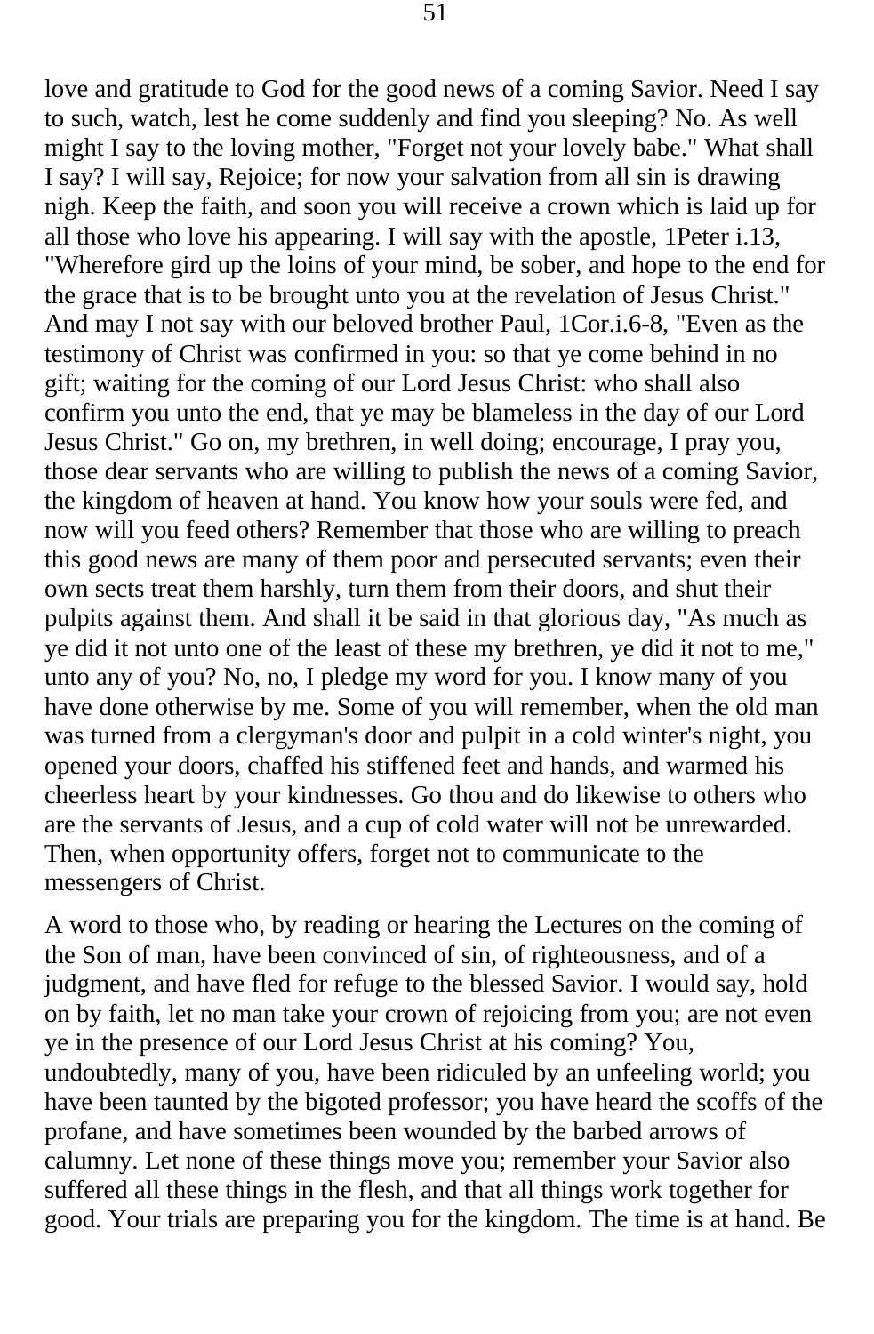love and gratitude to God for the good news of a coming Savior. Need I say to such, watch, lest he come suddenly and find you sleeping? No. As well might I say to the loving mother, "Forget not your lovely babe." What shall I say? I will say, Rejoice; for now your salvation from all sin is drawing nigh. Keep the faith, and soon you will receive a crown which is laid up for all those who love his appearing. I will say with the apostle, 1Peter i.13, "Wherefore gird up the loins of your mind, be sober, and hope to the end for the grace that is to be brought unto you at the revelation of Jesus Christ." And may I not say with our beloved brother Paul, 1Cor.i.6-8, "Even as the testimony of Christ was confirmed in you: so that ye come behind in no gift; waiting for the coming of our Lord Jesus Christ: who shall also confirm you unto the end, that ye may be blameless in the day of our Lord Jesus Christ." Go on, my brethren, in well doing; encourage, I pray you, those dear servants who are willing to publish the news of a coming Savior, the kingdom of heaven at hand. You know how your souls were fed, and now will you feed others? Remember that those who are willing to preach this good news are many of them poor and persecuted servants; even their own sects treat them harshly, turn them from their doors, and shut their pulpits against them. And shall it be said in that glorious day, "As much as ye did it not unto one of the least of these my brethren, ye did it not to me," unto any of you? No, no, I pledge my word for you. I know many of you have done otherwise by me. Some of you will remember, when the old man was turned from a clergyman's door and pulpit in a cold winter's night, you opened your doors, chaffed his stiffened feet and hands, and warmed his cheerless heart by your kindnesses. Go thou and do likewise to others who are the servants of Jesus, and a cup of cold water will not be unrewarded. Then, when opportunity offers, forget not to communicate to the messengers of Christ.

A word to those who, by reading or hearing the Lectures on the coming of the Son of man, have been convinced of sin, of righteousness, and of a judgment, and have fled for refuge to the blessed Savior. I would say, hold on by faith, let no man take your crown of rejoicing from you; are not even ye in the presence of our Lord Jesus Christ at his coming? You, undoubtedly, many of you, have been ridiculed by an unfeeling world; you have been taunted by the bigoted professor; you have heard the scoffs of the profane, and have sometimes been wounded by the barbed arrows of calumny. Let none of these things move you; remember your Savior also suffered all these things in the flesh, and that all things work together for good. Your trials are preparing you for the kingdom. The time is at hand. Be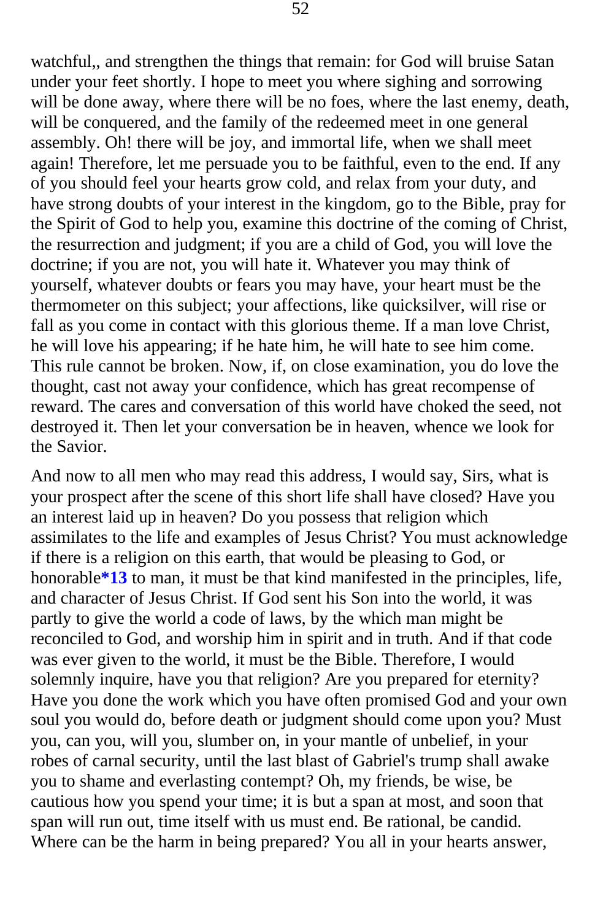watchful,, and strengthen the things that remain: for God will bruise Satan under your feet shortly. I hope to meet you where sighing and sorrowing will be done away, where there will be no foes, where the last enemy, death, will be conquered, and the family of the redeemed meet in one general assembly. Oh! there will be joy, and immortal life, when we shall meet again! Therefore, let me persuade you to be faithful, even to the end. If any of you should feel your hearts grow cold, and relax from your duty, and have strong doubts of your interest in the kingdom, go to the Bible, pray for the Spirit of God to help you, examine this doctrine of the coming of Christ, the resurrection and judgment; if you are a child of God, you will love the doctrine; if you are not, you will hate it. Whatever you may think of yourself, whatever doubts or fears you may have, your heart must be the thermometer on this subject; your affections, like quicksilver, will rise or fall as you come in contact with this glorious theme. If a man love Christ, he will love his appearing; if he hate him, he will hate to see him come. This rule cannot be broken. Now, if, on close examination, you do love the thought, cast not away your confidence, which has great recompense of reward. The cares and conversation of this world have choked the seed, not destroyed it. Then let your conversation be in heaven, whence we look for the Savior.

And now to all men who may read this address, I would say, Sirs, what is your prospect after the scene of this short life shall have closed? Have you an interest laid up in heaven? Do you possess that religion which assimilates to the life and examples of Jesus Christ? You must acknowledge if there is a religion on this earth, that would be pleasing to God, or honorable**\*13** to man, it must be that kind manifested in the principles, life, and character of Jesus Christ. If God sent his Son into the world, it was partly to give the world a code of laws, by the which man might be reconciled to God, and worship him in spirit and in truth. And if that code was ever given to the world, it must be the Bible. Therefore, I would solemnly inquire, have you that religion? Are you prepared for eternity? Have you done the work which you have often promised God and your own soul you would do, before death or judgment should come upon you? Must you, can you, will you, slumber on, in your mantle of unbelief, in your robes of carnal security, until the last blast of Gabriel's trump shall awake you to shame and everlasting contempt? Oh, my friends, be wise, be cautious how you spend your time; it is but a span at most, and soon that span will run out, time itself with us must end. Be rational, be candid. Where can be the harm in being prepared? You all in your hearts answer,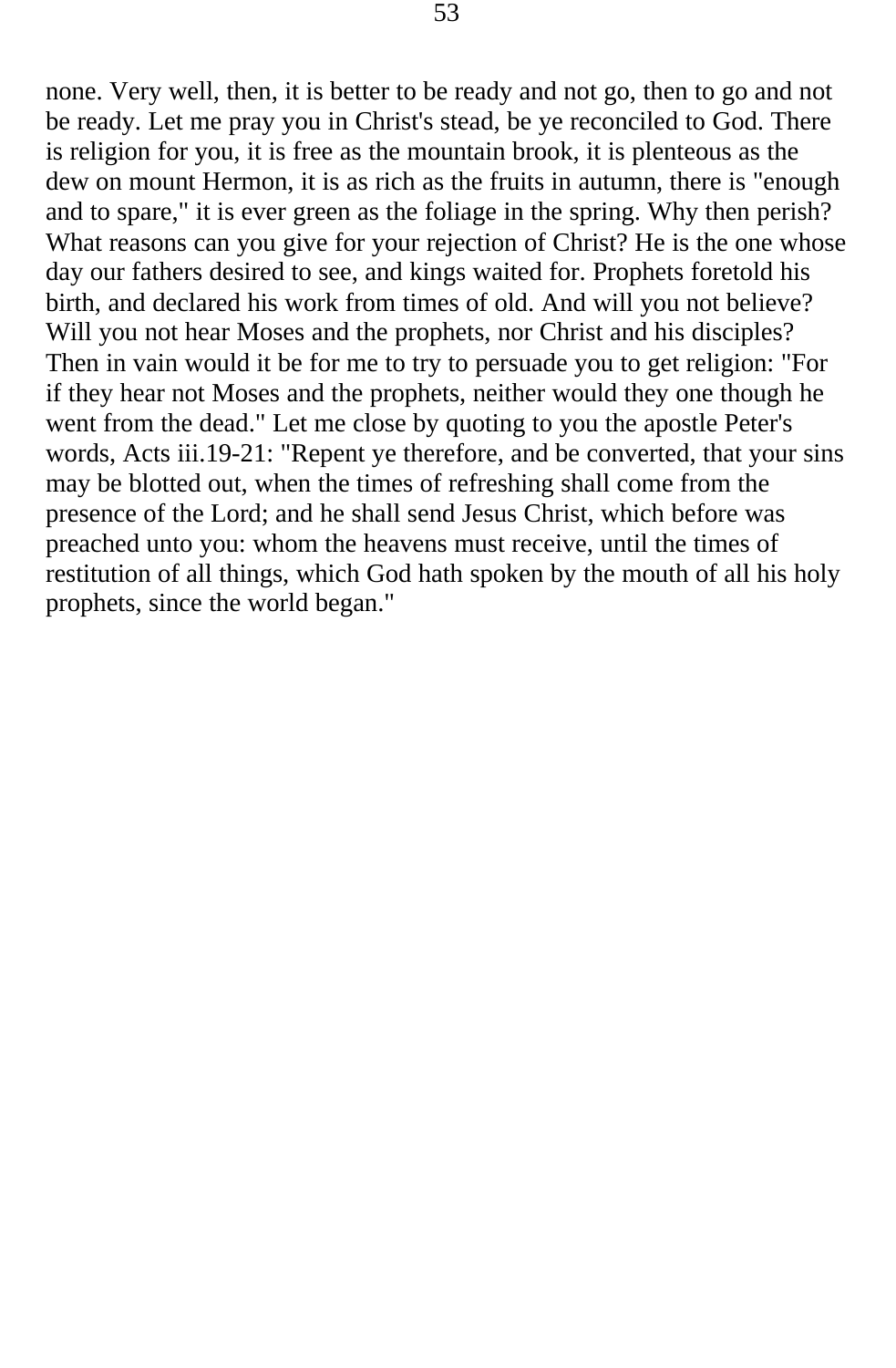none. Very well, then, it is better to be ready and not go, then to go and not be ready. Let me pray you in Christ's stead, be ye reconciled to God. There is religion for you, it is free as the mountain brook, it is plenteous as the dew on mount Hermon, it is as rich as the fruits in autumn, there is "enough and to spare," it is ever green as the foliage in the spring. Why then perish? What reasons can you give for your rejection of Christ? He is the one whose day our fathers desired to see, and kings waited for. Prophets foretold his birth, and declared his work from times of old. And will you not believe? Will you not hear Moses and the prophets, nor Christ and his disciples? Then in vain would it be for me to try to persuade you to get religion: "For if they hear not Moses and the prophets, neither would they one though he went from the dead." Let me close by quoting to you the apostle Peter's words, Acts iii.19-21: "Repent ye therefore, and be converted, that your sins may be blotted out, when the times of refreshing shall come from the presence of the Lord; and he shall send Jesus Christ, which before was preached unto you: whom the heavens must receive, until the times of restitution of all things, which God hath spoken by the mouth of all his holy prophets, since the world began."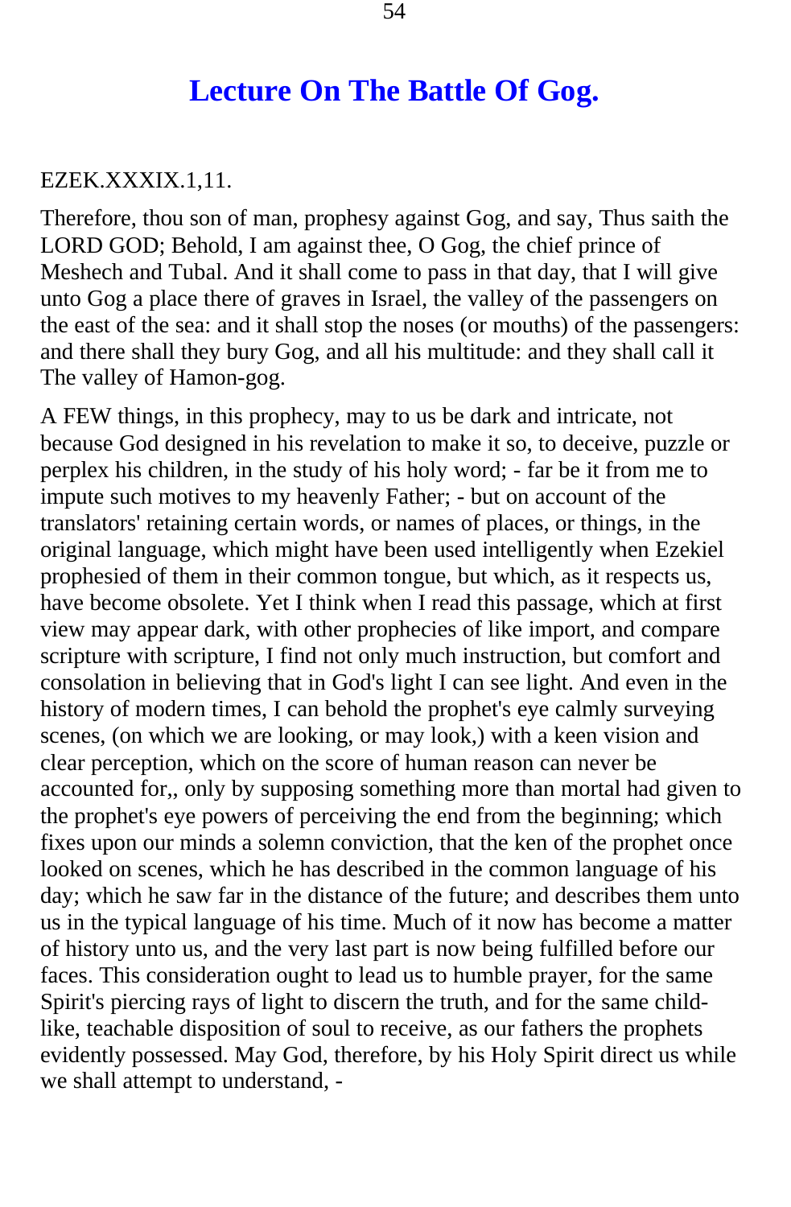# Lecture On The Battle Of Gog.

EZEK.XXXIX.1,11.

Therefore, thou son of man, prophesy against Gog, and say, Thus saith the LORD GOD; Behold, I am against thee, O Gog, the chief prince of Meshech and Tubal. And it shall come to pass in that day, that I will give unto Gog a place there of graves in Israel, the valley of the passengers on the east of the sea: and it shall stop the noses (or mouths) of the passengers: and there shall they bury Gog, and all his multitude: and they shall call it The valley of Hamon-gog.

A FEW things, in this prophecy, may to us be dark and intricate, not because God designed in his revelation to make it so, to deceive, puzzle or perplex his children, in the study of his holy word; - far be it from me to impute such motives to my heavenly Father; - but on account of the translators' retaining certain words, or names of places, or things, in the original language, which might have been used intelligently when Ezekiel prophesied of them in their common tongue, but which, as it respects us, have become obsolete. Yet I think when I read this passage, which at first view may appear dark, with other prophecies of like import, and compare scripture with scripture, I find not only much instruction, but comfort and consolation in believing that in God's light I can see light. And even in the history of modern times, I can behold the prophet's eye calmly surveying scenes, (on which we are looking, or may look,) with a keen vision and clear perception, which on the score of human reason can never be accounted for,, only by supposing something more than mortal had given to the prophet's eye powers of perceiving the end from the beginning; which fixes upon our minds a solemn conviction, that the ken of the prophet once looked on scenes, which he has described in the common language of his day; which he saw far in the distance of the future; and describes them unto us in the typical language of his time. Much of it now has become a matter of history unto us, and the very last part is now being fulfilled before our faces. This consideration ought to lead us to humble prayer, for the same Spirit's piercing rays of light to discern the truth, and for the same child-like, teachable disposition of soul to receive, as our fathers the prophets evidently possessed. May God, therefore, by his Holy Spirit direct us while we shall attempt to understand, -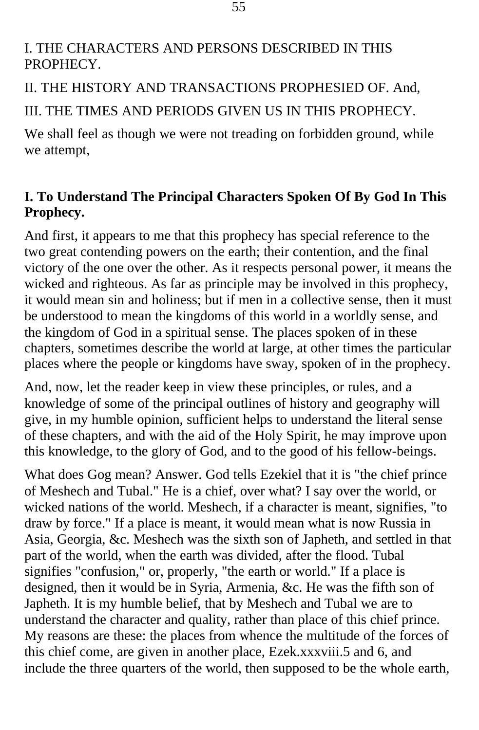I. THE CHARACTERS AND PERSONS DESCRIBED IN THIS PROPHECY.

II. THE HISTORY AND TRANSACTIONS PROPHESIED OF. And,

III. THE TIMES AND PERIODS GIVEN US IN THIS PROPHECY.

We shall feel as though we were not treading on forbidden ground, while we attempt,

### I. To Understand The Principal Characters Spoken Of By God In This Prophecy.

And first, it appears to me that this prophecy has special reference to the two great contending powers on the earth; their contention, and the final victory of the one over the other. As it respects personal power, it means the wicked and righteous. As far as principle may be involved in this prophecy, it would mean sin and holiness; but if men in a collective sense, then it must be understood to mean the kingdoms of this world in a worldly sense, and the kingdom of God in a spiritual sense. The places spoken of in these chapters, sometimes describe the world at large, at other times the particular places where the people or kingdoms have sway, spoken of in the prophecy.

And, now, let the reader keep in view these principles, or rules, and a knowledge of some of the principal outlines of history and geography will give, in my humble opinion, sufficient helps to understand the literal sense of these chapters, and with the aid of the Holy Spirit, he may improve upon this knowledge, to the glory of God, and to the good of his fellow-beings.

What does Gog mean? Answer. God tells Ezekiel that it is "the chief prince of Meshech and Tubal." He is a chief, over what? I say over the world, or wicked nations of the world. Meshech, if a character is meant, signifies, "to draw by force." If a place is meant, it would mean what is now Russia in Asia, Georgia, &c. Meshech was the sixth son of Japheth, and settled in that part of the world, when the earth was divided, after the flood. Tubal signifies "confusion," or, properly, "the earth or world." If a place is designed, then it would be in Syria, Armenia, &c. He was the fifth son of Japheth. It is my humble belief, that by Meshech and Tubal we are to understand the character and quality, rather than place of this chief prince. My reasons are these: the places from whence the multitude of the forces of this chief come, are given in another place, Ezek.xxxviii.5 and 6, and include the three quarters of the world, then supposed to be the whole earth,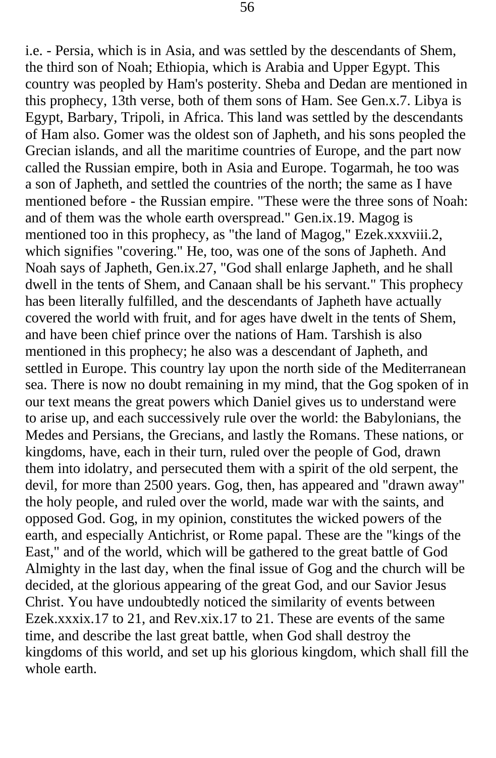i.e. - Persia, which is in Asia, and was settled by the descendants of Shem, the third son of Noah; Ethiopia, which is Arabia and Upper Egypt. This country was peopled by Ham's posterity. Sheba and Dedan are mentioned in this prophecy, 13th verse, both of them sons of Ham. See Gen.x.7. Libya is Egypt, Barbary, Tripoli, in Africa. This land was settled by the descendants of Ham also. Gomer was the oldest son of Japheth, and his sons peopled the Grecian islands, and all the maritime countries of Europe, and the part now called the Russian empire, both in Asia and Europe. Togarmah, he too was a son of Japheth, and settled the countries of the north; the same as I have mentioned before - the Russian empire. "These were the three sons of Noah: and of them was the whole earth overspread." Gen.ix.19. Magog is mentioned too in this prophecy, as "the land of Magog," Ezek.xxxviii.2, which signifies "covering." He, too, was one of the sons of Japheth. And Noah says of Japheth, Gen.ix.27, "God shall enlarge Japheth, and he shall dwell in the tents of Shem, and Canaan shall be his servant." This prophecy has been literally fulfilled, and the descendants of Japheth have actually covered the world with fruit, and for ages have dwelt in the tents of Shem, and have been chief prince over the nations of Ham. Tarshish is also mentioned in this prophecy; he also was a descendant of Japheth, and settled in Europe. This country lay upon the north side of the Mediterranean sea. There is now no doubt remaining in my mind, that the Gog spoken of in our text means the great powers which Daniel gives us to understand were to arise up, and each successively rule over the world: the Babylonians, the Medes and Persians, the Grecians, and lastly the Romans. These nations, or kingdoms, have, each in their turn, ruled over the people of God, drawn them into idolatry, and persecuted them with a spirit of the old serpent, the devil, for more than 2500 years. Gog, then, has appeared and "drawn away" the holy people, and ruled over the world, made war with the saints, and opposed God. Gog, in my opinion, constitutes the wicked powers of the earth, and especially Antichrist, or Rome papal. These are the "kings of the East," and of the world, which will be gathered to the great battle of God Almighty in the last day, when the final issue of Gog and the church will be decided, at the glorious appearing of the great God, and our Savior Jesus Christ. You have undoubtedly noticed the similarity of events between Ezek.xxxix.17 to 21, and Rev.xix.17 to 21. These are events of the same time, and describe the last great battle, when God shall destroy the kingdoms of this world, and set up his glorious kingdom, which shall fill the whole earth.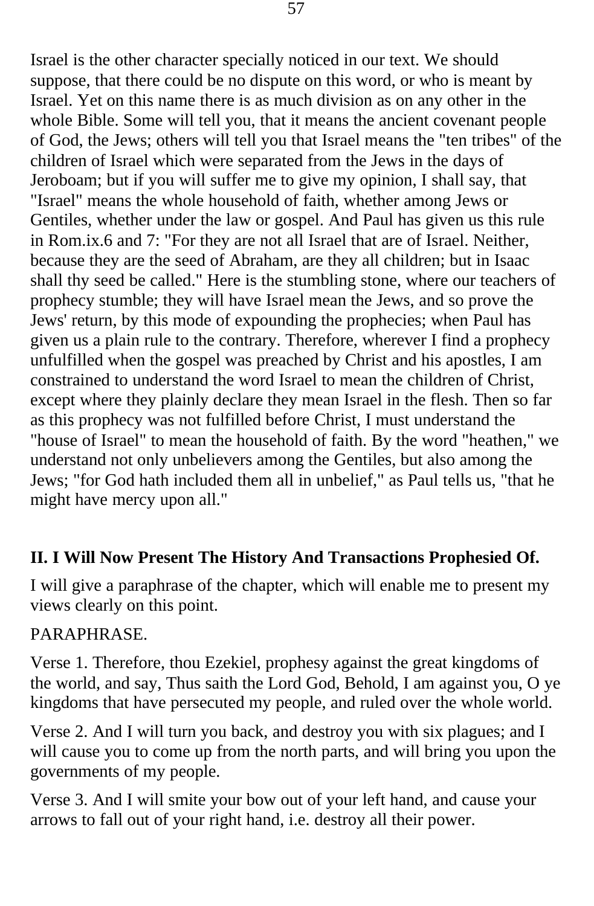Israel is the other character specially noticed in our text. We should suppose, that there could be no dispute on this word, or who is meant by Israel. Yet on this name there is as much division as on any other in the whole Bible. Some will tell you, that it means the ancient covenant people of God, the Jews; others will tell you that Israel means the "ten tribes" of the children of Israel which were separated from the Jews in the days of Jeroboam; but if you will suffer me to give my opinion, I shall say, that "Israel" means the whole household of faith, whether among Jews or Gentiles, whether under the law or gospel. And Paul has given us this rule in Rom.ix.6 and 7: "For they are not all Israel that are of Israel. Neither, because they are the seed of Abraham, are they all children; but in Isaac shall thy seed be called." Here is the stumbling stone, where our teachers of prophecy stumble; they will have Israel mean the Jews, and so prove the Jews' return, by this mode of expounding the prophecies; when Paul has given us a plain rule to the contrary. Therefore, wherever I find a prophecy unfulfilled when the gospel was preached by Christ and his apostles, I am constrained to understand the word Israel to mean the children of Christ, except where they plainly declare they mean Israel in the flesh. Then so far as this prophecy was not fulfilled before Christ, I must understand the "house of Israel" to mean the household of faith. By the word "heathen," we understand not only unbelievers among the Gentiles, but also among the Jews; "for God hath included them all in unbelief," as Paul tells us, "that he might have mercy upon all."

## II. I Will Now Present The History And Transactions Prophesied Of.

I will give a paraphrase of the chapter, which will enable me to present my views clearly on this point.

PARAPHRASE.

Verse 1. Therefore, thou Ezekiel, prophesy against the great kingdoms of the world, and say, Thus saith the Lord God, Behold, I am against you, O ye kingdoms that have persecuted my people, and ruled over the whole world.

Verse 2. And I will turn you back, and destroy you with six plagues; and I will cause you to come up from the north parts, and will bring you upon the governments of my people.

Verse 3. And I will smite your bow out of your left hand, and cause your arrows to fall out of your right hand, i.e. destroy all their power.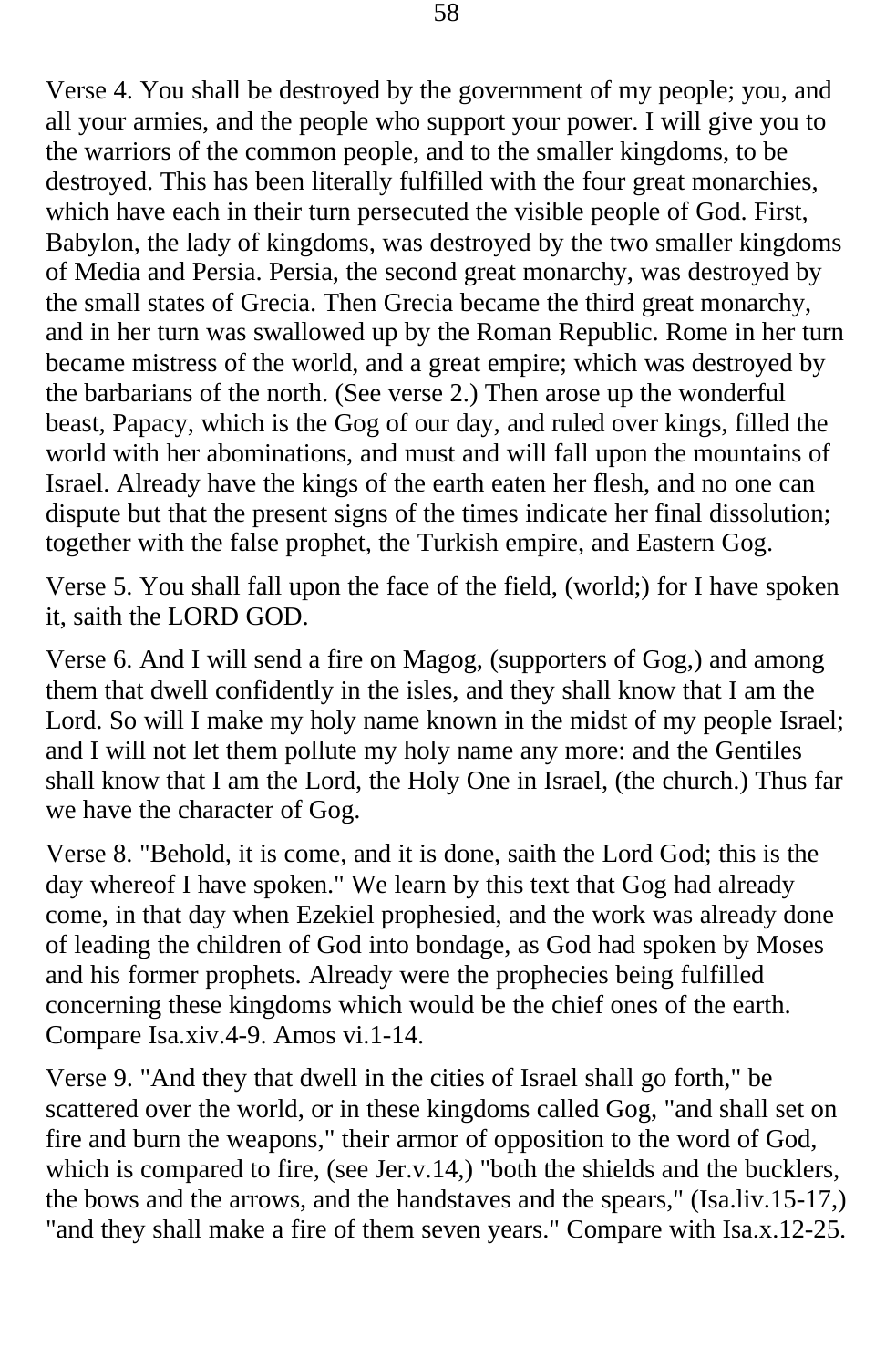Verse 4. You shall be destroyed by the government of my people; you, and all your armies, and the people who support your power. I will give you to the warriors of the common people, and to the smaller kingdoms, to be destroyed. This has been literally fulfilled with the four great monarchies, which have each in their turn persecuted the visible people of God. First, Babylon, the lady of kingdoms, was destroyed by the two smaller kingdoms of Media and Persia. Persia, the second great monarchy, was destroyed by the small states of Grecia. Then Grecia became the third great monarchy, and in her turn was swallowed up by the Roman Republic. Rome in her turn became mistress of the world, and a great empire; which was destroyed by the barbarians of the north. (See verse 2.) Then arose up the wonderful beast, Papacy, which is the Gog of our day, and ruled over kings, filled the world with her abominations, and must and will fall upon the mountains of Israel. Already have the kings of the earth eaten her flesh, and no one can dispute but that the present signs of the times indicate her final dissolution; together with the false prophet, the Turkish empire, and Eastern Gog.

Verse 5. You shall fall upon the face of the field, (world;) for I have spoken it, saith the LORD GOD.

Verse 6. And I will send a fire on Magog, (supporters of Gog,) and among them that dwell confidently in the isles, and they shall know that I am the Lord. So will I make my holy name known in the midst of my people Israel; and I will not let them pollute my holy name any more: and the Gentiles shall know that I am the Lord, the Holy One in Israel, (the church.) Thus far we have the character of Gog.

Verse 8. "Behold, it is come, and it is done, saith the Lord God; this is the day whereof I have spoken." We learn by this text that Gog had already come, in that day when Ezekiel prophesied, and the work was already done of leading the children of God into bondage, as God had spoken by Moses and his former prophets. Already were the prophecies being fulfilled concerning these kingdoms which would be the chief ones of the earth. Compare Isa.xiv.4-9. Amos vi.1-14.

Verse 9. "And they that dwell in the cities of Israel shall go forth," be scattered over the world, or in these kingdoms called Gog, "and shall set on fire and burn the weapons," their armor of opposition to the word of God, which is compared to fire, (see Jer.v.14,) "both the shields and the bucklers, the bows and the arrows, and the handstaves and the spears," (Isa.liv.15-17,) "and they shall make a fire of them seven years." Compare with Isa.x.12-25.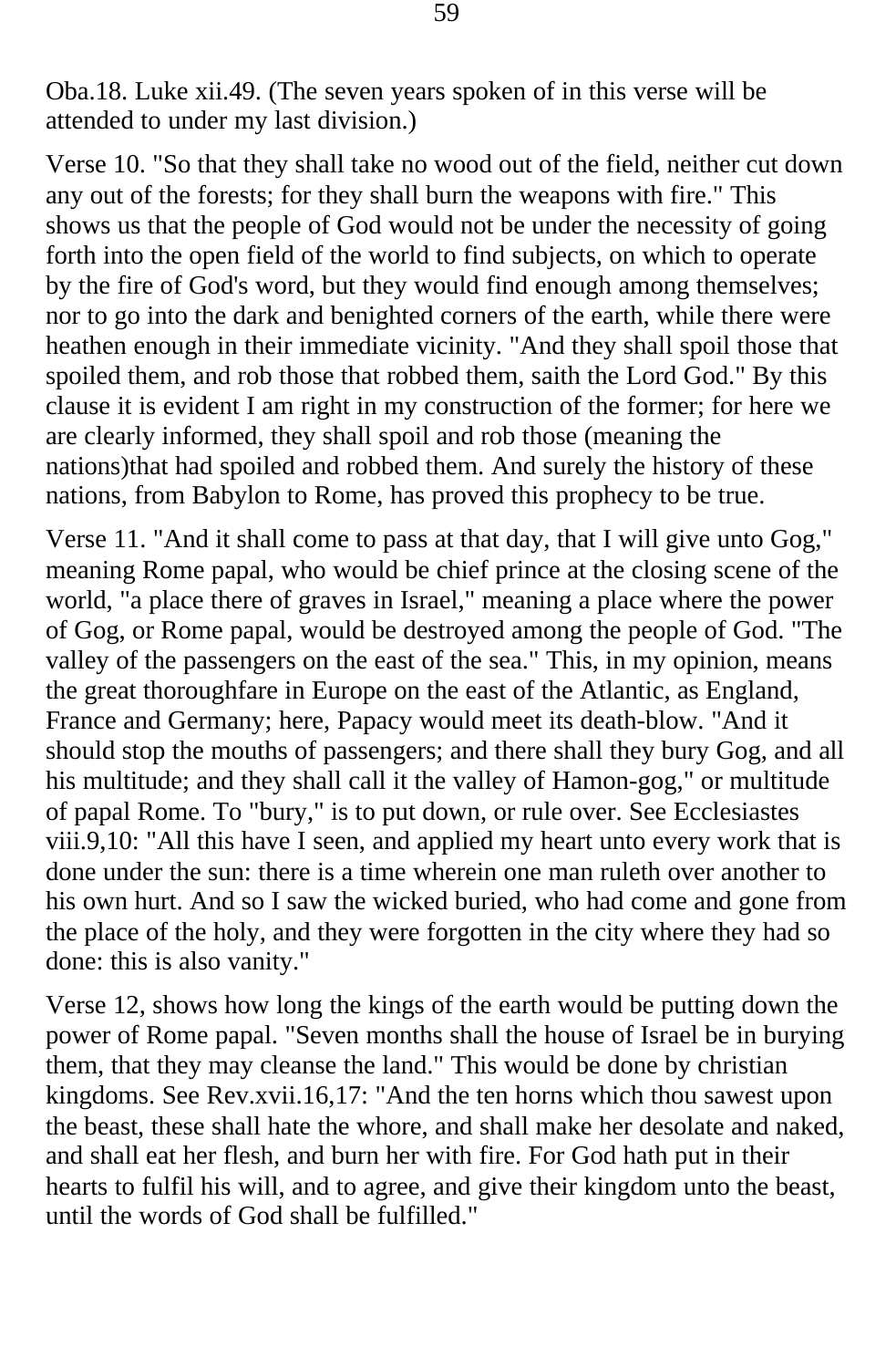Oba.18. Luke xii.49. (The seven years spoken of in this verse will be attended to under my last division.)

Verse 10. "So that they shall take no wood out of the field, neither cut down any out of the forests; for they shall burn the weapons with fire." This shows us that the people of God would not be under the necessity of going forth into the open field of the world to find subjects, on which to operate by the fire of God's word, but they would find enough among themselves; nor to go into the dark and benighted corners of the earth, while there were heathen enough in their immediate vicinity. "And they shall spoil those that spoiled them, and rob those that robbed them, saith the Lord God." By this clause it is evident I am right in my construction of the former; for here we are clearly informed, they shall spoil and rob those (meaning the nations)that had spoiled and robbed them. And surely the history of these nations, from Babylon to Rome, has proved this prophecy to be true.

Verse 11. "And it shall come to pass at that day, that I will give unto Gog," meaning Rome papal, who would be chief prince at the closing scene of the world, "a place there of graves in Israel," meaning a place where the power of Gog, or Rome papal, would be destroyed among the people of God. "The valley of the passengers on the east of the sea." This, in my opinion, means the great thoroughfare in Europe on the east of the Atlantic, as England, France and Germany; here, Papacy would meet its death-blow. "And it should stop the mouths of passengers; and there shall they bury Gog, and all his multitude; and they shall call it the valley of Hamon-gog," or multitude of papal Rome. To "bury," is to put down, or rule over. See Ecclesiastes viii.9,10: "All this have I seen, and applied my heart unto every work that is done under the sun: there is a time wherein one man ruleth over another to his own hurt. And so I saw the wicked buried, who had come and gone from the place of the holy, and they were forgotten in the city where they had so done: this is also vanity."

Verse 12, shows how long the kings of the earth would be putting down the power of Rome papal. "Seven months shall the house of Israel be in burying them, that they may cleanse the land." This would be done by christian kingdoms. See Rev.xvii.16,17: "And the ten horns which thou sawest upon the beast, these shall hate the whore, and shall make her desolate and naked, and shall eat her flesh, and burn her with fire. For God hath put in their hearts to fulfil his will, and to agree, and give their kingdom unto the beast, until the words of God shall be fulfilled."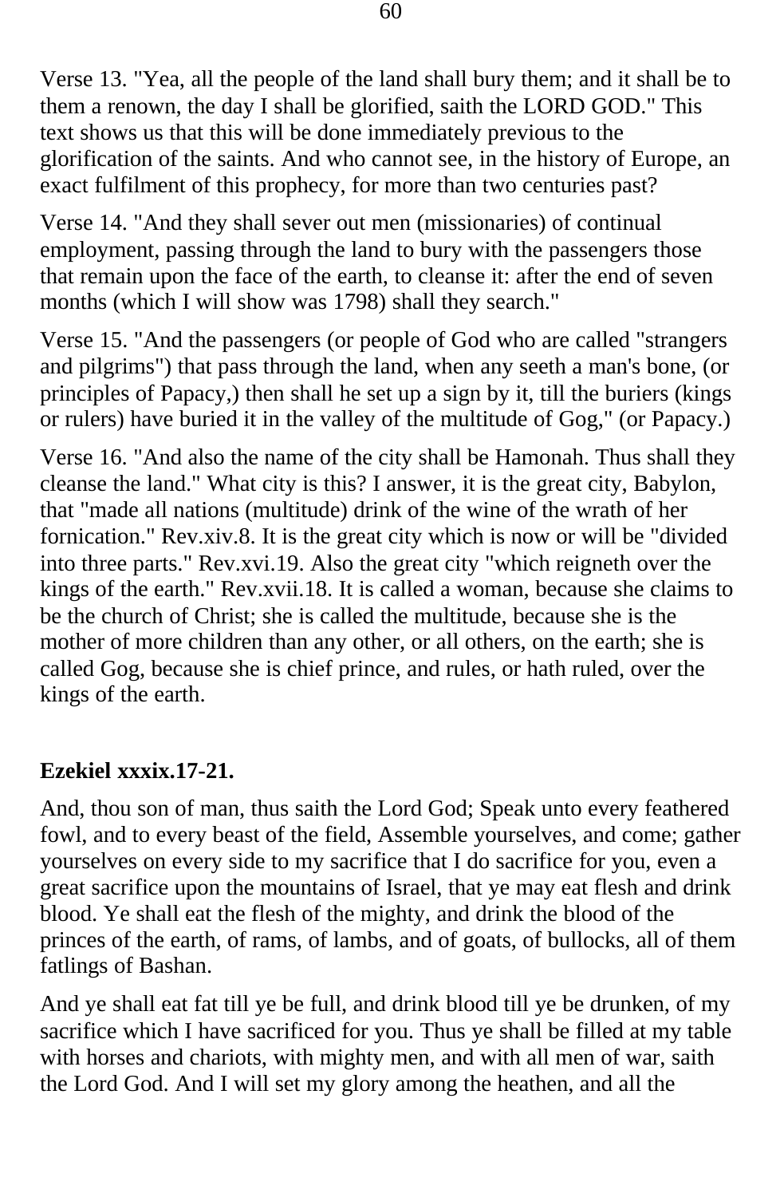Verse 13. "Yea, all the people of the land shall bury them; and it shall be to them a renown, the day I shall be glorified, saith the LORD GOD." This text shows us that this will be done immediately previous to the glorification of the saints. And who cannot see, in the history of Europe, an exact fulfilment of this prophecy, for more than two centuries past?

Verse 14. "And they shall sever out men (missionaries) of continual employment, passing through the land to bury with the passengers those that remain upon the face of the earth, to cleanse it: after the end of seven months (which I will show was 1798) shall they search."

Verse 15. "And the passengers (or people of God who are called "strangers and pilgrims") that pass through the land, when any seeth a man's bone, (or principles of Papacy,) then shall he set up a sign by it, till the buriers (kings or rulers) have buried it in the valley of the multitude of Gog," (or Papacy.)

Verse 16. "And also the name of the city shall be Hamonah. Thus shall they cleanse the land." What city is this? I answer, it is the great city, Babylon, that "made all nations (multitude) drink of the wine of the wrath of her fornication." Rev.xiv.8. It is the great city which is now or will be "divided into three parts." Rev.xvi.19. Also the great city "which reigneth over the kings of the earth." Rev.xvii.18. It is called a woman, because she claims to be the church of Christ; she is called the multitude, because she is the mother of more children than any other, or all others, on the earth; she is called Gog, because she is chief prince, and rules, or hath ruled, over the kings of the earth.

**Ezekiel xxxix.17-21.**

And, thou son of man, thus saith the Lord God; Speak unto every feathered fowl, and to every beast of the field, Assemble yourselves, and come; gather yourselves on every side to my sacrifice that I do sacrifice for you, even a great sacrifice upon the mountains of Israel, that ye may eat flesh and drink blood. Ye shall eat the flesh of the mighty, and drink the blood of the princes of the earth, of rams, of lambs, and of goats, of bullocks, all of them fatlings of Bashan.

And ye shall eat fat till ye be full, and drink blood till ye be drunken, of my sacrifice which I have sacrificed for you. Thus ye shall be filled at my table with horses and chariots, with mighty men, and with all men of war, saith the Lord God. And I will set my glory among the heathen, and all the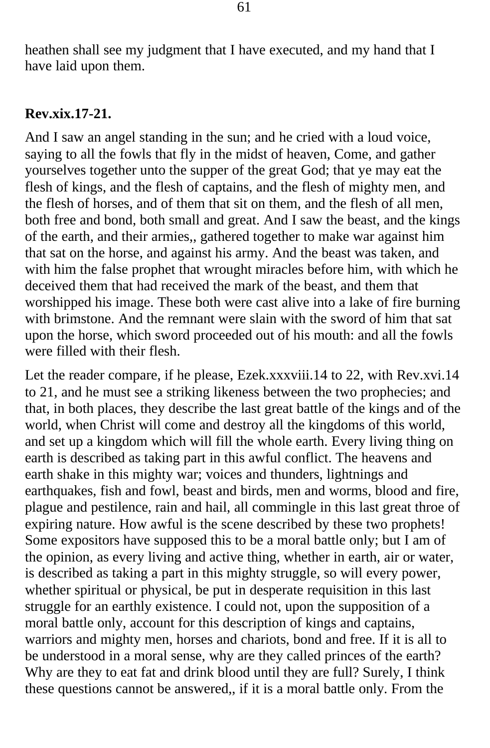heathen shall see my judgment that I have executed, and my hand that I have laid upon them.

**Rev.xix.17-21.**

And I saw an angel standing in the sun; and he cried with a loud voice, saying to all the fowls that fly in the midst of heaven, Come, and gather yourselves together unto the supper of the great God; that ye may eat the flesh of kings, and the flesh of captains, and the flesh of mighty men, and the flesh of horses, and of them that sit on them, and the flesh of all men, both free and bond, both small and great. And I saw the beast, and the kings of the earth, and their armies,, gathered together to make war against him that sat on the horse, and against his army. And the beast was taken, and with him the false prophet that wrought miracles before him, with which he deceived them that had received the mark of the beast, and them that worshipped his image. These both were cast alive into a lake of fire burning with brimstone. And the remnant were slain with the sword of him that sat upon the horse, which sword proceeded out of his mouth: and all the fowls were filled with their flesh.

Let the reader compare, if he please, Ezek.xxxviii.14 to 22, with Rev.xvi.14 to 21, and he must see a striking likeness between the two prophecies; and that, in both places, they describe the last great battle of the kings and of the world, when Christ will come and destroy all the kingdoms of this world, and set up a kingdom which will fill the whole earth. Every living thing on earth is described as taking part in this awful conflict. The heavens and earth shake in this mighty war; voices and thunders, lightnings and earthquakes, fish and fowl, beast and birds, men and worms, blood and fire, plague and pestilence, rain and hail, all commingle in this last great throe of expiring nature. How awful is the scene described by these two prophets! Some expositors have supposed this to be a moral battle only; but I am of the opinion, as every living and active thing, whether in earth, air or water, is described as taking a part in this mighty struggle, so will every power, whether spiritual or physical, be put in desperate requisition in this last struggle for an earthly existence. I could not, upon the supposition of a moral battle only, account for this description of kings and captains, warriors and mighty men, horses and chariots, bond and free. If it is all to be understood in a moral sense, why are they called princes of the earth? Why are they to eat fat and drink blood until they are full? Surely, I think these questions cannot be answered,, if it is a moral battle only. From the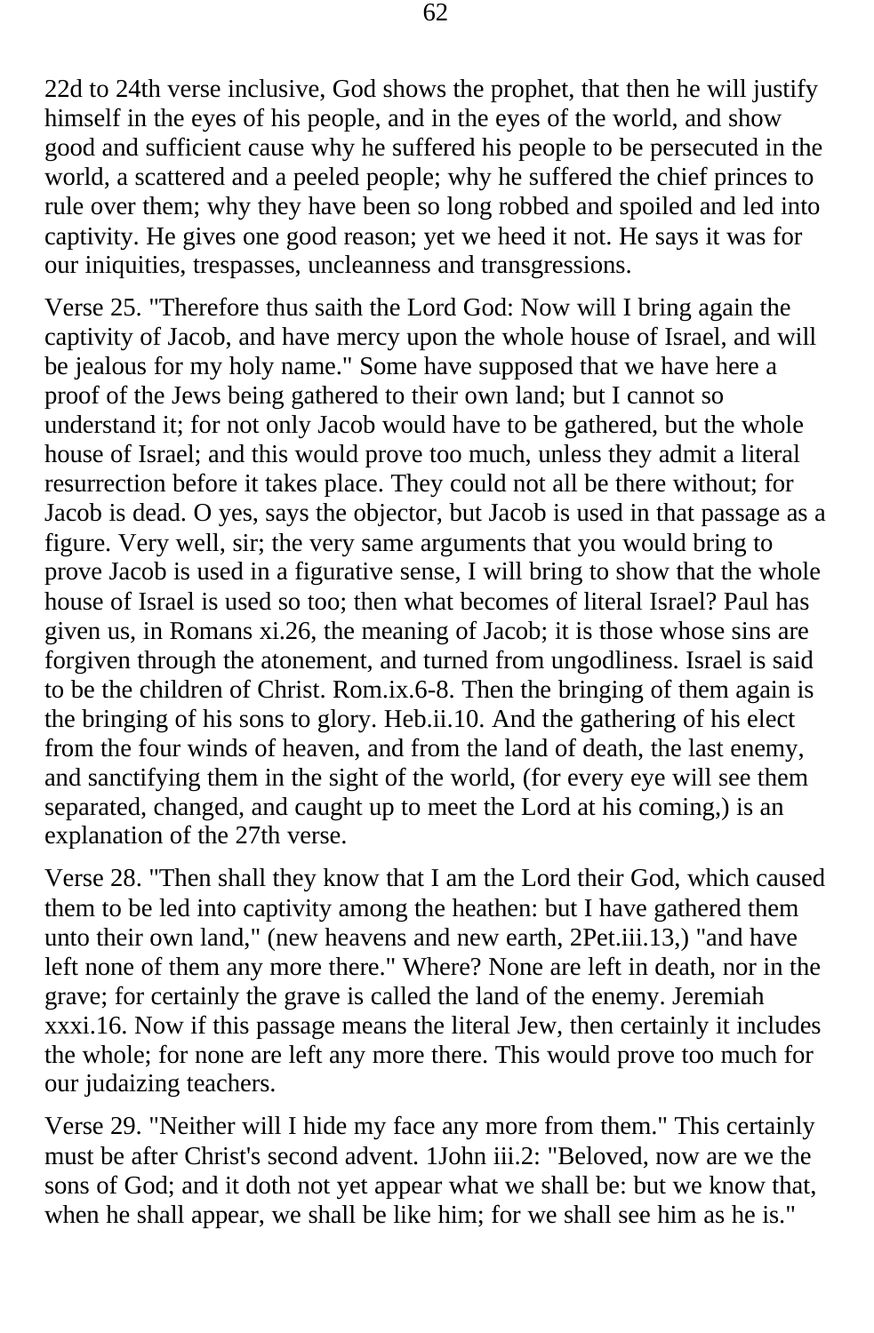22d to 24th verse inclusive, God shows the prophet, that then he will justify himself in the eyes of his people, and in the eyes of the world, and show good and sufficient cause why he suffered his people to be persecuted in the world, a scattered and a peeled people; why he suffered the chief princes to rule over them; why they have been so long robbed and spoiled and led into captivity. He gives one good reason; yet we heed it not. He says it was for our iniquities, trespasses, uncleanness and transgressions.

Verse 25. "Therefore thus saith the Lord God: Now will I bring again the captivity of Jacob, and have mercy upon the whole house of Israel, and will be jealous for my holy name." Some have supposed that we have here a proof of the Jews being gathered to their own land; but I cannot so understand it; for not only Jacob would have to be gathered, but the whole house of Israel; and this would prove too much, unless they admit a literal resurrection before it takes place. They could not all be there without; for Jacob is dead. O yes, says the objector, but Jacob is used in that passage as a figure. Very well, sir; the very same arguments that you would bring to prove Jacob is used in a figurative sense, I will bring to show that the whole house of Israel is used so too; then what becomes of literal Israel? Paul has given us, in Romans xi.26, the meaning of Jacob; it is those whose sins are forgiven through the atonement, and turned from ungodliness. Israel is said to be the children of Christ. Rom.ix.6-8. Then the bringing of them again is the bringing of his sons to glory. Heb.ii.10. And the gathering of his elect from the four winds of heaven, and from the land of death, the last enemy, and sanctifying them in the sight of the world, (for every eye will see them separated, changed, and caught up to meet the Lord at his coming,) is an explanation of the 27th verse.

Verse 28. "Then shall they know that I am the Lord their God, which caused them to be led into captivity among the heathen: but I have gathered them unto their own land," (new heavens and new earth, 2Pet.iii.13,) "and have left none of them any more there." Where? None are left in death, nor in the grave; for certainly the grave is called the land of the enemy. Jeremiah xxxi.16. Now if this passage means the literal Jew, then certainly it includes the whole; for none are left any more there. This would prove too much for our judaizing teachers.

Verse 29. "Neither will I hide my face any more from them." This certainly must be after Christ's second advent. 1John iii.2: "Beloved, now are we the sons of God; and it doth not yet appear what we shall be: but we know that, when he shall appear, we shall be like him; for we shall see him as he is."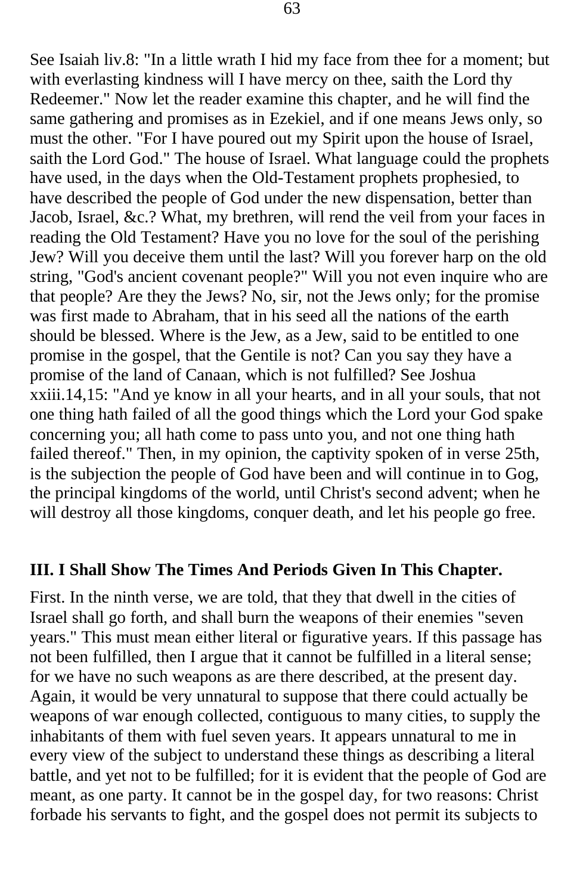See Isaiah liv.8: "In a little wrath I hid my face from thee for a moment; but with everlasting kindness will I have mercy on thee, saith the Lord thy Redeemer." Now let the reader examine this chapter, and he will find the same gathering and promises as in Ezekiel, and if one means Jews only, so must the other. "For I have poured out my Spirit upon the house of Israel, saith the Lord God." The house of Israel. What language could the prophets have used, in the days when the Old-Testament prophets prophesied, to have described the people of God under the new dispensation, better than Jacob, Israel, &c.? What, my brethren, will rend the veil from your faces in reading the Old Testament? Have you no love for the soul of the perishing Jew? Will you deceive them until the last? Will you forever harp on the old string, "God's ancient covenant people?" Will you not even inquire who are that people? Are they the Jews? No, sir, not the Jews only; for the promise was first made to Abraham, that in his seed all the nations of the earth should be blessed. Where is the Jew, as a Jew, said to be entitled to one promise in the gospel, that the Gentile is not? Can you say they have a promise of the land of Canaan, which is not fulfilled? See Joshua xxiii.14,15: "And ye know in all your hearts, and in all your souls, that not one thing hath failed of all the good things which the Lord your God spake concerning you; all hath come to pass unto you, and not one thing hath failed thereof." Then, in my opinion, the captivity spoken of in verse 25th, is the subjection the people of God have been and will continue in to Gog, the principal kingdoms of the world, until Christ's second advent; when he will destroy all those kingdoms, conquer death, and let his people go free.

### III. I Shall Show The Times And Periods Given In This Chapter.

First. In the ninth verse, we are told, that they that dwell in the cities of Israel shall go forth, and shall burn the weapons of their enemies "seven years." This must mean either literal or figurative years. If this passage has not been fulfilled, then I argue that it cannot be fulfilled in a literal sense; for we have no such weapons as are there described, at the present day. Again, it would be very unnatural to suppose that there could actually be weapons of war enough collected, contiguous to many cities, to supply the inhabitants of them with fuel seven years. It appears unnatural to me in every view of the subject to understand these things as describing a literal battle, and yet not to be fulfilled; for it is evident that the people of God are meant, as one party. It cannot be in the gospel day, for two reasons: Christ forbade his servants to fight, and the gospel does not permit its subjects to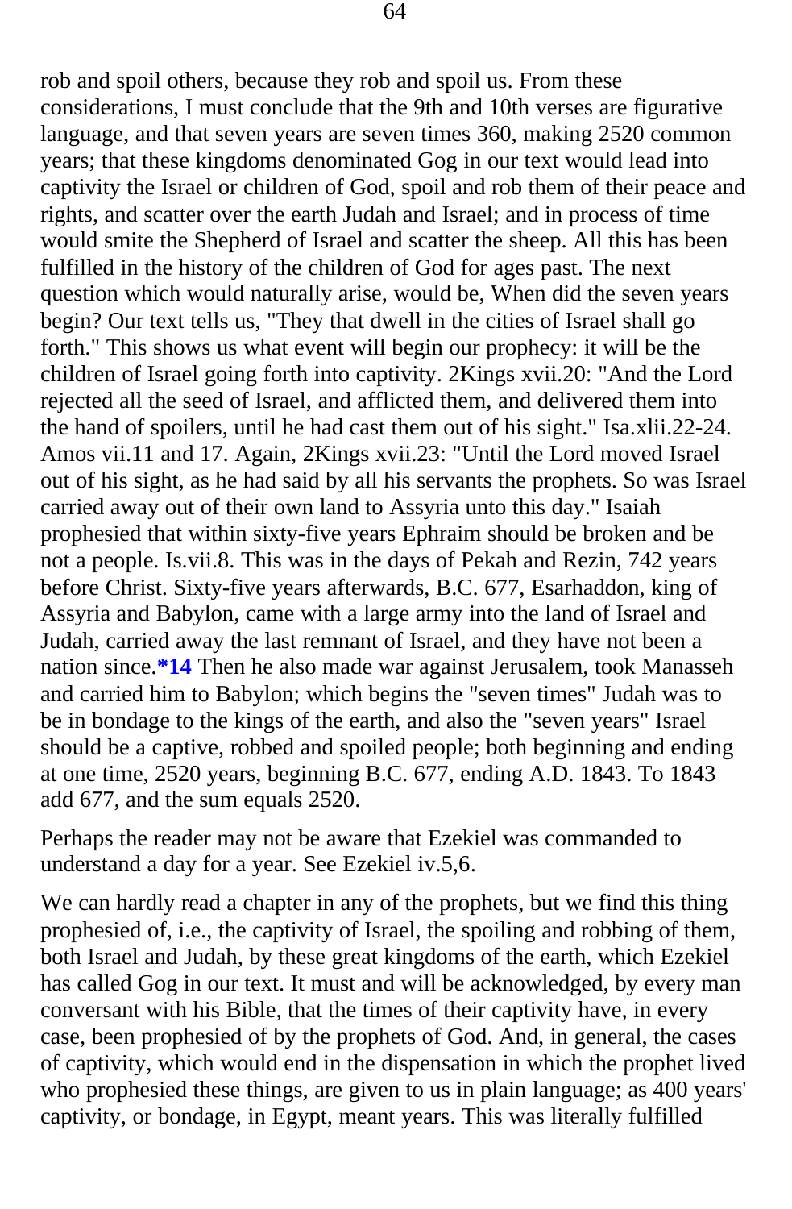rob and spoil others, because they rob and spoil us. From these considerations, I must conclude that the 9th and 10th verses are figurative language, and that seven years are seven times 360, making 2520 common years; that these kingdoms denominated Gog in our text would lead into captivity the Israel or children of God, spoil and rob them of their peace and rights, and scatter over the earth Judah and Israel; and in process of time would smite the Shepherd of Israel and scatter the sheep. All this has been fulfilled in the history of the children of God for ages past. The next question which would naturally arise, would be, When did the seven years begin? Our text tells us, "They that dwell in the cities of Israel shall go forth." This shows us what event will begin our prophecy: it will be the children of Israel going forth into captivity. 2Kings xvii.20: "And the Lord rejected all the seed of Israel, and afflicted them, and delivered them into the hand of spoilers, until he had cast them out of his sight." Isa.xlii.22-24. Amos vii.11 and 17. Again, 2Kings xvii.23: "Until the Lord moved Israel out of his sight, as he had said by all his servants the prophets. So was Israel carried away out of their own land to Assyria unto this day." Isaiah prophesied that within sixty-five years Ephraim should be broken and be not a people. Is.vii.8. This was in the days of Pekah and Rezin, 742 years before Christ. Sixty-five years afterwards, B.C. 677, Esarhaddon, king of Assyria and Babylon, came with a large army into the land of Israel and Judah, carried away the last remnant of Israel, and they have not been a nation since.**\*14** Then he also made war against Jerusalem, took Manasseh and carried him to Babylon; which begins the "seven times" Judah was to be in bondage to the kings of the earth, and also the "seven years" Israel should be a captive, robbed and spoiled people; both beginning and ending at one time, 2520 years, beginning B.C. 677, ending A.D. 1843. To 1843 add 677, and the sum equals 2520.

Perhaps the reader may not be aware that Ezekiel was commanded to understand a day for a year. See Ezekiel iv.5,6.

We can hardly read a chapter in any of the prophets, but we find this thing prophesied of, i.e., the captivity of Israel, the spoiling and robbing of them, both Israel and Judah, by these great kingdoms of the earth, which Ezekiel has called Gog in our text. It must and will be acknowledged, by every man conversant with his Bible, that the times of their captivity have, in every case, been prophesied of by the prophets of God. And, in general, the cases of captivity, which would end in the dispensation in which the prophet lived who prophesied these things, are given to us in plain language; as 400 years' captivity, or bondage, in Egypt, meant years. This was literally fulfilled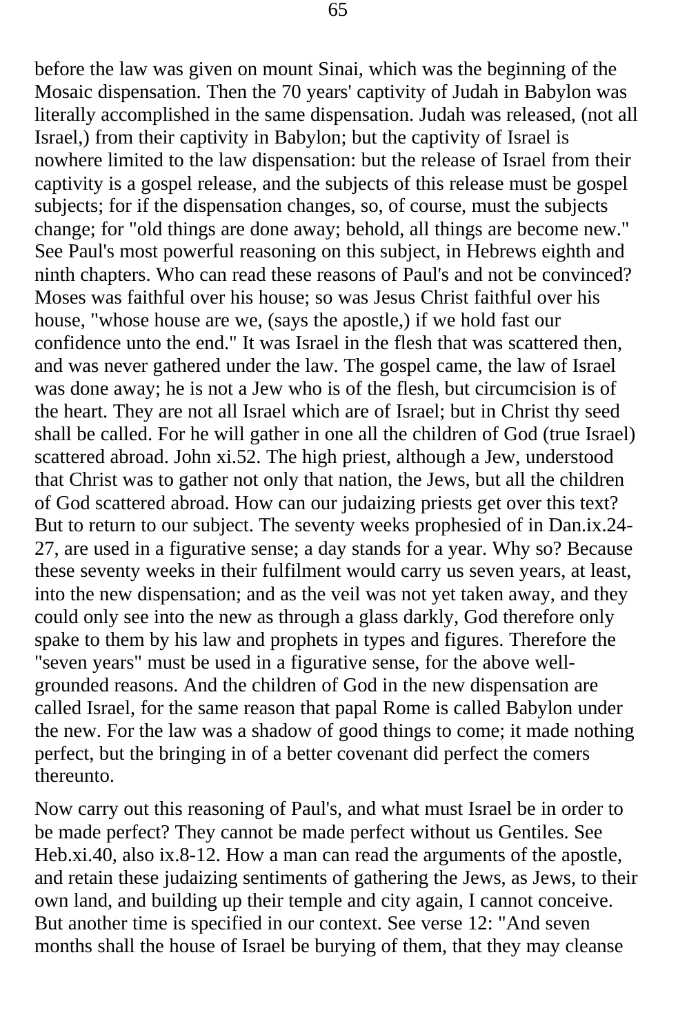before the law was given on mount Sinai, which was the beginning of the Mosaic dispensation. Then the 70 years' captivity of Judah in Babylon was literally accomplished in the same dispensation. Judah was released, (not all Israel,) from their captivity in Babylon; but the captivity of Israel is nowhere limited to the law dispensation: but the release of Israel from their captivity is a gospel release, and the subjects of this release must be gospel subjects; for if the dispensation changes, so, of course, must the subjects change; for "old things are done away; behold, all things are become new." See Paul's most powerful reasoning on this subject, in Hebrews eighth and ninth chapters. Who can read these reasons of Paul's and not be convinced? Moses was faithful over his house; so was Jesus Christ faithful over his house, "whose house are we, (says the apostle,) if we hold fast our confidence unto the end." It was Israel in the flesh that was scattered then, and was never gathered under the law. The gospel came, the law of Israel was done away; he is not a Jew who is of the flesh, but circumcision is of the heart. They are not all Israel which are of Israel; but in Christ thy seed shall be called. For he will gather in one all the children of God (true Israel) scattered abroad. John xi.52. The high priest, although a Jew, understood that Christ was to gather not only that nation, the Jews, but all the children of God scattered abroad. How can our judaizing priests get over this text? But to return to our subject. The seventy weeks prophesied of in Dan.ix.24-27, are used in a figurative sense; a day stands for a year. Why so? Because these seventy weeks in their fulfilment would carry us seven years, at least, into the new dispensation; and as the veil was not yet taken away, and they could only see into the new as through a glass darkly, God therefore only spake to them by his law and prophets in types and figures. Therefore the "seven years" must be used in a figurative sense, for the above well-grounded reasons. And the children of God in the new dispensation are called Israel, for the same reason that papal Rome is called Babylon under the new. For the law was a shadow of good things to come; it made nothing perfect, but the bringing in of a better covenant did perfect the comers thereunto.

Now carry out this reasoning of Paul's, and what must Israel be in order to be made perfect? They cannot be made perfect without us Gentiles. See Heb.xi.40, also ix.8-12. How a man can read the arguments of the apostle, and retain these judaizing sentiments of gathering the Jews, as Jews, to their own land, and building up their temple and city again, I cannot conceive. But another time is specified in our context. See verse 12: "And seven months shall the house of Israel be burying of them, that they may cleanse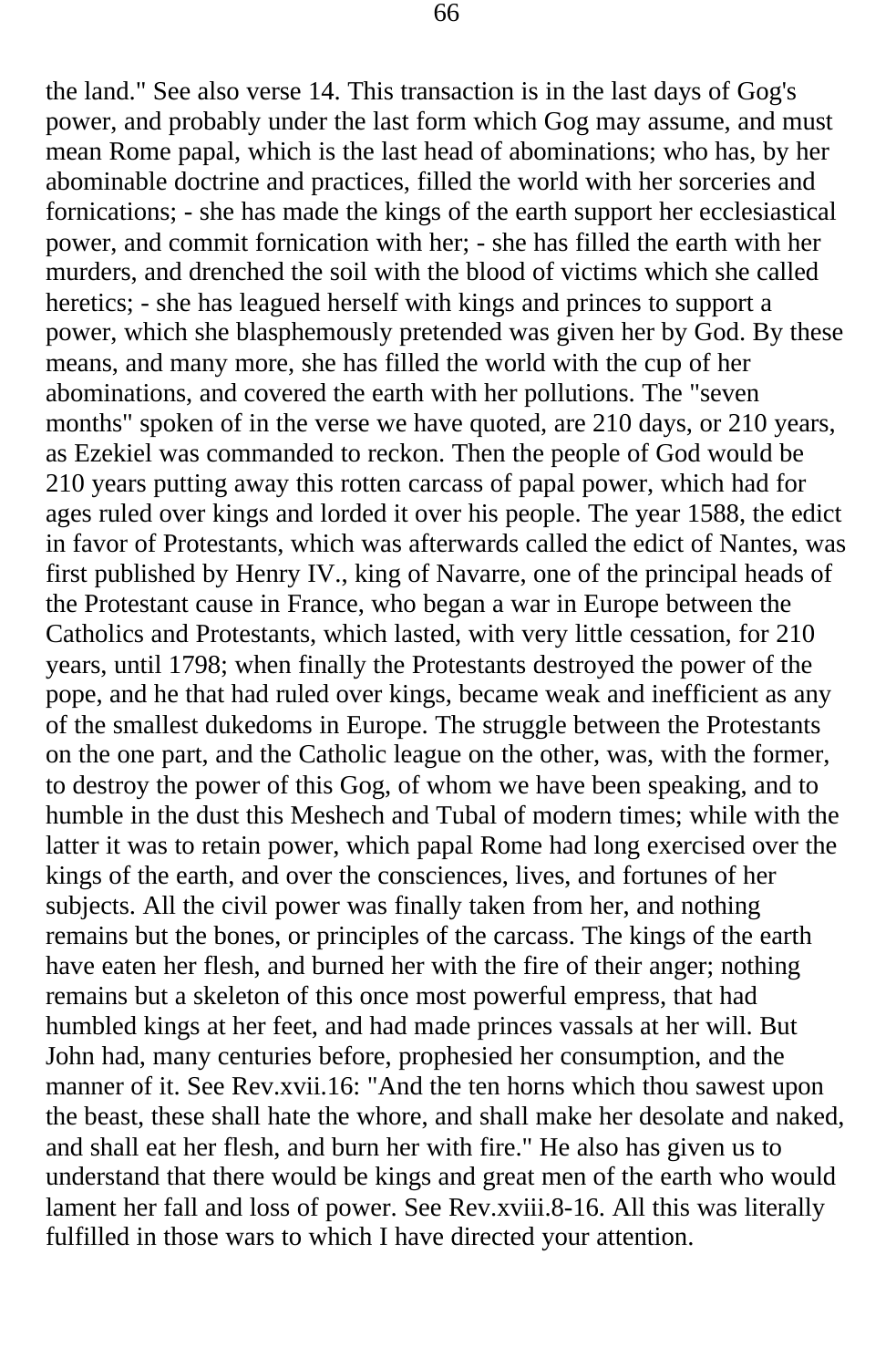the land." See also verse 14. This transaction is in the last days of Gog's power, and probably under the last form which Gog may assume, and must mean Rome papal, which is the last head of abominations; who has, by her abominable doctrine and practices, filled the world with her sorceries and fornications; - she has made the kings of the earth support her ecclesiastical power, and commit fornication with her; - she has filled the earth with her murders, and drenched the soil with the blood of victims which she called heretics; - she has leagued herself with kings and princes to support a power, which she blasphemously pretended was given her by God. By these means, and many more, she has filled the world with the cup of her abominations, and covered the earth with her pollutions. The "seven months" spoken of in the verse we have quoted, are 210 days, or 210 years, as Ezekiel was commanded to reckon. Then the people of God would be 210 years putting away this rotten carcass of papal power, which had for ages ruled over kings and lorded it over his people. The year 1588, the edict in favor of Protestants, which was afterwards called the edict of Nantes, was first published by Henry IV., king of Navarre, one of the principal heads of the Protestant cause in France, who began a war in Europe between the Catholics and Protestants, which lasted, with very little cessation, for 210 years, until 1798; when finally the Protestants destroyed the power of the pope, and he that had ruled over kings, became weak and inefficient as any of the smallest dukedoms in Europe. The struggle between the Protestants on the one part, and the Catholic league on the other, was, with the former, to destroy the power of this Gog, of whom we have been speaking, and to humble in the dust this Meshech and Tubal of modern times; while with the latter it was to retain power, which papal Rome had long exercised over the kings of the earth, and over the consciences, lives, and fortunes of her subjects. All the civil power was finally taken from her, and nothing remains but the bones, or principles of the carcass. The kings of the earth have eaten her flesh, and burned her with the fire of their anger; nothing remains but a skeleton of this once most powerful empress, that had humbled kings at her feet, and had made princes vassals at her will. But John had, many centuries before, prophesied her consumption, and the manner of it. See Rev.xvii.16: "And the ten horns which thou sawest upon the beast, these shall hate the whore, and shall make her desolate and naked, and shall eat her flesh, and burn her with fire." He also has given us to understand that there would be kings and great men of the earth who would lament her fall and loss of power. See Rev.xviii.8-16. All this was literally fulfilled in those wars to which I have directed your attention.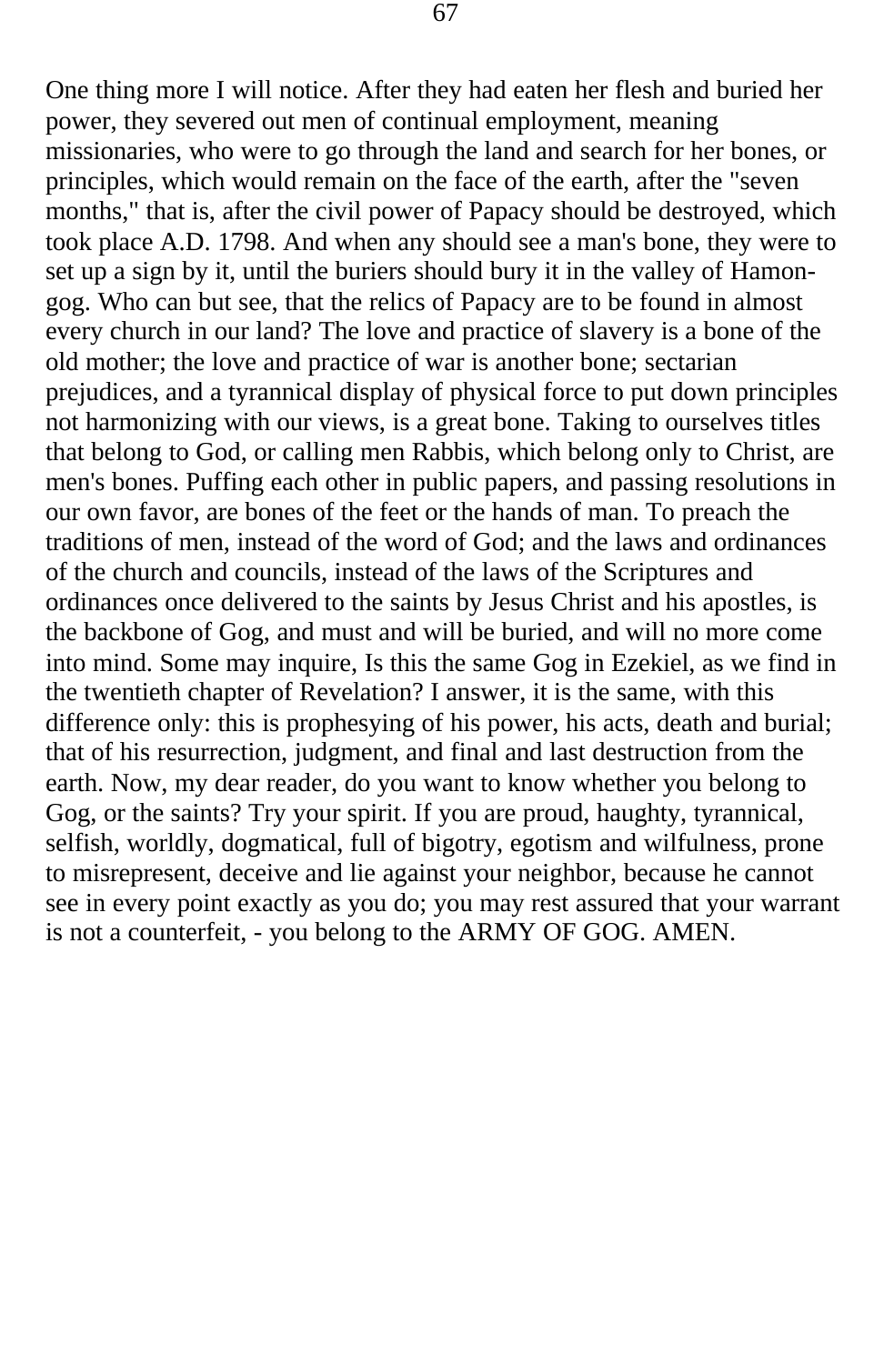One thing more I will notice. After they had eaten her flesh and buried her power, they severed out men of continual employment, meaning missionaries, who were to go through the land and search for her bones, or principles, which would remain on the face of the earth, after the "seven months," that is, after the civil power of Papacy should be destroyed, which took place A.D. 1798. And when any should see a man's bone, they were to set up a sign by it, until the buriers should bury it in the valley of Hamon-gog. Who can but see, that the relics of Papacy are to be found in almost every church in our land? The love and practice of slavery is a bone of the old mother; the love and practice of war is another bone; sectarian prejudices, and a tyrannical display of physical force to put down principles not harmonizing with our views, is a great bone. Taking to ourselves titles that belong to God, or calling men Rabbis, which belong only to Christ, are men's bones. Puffing each other in public papers, and passing resolutions in our own favor, are bones of the feet or the hands of man. To preach the traditions of men, instead of the word of God; and the laws and ordinances of the church and councils, instead of the laws of the Scriptures and ordinances once delivered to the saints by Jesus Christ and his apostles, is the backbone of Gog, and must and will be buried, and will no more come into mind. Some may inquire, Is this the same Gog in Ezekiel, as we find in the twentieth chapter of Revelation? I answer, it is the same, with this difference only: this is prophesying of his power, his acts, death and burial; that of his resurrection, judgment, and final and last destruction from the earth. Now, my dear reader, do you want to know whether you belong to Gog, or the saints? Try your spirit. If you are proud, haughty, tyrannical, selfish, worldly, dogmatical, full of bigotry, egotism and wilfulness, prone to misrepresent, deceive and lie against your neighbor, because he cannot see in every point exactly as you do; you may rest assured that your warrant is not a counterfeit, - you belong to the ARMY OF GOG. AMEN.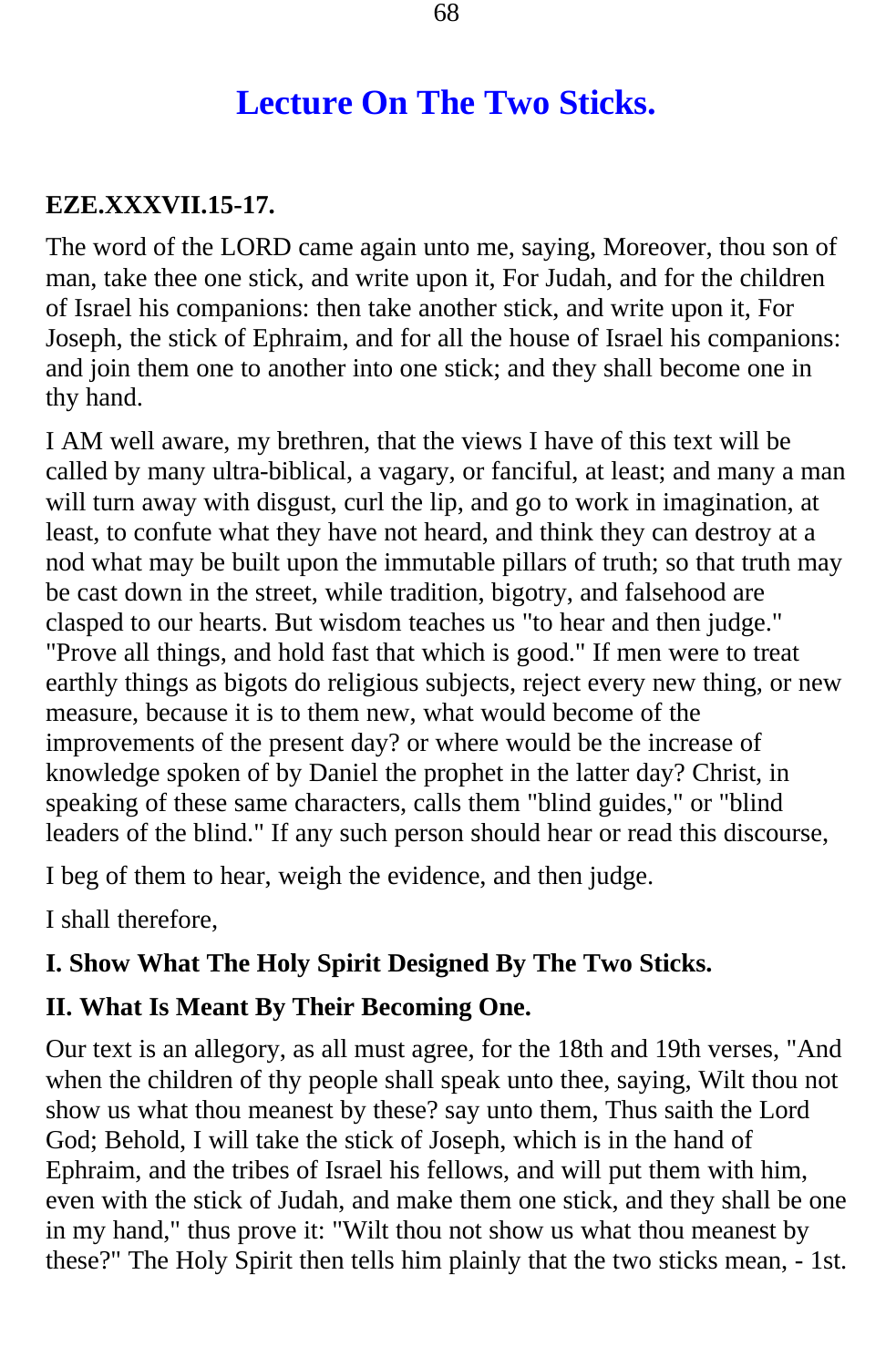# Lecture On The Two Sticks.

**EZE.XXXVII.15-17.**

The word of the LORD came again unto me, saying, Moreover, thou son of man, take thee one stick, and write upon it, For Judah, and for the children of Israel his companions: then take another stick, and write upon it, For Joseph, the stick of Ephraim, and for all the house of Israel his companions: and join them one to another into one stick; and they shall become one in thy hand.

I AM well aware, my brethren, that the views I have of this text will be called by many ultra-biblical, a vagary, or fanciful, at least; and many a man will turn away with disgust, curl the lip, and go to work in imagination, at least, to confute what they have not heard, and think they can destroy at a nod what may be built upon the immutable pillars of truth; so that truth may be cast down in the street, while tradition, bigotry, and falsehood are clasped to our hearts. But wisdom teaches us "to hear and then judge." "Prove all things, and hold fast that which is good." If men were to treat earthly things as bigots do religious subjects, reject every new thing, or new measure, because it is to them new, what would become of the improvements of the present day? or where would be the increase of knowledge spoken of by Daniel the prophet in the latter day? Christ, in speaking of these same characters, calls them "blind guides," or "blind leaders of the blind." If any such person should hear or read this discourse,

I beg of them to hear, weigh the evidence, and then judge.

I shall therefore,

**I. Show What The Holy Spirit Designed By The Two Sticks.**

**II. What Is Meant By Their Becoming One.**

Our text is an allegory, as all must agree, for the 18th and 19th verses, "And when the children of thy people shall speak unto thee, saying, Wilt thou not show us what thou meanest by these? say unto them, Thus saith the Lord God; Behold, I will take the stick of Joseph, which is in the hand of Ephraim, and the tribes of Israel his fellows, and will put them with him, even with the stick of Judah, and make them one stick, and they shall be one in my hand," thus prove it: "Wilt thou not show us what thou meanest by these?" The Holy Spirit then tells him plainly that the two sticks mean, - 1st.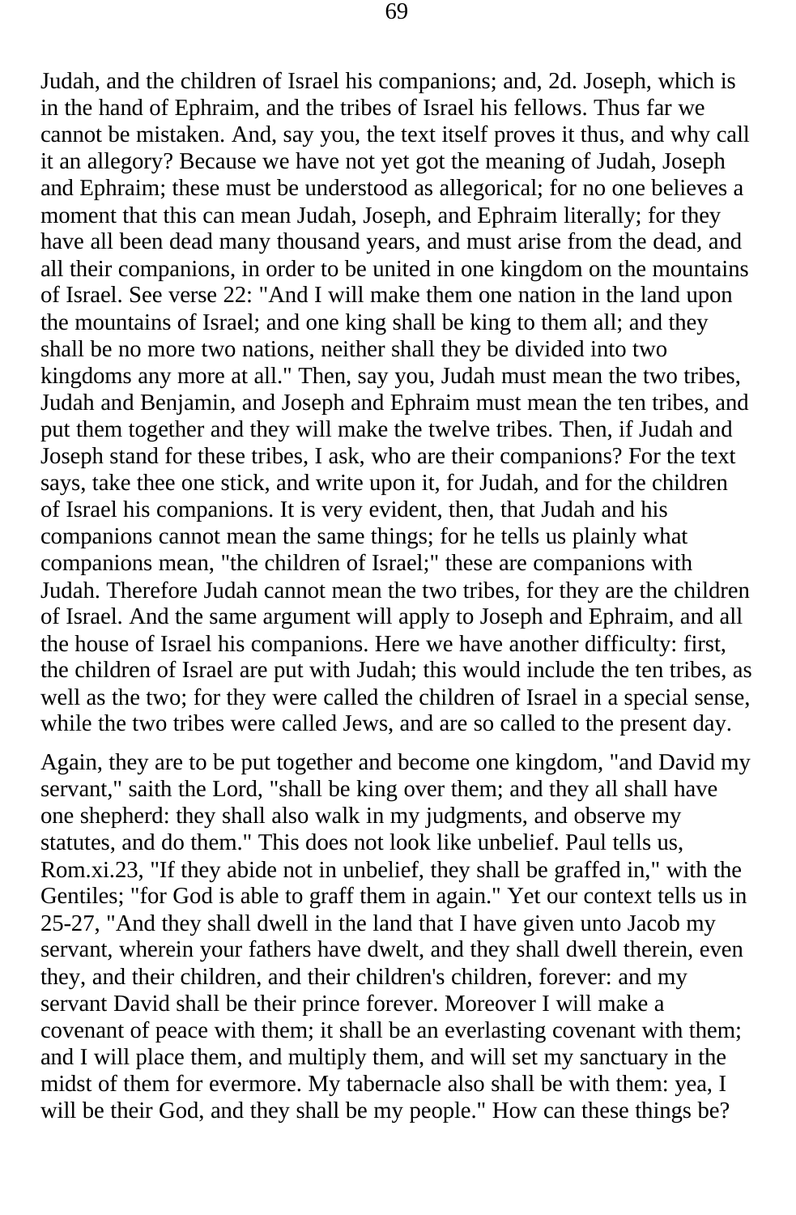Judah, and the children of Israel his companions; and, 2d. Joseph, which is in the hand of Ephraim, and the tribes of Israel his fellows. Thus far we cannot be mistaken. And, say you, the text itself proves it thus, and why call it an allegory? Because we have not yet got the meaning of Judah, Joseph and Ephraim; these must be understood as allegorical; for no one believes a moment that this can mean Judah, Joseph, and Ephraim literally; for they have all been dead many thousand years, and must arise from the dead, and all their companions, in order to be united in one kingdom on the mountains of Israel. See verse 22: "And I will make them one nation in the land upon the mountains of Israel; and one king shall be king to them all; and they shall be no more two nations, neither shall they be divided into two kingdoms any more at all." Then, say you, Judah must mean the two tribes, Judah and Benjamin, and Joseph and Ephraim must mean the ten tribes, and put them together and they will make the twelve tribes. Then, if Judah and Joseph stand for these tribes, I ask, who are their companions? For the text says, take thee one stick, and write upon it, for Judah, and for the children of Israel his companions. It is very evident, then, that Judah and his companions cannot mean the same things; for he tells us plainly what companions mean, "the children of Israel;" these are companions with Judah. Therefore Judah cannot mean the two tribes, for they are the children of Israel. And the same argument will apply to Joseph and Ephraim, and all the house of Israel his companions. Here we have another difficulty: first, the children of Israel are put with Judah; this would include the ten tribes, as well as the two; for they were called the children of Israel in a special sense, while the two tribes were called Jews, and are so called to the present day.

Again, they are to be put together and become one kingdom, "and David my servant," saith the Lord, "shall be king over them; and they all shall have one shepherd: they shall also walk in my judgments, and observe my statutes, and do them." This does not look like unbelief. Paul tells us, Rom.xi.23, "If they abide not in unbelief, they shall be graffed in," with the Gentiles; "for God is able to graff them in again." Yet our context tells us in 25-27, "And they shall dwell in the land that I have given unto Jacob my servant, wherein your fathers have dwelt, and they shall dwell therein, even they, and their children, and their children's children, forever: and my servant David shall be their prince forever. Moreover I will make a covenant of peace with them; it shall be an everlasting covenant with them; and I will place them, and multiply them, and will set my sanctuary in the midst of them for evermore. My tabernacle also shall be with them: yea, I will be their God, and they shall be my people." How can these things be?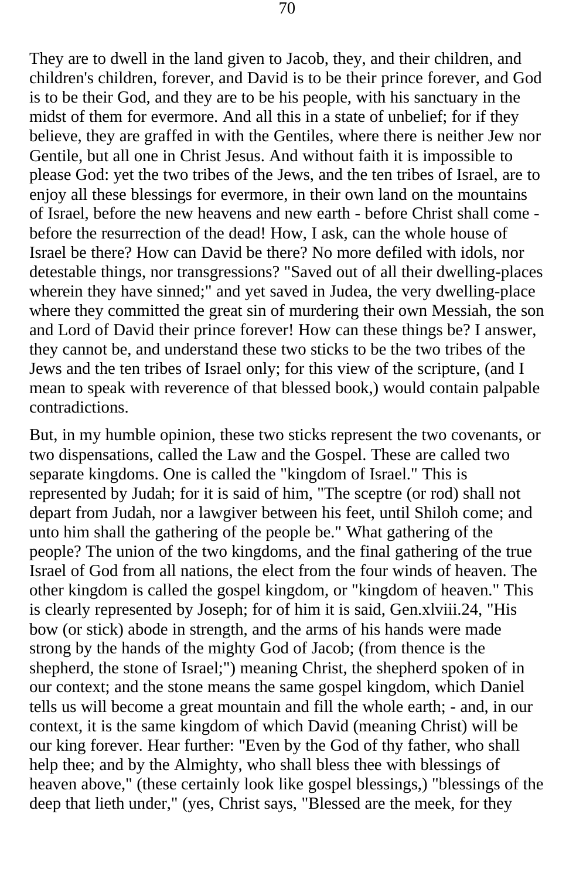They are to dwell in the land given to Jacob, they, and their children, and children's children, forever, and David is to be their prince forever, and God is to be their God, and they are to be his people, with his sanctuary in the midst of them for evermore. And all this in a state of unbelief; for if they believe, they are graffed in with the Gentiles, where there is neither Jew nor Gentile, but all one in Christ Jesus. And without faith it is impossible to please God: yet the two tribes of the Jews, and the ten tribes of Israel, are to enjoy all these blessings for evermore, in their own land on the mountains of Israel, before the new heavens and new earth - before Christ shall come - before the resurrection of the dead! How, I ask, can the whole house of Israel be there? How can David be there? No more defiled with idols, nor detestable things, nor transgressions? "Saved out of all their dwelling-places wherein they have sinned;" and yet saved in Judea, the very dwelling-place where they committed the great sin of murdering their own Messiah, the son and Lord of David their prince forever! How can these things be? I answer, they cannot be, and understand these two sticks to be the two tribes of the Jews and the ten tribes of Israel only; for this view of the scripture, (and I mean to speak with reverence of that blessed book,) would contain palpable contradictions.

But, in my humble opinion, these two sticks represent the two covenants, or two dispensations, called the Law and the Gospel. These are called two separate kingdoms. One is called the "kingdom of Israel." This is represented by Judah; for it is said of him, "The sceptre (or rod) shall not depart from Judah, nor a lawgiver between his feet, until Shiloh come; and unto him shall the gathering of the people be." What gathering of the people? The union of the two kingdoms, and the final gathering of the true Israel of God from all nations, the elect from the four winds of heaven. The other kingdom is called the gospel kingdom, or "kingdom of heaven." This is clearly represented by Joseph; for of him it is said, Gen.xlviii.24, "His bow (or stick) abode in strength, and the arms of his hands were made strong by the hands of the mighty God of Jacob; (from thence is the shepherd, the stone of Israel;") meaning Christ, the shepherd spoken of in our context; and the stone means the same gospel kingdom, which Daniel tells us will become a great mountain and fill the whole earth; - and, in our context, it is the same kingdom of which David (meaning Christ) will be our king forever. Hear further: "Even by the God of thy father, who shall help thee; and by the Almighty, who shall bless thee with blessings of heaven above," (these certainly look like gospel blessings,) "blessings of the deep that lieth under," (yes, Christ says, "Blessed are the meek, for they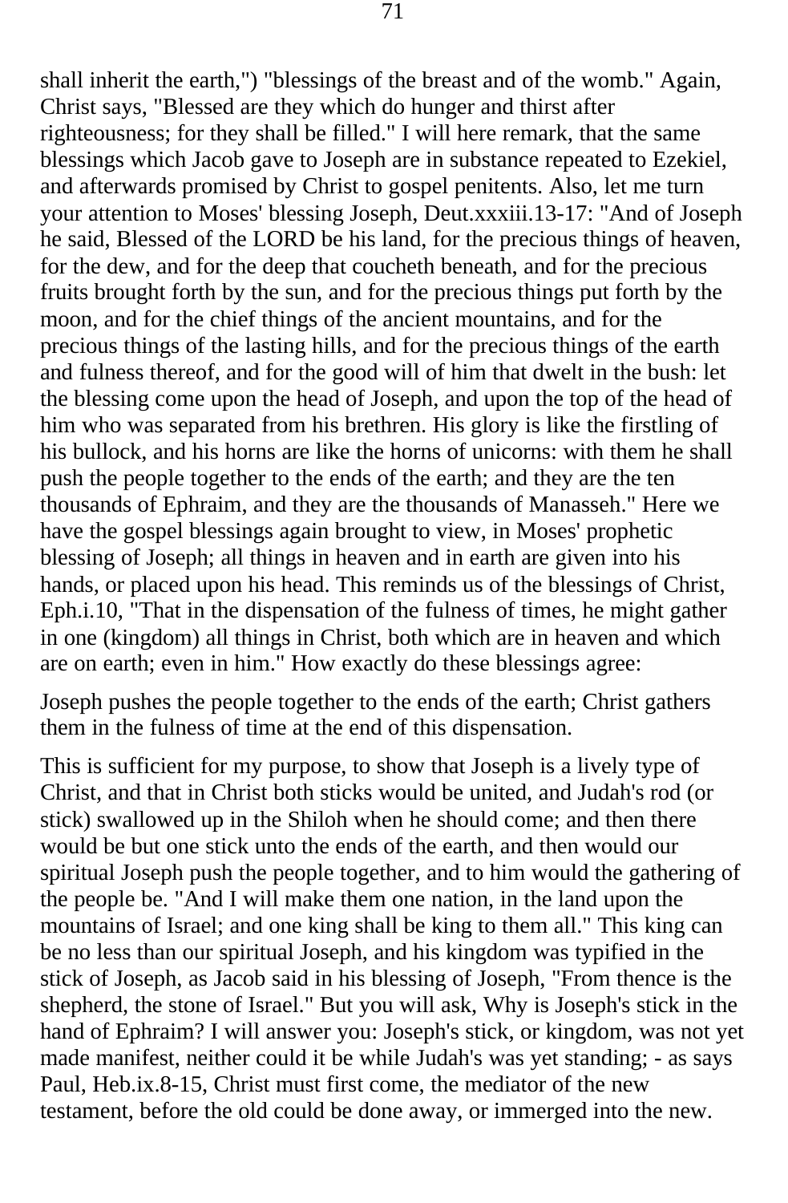shall inherit the earth,") "blessings of the breast and of the womb." Again, Christ says, "Blessed are they which do hunger and thirst after righteousness; for they shall be filled." I will here remark, that the same blessings which Jacob gave to Joseph are in substance repeated to Ezekiel, and afterwards promised by Christ to gospel penitents. Also, let me turn your attention to Moses' blessing Joseph, Deut.xxxiii.13-17: "And of Joseph he said, Blessed of the LORD be his land, for the precious things of heaven, for the dew, and for the deep that coucheth beneath, and for the precious fruits brought forth by the sun, and for the precious things put forth by the moon, and for the chief things of the ancient mountains, and for the precious things of the lasting hills, and for the precious things of the earth and fulness thereof, and for the good will of him that dwelt in the bush: let the blessing come upon the head of Joseph, and upon the top of the head of him who was separated from his brethren. His glory is like the firstling of his bullock, and his horns are like the horns of unicorns: with them he shall push the people together to the ends of the earth; and they are the ten thousands of Ephraim, and they are the thousands of Manasseh." Here we have the gospel blessings again brought to view, in Moses' prophetic blessing of Joseph; all things in heaven and in earth are given into his hands, or placed upon his head. This reminds us of the blessings of Christ, Eph.i.10, "That in the dispensation of the fulness of times, he might gather in one (kingdom) all things in Christ, both which are in heaven and which are on earth; even in him." How exactly do these blessings agree:

Joseph pushes the people together to the ends of the earth; Christ gathers them in the fulness of time at the end of this dispensation.

This is sufficient for my purpose, to show that Joseph is a lively type of Christ, and that in Christ both sticks would be united, and Judah's rod (or stick) swallowed up in the Shiloh when he should come; and then there would be but one stick unto the ends of the earth, and then would our spiritual Joseph push the people together, and to him would the gathering of the people be. "And I will make them one nation, in the land upon the mountains of Israel; and one king shall be king to them all." This king can be no less than our spiritual Joseph, and his kingdom was typified in the stick of Joseph, as Jacob said in his blessing of Joseph, "From thence is the shepherd, the stone of Israel." But you will ask, Why is Joseph's stick in the hand of Ephraim? I will answer you: Joseph's stick, or kingdom, was not yet made manifest, neither could it be while Judah's was yet standing; - as says Paul, Heb.ix.8-15, Christ must first come, the mediator of the new testament, before the old could be done away, or immerged into the new.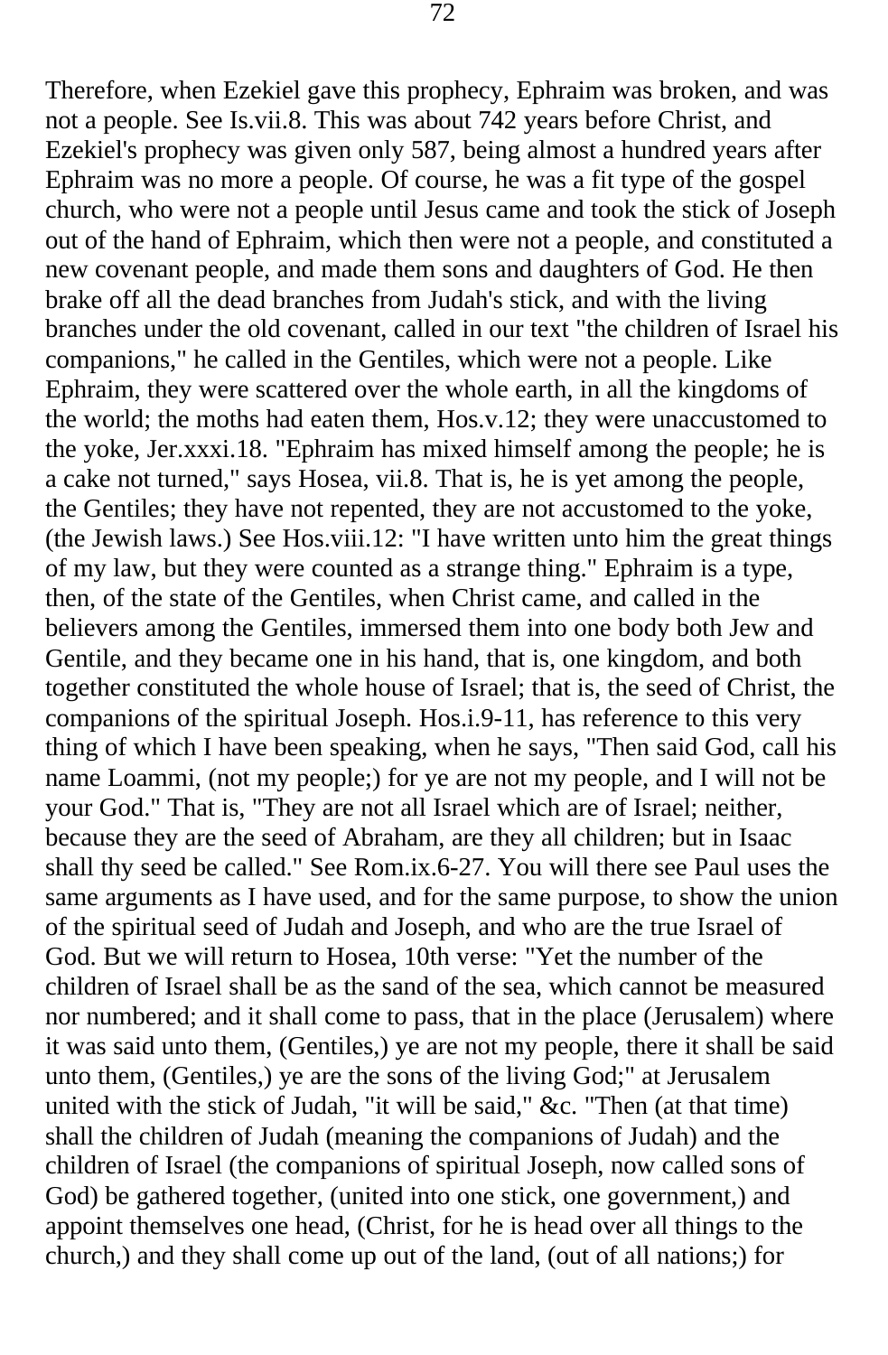Therefore, when Ezekiel gave this prophecy, Ephraim was broken, and was not a people. See Is.vii.8. This was about 742 years before Christ, and Ezekiel's prophecy was given only 587, being almost a hundred years after Ephraim was no more a people. Of course, he was a fit type of the gospel church, who were not a people until Jesus came and took the stick of Joseph out of the hand of Ephraim, which then were not a people, and constituted a new covenant people, and made them sons and daughters of God. He then brake off all the dead branches from Judah's stick, and with the living branches under the old covenant, called in our text "the children of Israel his companions," he called in the Gentiles, which were not a people. Like Ephraim, they were scattered over the whole earth, in all the kingdoms of the world; the moths had eaten them, Hos.v.12; they were unaccustomed to the yoke, Jer.xxxi.18. "Ephraim has mixed himself among the people; he is a cake not turned," says Hosea, vii.8. That is, he is yet among the people, the Gentiles; they have not repented, they are not accustomed to the yoke, (the Jewish laws.) See Hos.viii.12: "I have written unto him the great things of my law, but they were counted as a strange thing." Ephraim is a type, then, of the state of the Gentiles, when Christ came, and called in the believers among the Gentiles, immersed them into one body both Jew and Gentile, and they became one in his hand, that is, one kingdom, and both together constituted the whole house of Israel; that is, the seed of Christ, the companions of the spiritual Joseph. Hos.i.9-11, has reference to this very thing of which I have been speaking, when he says, "Then said God, call his name Loammi, (not my people;) for ye are not my people, and I will not be your God." That is, "They are not all Israel which are of Israel; neither, because they are the seed of Abraham, are they all children; but in Isaac shall thy seed be called." See Rom.ix.6-27. You will there see Paul uses the same arguments as I have used, and for the same purpose, to show the union of the spiritual seed of Judah and Joseph, and who are the true Israel of God. But we will return to Hosea, 10th verse: "Yet the number of the children of Israel shall be as the sand of the sea, which cannot be measured nor numbered; and it shall come to pass, that in the place (Jerusalem) where it was said unto them, (Gentiles,) ye are not my people, there it shall be said unto them, (Gentiles,) ye are the sons of the living God;" at Jerusalem united with the stick of Judah, "it will be said," &c. "Then (at that time) shall the children of Judah (meaning the companions of Judah) and the children of Israel (the companions of spiritual Joseph, now called sons of God) be gathered together, (united into one stick, one government,) and appoint themselves one head, (Christ, for he is head over all things to the church,) and they shall come up out of the land, (out of all nations;) for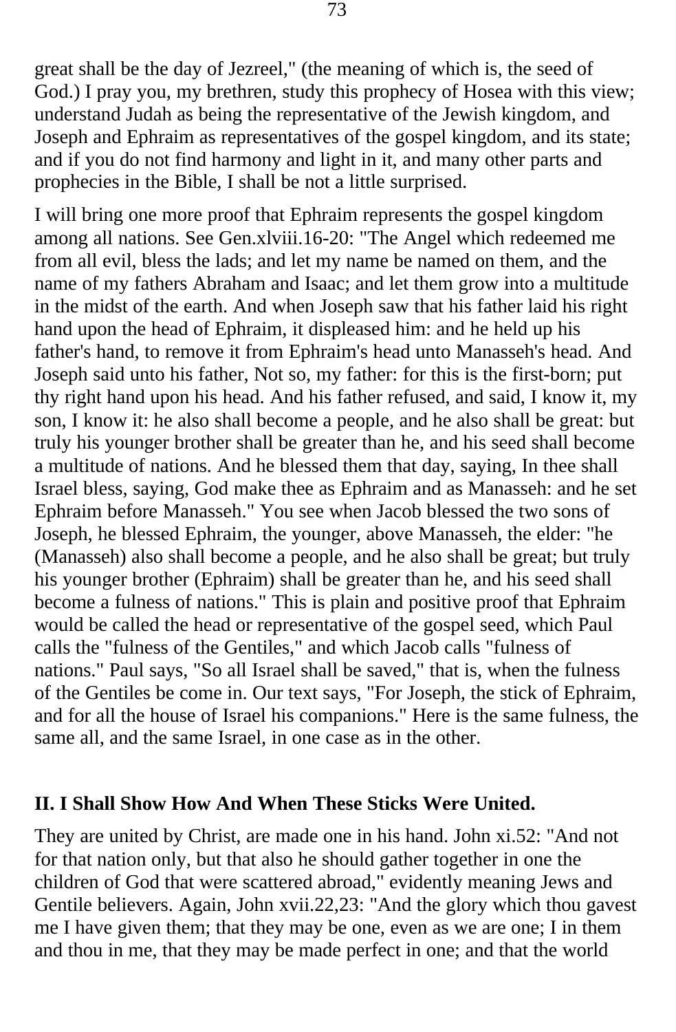great shall be the day of Jezreel," (the meaning of which is, the seed of God.) I pray you, my brethren, study this prophecy of Hosea with this view; understand Judah as being the representative of the Jewish kingdom, and Joseph and Ephraim as representatives of the gospel kingdom, and its state; and if you do not find harmony and light in it, and many other parts and prophecies in the Bible, I shall be not a little surprised.

I will bring one more proof that Ephraim represents the gospel kingdom among all nations. See Gen.xlviii.16-20: "The Angel which redeemed me from all evil, bless the lads; and let my name be named on them, and the name of my fathers Abraham and Isaac; and let them grow into a multitude in the midst of the earth. And when Joseph saw that his father laid his right hand upon the head of Ephraim, it displeased him: and he held up his father's hand, to remove it from Ephraim's head unto Manasseh's head. And Joseph said unto his father, Not so, my father: for this is the first-born; put thy right hand upon his head. And his father refused, and said, I know it, my son, I know it: he also shall become a people, and he also shall be great: but truly his younger brother shall be greater than he, and his seed shall become a multitude of nations. And he blessed them that day, saying, In thee shall Israel bless, saying, God make thee as Ephraim and as Manasseh: and he set Ephraim before Manasseh." You see when Jacob blessed the two sons of Joseph, he blessed Ephraim, the younger, above Manasseh, the elder: "he (Manasseh) also shall become a people, and he also shall be great; but truly his younger brother (Ephraim) shall be greater than he, and his seed shall become a fulness of nations." This is plain and positive proof that Ephraim would be called the head or representative of the gospel seed, which Paul calls the "fulness of the Gentiles," and which Jacob calls "fulness of nations." Paul says, "So all Israel shall be saved," that is, when the fulness of the Gentiles be come in. Our text says, "For Joseph, the stick of Ephraim, and for all the house of Israel his companions." Here is the same fulness, the same all, and the same Israel, in one case as in the other.

## II. I Shall Show How And When These Sticks Were United.

They are united by Christ, are made one in his hand. John xi.52: "And not for that nation only, but that also he should gather together in one the children of God that were scattered abroad," evidently meaning Jews and Gentile believers. Again, John xvii.22,23: "And the glory which thou gavest me I have given them; that they may be one, even as we are one; I in them and thou in me, that they may be made perfect in one; and that the world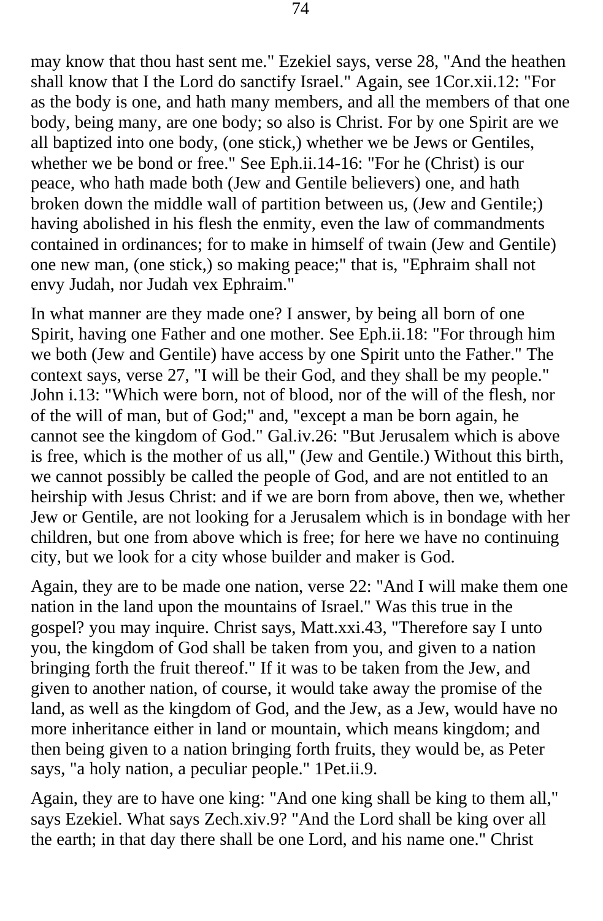may know that thou hast sent me." Ezekiel says, verse 28, "And the heathen shall know that I the Lord do sanctify Israel." Again, see 1Cor.xii.12: "For as the body is one, and hath many members, and all the members of that one body, being many, are one body; so also is Christ. For by one Spirit are we all baptized into one body, (one stick,) whether we be Jews or Gentiles, whether we be bond or free." See Eph.ii.14-16: "For he (Christ) is our peace, who hath made both (Jew and Gentile believers) one, and hath broken down the middle wall of partition between us, (Jew and Gentile;) having abolished in his flesh the enmity, even the law of commandments contained in ordinances; for to make in himself of twain (Jew and Gentile) one new man, (one stick,) so making peace;" that is, "Ephraim shall not envy Judah, nor Judah vex Ephraim."

In what manner are they made one? I answer, by being all born of one Spirit, having one Father and one mother. See Eph.ii.18: "For through him we both (Jew and Gentile) have access by one Spirit unto the Father." The context says, verse 27, "I will be their God, and they shall be my people." John i.13: "Which were born, not of blood, nor of the will of the flesh, nor of the will of man, but of God;" and, "except a man be born again, he cannot see the kingdom of God." Gal.iv.26: "But Jerusalem which is above is free, which is the mother of us all," (Jew and Gentile.) Without this birth, we cannot possibly be called the people of God, and are not entitled to an heirship with Jesus Christ: and if we are born from above, then we, whether Jew or Gentile, are not looking for a Jerusalem which is in bondage with her children, but one from above which is free; for here we have no continuing city, but we look for a city whose builder and maker is God.

Again, they are to be made one nation, verse 22: "And I will make them one nation in the land upon the mountains of Israel." Was this true in the gospel? you may inquire. Christ says, Matt.xxi.43, "Therefore say I unto you, the kingdom of God shall be taken from you, and given to a nation bringing forth the fruit thereof." If it was to be taken from the Jew, and given to another nation, of course, it would take away the promise of the land, as well as the kingdom of God, and the Jew, as a Jew, would have no more inheritance either in land or mountain, which means kingdom; and then being given to a nation bringing forth fruits, they would be, as Peter says, "a holy nation, a peculiar people." 1Pet.ii.9.

Again, they are to have one king: "And one king shall be king to them all," says Ezekiel. What says Zech.xiv.9? "And the Lord shall be king over all the earth; in that day there shall be one Lord, and his name one." Christ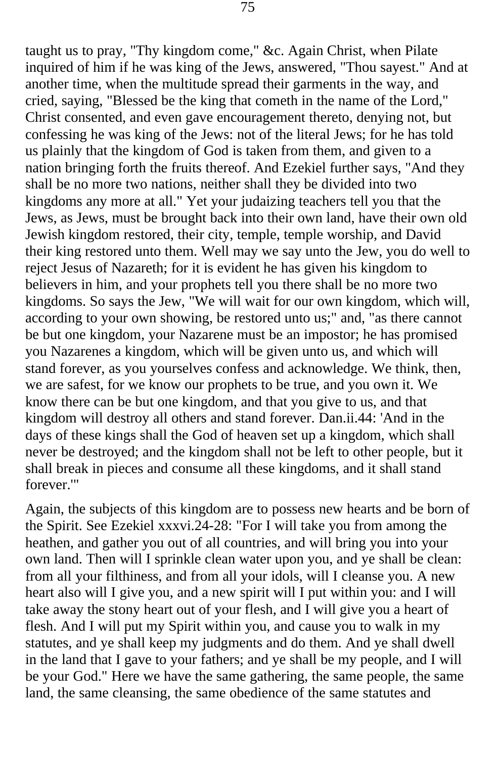taught us to pray, "Thy kingdom come," &c. Again Christ, when Pilate inquired of him if he was king of the Jews, answered, "Thou sayest." And at another time, when the multitude spread their garments in the way, and cried, saying, "Blessed be the king that cometh in the name of the Lord," Christ consented, and even gave encouragement thereto, denying not, but confessing he was king of the Jews: not of the literal Jews; for he has told us plainly that the kingdom of God is taken from them, and given to a nation bringing forth the fruits thereof. And Ezekiel further says, "And they shall be no more two nations, neither shall they be divided into two kingdoms any more at all." Yet your judaizing teachers tell you that the Jews, as Jews, must be brought back into their own land, have their own old Jewish kingdom restored, their city, temple, temple worship, and David their king restored unto them. Well may we say unto the Jew, you do well to reject Jesus of Nazareth; for it is evident he has given his kingdom to believers in him, and your prophets tell you there shall be no more two kingdoms. So says the Jew, "We will wait for our own kingdom, which will, according to your own showing, be restored unto us;" and, "as there cannot be but one kingdom, your Nazarene must be an impostor; he has promised you Nazarenes a kingdom, which will be given unto us, and which will stand forever, as you yourselves confess and acknowledge. We think, then, we are safest, for we know our prophets to be true, and you own it. We know there can be but one kingdom, and that you give to us, and that kingdom will destroy all others and stand forever. Dan.ii.44: 'And in the days of these kings shall the God of heaven set up a kingdom, which shall never be destroyed; and the kingdom shall not be left to other people, but it shall break in pieces and consume all these kingdoms, and it shall stand forever.'"

Again, the subjects of this kingdom are to possess new hearts and be born of the Spirit. See Ezekiel xxxvi.24-28: "For I will take you from among the heathen, and gather you out of all countries, and will bring you into your own land. Then will I sprinkle clean water upon you, and ye shall be clean: from all your filthiness, and from all your idols, will I cleanse you. A new heart also will I give you, and a new spirit will I put within you: and I will take away the stony heart out of your flesh, and I will give you a heart of flesh. And I will put my Spirit within you, and cause you to walk in my statutes, and ye shall keep my judgments and do them. And ye shall dwell in the land that I gave to your fathers; and ye shall be my people, and I will be your God." Here we have the same gathering, the same people, the same land, the same cleansing, the same obedience of the same statutes and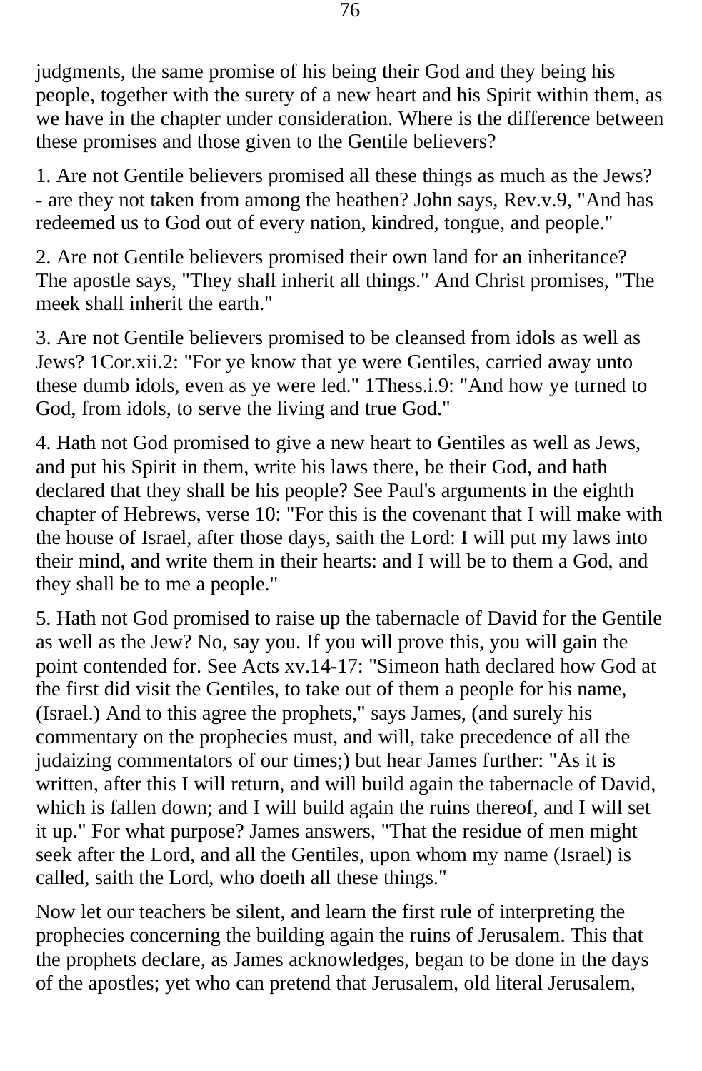judgments, the same promise of his being their God and they being his people, together with the surety of a new heart and his Spirit within them, as we have in the chapter under consideration. Where is the difference between these promises and those given to the Gentile believers?

1. Are not Gentile believers promised all these things as much as the Jews? - are they not taken from among the heathen? John says, Rev.v.9, "And has redeemed us to God out of every nation, kindred, tongue, and people."

2. Are not Gentile believers promised their own land for an inheritance? The apostle says, "They shall inherit all things." And Christ promises, "The meek shall inherit the earth."

3. Are not Gentile believers promised to be cleansed from idols as well as Jews? 1Cor.xii.2: "For ye know that ye were Gentiles, carried away unto these dumb idols, even as ye were led." 1Thess.i.9: "And how ye turned to God, from idols, to serve the living and true God."

4. Hath not God promised to give a new heart to Gentiles as well as Jews, and put his Spirit in them, write his laws there, be their God, and hath declared that they shall be his people? See Paul's arguments in the eighth chapter of Hebrews, verse 10: "For this is the covenant that I will make with the house of Israel, after those days, saith the Lord: I will put my laws into their mind, and write them in their hearts: and I will be to them a God, and they shall be to me a people."

5. Hath not God promised to raise up the tabernacle of David for the Gentile as well as the Jew? No, say you. If you will prove this, you will gain the point contended for. See Acts xv.14-17: "Simeon hath declared how God at the first did visit the Gentiles, to take out of them a people for his name, (Israel.) And to this agree the prophets," says James, (and surely his commentary on the prophecies must, and will, take precedence of all the judaizing commentators of our times;) but hear James further: "As it is written, after this I will return, and will build again the tabernacle of David, which is fallen down; and I will build again the ruins thereof, and I will set it up." For what purpose? James answers, "That the residue of men might seek after the Lord, and all the Gentiles, upon whom my name (Israel) is called, saith the Lord, who doeth all these things."

Now let our teachers be silent, and learn the first rule of interpreting the prophecies concerning the building again the ruins of Jerusalem. This that the prophets declare, as James acknowledges, began to be done in the days of the apostles; yet who can pretend that Jerusalem, old literal Jerusalem,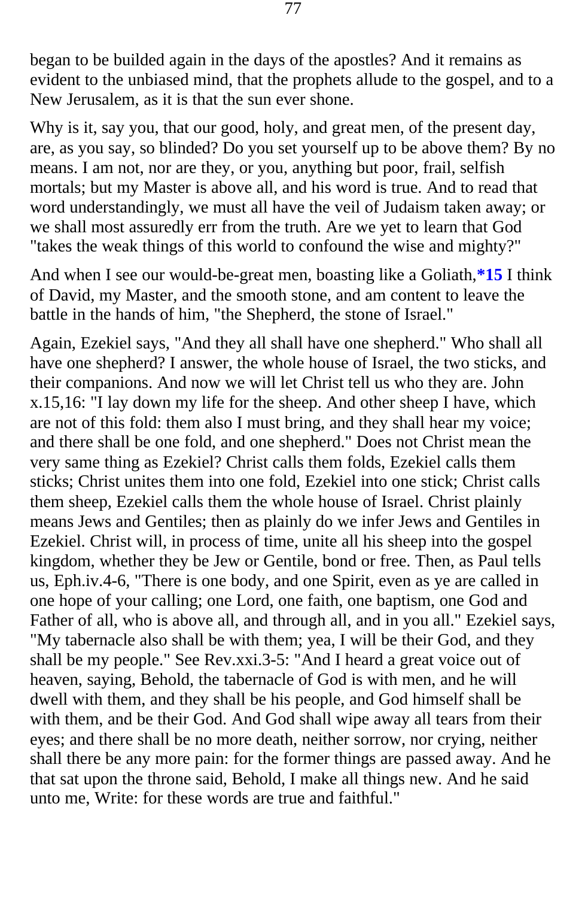began to be builded again in the days of the apostles? And it remains as evident to the unbiased mind, that the prophets allude to the gospel, and to a New Jerusalem, as it is that the sun ever shone.

Why is it, say you, that our good, holy, and great men, of the present day, are, as you say, so blinded? Do you set yourself up to be above them? By no means. I am not, nor are they, or you, anything but poor, frail, selfish mortals; but my Master is above all, and his word is true. And to read that word understandingly, we must all have the veil of Judaism taken away; or we shall most assuredly err from the truth. Are we yet to learn that God "takes the weak things of this world to confound the wise and mighty?"

And when I see our would-be-great men, boasting like a Goliath,**\*15** I think of David, my Master, and the smooth stone, and am content to leave the battle in the hands of him, "the Shepherd, the stone of Israel."

Again, Ezekiel says, "And they all shall have one shepherd." Who shall all have one shepherd? I answer, the whole house of Israel, the two sticks, and their companions. And now we will let Christ tell us who they are. John x.15,16: "I lay down my life for the sheep. And other sheep I have, which are not of this fold: them also I must bring, and they shall hear my voice; and there shall be one fold, and one shepherd." Does not Christ mean the very same thing as Ezekiel? Christ calls them folds, Ezekiel calls them sticks; Christ unites them into one fold, Ezekiel into one stick; Christ calls them sheep, Ezekiel calls them the whole house of Israel. Christ plainly means Jews and Gentiles; then as plainly do we infer Jews and Gentiles in Ezekiel. Christ will, in process of time, unite all his sheep into the gospel kingdom, whether they be Jew or Gentile, bond or free. Then, as Paul tells us, Eph.iv.4-6, "There is one body, and one Spirit, even as ye are called in one hope of your calling; one Lord, one faith, one baptism, one God and Father of all, who is above all, and through all, and in you all." Ezekiel says, "My tabernacle also shall be with them; yea, I will be their God, and they shall be my people." See Rev.xxi.3-5: "And I heard a great voice out of heaven, saying, Behold, the tabernacle of God is with men, and he will dwell with them, and they shall be his people, and God himself shall be with them, and be their God. And God shall wipe away all tears from their eyes; and there shall be no more death, neither sorrow, nor crying, neither shall there be any more pain: for the former things are passed away. And he that sat upon the throne said, Behold, I make all things new. And he said unto me, Write: for these words are true and faithful."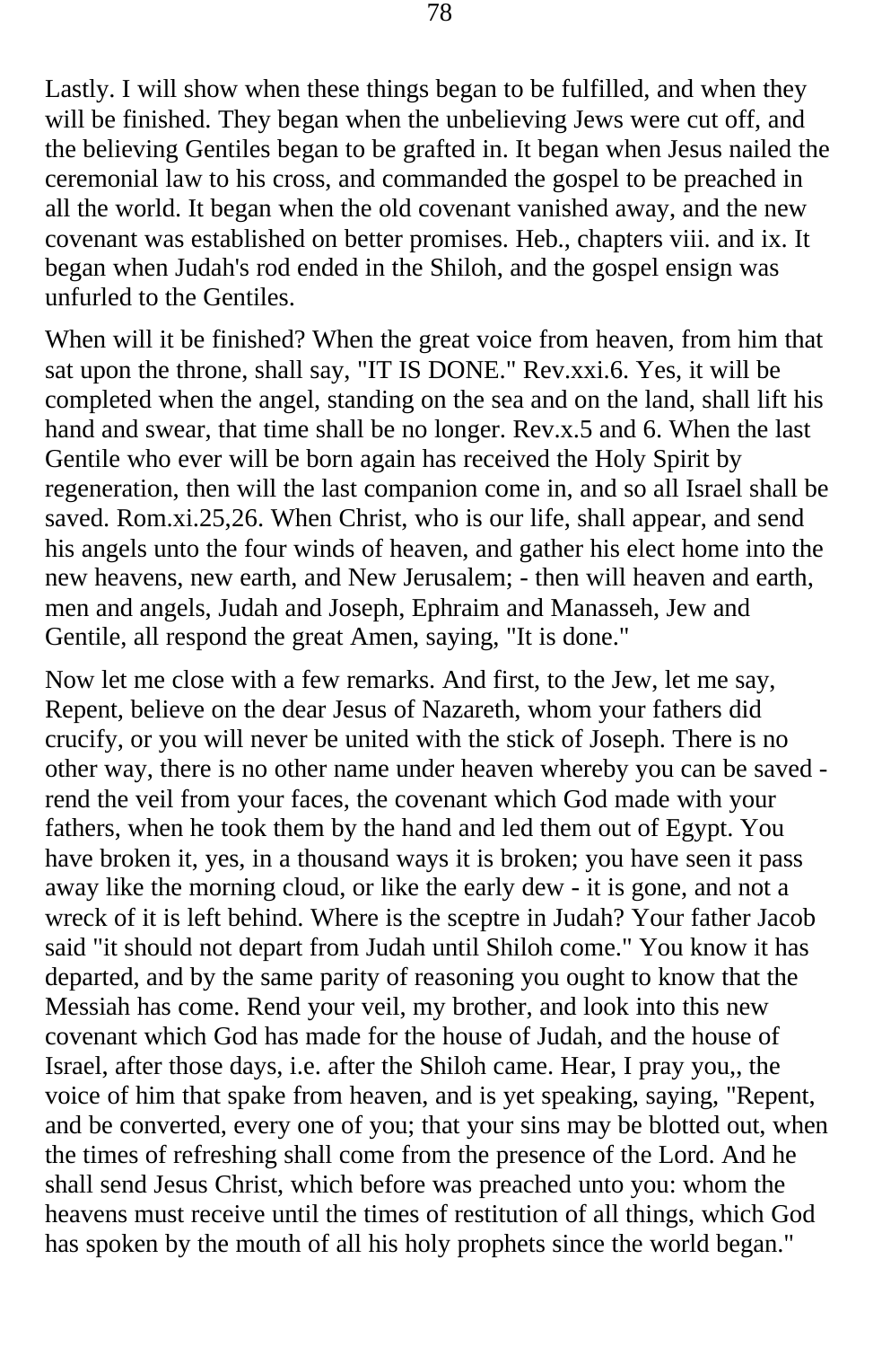Lastly. I will show when these things began to be fulfilled, and when they will be finished. They began when the unbelieving Jews were cut off, and the believing Gentiles began to be grafted in. It began when Jesus nailed the ceremonial law to his cross, and commanded the gospel to be preached in all the world. It began when the old covenant vanished away, and the new covenant was established on better promises. Heb., chapters viii. and ix. It began when Judah's rod ended in the Shiloh, and the gospel ensign was unfurled to the Gentiles.

When will it be finished? When the great voice from heaven, from him that sat upon the throne, shall say, "IT IS DONE." Rev.xxi.6. Yes, it will be completed when the angel, standing on the sea and on the land, shall lift his hand and swear, that time shall be no longer. Rev.x.5 and 6. When the last Gentile who ever will be born again has received the Holy Spirit by regeneration, then will the last companion come in, and so all Israel shall be saved. Rom.xi.25,26. When Christ, who is our life, shall appear, and send his angels unto the four winds of heaven, and gather his elect home into the new heavens, new earth, and New Jerusalem; - then will heaven and earth, men and angels, Judah and Joseph, Ephraim and Manasseh, Jew and Gentile, all respond the great Amen, saying, "It is done."

Now let me close with a few remarks. And first, to the Jew, let me say, Repent, believe on the dear Jesus of Nazareth, whom your fathers did crucify, or you will never be united with the stick of Joseph. There is no other way, there is no other name under heaven whereby you can be saved - rend the veil from your faces, the covenant which God made with your fathers, when he took them by the hand and led them out of Egypt. You have broken it, yes, in a thousand ways it is broken; you have seen it pass away like the morning cloud, or like the early dew - it is gone, and not a wreck of it is left behind. Where is the sceptre in Judah? Your father Jacob said "it should not depart from Judah until Shiloh come." You know it has departed, and by the same parity of reasoning you ought to know that the Messiah has come. Rend your veil, my brother, and look into this new covenant which God has made for the house of Judah, and the house of Israel, after those days, i.e. after the Shiloh came. Hear, I pray you,, the voice of him that spake from heaven, and is yet speaking, saying, "Repent, and be converted, every one of you; that your sins may be blotted out, when the times of refreshing shall come from the presence of the Lord. And he shall send Jesus Christ, which before was preached unto you: whom the heavens must receive until the times of restitution of all things, which God has spoken by the mouth of all his holy prophets since the world began."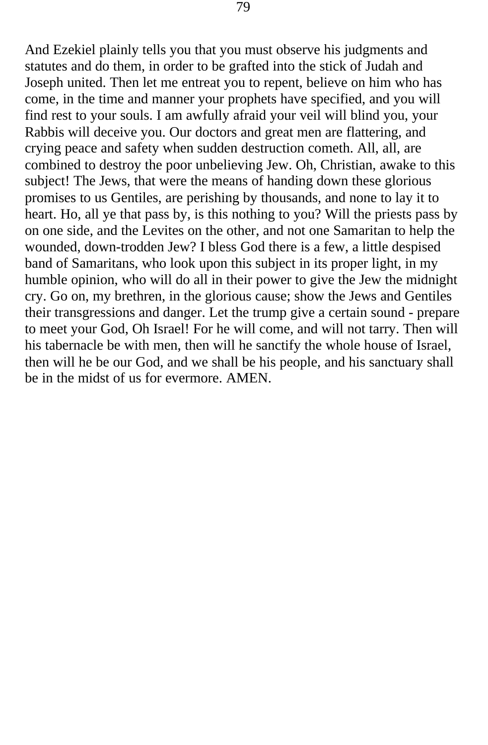And Ezekiel plainly tells you that you must observe his judgments and statutes and do them, in order to be grafted into the stick of Judah and Joseph united. Then let me entreat you to repent, believe on him who has come, in the time and manner your prophets have specified, and you will find rest to your souls. I am awfully afraid your veil will blind you, your Rabbis will deceive you. Our doctors and great men are flattering, and crying peace and safety when sudden destruction cometh. All, all, are combined to destroy the poor unbelieving Jew. Oh, Christian, awake to this subject! The Jews, that were the means of handing down these glorious promises to us Gentiles, are perishing by thousands, and none to lay it to heart. Ho, all ye that pass by, is this nothing to you? Will the priests pass by on one side, and the Levites on the other, and not one Samaritan to help the wounded, down-trodden Jew? I bless God there is a few, a little despised band of Samaritans, who look upon this subject in its proper light, in my humble opinion, who will do all in their power to give the Jew the midnight cry. Go on, my brethren, in the glorious cause; show the Jews and Gentiles their transgressions and danger. Let the trump give a certain sound - prepare to meet your God, Oh Israel! For he will come, and will not tarry. Then will his tabernacle be with men, then will he sanctify the whole house of Israel, then will he be our God, and we shall be his people, and his sanctuary shall be in the midst of us for evermore. AMEN.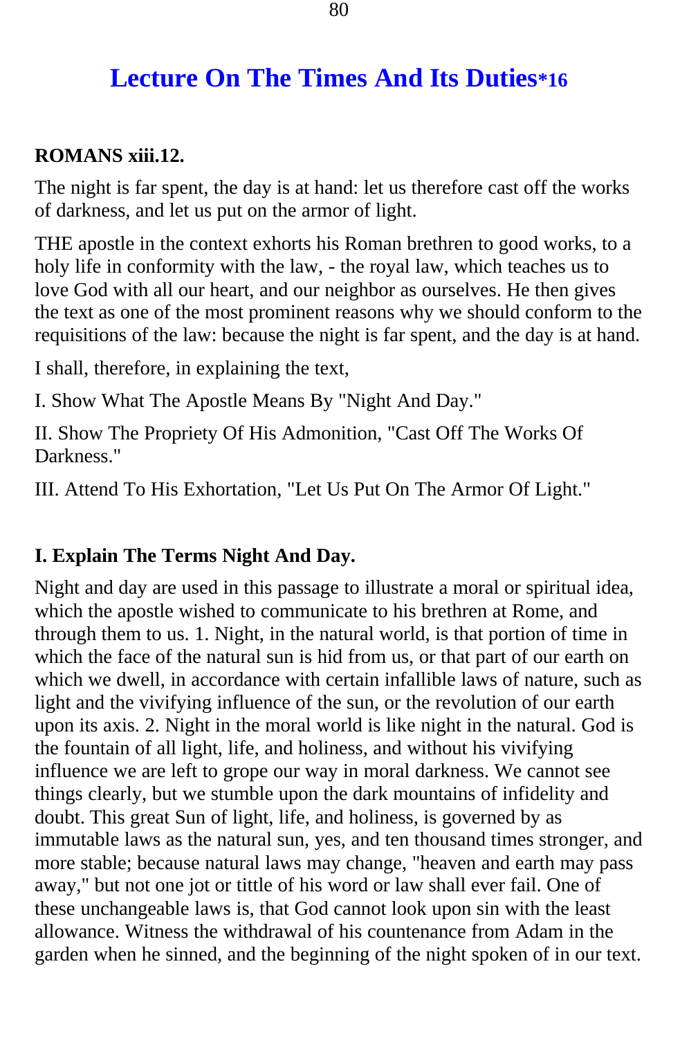# Lecture On The Times And Its Duties*16

**ROMANS xiii.12.**

The night is far spent, the day is at hand: let us therefore cast off the works of darkness, and let us put on the armor of light.

THE apostle in the context exhorts his Roman brethren to good works, to a holy life in conformity with the law, - the royal law, which teaches us to love God with all our heart, and our neighbor as ourselves. He then gives the text as one of the most prominent reasons why we should conform to the requisitions of the law: because the night is far spent, and the day is at hand.

I shall, therefore, in explaining the text,

I. Show What The Apostle Means By "Night And Day."

II. Show The Propriety Of His Admonition, "Cast Off The Works Of Darkness."

III. Attend To His Exhortation, "Let Us Put On The Armor Of Light."

## I. Explain The Terms Night And Day.

Night and day are used in this passage to illustrate a moral or spiritual idea, which the apostle wished to communicate to his brethren at Rome, and through them to us. 1. Night, in the natural world, is that portion of time in which the face of the natural sun is hid from us, or that part of our earth on which we dwell, in accordance with certain infallible laws of nature, such as light and the vivifying influence of the sun, or the revolution of our earth upon its axis. 2. Night in the moral world is like night in the natural. God is the fountain of all light, life, and holiness, and without his vivifying influence we are left to grope our way in moral darkness. We cannot see things clearly, but we stumble upon the dark mountains of infidelity and doubt. This great Sun of light, life, and holiness, is governed by as immutable laws as the natural sun, yes, and ten thousand times stronger, and more stable; because natural laws may change, "heaven and earth may pass away," but not one jot or tittle of his word or law shall ever fail. One of these unchangeable laws is, that God cannot look upon sin with the least allowance. Witness the withdrawal of his countenance from Adam in the garden when he sinned, and the beginning of the night spoken of in our text.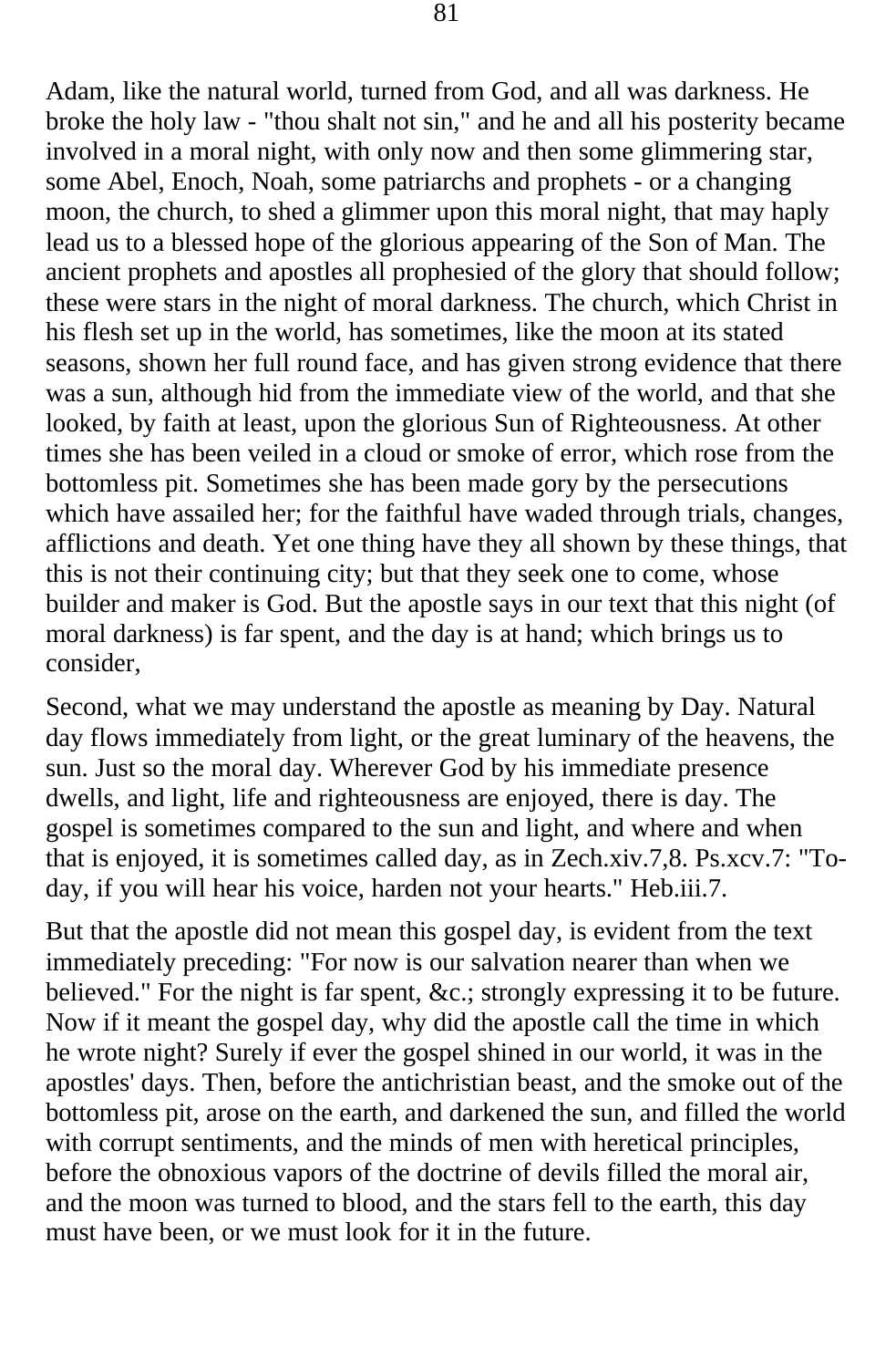Adam, like the natural world, turned from God, and all was darkness. He broke the holy law - "thou shalt not sin," and he and all his posterity became involved in a moral night, with only now and then some glimmering star, some Abel, Enoch, Noah, some patriarchs and prophets - or a changing moon, the church, to shed a glimmer upon this moral night, that may haply lead us to a blessed hope of the glorious appearing of the Son of Man. The ancient prophets and apostles all prophesied of the glory that should follow; these were stars in the night of moral darkness. The church, which Christ in his flesh set up in the world, has sometimes, like the moon at its stated seasons, shown her full round face, and has given strong evidence that there was a sun, although hid from the immediate view of the world, and that she looked, by faith at least, upon the glorious Sun of Righteousness. At other times she has been veiled in a cloud or smoke of error, which rose from the bottomless pit. Sometimes she has been made gory by the persecutions which have assailed her; for the faithful have waded through trials, changes, afflictions and death. Yet one thing have they all shown by these things, that this is not their continuing city; but that they seek one to come, whose builder and maker is God. But the apostle says in our text that this night (of moral darkness) is far spent, and the day is at hand; which brings us to consider,

Second, what we may understand the apostle as meaning by Day. Natural day flows immediately from light, or the great luminary of the heavens, the sun. Just so the moral day. Wherever God by his immediate presence dwells, and light, life and righteousness are enjoyed, there is day. The gospel is sometimes compared to the sun and light, and where and when that is enjoyed, it is sometimes called day, as in Zech.xiv.7,8. Ps.xcv.7: "To-day, if you will hear his voice, harden not your hearts." Heb.iii.7.

But that the apostle did not mean this gospel day, is evident from the text immediately preceding: "For now is our salvation nearer than when we believed." For the night is far spent, &c.; strongly expressing it to be future. Now if it meant the gospel day, why did the apostle call the time in which he wrote night? Surely if ever the gospel shined in our world, it was in the apostles' days. Then, before the antichristian beast, and the smoke out of the bottomless pit, arose on the earth, and darkened the sun, and filled the world with corrupt sentiments, and the minds of men with heretical principles, before the obnoxious vapors of the doctrine of devils filled the moral air, and the moon was turned to blood, and the stars fell to the earth, this day must have been, or we must look for it in the future.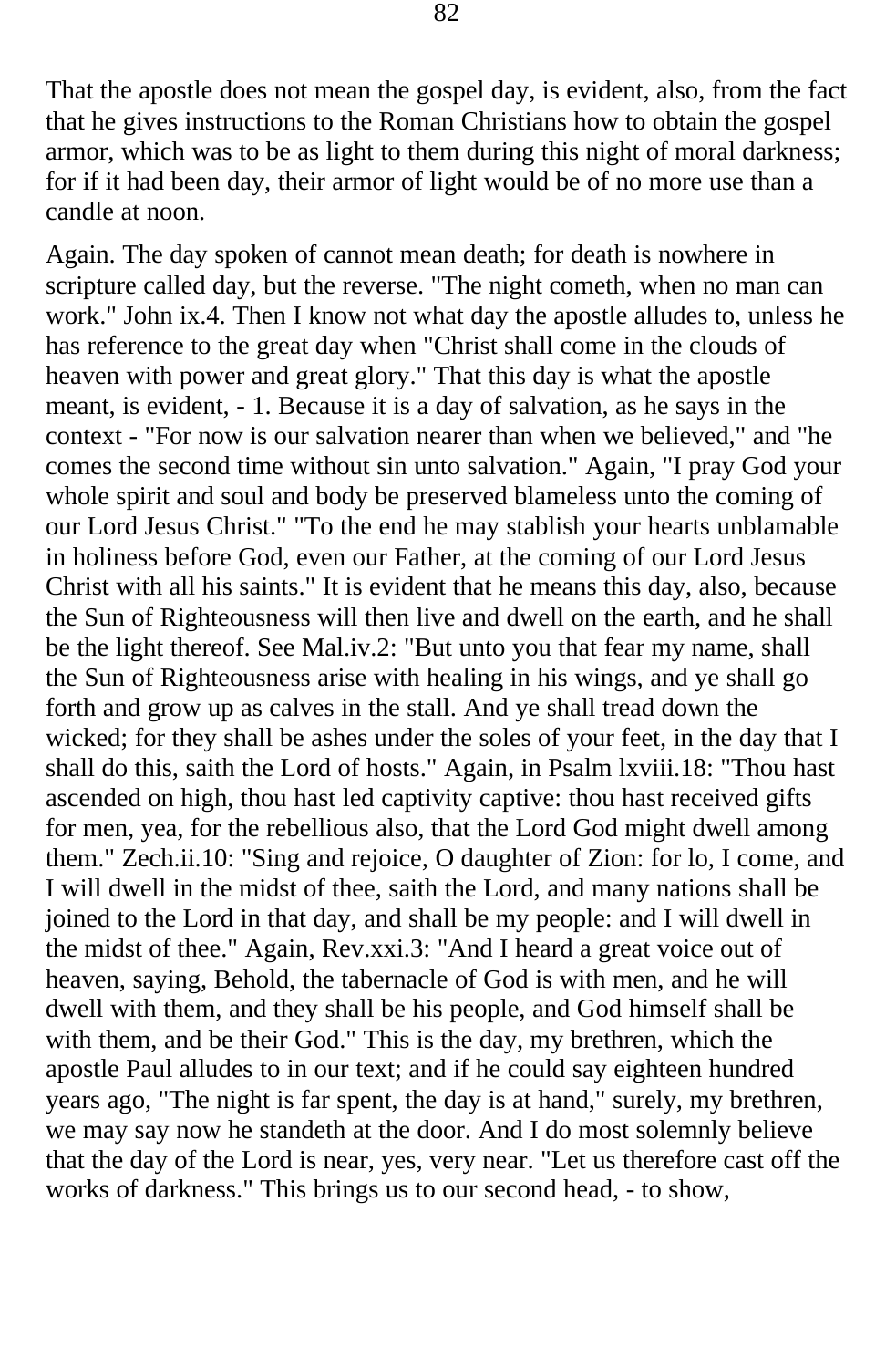That the apostle does not mean the gospel day, is evident, also, from the fact that he gives instructions to the Roman Christians how to obtain the gospel armor, which was to be as light to them during this night of moral darkness; for if it had been day, their armor of light would be of no more use than a candle at noon.

Again. The day spoken of cannot mean death; for death is nowhere in scripture called day, but the reverse. "The night cometh, when no man can work." John ix.4. Then I know not what day the apostle alludes to, unless he has reference to the great day when "Christ shall come in the clouds of heaven with power and great glory." That this day is what the apostle meant, is evident, - 1. Because it is a day of salvation, as he says in the context - "For now is our salvation nearer than when we believed," and "he comes the second time without sin unto salvation." Again, "I pray God your whole spirit and soul and body be preserved blameless unto the coming of our Lord Jesus Christ." "To the end he may stablish your hearts unblamable in holiness before God, even our Father, at the coming of our Lord Jesus Christ with all his saints." It is evident that he means this day, also, because the Sun of Righteousness will then live and dwell on the earth, and he shall be the light thereof. See Mal.iv.2: "But unto you that fear my name, shall the Sun of Righteousness arise with healing in his wings, and ye shall go forth and grow up as calves in the stall. And ye shall tread down the wicked; for they shall be ashes under the soles of your feet, in the day that I shall do this, saith the Lord of hosts." Again, in Psalm lxviii.18: "Thou hast ascended on high, thou hast led captivity captive: thou hast received gifts for men, yea, for the rebellious also, that the Lord God might dwell among them." Zech.ii.10: "Sing and rejoice, O daughter of Zion: for lo, I come, and I will dwell in the midst of thee, saith the Lord, and many nations shall be joined to the Lord in that day, and shall be my people: and I will dwell in the midst of thee." Again, Rev.xxi.3: "And I heard a great voice out of heaven, saying, Behold, the tabernacle of God is with men, and he will dwell with them, and they shall be his people, and God himself shall be with them, and be their God." This is the day, my brethren, which the apostle Paul alludes to in our text; and if he could say eighteen hundred years ago, "The night is far spent, the day is at hand," surely, my brethren, we may say now he standeth at the door. And I do most solemnly believe that the day of the Lord is near, yes, very near. "Let us therefore cast off the works of darkness." This brings us to our second head, - to show,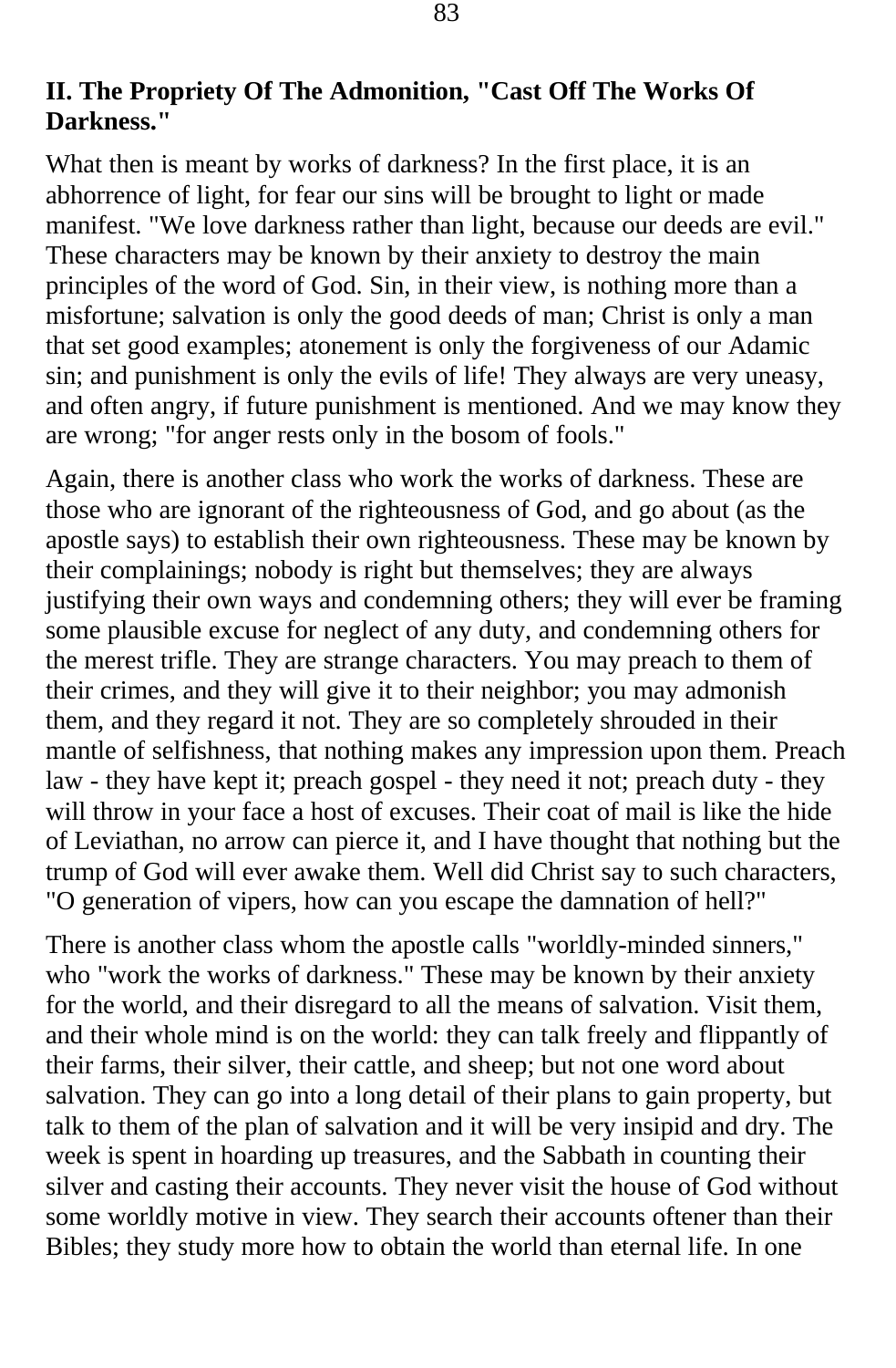## II. The Propriety Of The Admonition, "Cast Off The Works Of Darkness."

What then is meant by works of darkness? In the first place, it is an abhorrence of light, for fear our sins will be brought to light or made manifest. "We love darkness rather than light, because our deeds are evil." These characters may be known by their anxiety to destroy the main principles of the word of God. Sin, in their view, is nothing more than a misfortune; salvation is only the good deeds of man; Christ is only a man that set good examples; atonement is only the forgiveness of our Adamic sin; and punishment is only the evils of life! They always are very uneasy, and often angry, if future punishment is mentioned. And we may know they are wrong; "for anger rests only in the bosom of fools."

Again, there is another class who work the works of darkness. These are those who are ignorant of the righteousness of God, and go about (as the apostle says) to establish their own righteousness. These may be known by their complainings; nobody is right but themselves; they are always justifying their own ways and condemning others; they will ever be framing some plausible excuse for neglect of any duty, and condemning others for the merest trifle. They are strange characters. You may preach to them of their crimes, and they will give it to their neighbor; you may admonish them, and they regard it not. They are so completely shrouded in their mantle of selfishness, that nothing makes any impression upon them. Preach law - they have kept it; preach gospel - they need it not; preach duty - they will throw in your face a host of excuses. Their coat of mail is like the hide of Leviathan, no arrow can pierce it, and I have thought that nothing but the trump of God will ever awake them. Well did Christ say to such characters, "O generation of vipers, how can you escape the damnation of hell?"

There is another class whom the apostle calls "worldly-minded sinners," who "work the works of darkness." These may be known by their anxiety for the world, and their disregard to all the means of salvation. Visit them, and their whole mind is on the world: they can talk freely and flippantly of their farms, their silver, their cattle, and sheep; but not one word about salvation. They can go into a long detail of their plans to gain property, but talk to them of the plan of salvation and it will be very insipid and dry. The week is spent in hoarding up treasures, and the Sabbath in counting their silver and casting their accounts. They never visit the house of God without some worldly motive in view. They search their accounts oftener than their Bibles; they study more how to obtain the world than eternal life. In one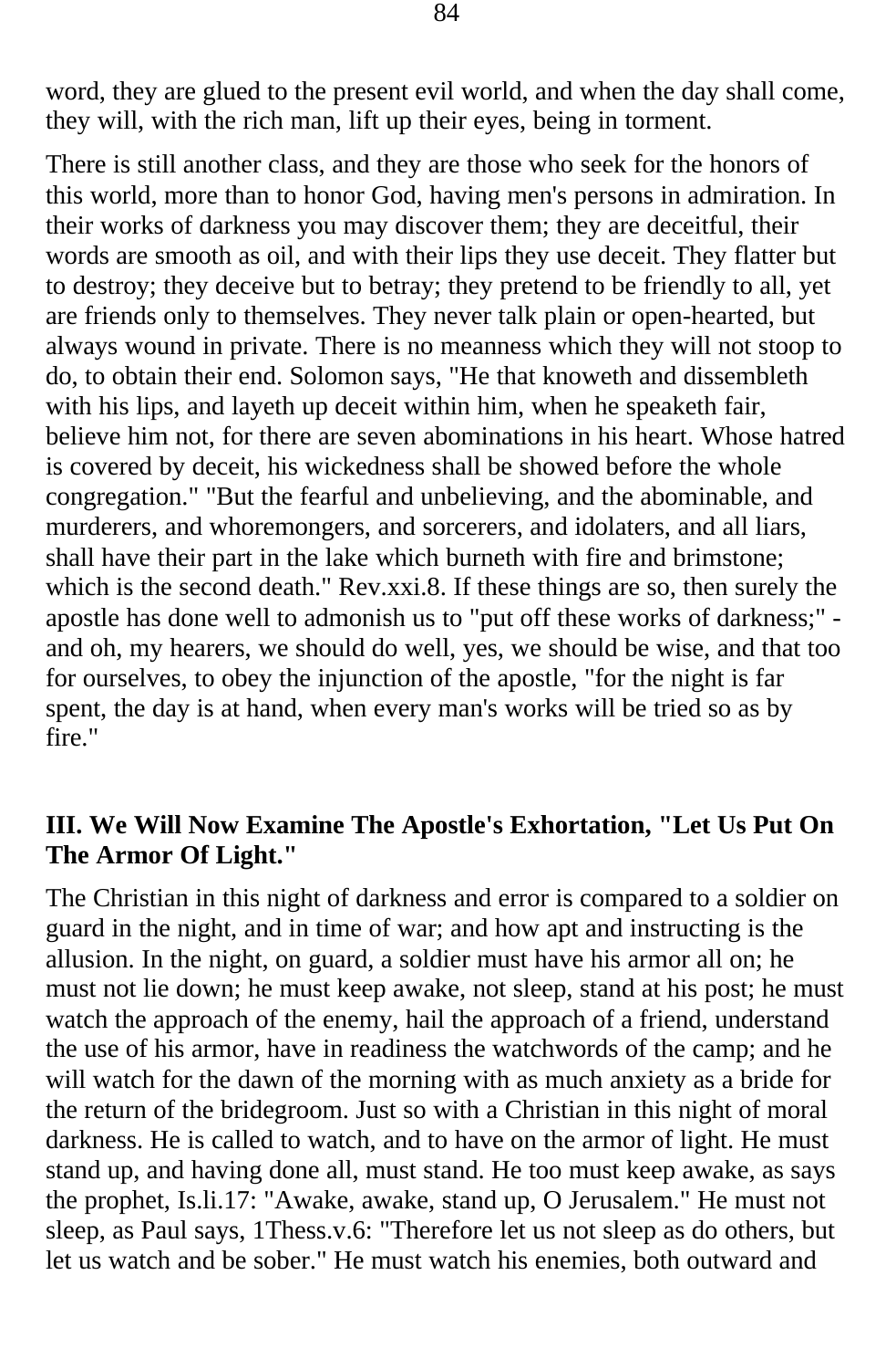word, they are glued to the present evil world, and when the day shall come, they will, with the rich man, lift up their eyes, being in torment.

There is still another class, and they are those who seek for the honors of this world, more than to honor God, having men's persons in admiration. In their works of darkness you may discover them; they are deceitful, their words are smooth as oil, and with their lips they use deceit. They flatter but to destroy; they deceive but to betray; they pretend to be friendly to all, yet are friends only to themselves. They never talk plain or open-hearted, but always wound in private. There is no meanness which they will not stoop to do, to obtain their end. Solomon says, "He that knoweth and dissembleth with his lips, and layeth up deceit within him, when he speaketh fair, believe him not, for there are seven abominations in his heart. Whose hatred is covered by deceit, his wickedness shall be showed before the whole congregation." "But the fearful and unbelieving, and the abominable, and murderers, and whoremongers, and sorcerers, and idolaters, and all liars, shall have their part in the lake which burneth with fire and brimstone; which is the second death." Rev.xxi.8. If these things are so, then surely the apostle has done well to admonish us to "put off these works of darkness;" - and oh, my hearers, we should do well, yes, we should be wise, and that too for ourselves, to obey the injunction of the apostle, "for the night is far spent, the day is at hand, when every man's works will be tried so as by fire."

### III. We Will Now Examine The Apostle's Exhortation, "Let Us Put On The Armor Of Light."

The Christian in this night of darkness and error is compared to a soldier on guard in the night, and in time of war; and how apt and instructing is the allusion. In the night, on guard, a soldier must have his armor all on; he must not lie down; he must keep awake, not sleep, stand at his post; he must watch the approach of the enemy, hail the approach of a friend, understand the use of his armor, have in readiness the watchwords of the camp; and he will watch for the dawn of the morning with as much anxiety as a bride for the return of the bridegroom. Just so with a Christian in this night of moral darkness. He is called to watch, and to have on the armor of light. He must stand up, and having done all, must stand. He too must keep awake, as says the prophet, Is.li.17: "Awake, awake, stand up, O Jerusalem." He must not sleep, as Paul says, 1Thess.v.6: "Therefore let us not sleep as do others, but let us watch and be sober." He must watch his enemies, both outward and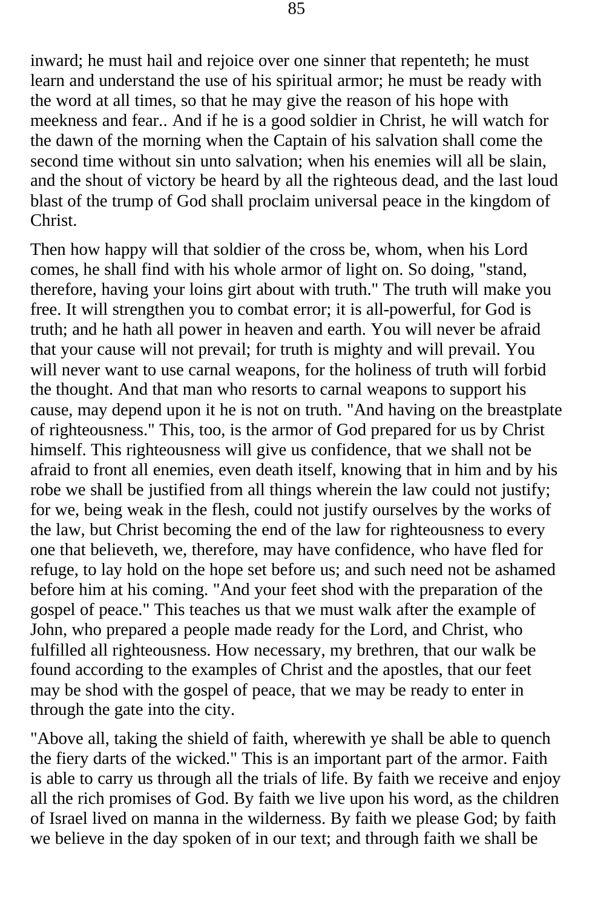inward; he must hail and rejoice over one sinner that repenteth; he must learn and understand the use of his spiritual armor; he must be ready with the word at all times, so that he may give the reason of his hope with meekness and fear.. And if he is a good soldier in Christ, he will watch for the dawn of the morning when the Captain of his salvation shall come the second time without sin unto salvation; when his enemies will all be slain, and the shout of victory be heard by all the righteous dead, and the last loud blast of the trump of God shall proclaim universal peace in the kingdom of Christ.

Then how happy will that soldier of the cross be, whom, when his Lord comes, he shall find with his whole armor of light on. So doing, "stand, therefore, having your loins girt about with truth." The truth will make you free. It will strengthen you to combat error; it is all-powerful, for God is truth; and he hath all power in heaven and earth. You will never be afraid that your cause will not prevail; for truth is mighty and will prevail. You will never want to use carnal weapons, for the holiness of truth will forbid the thought. And that man who resorts to carnal weapons to support his cause, may depend upon it he is not on truth. "And having on the breastplate of righteousness." This, too, is the armor of God prepared for us by Christ himself. This righteousness will give us confidence, that we shall not be afraid to front all enemies, even death itself, knowing that in him and by his robe we shall be justified from all things wherein the law could not justify; for we, being weak in the flesh, could not justify ourselves by the works of the law, but Christ becoming the end of the law for righteousness to every one that believeth, we, therefore, may have confidence, who have fled for refuge, to lay hold on the hope set before us; and such need not be ashamed before him at his coming. "And your feet shod with the preparation of the gospel of peace." This teaches us that we must walk after the example of John, who prepared a people made ready for the Lord, and Christ, who fulfilled all righteousness. How necessary, my brethren, that our walk be found according to the examples of Christ and the apostles, that our feet may be shod with the gospel of peace, that we may be ready to enter in through the gate into the city.

"Above all, taking the shield of faith, wherewith ye shall be able to quench the fiery darts of the wicked." This is an important part of the armor. Faith is able to carry us through all the trials of life. By faith we receive and enjoy all the rich promises of God. By faith we live upon his word, as the children of Israel lived on manna in the wilderness. By faith we please God; by faith we believe in the day spoken of in our text; and through faith we shall be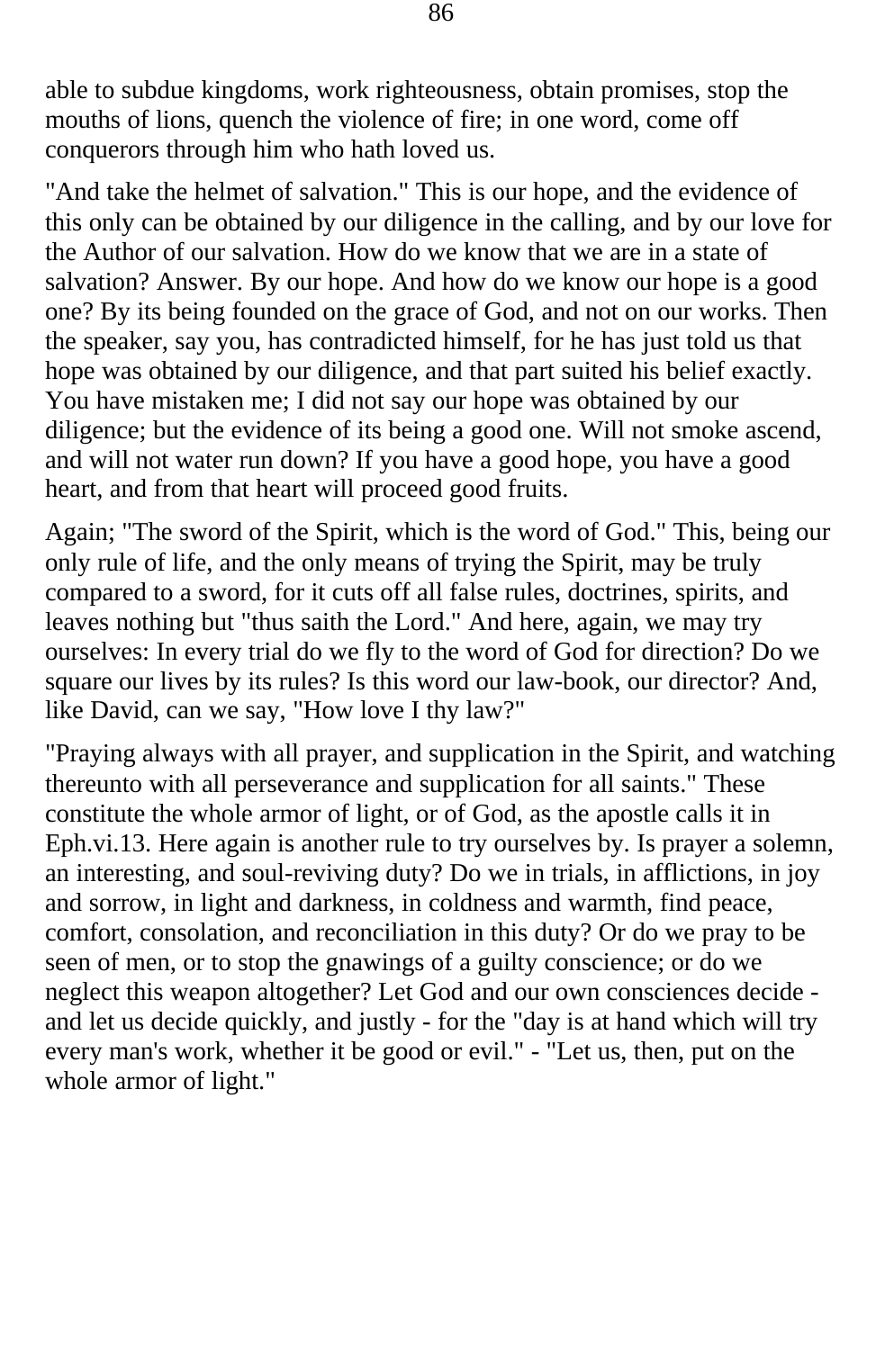able to subdue kingdoms, work righteousness, obtain promises, stop the mouths of lions, quench the violence of fire; in one word, come off conquerors through him who hath loved us.

"And take the helmet of salvation." This is our hope, and the evidence of this only can be obtained by our diligence in the calling, and by our love for the Author of our salvation. How do we know that we are in a state of salvation? Answer. By our hope. And how do we know our hope is a good one? By its being founded on the grace of God, and not on our works. Then the speaker, say you, has contradicted himself, for he has just told us that hope was obtained by our diligence, and that part suited his belief exactly. You have mistaken me; I did not say our hope was obtained by our diligence; but the evidence of its being a good one. Will not smoke ascend, and will not water run down? If you have a good hope, you have a good heart, and from that heart will proceed good fruits.

Again; "The sword of the Spirit, which is the word of God." This, being our only rule of life, and the only means of trying the Spirit, may be truly compared to a sword, for it cuts off all false rules, doctrines, spirits, and leaves nothing but "thus saith the Lord." And here, again, we may try ourselves: In every trial do we fly to the word of God for direction? Do we square our lives by its rules? Is this word our law-book, our director? And, like David, can we say, "How love I thy law?"

"Praying always with all prayer, and supplication in the Spirit, and watching thereunto with all perseverance and supplication for all saints." These constitute the whole armor of light, or of God, as the apostle calls it in Eph.vi.13. Here again is another rule to try ourselves by. Is prayer a solemn, an interesting, and soul-reviving duty? Do we in trials, in afflictions, in joy and sorrow, in light and darkness, in coldness and warmth, find peace, comfort, consolation, and reconciliation in this duty? Or do we pray to be seen of men, or to stop the gnawings of a guilty conscience; or do we neglect this weapon altogether? Let God and our own consciences decide - and let us decide quickly, and justly - for the "day is at hand which will try every man's work, whether it be good or evil." - "Let us, then, put on the whole armor of light."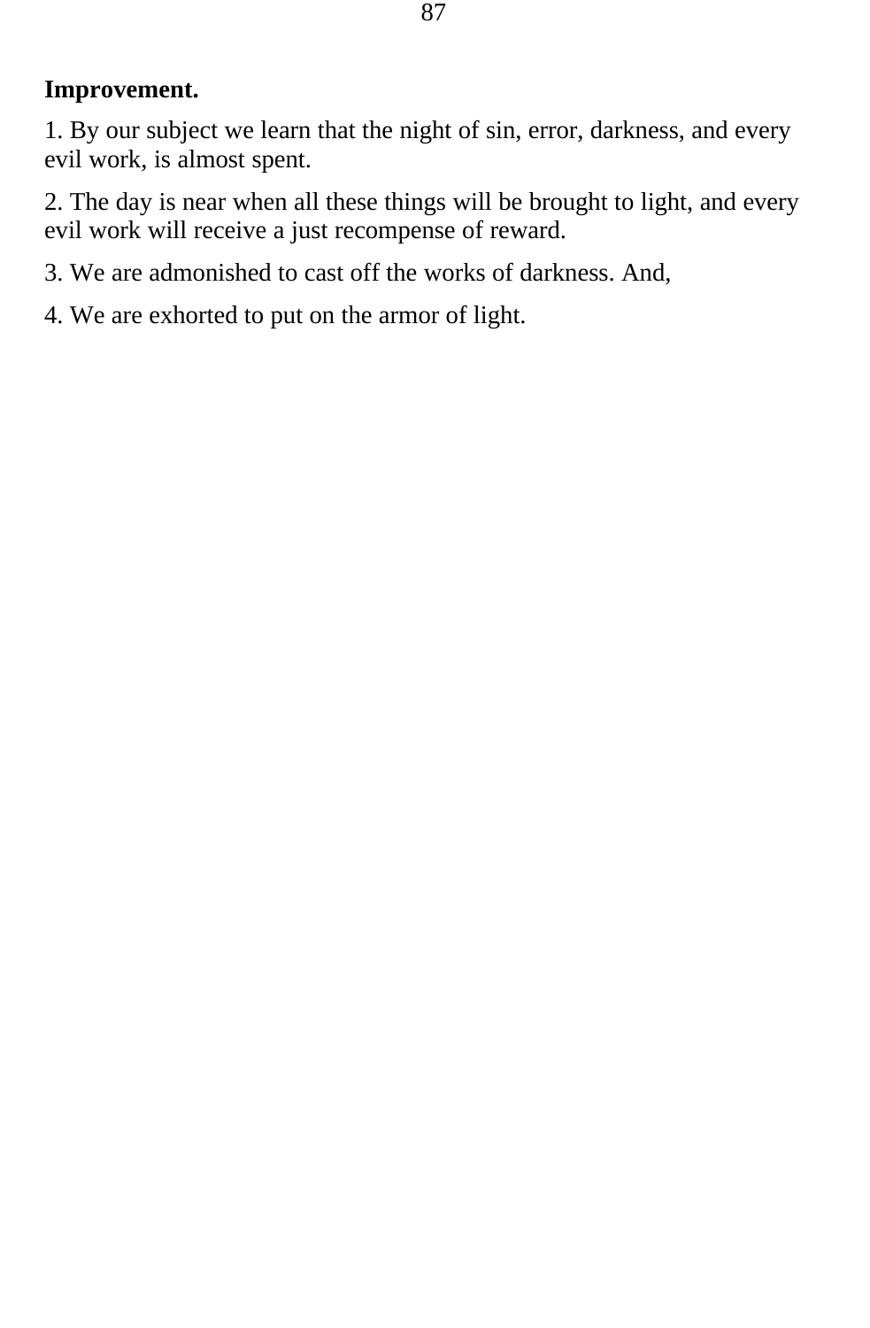**Improvement.**

1. By our subject we learn that the night of sin, error, darkness, and every evil work, is almost spent.

2. The day is near when all these things will be brought to light, and every evil work will receive a just recompense of reward.

3. We are admonished to cast off the works of darkness. And,

4. We are exhorted to put on the armor of light.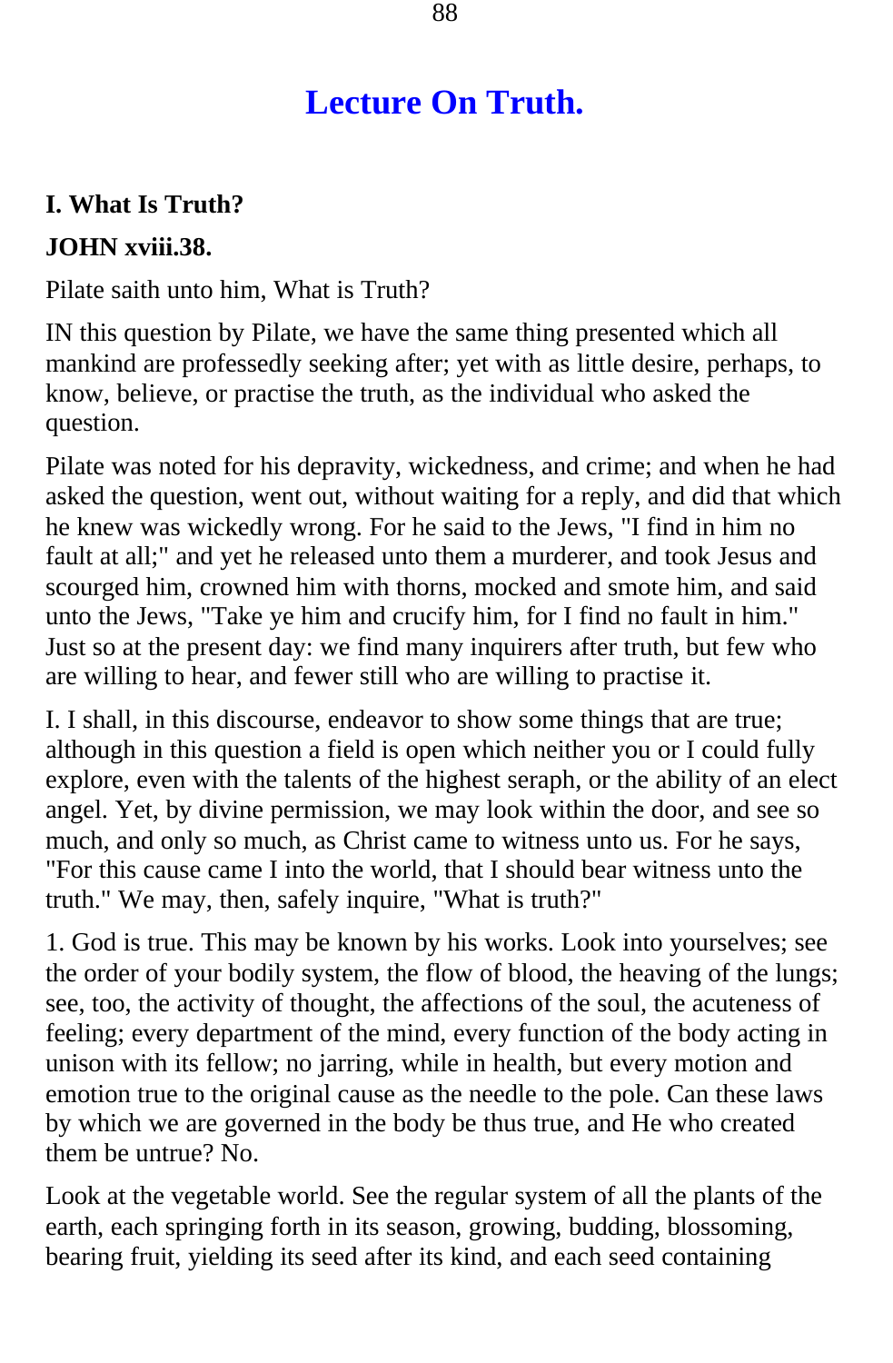# Lecture On Truth.

### I. What Is Truth?

### JOHN xviii.38.

Pilate saith unto him, What is Truth?

IN this question by Pilate, we have the same thing presented which all mankind are professedly seeking after; yet with as little desire, perhaps, to know, believe, or practise the truth, as the individual who asked the question.

Pilate was noted for his depravity, wickedness, and crime; and when he had asked the question, went out, without waiting for a reply, and did that which he knew was wickedly wrong. For he said to the Jews, "I find in him no fault at all;" and yet he released unto them a murderer, and took Jesus and scourged him, crowned him with thorns, mocked and smote him, and said unto the Jews, "Take ye him and crucify him, for I find no fault in him." Just so at the present day: we find many inquirers after truth, but few who are willing to hear, and fewer still who are willing to practise it.

I. I shall, in this discourse, endeavor to show some things that are true; although in this question a field is open which neither you or I could fully explore, even with the talents of the highest seraph, or the ability of an elect angel. Yet, by divine permission, we may look within the door, and see so much, and only so much, as Christ came to witness unto us. For he says, "For this cause came I into the world, that I should bear witness unto the truth." We may, then, safely inquire, "What is truth?"

1. God is true. This may be known by his works. Look into yourselves; see the order of your bodily system, the flow of blood, the heaving of the lungs; see, too, the activity of thought, the affections of the soul, the acuteness of feeling; every department of the mind, every function of the body acting in unison with its fellow; no jarring, while in health, but every motion and emotion true to the original cause as the needle to the pole. Can these laws by which we are governed in the body be thus true, and He who created them be untrue? No.

Look at the vegetable world. See the regular system of all the plants of the earth, each springing forth in its season, growing, budding, blossoming, bearing fruit, yielding its seed after its kind, and each seed containing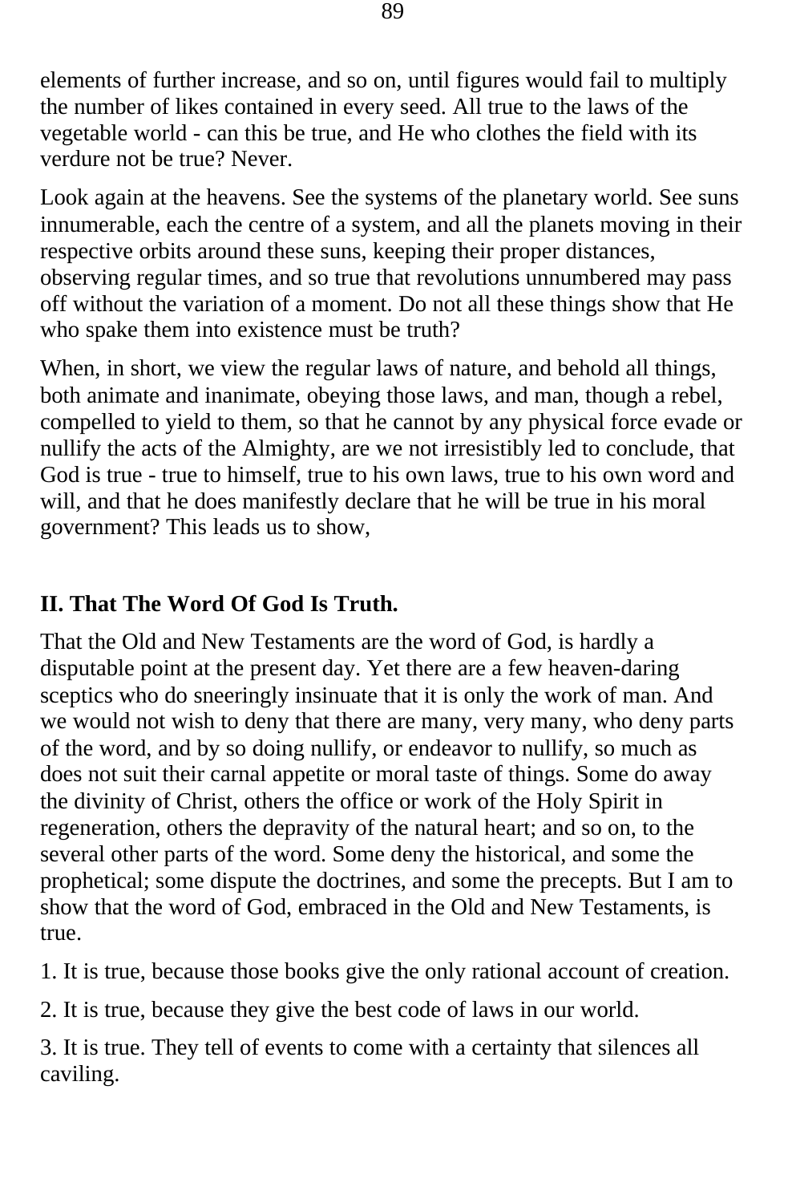elements of further increase, and so on, until figures would fail to multiply the number of likes contained in every seed. All true to the laws of the vegetable world - can this be true, and He who clothes the field with its verdure not be true? Never.

Look again at the heavens. See the systems of the planetary world. See suns innumerable, each the centre of a system, and all the planets moving in their respective orbits around these suns, keeping their proper distances, observing regular times, and so true that revolutions unnumbered may pass off without the variation of a moment. Do not all these things show that He who spake them into existence must be truth?

When, in short, we view the regular laws of nature, and behold all things, both animate and inanimate, obeying those laws, and man, though a rebel, compelled to yield to them, so that he cannot by any physical force evade or nullify the acts of the Almighty, are we not irresistibly led to conclude, that God is true - true to himself, true to his own laws, true to his own word and will, and that he does manifestly declare that he will be true in his moral government? This leads us to show,

### II. That The Word Of God Is Truth.

That the Old and New Testaments are the word of God, is hardly a disputable point at the present day. Yet there are a few heaven-daring sceptics who do sneeringly insinuate that it is only the work of man. And we would not wish to deny that there are many, very many, who deny parts of the word, and by so doing nullify, or endeavor to nullify, so much as does not suit their carnal appetite or moral taste of things. Some do away the divinity of Christ, others the office or work of the Holy Spirit in regeneration, others the depravity of the natural heart; and so on, to the several other parts of the word. Some deny the historical, and some the prophetical; some dispute the doctrines, and some the precepts. But I am to show that the word of God, embraced in the Old and New Testaments, is true.

1. It is true, because those books give the only rational account of creation.

2. It is true, because they give the best code of laws in our world.

3. It is true. They tell of events to come with a certainty that silences all caviling.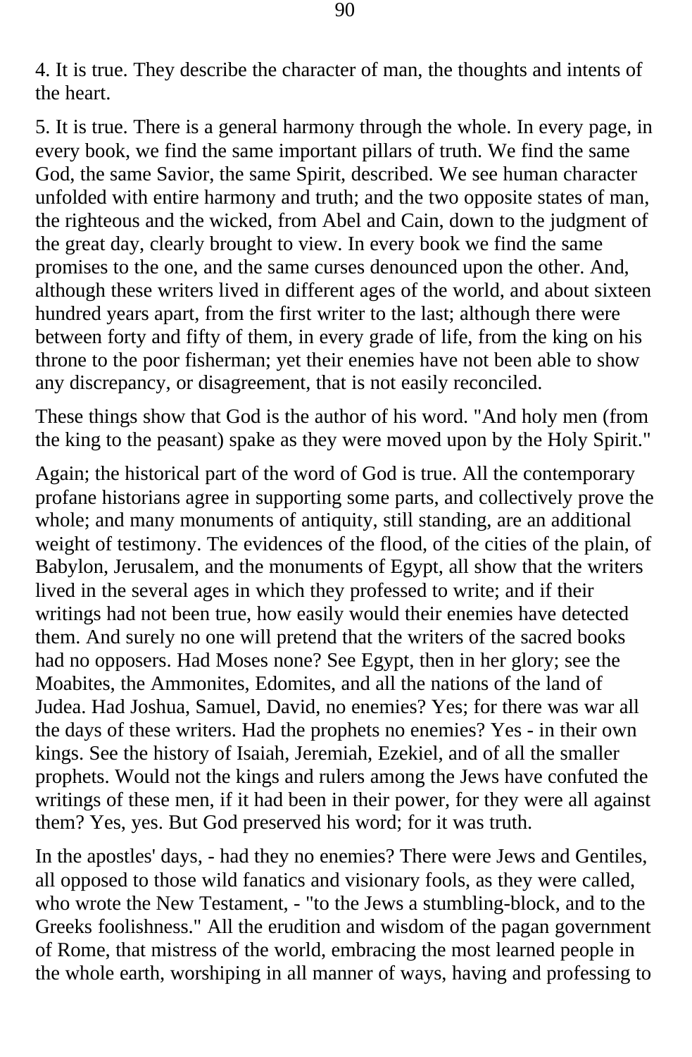4. It is true. They describe the character of man, the thoughts and intents of the heart.

5. It is true. There is a general harmony through the whole. In every page, in every book, we find the same important pillars of truth. We find the same God, the same Savior, the same Spirit, described. We see human character unfolded with entire harmony and truth; and the two opposite states of man, the righteous and the wicked, from Abel and Cain, down to the judgment of the great day, clearly brought to view. In every book we find the same promises to the one, and the same curses denounced upon the other. And, although these writers lived in different ages of the world, and about sixteen hundred years apart, from the first writer to the last; although there were between forty and fifty of them, in every grade of life, from the king on his throne to the poor fisherman; yet their enemies have not been able to show any discrepancy, or disagreement, that is not easily reconciled.

These things show that God is the author of his word. "And holy men (from the king to the peasant) spake as they were moved upon by the Holy Spirit."

Again; the historical part of the word of God is true. All the contemporary profane historians agree in supporting some parts, and collectively prove the whole; and many monuments of antiquity, still standing, are an additional weight of testimony. The evidences of the flood, of the cities of the plain, of Babylon, Jerusalem, and the monuments of Egypt, all show that the writers lived in the several ages in which they professed to write; and if their writings had not been true, how easily would their enemies have detected them. And surely no one will pretend that the writers of the sacred books had no opposers. Had Moses none? See Egypt, then in her glory; see the Moabites, the Ammonites, Edomites, and all the nations of the land of Judea. Had Joshua, Samuel, David, no enemies? Yes; for there was war all the days of these writers. Had the prophets no enemies? Yes - in their own kings. See the history of Isaiah, Jeremiah, Ezekiel, and of all the smaller prophets. Would not the kings and rulers among the Jews have confuted the writings of these men, if it had been in their power, for they were all against them? Yes, yes. But God preserved his word; for it was truth.

In the apostles' days, - had they no enemies? There were Jews and Gentiles, all opposed to those wild fanatics and visionary fools, as they were called, who wrote the New Testament, - "to the Jews a stumbling-block, and to the Greeks foolishness." All the erudition and wisdom of the pagan government of Rome, that mistress of the world, embracing the most learned people in the whole earth, worshiping in all manner of ways, having and professing to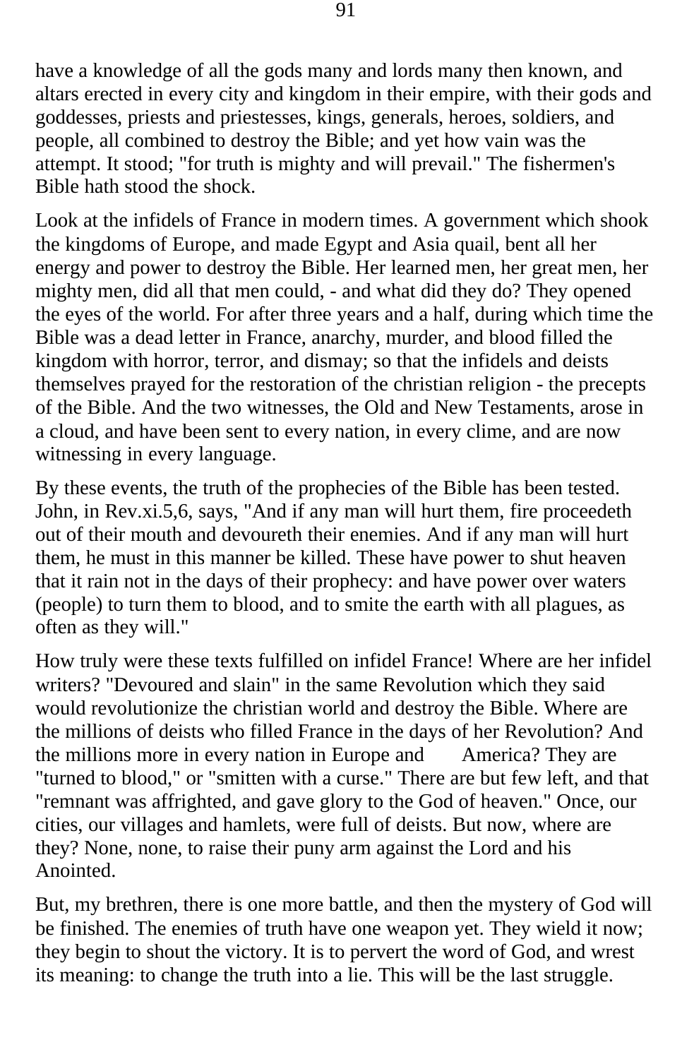have a knowledge of all the gods many and lords many then known, and altars erected in every city and kingdom in their empire, with their gods and goddesses, priests and priestesses, kings, generals, heroes, soldiers, and people, all combined to destroy the Bible; and yet how vain was the attempt. It stood; "for truth is mighty and will prevail." The fishermen's Bible hath stood the shock.

Look at the infidels of France in modern times. A government which shook the kingdoms of Europe, and made Egypt and Asia quail, bent all her energy and power to destroy the Bible. Her learned men, her great men, her mighty men, did all that men could, - and what did they do? They opened the eyes of the world. For after three years and a half, during which time the Bible was a dead letter in France, anarchy, murder, and blood filled the kingdom with horror, terror, and dismay; so that the infidels and deists themselves prayed for the restoration of the christian religion - the precepts of the Bible. And the two witnesses, the Old and New Testaments, arose in a cloud, and have been sent to every nation, in every clime, and are now witnessing in every language.

By these events, the truth of the prophecies of the Bible has been tested. John, in Rev.xi.5,6, says, "And if any man will hurt them, fire proceedeth out of their mouth and devoureth their enemies. And if any man will hurt them, he must in this manner be killed. These have power to shut heaven that it rain not in the days of their prophecy: and have power over waters (people) to turn them to blood, and to smite the earth with all plagues, as often as they will."

How truly were these texts fulfilled on infidel France! Where are her infidel writers? "Devoured and slain" in the same Revolution which they said would revolutionize the christian world and destroy the Bible. Where are the millions of deists who filled France in the days of her Revolution? And the millions more in every nation in Europe and America? They are "turned to blood," or "smitten with a curse." There are but few left, and that "remnant was affrighted, and gave glory to the God of heaven." Once, our cities, our villages and hamlets, were full of deists. But now, where are they? None, none, to raise their puny arm against the Lord and his Anointed.

But, my brethren, there is one more battle, and then the mystery of God will be finished. The enemies of truth have one weapon yet. They wield it now; they begin to shout the victory. It is to pervert the word of God, and wrest its meaning: to change the truth into a lie. This will be the last struggle.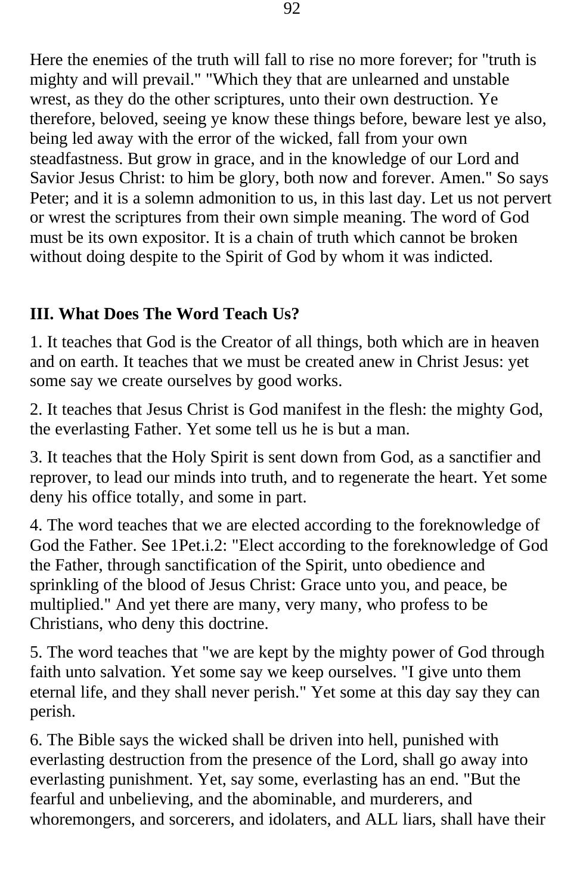Here the enemies of the truth will fall to rise no more forever; for "truth is mighty and will prevail." "Which they that are unlearned and unstable wrest, as they do the other scriptures, unto their own destruction. Ye therefore, beloved, seeing ye know these things before, beware lest ye also, being led away with the error of the wicked, fall from your own steadfastness. But grow in grace, and in the knowledge of our Lord and Savior Jesus Christ: to him be glory, both now and forever. Amen." So says Peter; and it is a solemn admonition to us, in this last day. Let us not pervert or wrest the scriptures from their own simple meaning. The word of God must be its own expositor. It is a chain of truth which cannot be broken without doing despite to the Spirit of God by whom it was indicted.

### III. What Does The Word Teach Us?

1. It teaches that God is the Creator of all things, both which are in heaven and on earth. It teaches that we must be created anew in Christ Jesus: yet some say we create ourselves by good works.

2. It teaches that Jesus Christ is God manifest in the flesh: the mighty God, the everlasting Father. Yet some tell us he is but a man.

3. It teaches that the Holy Spirit is sent down from God, as a sanctifier and reprover, to lead our minds into truth, and to regenerate the heart. Yet some deny his office totally, and some in part.

4. The word teaches that we are elected according to the foreknowledge of God the Father. See 1Pet.i.2: "Elect according to the foreknowledge of God the Father, through sanctification of the Spirit, unto obedience and sprinkling of the blood of Jesus Christ: Grace unto you, and peace, be multiplied." And yet there are many, very many, who profess to be Christians, who deny this doctrine.

5. The word teaches that "we are kept by the mighty power of God through faith unto salvation. Yet some say we keep ourselves. "I give unto them eternal life, and they shall never perish." Yet some at this day say they can perish.

6. The Bible says the wicked shall be driven into hell, punished with everlasting destruction from the presence of the Lord, shall go away into everlasting punishment. Yet, say some, everlasting has an end. "But the fearful and unbelieving, and the abominable, and murderers, and whoremongers, and sorcerers, and idolaters, and ALL liars, shall have their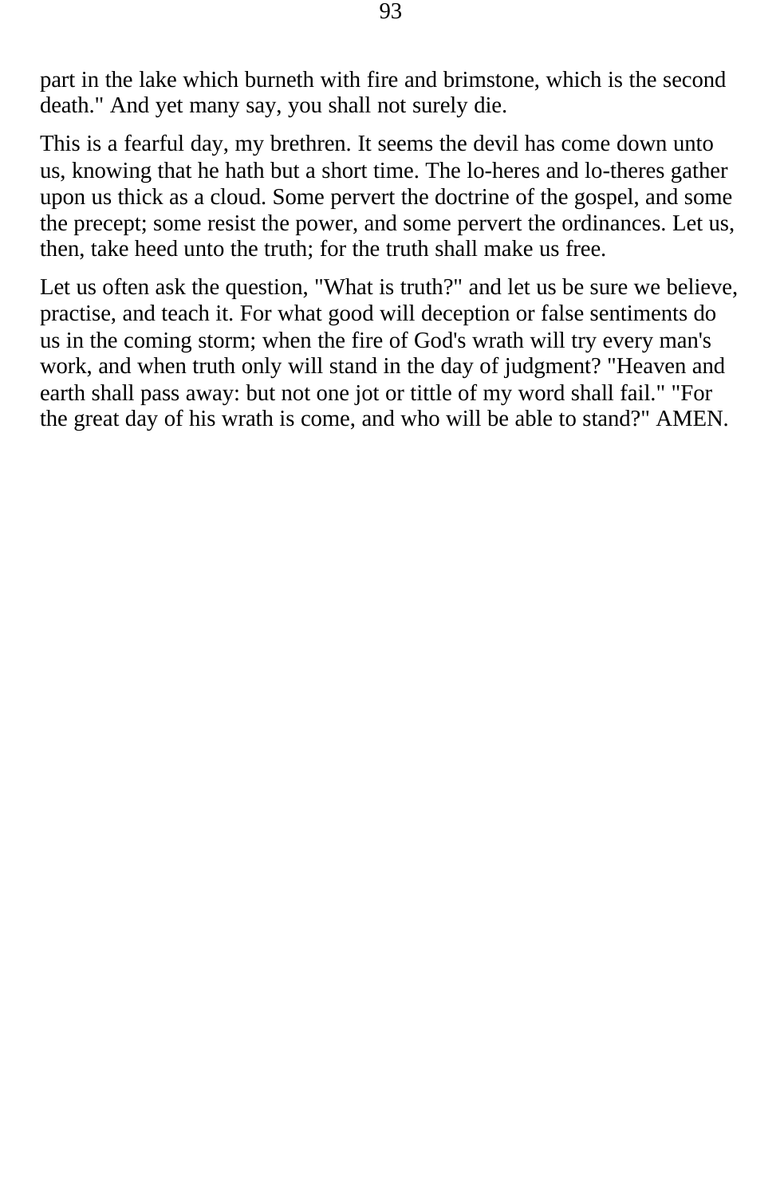part in the lake which burneth with fire and brimstone, which is the second death." And yet many say, you shall not surely die.

This is a fearful day, my brethren. It seems the devil has come down unto us, knowing that he hath but a short time. The lo-heres and lo-theres gather upon us thick as a cloud. Some pervert the doctrine of the gospel, and some the precept; some resist the power, and some pervert the ordinances. Let us, then, take heed unto the truth; for the truth shall make us free.

Let us often ask the question, "What is truth?" and let us be sure we believe, practise, and teach it. For what good will deception or false sentiments do us in the coming storm; when the fire of God's wrath will try every man's work, and when truth only will stand in the day of judgment? "Heaven and earth shall pass away: but not one jot or tittle of my word shall fail." "For the great day of his wrath is come, and who will be able to stand?" AMEN.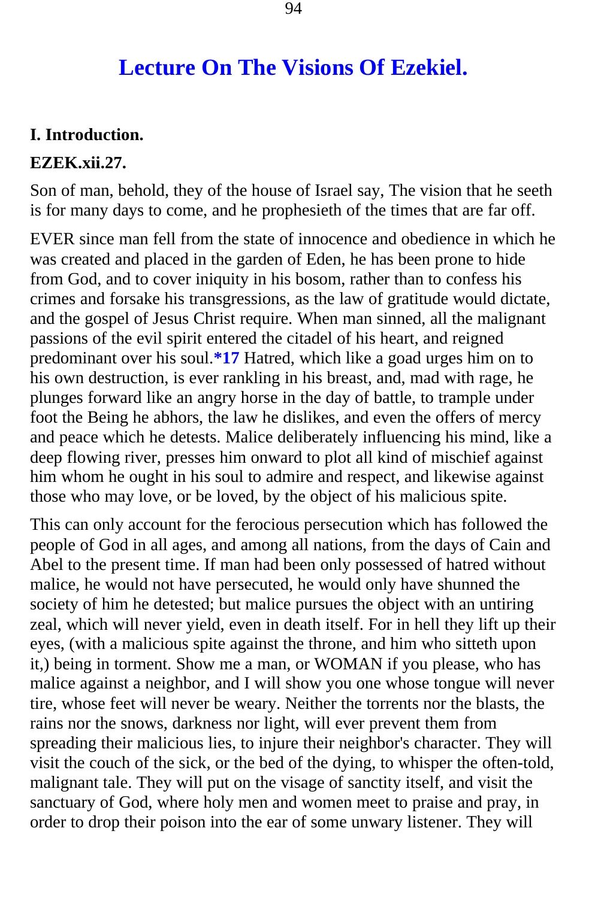# Lecture On The Visions Of Ezekiel.

**I. Introduction.**

**EZEK.xii.27.**

Son of man, behold, they of the house of Israel say, The vision that he seeth is for many days to come, and he prophesieth of the times that are far off.

EVER since man fell from the state of innocence and obedience in which he was created and placed in the garden of Eden, he has been prone to hide from God, and to cover iniquity in his bosom, rather than to confess his crimes and forsake his transgressions, as the law of gratitude would dictate, and the gospel of Jesus Christ require. When man sinned, all the malignant passions of the evil spirit entered the citadel of his heart, and reigned predominant over his soul.**\*17** Hatred, which like a goad urges him on to his own destruction, is ever rankling in his breast, and, mad with rage, he plunges forward like an angry horse in the day of battle, to trample under foot the Being he abhors, the law he dislikes, and even the offers of mercy and peace which he detests. Malice deliberately influencing his mind, like a deep flowing river, presses him onward to plot all kind of mischief against him whom he ought in his soul to admire and respect, and likewise against those who may love, or be loved, by the object of his malicious spite.

This can only account for the ferocious persecution which has followed the people of God in all ages, and among all nations, from the days of Cain and Abel to the present time. If man had been only possessed of hatred without malice, he would not have persecuted, he would only have shunned the society of him he detested; but malice pursues the object with an untiring zeal, which will never yield, even in death itself. For in hell they lift up their eyes, (with a malicious spite against the throne, and him who sitteth upon it,) being in torment. Show me a man, or WOMAN if you please, who has malice against a neighbor, and I will show you one whose tongue will never tire, whose feet will never be weary. Neither the torrents nor the blasts, the rains nor the snows, darkness nor light, will ever prevent them from spreading their malicious lies, to injure their neighbor's character. They will visit the couch of the sick, or the bed of the dying, to whisper the often-told, malignant tale. They will put on the visage of sanctity itself, and visit the sanctuary of God, where holy men and women meet to praise and pray, in order to drop their poison into the ear of some unwary listener. They will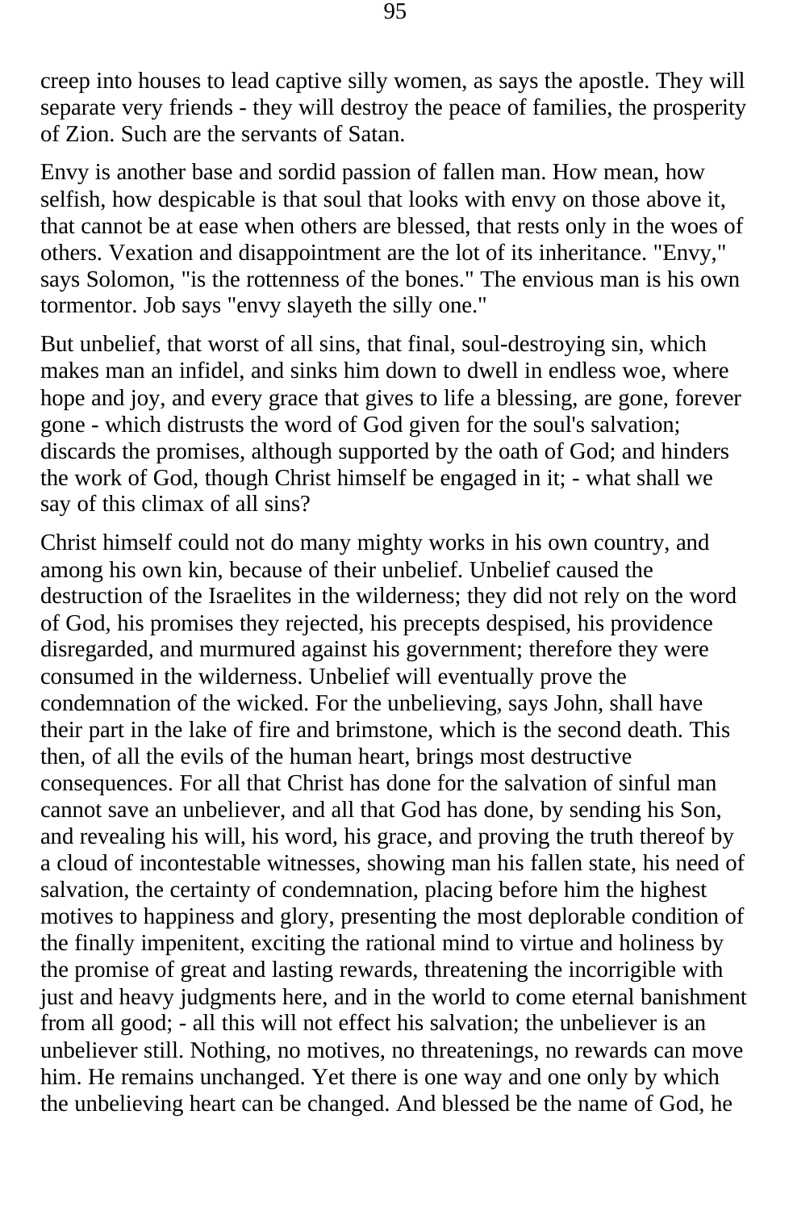creep into houses to lead captive silly women, as says the apostle. They will separate very friends - they will destroy the peace of families, the prosperity of Zion. Such are the servants of Satan.

Envy is another base and sordid passion of fallen man. How mean, how selfish, how despicable is that soul that looks with envy on those above it, that cannot be at ease when others are blessed, that rests only in the woes of others. Vexation and disappointment are the lot of its inheritance. "Envy," says Solomon, "is the rottenness of the bones." The envious man is his own tormentor. Job says "envy slayeth the silly one."

But unbelief, that worst of all sins, that final, soul-destroying sin, which makes man an infidel, and sinks him down to dwell in endless woe, where hope and joy, and every grace that gives to life a blessing, are gone, forever gone - which distrusts the word of God given for the soul's salvation; discards the promises, although supported by the oath of God; and hinders the work of God, though Christ himself be engaged in it; - what shall we say of this climax of all sins?

Christ himself could not do many mighty works in his own country, and among his own kin, because of their unbelief. Unbelief caused the destruction of the Israelites in the wilderness; they did not rely on the word of God, his promises they rejected, his precepts despised, his providence disregarded, and murmured against his government; therefore they were consumed in the wilderness. Unbelief will eventually prove the condemnation of the wicked. For the unbelieving, says John, shall have their part in the lake of fire and brimstone, which is the second death. This then, of all the evils of the human heart, brings most destructive consequences. For all that Christ has done for the salvation of sinful man cannot save an unbeliever, and all that God has done, by sending his Son, and revealing his will, his word, his grace, and proving the truth thereof by a cloud of incontestable witnesses, showing man his fallen state, his need of salvation, the certainty of condemnation, placing before him the highest motives to happiness and glory, presenting the most deplorable condition of the finally impenitent, exciting the rational mind to virtue and holiness by the promise of great and lasting rewards, threatening the incorrigible with just and heavy judgments here, and in the world to come eternal banishment from all good; - all this will not effect his salvation; the unbeliever is an unbeliever still. Nothing, no motives, no threatenings, no rewards can move him. He remains unchanged. Yet there is one way and one only by which the unbelieving heart can be changed. And blessed be the name of God, he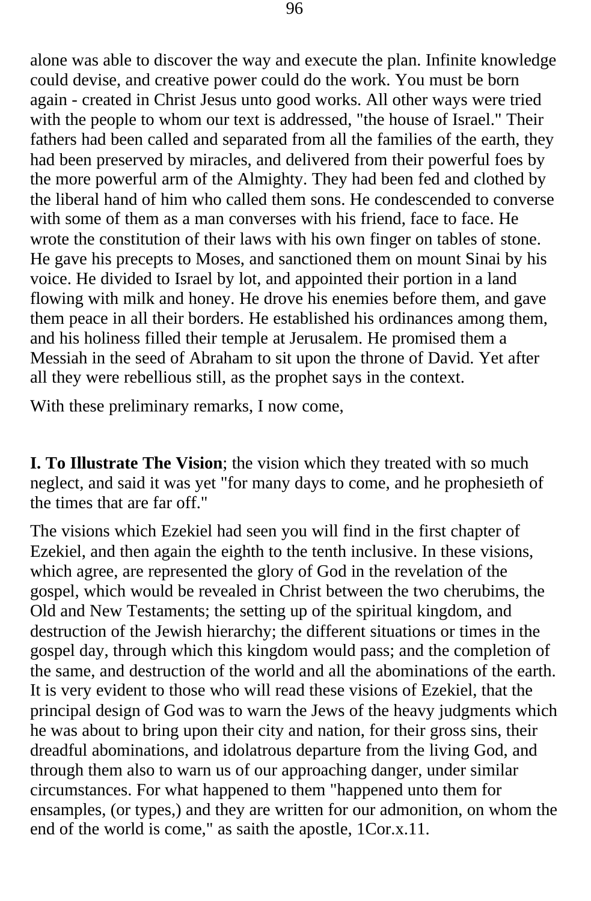alone was able to discover the way and execute the plan. Infinite knowledge could devise, and creative power could do the work. You must be born again - created in Christ Jesus unto good works. All other ways were tried with the people to whom our text is addressed, "the house of Israel." Their fathers had been called and separated from all the families of the earth, they had been preserved by miracles, and delivered from their powerful foes by the more powerful arm of the Almighty. They had been fed and clothed by the liberal hand of him who called them sons. He condescended to converse with some of them as a man converses with his friend, face to face. He wrote the constitution of their laws with his own finger on tables of stone. He gave his precepts to Moses, and sanctioned them on mount Sinai by his voice. He divided to Israel by lot, and appointed their portion in a land flowing with milk and honey. He drove his enemies before them, and gave them peace in all their borders. He established his ordinances among them, and his holiness filled their temple at Jerusalem. He promised them a Messiah in the seed of Abraham to sit upon the throne of David. Yet after all they were rebellious still, as the prophet says in the context.

With these preliminary remarks, I now come,

**I. To Illustrate The Vision**; the vision which they treated with so much neglect, and said it was yet "for many days to come, and he prophesieth of the times that are far off."

The visions which Ezekiel had seen you will find in the first chapter of Ezekiel, and then again the eighth to the tenth inclusive. In these visions, which agree, are represented the glory of God in the revelation of the gospel, which would be revealed in Christ between the two cherubims, the Old and New Testaments; the setting up of the spiritual kingdom, and destruction of the Jewish hierarchy; the different situations or times in the gospel day, through which this kingdom would pass; and the completion of the same, and destruction of the world and all the abominations of the earth. It is very evident to those who will read these visions of Ezekiel, that the principal design of God was to warn the Jews of the heavy judgments which he was about to bring upon their city and nation, for their gross sins, their dreadful abominations, and idolatrous departure from the living God, and through them also to warn us of our approaching danger, under similar circumstances. For what happened to them "happened unto them for ensamples, (or types,) and they are written for our admonition, on whom the end of the world is come," as saith the apostle, 1Cor.x.11.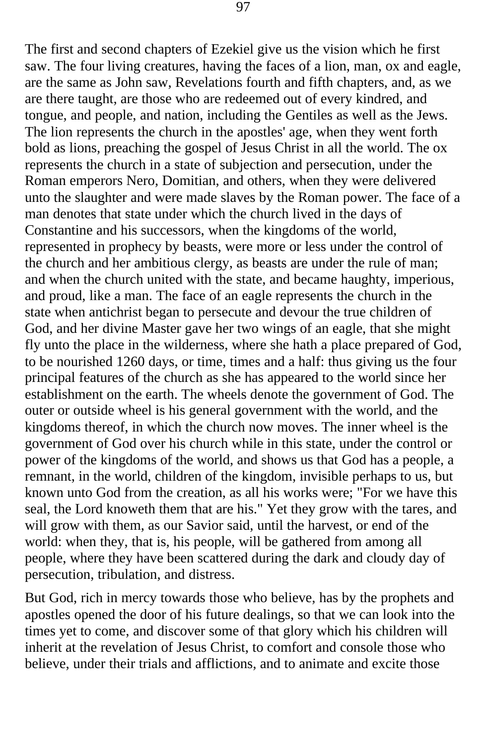The first and second chapters of Ezekiel give us the vision which he first saw. The four living creatures, having the faces of a lion, man, ox and eagle, are the same as John saw, Revelations fourth and fifth chapters, and, as we are there taught, are those who are redeemed out of every kindred, and tongue, and people, and nation, including the Gentiles as well as the Jews. The lion represents the church in the apostles' age, when they went forth bold as lions, preaching the gospel of Jesus Christ in all the world. The ox represents the church in a state of subjection and persecution, under the Roman emperors Nero, Domitian, and others, when they were delivered unto the slaughter and were made slaves by the Roman power. The face of a man denotes that state under which the church lived in the days of Constantine and his successors, when the kingdoms of the world, represented in prophecy by beasts, were more or less under the control of the church and her ambitious clergy, as beasts are under the rule of man; and when the church united with the state, and became haughty, imperious, and proud, like a man. The face of an eagle represents the church in the state when antichrist began to persecute and devour the true children of God, and her divine Master gave her two wings of an eagle, that she might fly unto the place in the wilderness, where she hath a place prepared of God, to be nourished 1260 days, or time, times and a half: thus giving us the four principal features of the church as she has appeared to the world since her establishment on the earth. The wheels denote the government of God. The outer or outside wheel is his general government with the world, and the kingdoms thereof, in which the church now moves. The inner wheel is the government of God over his church while in this state, under the control or power of the kingdoms of the world, and shows us that God has a people, a remnant, in the world, children of the kingdom, invisible perhaps to us, but known unto God from the creation, as all his works were; "For we have this seal, the Lord knoweth them that are his." Yet they grow with the tares, and will grow with them, as our Savior said, until the harvest, or end of the world: when they, that is, his people, will be gathered from among all people, where they have been scattered during the dark and cloudy day of persecution, tribulation, and distress.

But God, rich in mercy towards those who believe, has by the prophets and apostles opened the door of his future dealings, so that we can look into the times yet to come, and discover some of that glory which his children will inherit at the revelation of Jesus Christ, to comfort and console those who believe, under their trials and afflictions, and to animate and excite those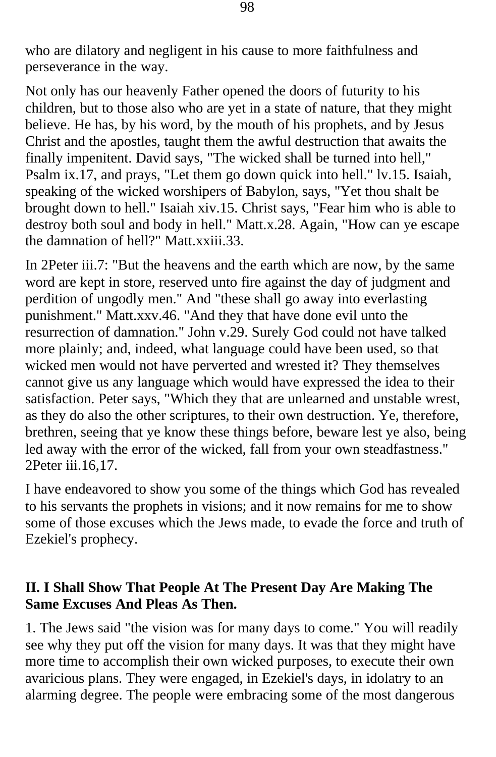who are dilatory and negligent in his cause to more faithfulness and perseverance in the way.

Not only has our heavenly Father opened the doors of futurity to his children, but to those also who are yet in a state of nature, that they might believe. He has, by his word, by the mouth of his prophets, and by Jesus Christ and the apostles, taught them the awful destruction that awaits the finally impenitent. David says, "The wicked shall be turned into hell," Psalm ix.17, and prays, "Let them go down quick into hell." lv.15. Isaiah, speaking of the wicked worshipers of Babylon, says, "Yet thou shalt be brought down to hell." Isaiah xiv.15. Christ says, "Fear him who is able to destroy both soul and body in hell." Matt.x.28. Again, "How can ye escape the damnation of hell?" Matt.xxiii.33.

In 2Peter iii.7: "But the heavens and the earth which are now, by the same word are kept in store, reserved unto fire against the day of judgment and perdition of ungodly men." And "these shall go away into everlasting punishment." Matt.xxv.46. "And they that have done evil unto the resurrection of damnation." John v.29. Surely God could not have talked more plainly; and, indeed, what language could have been used, so that wicked men would not have perverted and wrested it? They themselves cannot give us any language which would have expressed the idea to their satisfaction. Peter says, "Which they that are unlearned and unstable wrest, as they do also the other scriptures, to their own destruction. Ye, therefore, brethren, seeing that ye know these things before, beware lest ye also, being led away with the error of the wicked, fall from your own steadfastness." 2Peter iii.16,17.

I have endeavored to show you some of the things which God has revealed to his servants the prophets in visions; and it now remains for me to show some of those excuses which the Jews made, to evade the force and truth of Ezekiel's prophecy.

### II. I Shall Show That People At The Present Day Are Making The Same Excuses And Pleas As Then.

1. The Jews said "the vision was for many days to come." You will readily see why they put off the vision for many days. It was that they might have more time to accomplish their own wicked purposes, to execute their own avaricious plans. They were engaged, in Ezekiel's days, in idolatry to an alarming degree. The people were embracing some of the most dangerous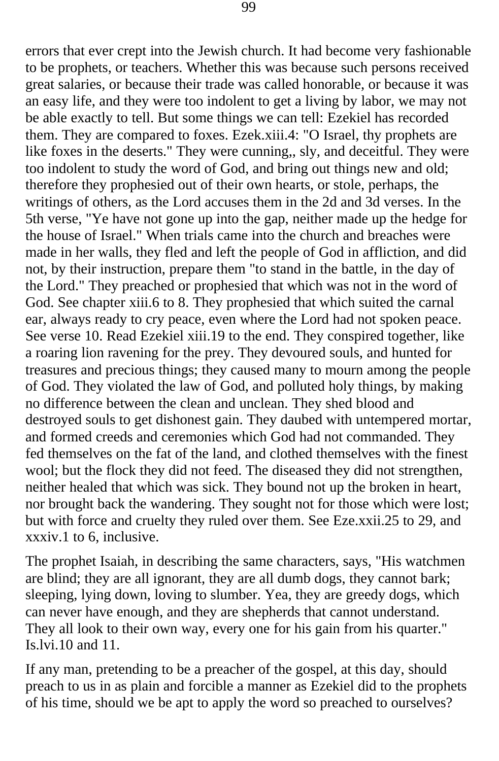errors that ever crept into the Jewish church. It had become very fashionable to be prophets, or teachers. Whether this was because such persons received great salaries, or because their trade was called honorable, or because it was an easy life, and they were too indolent to get a living by labor, we may not be able exactly to tell. But some things we can tell: Ezekiel has recorded them. They are compared to foxes. Ezek.xiii.4: "O Israel, thy prophets are like foxes in the deserts." They were cunning,, sly, and deceitful. They were too indolent to study the word of God, and bring out things new and old; therefore they prophesied out of their own hearts, or stole, perhaps, the writings of others, as the Lord accuses them in the 2d and 3d verses. In the 5th verse, "Ye have not gone up into the gap, neither made up the hedge for the house of Israel." When trials came into the church and breaches were made in her walls, they fled and left the people of God in affliction, and did not, by their instruction, prepare them "to stand in the battle, in the day of the Lord." They preached or prophesied that which was not in the word of God. See chapter xiii.6 to 8. They prophesied that which suited the carnal ear, always ready to cry peace, even where the Lord had not spoken peace. See verse 10. Read Ezekiel xiii.19 to the end. They conspired together, like a roaring lion ravening for the prey. They devoured souls, and hunted for treasures and precious things; they caused many to mourn among the people of God. They violated the law of God, and polluted holy things, by making no difference between the clean and unclean. They shed blood and destroyed souls to get dishonest gain. They daubed with untempered mortar, and formed creeds and ceremonies which God had not commanded. They fed themselves on the fat of the land, and clothed themselves with the finest wool; but the flock they did not feed. The diseased they did not strengthen, neither healed that which was sick. They bound not up the broken in heart, nor brought back the wandering. They sought not for those which were lost; but with force and cruelty they ruled over them. See Eze.xxii.25 to 29, and xxxiv.1 to 6, inclusive.

The prophet Isaiah, in describing the same characters, says, "His watchmen are blind; they are all ignorant, they are all dumb dogs, they cannot bark; sleeping, lying down, loving to slumber. Yea, they are greedy dogs, which can never have enough, and they are shepherds that cannot understand. They all look to their own way, every one for his gain from his quarter." Is.lvi.10 and 11.

If any man, pretending to be a preacher of the gospel, at this day, should preach to us in as plain and forcible a manner as Ezekiel did to the prophets of his time, should we be apt to apply the word so preached to ourselves?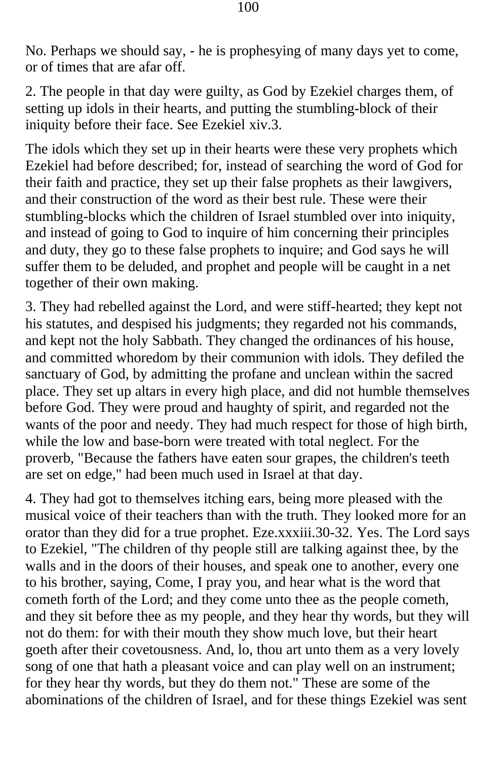No. Perhaps we should say, - he is prophesying of many days yet to come, or of times that are afar off.

2. The people in that day were guilty, as God by Ezekiel charges them, of setting up idols in their hearts, and putting the stumbling-block of their iniquity before their face. See Ezekiel xiv.3.

The idols which they set up in their hearts were these very prophets which Ezekiel had before described; for, instead of searching the word of God for their faith and practice, they set up their false prophets as their lawgivers, and their construction of the word as their best rule. These were their stumbling-blocks which the children of Israel stumbled over into iniquity, and instead of going to God to inquire of him concerning their principles and duty, they go to these false prophets to inquire; and God says he will suffer them to be deluded, and prophet and people will be caught in a net together of their own making.

3. They had rebelled against the Lord, and were stiff-hearted; they kept not his statutes, and despised his judgments; they regarded not his commands, and kept not the holy Sabbath. They changed the ordinances of his house, and committed whoredom by their communion with idols. They defiled the sanctuary of God, by admitting the profane and unclean within the sacred place. They set up altars in every high place, and did not humble themselves before God. They were proud and haughty of spirit, and regarded not the wants of the poor and needy. They had much respect for those of high birth, while the low and base-born were treated with total neglect. For the proverb, "Because the fathers have eaten sour grapes, the children's teeth are set on edge," had been much used in Israel at that day.

4. They had got to themselves itching ears, being more pleased with the musical voice of their teachers than with the truth. They looked more for an orator than they did for a true prophet. Eze.xxxiii.30-32. Yes. The Lord says to Ezekiel, "The children of thy people still are talking against thee, by the walls and in the doors of their houses, and speak one to another, every one to his brother, saying, Come, I pray you, and hear what is the word that cometh forth of the Lord; and they come unto thee as the people cometh, and they sit before thee as my people, and they hear thy words, but they will not do them: for with their mouth they show much love, but their heart goeth after their covetousness. And, lo, thou art unto them as a very lovely song of one that hath a pleasant voice and can play well on an instrument; for they hear thy words, but they do them not." These are some of the abominations of the children of Israel, and for these things Ezekiel was sent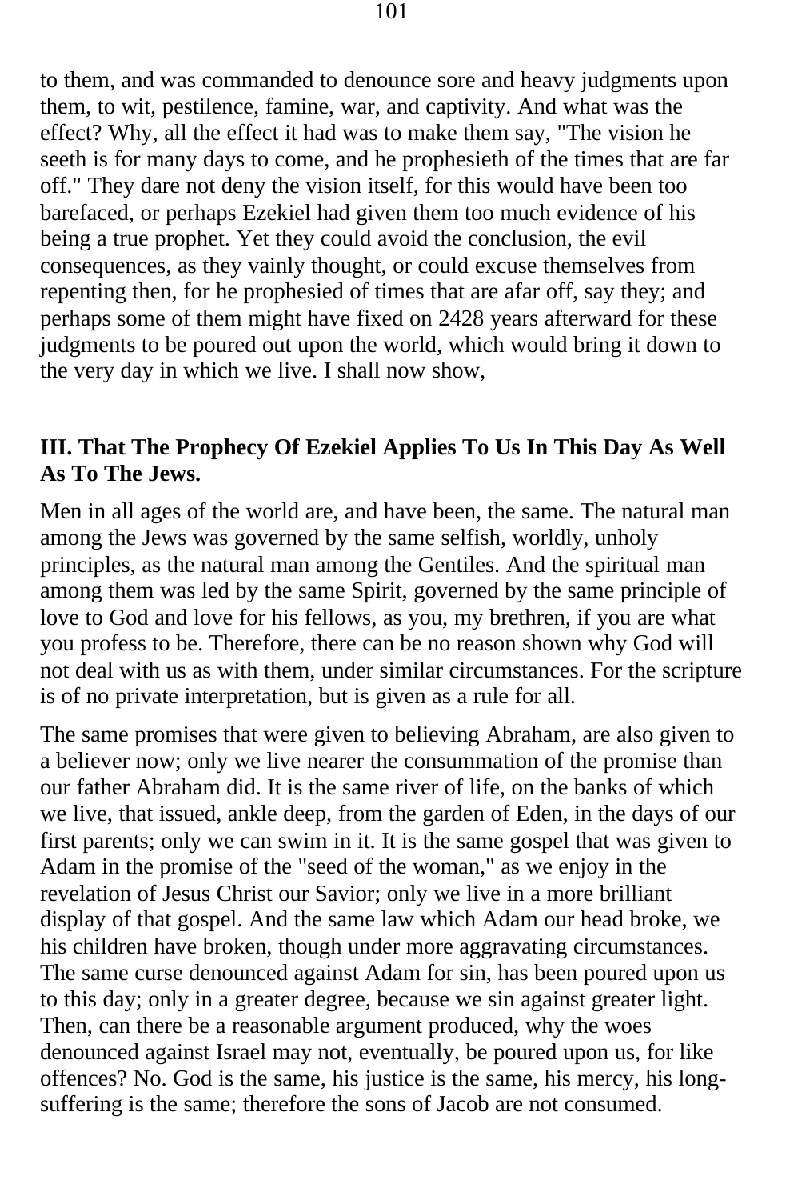to them, and was commanded to denounce sore and heavy judgments upon them, to wit, pestilence, famine, war, and captivity. And what was the effect? Why, all the effect it had was to make them say, "The vision he seeth is for many days to come, and he prophesieth of the times that are far off." They dare not deny the vision itself, for this would have been too barefaced, or perhaps Ezekiel had given them too much evidence of his being a true prophet. Yet they could avoid the conclusion, the evil consequences, as they vainly thought, or could excuse themselves from repenting then, for he prophesied of times that are afar off, say they; and perhaps some of them might have fixed on 2428 years afterward for these judgments to be poured out upon the world, which would bring it down to the very day in which we live. I shall now show,

### III. That The Prophecy Of Ezekiel Applies To Us In This Day As Well As To The Jews.

Men in all ages of the world are, and have been, the same. The natural man among the Jews was governed by the same selfish, worldly, unholy principles, as the natural man among the Gentiles. And the spiritual man among them was led by the same Spirit, governed by the same principle of love to God and love for his fellows, as you, my brethren, if you are what you profess to be. Therefore, there can be no reason shown why God will not deal with us as with them, under similar circumstances. For the scripture is of no private interpretation, but is given as a rule for all.

The same promises that were given to believing Abraham, are also given to a believer now; only we live nearer the consummation of the promise than our father Abraham did. It is the same river of life, on the banks of which we live, that issued, ankle deep, from the garden of Eden, in the days of our first parents; only we can swim in it. It is the same gospel that was given to Adam in the promise of the "seed of the woman," as we enjoy in the revelation of Jesus Christ our Savior; only we live in a more brilliant display of that gospel. And the same law which Adam our head broke, we his children have broken, though under more aggravating circumstances. The same curse denounced against Adam for sin, has been poured upon us to this day; only in a greater degree, because we sin against greater light. Then, can there be a reasonable argument produced, why the woes denounced against Israel may not, eventually, be poured upon us, for like offences? No. God is the same, his justice is the same, his mercy, his long-suffering is the same; therefore the sons of Jacob are not consumed.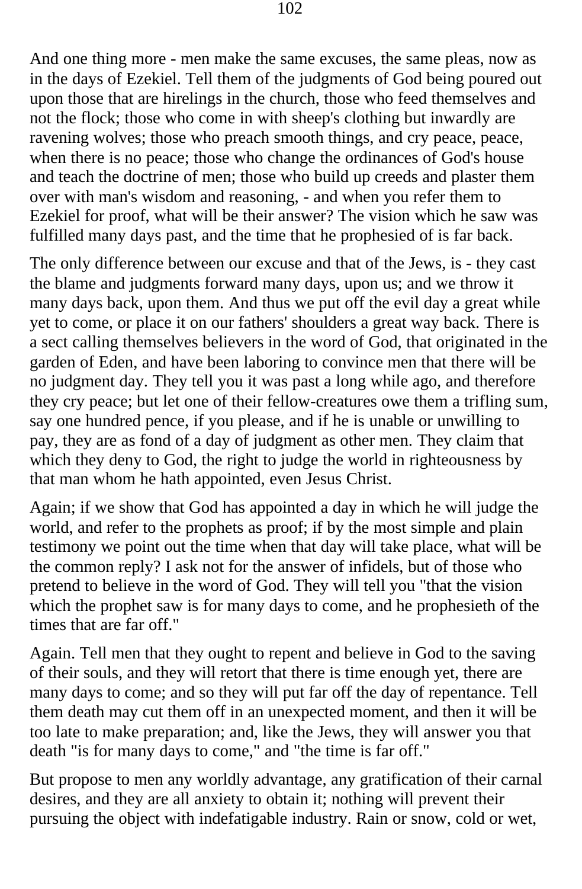And one thing more - men make the same excuses, the same pleas, now as in the days of Ezekiel. Tell them of the judgments of God being poured out upon those that are hirelings in the church, those who feed themselves and not the flock; those who come in with sheep's clothing but inwardly are ravening wolves; those who preach smooth things, and cry peace, peace, when there is no peace; those who change the ordinances of God's house and teach the doctrine of men; those who build up creeds and plaster them over with man's wisdom and reasoning, - and when you refer them to Ezekiel for proof, what will be their answer? The vision which he saw was fulfilled many days past, and the time that he prophesied of is far back.

The only difference between our excuse and that of the Jews, is - they cast the blame and judgments forward many days, upon us; and we throw it many days back, upon them. And thus we put off the evil day a great while yet to come, or place it on our fathers' shoulders a great way back. There is a sect calling themselves believers in the word of God, that originated in the garden of Eden, and have been laboring to convince men that there will be no judgment day. They tell you it was past a long while ago, and therefore they cry peace; but let one of their fellow-creatures owe them a trifling sum, say one hundred pence, if you please, and if he is unable or unwilling to pay, they are as fond of a day of judgment as other men. They claim that which they deny to God, the right to judge the world in righteousness by that man whom he hath appointed, even Jesus Christ.

Again; if we show that God has appointed a day in which he will judge the world, and refer to the prophets as proof; if by the most simple and plain testimony we point out the time when that day will take place, what will be the common reply? I ask not for the answer of infidels, but of those who pretend to believe in the word of God. They will tell you "that the vision which the prophet saw is for many days to come, and he prophesieth of the times that are far off."

Again. Tell men that they ought to repent and believe in God to the saving of their souls, and they will retort that there is time enough yet, there are many days to come; and so they will put far off the day of repentance. Tell them death may cut them off in an unexpected moment, and then it will be too late to make preparation; and, like the Jews, they will answer you that death "is for many days to come," and "the time is far off."

But propose to men any worldly advantage, any gratification of their carnal desires, and they are all anxiety to obtain it; nothing will prevent their pursuing the object with indefatigable industry. Rain or snow, cold or wet,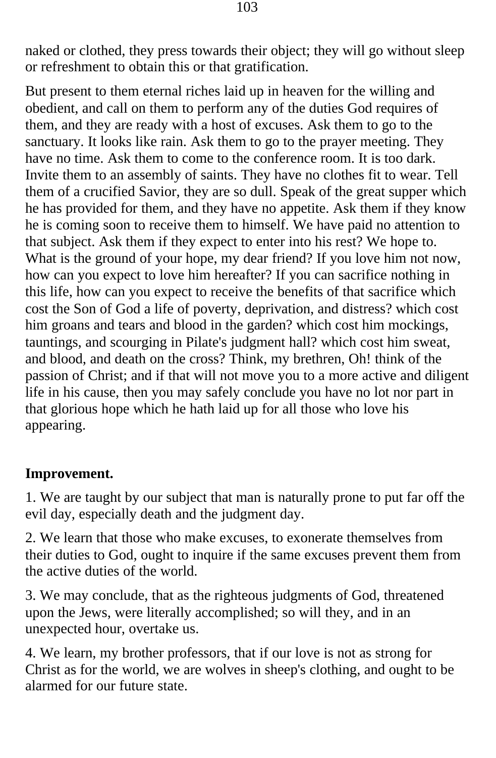naked or clothed, they press towards their object; they will go without sleep or refreshment to obtain this or that gratification.

But present to them eternal riches laid up in heaven for the willing and obedient, and call on them to perform any of the duties God requires of them, and they are ready with a host of excuses. Ask them to go to the sanctuary. It looks like rain. Ask them to go to the prayer meeting. They have no time. Ask them to come to the conference room. It is too dark. Invite them to an assembly of saints. They have no clothes fit to wear. Tell them of a crucified Savior, they are so dull. Speak of the great supper which he has provided for them, and they have no appetite. Ask them if they know he is coming soon to receive them to himself. We have paid no attention to that subject. Ask them if they expect to enter into his rest? We hope to. What is the ground of your hope, my dear friend? If you love him not now, how can you expect to love him hereafter? If you can sacrifice nothing in this life, how can you expect to receive the benefits of that sacrifice which cost the Son of God a life of poverty, deprivation, and distress? which cost him groans and tears and blood in the garden? which cost him mockings, tauntings, and scourging in Pilate's judgment hall? which cost him sweat, and blood, and death on the cross? Think, my brethren, Oh! think of the passion of Christ; and if that will not move you to a more active and diligent life in his cause, then you may safely conclude you have no lot nor part in that glorious hope which he hath laid up for all those who love his appearing.

**Improvement.**

1. We are taught by our subject that man is naturally prone to put far off the evil day, especially death and the judgment day.

2. We learn that those who make excuses, to exonerate themselves from their duties to God, ought to inquire if the same excuses prevent them from the active duties of the world.

3. We may conclude, that as the righteous judgments of God, threatened upon the Jews, were literally accomplished; so will they, and in an unexpected hour, overtake us.

4. We learn, my brother professors, that if our love is not as strong for Christ as for the world, we are wolves in sheep's clothing, and ought to be alarmed for our future state.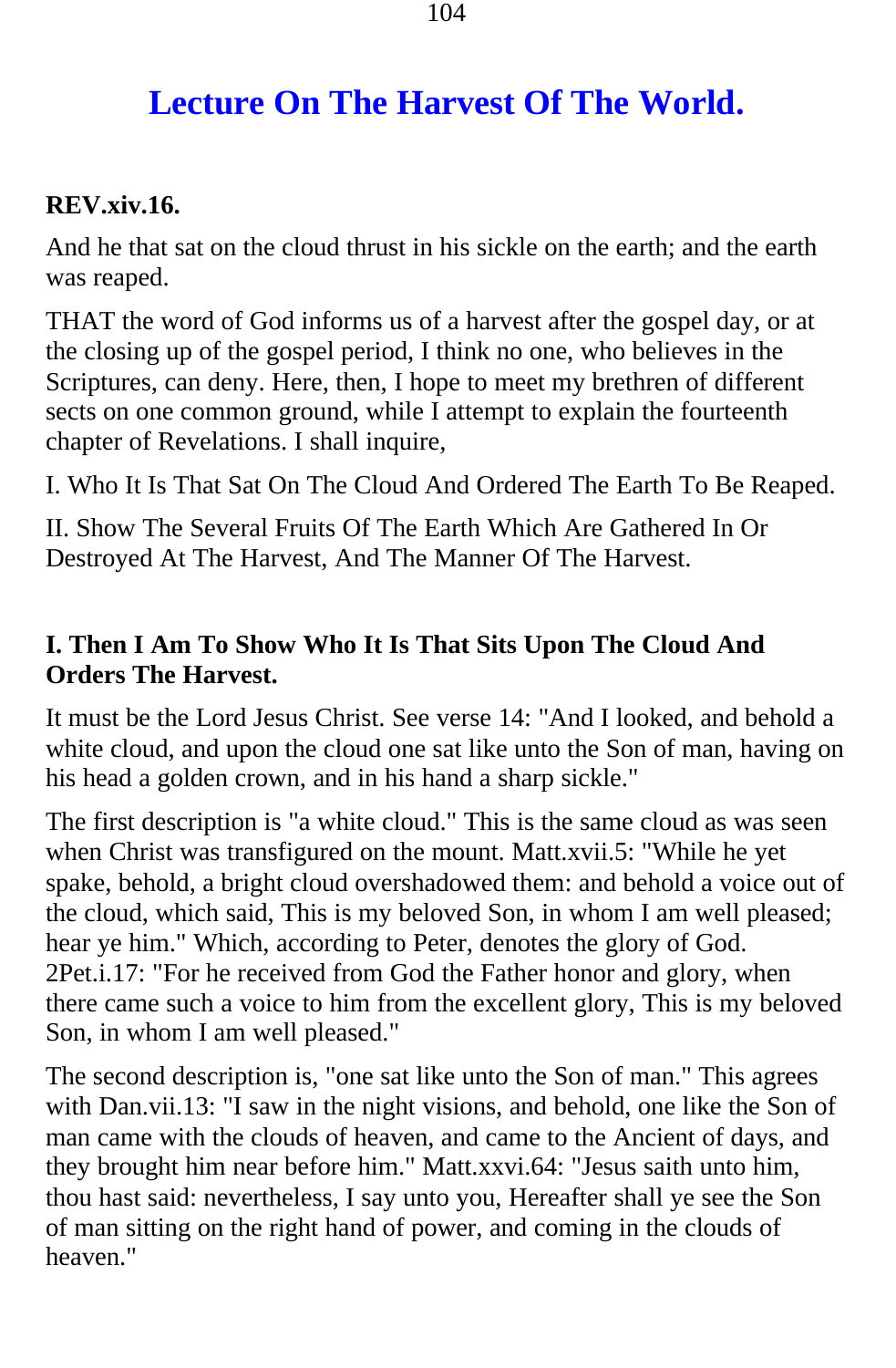# Lecture On The Harvest Of The World.

**REV.xiv.16.**

And he that sat on the cloud thrust in his sickle on the earth; and the earth was reaped.

THAT the word of God informs us of a harvest after the gospel day, or at the closing up of the gospel period, I think no one, who believes in the Scriptures, can deny. Here, then, I hope to meet my brethren of different sects on one common ground, while I attempt to explain the fourteenth chapter of Revelations. I shall inquire,

I. Who It Is That Sat On The Cloud And Ordered The Earth To Be Reaped.

II. Show The Several Fruits Of The Earth Which Are Gathered In Or Destroyed At The Harvest, And The Manner Of The Harvest.

**I. Then I Am To Show Who It Is That Sits Upon The Cloud And Orders The Harvest.**

It must be the Lord Jesus Christ. See verse 14: "And I looked, and behold a white cloud, and upon the cloud one sat like unto the Son of man, having on his head a golden crown, and in his hand a sharp sickle."

The first description is "a white cloud." This is the same cloud as was seen when Christ was transfigured on the mount. Matt.xvii.5: "While he yet spake, behold, a bright cloud overshadowed them: and behold a voice out of the cloud, which said, This is my beloved Son, in whom I am well pleased; hear ye him." Which, according to Peter, denotes the glory of God. 2Pet.i.17: "For he received from God the Father honor and glory, when there came such a voice to him from the excellent glory, This is my beloved Son, in whom I am well pleased."

The second description is, "one sat like unto the Son of man." This agrees with Dan.vii.13: "I saw in the night visions, and behold, one like the Son of man came with the clouds of heaven, and came to the Ancient of days, and they brought him near before him." Matt.xxvi.64: "Jesus saith unto him, thou hast said: nevertheless, I say unto you, Hereafter shall ye see the Son of man sitting on the right hand of power, and coming in the clouds of heaven."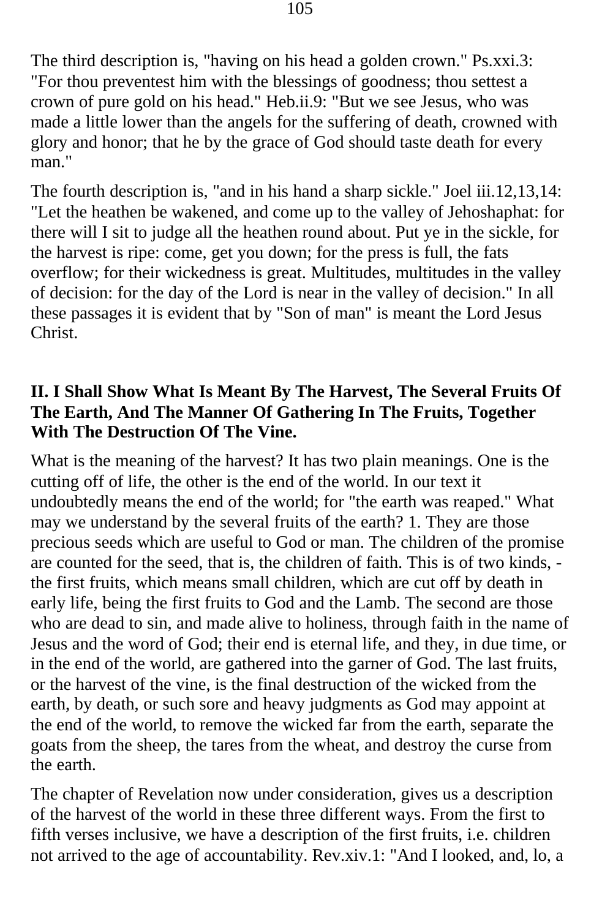The third description is, "having on his head a golden crown." Ps.xxi.3: "For thou preventest him with the blessings of goodness; thou settest a crown of pure gold on his head." Heb.ii.9: "But we see Jesus, who was made a little lower than the angels for the suffering of death, crowned with glory and honor; that he by the grace of God should taste death for every man."

The fourth description is, "and in his hand a sharp sickle." Joel iii.12,13,14: "Let the heathen be wakened, and come up to the valley of Jehoshaphat: for there will I sit to judge all the heathen round about. Put ye in the sickle, for the harvest is ripe: come, get you down; for the press is full, the fats overflow; for their wickedness is great. Multitudes, multitudes in the valley of decision: for the day of the Lord is near in the valley of decision." In all these passages it is evident that by "Son of man" is meant the Lord Jesus Christ.

## II. I Shall Show What Is Meant By The Harvest, The Several Fruits Of The Earth, And The Manner Of Gathering In The Fruits, Together With The Destruction Of The Vine.

What is the meaning of the harvest? It has two plain meanings. One is the cutting off of life, the other is the end of the world. In our text it undoubtedly means the end of the world; for "the earth was reaped." What may we understand by the several fruits of the earth? 1. They are those precious seeds which are useful to God or man. The children of the promise are counted for the seed, that is, the children of faith. This is of two kinds, - the first fruits, which means small children, which are cut off by death in early life, being the first fruits to God and the Lamb. The second are those who are dead to sin, and made alive to holiness, through faith in the name of Jesus and the word of God; their end is eternal life, and they, in due time, or in the end of the world, are gathered into the garner of God. The last fruits, or the harvest of the vine, is the final destruction of the wicked from the earth, by death, or such sore and heavy judgments as God may appoint at the end of the world, to remove the wicked far from the earth, separate the goats from the sheep, the tares from the wheat, and destroy the curse from the earth.

The chapter of Revelation now under consideration, gives us a description of the harvest of the world in these three different ways. From the first to fifth verses inclusive, we have a description of the first fruits, i.e. children not arrived to the age of accountability. Rev.xiv.1: "And I looked, and, lo, a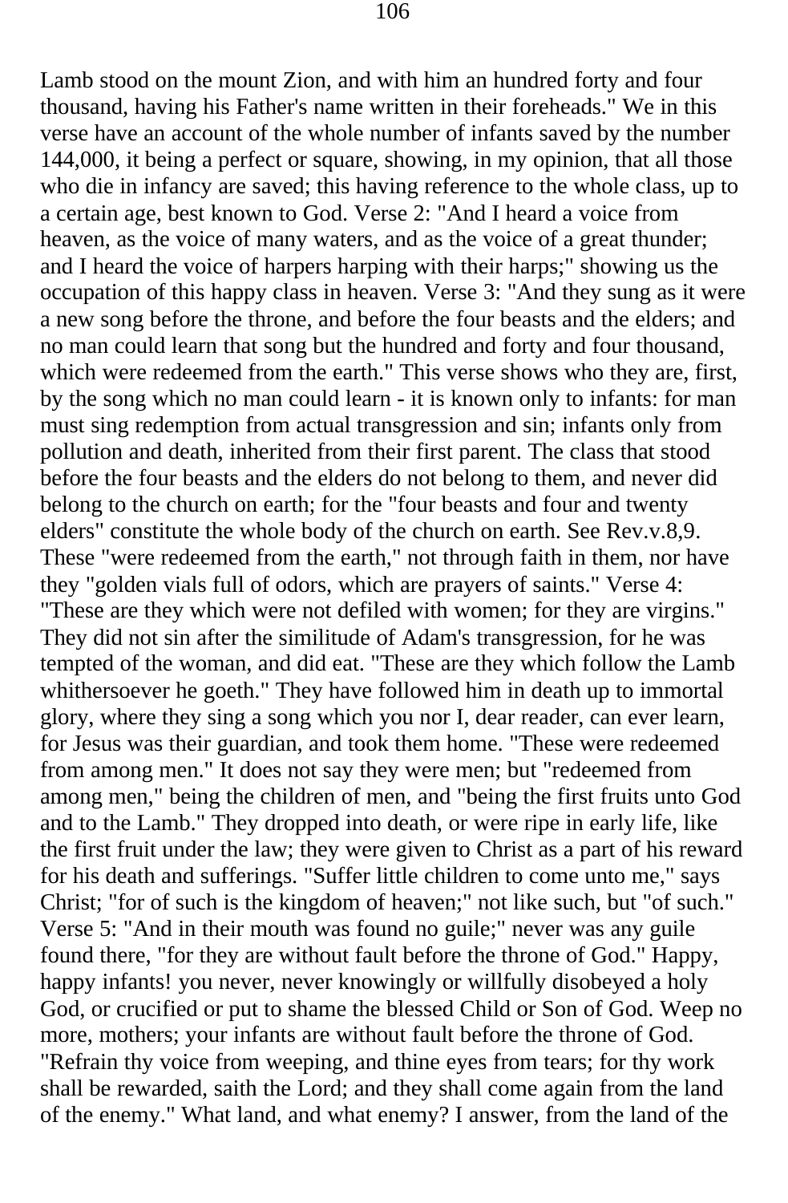Lamb stood on the mount Zion, and with him an hundred forty and four thousand, having his Father's name written in their foreheads." We in this verse have an account of the whole number of infants saved by the number 144,000, it being a perfect or square, showing, in my opinion, that all those who die in infancy are saved; this having reference to the whole class, up to a certain age, best known to God. Verse 2: "And I heard a voice from heaven, as the voice of many waters, and as the voice of a great thunder; and I heard the voice of harpers harping with their harps;" showing us the occupation of this happy class in heaven. Verse 3: "And they sung as it were a new song before the throne, and before the four beasts and the elders; and no man could learn that song but the hundred and forty and four thousand, which were redeemed from the earth." This verse shows who they are, first, by the song which no man could learn - it is known only to infants: for man must sing redemption from actual transgression and sin; infants only from pollution and death, inherited from their first parent. The class that stood before the four beasts and the elders do not belong to them, and never did belong to the church on earth; for the "four beasts and four and twenty elders" constitute the whole body of the church on earth. See Rev.v.8,9. These "were redeemed from the earth," not through faith in them, nor have they "golden vials full of odors, which are prayers of saints." Verse 4: "These are they which were not defiled with women; for they are virgins." They did not sin after the similitude of Adam's transgression, for he was tempted of the woman, and did eat. "These are they which follow the Lamb whithersoever he goeth." They have followed him in death up to immortal glory, where they sing a song which you nor I, dear reader, can ever learn, for Jesus was their guardian, and took them home. "These were redeemed from among men." It does not say they were men; but "redeemed from among men," being the children of men, and "being the first fruits unto God and to the Lamb." They dropped into death, or were ripe in early life, like the first fruit under the law; they were given to Christ as a part of his reward for his death and sufferings. "Suffer little children to come unto me," says Christ; "for of such is the kingdom of heaven;" not like such, but "of such." Verse 5: "And in their mouth was found no guile;" never was any guile found there, "for they are without fault before the throne of God." Happy, happy infants! you never, never knowingly or willfully disobeyed a holy God, or crucified or put to shame the blessed Child or Son of God. Weep no more, mothers; your infants are without fault before the throne of God. "Refrain thy voice from weeping, and thine eyes from tears; for thy work shall be rewarded, saith the Lord; and they shall come again from the land of the enemy." What land, and what enemy? I answer, from the land of the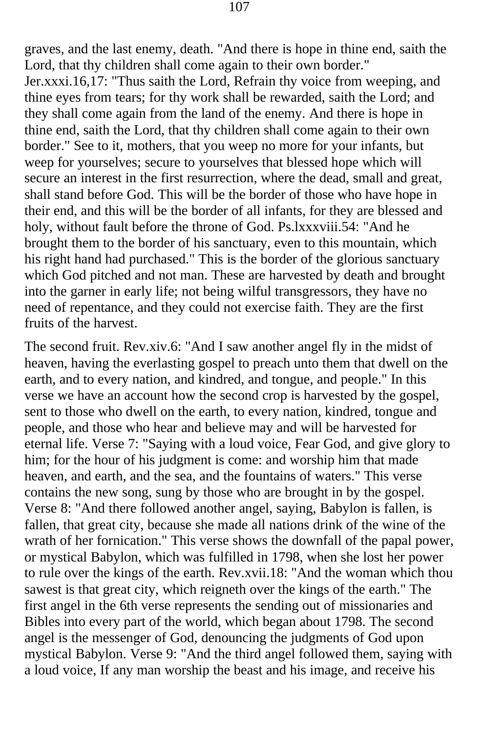graves, and the last enemy, death. "And there is hope in thine end, saith the Lord, that thy children shall come again to their own border." Jer.xxxi.16,17: "Thus saith the Lord, Refrain thy voice from weeping, and thine eyes from tears; for thy work shall be rewarded, saith the Lord; and they shall come again from the land of the enemy. And there is hope in thine end, saith the Lord, that thy children shall come again to their own border." See to it, mothers, that you weep no more for your infants, but weep for yourselves; secure to yourselves that blessed hope which will secure an interest in the first resurrection, where the dead, small and great, shall stand before God. This will be the border of those who have hope in their end, and this will be the border of all infants, for they are blessed and holy, without fault before the throne of God. Ps.lxxxviii.54: "And he brought them to the border of his sanctuary, even to this mountain, which his right hand had purchased." This is the border of the glorious sanctuary which God pitched and not man. These are harvested by death and brought into the garner in early life; not being wilful transgressors, they have no need of repentance, and they could not exercise faith. They are the first fruits of the harvest.

The second fruit. Rev.xiv.6: "And I saw another angel fly in the midst of heaven, having the everlasting gospel to preach unto them that dwell on the earth, and to every nation, and kindred, and tongue, and people." In this verse we have an account how the second crop is harvested by the gospel, sent to those who dwell on the earth, to every nation, kindred, tongue and people, and those who hear and believe may and will be harvested for eternal life. Verse 7: "Saying with a loud voice, Fear God, and give glory to him; for the hour of his judgment is come: and worship him that made heaven, and earth, and the sea, and the fountains of waters." This verse contains the new song, sung by those who are brought in by the gospel. Verse 8: "And there followed another angel, saying, Babylon is fallen, is fallen, that great city, because she made all nations drink of the wine of the wrath of her fornication." This verse shows the downfall of the papal power, or mystical Babylon, which was fulfilled in 1798, when she lost her power to rule over the kings of the earth. Rev.xvii.18: "And the woman which thou sawest is that great city, which reigneth over the kings of the earth." The first angel in the 6th verse represents the sending out of missionaries and Bibles into every part of the world, which began about 1798. The second angel is the messenger of God, denouncing the judgments of God upon mystical Babylon. Verse 9: "And the third angel followed them, saying with a loud voice, If any man worship the beast and his image, and receive his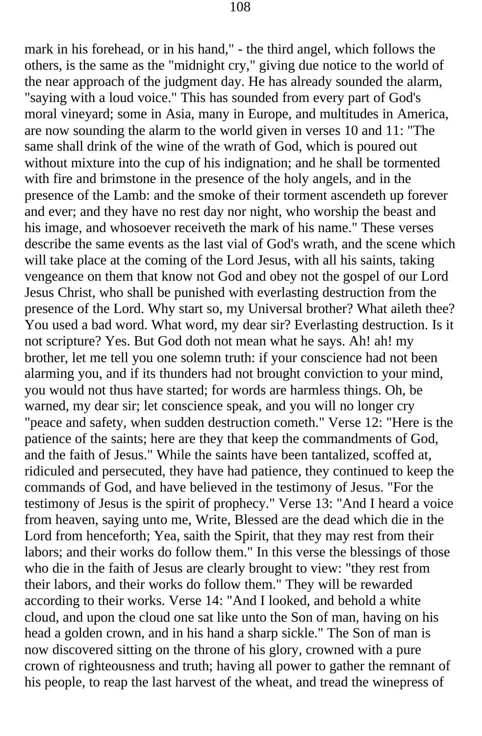mark in his forehead, or in his hand," - the third angel, which follows the others, is the same as the "midnight cry," giving due notice to the world of the near approach of the judgment day. He has already sounded the alarm, "saying with a loud voice." This has sounded from every part of God's moral vineyard; some in Asia, many in Europe, and multitudes in America, are now sounding the alarm to the world given in verses 10 and 11: "The same shall drink of the wine of the wrath of God, which is poured out without mixture into the cup of his indignation; and he shall be tormented with fire and brimstone in the presence of the holy angels, and in the presence of the Lamb: and the smoke of their torment ascendeth up forever and ever; and they have no rest day nor night, who worship the beast and his image, and whosoever receiveth the mark of his name." These verses describe the same events as the last vial of God's wrath, and the scene which will take place at the coming of the Lord Jesus, with all his saints, taking vengeance on them that know not God and obey not the gospel of our Lord Jesus Christ, who shall be punished with everlasting destruction from the presence of the Lord. Why start so, my Universal brother? What aileth thee? You used a bad word. What word, my dear sir? Everlasting destruction. Is it not scripture? Yes. But God doth not mean what he says. Ah! ah! my brother, let me tell you one solemn truth: if your conscience had not been alarming you, and if its thunders had not brought conviction to your mind, you would not thus have started; for words are harmless things. Oh, be warned, my dear sir; let conscience speak, and you will no longer cry "peace and safety, when sudden destruction cometh." Verse 12: "Here is the patience of the saints; here are they that keep the commandments of God, and the faith of Jesus." While the saints have been tantalized, scoffed at, ridiculed and persecuted, they have had patience, they continued to keep the commands of God, and have believed in the testimony of Jesus. "For the testimony of Jesus is the spirit of prophecy." Verse 13: "And I heard a voice from heaven, saying unto me, Write, Blessed are the dead which die in the Lord from henceforth; Yea, saith the Spirit, that they may rest from their labors; and their works do follow them." In this verse the blessings of those who die in the faith of Jesus are clearly brought to view: "they rest from their labors, and their works do follow them." They will be rewarded according to their works. Verse 14: "And I looked, and behold a white cloud, and upon the cloud one sat like unto the Son of man, having on his head a golden crown, and in his hand a sharp sickle." The Son of man is now discovered sitting on the throne of his glory, crowned with a pure crown of righteousness and truth; having all power to gather the remnant of his people, to reap the last harvest of the wheat, and tread the winepress of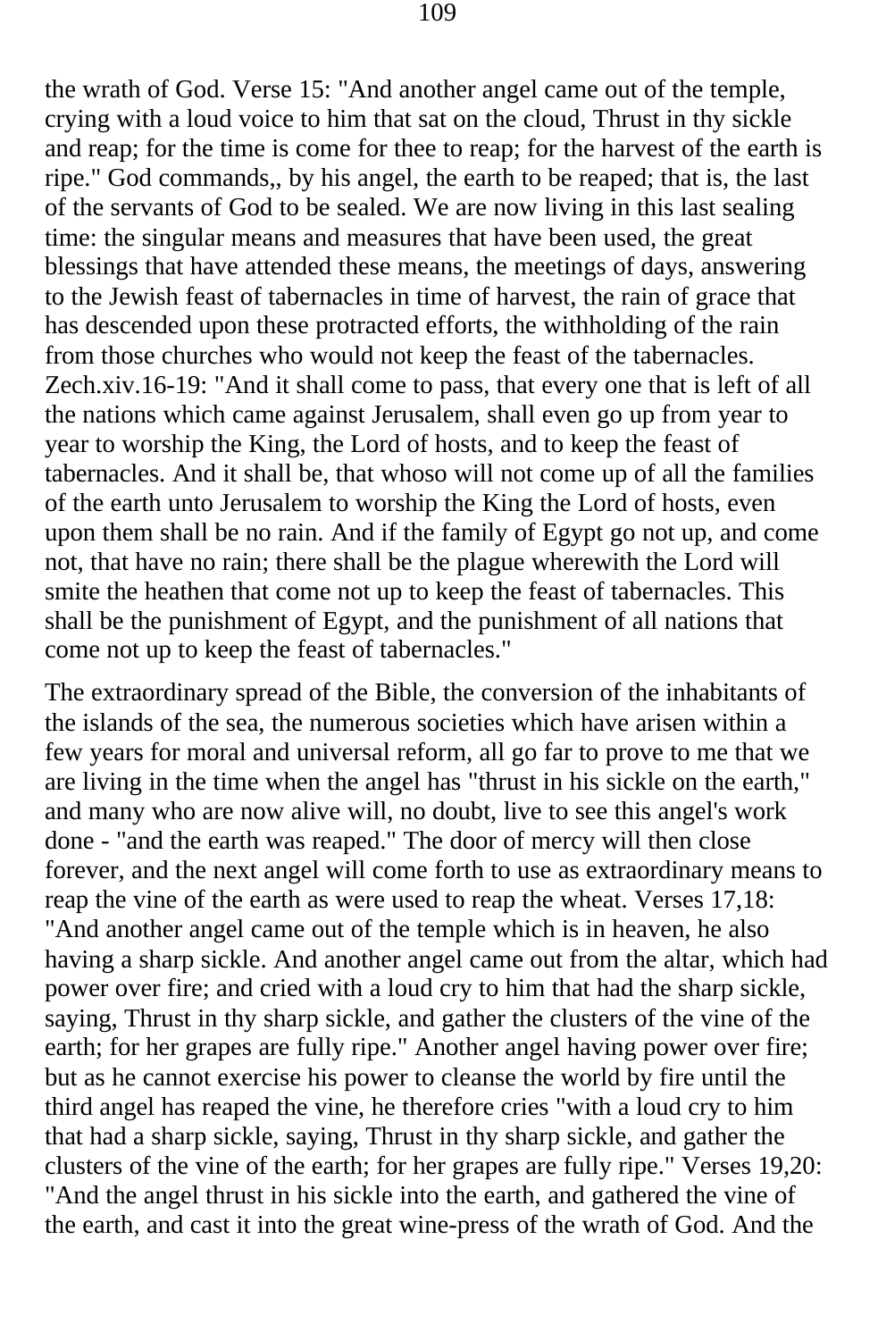the wrath of God. Verse 15: "And another angel came out of the temple, crying with a loud voice to him that sat on the cloud, Thrust in thy sickle and reap; for the time is come for thee to reap; for the harvest of the earth is ripe." God commands,, by his angel, the earth to be reaped; that is, the last of the servants of God to be sealed. We are now living in this last sealing time: the singular means and measures that have been used, the great blessings that have attended these means, the meetings of days, answering to the Jewish feast of tabernacles in time of harvest, the rain of grace that has descended upon these protracted efforts, the withholding of the rain from those churches who would not keep the feast of the tabernacles. Zech.xiv.16-19: "And it shall come to pass, that every one that is left of all the nations which came against Jerusalem, shall even go up from year to year to worship the King, the Lord of hosts, and to keep the feast of tabernacles. And it shall be, that whoso will not come up of all the families of the earth unto Jerusalem to worship the King the Lord of hosts, even upon them shall be no rain. And if the family of Egypt go not up, and come not, that have no rain; there shall be the plague wherewith the Lord will smite the heathen that come not up to keep the feast of tabernacles. This shall be the punishment of Egypt, and the punishment of all nations that come not up to keep the feast of tabernacles."

The extraordinary spread of the Bible, the conversion of the inhabitants of the islands of the sea, the numerous societies which have arisen within a few years for moral and universal reform, all go far to prove to me that we are living in the time when the angel has "thrust in his sickle on the earth," and many who are now alive will, no doubt, live to see this angel's work done - "and the earth was reaped." The door of mercy will then close forever, and the next angel will come forth to use as extraordinary means to reap the vine of the earth as were used to reap the wheat. Verses 17,18: "And another angel came out of the temple which is in heaven, he also having a sharp sickle. And another angel came out from the altar, which had power over fire; and cried with a loud cry to him that had the sharp sickle, saying, Thrust in thy sharp sickle, and gather the clusters of the vine of the earth; for her grapes are fully ripe." Another angel having power over fire; but as he cannot exercise his power to cleanse the world by fire until the third angel has reaped the vine, he therefore cries "with a loud cry to him that had a sharp sickle, saying, Thrust in thy sharp sickle, and gather the clusters of the vine of the earth; for her grapes are fully ripe." Verses 19,20: "And the angel thrust in his sickle into the earth, and gathered the vine of the earth, and cast it into the great wine-press of the wrath of God. And the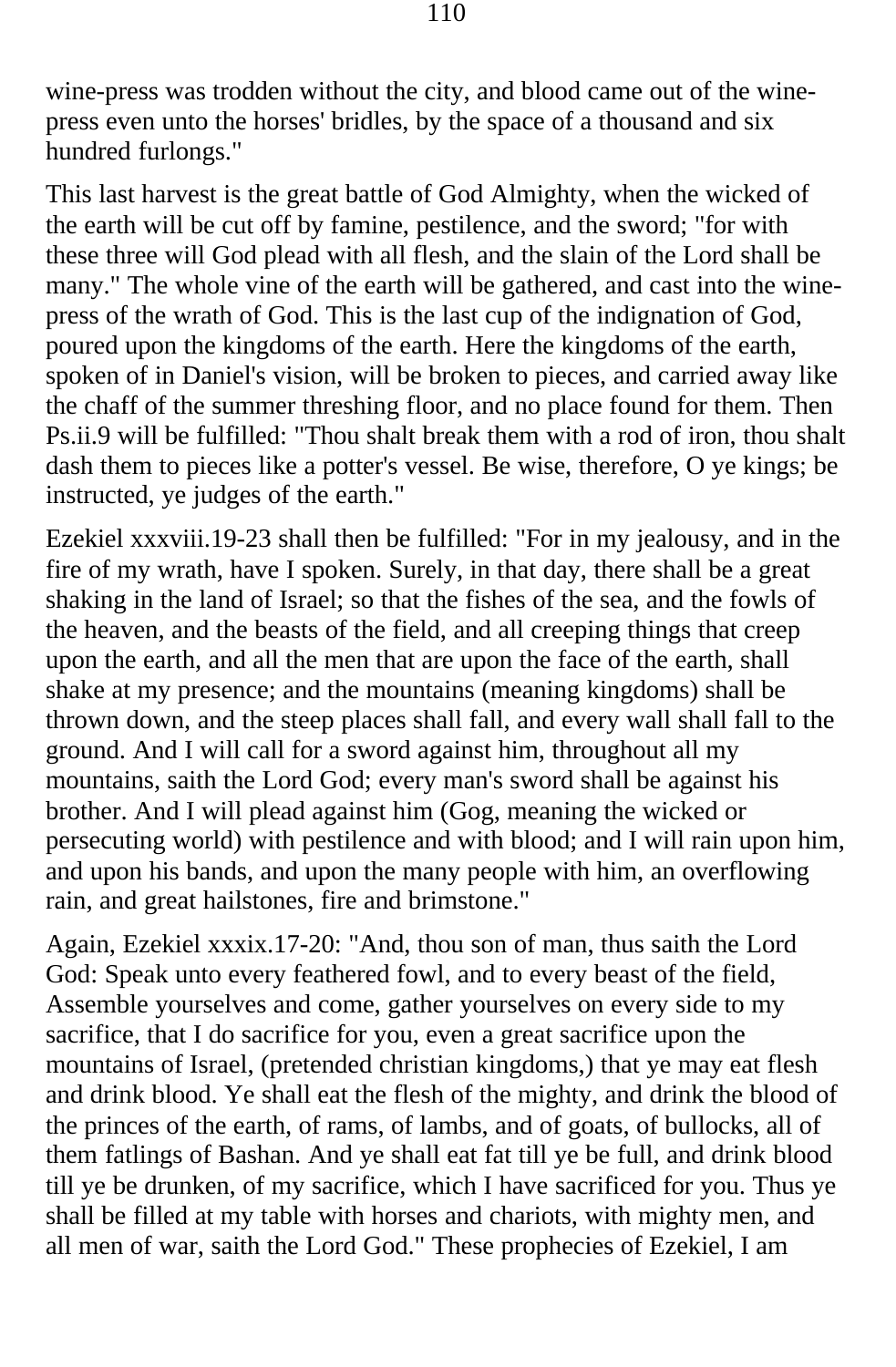wine-press was trodden without the city, and blood came out of the wine-press even unto the horses' bridles, by the space of a thousand and six hundred furlongs."

This last harvest is the great battle of God Almighty, when the wicked of the earth will be cut off by famine, pestilence, and the sword; "for with these three will God plead with all flesh, and the slain of the Lord shall be many." The whole vine of the earth will be gathered, and cast into the wine-press of the wrath of God. This is the last cup of the indignation of God, poured upon the kingdoms of the earth. Here the kingdoms of the earth, spoken of in Daniel's vision, will be broken to pieces, and carried away like the chaff of the summer threshing floor, and no place found for them. Then Ps.ii.9 will be fulfilled: "Thou shalt break them with a rod of iron, thou shalt dash them to pieces like a potter's vessel. Be wise, therefore, O ye kings; be instructed, ye judges of the earth."

Ezekiel xxxviii.19-23 shall then be fulfilled: "For in my jealousy, and in the fire of my wrath, have I spoken. Surely, in that day, there shall be a great shaking in the land of Israel; so that the fishes of the sea, and the fowls of the heaven, and the beasts of the field, and all creeping things that creep upon the earth, and all the men that are upon the face of the earth, shall shake at my presence; and the mountains (meaning kingdoms) shall be thrown down, and the steep places shall fall, and every wall shall fall to the ground. And I will call for a sword against him, throughout all my mountains, saith the Lord God; every man's sword shall be against his brother. And I will plead against him (Gog, meaning the wicked or persecuting world) with pestilence and with blood; and I will rain upon him, and upon his bands, and upon the many people with him, an overflowing rain, and great hailstones, fire and brimstone."

Again, Ezekiel xxxix.17-20: "And, thou son of man, thus saith the Lord God: Speak unto every feathered fowl, and to every beast of the field, Assemble yourselves and come, gather yourselves on every side to my sacrifice, that I do sacrifice for you, even a great sacrifice upon the mountains of Israel, (pretended christian kingdoms,) that ye may eat flesh and drink blood. Ye shall eat the flesh of the mighty, and drink the blood of the princes of the earth, of rams, of lambs, and of goats, of bullocks, all of them fatlings of Bashan. And ye shall eat fat till ye be full, and drink blood till ye be drunken, of my sacrifice, which I have sacrificed for you. Thus ye shall be filled at my table with horses and chariots, with mighty men, and all men of war, saith the Lord God." These prophecies of Ezekiel, I am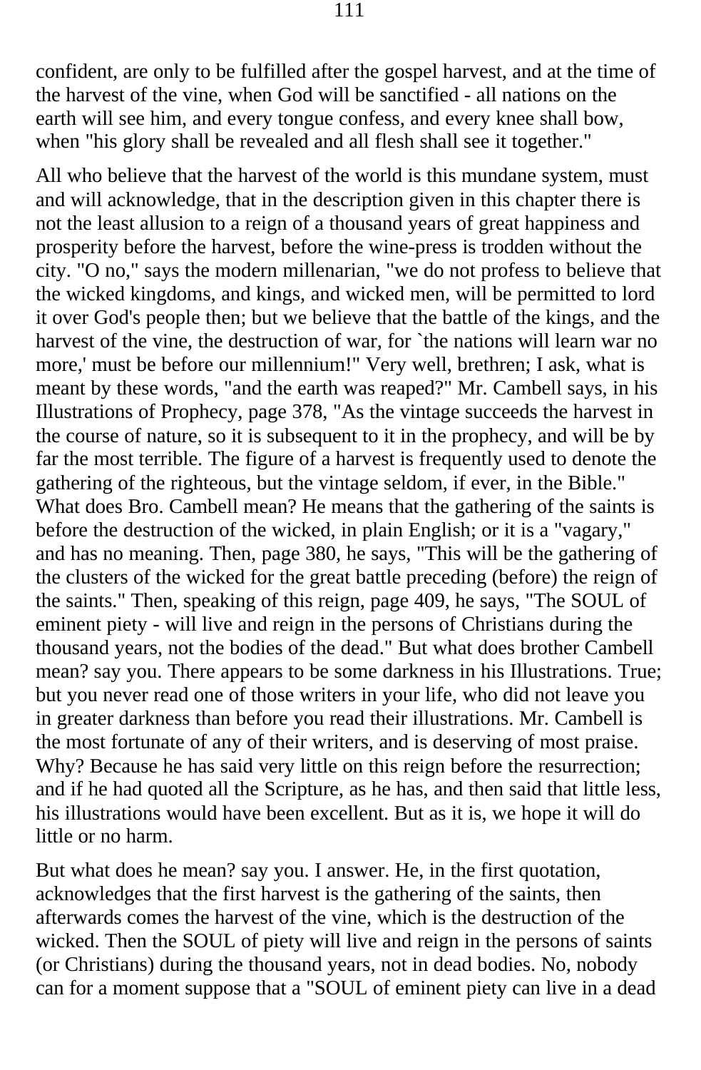confident, are only to be fulfilled after the gospel harvest, and at the time of the harvest of the vine, when God will be sanctified - all nations on the earth will see him, and every tongue confess, and every knee shall bow, when "his glory shall be revealed and all flesh shall see it together."

All who believe that the harvest of the world is this mundane system, must and will acknowledge, that in the description given in this chapter there is not the least allusion to a reign of a thousand years of great happiness and prosperity before the harvest, before the wine-press is trodden without the city. "O no," says the modern millenarian, "we do not profess to believe that the wicked kingdoms, and kings, and wicked men, will be permitted to lord it over God's people then; but we believe that the battle of the kings, and the harvest of the vine, the destruction of war, for `the nations will learn war no more,' must be before our millennium!" Very well, brethren; I ask, what is meant by these words, "and the earth was reaped?" Mr. Cambell says, in his Illustrations of Prophecy, page 378, "As the vintage succeeds the harvest in the course of nature, so it is subsequent to it in the prophecy, and will be by far the most terrible. The figure of a harvest is frequently used to denote the gathering of the righteous, but the vintage seldom, if ever, in the Bible." What does Bro. Cambell mean? He means that the gathering of the saints is before the destruction of the wicked, in plain English; or it is a "vagary," and has no meaning. Then, page 380, he says, "This will be the gathering of the clusters of the wicked for the great battle preceding (before) the reign of the saints." Then, speaking of this reign, page 409, he says, "The SOUL of eminent piety - will live and reign in the persons of Christians during the thousand years, not the bodies of the dead." But what does brother Cambell mean? say you. There appears to be some darkness in his Illustrations. True; but you never read one of those writers in your life, who did not leave you in greater darkness than before you read their illustrations. Mr. Cambell is the most fortunate of any of their writers, and is deserving of most praise. Why? Because he has said very little on this reign before the resurrection; and if he had quoted all the Scripture, as he has, and then said that little less, his illustrations would have been excellent. But as it is, we hope it will do little or no harm.

But what does he mean? say you. I answer. He, in the first quotation, acknowledges that the first harvest is the gathering of the saints, then afterwards comes the harvest of the vine, which is the destruction of the wicked. Then the SOUL of piety will live and reign in the persons of saints (or Christians) during the thousand years, not in dead bodies. No, nobody can for a moment suppose that a "SOUL of eminent piety can live in a dead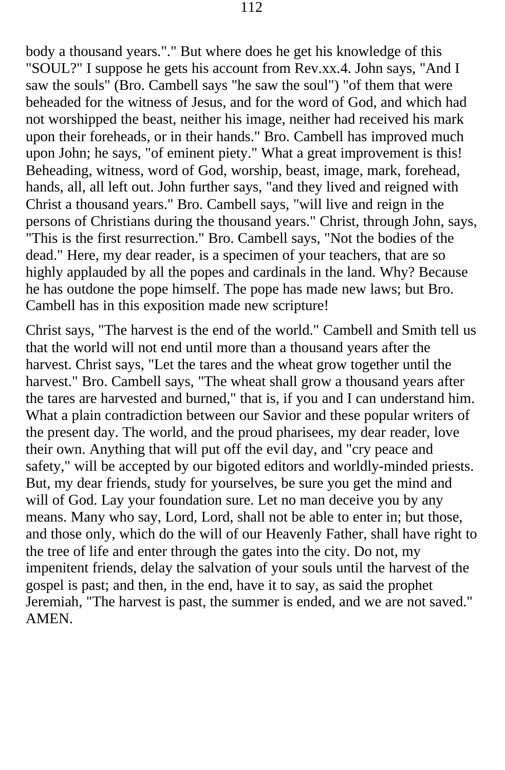body a thousand years."." But where does he get his knowledge of this "SOUL?" I suppose he gets his account from Rev.xx.4. John says, "And I saw the souls" (Bro. Cambell says "he saw the soul") "of them that were beheaded for the witness of Jesus, and for the word of God, and which had not worshipped the beast, neither his image, neither had received his mark upon their foreheads, or in their hands." Bro. Cambell has improved much upon John; he says, "of eminent piety." What a great improvement is this! Beheading, witness, word of God, worship, beast, image, mark, forehead, hands, all, all left out. John further says, "and they lived and reigned with Christ a thousand years." Bro. Cambell says, "will live and reign in the persons of Christians during the thousand years." Christ, through John, says, "This is the first resurrection." Bro. Cambell says, "Not the bodies of the dead." Here, my dear reader, is a specimen of your teachers, that are so highly applauded by all the popes and cardinals in the land. Why? Because he has outdone the pope himself. The pope has made new laws; but Bro. Cambell has in this exposition made new scripture!

Christ says, "The harvest is the end of the world." Cambell and Smith tell us that the world will not end until more than a thousand years after the harvest. Christ says, "Let the tares and the wheat grow together until the harvest." Bro. Cambell says, "The wheat shall grow a thousand years after the tares are harvested and burned," that is, if you and I can understand him. What a plain contradiction between our Savior and these popular writers of the present day. The world, and the proud pharisees, my dear reader, love their own. Anything that will put off the evil day, and "cry peace and safety," will be accepted by our bigoted editors and worldly-minded priests. But, my dear friends, study for yourselves, be sure you get the mind and will of God. Lay your foundation sure. Let no man deceive you by any means. Many who say, Lord, Lord, shall not be able to enter in; but those, and those only, which do the will of our Heavenly Father, shall have right to the tree of life and enter through the gates into the city. Do not, my impenitent friends, delay the salvation of your souls until the harvest of the gospel is past; and then, in the end, have it to say, as said the prophet Jeremiah, "The harvest is past, the summer is ended, and we are not saved." AMEN.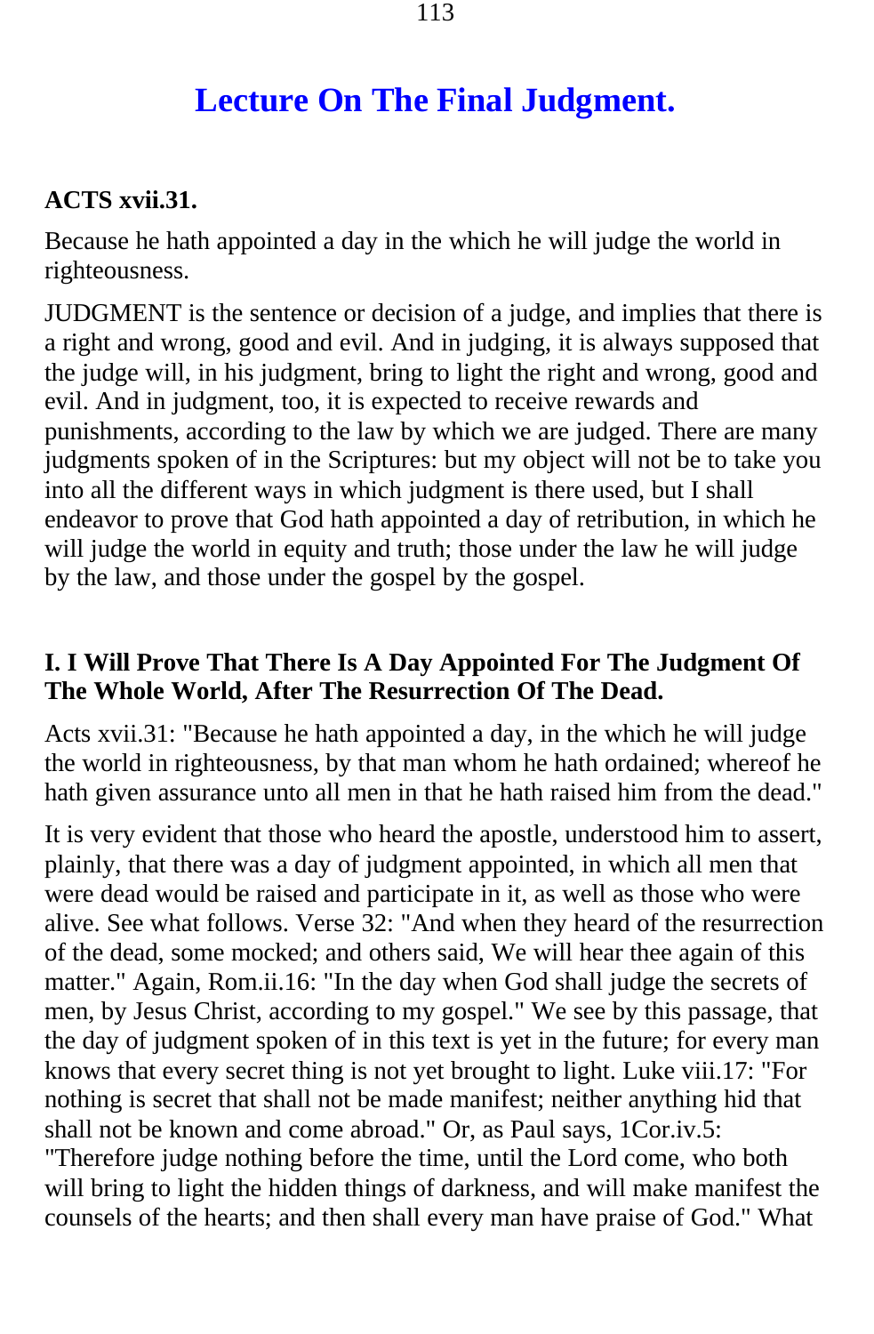# Lecture On The Final Judgment.

**ACTS xvii.31.**

Because he hath appointed a day in the which he will judge the world in righteousness.

JUDGMENT is the sentence or decision of a judge, and implies that there is a right and wrong, good and evil. And in judging, it is always supposed that the judge will, in his judgment, bring to light the right and wrong, good and evil. And in judgment, too, it is expected to receive rewards and punishments, according to the law by which we are judged. There are many judgments spoken of in the Scriptures: but my object will not be to take you into all the different ways in which judgment is there used, but I shall endeavor to prove that God hath appointed a day of retribution, in which he will judge the world in equity and truth; those under the law he will judge by the law, and those under the gospel by the gospel.

### I. I Will Prove That There Is A Day Appointed For The Judgment Of The Whole World, After The Resurrection Of The Dead.

Acts xvii.31: "Because he hath appointed a day, in the which he will judge the world in righteousness, by that man whom he hath ordained; whereof he hath given assurance unto all men in that he hath raised him from the dead."

It is very evident that those who heard the apostle, understood him to assert, plainly, that there was a day of judgment appointed, in which all men that were dead would be raised and participate in it, as well as those who were alive. See what follows. Verse 32: "And when they heard of the resurrection of the dead, some mocked; and others said, We will hear thee again of this matter." Again, Rom.ii.16: "In the day when God shall judge the secrets of men, by Jesus Christ, according to my gospel." We see by this passage, that the day of judgment spoken of in this text is yet in the future; for every man knows that every secret thing is not yet brought to light. Luke viii.17: "For nothing is secret that shall not be made manifest; neither anything hid that shall not be known and come abroad." Or, as Paul says, 1Cor.iv.5: "Therefore judge nothing before the time, until the Lord come, who both will bring to light the hidden things of darkness, and will make manifest the counsels of the hearts; and then shall every man have praise of God." What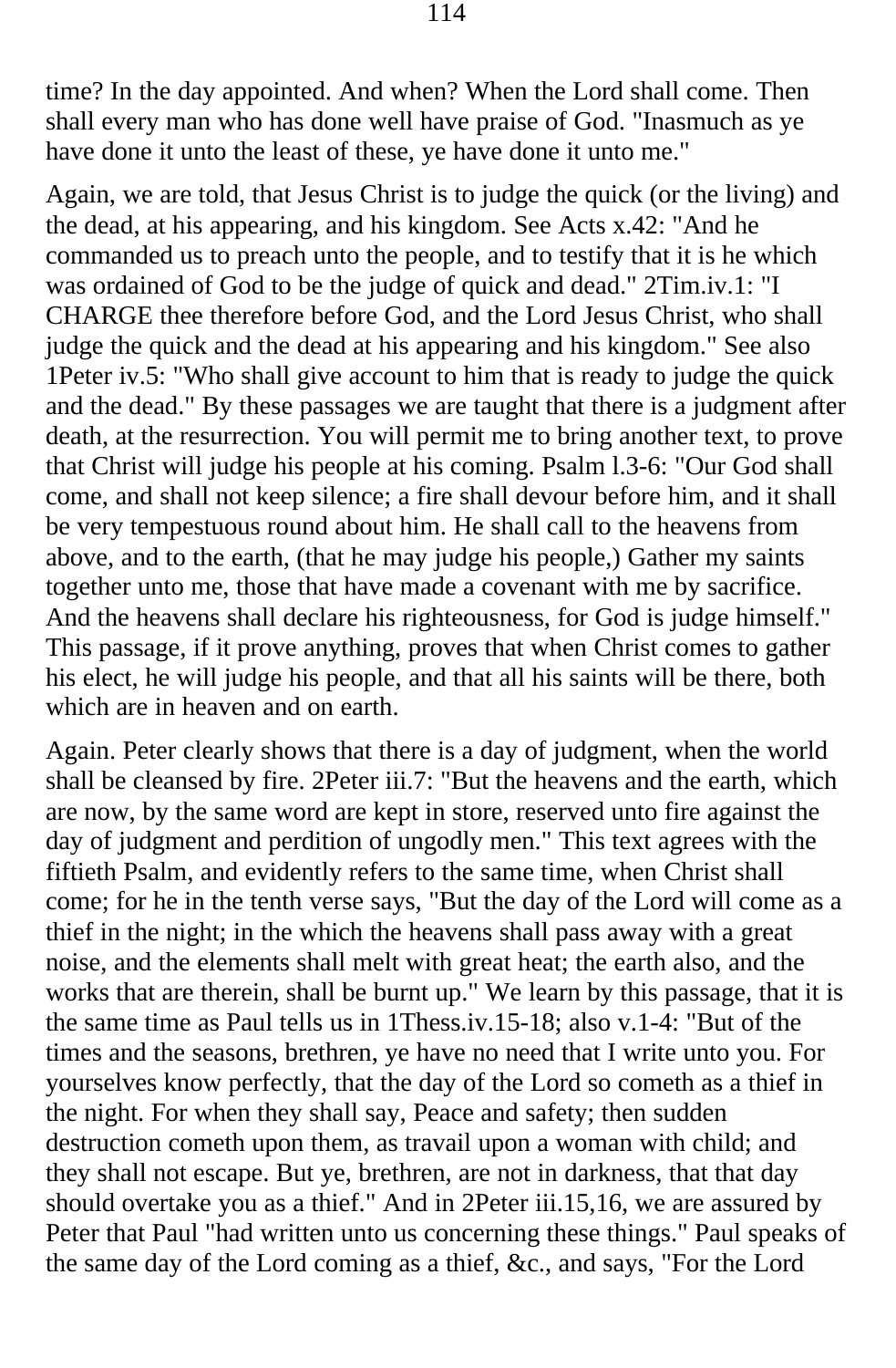time? In the day appointed. And when? When the Lord shall come. Then shall every man who has done well have praise of God. "Inasmuch as ye have done it unto the least of these, ye have done it unto me."

Again, we are told, that Jesus Christ is to judge the quick (or the living) and the dead, at his appearing, and his kingdom. See Acts x.42: "And he commanded us to preach unto the people, and to testify that it is he which was ordained of God to be the judge of quick and dead." 2Tim.iv.1: "I CHARGE thee therefore before God, and the Lord Jesus Christ, who shall judge the quick and the dead at his appearing and his kingdom." See also 1Peter iv.5: "Who shall give account to him that is ready to judge the quick and the dead." By these passages we are taught that there is a judgment after death, at the resurrection. You will permit me to bring another text, to prove that Christ will judge his people at his coming. Psalm l.3-6: "Our God shall come, and shall not keep silence; a fire shall devour before him, and it shall be very tempestuous round about him. He shall call to the heavens from above, and to the earth, (that he may judge his people,) Gather my saints together unto me, those that have made a covenant with me by sacrifice. And the heavens shall declare his righteousness, for God is judge himself." This passage, if it prove anything, proves that when Christ comes to gather his elect, he will judge his people, and that all his saints will be there, both which are in heaven and on earth.

Again. Peter clearly shows that there is a day of judgment, when the world shall be cleansed by fire. 2Peter iii.7: "But the heavens and the earth, which are now, by the same word are kept in store, reserved unto fire against the day of judgment and perdition of ungodly men." This text agrees with the fiftieth Psalm, and evidently refers to the same time, when Christ shall come; for he in the tenth verse says, "But the day of the Lord will come as a thief in the night; in the which the heavens shall pass away with a great noise, and the elements shall melt with great heat; the earth also, and the works that are therein, shall be burnt up." We learn by this passage, that it is the same time as Paul tells us in 1Thess.iv.15-18; also v.1-4: "But of the times and the seasons, brethren, ye have no need that I write unto you. For yourselves know perfectly, that the day of the Lord so cometh as a thief in the night. For when they shall say, Peace and safety; then sudden destruction cometh upon them, as travail upon a woman with child; and they shall not escape. But ye, brethren, are not in darkness, that that day should overtake you as a thief." And in 2Peter iii.15,16, we are assured by Peter that Paul "had written unto us concerning these things." Paul speaks of the same day of the Lord coming as a thief, &c., and says, "For the Lord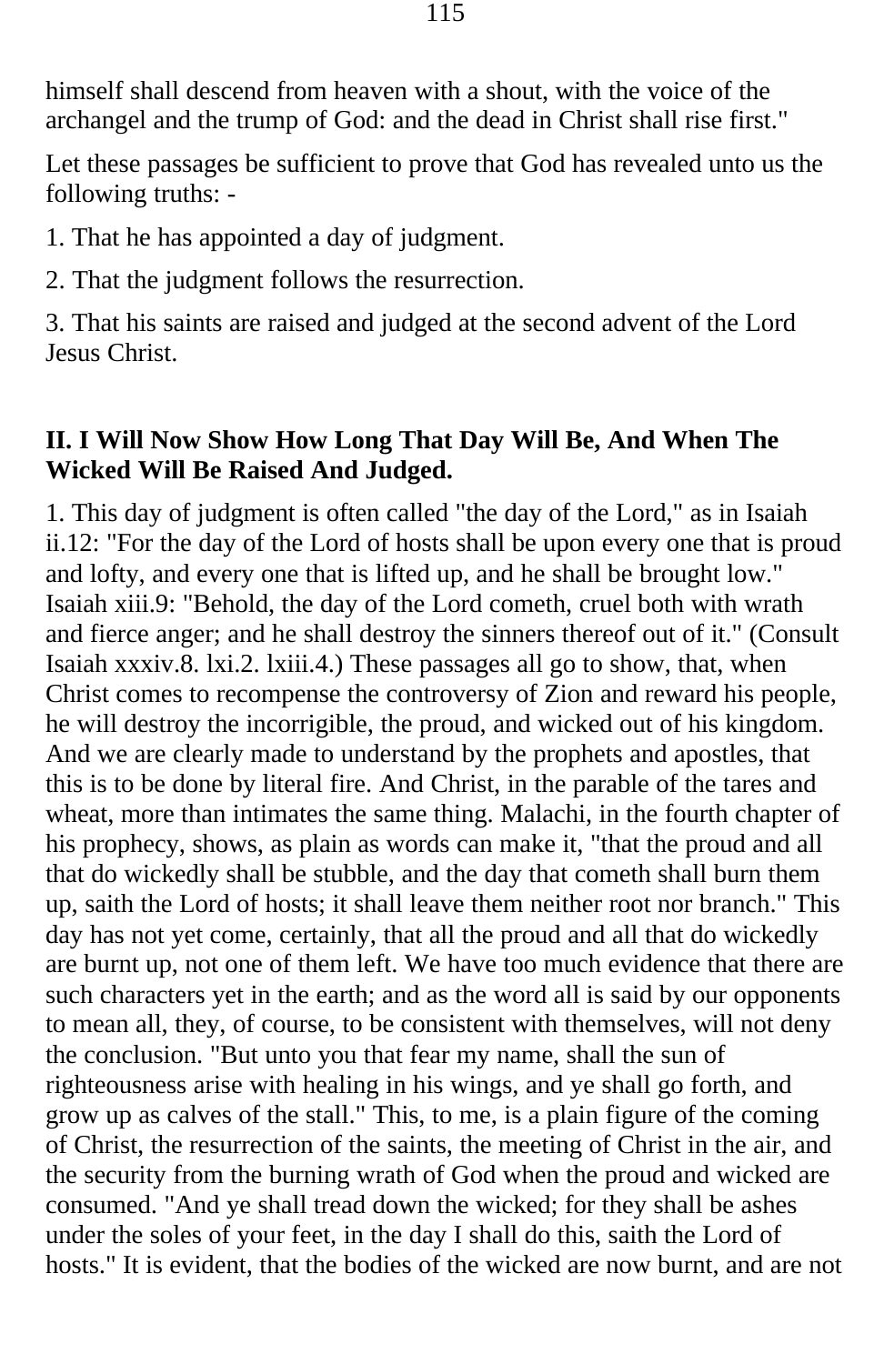himself shall descend from heaven with a shout, with the voice of the archangel and the trump of God: and the dead in Christ shall rise first."

Let these passages be sufficient to prove that God has revealed unto us the following truths: -

1. That he has appointed a day of judgment.

2. That the judgment follows the resurrection.

3. That his saints are raised and judged at the second advent of the Lord Jesus Christ.

### II. I Will Now Show How Long That Day Will Be, And When The Wicked Will Be Raised And Judged.

1. This day of judgment is often called "the day of the Lord," as in Isaiah ii.12: "For the day of the Lord of hosts shall be upon every one that is proud and lofty, and every one that is lifted up, and he shall be brought low." Isaiah xiii.9: "Behold, the day of the Lord cometh, cruel both with wrath and fierce anger; and he shall destroy the sinners thereof out of it." (Consult Isaiah xxxiv.8. lxi.2. lxiii.4.) These passages all go to show, that, when Christ comes to recompense the controversy of Zion and reward his people, he will destroy the incorrigible, the proud, and wicked out of his kingdom. And we are clearly made to understand by the prophets and apostles, that this is to be done by literal fire. And Christ, in the parable of the tares and wheat, more than intimates the same thing. Malachi, in the fourth chapter of his prophecy, shows, as plain as words can make it, "that the proud and all that do wickedly shall be stubble, and the day that cometh shall burn them up, saith the Lord of hosts; it shall leave them neither root nor branch." This day has not yet come, certainly, that all the proud and all that do wickedly are burnt up, not one of them left. We have too much evidence that there are such characters yet in the earth; and as the word all is said by our opponents to mean all, they, of course, to be consistent with themselves, will not deny the conclusion. "But unto you that fear my name, shall the sun of righteousness arise with healing in his wings, and ye shall go forth, and grow up as calves of the stall." This, to me, is a plain figure of the coming of Christ, the resurrection of the saints, the meeting of Christ in the air, and the security from the burning wrath of God when the proud and wicked are consumed. "And ye shall tread down the wicked; for they shall be ashes under the soles of your feet, in the day I shall do this, saith the Lord of hosts." It is evident, that the bodies of the wicked are now burnt, and are not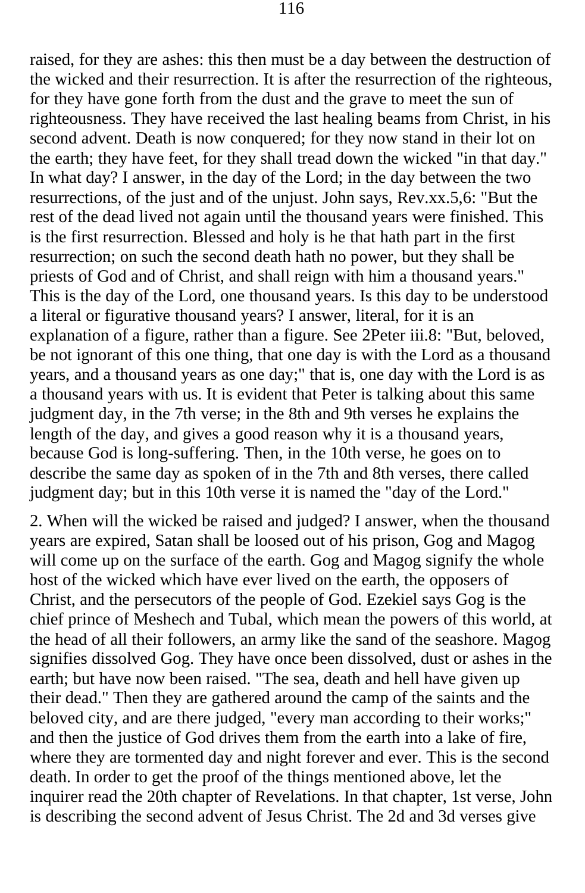raised, for they are ashes: this then must be a day between the destruction of the wicked and their resurrection. It is after the resurrection of the righteous, for they have gone forth from the dust and the grave to meet the sun of righteousness. They have received the last healing beams from Christ, in his second advent. Death is now conquered; for they now stand in their lot on the earth; they have feet, for they shall tread down the wicked "in that day." In what day? I answer, in the day of the Lord; in the day between the two resurrections, of the just and of the unjust. John says, Rev.xx.5,6: "But the rest of the dead lived not again until the thousand years were finished. This is the first resurrection. Blessed and holy is he that hath part in the first resurrection; on such the second death hath no power, but they shall be priests of God and of Christ, and shall reign with him a thousand years." This is the day of the Lord, one thousand years. Is this day to be understood a literal or figurative thousand years? I answer, literal, for it is an explanation of a figure, rather than a figure. See 2Peter iii.8: "But, beloved, be not ignorant of this one thing, that one day is with the Lord as a thousand years, and a thousand years as one day;" that is, one day with the Lord is as a thousand years with us. It is evident that Peter is talking about this same judgment day, in the 7th verse; in the 8th and 9th verses he explains the length of the day, and gives a good reason why it is a thousand years, because God is long-suffering. Then, in the 10th verse, he goes on to describe the same day as spoken of in the 7th and 8th verses, there called judgment day; but in this 10th verse it is named the "day of the Lord."

2. When will the wicked be raised and judged? I answer, when the thousand years are expired, Satan shall be loosed out of his prison, Gog and Magog will come up on the surface of the earth. Gog and Magog signify the whole host of the wicked which have ever lived on the earth, the opposers of Christ, and the persecutors of the people of God. Ezekiel says Gog is the chief prince of Meshech and Tubal, which mean the powers of this world, at the head of all their followers, an army like the sand of the seashore. Magog signifies dissolved Gog. They have once been dissolved, dust or ashes in the earth; but have now been raised. "The sea, death and hell have given up their dead." Then they are gathered around the camp of the saints and the beloved city, and are there judged, "every man according to their works;" and then the justice of God drives them from the earth into a lake of fire, where they are tormented day and night forever and ever. This is the second death. In order to get the proof of the things mentioned above, let the inquirer read the 20th chapter of Revelations. In that chapter, 1st verse, John is describing the second advent of Jesus Christ. The 2d and 3d verses give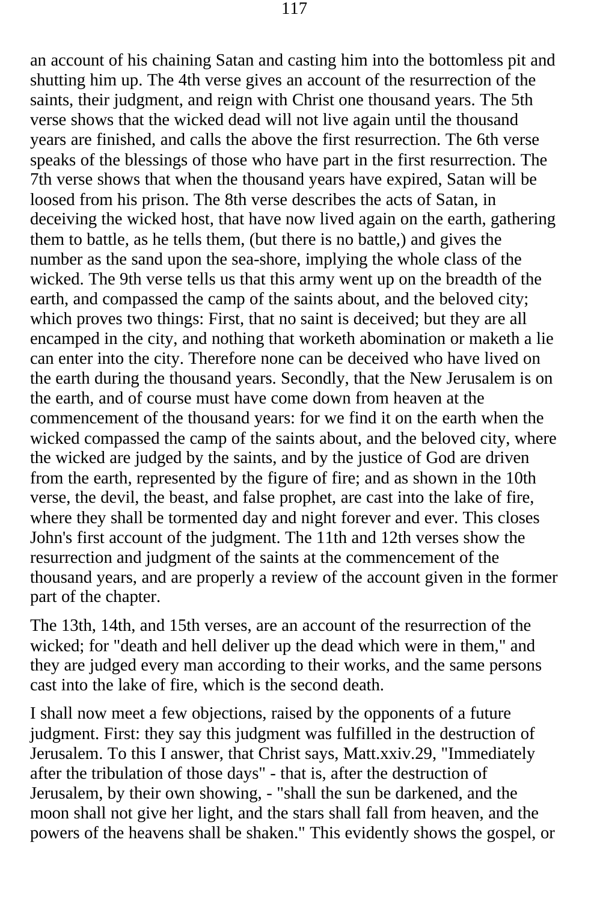an account of his chaining Satan and casting him into the bottomless pit and shutting him up. The 4th verse gives an account of the resurrection of the saints, their judgment, and reign with Christ one thousand years. The 5th verse shows that the wicked dead will not live again until the thousand years are finished, and calls the above the first resurrection. The 6th verse speaks of the blessings of those who have part in the first resurrection. The 7th verse shows that when the thousand years have expired, Satan will be loosed from his prison. The 8th verse describes the acts of Satan, in deceiving the wicked host, that have now lived again on the earth, gathering them to battle, as he tells them, (but there is no battle,) and gives the number as the sand upon the sea-shore, implying the whole class of the wicked. The 9th verse tells us that this army went up on the breadth of the earth, and compassed the camp of the saints about, and the beloved city; which proves two things: First, that no saint is deceived; but they are all encamped in the city, and nothing that worketh abomination or maketh a lie can enter into the city. Therefore none can be deceived who have lived on the earth during the thousand years. Secondly, that the New Jerusalem is on the earth, and of course must have come down from heaven at the commencement of the thousand years: for we find it on the earth when the wicked compassed the camp of the saints about, and the beloved city, where the wicked are judged by the saints, and by the justice of God are driven from the earth, represented by the figure of fire; and as shown in the 10th verse, the devil, the beast, and false prophet, are cast into the lake of fire, where they shall be tormented day and night forever and ever. This closes John's first account of the judgment. The 11th and 12th verses show the resurrection and judgment of the saints at the commencement of the thousand years, and are properly a review of the account given in the former part of the chapter.

The 13th, 14th, and 15th verses, are an account of the resurrection of the wicked; for "death and hell deliver up the dead which were in them," and they are judged every man according to their works, and the same persons cast into the lake of fire, which is the second death.

I shall now meet a few objections, raised by the opponents of a future judgment. First: they say this judgment was fulfilled in the destruction of Jerusalem. To this I answer, that Christ says, Matt.xxiv.29, "Immediately after the tribulation of those days" - that is, after the destruction of Jerusalem, by their own showing, - "shall the sun be darkened, and the moon shall not give her light, and the stars shall fall from heaven, and the powers of the heavens shall be shaken." This evidently shows the gospel, or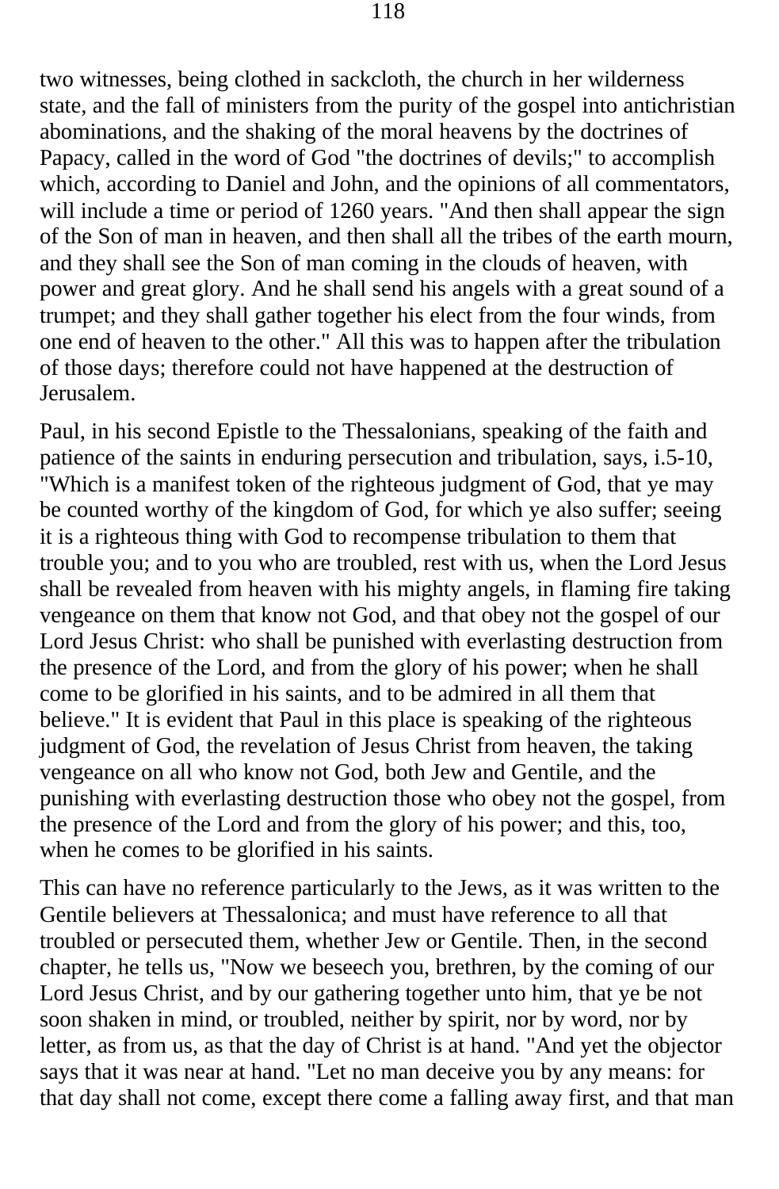two witnesses, being clothed in sackcloth, the church in her wilderness state, and the fall of ministers from the purity of the gospel into antichristian abominations, and the shaking of the moral heavens by the doctrines of Papacy, called in the word of God "the doctrines of devils;" to accomplish which, according to Daniel and John, and the opinions of all commentators, will include a time or period of 1260 years. "And then shall appear the sign of the Son of man in heaven, and then shall all the tribes of the earth mourn, and they shall see the Son of man coming in the clouds of heaven, with power and great glory. And he shall send his angels with a great sound of a trumpet; and they shall gather together his elect from the four winds, from one end of heaven to the other." All this was to happen after the tribulation of those days; therefore could not have happened at the destruction of Jerusalem.

Paul, in his second Epistle to the Thessalonians, speaking of the faith and patience of the saints in enduring persecution and tribulation, says, i.5-10, "Which is a manifest token of the righteous judgment of God, that ye may be counted worthy of the kingdom of God, for which ye also suffer; seeing it is a righteous thing with God to recompense tribulation to them that trouble you; and to you who are troubled, rest with us, when the Lord Jesus shall be revealed from heaven with his mighty angels, in flaming fire taking vengeance on them that know not God, and that obey not the gospel of our Lord Jesus Christ: who shall be punished with everlasting destruction from the presence of the Lord, and from the glory of his power; when he shall come to be glorified in his saints, and to be admired in all them that believe." It is evident that Paul in this place is speaking of the righteous judgment of God, the revelation of Jesus Christ from heaven, the taking vengeance on all who know not God, both Jew and Gentile, and the punishing with everlasting destruction those who obey not the gospel, from the presence of the Lord and from the glory of his power; and this, too, when he comes to be glorified in his saints.

This can have no reference particularly to the Jews, as it was written to the Gentile believers at Thessalonica; and must have reference to all that troubled or persecuted them, whether Jew or Gentile. Then, in the second chapter, he tells us, "Now we beseech you, brethren, by the coming of our Lord Jesus Christ, and by our gathering together unto him, that ye be not soon shaken in mind, or troubled, neither by spirit, nor by word, nor by letter, as from us, as that the day of Christ is at hand. "And yet the objector says that it was near at hand. "Let no man deceive you by any means: for that day shall not come, except there come a falling away first, and that man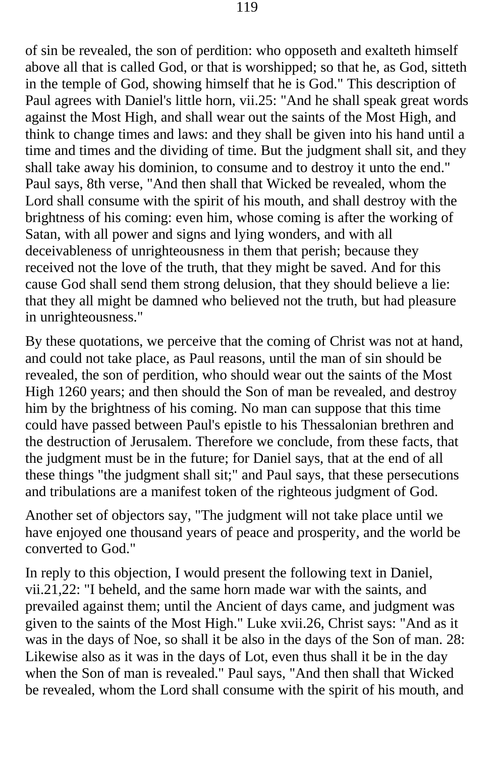of sin be revealed, the son of perdition: who opposeth and exalteth himself above all that is called God, or that is worshipped; so that he, as God, sitteth in the temple of God, showing himself that he is God." This description of Paul agrees with Daniel's little horn, vii.25: "And he shall speak great words against the Most High, and shall wear out the saints of the Most High, and think to change times and laws: and they shall be given into his hand until a time and times and the dividing of time. But the judgment shall sit, and they shall take away his dominion, to consume and to destroy it unto the end." Paul says, 8th verse, "And then shall that Wicked be revealed, whom the Lord shall consume with the spirit of his mouth, and shall destroy with the brightness of his coming: even him, whose coming is after the working of Satan, with all power and signs and lying wonders, and with all deceivableness of unrighteousness in them that perish; because they received not the love of the truth, that they might be saved. And for this cause God shall send them strong delusion, that they should believe a lie: that they all might be damned who believed not the truth, but had pleasure in unrighteousness."

By these quotations, we perceive that the coming of Christ was not at hand, and could not take place, as Paul reasons, until the man of sin should be revealed, the son of perdition, who should wear out the saints of the Most High 1260 years; and then should the Son of man be revealed, and destroy him by the brightness of his coming. No man can suppose that this time could have passed between Paul's epistle to his Thessalonian brethren and the destruction of Jerusalem. Therefore we conclude, from these facts, that the judgment must be in the future; for Daniel says, that at the end of all these things "the judgment shall sit;" and Paul says, that these persecutions and tribulations are a manifest token of the righteous judgment of God.

Another set of objectors say, "The judgment will not take place until we have enjoyed one thousand years of peace and prosperity, and the world be converted to God."

In reply to this objection, I would present the following text in Daniel, vii.21,22: "I beheld, and the same horn made war with the saints, and prevailed against them; until the Ancient of days came, and judgment was given to the saints of the Most High." Luke xvii.26, Christ says: "And as it was in the days of Noe, so shall it be also in the days of the Son of man. 28: Likewise also as it was in the days of Lot, even thus shall it be in the day when the Son of man is revealed." Paul says, "And then shall that Wicked be revealed, whom the Lord shall consume with the spirit of his mouth, and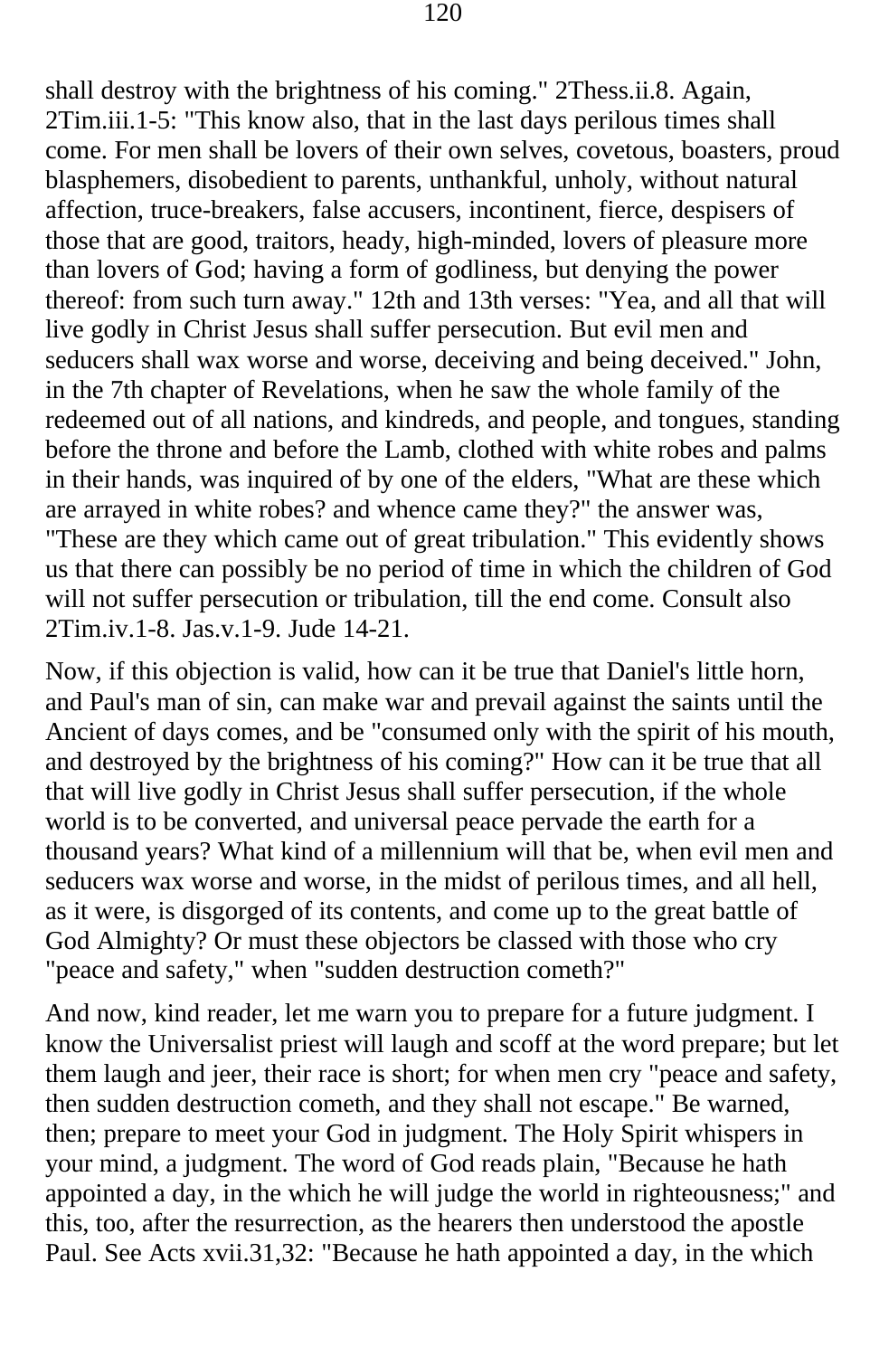shall destroy with the brightness of his coming." 2Thess.ii.8. Again, 2Tim.iii.1-5: "This know also, that in the last days perilous times shall come. For men shall be lovers of their own selves, covetous, boasters, proud blasphemers, disobedient to parents, unthankful, unholy, without natural affection, truce-breakers, false accusers, incontinent, fierce, despisers of those that are good, traitors, heady, high-minded, lovers of pleasure more than lovers of God; having a form of godliness, but denying the power thereof: from such turn away." 12th and 13th verses: "Yea, and all that will live godly in Christ Jesus shall suffer persecution. But evil men and seducers shall wax worse and worse, deceiving and being deceived." John, in the 7th chapter of Revelations, when he saw the whole family of the redeemed out of all nations, and kindreds, and people, and tongues, standing before the throne and before the Lamb, clothed with white robes and palms in their hands, was inquired of by one of the elders, "What are these which are arrayed in white robes? and whence came they?" the answer was, "These are they which came out of great tribulation." This evidently shows us that there can possibly be no period of time in which the children of God will not suffer persecution or tribulation, till the end come. Consult also 2Tim.iv.1-8. Jas.v.1-9. Jude 14-21.

Now, if this objection is valid, how can it be true that Daniel's little horn, and Paul's man of sin, can make war and prevail against the saints until the Ancient of days comes, and be "consumed only with the spirit of his mouth, and destroyed by the brightness of his coming?" How can it be true that all that will live godly in Christ Jesus shall suffer persecution, if the whole world is to be converted, and universal peace pervade the earth for a thousand years? What kind of a millennium will that be, when evil men and seducers wax worse and worse, in the midst of perilous times, and all hell, as it were, is disgorged of its contents, and come up to the great battle of God Almighty? Or must these objectors be classed with those who cry "peace and safety," when "sudden destruction cometh?"

And now, kind reader, let me warn you to prepare for a future judgment. I know the Universalist priest will laugh and scoff at the word prepare; but let them laugh and jeer, their race is short; for when men cry "peace and safety, then sudden destruction cometh, and they shall not escape." Be warned, then; prepare to meet your God in judgment. The Holy Spirit whispers in your mind, a judgment. The word of God reads plain, "Because he hath appointed a day, in the which he will judge the world in righteousness;" and this, too, after the resurrection, as the hearers then understood the apostle Paul. See Acts xvii.31,32: "Because he hath appointed a day, in the which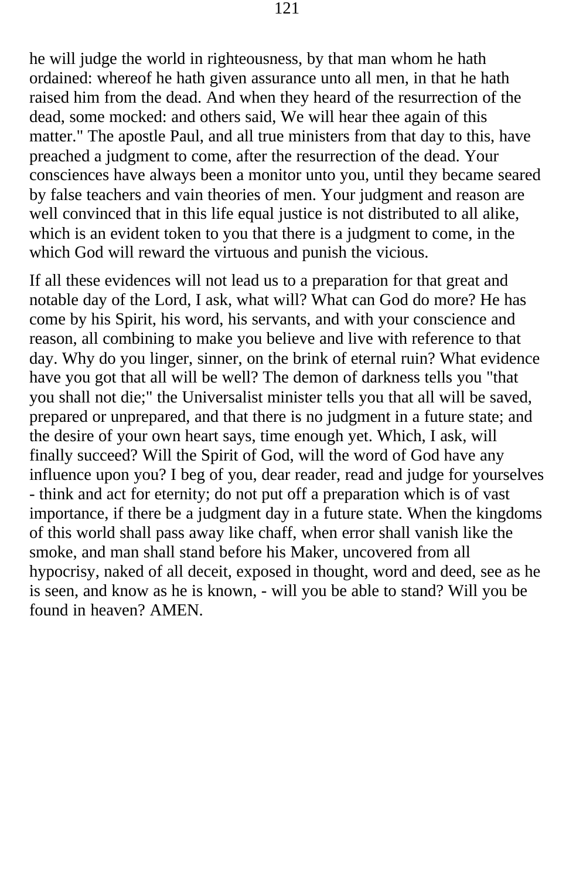he will judge the world in righteousness, by that man whom he hath ordained: whereof he hath given assurance unto all men, in that he hath raised him from the dead. And when they heard of the resurrection of the dead, some mocked: and others said, We will hear thee again of this matter." The apostle Paul, and all true ministers from that day to this, have preached a judgment to come, after the resurrection of the dead. Your consciences have always been a monitor unto you, until they became seared by false teachers and vain theories of men. Your judgment and reason are well convinced that in this life equal justice is not distributed to all alike, which is an evident token to you that there is a judgment to come, in the which God will reward the virtuous and punish the vicious.

If all these evidences will not lead us to a preparation for that great and notable day of the Lord, I ask, what will? What can God do more? He has come by his Spirit, his word, his servants, and with your conscience and reason, all combining to make you believe and live with reference to that day. Why do you linger, sinner, on the brink of eternal ruin? What evidence have you got that all will be well? The demon of darkness tells you "that you shall not die;" the Universalist minister tells you that all will be saved, prepared or unprepared, and that there is no judgment in a future state; and the desire of your own heart says, time enough yet. Which, I ask, will finally succeed? Will the Spirit of God, will the word of God have any influence upon you? I beg of you, dear reader, read and judge for yourselves - think and act for eternity; do not put off a preparation which is of vast importance, if there be a judgment day in a future state. When the kingdoms of this world shall pass away like chaff, when error shall vanish like the smoke, and man shall stand before his Maker, uncovered from all hypocrisy, naked of all deceit, exposed in thought, word and deed, see as he is seen, and know as he is known, - will you be able to stand? Will you be found in heaven? AMEN.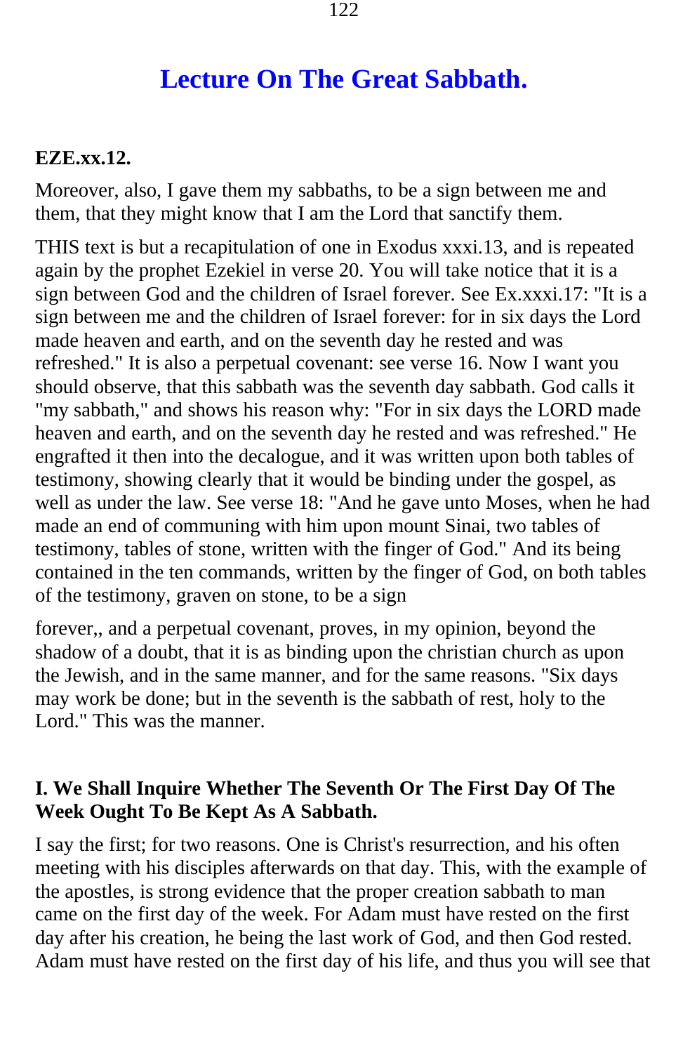# Lecture On The Great Sabbath.

**EZE.xx.12.**

Moreover, also, I gave them my sabbaths, to be a sign between me and them, that they might know that I am the Lord that sanctify them.

THIS text is but a recapitulation of one in Exodus xxxi.13, and is repeated again by the prophet Ezekiel in verse 20. You will take notice that it is a sign between God and the children of Israel forever. See Ex.xxxi.17: "It is a sign between me and the children of Israel forever: for in six days the Lord made heaven and earth, and on the seventh day he rested and was refreshed." It is also a perpetual covenant: see verse 16. Now I want you should observe, that this sabbath was the seventh day sabbath. God calls it "my sabbath," and shows his reason why: "For in six days the LORD made heaven and earth, and on the seventh day he rested and was refreshed." He engrafted it then into the decalogue, and it was written upon both tables of testimony, showing clearly that it would be binding under the gospel, as well as under the law. See verse 18: "And he gave unto Moses, when he had made an end of communing with him upon mount Sinai, two tables of testimony, tables of stone, written with the finger of God." And its being contained in the ten commands, written by the finger of God, on both tables of the testimony, graven on stone, to be a sign forever,, and a perpetual covenant, proves, in my opinion, beyond the shadow of a doubt, that it is as binding upon the christian church as upon the Jewish, and in the same manner, and for the same reasons. "Six days may work be done; but in the seventh is the sabbath of rest, holy to the Lord." This was the manner.

### I. We Shall Inquire Whether The Seventh Or The First Day Of The Week Ought To Be Kept As A Sabbath.

I say the first; for two reasons. One is Christ's resurrection, and his often meeting with his disciples afterwards on that day. This, with the example of the apostles, is strong evidence that the proper creation sabbath to man came on the first day of the week. For Adam must have rested on the first day after his creation, he being the last work of God, and then God rested. Adam must have rested on the first day of his life, and thus you will see that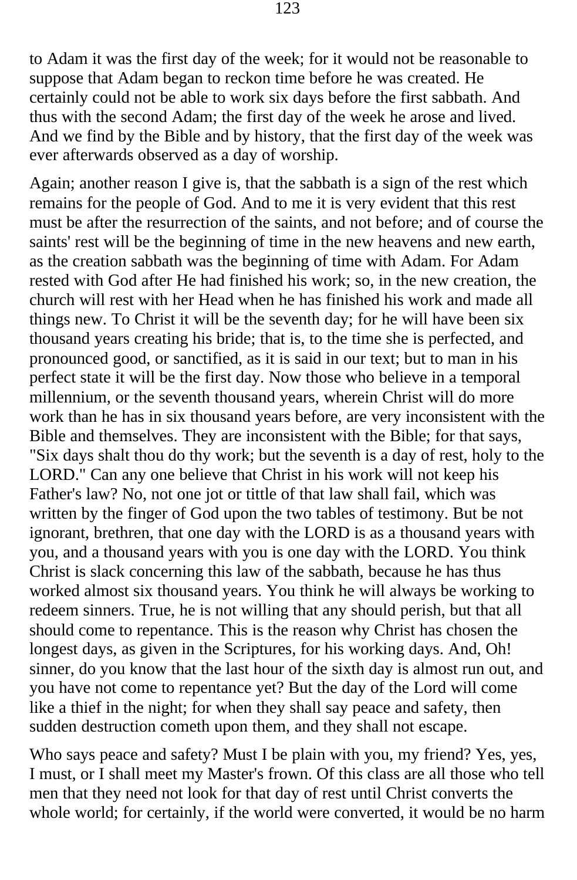to Adam it was the first day of the week; for it would not be reasonable to suppose that Adam began to reckon time before he was created. He certainly could not be able to work six days before the first sabbath. And thus with the second Adam; the first day of the week he arose and lived. And we find by the Bible and by history, that the first day of the week was ever afterwards observed as a day of worship.

Again; another reason I give is, that the sabbath is a sign of the rest which remains for the people of God. And to me it is very evident that this rest must be after the resurrection of the saints, and not before; and of course the saints' rest will be the beginning of time in the new heavens and new earth, as the creation sabbath was the beginning of time with Adam. For Adam rested with God after He had finished his work; so, in the new creation, the church will rest with her Head when he has finished his work and made all things new. To Christ it will be the seventh day; for he will have been six thousand years creating his bride; that is, to the time she is perfected, and pronounced good, or sanctified, as it is said in our text; but to man in his perfect state it will be the first day. Now those who believe in a temporal millennium, or the seventh thousand years, wherein Christ will do more work than he has in six thousand years before, are very inconsistent with the Bible and themselves. They are inconsistent with the Bible; for that says, "Six days shalt thou do thy work; but the seventh is a day of rest, holy to the LORD." Can any one believe that Christ in his work will not keep his Father's law? No, not one jot or tittle of that law shall fail, which was written by the finger of God upon the two tables of testimony. But be not ignorant, brethren, that one day with the LORD is as a thousand years with you, and a thousand years with you is one day with the LORD. You think Christ is slack concerning this law of the sabbath, because he has thus worked almost six thousand years. You think he will always be working to redeem sinners. True, he is not willing that any should perish, but that all should come to repentance. This is the reason why Christ has chosen the longest days, as given in the Scriptures, for his working days. And, Oh! sinner, do you know that the last hour of the sixth day is almost run out, and you have not come to repentance yet? But the day of the Lord will come like a thief in the night; for when they shall say peace and safety, then sudden destruction cometh upon them, and they shall not escape.

Who says peace and safety? Must I be plain with you, my friend? Yes, yes, I must, or I shall meet my Master's frown. Of this class are all those who tell men that they need not look for that day of rest until Christ converts the whole world; for certainly, if the world were converted, it would be no harm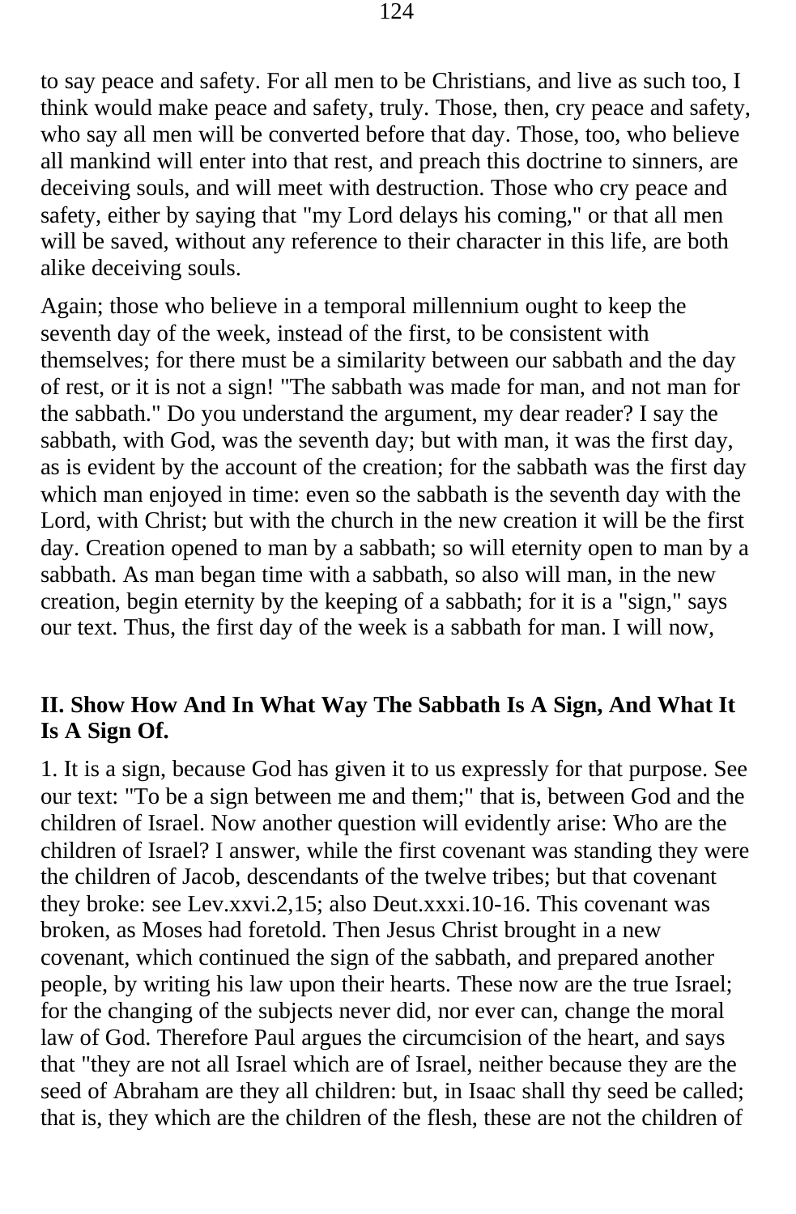to say peace and safety. For all men to be Christians, and live as such too, I think would make peace and safety, truly. Those, then, cry peace and safety, who say all men will be converted before that day. Those, too, who believe all mankind will enter into that rest, and preach this doctrine to sinners, are deceiving souls, and will meet with destruction. Those who cry peace and safety, either by saying that "my Lord delays his coming," or that all men will be saved, without any reference to their character in this life, are both alike deceiving souls.

Again; those who believe in a temporal millennium ought to keep the seventh day of the week, instead of the first, to be consistent with themselves; for there must be a similarity between our sabbath and the day of rest, or it is not a sign! "The sabbath was made for man, and not man for the sabbath." Do you understand the argument, my dear reader? I say the sabbath, with God, was the seventh day; but with man, it was the first day, as is evident by the account of the creation; for the sabbath was the first day which man enjoyed in time: even so the sabbath is the seventh day with the Lord, with Christ; but with the church in the new creation it will be the first day. Creation opened to man by a sabbath; so will eternity open to man by a sabbath. As man began time with a sabbath, so also will man, in the new creation, begin eternity by the keeping of a sabbath; for it is a "sign," says our text. Thus, the first day of the week is a sabbath for man. I will now,

## II. Show How And In What Way The Sabbath Is A Sign, And What It Is A Sign Of.

1. It is a sign, because God has given it to us expressly for that purpose. See our text: "To be a sign between me and them;" that is, between God and the children of Israel. Now another question will evidently arise: Who are the children of Israel? I answer, while the first covenant was standing they were the children of Jacob, descendants of the twelve tribes; but that covenant they broke: see Lev.xxvi.2,15; also Deut.xxxi.10-16. This covenant was broken, as Moses had foretold. Then Jesus Christ brought in a new covenant, which continued the sign of the sabbath, and prepared another people, by writing his law upon their hearts. These now are the true Israel; for the changing of the subjects never did, nor ever can, change the moral law of God. Therefore Paul argues the circumcision of the heart, and says that "they are not all Israel which are of Israel, neither because they are the seed of Abraham are they all children: but, in Isaac shall thy seed be called; that is, they which are the children of the flesh, these are not the children of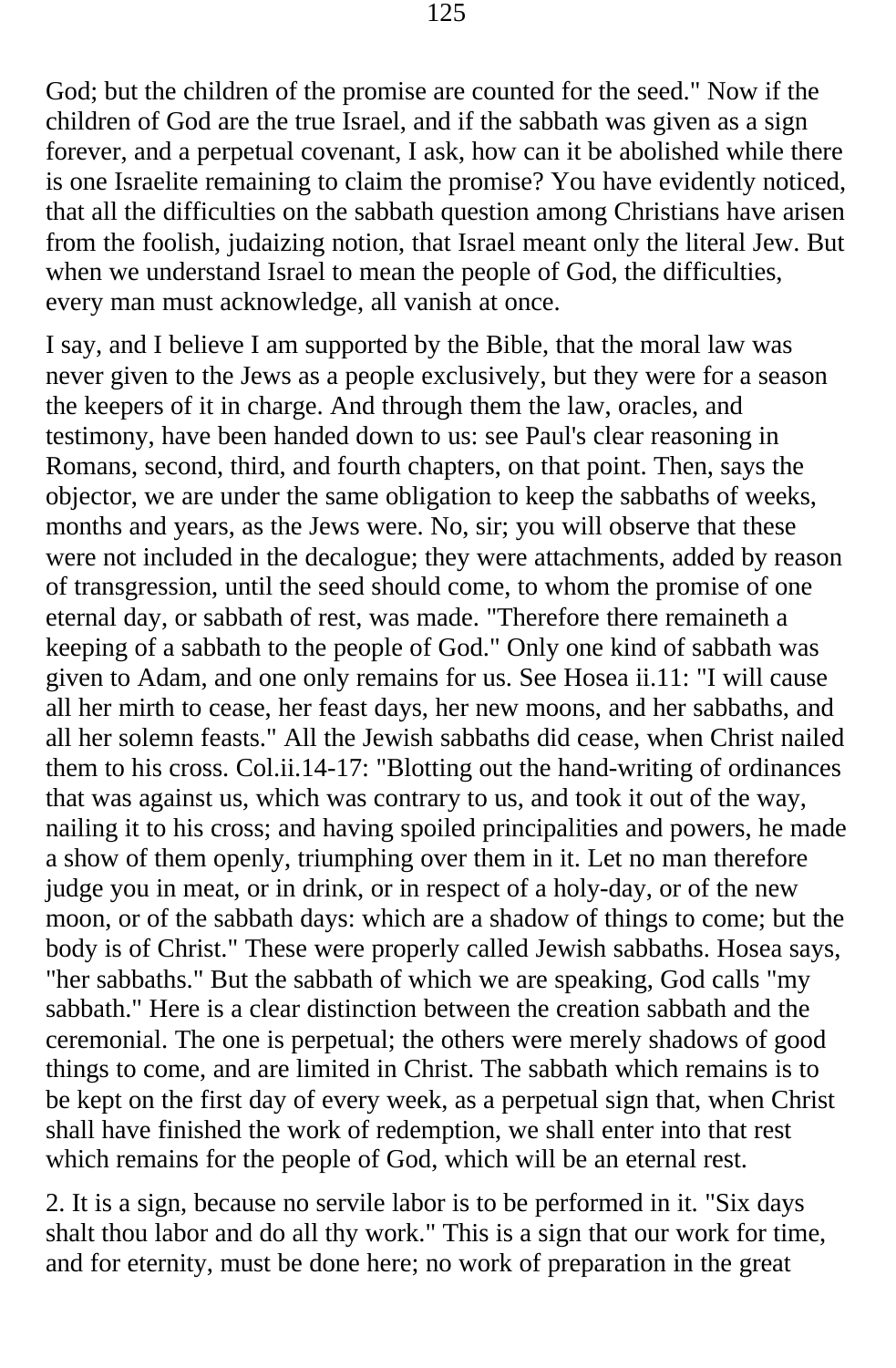God; but the children of the promise are counted for the seed." Now if the children of God are the true Israel, and if the sabbath was given as a sign forever, and a perpetual covenant, I ask, how can it be abolished while there is one Israelite remaining to claim the promise? You have evidently noticed, that all the difficulties on the sabbath question among Christians have arisen from the foolish, judaizing notion, that Israel meant only the literal Jew. But when we understand Israel to mean the people of God, the difficulties, every man must acknowledge, all vanish at once.

I say, and I believe I am supported by the Bible, that the moral law was never given to the Jews as a people exclusively, but they were for a season the keepers of it in charge. And through them the law, oracles, and testimony, have been handed down to us: see Paul's clear reasoning in Romans, second, third, and fourth chapters, on that point. Then, says the objector, we are under the same obligation to keep the sabbaths of weeks, months and years, as the Jews were. No, sir; you will observe that these were not included in the decalogue; they were attachments, added by reason of transgression, until the seed should come, to whom the promise of one eternal day, or sabbath of rest, was made. "Therefore there remaineth a keeping of a sabbath to the people of God." Only one kind of sabbath was given to Adam, and one only remains for us. See Hosea ii.11: "I will cause all her mirth to cease, her feast days, her new moons, and her sabbaths, and all her solemn feasts." All the Jewish sabbaths did cease, when Christ nailed them to his cross. Col.ii.14-17: "Blotting out the hand-writing of ordinances that was against us, which was contrary to us, and took it out of the way, nailing it to his cross; and having spoiled principalities and powers, he made a show of them openly, triumphing over them in it. Let no man therefore judge you in meat, or in drink, or in respect of a holy-day, or of the new moon, or of the sabbath days: which are a shadow of things to come; but the body is of Christ." These were properly called Jewish sabbaths. Hosea says, "her sabbaths." But the sabbath of which we are speaking, God calls "my sabbath." Here is a clear distinction between the creation sabbath and the ceremonial. The one is perpetual; the others were merely shadows of good things to come, and are limited in Christ. The sabbath which remains is to be kept on the first day of every week, as a perpetual sign that, when Christ shall have finished the work of redemption, we shall enter into that rest which remains for the people of God, which will be an eternal rest.

2. It is a sign, because no servile labor is to be performed in it. "Six days shalt thou labor and do all thy work." This is a sign that our work for time, and for eternity, must be done here; no work of preparation in the great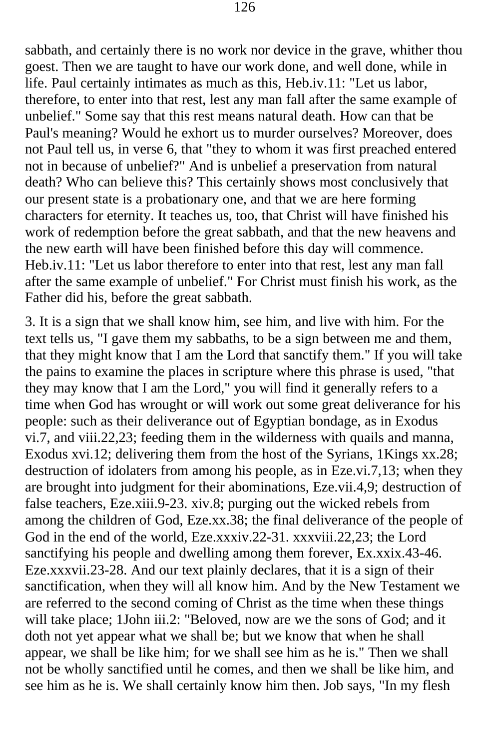sabbath, and certainly there is no work nor device in the grave, whither thou goest. Then we are taught to have our work done, and well done, while in life. Paul certainly intimates as much as this, Heb.iv.11: "Let us labor, therefore, to enter into that rest, lest any man fall after the same example of unbelief." Some say that this rest means natural death. How can that be Paul's meaning? Would he exhort us to murder ourselves? Moreover, does not Paul tell us, in verse 6, that "they to whom it was first preached entered not in because of unbelief?" And is unbelief a preservation from natural death? Who can believe this? This certainly shows most conclusively that our present state is a probationary one, and that we are here forming characters for eternity. It teaches us, too, that Christ will have finished his work of redemption before the great sabbath, and that the new heavens and the new earth will have been finished before this day will commence. Heb.iv.11: "Let us labor therefore to enter into that rest, lest any man fall after the same example of unbelief." For Christ must finish his work, as the Father did his, before the great sabbath.

3. It is a sign that we shall know him, see him, and live with him. For the text tells us, "I gave them my sabbaths, to be a sign between me and them, that they might know that I am the Lord that sanctify them." If you will take the pains to examine the places in scripture where this phrase is used, "that they may know that I am the Lord," you will find it generally refers to a time when God has wrought or will work out some great deliverance for his people: such as their deliverance out of Egyptian bondage, as in Exodus vi.7, and viii.22,23; feeding them in the wilderness with quails and manna, Exodus xvi.12; delivering them from the host of the Syrians, 1Kings xx.28; destruction of idolaters from among his people, as in Eze.vi.7,13; when they are brought into judgment for their abominations, Eze.vii.4,9; destruction of false teachers, Eze.xiii.9-23. xiv.8; purging out the wicked rebels from among the children of God, Eze.xx.38; the final deliverance of the people of God in the end of the world, Eze.xxxiv.22-31. xxxviii.22,23; the Lord sanctifying his people and dwelling among them forever, Ex.xxix.43-46. Eze.xxxvii.23-28. And our text plainly declares, that it is a sign of their sanctification, when they will all know him. And by the New Testament we are referred to the second coming of Christ as the time when these things will take place; 1John iii.2: "Beloved, now are we the sons of God; and it doth not yet appear what we shall be; but we know that when he shall appear, we shall be like him; for we shall see him as he is." Then we shall not be wholly sanctified until he comes, and then we shall be like him, and see him as he is. We shall certainly know him then. Job says, "In my flesh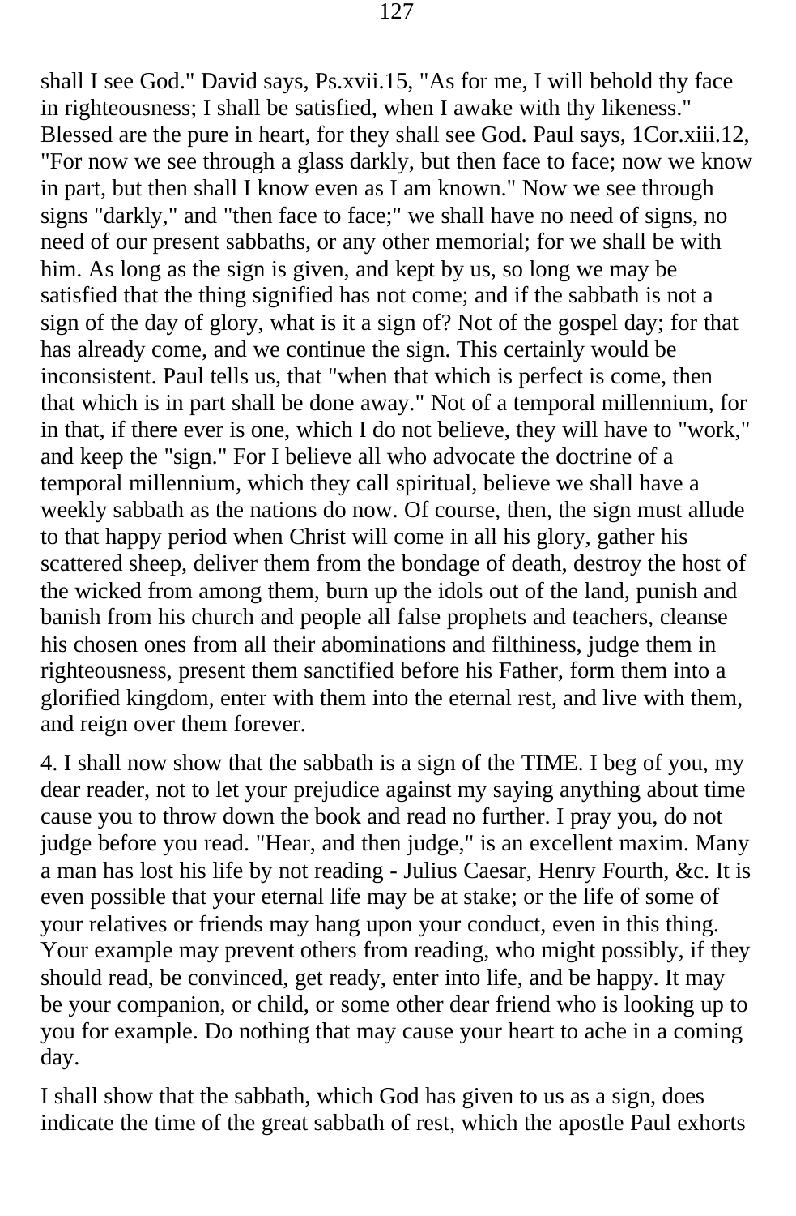shall I see God." David says, Ps.xvii.15, "As for me, I will behold thy face in righteousness; I shall be satisfied, when I awake with thy likeness." Blessed are the pure in heart, for they shall see God. Paul says, 1Cor.xiii.12, "For now we see through a glass darkly, but then face to face; now we know in part, but then shall I know even as I am known." Now we see through signs "darkly," and "then face to face;" we shall have no need of signs, no need of our present sabbaths, or any other memorial; for we shall be with him. As long as the sign is given, and kept by us, so long we may be satisfied that the thing signified has not come; and if the sabbath is not a sign of the day of glory, what is it a sign of? Not of the gospel day; for that has already come, and we continue the sign. This certainly would be inconsistent. Paul tells us, that "when that which is perfect is come, then that which is in part shall be done away." Not of a temporal millennium, for in that, if there ever is one, which I do not believe, they will have to "work," and keep the "sign." For I believe all who advocate the doctrine of a temporal millennium, which they call spiritual, believe we shall have a weekly sabbath as the nations do now. Of course, then, the sign must allude to that happy period when Christ will come in all his glory, gather his scattered sheep, deliver them from the bondage of death, destroy the host of the wicked from among them, burn up the idols out of the land, punish and banish from his church and people all false prophets and teachers, cleanse his chosen ones from all their abominations and filthiness, judge them in righteousness, present them sanctified before his Father, form them into a glorified kingdom, enter with them into the eternal rest, and live with them, and reign over them forever.

4. I shall now show that the sabbath is a sign of the TIME. I beg of you, my dear reader, not to let your prejudice against my saying anything about time cause you to throw down the book and read no further. I pray you, do not judge before you read. "Hear, and then judge," is an excellent maxim. Many a man has lost his life by not reading - Julius Caesar, Henry Fourth, &c. It is even possible that your eternal life may be at stake; or the life of some of your relatives or friends may hang upon your conduct, even in this thing. Your example may prevent others from reading, who might possibly, if they should read, be convinced, get ready, enter into life, and be happy. It may be your companion, or child, or some other dear friend who is looking up to you for example. Do nothing that may cause your heart to ache in a coming day.

I shall show that the sabbath, which God has given to us as a sign, does indicate the time of the great sabbath of rest, which the apostle Paul exhorts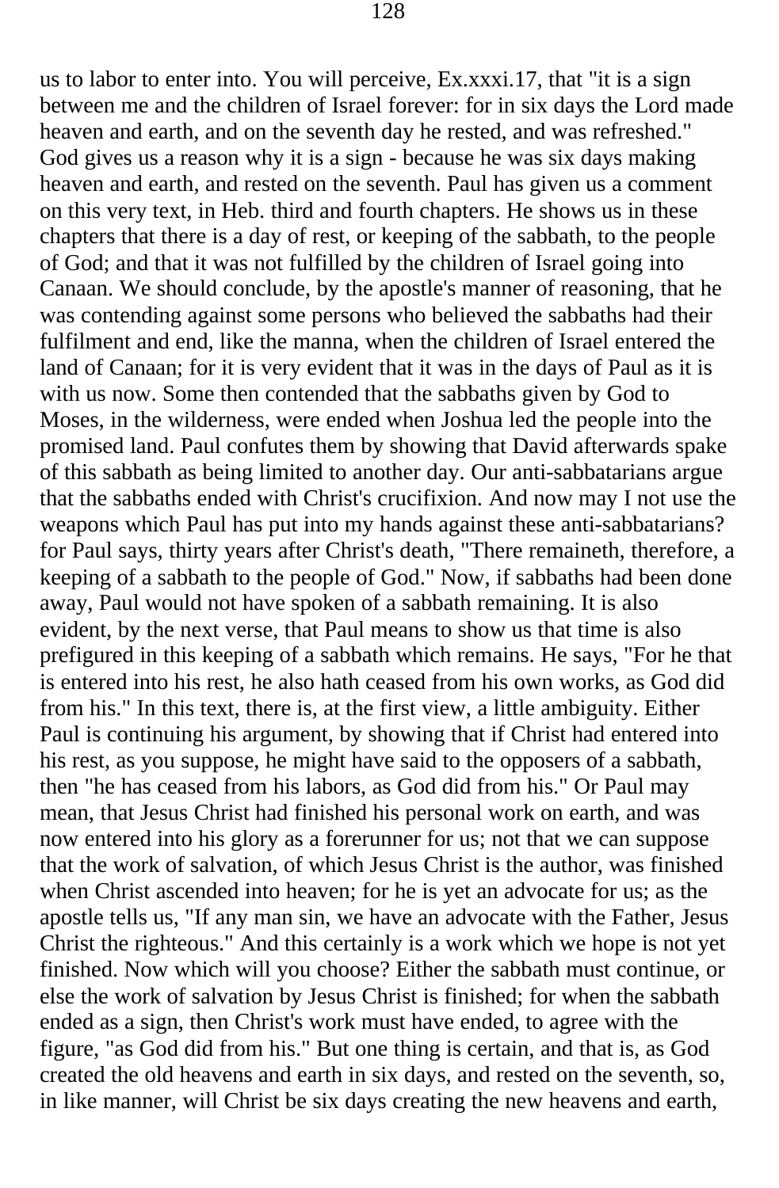us to labor to enter into. You will perceive, Ex.xxxi.17, that "it is a sign between me and the children of Israel forever: for in six days the Lord made heaven and earth, and on the seventh day he rested, and was refreshed." God gives us a reason why it is a sign - because he was six days making heaven and earth, and rested on the seventh. Paul has given us a comment on this very text, in Heb. third and fourth chapters. He shows us in these chapters that there is a day of rest, or keeping of the sabbath, to the people of God; and that it was not fulfilled by the children of Israel going into Canaan. We should conclude, by the apostle's manner of reasoning, that he was contending against some persons who believed the sabbaths had their fulfilment and end, like the manna, when the children of Israel entered the land of Canaan; for it is very evident that it was in the days of Paul as it is with us now. Some then contended that the sabbaths given by God to Moses, in the wilderness, were ended when Joshua led the people into the promised land. Paul confutes them by showing that David afterwards spake of this sabbath as being limited to another day. Our anti-sabbatarians argue that the sabbaths ended with Christ's crucifixion. And now may I not use the weapons which Paul has put into my hands against these anti-sabbatarians? for Paul says, thirty years after Christ's death, "There remaineth, therefore, a keeping of a sabbath to the people of God." Now, if sabbaths had been done away, Paul would not have spoken of a sabbath remaining. It is also evident, by the next verse, that Paul means to show us that time is also prefigured in this keeping of a sabbath which remains. He says, "For he that is entered into his rest, he also hath ceased from his own works, as God did from his." In this text, there is, at the first view, a little ambiguity. Either Paul is continuing his argument, by showing that if Christ had entered into his rest, as you suppose, he might have said to the opposers of a sabbath, then "he has ceased from his labors, as God did from his." Or Paul may mean, that Jesus Christ had finished his personal work on earth, and was now entered into his glory as a forerunner for us; not that we can suppose that the work of salvation, of which Jesus Christ is the author, was finished when Christ ascended into heaven; for he is yet an advocate for us; as the apostle tells us, "If any man sin, we have an advocate with the Father, Jesus Christ the righteous." And this certainly is a work which we hope is not yet finished. Now which will you choose? Either the sabbath must continue, or else the work of salvation by Jesus Christ is finished; for when the sabbath ended as a sign, then Christ's work must have ended, to agree with the figure, "as God did from his." But one thing is certain, and that is, as God created the old heavens and earth in six days, and rested on the seventh, so, in like manner, will Christ be six days creating the new heavens and earth,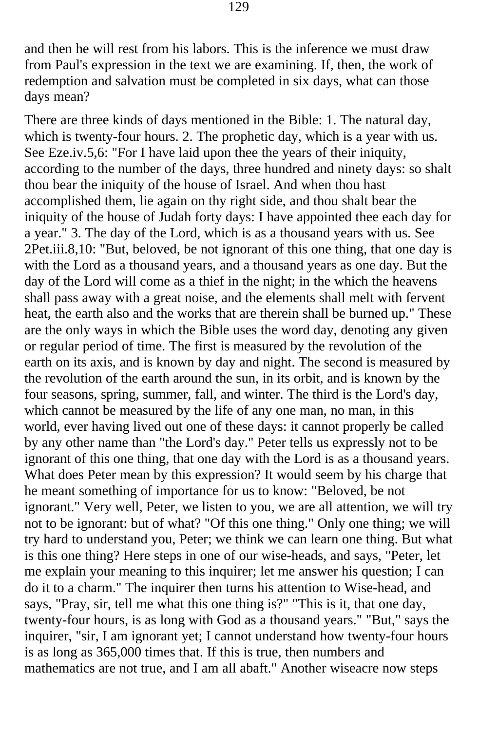and then he will rest from his labors. This is the inference we must draw from Paul's expression in the text we are examining. If, then, the work of redemption and salvation must be completed in six days, what can those days mean?

There are three kinds of days mentioned in the Bible: 1. The natural day, which is twenty-four hours. 2. The prophetic day, which is a year with us. See Eze.iv.5,6: "For I have laid upon thee the years of their iniquity, according to the number of the days, three hundred and ninety days: so shalt thou bear the iniquity of the house of Israel. And when thou hast accomplished them, lie again on thy right side, and thou shalt bear the iniquity of the house of Judah forty days: I have appointed thee each day for a year." 3. The day of the Lord, which is as a thousand years with us. See 2Pet.iii.8,10: "But, beloved, be not ignorant of this one thing, that one day is with the Lord as a thousand years, and a thousand years as one day. But the day of the Lord will come as a thief in the night; in the which the heavens shall pass away with a great noise, and the elements shall melt with fervent heat, the earth also and the works that are therein shall be burned up." These are the only ways in which the Bible uses the word day, denoting any given or regular period of time. The first is measured by the revolution of the earth on its axis, and is known by day and night. The second is measured by the revolution of the earth around the sun, in its orbit, and is known by the four seasons, spring, summer, fall, and winter. The third is the Lord's day, which cannot be measured by the life of any one man, no man, in this world, ever having lived out one of these days: it cannot properly be called by any other name than "the Lord's day." Peter tells us expressly not to be ignorant of this one thing, that one day with the Lord is as a thousand years. What does Peter mean by this expression? It would seem by his charge that he meant something of importance for us to know: "Beloved, be not ignorant." Very well, Peter, we listen to you, we are all attention, we will try not to be ignorant: but of what? "Of this one thing." Only one thing; we will try hard to understand you, Peter; we think we can learn one thing. But what is this one thing? Here steps in one of our wise-heads, and says, "Peter, let me explain your meaning to this inquirer; let me answer his question; I can do it to a charm." The inquirer then turns his attention to Wise-head, and says, "Pray, sir, tell me what this one thing is?" "This is it, that one day, twenty-four hours, is as long with God as a thousand years." "But," says the inquirer, "sir, I am ignorant yet; I cannot understand how twenty-four hours is as long as 365,000 times that. If this is true, then numbers and mathematics are not true, and I am all abaft." Another wiseacre now steps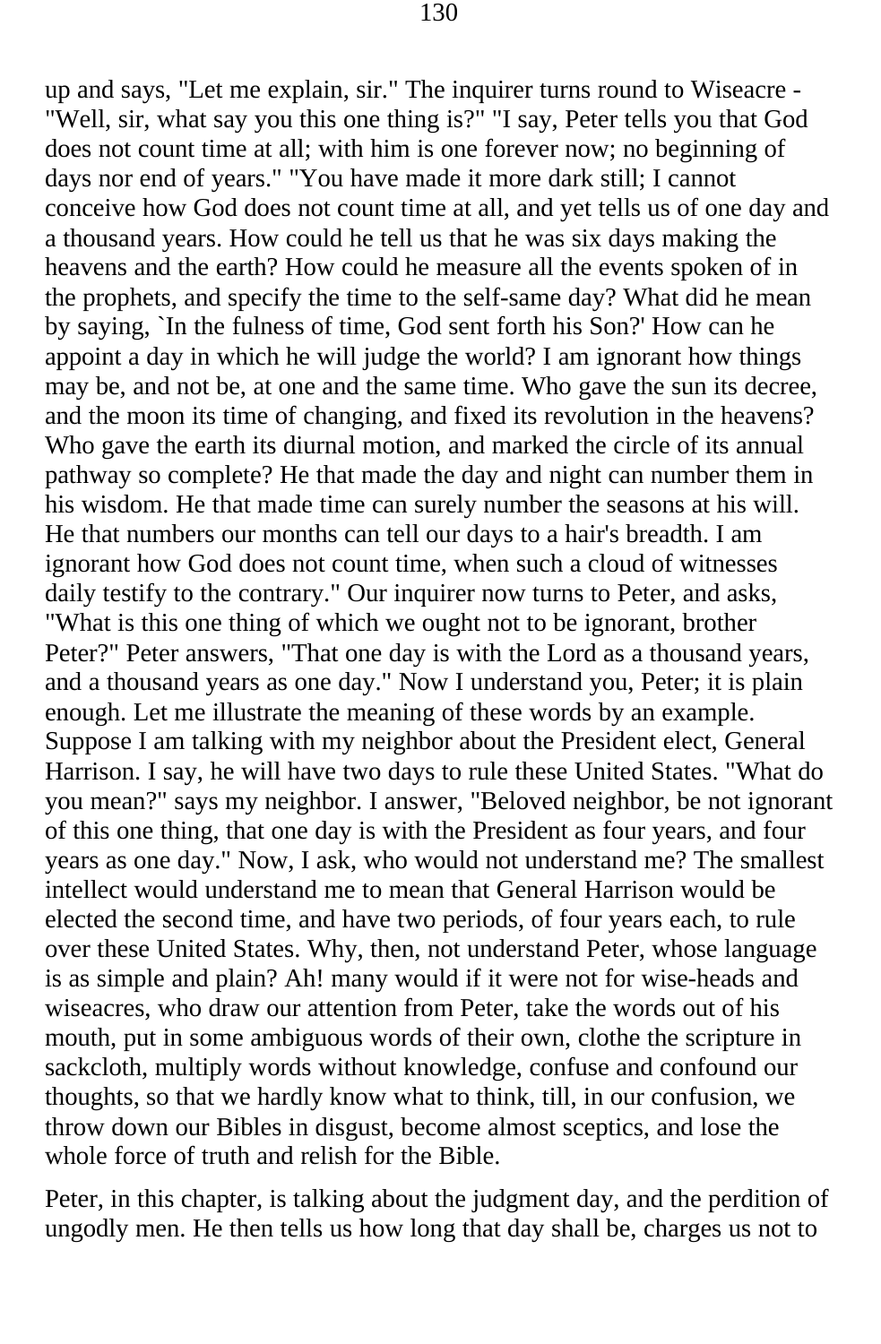up and says, "Let me explain, sir." The inquirer turns round to Wiseacre - "Well, sir, what say you this one thing is?" "I say, Peter tells you that God does not count time at all; with him is one forever now; no beginning of days nor end of years." "You have made it more dark still; I cannot conceive how God does not count time at all, and yet tells us of one day and a thousand years. How could he tell us that he was six days making the heavens and the earth? How could he measure all the events spoken of in the prophets, and specify the time to the self-same day? What did he mean by saying, `In the fulness of time, God sent forth his Son?' How can he appoint a day in which he will judge the world? I am ignorant how things may be, and not be, at one and the same time. Who gave the sun its decree, and the moon its time of changing, and fixed its revolution in the heavens? Who gave the earth its diurnal motion, and marked the circle of its annual pathway so complete? He that made the day and night can number them in his wisdom. He that made time can surely number the seasons at his will. He that numbers our months can tell our days to a hair's breadth. I am ignorant how God does not count time, when such a cloud of witnesses daily testify to the contrary." Our inquirer now turns to Peter, and asks, "What is this one thing of which we ought not to be ignorant, brother Peter?" Peter answers, "That one day is with the Lord as a thousand years, and a thousand years as one day." Now I understand you, Peter; it is plain enough. Let me illustrate the meaning of these words by an example. Suppose I am talking with my neighbor about the President elect, General Harrison. I say, he will have two days to rule these United States. "What do you mean?" says my neighbor. I answer, "Beloved neighbor, be not ignorant of this one thing, that one day is with the President as four years, and four years as one day." Now, I ask, who would not understand me? The smallest intellect would understand me to mean that General Harrison would be elected the second time, and have two periods, of four years each, to rule over these United States. Why, then, not understand Peter, whose language is as simple and plain? Ah! many would if it were not for wise-heads and wiseacres, who draw our attention from Peter, take the words out of his mouth, put in some ambiguous words of their own, clothe the scripture in sackcloth, multiply words without knowledge, confuse and confound our thoughts, so that we hardly know what to think, till, in our confusion, we throw down our Bibles in disgust, become almost sceptics, and lose the whole force of truth and relish for the Bible.

Peter, in this chapter, is talking about the judgment day, and the perdition of ungodly men. He then tells us how long that day shall be, charges us not to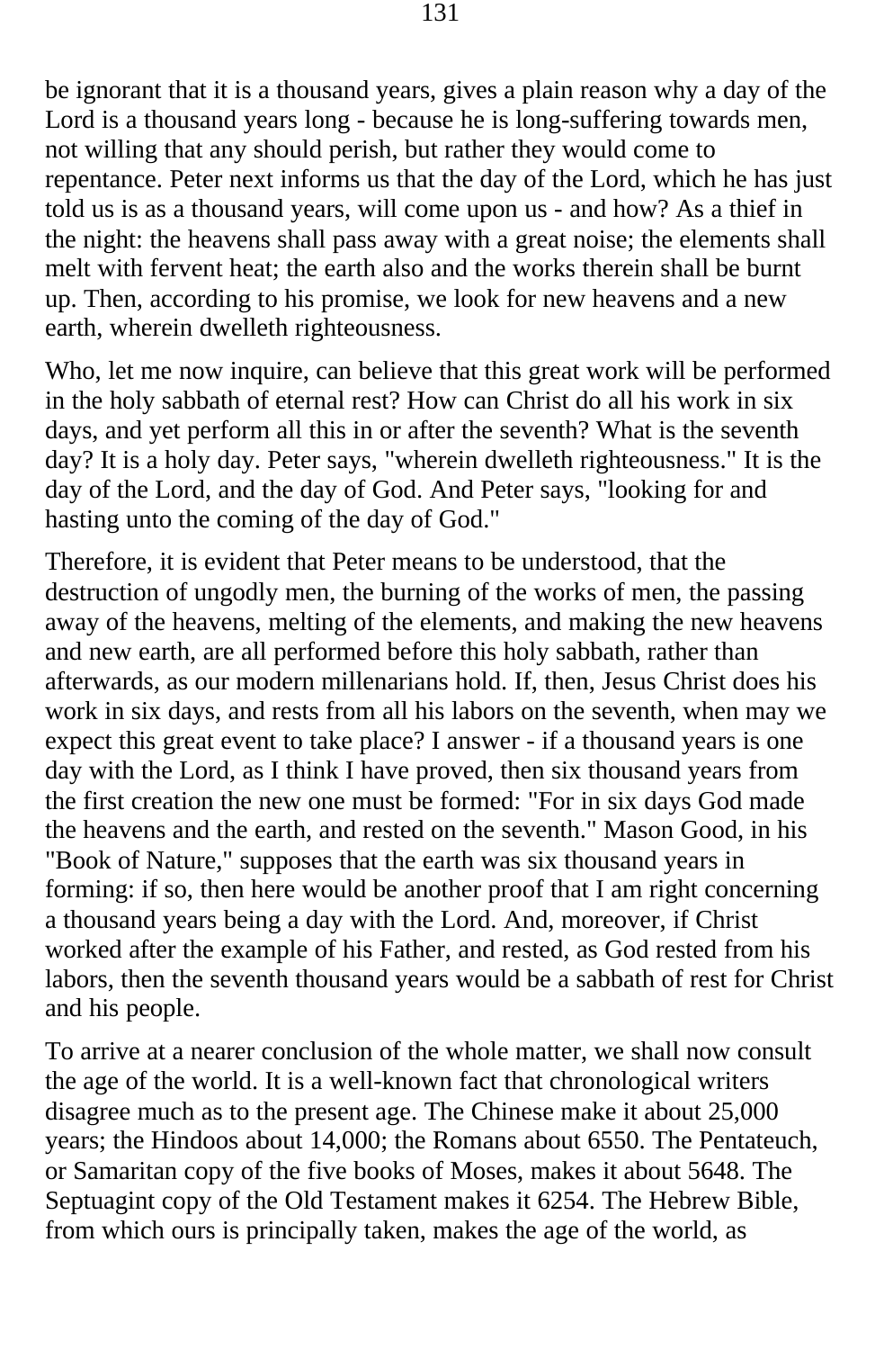be ignorant that it is a thousand years, gives a plain reason why a day of the Lord is a thousand years long - because he is long-suffering towards men, not willing that any should perish, but rather they would come to repentance. Peter next informs us that the day of the Lord, which he has just told us is as a thousand years, will come upon us - and how? As a thief in the night: the heavens shall pass away with a great noise; the elements shall melt with fervent heat; the earth also and the works therein shall be burnt up. Then, according to his promise, we look for new heavens and a new earth, wherein dwelleth righteousness.

Who, let me now inquire, can believe that this great work will be performed in the holy sabbath of eternal rest? How can Christ do all his work in six days, and yet perform all this in or after the seventh? What is the seventh day? It is a holy day. Peter says, "wherein dwelleth righteousness." It is the day of the Lord, and the day of God. And Peter says, "looking for and hasting unto the coming of the day of God."

Therefore, it is evident that Peter means to be understood, that the destruction of ungodly men, the burning of the works of men, the passing away of the heavens, melting of the elements, and making the new heavens and new earth, are all performed before this holy sabbath, rather than afterwards, as our modern millenarians hold. If, then, Jesus Christ does his work in six days, and rests from all his labors on the seventh, when may we expect this great event to take place? I answer - if a thousand years is one day with the Lord, as I think I have proved, then six thousand years from the first creation the new one must be formed: "For in six days God made the heavens and the earth, and rested on the seventh." Mason Good, in his "Book of Nature," supposes that the earth was six thousand years in forming: if so, then here would be another proof that I am right concerning a thousand years being a day with the Lord. And, moreover, if Christ worked after the example of his Father, and rested, as God rested from his labors, then the seventh thousand years would be a sabbath of rest for Christ and his people.

To arrive at a nearer conclusion of the whole matter, we shall now consult the age of the world. It is a well-known fact that chronological writers disagree much as to the present age. The Chinese make it about 25,000 years; the Hindoos about 14,000; the Romans about 6550. The Pentateuch, or Samaritan copy of the five books of Moses, makes it about 5648. The Septuagint copy of the Old Testament makes it 6254. The Hebrew Bible, from which ours is principally taken, makes the age of the world, as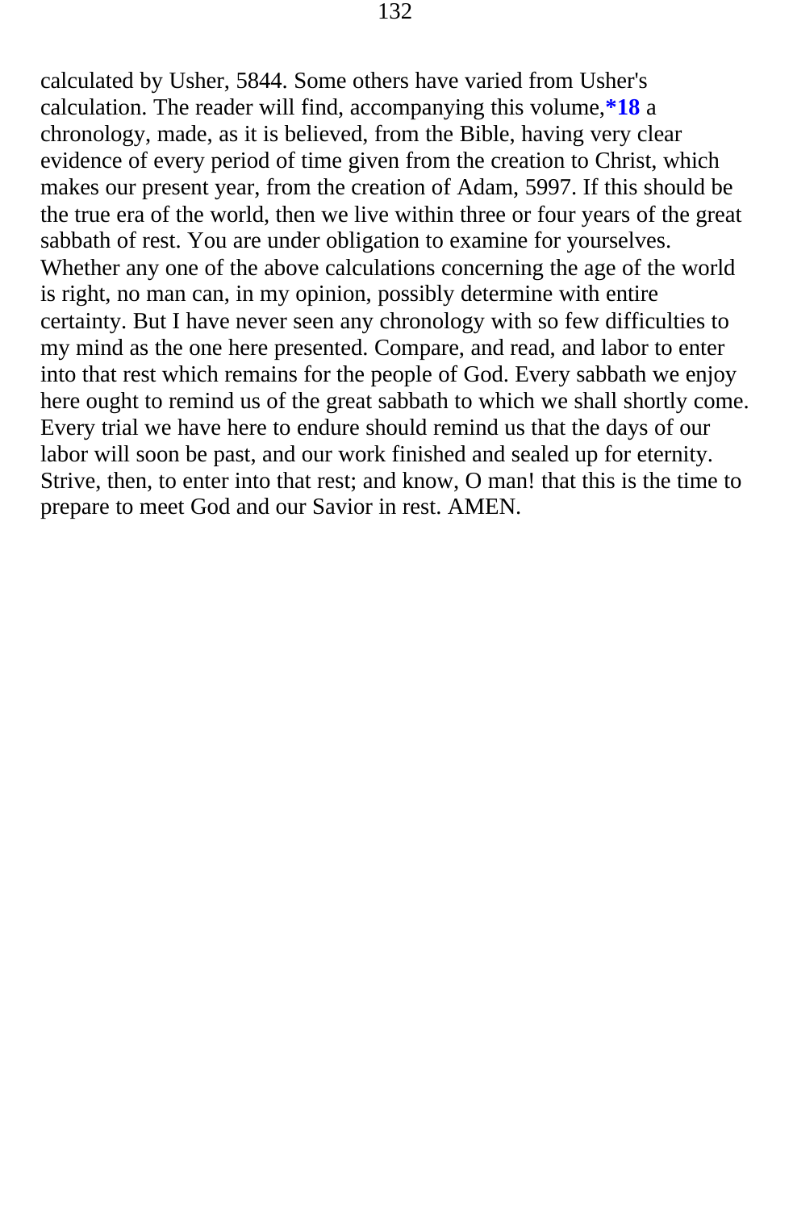calculated by Usher, 5844. Some others have varied from Usher's calculation. The reader will find, accompanying this volume,**\*18** a chronology, made, as it is believed, from the Bible, having very clear evidence of every period of time given from the creation to Christ, which makes our present year, from the creation of Adam, 5997. If this should be the true era of the world, then we live within three or four years of the great sabbath of rest. You are under obligation to examine for yourselves. Whether any one of the above calculations concerning the age of the world is right, no man can, in my opinion, possibly determine with entire certainty. But I have never seen any chronology with so few difficulties to my mind as the one here presented. Compare, and read, and labor to enter into that rest which remains for the people of God. Every sabbath we enjoy here ought to remind us of the great sabbath to which we shall shortly come. Every trial we have here to endure should remind us that the days of our labor will soon be past, and our work finished and sealed up for eternity. Strive, then, to enter into that rest; and know, O man! that this is the time to prepare to meet God and our Savior in rest. AMEN.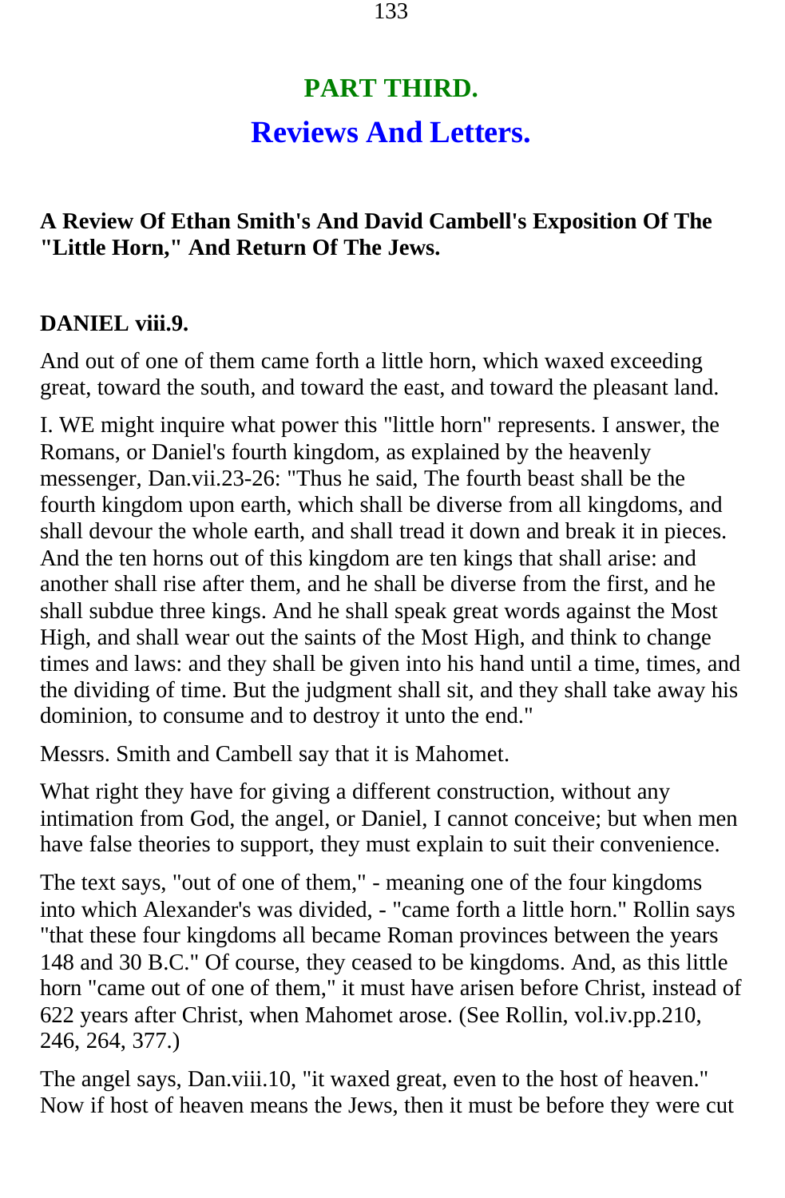# PART THIRD.

## Reviews And Letters.

### A Review Of Ethan Smith's And David Cambell's Exposition Of The "Little Horn," And Return Of The Jews.

**DANIEL viii.9.**

And out of one of them came forth a little horn, which waxed exceeding great, toward the south, and toward the east, and toward the pleasant land.

I. WE might inquire what power this "little horn" represents. I answer, the Romans, or Daniel's fourth kingdom, as explained by the heavenly messenger, Dan.vii.23-26: "Thus he said, The fourth beast shall be the fourth kingdom upon earth, which shall be diverse from all kingdoms, and shall devour the whole earth, and shall tread it down and break it in pieces. And the ten horns out of this kingdom are ten kings that shall arise: and another shall rise after them, and he shall be diverse from the first, and he shall subdue three kings. And he shall speak great words against the Most High, and shall wear out the saints of the Most High, and think to change times and laws: and they shall be given into his hand until a time, times, and the dividing of time. But the judgment shall sit, and they shall take away his dominion, to consume and to destroy it unto the end."

Messrs. Smith and Cambell say that it is Mahomet.

What right they have for giving a different construction, without any intimation from God, the angel, or Daniel, I cannot conceive; but when men have false theories to support, they must explain to suit their convenience.

The text says, "out of one of them," - meaning one of the four kingdoms into which Alexander's was divided, - "came forth a little horn." Rollin says "that these four kingdoms all became Roman provinces between the years 148 and 30 B.C." Of course, they ceased to be kingdoms. And, as this little horn "came out of one of them," it must have arisen before Christ, instead of 622 years after Christ, when Mahomet arose. (See Rollin, vol.iv.pp.210, 246, 264, 377.)

The angel says, Dan.viii.10, "it waxed great, even to the host of heaven." Now if host of heaven means the Jews, then it must be before they were cut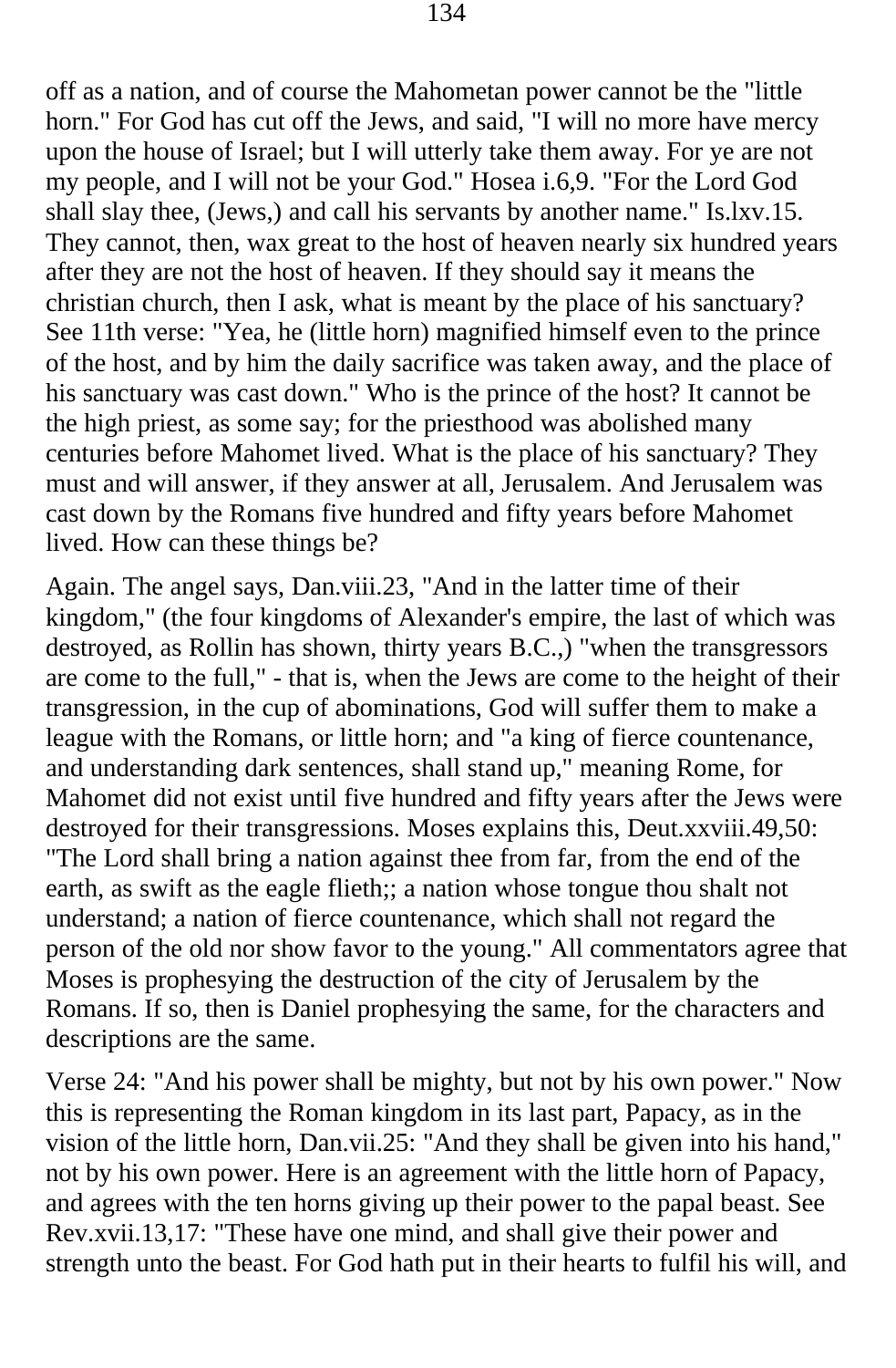off as a nation, and of course the Mahometan power cannot be the "little horn." For God has cut off the Jews, and said, "I will no more have mercy upon the house of Israel; but I will utterly take them away. For ye are not my people, and I will not be your God." Hosea i.6,9. "For the Lord God shall slay thee, (Jews,) and call his servants by another name." Is.lxv.15. They cannot, then, wax great to the host of heaven nearly six hundred years after they are not the host of heaven. If they should say it means the christian church, then I ask, what is meant by the place of his sanctuary? See 11th verse: "Yea, he (little horn) magnified himself even to the prince of the host, and by him the daily sacrifice was taken away, and the place of his sanctuary was cast down." Who is the prince of the host? It cannot be the high priest, as some say; for the priesthood was abolished many centuries before Mahomet lived. What is the place of his sanctuary? They must and will answer, if they answer at all, Jerusalem. And Jerusalem was cast down by the Romans five hundred and fifty years before Mahomet lived. How can these things be?

Again. The angel says, Dan.viii.23, "And in the latter time of their kingdom," (the four kingdoms of Alexander's empire, the last of which was destroyed, as Rollin has shown, thirty years B.C.,) "when the transgressors are come to the full," - that is, when the Jews are come to the height of their transgression, in the cup of abominations, God will suffer them to make a league with the Romans, or little horn; and "a king of fierce countenance, and understanding dark sentences, shall stand up," meaning Rome, for Mahomet did not exist until five hundred and fifty years after the Jews were destroyed for their transgressions. Moses explains this, Deut.xxviii.49,50: "The Lord shall bring a nation against thee from far, from the end of the earth, as swift as the eagle flieth;; a nation whose tongue thou shalt not understand; a nation of fierce countenance, which shall not regard the person of the old nor show favor to the young." All commentators agree that Moses is prophesying the destruction of the city of Jerusalem by the Romans. If so, then is Daniel prophesying the same, for the characters and descriptions are the same.

Verse 24: "And his power shall be mighty, but not by his own power." Now this is representing the Roman kingdom in its last part, Papacy, as in the vision of the little horn, Dan.vii.25: "And they shall be given into his hand," not by his own power. Here is an agreement with the little horn of Papacy, and agrees with the ten horns giving up their power to the papal beast. See Rev.xvii.13,17: "These have one mind, and shall give their power and strength unto the beast. For God hath put in their hearts to fulfil his will, and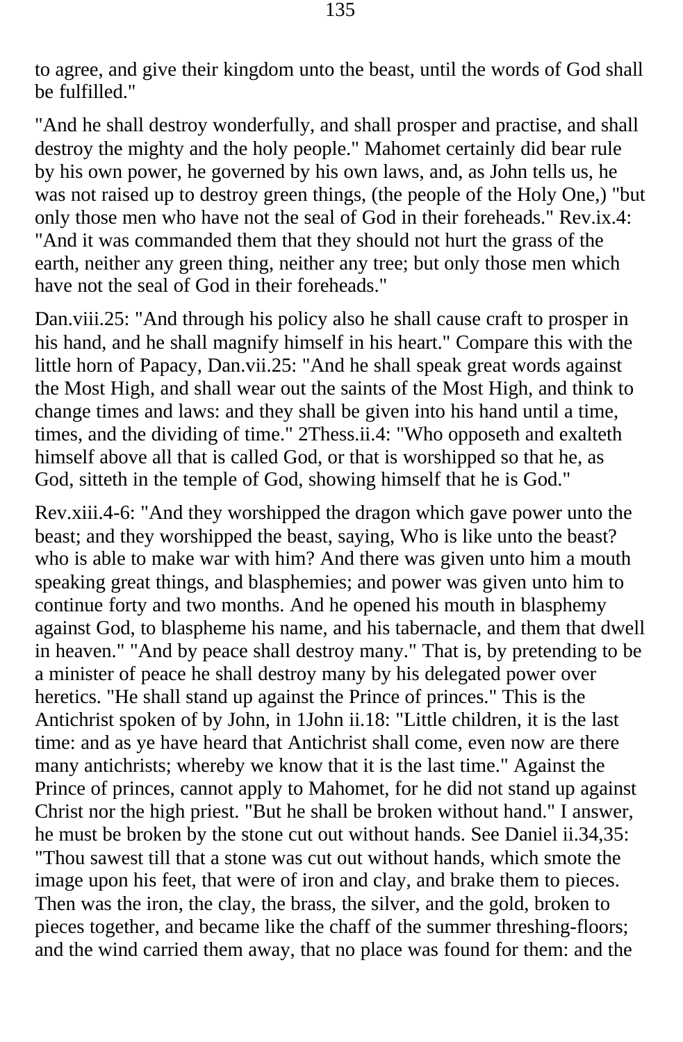to agree, and give their kingdom unto the beast, until the words of God shall be fulfilled."

"And he shall destroy wonderfully, and shall prosper and practise, and shall destroy the mighty and the holy people." Mahomet certainly did bear rule by his own power, he governed by his own laws, and, as John tells us, he was not raised up to destroy green things, (the people of the Holy One,) "but only those men who have not the seal of God in their foreheads." Rev.ix.4: "And it was commanded them that they should not hurt the grass of the earth, neither any green thing, neither any tree; but only those men which have not the seal of God in their foreheads."

Dan.viii.25: "And through his policy also he shall cause craft to prosper in his hand, and he shall magnify himself in his heart." Compare this with the little horn of Papacy, Dan.vii.25: "And he shall speak great words against the Most High, and shall wear out the saints of the Most High, and think to change times and laws: and they shall be given into his hand until a time, times, and the dividing of time." 2Thess.ii.4: "Who opposeth and exalteth himself above all that is called God, or that is worshipped so that he, as God, sitteth in the temple of God, showing himself that he is God."

Rev.xiii.4-6: "And they worshipped the dragon which gave power unto the beast; and they worshipped the beast, saying, Who is like unto the beast? who is able to make war with him? And there was given unto him a mouth speaking great things, and blasphemies; and power was given unto him to continue forty and two months. And he opened his mouth in blasphemy against God, to blaspheme his name, and his tabernacle, and them that dwell in heaven." "And by peace shall destroy many." That is, by pretending to be a minister of peace he shall destroy many by his delegated power over heretics. "He shall stand up against the Prince of princes." This is the Antichrist spoken of by John, in 1John ii.18: "Little children, it is the last time: and as ye have heard that Antichrist shall come, even now are there many antichrists; whereby we know that it is the last time." Against the Prince of princes, cannot apply to Mahomet, for he did not stand up against Christ nor the high priest. "But he shall be broken without hand." I answer, he must be broken by the stone cut out without hands. See Daniel ii.34,35: "Thou sawest till that a stone was cut out without hands, which smote the image upon his feet, that were of iron and clay, and brake them to pieces. Then was the iron, the clay, the brass, the silver, and the gold, broken to pieces together, and became like the chaff of the summer threshing-floors; and the wind carried them away, that no place was found for them: and the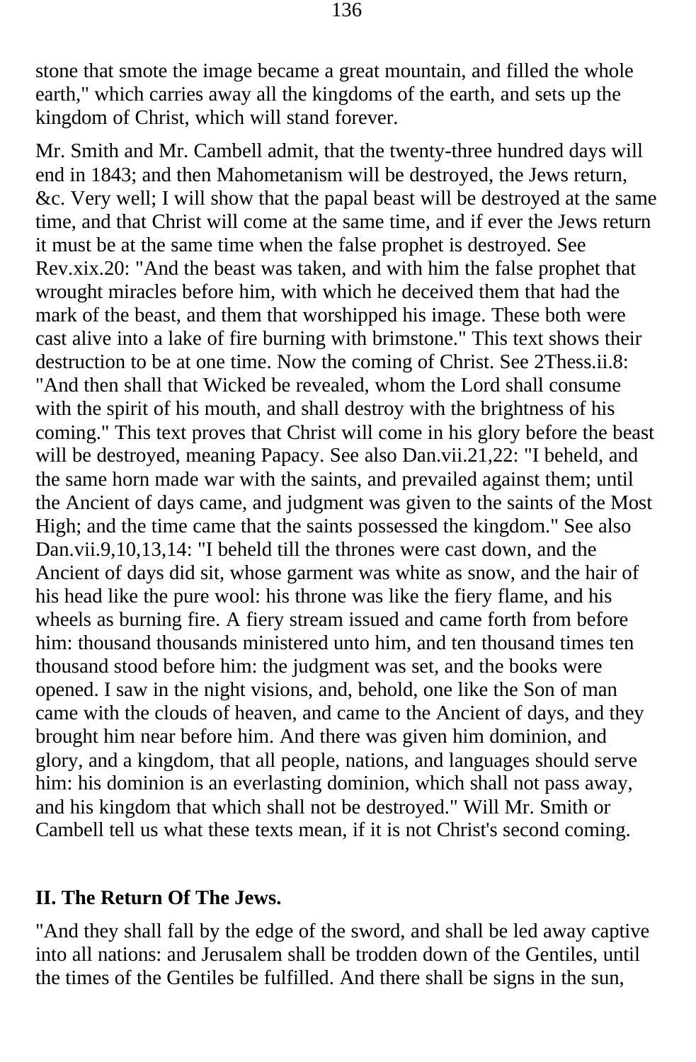stone that smote the image became a great mountain, and filled the whole earth," which carries away all the kingdoms of the earth, and sets up the kingdom of Christ, which will stand forever.

Mr. Smith and Mr. Cambell admit, that the twenty-three hundred days will end in 1843; and then Mahometanism will be destroyed, the Jews return, &c. Very well; I will show that the papal beast will be destroyed at the same time, and that Christ will come at the same time, and if ever the Jews return it must be at the same time when the false prophet is destroyed. See Rev.xix.20: "And the beast was taken, and with him the false prophet that wrought miracles before him, with which he deceived them that had the mark of the beast, and them that worshipped his image. These both were cast alive into a lake of fire burning with brimstone." This text shows their destruction to be at one time. Now the coming of Christ. See 2Thess.ii.8: "And then shall that Wicked be revealed, whom the Lord shall consume with the spirit of his mouth, and shall destroy with the brightness of his coming." This text proves that Christ will come in his glory before the beast will be destroyed, meaning Papacy. See also Dan.vii.21,22: "I beheld, and the same horn made war with the saints, and prevailed against them; until the Ancient of days came, and judgment was given to the saints of the Most High; and the time came that the saints possessed the kingdom." See also Dan.vii.9,10,13,14: "I beheld till the thrones were cast down, and the Ancient of days did sit, whose garment was white as snow, and the hair of his head like the pure wool: his throne was like the fiery flame, and his wheels as burning fire. A fiery stream issued and came forth from before him: thousand thousands ministered unto him, and ten thousand times ten thousand stood before him: the judgment was set, and the books were opened. I saw in the night visions, and, behold, one like the Son of man came with the clouds of heaven, and came to the Ancient of days, and they brought him near before him. And there was given him dominion, and glory, and a kingdom, that all people, nations, and languages should serve him: his dominion is an everlasting dominion, which shall not pass away, and his kingdom that which shall not be destroyed." Will Mr. Smith or Cambell tell us what these texts mean, if it is not Christ's second coming.

## II. The Return Of The Jews.

"And they shall fall by the edge of the sword, and shall be led away captive into all nations: and Jerusalem shall be trodden down of the Gentiles, until the times of the Gentiles be fulfilled. And there shall be signs in the sun,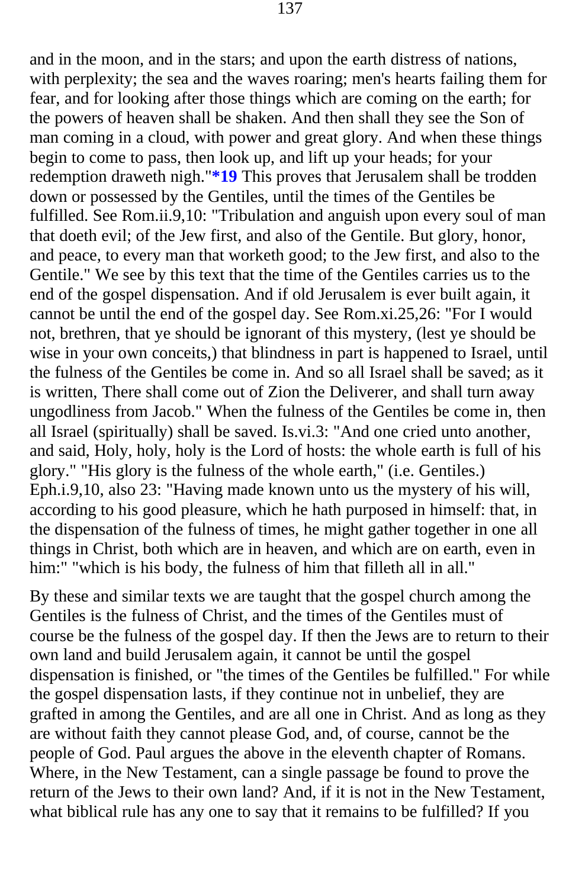and in the moon, and in the stars; and upon the earth distress of nations, with perplexity; the sea and the waves roaring; men's hearts failing them for fear, and for looking after those things which are coming on the earth; for the powers of heaven shall be shaken. And then shall they see the Son of man coming in a cloud, with power and great glory. And when these things begin to come to pass, then look up, and lift up your heads; for your redemption draweth nigh."**\*19** This proves that Jerusalem shall be trodden down or possessed by the Gentiles, until the times of the Gentiles be fulfilled. See Rom.ii.9,10: "Tribulation and anguish upon every soul of man that doeth evil; of the Jew first, and also of the Gentile. But glory, honor, and peace, to every man that worketh good; to the Jew first, and also to the Gentile." We see by this text that the time of the Gentiles carries us to the end of the gospel dispensation. And if old Jerusalem is ever built again, it cannot be until the end of the gospel day. See Rom.xi.25,26: "For I would not, brethren, that ye should be ignorant of this mystery, (lest ye should be wise in your own conceits,) that blindness in part is happened to Israel, until the fulness of the Gentiles be come in. And so all Israel shall be saved; as it is written, There shall come out of Zion the Deliverer, and shall turn away ungodliness from Jacob." When the fulness of the Gentiles be come in, then all Israel (spiritually) shall be saved. Is.vi.3: "And one cried unto another, and said, Holy, holy, holy is the Lord of hosts: the whole earth is full of his glory." "His glory is the fulness of the whole earth," (i.e. Gentiles.) Eph.i.9,10, also 23: "Having made known unto us the mystery of his will, according to his good pleasure, which he hath purposed in himself: that, in the dispensation of the fulness of times, he might gather together in one all things in Christ, both which are in heaven, and which are on earth, even in him:" "which is his body, the fulness of him that filleth all in all."

By these and similar texts we are taught that the gospel church among the Gentiles is the fulness of Christ, and the times of the Gentiles must of course be the fulness of the gospel day. If then the Jews are to return to their own land and build Jerusalem again, it cannot be until the gospel dispensation is finished, or "the times of the Gentiles be fulfilled." For while the gospel dispensation lasts, if they continue not in unbelief, they are grafted in among the Gentiles, and are all one in Christ. And as long as they are without faith they cannot please God, and, of course, cannot be the people of God. Paul argues the above in the eleventh chapter of Romans. Where, in the New Testament, can a single passage be found to prove the return of the Jews to their own land? And, if it is not in the New Testament, what biblical rule has any one to say that it remains to be fulfilled? If you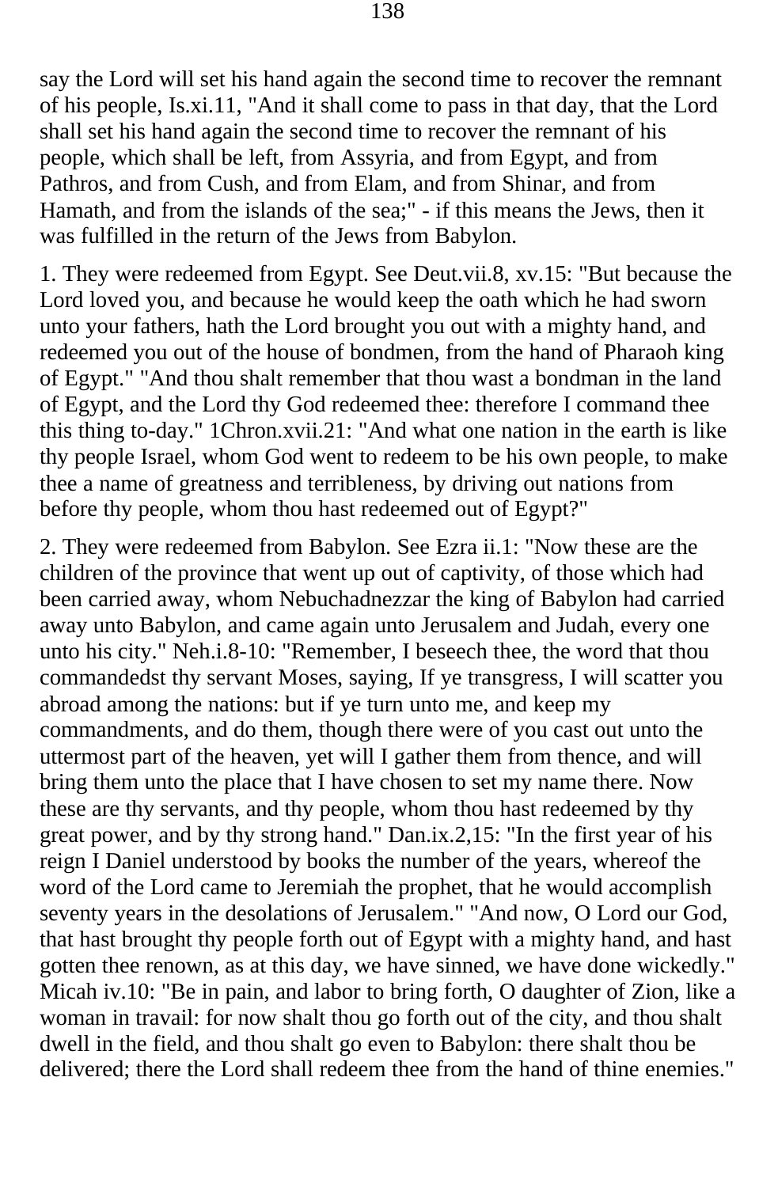say the Lord will set his hand again the second time to recover the remnant of his people, Is.xi.11, "And it shall come to pass in that day, that the Lord shall set his hand again the second time to recover the remnant of his people, which shall be left, from Assyria, and from Egypt, and from Pathros, and from Cush, and from Elam, and from Shinar, and from Hamath, and from the islands of the sea;" - if this means the Jews, then it was fulfilled in the return of the Jews from Babylon.

1. They were redeemed from Egypt. See Deut.vii.8, xv.15: "But because the Lord loved you, and because he would keep the oath which he had sworn unto your fathers, hath the Lord brought you out with a mighty hand, and redeemed you out of the house of bondmen, from the hand of Pharaoh king of Egypt." "And thou shalt remember that thou wast a bondman in the land of Egypt, and the Lord thy God redeemed thee: therefore I command thee this thing to-day." 1Chron.xvii.21: "And what one nation in the earth is like thy people Israel, whom God went to redeem to be his own people, to make thee a name of greatness and terribleness, by driving out nations from before thy people, whom thou hast redeemed out of Egypt?"

2. They were redeemed from Babylon. See Ezra ii.1: "Now these are the children of the province that went up out of captivity, of those which had been carried away, whom Nebuchadnezzar the king of Babylon had carried away unto Babylon, and came again unto Jerusalem and Judah, every one unto his city." Neh.i.8-10: "Remember, I beseech thee, the word that thou commandedst thy servant Moses, saying, If ye transgress, I will scatter you abroad among the nations: but if ye turn unto me, and keep my commandments, and do them, though there were of you cast out unto the uttermost part of the heaven, yet will I gather them from thence, and will bring them unto the place that I have chosen to set my name there. Now these are thy servants, and thy people, whom thou hast redeemed by thy great power, and by thy strong hand." Dan.ix.2,15: "In the first year of his reign I Daniel understood by books the number of the years, whereof the word of the Lord came to Jeremiah the prophet, that he would accomplish seventy years in the desolations of Jerusalem." "And now, O Lord our God, that hast brought thy people forth out of Egypt with a mighty hand, and hast gotten thee renown, as at this day, we have sinned, we have done wickedly." Micah iv.10: "Be in pain, and labor to bring forth, O daughter of Zion, like a woman in travail: for now shalt thou go forth out of the city, and thou shalt dwell in the field, and thou shalt go even to Babylon: there shalt thou be delivered; there the Lord shall redeem thee from the hand of thine enemies."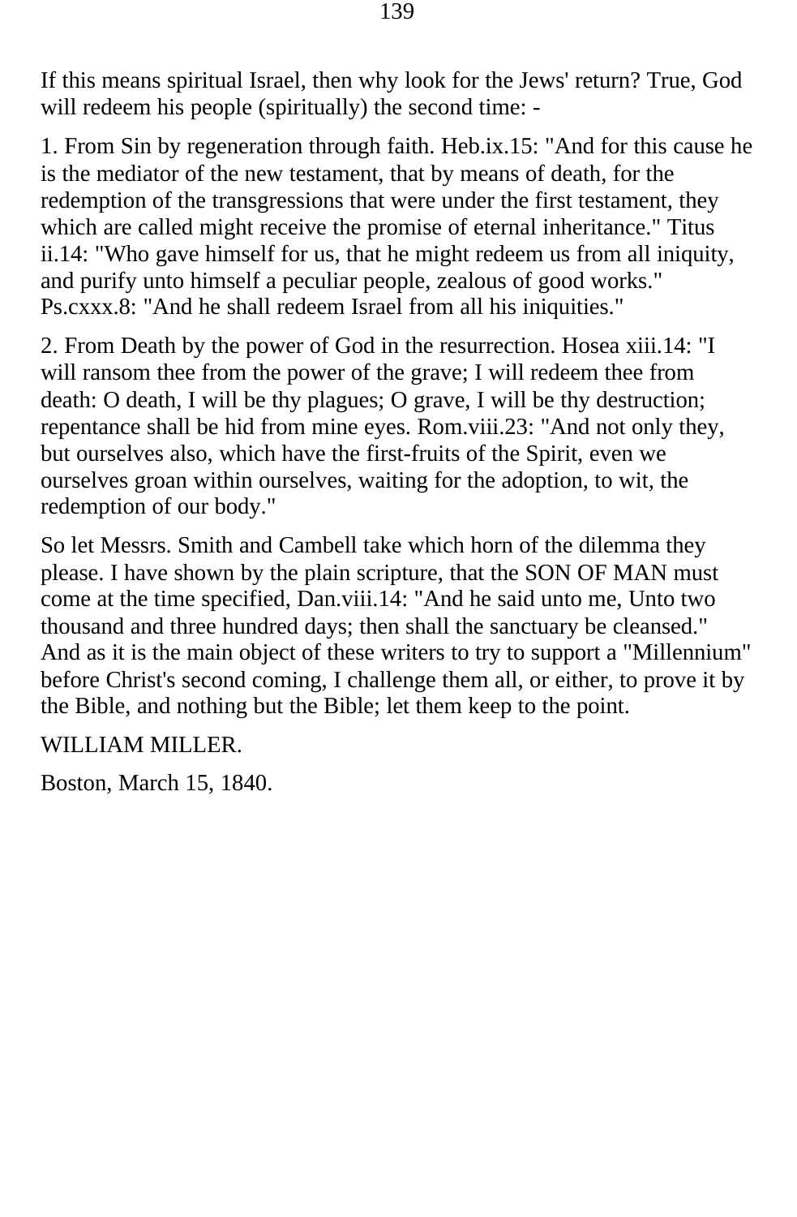If this means spiritual Israel, then why look for the Jews' return? True, God will redeem his people (spiritually) the second time: -

1. From Sin by regeneration through faith. Heb.ix.15: "And for this cause he is the mediator of the new testament, that by means of death, for the redemption of the transgressions that were under the first testament, they which are called might receive the promise of eternal inheritance." Titus ii.14: "Who gave himself for us, that he might redeem us from all iniquity, and purify unto himself a peculiar people, zealous of good works." Ps.cxxx.8: "And he shall redeem Israel from all his iniquities."

2. From Death by the power of God in the resurrection. Hosea xiii.14: "I will ransom thee from the power of the grave; I will redeem thee from death: O death, I will be thy plagues; O grave, I will be thy destruction; repentance shall be hid from mine eyes. Rom.viii.23: "And not only they, but ourselves also, which have the first-fruits of the Spirit, even we ourselves groan within ourselves, waiting for the adoption, to wit, the redemption of our body."

So let Messrs. Smith and Cambell take which horn of the dilemma they please. I have shown by the plain scripture, that the SON OF MAN must come at the time specified, Dan.viii.14: "And he said unto me, Unto two thousand and three hundred days; then shall the sanctuary be cleansed." And as it is the main object of these writers to try to support a "Millennium" before Christ's second coming, I challenge them all, or either, to prove it by the Bible, and nothing but the Bible; let them keep to the point.

WILLIAM MILLER.

Boston, March 15, 1840.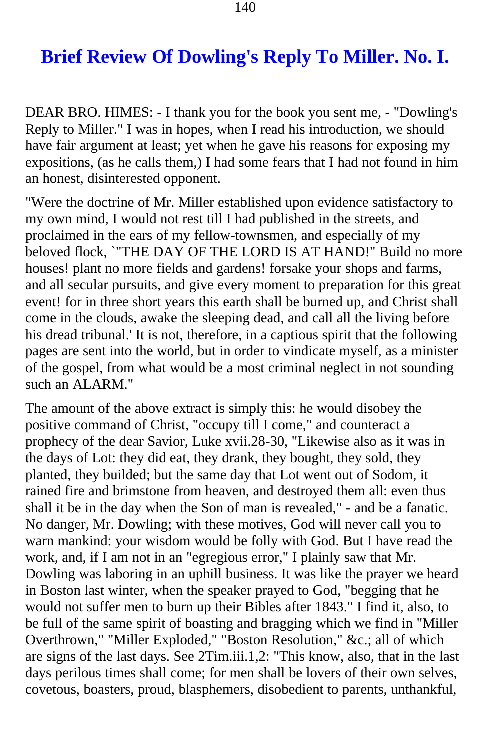# Brief Review Of Dowling's Reply To Miller. No. I.

DEAR BRO. HIMES: - I thank you for the book you sent me, - "Dowling's Reply to Miller." I was in hopes, when I read his introduction, we should have fair argument at least; yet when he gave his reasons for exposing my expositions, (as he calls them,) I had some fears that I had not found in him an honest, disinterested opponent.

"Were the doctrine of Mr. Miller established upon evidence satisfactory to my own mind, I would not rest till I had published in the streets, and proclaimed in the ears of my fellow-townsmen, and especially of my beloved flock, `"THE DAY OF THE LORD IS AT HAND!" Build no more houses! plant no more fields and gardens! forsake your shops and farms, and all secular pursuits, and give every moment to preparation for this great event! for in three short years this earth shall be burned up, and Christ shall come in the clouds, awake the sleeping dead, and call all the living before his dread tribunal.' It is not, therefore, in a captious spirit that the following pages are sent into the world, but in order to vindicate myself, as a minister of the gospel, from what would be a most criminal neglect in not sounding such an ALARM."

The amount of the above extract is simply this: he would disobey the positive command of Christ, "occupy till I come," and counteract a prophecy of the dear Savior, Luke xvii.28-30, "Likewise also as it was in the days of Lot: they did eat, they drank, they bought, they sold, they planted, they builded; but the same day that Lot went out of Sodom, it rained fire and brimstone from heaven, and destroyed them all: even thus shall it be in the day when the Son of man is revealed," - and be a fanatic. No danger, Mr. Dowling; with these motives, God will never call you to warn mankind: your wisdom would be folly with God. But I have read the work, and, if I am not in an "egregious error," I plainly saw that Mr. Dowling was laboring in an uphill business. It was like the prayer we heard in Boston last winter, when the speaker prayed to God, "begging that he would not suffer men to burn up their Bibles after 1843." I find it, also, to be full of the same spirit of boasting and bragging which we find in "Miller Overthrown," "Miller Exploded," "Boston Resolution," &c.; all of which are signs of the last days. See 2Tim.iii.1,2: "This know, also, that in the last days perilous times shall come; for men shall be lovers of their own selves, covetous, boasters, proud, blasphemers, disobedient to parents, unthankful,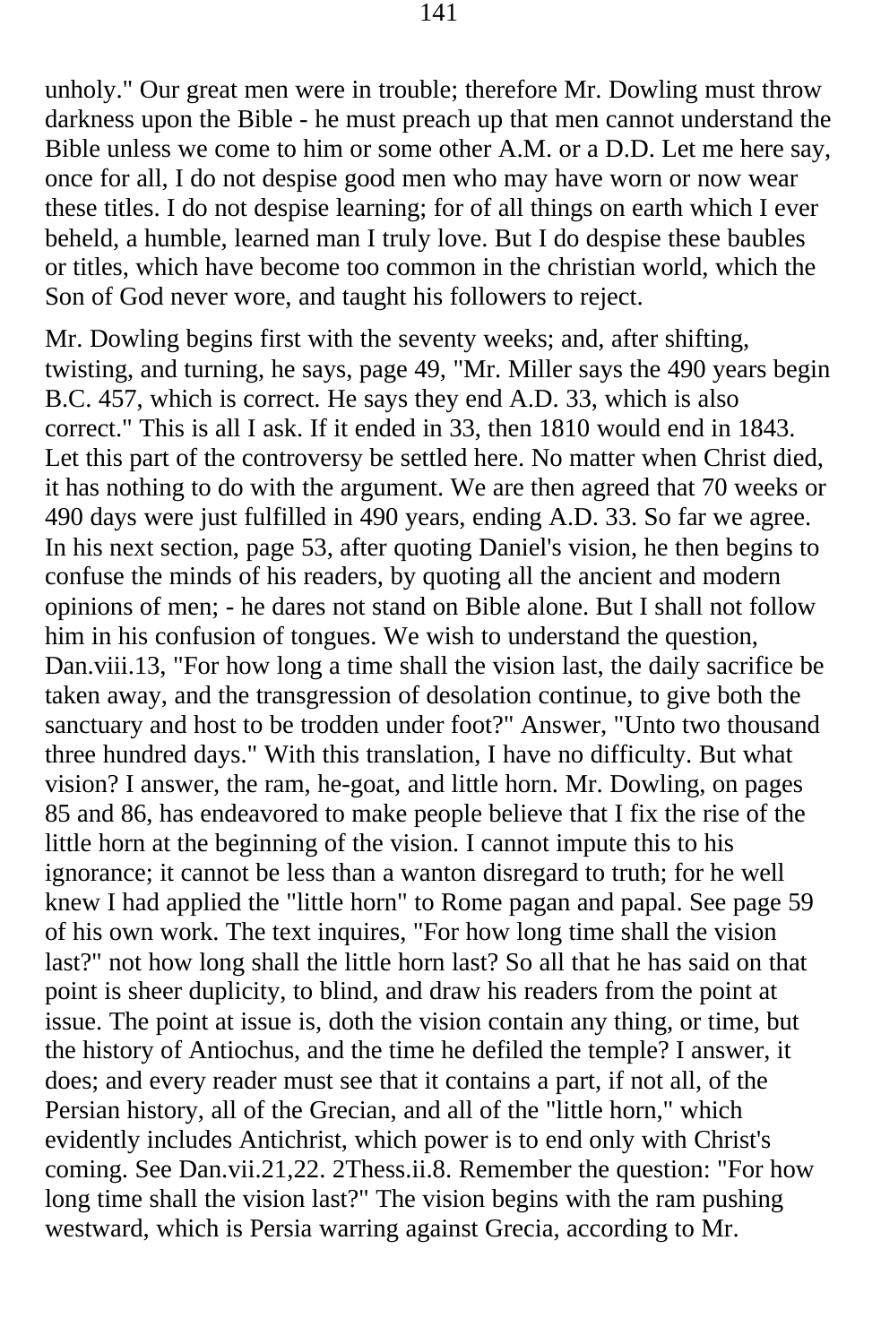unholy." Our great men were in trouble; therefore Mr. Dowling must throw darkness upon the Bible - he must preach up that men cannot understand the Bible unless we come to him or some other A.M. or a D.D. Let me here say, once for all, I do not despise good men who may have worn or now wear these titles. I do not despise learning; for of all things on earth which I ever beheld, a humble, learned man I truly love. But I do despise these baubles or titles, which have become too common in the christian world, which the Son of God never wore, and taught his followers to reject.

Mr. Dowling begins first with the seventy weeks; and, after shifting, twisting, and turning, he says, page 49, "Mr. Miller says the 490 years begin B.C. 457, which is correct. He says they end A.D. 33, which is also correct." This is all I ask. If it ended in 33, then 1810 would end in 1843. Let this part of the controversy be settled here. No matter when Christ died, it has nothing to do with the argument. We are then agreed that 70 weeks or 490 days were just fulfilled in 490 years, ending A.D. 33. So far we agree. In his next section, page 53, after quoting Daniel's vision, he then begins to confuse the minds of his readers, by quoting all the ancient and modern opinions of men; - he dares not stand on Bible alone. But I shall not follow him in his confusion of tongues. We wish to understand the question, Dan.viii.13, "For how long a time shall the vision last, the daily sacrifice be taken away, and the transgression of desolation continue, to give both the sanctuary and host to be trodden under foot?" Answer, "Unto two thousand three hundred days." With this translation, I have no difficulty. But what vision? I answer, the ram, he-goat, and little horn. Mr. Dowling, on pages 85 and 86, has endeavored to make people believe that I fix the rise of the little horn at the beginning of the vision. I cannot impute this to his ignorance; it cannot be less than a wanton disregard to truth; for he well knew I had applied the "little horn" to Rome pagan and papal. See page 59 of his own work. The text inquires, "For how long time shall the vision last?" not how long shall the little horn last? So all that he has said on that point is sheer duplicity, to blind, and draw his readers from the point at issue. The point at issue is, doth the vision contain any thing, or time, but the history of Antiochus, and the time he defiled the temple? I answer, it does; and every reader must see that it contains a part, if not all, of the Persian history, all of the Grecian, and all of the "little horn," which evidently includes Antichrist, which power is to end only with Christ's coming. See Dan.vii.21,22. 2Thess.ii.8. Remember the question: "For how long time shall the vision last?" The vision begins with the ram pushing westward, which is Persia warring against Grecia, according to Mr.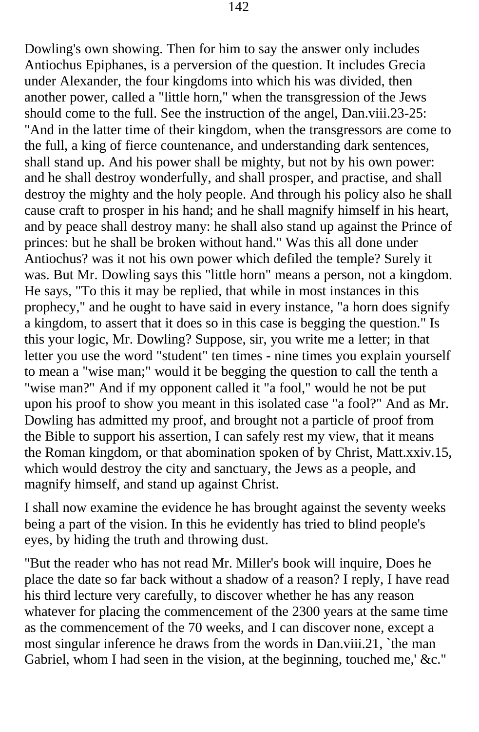Dowling's own showing. Then for him to say the answer only includes Antiochus Epiphanes, is a perversion of the question. It includes Grecia under Alexander, the four kingdoms into which his was divided, then another power, called a "little horn," when the transgression of the Jews should come to the full. See the instruction of the angel, Dan.viii.23-25: "And in the latter time of their kingdom, when the transgressors are come to the full, a king of fierce countenance, and understanding dark sentences, shall stand up. And his power shall be mighty, but not by his own power: and he shall destroy wonderfully, and shall prosper, and practise, and shall destroy the mighty and the holy people. And through his policy also he shall cause craft to prosper in his hand; and he shall magnify himself in his heart, and by peace shall destroy many: he shall also stand up against the Prince of princes: but he shall be broken without hand." Was this all done under Antiochus? was it not his own power which defiled the temple? Surely it was. But Mr. Dowling says this "little horn" means a person, not a kingdom. He says, "To this it may be replied, that while in most instances in this prophecy," and he ought to have said in every instance, "a horn does signify a kingdom, to assert that it does so in this case is begging the question." Is this your logic, Mr. Dowling? Suppose, sir, you write me a letter; in that letter you use the word "student" ten times - nine times you explain yourself to mean a "wise man;" would it be begging the question to call the tenth a "wise man?" And if my opponent called it "a fool," would he not be put upon his proof to show you meant in this isolated case "a fool?" And as Mr. Dowling has admitted my proof, and brought not a particle of proof from the Bible to support his assertion, I can safely rest my view, that it means the Roman kingdom, or that abomination spoken of by Christ, Matt.xxiv.15, which would destroy the city and sanctuary, the Jews as a people, and magnify himself, and stand up against Christ.

I shall now examine the evidence he has brought against the seventy weeks being a part of the vision. In this he evidently has tried to blind people's eyes, by hiding the truth and throwing dust.

"But the reader who has not read Mr. Miller's book will inquire, Does he place the date so far back without a shadow of a reason? I reply, I have read his third lecture very carefully, to discover whether he has any reason whatever for placing the commencement of the 2300 years at the same time as the commencement of the 70 weeks, and I can discover none, except a most singular inference he draws from the words in Dan.viii.21, `the man Gabriel, whom I had seen in the vision, at the beginning, touched me,' &c."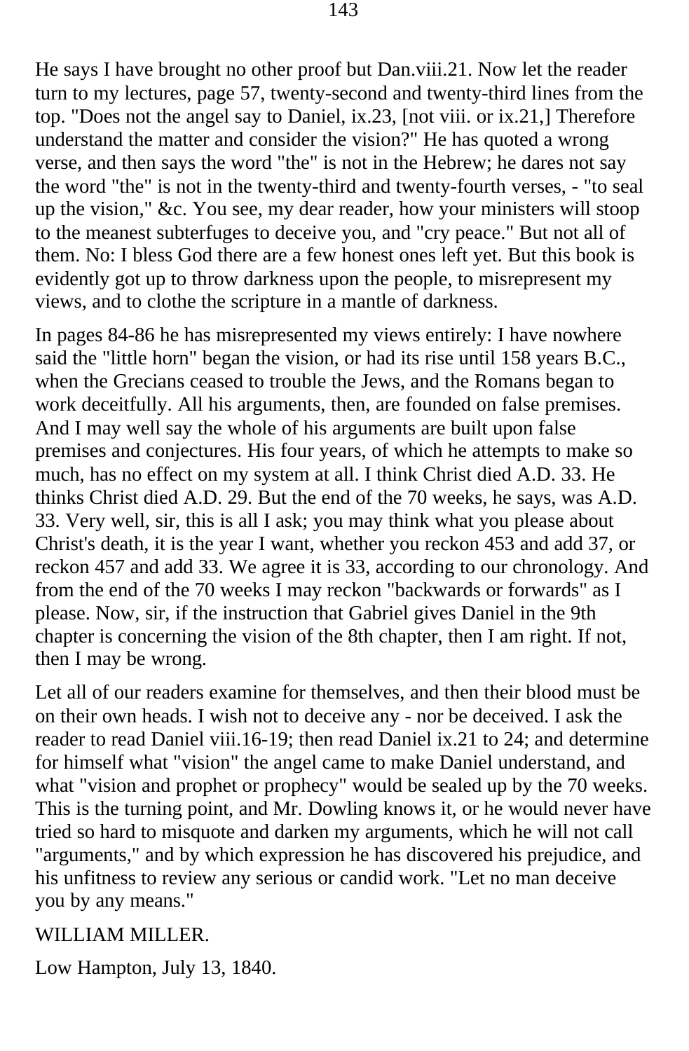He says I have brought no other proof but Dan.viii.21. Now let the reader turn to my lectures, page 57, twenty-second and twenty-third lines from the top. "Does not the angel say to Daniel, ix.23, [not viii. or ix.21,] Therefore understand the matter and consider the vision?" He has quoted a wrong verse, and then says the word "the" is not in the Hebrew; he dares not say the word "the" is not in the twenty-third and twenty-fourth verses, - "to seal up the vision," &c. You see, my dear reader, how your ministers will stoop to the meanest subterfuges to deceive you, and "cry peace." But not all of them. No: I bless God there are a few honest ones left yet. But this book is evidently got up to throw darkness upon the people, to misrepresent my views, and to clothe the scripture in a mantle of darkness.

In pages 84-86 he has misrepresented my views entirely: I have nowhere said the "little horn" began the vision, or had its rise until 158 years B.C., when the Grecians ceased to trouble the Jews, and the Romans began to work deceitfully. All his arguments, then, are founded on false premises. And I may well say the whole of his arguments are built upon false premises and conjectures. His four years, of which he attempts to make so much, has no effect on my system at all. I think Christ died A.D. 33. He thinks Christ died A.D. 29. But the end of the 70 weeks, he says, was A.D. 33. Very well, sir, this is all I ask; you may think what you please about Christ's death, it is the year I want, whether you reckon 453 and add 37, or reckon 457 and add 33. We agree it is 33, according to our chronology. And from the end of the 70 weeks I may reckon "backwards or forwards" as I please. Now, sir, if the instruction that Gabriel gives Daniel in the 9th chapter is concerning the vision of the 8th chapter, then I am right. If not, then I may be wrong.

Let all of our readers examine for themselves, and then their blood must be on their own heads. I wish not to deceive any - nor be deceived. I ask the reader to read Daniel viii.16-19; then read Daniel ix.21 to 24; and determine for himself what "vision" the angel came to make Daniel understand, and what "vision and prophet or prophecy" would be sealed up by the 70 weeks. This is the turning point, and Mr. Dowling knows it, or he would never have tried so hard to misquote and darken my arguments, which he will not call "arguments," and by which expression he has discovered his prejudice, and his unfitness to review any serious or candid work. "Let no man deceive you by any means."

WILLIAM MILLER.

Low Hampton, July 13, 1840.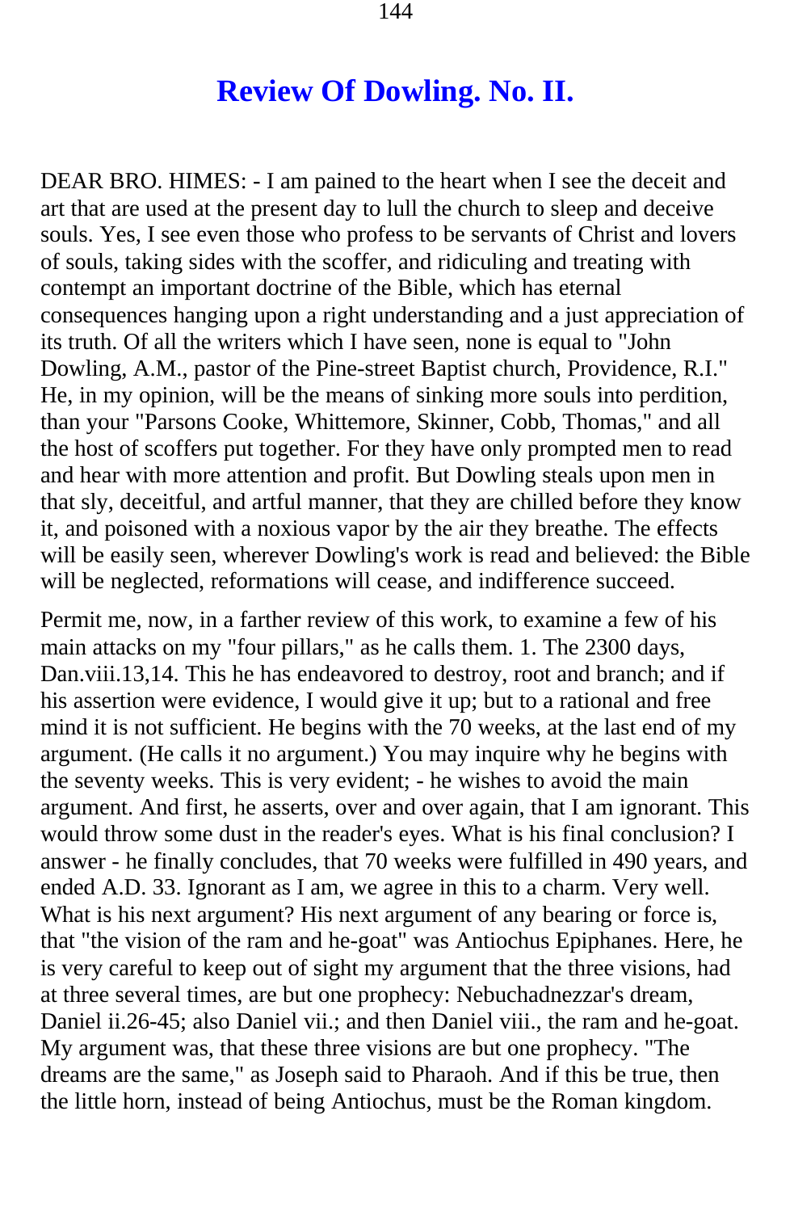## Review Of Dowling. No. II.

DEAR BRO. HIMES: - I am pained to the heart when I see the deceit and art that are used at the present day to lull the church to sleep and deceive souls. Yes, I see even those who profess to be servants of Christ and lovers of souls, taking sides with the scoffer, and ridiculing and treating with contempt an important doctrine of the Bible, which has eternal consequences hanging upon a right understanding and a just appreciation of its truth. Of all the writers which I have seen, none is equal to "John Dowling, A.M., pastor of the Pine-street Baptist church, Providence, R.I." He, in my opinion, will be the means of sinking more souls into perdition, than your "Parsons Cooke, Whittemore, Skinner, Cobb, Thomas," and all the host of scoffers put together. For they have only prompted men to read and hear with more attention and profit. But Dowling steals upon men in that sly, deceitful, and artful manner, that they are chilled before they know it, and poisoned with a noxious vapor by the air they breathe. The effects will be easily seen, wherever Dowling's work is read and believed: the Bible will be neglected, reformations will cease, and indifference succeed.

Permit me, now, in a farther review of this work, to examine a few of his main attacks on my "four pillars," as he calls them. 1. The 2300 days, Dan.viii.13,14. This he has endeavored to destroy, root and branch; and if his assertion were evidence, I would give it up; but to a rational and free mind it is not sufficient. He begins with the 70 weeks, at the last end of my argument. (He calls it no argument.) You may inquire why he begins with the seventy weeks. This is very evident; - he wishes to avoid the main argument. And first, he asserts, over and over again, that I am ignorant. This would throw some dust in the reader's eyes. What is his final conclusion? I answer - he finally concludes, that 70 weeks were fulfilled in 490 years, and ended A.D. 33. Ignorant as I am, we agree in this to a charm. Very well. What is his next argument? His next argument of any bearing or force is, that "the vision of the ram and he-goat" was Antiochus Epiphanes. Here, he is very careful to keep out of sight my argument that the three visions, had at three several times, are but one prophecy: Nebuchadnezzar's dream, Daniel ii.26-45; also Daniel vii.; and then Daniel viii., the ram and he-goat. My argument was, that these three visions are but one prophecy. "The dreams are the same," as Joseph said to Pharaoh. And if this be true, then the little horn, instead of being Antiochus, must be the Roman kingdom.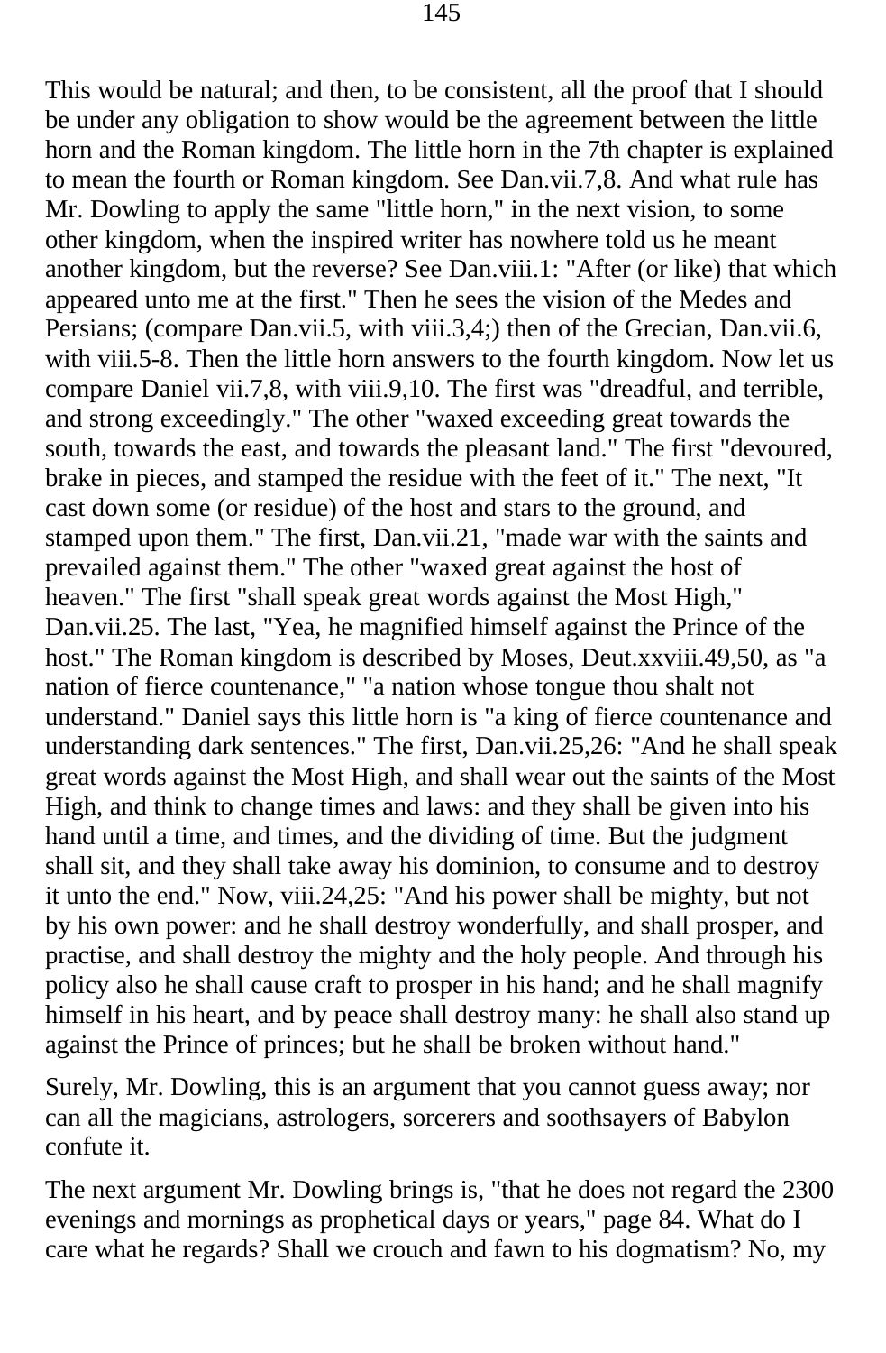This would be natural; and then, to be consistent, all the proof that I should be under any obligation to show would be the agreement between the little horn and the Roman kingdom. The little horn in the 7th chapter is explained to mean the fourth or Roman kingdom. See Dan.vii.7,8. And what rule has Mr. Dowling to apply the same "little horn," in the next vision, to some other kingdom, when the inspired writer has nowhere told us he meant another kingdom, but the reverse? See Dan.viii.1: "After (or like) that which appeared unto me at the first." Then he sees the vision of the Medes and Persians; (compare Dan.vii.5, with viii.3,4;) then of the Grecian, Dan.vii.6, with viii.5-8. Then the little horn answers to the fourth kingdom. Now let us compare Daniel vii.7,8, with viii.9,10. The first was "dreadful, and terrible, and strong exceedingly." The other "waxed exceeding great towards the south, towards the east, and towards the pleasant land." The first "devoured, brake in pieces, and stamped the residue with the feet of it." The next, "It cast down some (or residue) of the host and stars to the ground, and stamped upon them." The first, Dan.vii.21, "made war with the saints and prevailed against them." The other "waxed great against the host of heaven." The first "shall speak great words against the Most High," Dan.vii.25. The last, "Yea, he magnified himself against the Prince of the host." The Roman kingdom is described by Moses, Deut.xxviii.49,50, as "a nation of fierce countenance," "a nation whose tongue thou shalt not understand." Daniel says this little horn is "a king of fierce countenance and understanding dark sentences." The first, Dan.vii.25,26: "And he shall speak great words against the Most High, and shall wear out the saints of the Most High, and think to change times and laws: and they shall be given into his hand until a time, and times, and the dividing of time. But the judgment shall sit, and they shall take away his dominion, to consume and to destroy it unto the end." Now, viii.24,25: "And his power shall be mighty, but not by his own power: and he shall destroy wonderfully, and shall prosper, and practise, and shall destroy the mighty and the holy people. And through his policy also he shall cause craft to prosper in his hand; and he shall magnify himself in his heart, and by peace shall destroy many: he shall also stand up against the Prince of princes; but he shall be broken without hand."

Surely, Mr. Dowling, this is an argument that you cannot guess away; nor can all the magicians, astrologers, sorcerers and soothsayers of Babylon confute it.

The next argument Mr. Dowling brings is, "that he does not regard the 2300 evenings and mornings as prophetical days or years," page 84. What do I care what he regards? Shall we crouch and fawn to his dogmatism? No, my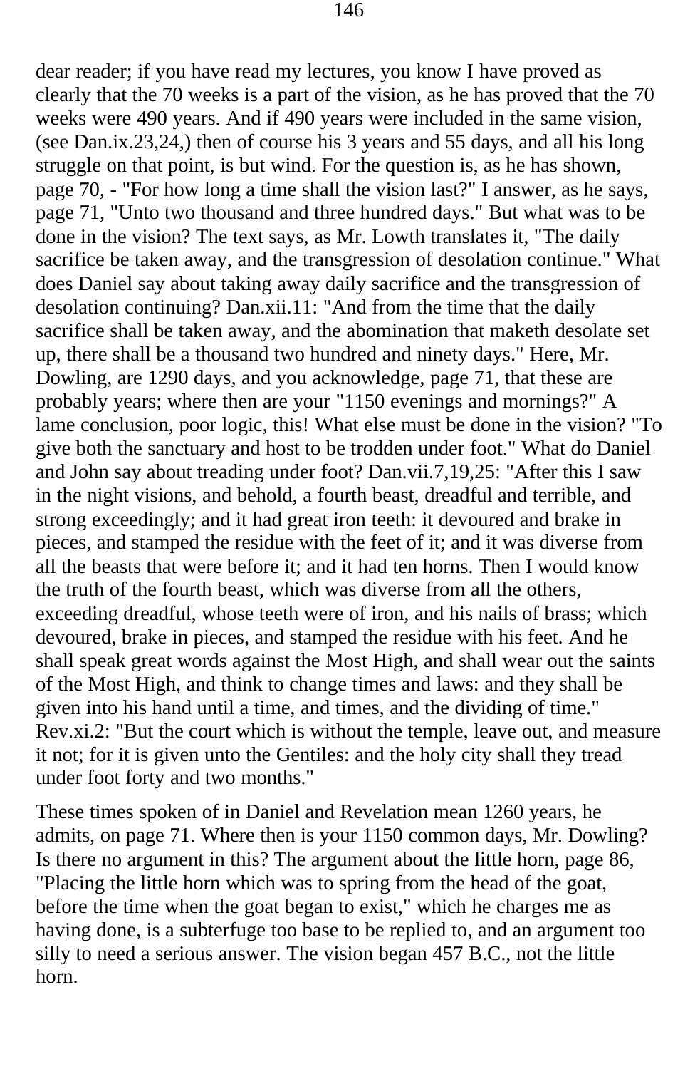dear reader; if you have read my lectures, you know I have proved as clearly that the 70 weeks is a part of the vision, as he has proved that the 70 weeks were 490 years. And if 490 years were included in the same vision, (see Dan.ix.23,24,) then of course his 3 years and 55 days, and all his long struggle on that point, is but wind. For the question is, as he has shown, page 70, - "For how long a time shall the vision last?" I answer, as he says, page 71, "Unto two thousand and three hundred days." But what was to be done in the vision? The text says, as Mr. Lowth translates it, "The daily sacrifice be taken away, and the transgression of desolation continue." What does Daniel say about taking away daily sacrifice and the transgression of desolation continuing? Dan.xii.11: "And from the time that the daily sacrifice shall be taken away, and the abomination that maketh desolate set up, there shall be a thousand two hundred and ninety days." Here, Mr. Dowling, are 1290 days, and you acknowledge, page 71, that these are probably years; where then are your "1150 evenings and mornings?" A lame conclusion, poor logic, this! What else must be done in the vision? "To give both the sanctuary and host to be trodden under foot." What do Daniel and John say about treading under foot? Dan.vii.7,19,25: "After this I saw in the night visions, and behold, a fourth beast, dreadful and terrible, and strong exceedingly; and it had great iron teeth: it devoured and brake in pieces, and stamped the residue with the feet of it; and it was diverse from all the beasts that were before it; and it had ten horns. Then I would know the truth of the fourth beast, which was diverse from all the others, exceeding dreadful, whose teeth were of iron, and his nails of brass; which devoured, brake in pieces, and stamped the residue with his feet. And he shall speak great words against the Most High, and shall wear out the saints of the Most High, and think to change times and laws: and they shall be given into his hand until a time, and times, and the dividing of time." Rev.xi.2: "But the court which is without the temple, leave out, and measure it not; for it is given unto the Gentiles: and the holy city shall they tread under foot forty and two months."

These times spoken of in Daniel and Revelation mean 1260 years, he admits, on page 71. Where then is your 1150 common days, Mr. Dowling? Is there no argument in this? The argument about the little horn, page 86, "Placing the little horn which was to spring from the head of the goat, before the time when the goat began to exist," which he charges me as having done, is a subterfuge too base to be replied to, and an argument too silly to need a serious answer. The vision began 457 B.C., not the little horn.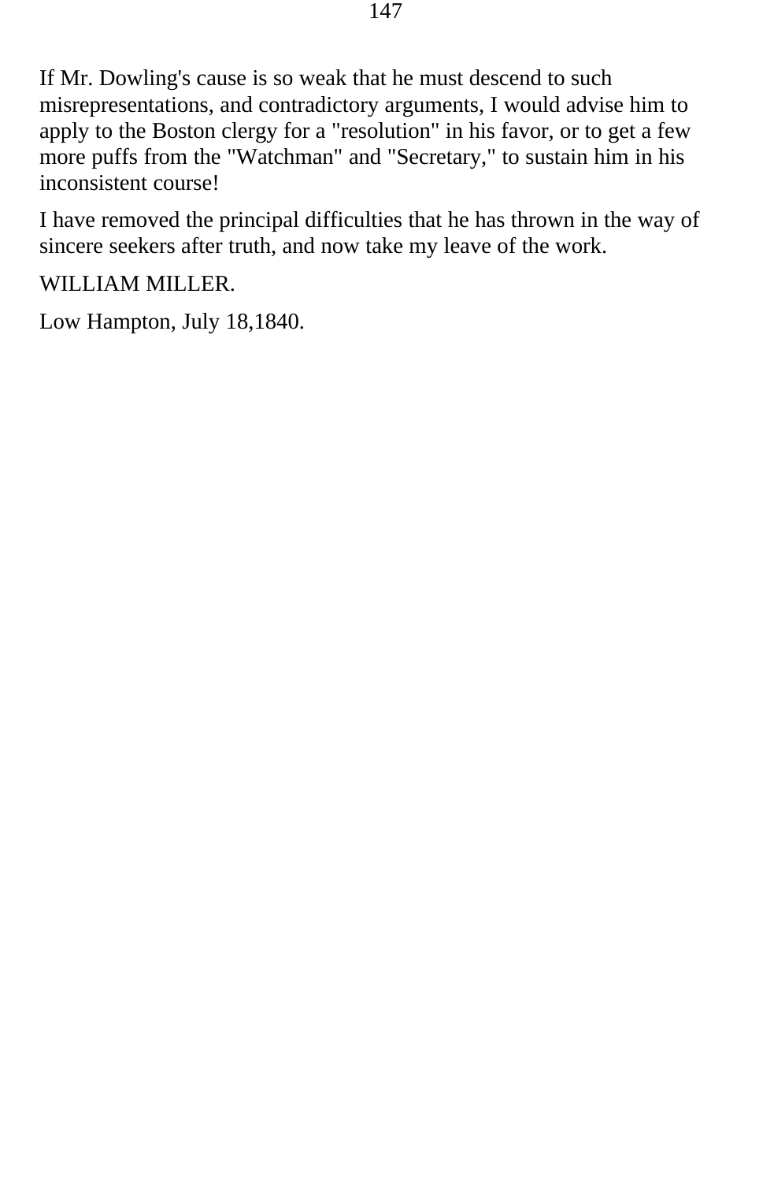If Mr. Dowling's cause is so weak that he must descend to such misrepresentations, and contradictory arguments, I would advise him to apply to the Boston clergy for a "resolution" in his favor, or to get a few more puffs from the "Watchman" and "Secretary," to sustain him in his inconsistent course!

I have removed the principal difficulties that he has thrown in the way of sincere seekers after truth, and now take my leave of the work.

WILLIAM MILLER.

Low Hampton, July 18,1840.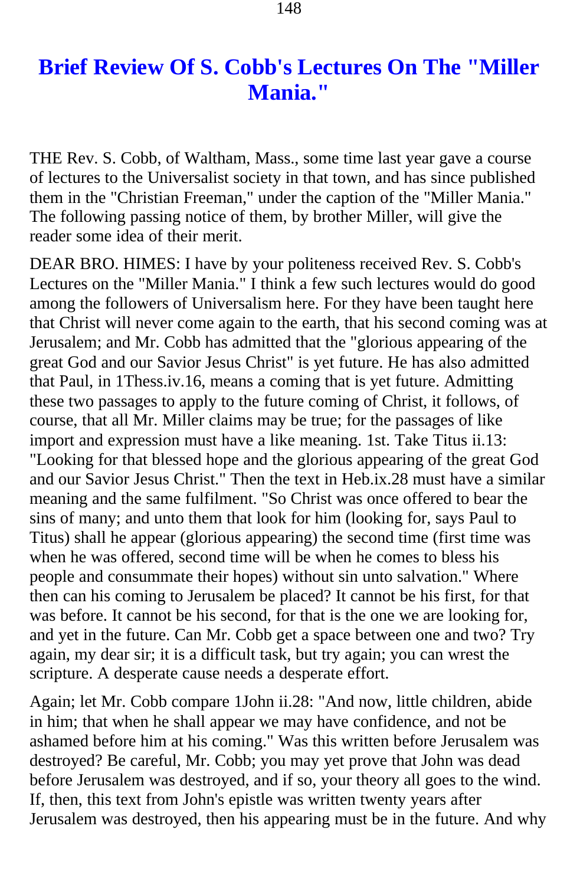# Brief Review Of S. Cobb's Lectures On The "Miller Mania."

THE Rev. S. Cobb, of Waltham, Mass., some time last year gave a course of lectures to the Universalist society in that town, and has since published them in the "Christian Freeman," under the caption of the "Miller Mania." The following passing notice of them, by brother Miller, will give the reader some idea of their merit.

DEAR BRO. HIMES: I have by your politeness received Rev. S. Cobb's Lectures on the "Miller Mania." I think a few such lectures would do good among the followers of Universalism here. For they have been taught here that Christ will never come again to the earth, that his second coming was at Jerusalem; and Mr. Cobb has admitted that the "glorious appearing of the great God and our Savior Jesus Christ" is yet future. He has also admitted that Paul, in 1Thess.iv.16, means a coming that is yet future. Admitting these two passages to apply to the future coming of Christ, it follows, of course, that all Mr. Miller claims may be true; for the passages of like import and expression must have a like meaning. 1st. Take Titus ii.13: "Looking for that blessed hope and the glorious appearing of the great God and our Savior Jesus Christ." Then the text in Heb.ix.28 must have a similar meaning and the same fulfilment. "So Christ was once offered to bear the sins of many; and unto them that look for him (looking for, says Paul to Titus) shall he appear (glorious appearing) the second time (first time was when he was offered, second time will be when he comes to bless his people and consummate their hopes) without sin unto salvation." Where then can his coming to Jerusalem be placed? It cannot be his first, for that was before. It cannot be his second, for that is the one we are looking for, and yet in the future. Can Mr. Cobb get a space between one and two? Try again, my dear sir; it is a difficult task, but try again; you can wrest the scripture. A desperate cause needs a desperate effort.

Again; let Mr. Cobb compare 1John ii.28: "And now, little children, abide in him; that when he shall appear we may have confidence, and not be ashamed before him at his coming." Was this written before Jerusalem was destroyed? Be careful, Mr. Cobb; you may yet prove that John was dead before Jerusalem was destroyed, and if so, your theory all goes to the wind. If, then, this text from John's epistle was written twenty years after Jerusalem was destroyed, then his appearing must be in the future. And why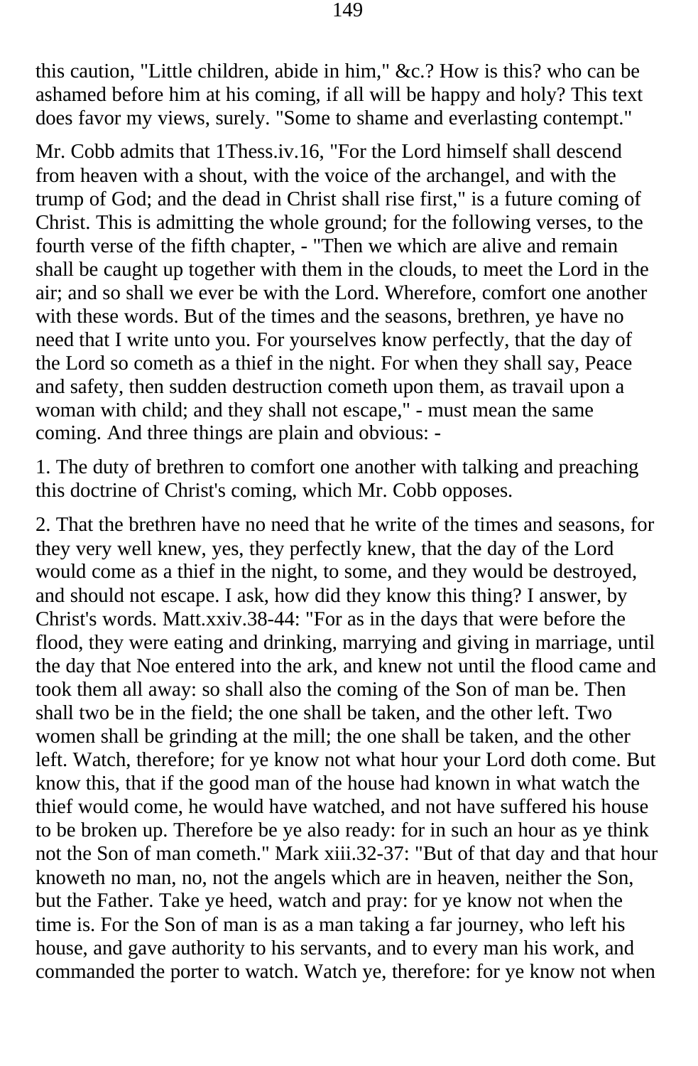this caution, "Little children, abide in him," &c.? How is this? who can be ashamed before him at his coming, if all will be happy and holy? This text does favor my views, surely. "Some to shame and everlasting contempt."

Mr. Cobb admits that 1Thess.iv.16, "For the Lord himself shall descend from heaven with a shout, with the voice of the archangel, and with the trump of God; and the dead in Christ shall rise first," is a future coming of Christ. This is admitting the whole ground; for the following verses, to the fourth verse of the fifth chapter, - "Then we which are alive and remain shall be caught up together with them in the clouds, to meet the Lord in the air; and so shall we ever be with the Lord. Wherefore, comfort one another with these words. But of the times and the seasons, brethren, ye have no need that I write unto you. For yourselves know perfectly, that the day of the Lord so cometh as a thief in the night. For when they shall say, Peace and safety, then sudden destruction cometh upon them, as travail upon a woman with child; and they shall not escape," - must mean the same coming. And three things are plain and obvious: -

1. The duty of brethren to comfort one another with talking and preaching this doctrine of Christ's coming, which Mr. Cobb opposes.

2. That the brethren have no need that he write of the times and seasons, for they very well knew, yes, they perfectly knew, that the day of the Lord would come as a thief in the night, to some, and they would be destroyed, and should not escape. I ask, how did they know this thing? I answer, by Christ's words. Matt.xxiv.38-44: "For as in the days that were before the flood, they were eating and drinking, marrying and giving in marriage, until the day that Noe entered into the ark, and knew not until the flood came and took them all away: so shall also the coming of the Son of man be. Then shall two be in the field; the one shall be taken, and the other left. Two women shall be grinding at the mill; the one shall be taken, and the other left. Watch, therefore; for ye know not what hour your Lord doth come. But know this, that if the good man of the house had known in what watch the thief would come, he would have watched, and not have suffered his house to be broken up. Therefore be ye also ready: for in such an hour as ye think not the Son of man cometh." Mark xiii.32-37: "But of that day and that hour knoweth no man, no, not the angels which are in heaven, neither the Son, but the Father. Take ye heed, watch and pray: for ye know not when the time is. For the Son of man is as a man taking a far journey, who left his house, and gave authority to his servants, and to every man his work, and commanded the porter to watch. Watch ye, therefore: for ye know not when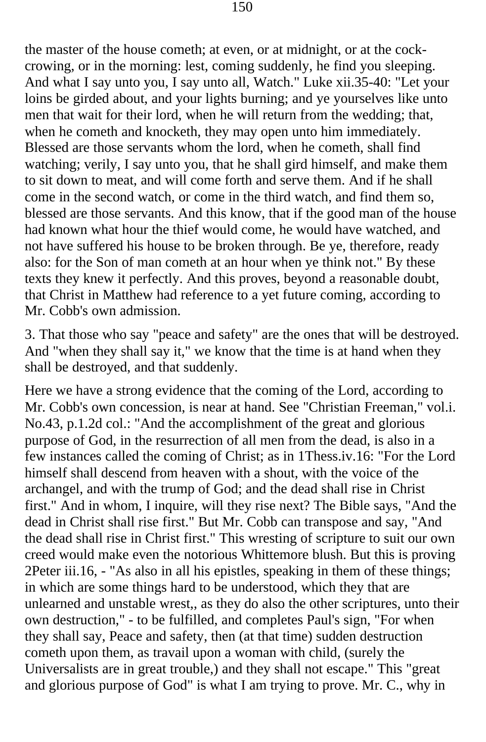the master of the house cometh; at even, or at midnight, or at the cock-crowing, or in the morning: lest, coming suddenly, he find you sleeping. And what I say unto you, I say unto all, Watch." Luke xii.35-40: "Let your loins be girded about, and your lights burning; and ye yourselves like unto men that wait for their lord, when he will return from the wedding; that, when he cometh and knocketh, they may open unto him immediately. Blessed are those servants whom the lord, when he cometh, shall find watching; verily, I say unto you, that he shall gird himself, and make them to sit down to meat, and will come forth and serve them. And if he shall come in the second watch, or come in the third watch, and find them so, blessed are those servants. And this know, that if the good man of the house had known what hour the thief would come, he would have watched, and not have suffered his house to be broken through. Be ye, therefore, ready also: for the Son of man cometh at an hour when ye think not." By these texts they knew it perfectly. And this proves, beyond a reasonable doubt, that Christ in Matthew had reference to a yet future coming, according to Mr. Cobb's own admission.

3. That those who say "peace and safety" are the ones that will be destroyed. And "when they shall say it," we know that the time is at hand when they shall be destroyed, and that suddenly.

Here we have a strong evidence that the coming of the Lord, according to Mr. Cobb's own concession, is near at hand. See "Christian Freeman," vol.i. No.43, p.1.2d col.: "And the accomplishment of the great and glorious purpose of God, in the resurrection of all men from the dead, is also in a few instances called the coming of Christ; as in 1Thess.iv.16: "For the Lord himself shall descend from heaven with a shout, with the voice of the archangel, and with the trump of God; and the dead shall rise in Christ first." And in whom, I inquire, will they rise next? The Bible says, "And the dead in Christ shall rise first." But Mr. Cobb can transpose and say, "And the dead shall rise in Christ first." This wresting of scripture to suit our own creed would make even the notorious Whittemore blush. But this is proving 2Peter iii.16, - "As also in all his epistles, speaking in them of these things; in which are some things hard to be understood, which they that are unlearned and unstable wrest,, as they do also the other scriptures, unto their own destruction," - to be fulfilled, and completes Paul's sign, "For when they shall say, Peace and safety, then (at that time) sudden destruction cometh upon them, as travail upon a woman with child, (surely the Universalists are in great trouble,) and they shall not escape." This "great and glorious purpose of God" is what I am trying to prove. Mr. C., why in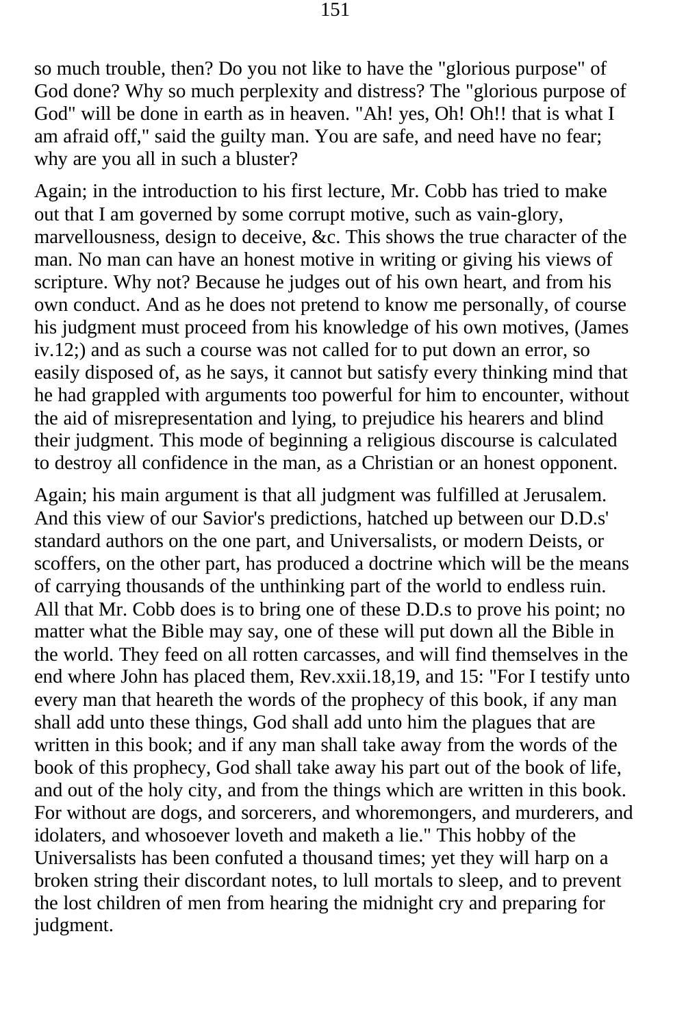so much trouble, then? Do you not like to have the "glorious purpose" of God done? Why so much perplexity and distress? The "glorious purpose of God" will be done in earth as in heaven. "Ah! yes, Oh! Oh!! that is what I am afraid off," said the guilty man. You are safe, and need have no fear; why are you all in such a bluster?

Again; in the introduction to his first lecture, Mr. Cobb has tried to make out that I am governed by some corrupt motive, such as vain-glory, marvellousness, design to deceive, &c. This shows the true character of the man. No man can have an honest motive in writing or giving his views of scripture. Why not? Because he judges out of his own heart, and from his own conduct. And as he does not pretend to know me personally, of course his judgment must proceed from his knowledge of his own motives, (James iv.12;) and as such a course was not called for to put down an error, so easily disposed of, as he says, it cannot but satisfy every thinking mind that he had grappled with arguments too powerful for him to encounter, without the aid of misrepresentation and lying, to prejudice his hearers and blind their judgment. This mode of beginning a religious discourse is calculated to destroy all confidence in the man, as a Christian or an honest opponent.

Again; his main argument is that all judgment was fulfilled at Jerusalem. And this view of our Savior's predictions, hatched up between our D.D.s' standard authors on the one part, and Universalists, or modern Deists, or scoffers, on the other part, has produced a doctrine which will be the means of carrying thousands of the unthinking part of the world to endless ruin. All that Mr. Cobb does is to bring one of these D.D.s to prove his point; no matter what the Bible may say, one of these will put down all the Bible in the world. They feed on all rotten carcasses, and will find themselves in the end where John has placed them, Rev.xxii.18,19, and 15: "For I testify unto every man that heareth the words of the prophecy of this book, if any man shall add unto these things, God shall add unto him the plagues that are written in this book; and if any man shall take away from the words of the book of this prophecy, God shall take away his part out of the book of life, and out of the holy city, and from the things which are written in this book. For without are dogs, and sorcerers, and whoremongers, and murderers, and idolaters, and whosoever loveth and maketh a lie." This hobby of the Universalists has been confuted a thousand times; yet they will harp on a broken string their discordant notes, to lull mortals to sleep, and to prevent the lost children of men from hearing the midnight cry and preparing for judgment.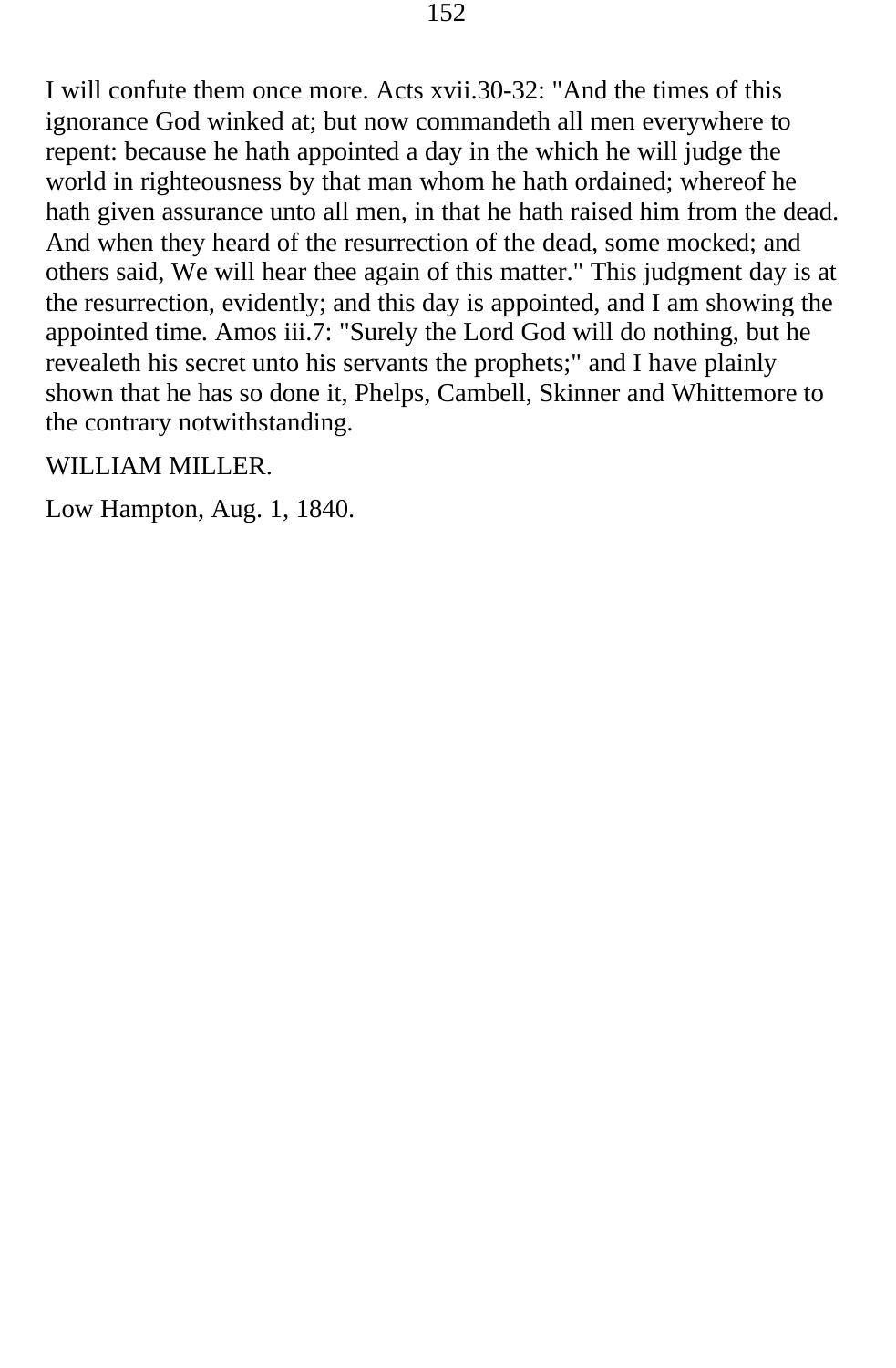I will confute them once more. Acts xvii.30-32: "And the times of this ignorance God winked at; but now commandeth all men everywhere to repent: because he hath appointed a day in the which he will judge the world in righteousness by that man whom he hath ordained; whereof he hath given assurance unto all men, in that he hath raised him from the dead. And when they heard of the resurrection of the dead, some mocked; and others said, We will hear thee again of this matter." This judgment day is at the resurrection, evidently; and this day is appointed, and I am showing the appointed time. Amos iii.7: "Surely the Lord God will do nothing, but he revealeth his secret unto his servants the prophets;" and I have plainly shown that he has so done it, Phelps, Cambell, Skinner and Whittemore to the contrary notwithstanding.

WILLIAM MILLER.

Low Hampton, Aug. 1, 1840.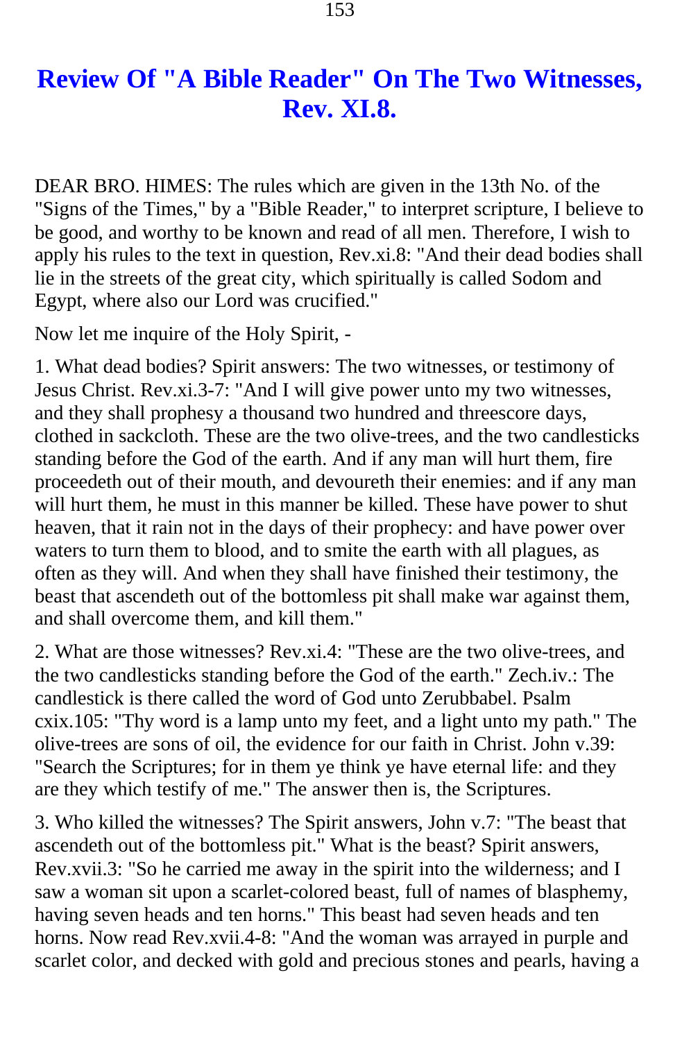# Review Of "A Bible Reader" On The Two Witnesses, Rev. XI.8.

DEAR BRO. HIMES: The rules which are given in the 13th No. of the "Signs of the Times," by a "Bible Reader," to interpret scripture, I believe to be good, and worthy to be known and read of all men. Therefore, I wish to apply his rules to the text in question, Rev.xi.8: "And their dead bodies shall lie in the streets of the great city, which spiritually is called Sodom and Egypt, where also our Lord was crucified."

Now let me inquire of the Holy Spirit, -

1. What dead bodies? Spirit answers: The two witnesses, or testimony of Jesus Christ. Rev.xi.3-7: "And I will give power unto my two witnesses, and they shall prophesy a thousand two hundred and threescore days, clothed in sackcloth. These are the two olive-trees, and the two candlesticks standing before the God of the earth. And if any man will hurt them, fire proceedeth out of their mouth, and devoureth their enemies: and if any man will hurt them, he must in this manner be killed. These have power to shut heaven, that it rain not in the days of their prophecy: and have power over waters to turn them to blood, and to smite the earth with all plagues, as often as they will. And when they shall have finished their testimony, the beast that ascendeth out of the bottomless pit shall make war against them, and shall overcome them, and kill them."

2. What are those witnesses? Rev.xi.4: "These are the two olive-trees, and the two candlesticks standing before the God of the earth." Zech.iv.: The candlestick is there called the word of God unto Zerubbabel. Psalm cxix.105: "Thy word is a lamp unto my feet, and a light unto my path." The olive-trees are sons of oil, the evidence for our faith in Christ. John v.39: "Search the Scriptures; for in them ye think ye have eternal life: and they are they which testify of me." The answer then is, the Scriptures.

3. Who killed the witnesses? The Spirit answers, John v.7: "The beast that ascendeth out of the bottomless pit." What is the beast? Spirit answers, Rev.xvii.3: "So he carried me away in the spirit into the wilderness; and I saw a woman sit upon a scarlet-colored beast, full of names of blasphemy, having seven heads and ten horns." This beast had seven heads and ten horns. Now read Rev.xvii.4-8: "And the woman was arrayed in purple and scarlet color, and decked with gold and precious stones and pearls, having a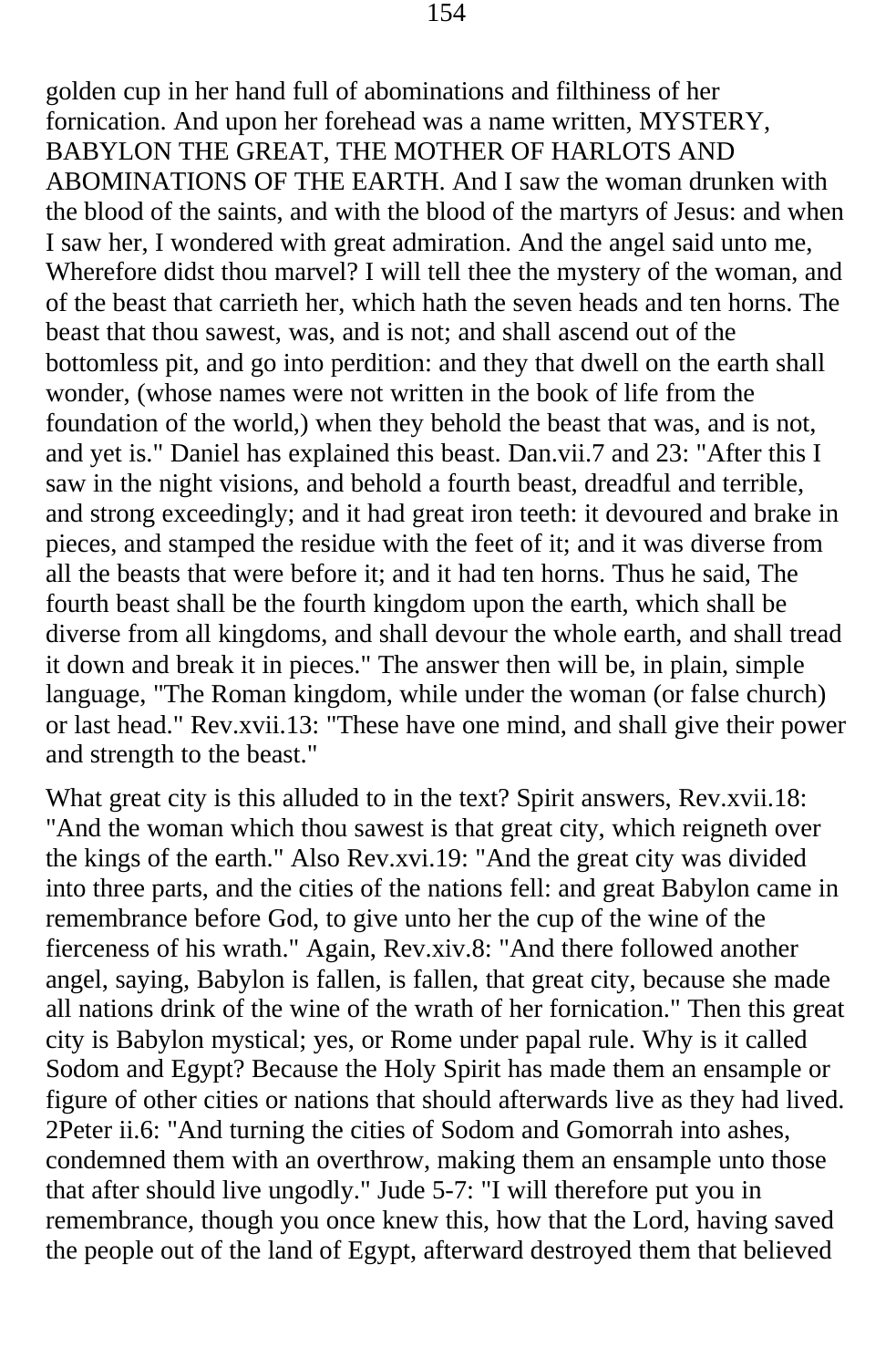golden cup in her hand full of abominations and filthiness of her fornication. And upon her forehead was a name written, MYSTERY, BABYLON THE GREAT, THE MOTHER OF HARLOTS AND ABOMINATIONS OF THE EARTH. And I saw the woman drunken with the blood of the saints, and with the blood of the martyrs of Jesus: and when I saw her, I wondered with great admiration. And the angel said unto me, Wherefore didst thou marvel? I will tell thee the mystery of the woman, and of the beast that carrieth her, which hath the seven heads and ten horns. The beast that thou sawest, was, and is not; and shall ascend out of the bottomless pit, and go into perdition: and they that dwell on the earth shall wonder, (whose names were not written in the book of life from the foundation of the world,) when they behold the beast that was, and is not, and yet is." Daniel has explained this beast. Dan.vii.7 and 23: "After this I saw in the night visions, and behold a fourth beast, dreadful and terrible, and strong exceedingly; and it had great iron teeth: it devoured and brake in pieces, and stamped the residue with the feet of it; and it was diverse from all the beasts that were before it; and it had ten horns. Thus he said, The fourth beast shall be the fourth kingdom upon the earth, which shall be diverse from all kingdoms, and shall devour the whole earth, and shall tread it down and break it in pieces." The answer then will be, in plain, simple language, "The Roman kingdom, while under the woman (or false church) or last head." Rev.xvii.13: "These have one mind, and shall give their power and strength to the beast."

What great city is this alluded to in the text? Spirit answers, Rev.xvii.18: "And the woman which thou sawest is that great city, which reigneth over the kings of the earth." Also Rev.xvi.19: "And the great city was divided into three parts, and the cities of the nations fell: and great Babylon came in remembrance before God, to give unto her the cup of the wine of the fierceness of his wrath." Again, Rev.xiv.8: "And there followed another angel, saying, Babylon is fallen, is fallen, that great city, because she made all nations drink of the wine of the wrath of her fornication." Then this great city is Babylon mystical; yes, or Rome under papal rule. Why is it called Sodom and Egypt? Because the Holy Spirit has made them an ensample or figure of other cities or nations that should afterwards live as they had lived. 2Peter ii.6: "And turning the cities of Sodom and Gomorrah into ashes, condemned them with an overthrow, making them an ensample unto those that after should live ungodly." Jude 5-7: "I will therefore put you in remembrance, though you once knew this, how that the Lord, having saved the people out of the land of Egypt, afterward destroyed them that believed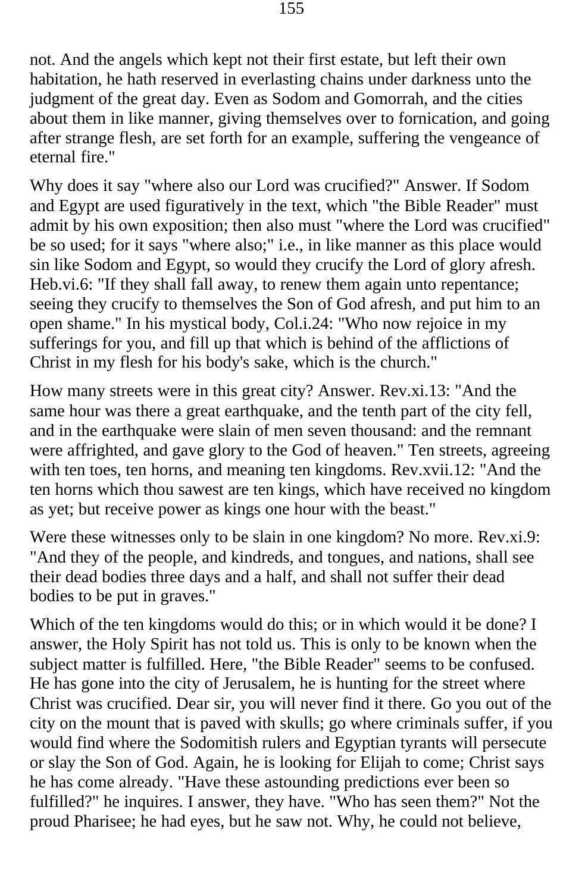not. And the angels which kept not their first estate, but left their own habitation, he hath reserved in everlasting chains under darkness unto the judgment of the great day. Even as Sodom and Gomorrah, and the cities about them in like manner, giving themselves over to fornication, and going after strange flesh, are set forth for an example, suffering the vengeance of eternal fire."

Why does it say "where also our Lord was crucified?" Answer. If Sodom and Egypt are used figuratively in the text, which "the Bible Reader" must admit by his own exposition; then also must "where the Lord was crucified" be so used; for it says "where also;" i.e., in like manner as this place would sin like Sodom and Egypt, so would they crucify the Lord of glory afresh. Heb.vi.6: "If they shall fall away, to renew them again unto repentance; seeing they crucify to themselves the Son of God afresh, and put him to an open shame." In his mystical body, Col.i.24: "Who now rejoice in my sufferings for you, and fill up that which is behind of the afflictions of Christ in my flesh for his body's sake, which is the church."

How many streets were in this great city? Answer. Rev.xi.13: "And the same hour was there a great earthquake, and the tenth part of the city fell, and in the earthquake were slain of men seven thousand: and the remnant were affrighted, and gave glory to the God of heaven." Ten streets, agreeing with ten toes, ten horns, and meaning ten kingdoms. Rev.xvii.12: "And the ten horns which thou sawest are ten kings, which have received no kingdom as yet; but receive power as kings one hour with the beast."

Were these witnesses only to be slain in one kingdom? No more. Rev.xi.9: "And they of the people, and kindreds, and tongues, and nations, shall see their dead bodies three days and a half, and shall not suffer their dead bodies to be put in graves."

Which of the ten kingdoms would do this; or in which would it be done? I answer, the Holy Spirit has not told us. This is only to be known when the subject matter is fulfilled. Here, "the Bible Reader" seems to be confused. He has gone into the city of Jerusalem, he is hunting for the street where Christ was crucified. Dear sir, you will never find it there. Go you out of the city on the mount that is paved with skulls; go where criminals suffer, if you would find where the Sodomitish rulers and Egyptian tyrants will persecute or slay the Son of God. Again, he is looking for Elijah to come; Christ says he has come already. "Have these astounding predictions ever been so fulfilled?" he inquires. I answer, they have. "Who has seen them?" Not the proud Pharisee; he had eyes, but he saw not. Why, he could not believe,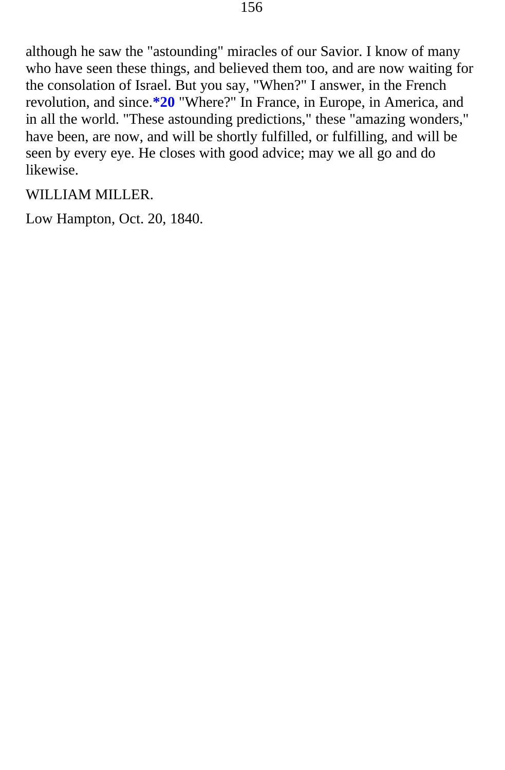although he saw the "astounding" miracles of our Savior. I know of many who have seen these things, and believed them too, and are now waiting for the consolation of Israel. But you say, "When?" I answer, in the French revolution, and since.**\*20** "Where?" In France, in Europe, in America, and in all the world. "These astounding predictions," these "amazing wonders," have been, are now, and will be shortly fulfilled, or fulfilling, and will be seen by every eye. He closes with good advice; may we all go and do likewise.

WILLIAM MILLER.

Low Hampton, Oct. 20, 1840.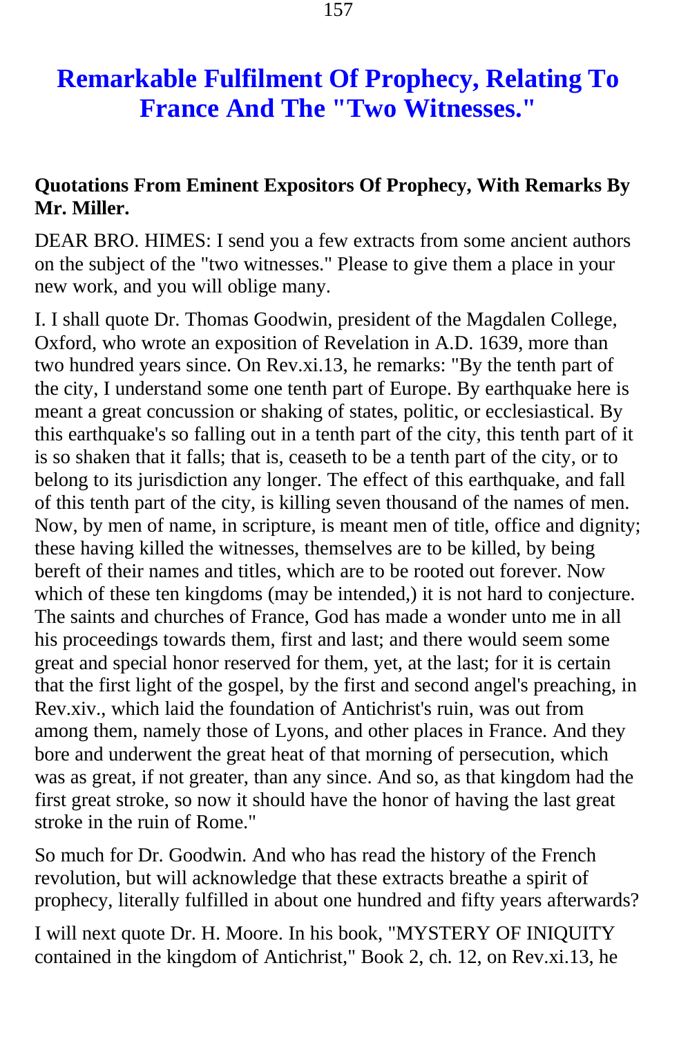# Remarkable Fulfilment Of Prophecy, Relating To France And The "Two Witnesses."

**Quotations From Eminent Expositors Of Prophecy, With Remarks By Mr. Miller.**

DEAR BRO. HIMES: I send you a few extracts from some ancient authors on the subject of the "two witnesses." Please to give them a place in your new work, and you will oblige many.

I. I shall quote Dr. Thomas Goodwin, president of the Magdalen College, Oxford, who wrote an exposition of Revelation in A.D. 1639, more than two hundred years since. On Rev.xi.13, he remarks: "By the tenth part of the city, I understand some one tenth part of Europe. By earthquake here is meant a great concussion or shaking of states, politic, or ecclesiastical. By this earthquake's so falling out in a tenth part of the city, this tenth part of it is so shaken that it falls; that is, ceaseth to be a tenth part of the city, or to belong to its jurisdiction any longer. The effect of this earthquake, and fall of this tenth part of the city, is killing seven thousand of the names of men. Now, by men of name, in scripture, is meant men of title, office and dignity; these having killed the witnesses, themselves are to be killed, by being bereft of their names and titles, which are to be rooted out forever. Now which of these ten kingdoms (may be intended,) it is not hard to conjecture. The saints and churches of France, God has made a wonder unto me in all his proceedings towards them, first and last; and there would seem some great and special honor reserved for them, yet, at the last; for it is certain that the first light of the gospel, by the first and second angel's preaching, in Rev.xiv., which laid the foundation of Antichrist's ruin, was out from among them, namely those of Lyons, and other places in France. And they bore and underwent the great heat of that morning of persecution, which was as great, if not greater, than any since. And so, as that kingdom had the first great stroke, so now it should have the honor of having the last great stroke in the ruin of Rome."

So much for Dr. Goodwin. And who has read the history of the French revolution, but will acknowledge that these extracts breathe a spirit of prophecy, literally fulfilled in about one hundred and fifty years afterwards?

I will next quote Dr. H. Moore. In his book, "MYSTERY OF INIQUITY contained in the kingdom of Antichrist," Book 2, ch. 12, on Rev.xi.13, he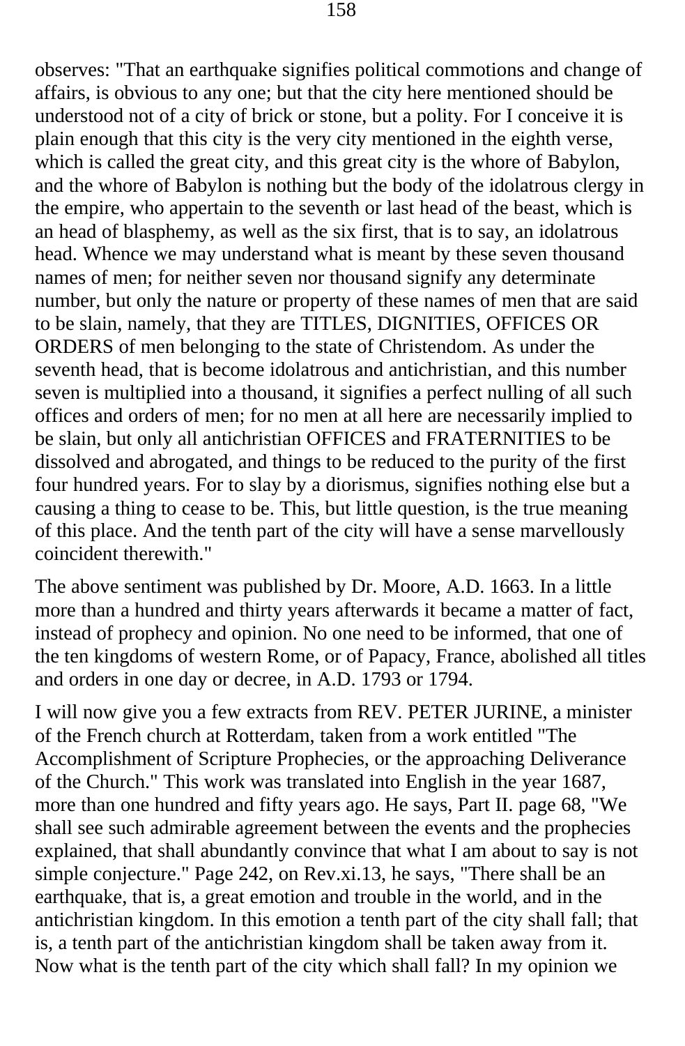observes: "That an earthquake signifies political commotions and change of affairs, is obvious to any one; but that the city here mentioned should be understood not of a city of brick or stone, but a polity. For I conceive it is plain enough that this city is the very city mentioned in the eighth verse, which is called the great city, and this great city is the whore of Babylon, and the whore of Babylon is nothing but the body of the idolatrous clergy in the empire, who appertain to the seventh or last head of the beast, which is an head of blasphemy, as well as the six first, that is to say, an idolatrous head. Whence we may understand what is meant by these seven thousand names of men; for neither seven nor thousand signify any determinate number, but only the nature or property of these names of men that are said to be slain, namely, that they are TITLES, DIGNITIES, OFFICES OR ORDERS of men belonging to the state of Christendom. As under the seventh head, that is become idolatrous and antichristian, and this number seven is multiplied into a thousand, it signifies a perfect nulling of all such offices and orders of men; for no men at all here are necessarily implied to be slain, but only all antichristian OFFICES and FRATERNITIES to be dissolved and abrogated, and things to be reduced to the purity of the first four hundred years. For to slay by a diorismus, signifies nothing else but a causing a thing to cease to be. This, but little question, is the true meaning of this place. And the tenth part of the city will have a sense marvellously coincident therewith."

The above sentiment was published by Dr. Moore, A.D. 1663. In a little more than a hundred and thirty years afterwards it became a matter of fact, instead of prophecy and opinion. No one need to be informed, that one of the ten kingdoms of western Rome, or of Papacy, France, abolished all titles and orders in one day or decree, in A.D. 1793 or 1794.

I will now give you a few extracts from REV. PETER JURINE, a minister of the French church at Rotterdam, taken from a work entitled "The Accomplishment of Scripture Prophecies, or the approaching Deliverance of the Church." This work was translated into English in the year 1687, more than one hundred and fifty years ago. He says, Part II. page 68, "We shall see such admirable agreement between the events and the prophecies explained, that shall abundantly convince that what I am about to say is not simple conjecture." Page 242, on Rev.xi.13, he says, "There shall be an earthquake, that is, a great emotion and trouble in the world, and in the antichristian kingdom. In this emotion a tenth part of the city shall fall; that is, a tenth part of the antichristian kingdom shall be taken away from it. Now what is the tenth part of the city which shall fall? In my opinion we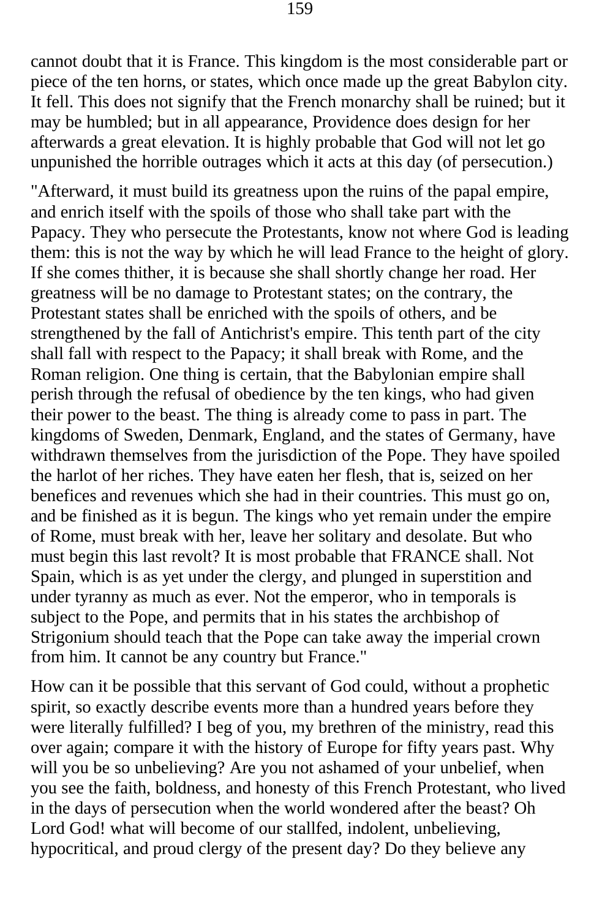cannot doubt that it is France. This kingdom is the most considerable part or piece of the ten horns, or states, which once made up the great Babylon city. It fell. This does not signify that the French monarchy shall be ruined; but it may be humbled; but in all appearance, Providence does design for her afterwards a great elevation. It is highly probable that God will not let go unpunished the horrible outrages which it acts at this day (of persecution.)

"Afterward, it must build its greatness upon the ruins of the papal empire, and enrich itself with the spoils of those who shall take part with the Papacy. They who persecute the Protestants, know not where God is leading them: this is not the way by which he will lead France to the height of glory. If she comes thither, it is because she shall shortly change her road. Her greatness will be no damage to Protestant states; on the contrary, the Protestant states shall be enriched with the spoils of others, and be strengthened by the fall of Antichrist's empire. This tenth part of the city shall fall with respect to the Papacy; it shall break with Rome, and the Roman religion. One thing is certain, that the Babylonian empire shall perish through the refusal of obedience by the ten kings, who had given their power to the beast. The thing is already come to pass in part. The kingdoms of Sweden, Denmark, England, and the states of Germany, have withdrawn themselves from the jurisdiction of the Pope. They have spoiled the harlot of her riches. They have eaten her flesh, that is, seized on her benefices and revenues which she had in their countries. This must go on, and be finished as it is begun. The kings who yet remain under the empire of Rome, must break with her, leave her solitary and desolate. But who must begin this last revolt? It is most probable that FRANCE shall. Not Spain, which is as yet under the clergy, and plunged in superstition and under tyranny as much as ever. Not the emperor, who in temporals is subject to the Pope, and permits that in his states the archbishop of Strigonium should teach that the Pope can take away the imperial crown from him. It cannot be any country but France."

How can it be possible that this servant of God could, without a prophetic spirit, so exactly describe events more than a hundred years before they were literally fulfilled? I beg of you, my brethren of the ministry, read this over again; compare it with the history of Europe for fifty years past. Why will you be so unbelieving? Are you not ashamed of your unbelief, when you see the faith, boldness, and honesty of this French Protestant, who lived in the days of persecution when the world wondered after the beast? Oh Lord God! what will become of our stallfed, indolent, unbelieving, hypocritical, and proud clergy of the present day? Do they believe any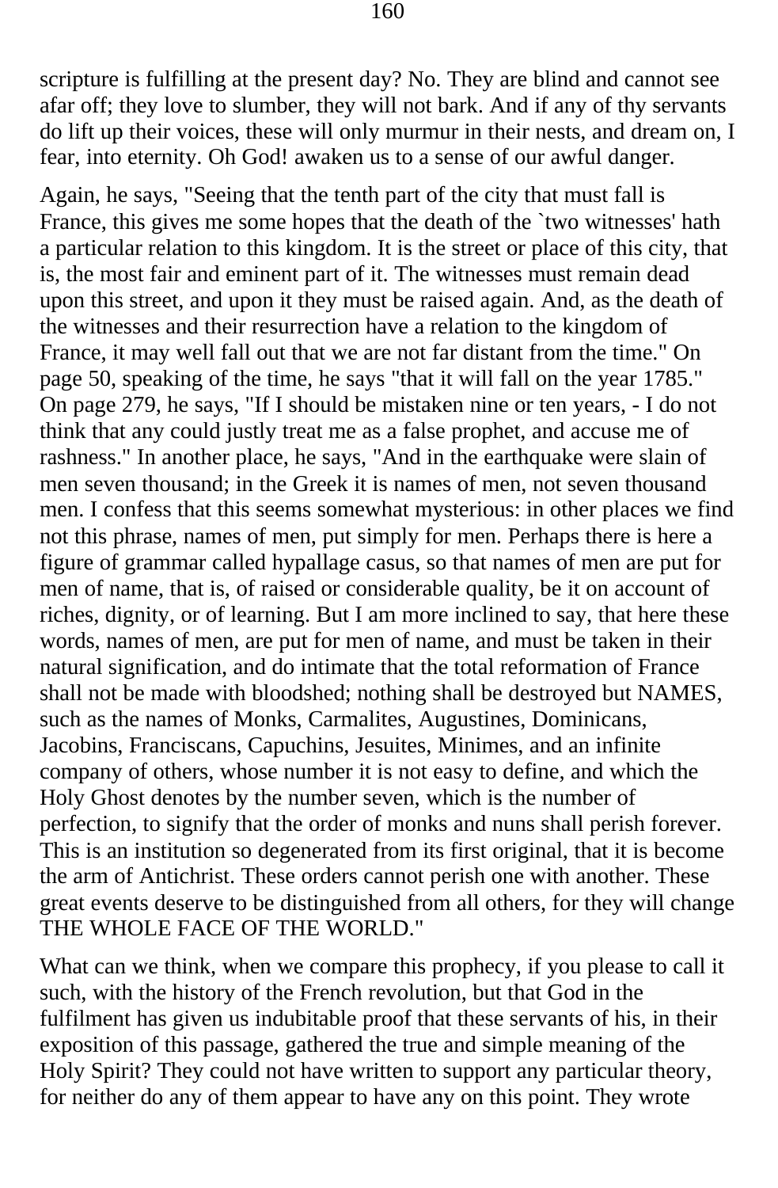scripture is fulfilling at the present day? No. They are blind and cannot see afar off; they love to slumber, they will not bark. And if any of thy servants do lift up their voices, these will only murmur in their nests, and dream on, I fear, into eternity. Oh God! awaken us to a sense of our awful danger.

Again, he says, "Seeing that the tenth part of the city that must fall is France, this gives me some hopes that the death of the `two witnesses' hath a particular relation to this kingdom. It is the street or place of this city, that is, the most fair and eminent part of it. The witnesses must remain dead upon this street, and upon it they must be raised again. And, as the death of the witnesses and their resurrection have a relation to the kingdom of France, it may well fall out that we are not far distant from the time." On page 50, speaking of the time, he says "that it will fall on the year 1785." On page 279, he says, "If I should be mistaken nine or ten years, - I do not think that any could justly treat me as a false prophet, and accuse me of rashness." In another place, he says, "And in the earthquake were slain of men seven thousand; in the Greek it is names of men, not seven thousand men. I confess that this seems somewhat mysterious: in other places we find not this phrase, names of men, put simply for men. Perhaps there is here a figure of grammar called hypallage casus, so that names of men are put for men of name, that is, of raised or considerable quality, be it on account of riches, dignity, or of learning. But I am more inclined to say, that here these words, names of men, are put for men of name, and must be taken in their natural signification, and do intimate that the total reformation of France shall not be made with bloodshed; nothing shall be destroyed but NAMES, such as the names of Monks, Carmalites, Augustines, Dominicans, Jacobins, Franciscans, Capuchins, Jesuites, Minimes, and an infinite company of others, whose number it is not easy to define, and which the Holy Ghost denotes by the number seven, which is the number of perfection, to signify that the order of monks and nuns shall perish forever. This is an institution so degenerated from its first original, that it is become the arm of Antichrist. These orders cannot perish one with another. These great events deserve to be distinguished from all others, for they will change THE WHOLE FACE OF THE WORLD."

What can we think, when we compare this prophecy, if you please to call it such, with the history of the French revolution, but that God in the fulfilment has given us indubitable proof that these servants of his, in their exposition of this passage, gathered the true and simple meaning of the Holy Spirit? They could not have written to support any particular theory, for neither do any of them appear to have any on this point. They wrote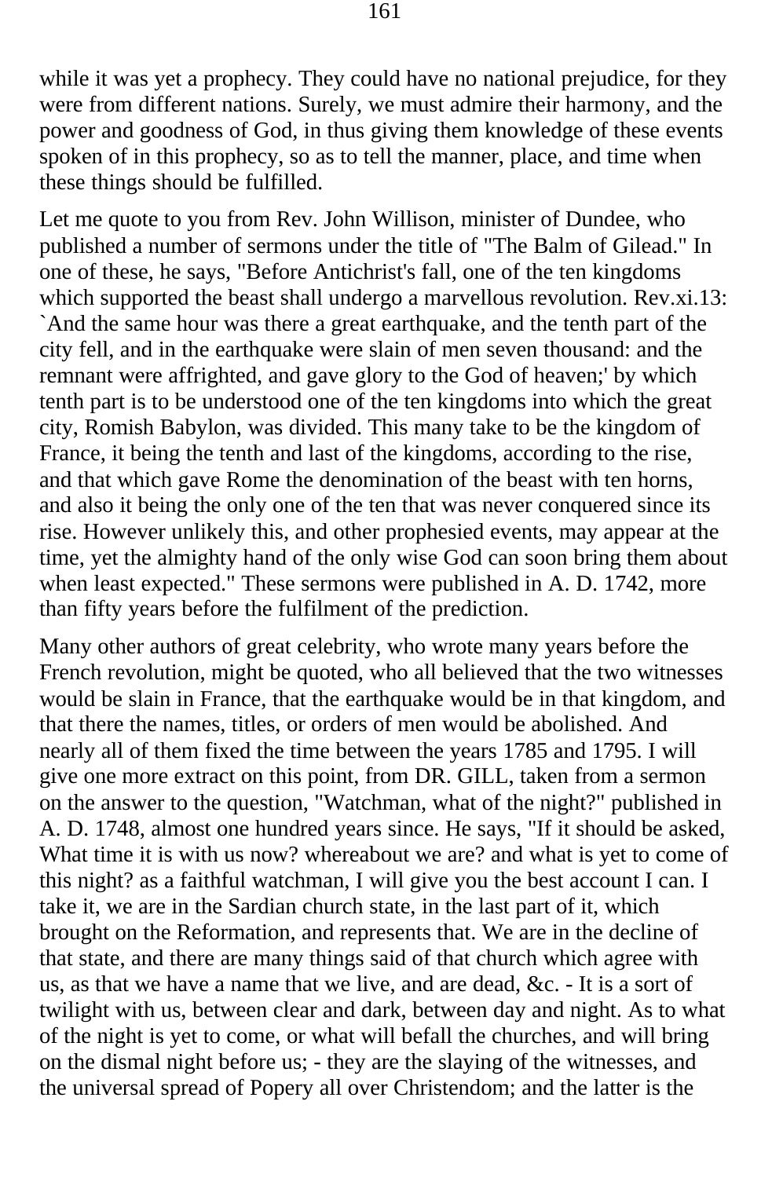while it was yet a prophecy. They could have no national prejudice, for they were from different nations. Surely, we must admire their harmony, and the power and goodness of God, in thus giving them knowledge of these events spoken of in this prophecy, so as to tell the manner, place, and time when these things should be fulfilled.

Let me quote to you from Rev. John Willison, minister of Dundee, who published a number of sermons under the title of "The Balm of Gilead." In one of these, he says, "Before Antichrist's fall, one of the ten kingdoms which supported the beast shall undergo a marvellous revolution. Rev.xi.13: `And the same hour was there a great earthquake, and the tenth part of the city fell, and in the earthquake were slain of men seven thousand: and the remnant were affrighted, and gave glory to the God of heaven;' by which tenth part is to be understood one of the ten kingdoms into which the great city, Romish Babylon, was divided. This many take to be the kingdom of France, it being the tenth and last of the kingdoms, according to the rise, and that which gave Rome the denomination of the beast with ten horns, and also it being the only one of the ten that was never conquered since its rise. However unlikely this, and other prophesied events, may appear at the time, yet the almighty hand of the only wise God can soon bring them about when least expected." These sermons were published in A. D. 1742, more than fifty years before the fulfilment of the prediction.

Many other authors of great celebrity, who wrote many years before the French revolution, might be quoted, who all believed that the two witnesses would be slain in France, that the earthquake would be in that kingdom, and that there the names, titles, or orders of men would be abolished. And nearly all of them fixed the time between the years 1785 and 1795. I will give one more extract on this point, from DR. GILL, taken from a sermon on the answer to the question, "Watchman, what of the night?" published in A. D. 1748, almost one hundred years since. He says, "If it should be asked, What time it is with us now? whereabout we are? and what is yet to come of this night? as a faithful watchman, I will give you the best account I can. I take it, we are in the Sardian church state, in the last part of it, which brought on the Reformation, and represents that. We are in the decline of that state, and there are many things said of that church which agree with us, as that we have a name that we live, and are dead, &c. - It is a sort of twilight with us, between clear and dark, between day and night. As to what of the night is yet to come, or what will befall the churches, and will bring on the dismal night before us; - they are the slaying of the witnesses, and the universal spread of Popery all over Christendom; and the latter is the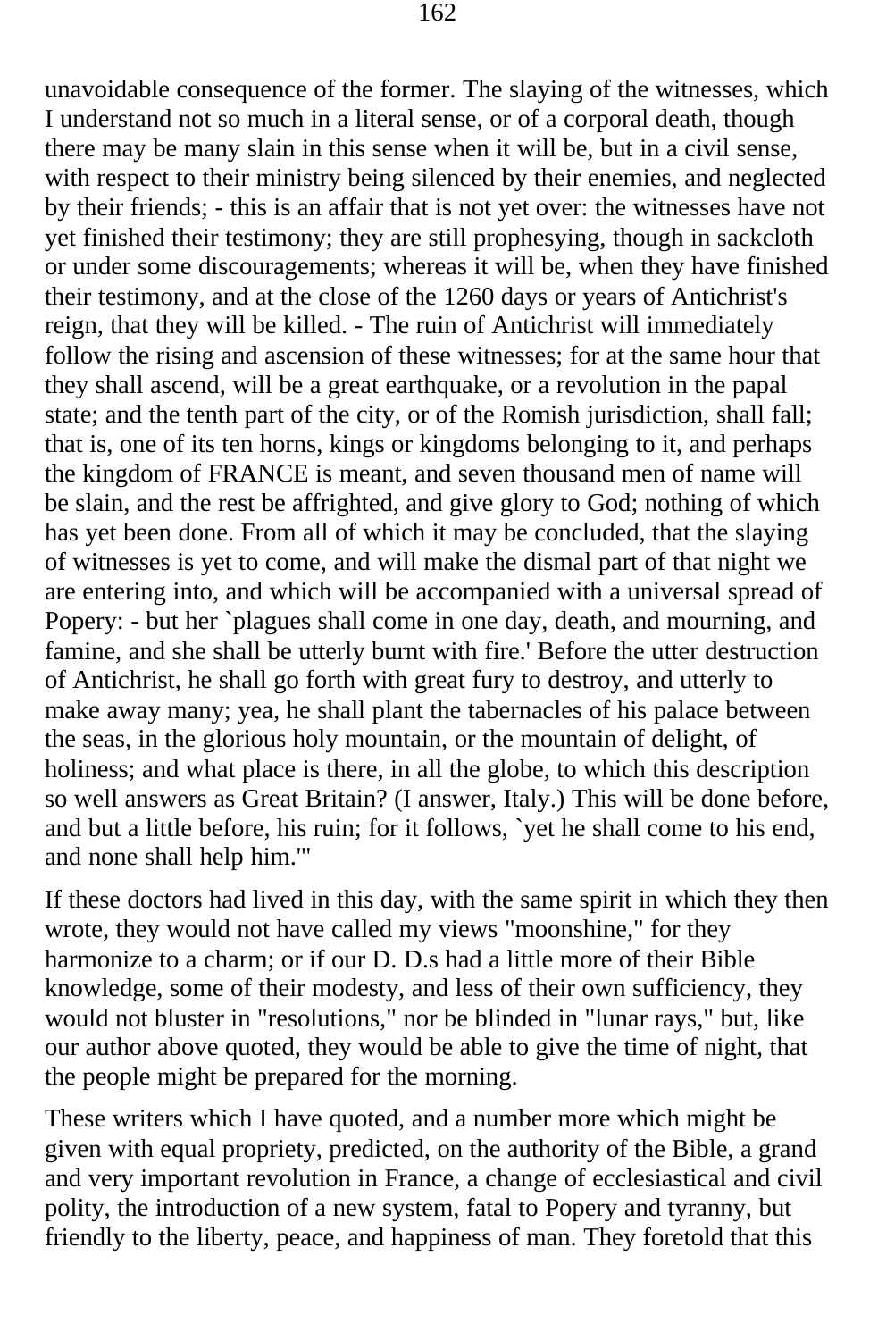unavoidable consequence of the former. The slaying of the witnesses, which I understand not so much in a literal sense, or of a corporal death, though there may be many slain in this sense when it will be, but in a civil sense, with respect to their ministry being silenced by their enemies, and neglected by their friends; - this is an affair that is not yet over: the witnesses have not yet finished their testimony; they are still prophesying, though in sackcloth or under some discouragements; whereas it will be, when they have finished their testimony, and at the close of the 1260 days or years of Antichrist's reign, that they will be killed. - The ruin of Antichrist will immediately follow the rising and ascension of these witnesses; for at the same hour that they shall ascend, will be a great earthquake, or a revolution in the papal state; and the tenth part of the city, or of the Romish jurisdiction, shall fall; that is, one of its ten horns, kings or kingdoms belonging to it, and perhaps the kingdom of FRANCE is meant, and seven thousand men of name will be slain, and the rest be affrighted, and give glory to God; nothing of which has yet been done. From all of which it may be concluded, that the slaying of witnesses is yet to come, and will make the dismal part of that night we are entering into, and which will be accompanied with a universal spread of Popery: - but her `plagues shall come in one day, death, and mourning, and famine, and she shall be utterly burnt with fire.' Before the utter destruction of Antichrist, he shall go forth with great fury to destroy, and utterly to make away many; yea, he shall plant the tabernacles of his palace between the seas, in the glorious holy mountain, or the mountain of delight, of holiness; and what place is there, in all the globe, to which this description so well answers as Great Britain? (I answer, Italy.) This will be done before, and but a little before, his ruin; for it follows, `yet he shall come to his end, and none shall help him.'"

If these doctors had lived in this day, with the same spirit in which they then wrote, they would not have called my views "moonshine," for they harmonize to a charm; or if our D. D.s had a little more of their Bible knowledge, some of their modesty, and less of their own sufficiency, they would not bluster in "resolutions," nor be blinded in "lunar rays," but, like our author above quoted, they would be able to give the time of night, that the people might be prepared for the morning.

These writers which I have quoted, and a number more which might be given with equal propriety, predicted, on the authority of the Bible, a grand and very important revolution in France, a change of ecclesiastical and civil polity, the introduction of a new system, fatal to Popery and tyranny, but friendly to the liberty, peace, and happiness of man. They foretold that this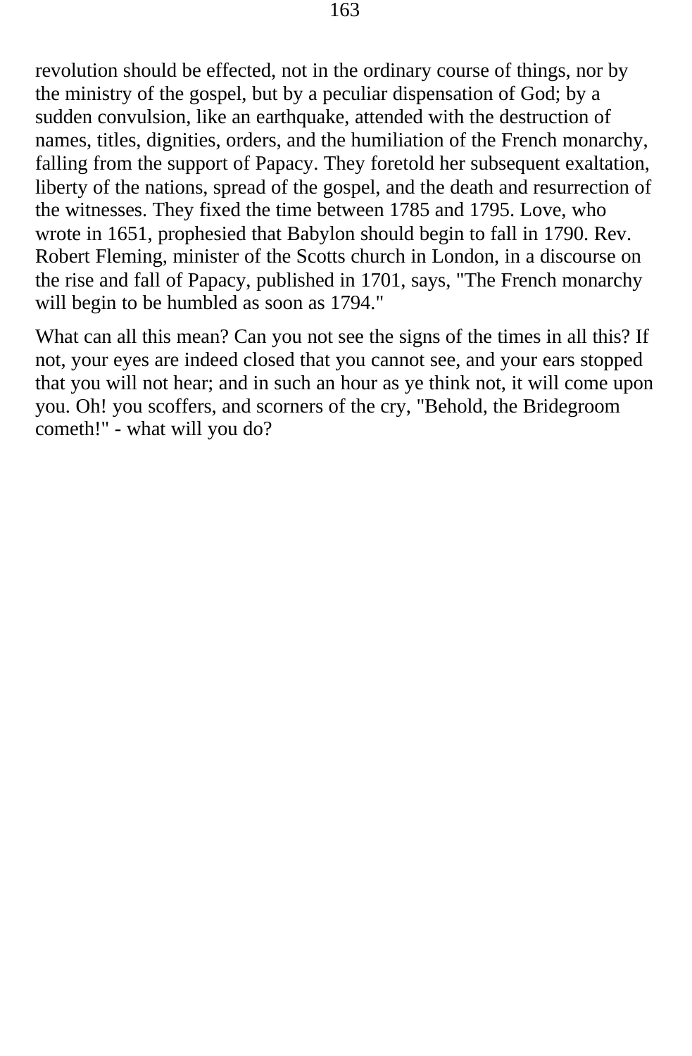revolution should be effected, not in the ordinary course of things, nor by the ministry of the gospel, but by a peculiar dispensation of God; by a sudden convulsion, like an earthquake, attended with the destruction of names, titles, dignities, orders, and the humiliation of the French monarchy, falling from the support of Papacy. They foretold her subsequent exaltation, liberty of the nations, spread of the gospel, and the death and resurrection of the witnesses. They fixed the time between 1785 and 1795. Love, who wrote in 1651, prophesied that Babylon should begin to fall in 1790. Rev. Robert Fleming, minister of the Scotts church in London, in a discourse on the rise and fall of Papacy, published in 1701, says, "The French monarchy will begin to be humbled as soon as 1794."

What can all this mean? Can you not see the signs of the times in all this? If not, your eyes are indeed closed that you cannot see, and your ears stopped that you will not hear; and in such an hour as ye think not, it will come upon you. Oh! you scoffers, and scorners of the cry, "Behold, the Bridegroom cometh!" - what will you do?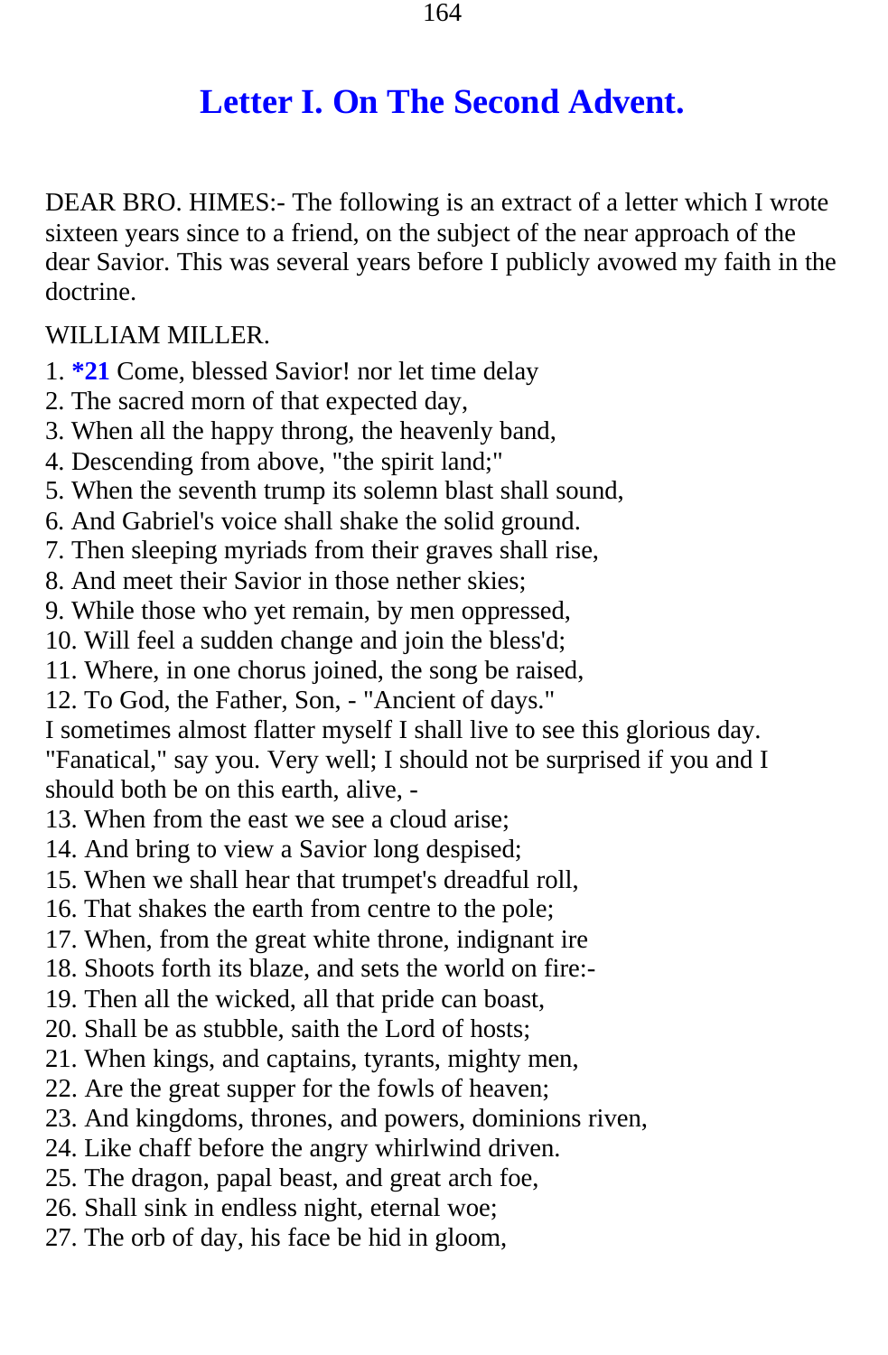# Letter I. On The Second Advent.

DEAR BRO. HIMES:- The following is an extract of a letter which I wrote sixteen years since to a friend, on the subject of the near approach of the dear Savior. This was several years before I publicly avowed my faith in the doctrine.

WILLIAM MILLER.

1. **\*21** Come, blessed Savior! nor let time delay
2. The sacred morn of that expected day,
3. When all the happy throng, the heavenly band,
4. Descending from above, "the spirit land;"
5. When the seventh trump its solemn blast shall sound,
6. And Gabriel's voice shall shake the solid ground.
7. Then sleeping myriads from their graves shall rise,
8. And meet their Savior in those nether skies;
9. While those who yet remain, by men oppressed,
10. Will feel a sudden change and join the bless'd;
11. Where, in one chorus joined, the song be raised,
12. To God, the Father, Son, - "Ancient of days."

I sometimes almost flatter myself I shall live to see this glorious day. "Fanatical," say you. Very well; I should not be surprised if you and I should both be on this earth, alive, -

13. When from the east we see a cloud arise;
14. And bring to view a Savior long despised;
15. When we shall hear that trumpet's dreadful roll,
16. That shakes the earth from centre to the pole;
17. When, from the great white throne, indignant ire
18. Shoots forth its blaze, and sets the world on fire:-
19. Then all the wicked, all that pride can boast,
20. Shall be as stubble, saith the Lord of hosts;
21. When kings, and captains, tyrants, mighty men,
22. Are the great supper for the fowls of heaven;
23. And kingdoms, thrones, and powers, dominions riven,
24. Like chaff before the angry whirlwind driven.
25. The dragon, papal beast, and great arch foe,
26. Shall sink in endless night, eternal woe;
27. The orb of day, his face be hid in gloom,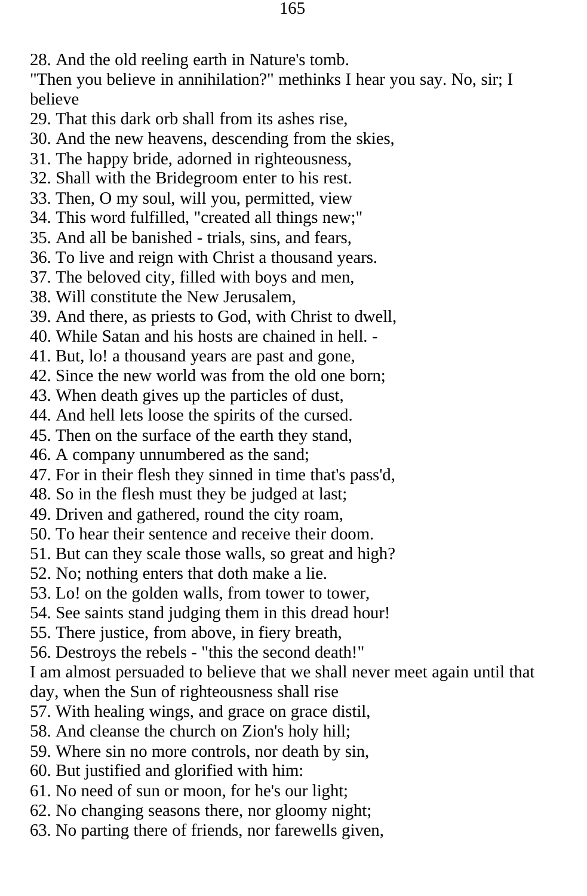28. And the old reeling earth in Nature's tomb.

"Then you believe in annihilation?" methinks I hear you say. No, sir; I believe

29. That this dark orb shall from its ashes rise,
30. And the new heavens, descending from the skies,
31. The happy bride, adorned in righteousness,
32. Shall with the Bridegroom enter to his rest.
33. Then, O my soul, will you, permitted, view
34. This word fulfilled, "created all things new;"
35. And all be banished - trials, sins, and fears,
36. To live and reign with Christ a thousand years.
37. The beloved city, filled with boys and men,
38. Will constitute the New Jerusalem,
39. And there, as priests to God, with Christ to dwell,
40. While Satan and his hosts are chained in hell. -
41. But, lo! a thousand years are past and gone,
42. Since the new world was from the old one born;
43. When death gives up the particles of dust,
44. And hell lets loose the spirits of the cursed.
45. Then on the surface of the earth they stand,
46. A company unnumbered as the sand;
47. For in their flesh they sinned in time that's pass'd,
48. So in the flesh must they be judged at last;
49. Driven and gathered, round the city roam,
50. To hear their sentence and receive their doom.
51. But can they scale those walls, so great and high?
52. No; nothing enters that doth make a lie.
53. Lo! on the golden walls, from tower to tower,
54. See saints stand judging them in this dread hour!
55. There justice, from above, in fiery breath,
56. Destroys the rebels - "this the second death!"

I am almost persuaded to believe that we shall never meet again until that day, when the Sun of righteousness shall rise

57. With healing wings, and grace on grace distil,
58. And cleanse the church on Zion's holy hill;
59. Where sin no more controls, nor death by sin,
60. But justified and glorified with him:
61. No need of sun or moon, for he's our light;
62. No changing seasons there, nor gloomy night;
63. No parting there of friends, nor farewells given,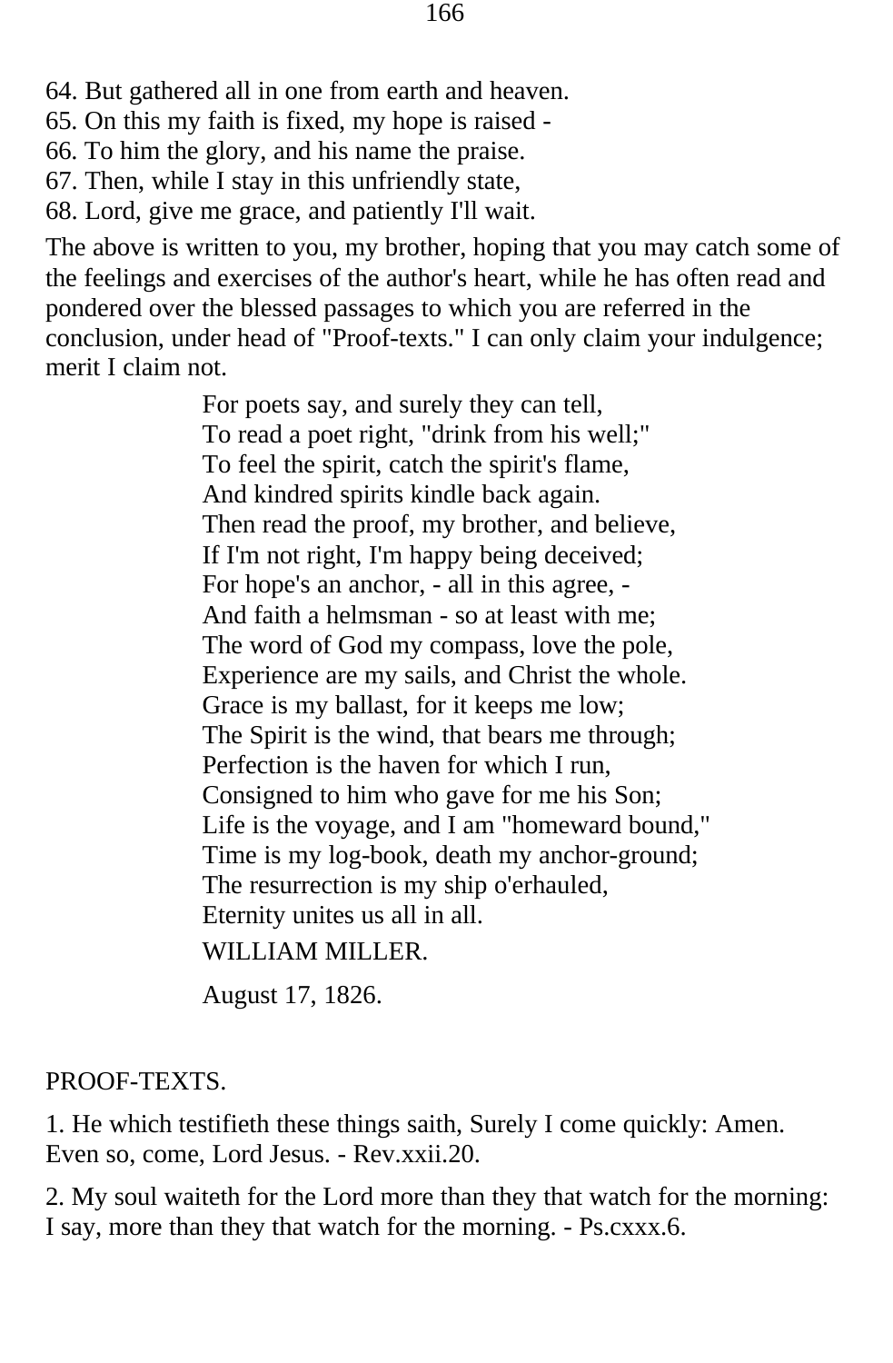64. But gathered all in one from earth and heaven.
65. On this my faith is fixed, my hope is raised -
66. To him the glory, and his name the praise.
67. Then, while I stay in this unfriendly state,
68. Lord, give me grace, and patiently I'll wait.

The above is written to you, my brother, hoping that you may catch some of the feelings and exercises of the author's heart, while he has often read and pondered over the blessed passages to which you are referred in the conclusion, under head of "Proof-texts." I can only claim your indulgence; merit I claim not.

> For poets say, and surely they can tell,
> To read a poet right, "drink from his well;"
> To feel the spirit, catch the spirit's flame,
> And kindred spirits kindle back again.
> Then read the proof, my brother, and believe,
> If I'm not right, I'm happy being deceived;
> For hope's an anchor, - all in this agree, -
> And faith a helmsman - so at least with me;
> The word of God my compass, love the pole,
> Experience are my sails, and Christ the whole.
> Grace is my ballast, for it keeps me low;
> The Spirit is the wind, that bears me through;
> Perfection is the haven for which I run,
> Consigned to him who gave for me his Son;
> Life is the voyage, and I am "homeward bound,"
> Time is my log-book, death my anchor-ground;
> The resurrection is my ship o'erhauled,
> Eternity unites us all in all.
>
> WILLIAM MILLER.
>
> August 17, 1826.

PROOF-TEXTS.

1. He which testifieth these things saith, Surely I come quickly: Amen. Even so, come, Lord Jesus. - Rev.xxii.20.

2. My soul waiteth for the Lord more than they that watch for the morning: I say, more than they that watch for the morning. - Ps.cxxx.6.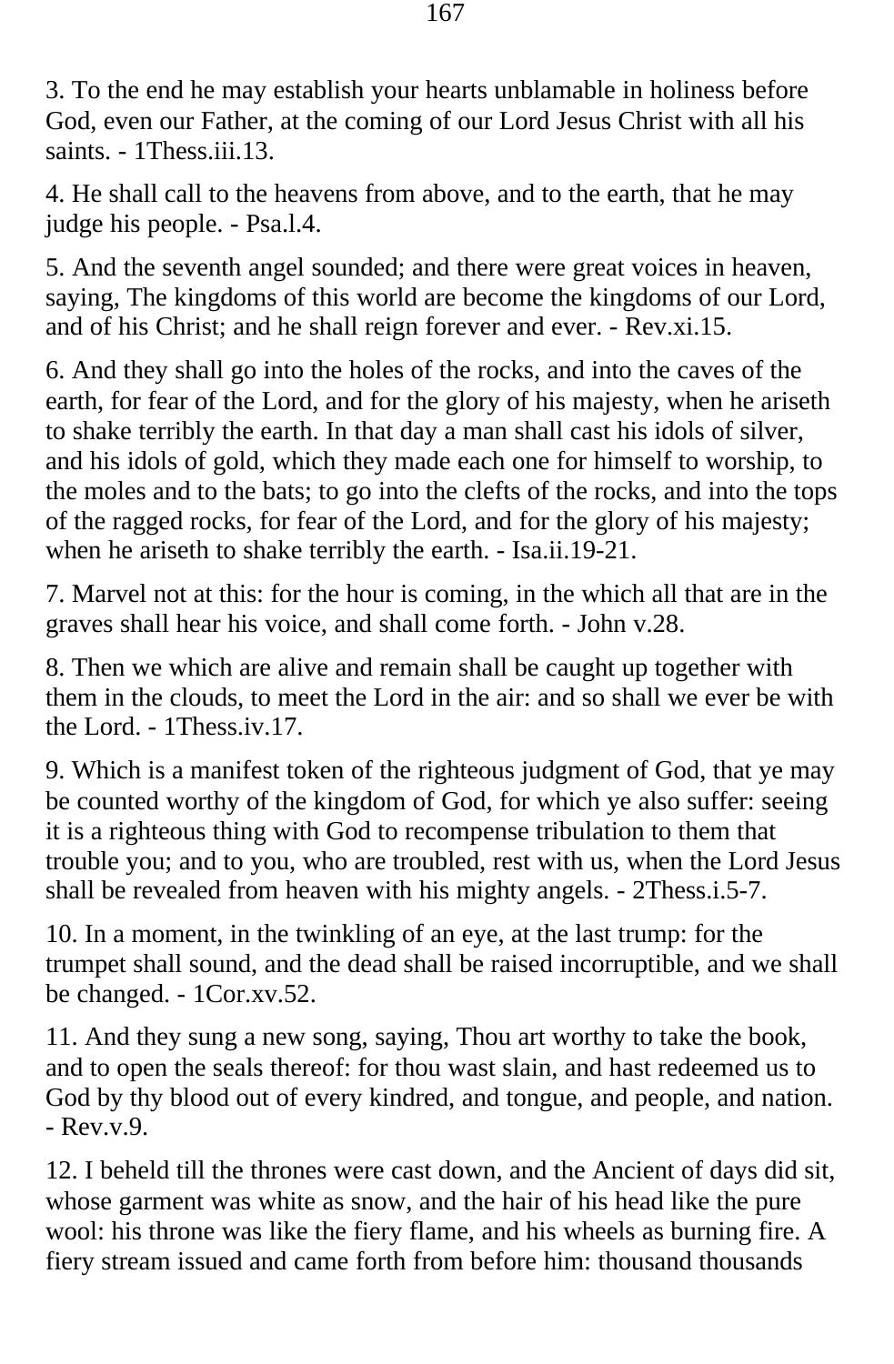3. To the end he may establish your hearts unblamable in holiness before God, even our Father, at the coming of our Lord Jesus Christ with all his saints. - 1Thess.iii.13.

4. He shall call to the heavens from above, and to the earth, that he may judge his people. - Psa.l.4.

5. And the seventh angel sounded; and there were great voices in heaven, saying, The kingdoms of this world are become the kingdoms of our Lord, and of his Christ; and he shall reign forever and ever. - Rev.xi.15.

6. And they shall go into the holes of the rocks, and into the caves of the earth, for fear of the Lord, and for the glory of his majesty, when he ariseth to shake terribly the earth. In that day a man shall cast his idols of silver, and his idols of gold, which they made each one for himself to worship, to the moles and to the bats; to go into the clefts of the rocks, and into the tops of the ragged rocks, for fear of the Lord, and for the glory of his majesty; when he ariseth to shake terribly the earth. - Isa.ii.19-21.

7. Marvel not at this: for the hour is coming, in the which all that are in the graves shall hear his voice, and shall come forth. - John v.28.

8. Then we which are alive and remain shall be caught up together with them in the clouds, to meet the Lord in the air: and so shall we ever be with the Lord. - 1Thess.iv.17.

9. Which is a manifest token of the righteous judgment of God, that ye may be counted worthy of the kingdom of God, for which ye also suffer: seeing it is a righteous thing with God to recompense tribulation to them that trouble you; and to you, who are troubled, rest with us, when the Lord Jesus shall be revealed from heaven with his mighty angels. - 2Thess.i.5-7.

10. In a moment, in the twinkling of an eye, at the last trump: for the trumpet shall sound, and the dead shall be raised incorruptible, and we shall be changed. - 1Cor.xv.52.

11. And they sung a new song, saying, Thou art worthy to take the book, and to open the seals thereof: for thou wast slain, and hast redeemed us to God by thy blood out of every kindred, and tongue, and people, and nation. - Rev.v.9.

12. I beheld till the thrones were cast down, and the Ancient of days did sit, whose garment was white as snow, and the hair of his head like the pure wool: his throne was like the fiery flame, and his wheels as burning fire. A fiery stream issued and came forth from before him: thousand thousands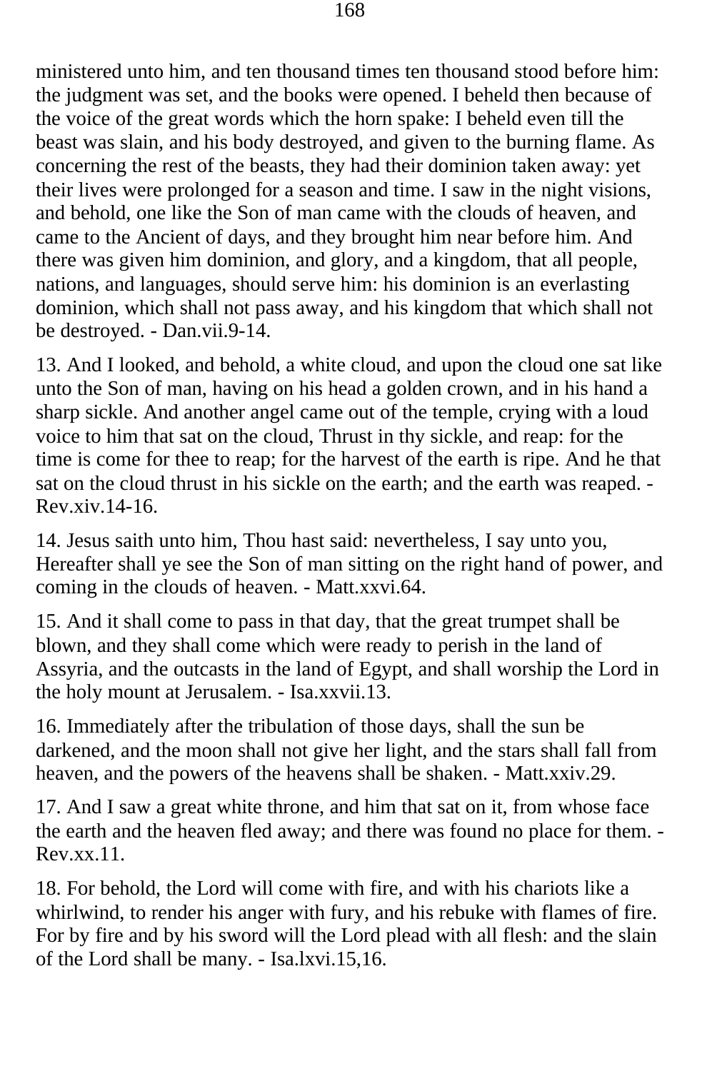ministered unto him, and ten thousand times ten thousand stood before him: the judgment was set, and the books were opened. I beheld then because of the voice of the great words which the horn spake: I beheld even till the beast was slain, and his body destroyed, and given to the burning flame. As concerning the rest of the beasts, they had their dominion taken away: yet their lives were prolonged for a season and time. I saw in the night visions, and behold, one like the Son of man came with the clouds of heaven, and came to the Ancient of days, and they brought him near before him. And there was given him dominion, and glory, and a kingdom, that all people, nations, and languages, should serve him: his dominion is an everlasting dominion, which shall not pass away, and his kingdom that which shall not be destroyed. - Dan.vii.9-14.

13. And I looked, and behold, a white cloud, and upon the cloud one sat like unto the Son of man, having on his head a golden crown, and in his hand a sharp sickle. And another angel came out of the temple, crying with a loud voice to him that sat on the cloud, Thrust in thy sickle, and reap: for the time is come for thee to reap; for the harvest of the earth is ripe. And he that sat on the cloud thrust in his sickle on the earth; and the earth was reaped. - Rev.xiv.14-16.

14. Jesus saith unto him, Thou hast said: nevertheless, I say unto you, Hereafter shall ye see the Son of man sitting on the right hand of power, and coming in the clouds of heaven. - Matt.xxvi.64.

15. And it shall come to pass in that day, that the great trumpet shall be blown, and they shall come which were ready to perish in the land of Assyria, and the outcasts in the land of Egypt, and shall worship the Lord in the holy mount at Jerusalem. - Isa.xxvii.13.

16. Immediately after the tribulation of those days, shall the sun be darkened, and the moon shall not give her light, and the stars shall fall from heaven, and the powers of the heavens shall be shaken. - Matt.xxiv.29.

17. And I saw a great white throne, and him that sat on it, from whose face the earth and the heaven fled away; and there was found no place for them. - Rev.xx.11.

18. For behold, the Lord will come with fire, and with his chariots like a whirlwind, to render his anger with fury, and his rebuke with flames of fire. For by fire and by his sword will the Lord plead with all flesh: and the slain of the Lord shall be many. - Isa.lxvi.15,16.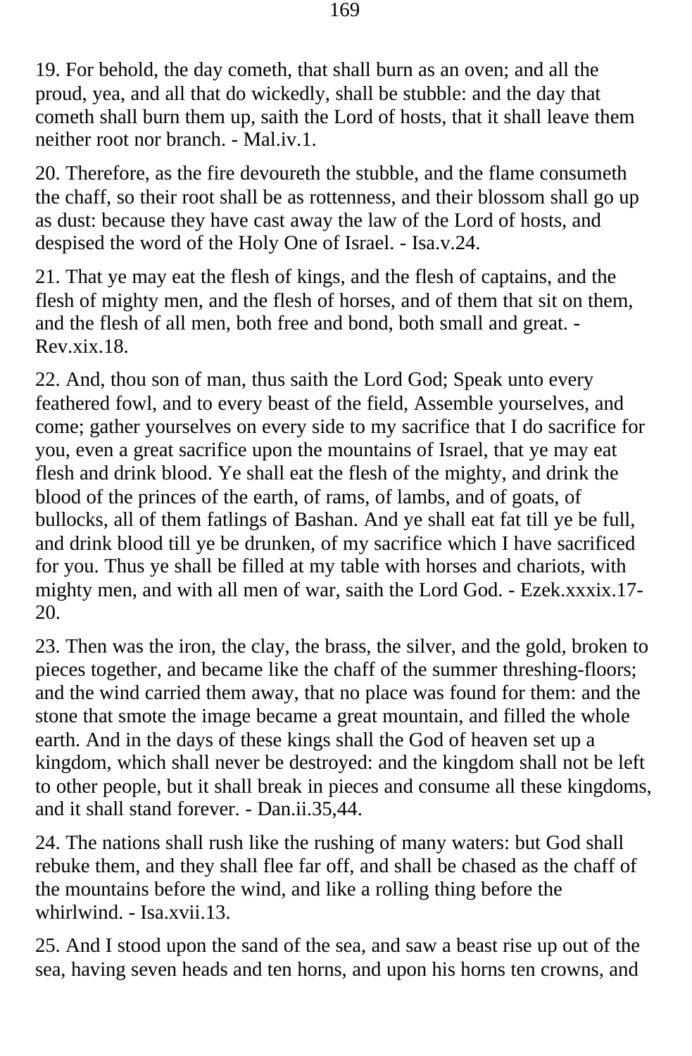19. For behold, the day cometh, that shall burn as an oven; and all the proud, yea, and all that do wickedly, shall be stubble: and the day that cometh shall burn them up, saith the Lord of hosts, that it shall leave them neither root nor branch. - Mal.iv.1.

20. Therefore, as the fire devoureth the stubble, and the flame consumeth the chaff, so their root shall be as rottenness, and their blossom shall go up as dust: because they have cast away the law of the Lord of hosts, and despised the word of the Holy One of Israel. - Isa.v.24.

21. That ye may eat the flesh of kings, and the flesh of captains, and the flesh of mighty men, and the flesh of horses, and of them that sit on them, and the flesh of all men, both free and bond, both small and great. - Rev.xix.18.

22. And, thou son of man, thus saith the Lord God; Speak unto every feathered fowl, and to every beast of the field, Assemble yourselves, and come; gather yourselves on every side to my sacrifice that I do sacrifice for you, even a great sacrifice upon the mountains of Israel, that ye may eat flesh and drink blood. Ye shall eat the flesh of the mighty, and drink the blood of the princes of the earth, of rams, of lambs, and of goats, of bullocks, all of them fatlings of Bashan. And ye shall eat fat till ye be full, and drink blood till ye be drunken, of my sacrifice which I have sacrificed for you. Thus ye shall be filled at my table with horses and chariots, with mighty men, and with all men of war, saith the Lord God. - Ezek.xxxix.17-20.

23. Then was the iron, the clay, the brass, the silver, and the gold, broken to pieces together, and became like the chaff of the summer threshing-floors; and the wind carried them away, that no place was found for them: and the stone that smote the image became a great mountain, and filled the whole earth. And in the days of these kings shall the God of heaven set up a kingdom, which shall never be destroyed: and the kingdom shall not be left to other people, but it shall break in pieces and consume all these kingdoms, and it shall stand forever. - Dan.ii.35,44.

24. The nations shall rush like the rushing of many waters: but God shall rebuke them, and they shall flee far off, and shall be chased as the chaff of the mountains before the wind, and like a rolling thing before the whirlwind. - Isa.xvii.13.

25. And I stood upon the sand of the sea, and saw a beast rise up out of the sea, having seven heads and ten horns, and upon his horns ten crowns, and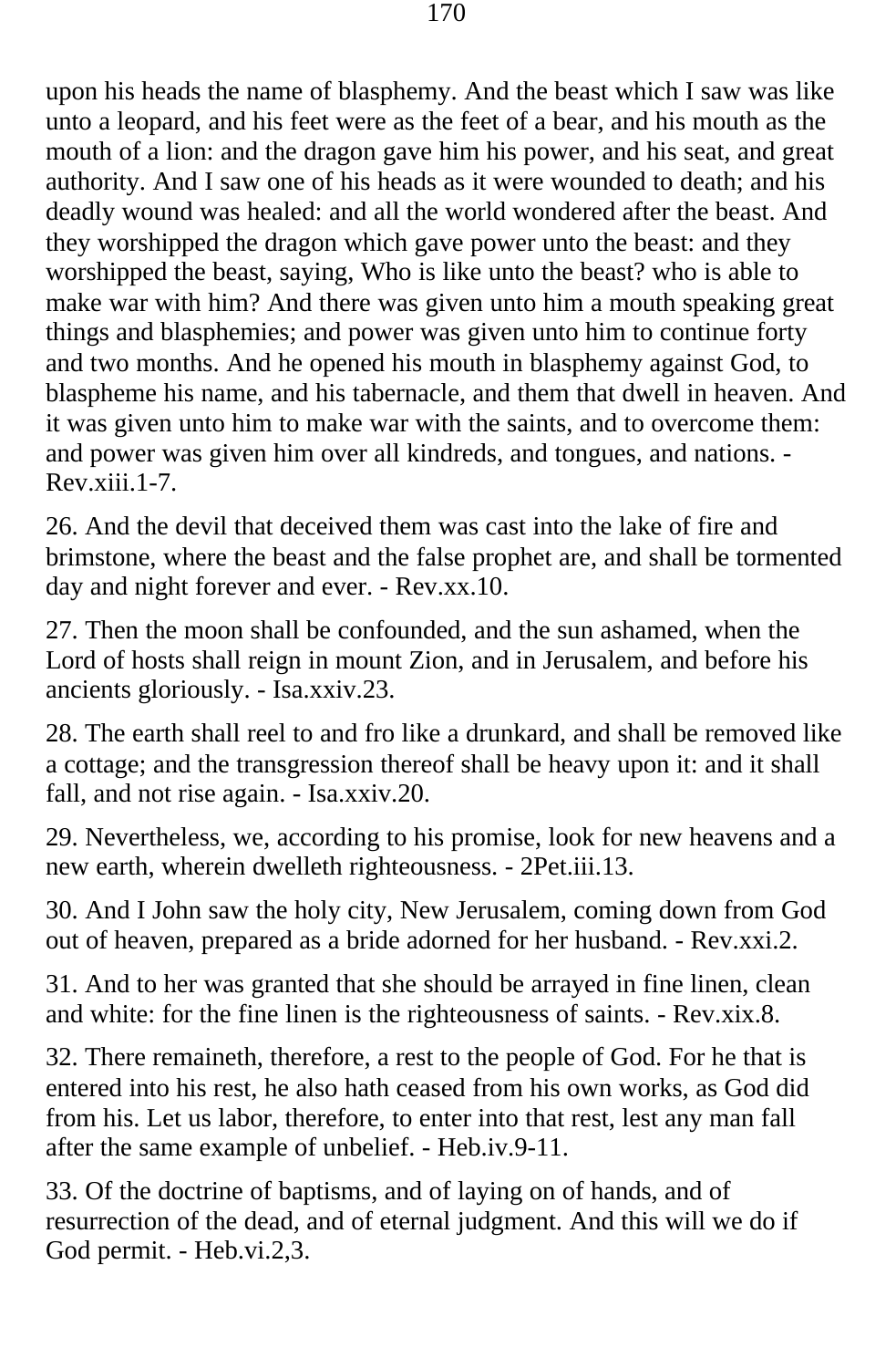upon his heads the name of blasphemy. And the beast which I saw was like unto a leopard, and his feet were as the feet of a bear, and his mouth as the mouth of a lion: and the dragon gave him his power, and his seat, and great authority. And I saw one of his heads as it were wounded to death; and his deadly wound was healed: and all the world wondered after the beast. And they worshipped the dragon which gave power unto the beast: and they worshipped the beast, saying, Who is like unto the beast? who is able to make war with him? And there was given unto him a mouth speaking great things and blasphemies; and power was given unto him to continue forty and two months. And he opened his mouth in blasphemy against God, to blaspheme his name, and his tabernacle, and them that dwell in heaven. And it was given unto him to make war with the saints, and to overcome them: and power was given him over all kindreds, and tongues, and nations. - Rev.xiii.1-7.

26. And the devil that deceived them was cast into the lake of fire and brimstone, where the beast and the false prophet are, and shall be tormented day and night forever and ever. - Rev.xx.10.

27. Then the moon shall be confounded, and the sun ashamed, when the Lord of hosts shall reign in mount Zion, and in Jerusalem, and before his ancients gloriously. - Isa.xxiv.23.

28. The earth shall reel to and fro like a drunkard, and shall be removed like a cottage; and the transgression thereof shall be heavy upon it: and it shall fall, and not rise again. - Isa.xxiv.20.

29. Nevertheless, we, according to his promise, look for new heavens and a new earth, wherein dwelleth righteousness. - 2Pet.iii.13.

30. And I John saw the holy city, New Jerusalem, coming down from God out of heaven, prepared as a bride adorned for her husband. - Rev.xxi.2.

31. And to her was granted that she should be arrayed in fine linen, clean and white: for the fine linen is the righteousness of saints. - Rev.xix.8.

32. There remaineth, therefore, a rest to the people of God. For he that is entered into his rest, he also hath ceased from his own works, as God did from his. Let us labor, therefore, to enter into that rest, lest any man fall after the same example of unbelief. - Heb.iv.9-11.

33. Of the doctrine of baptisms, and of laying on of hands, and of resurrection of the dead, and of eternal judgment. And this will we do if God permit. - Heb.vi.2,3.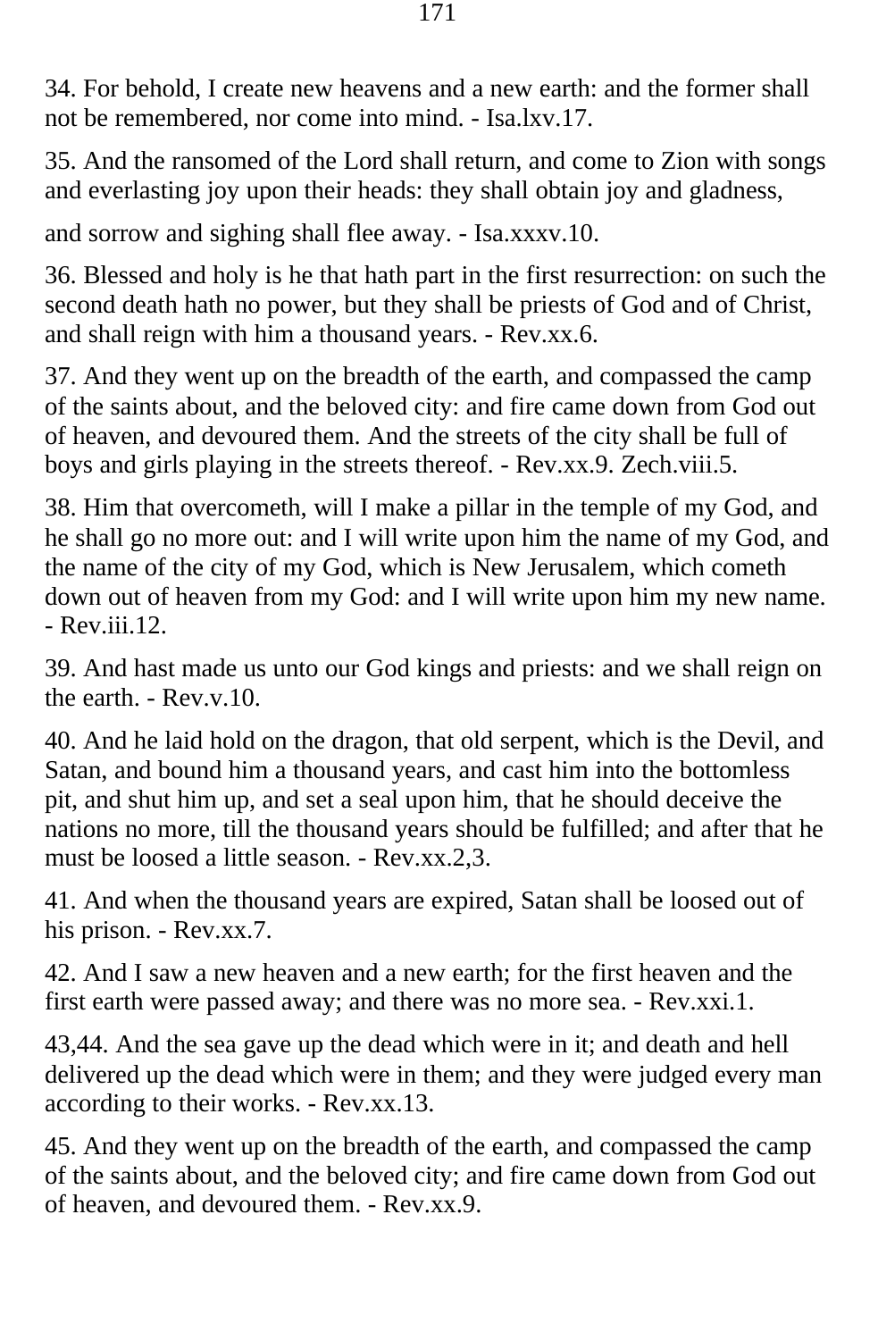34. For behold, I create new heavens and a new earth: and the former shall not be remembered, nor come into mind. - Isa.lxv.17.

35. And the ransomed of the Lord shall return, and come to Zion with songs and everlasting joy upon their heads: they shall obtain joy and gladness,

and sorrow and sighing shall flee away. - Isa.xxxv.10.

36. Blessed and holy is he that hath part in the first resurrection: on such the second death hath no power, but they shall be priests of God and of Christ, and shall reign with him a thousand years. - Rev.xx.6.

37. And they went up on the breadth of the earth, and compassed the camp of the saints about, and the beloved city: and fire came down from God out of heaven, and devoured them. And the streets of the city shall be full of boys and girls playing in the streets thereof. - Rev.xx.9. Zech.viii.5.

38. Him that overcometh, will I make a pillar in the temple of my God, and he shall go no more out: and I will write upon him the name of my God, and the name of the city of my God, which is New Jerusalem, which cometh down out of heaven from my God: and I will write upon him my new name. - Rev.iii.12.

39. And hast made us unto our God kings and priests: and we shall reign on the earth. - Rev.v.10.

40. And he laid hold on the dragon, that old serpent, which is the Devil, and Satan, and bound him a thousand years, and cast him into the bottomless pit, and shut him up, and set a seal upon him, that he should deceive the nations no more, till the thousand years should be fulfilled; and after that he must be loosed a little season. - Rev.xx.2,3.

41. And when the thousand years are expired, Satan shall be loosed out of his prison. - Rev.xx.7.

42. And I saw a new heaven and a new earth; for the first heaven and the first earth were passed away; and there was no more sea. - Rev.xxi.1.

43,44. And the sea gave up the dead which were in it; and death and hell delivered up the dead which were in them; and they were judged every man according to their works. - Rev.xx.13.

45. And they went up on the breadth of the earth, and compassed the camp of the saints about, and the beloved city; and fire came down from God out of heaven, and devoured them. - Rev.xx.9.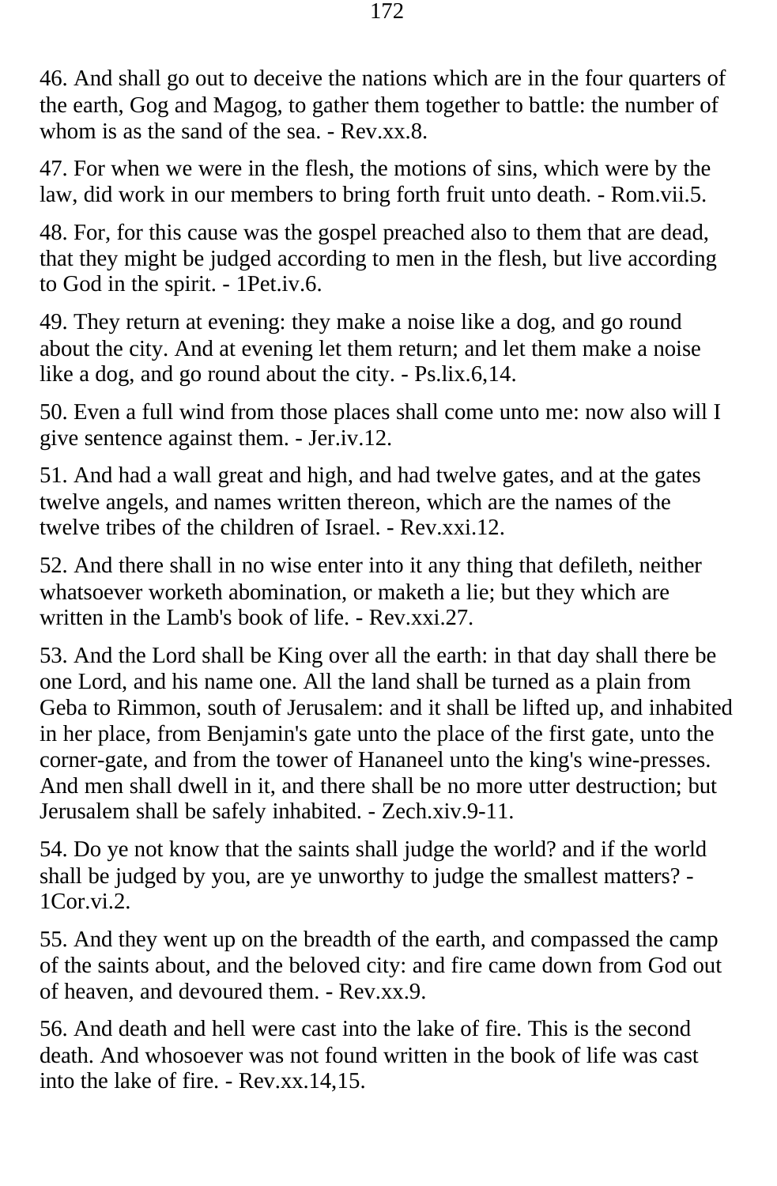46. And shall go out to deceive the nations which are in the four quarters of the earth, Gog and Magog, to gather them together to battle: the number of whom is as the sand of the sea. - Rev.xx.8.

47. For when we were in the flesh, the motions of sins, which were by the law, did work in our members to bring forth fruit unto death. - Rom.vii.5.

48. For, for this cause was the gospel preached also to them that are dead, that they might be judged according to men in the flesh, but live according to God in the spirit. - 1Pet.iv.6.

49. They return at evening: they make a noise like a dog, and go round about the city. And at evening let them return; and let them make a noise like a dog, and go round about the city. - Ps.lix.6,14.

50. Even a full wind from those places shall come unto me: now also will I give sentence against them. - Jer.iv.12.

51. And had a wall great and high, and had twelve gates, and at the gates twelve angels, and names written thereon, which are the names of the twelve tribes of the children of Israel. - Rev.xxi.12.

52. And there shall in no wise enter into it any thing that defileth, neither whatsoever worketh abomination, or maketh a lie; but they which are written in the Lamb's book of life. - Rev.xxi.27.

53. And the Lord shall be King over all the earth: in that day shall there be one Lord, and his name one. All the land shall be turned as a plain from Geba to Rimmon, south of Jerusalem: and it shall be lifted up, and inhabited in her place, from Benjamin's gate unto the place of the first gate, unto the corner-gate, and from the tower of Hananeel unto the king's wine-presses. And men shall dwell in it, and there shall be no more utter destruction; but Jerusalem shall be safely inhabited. - Zech.xiv.9-11.

54. Do ye not know that the saints shall judge the world? and if the world shall be judged by you, are ye unworthy to judge the smallest matters? - 1Cor.vi.2.

55. And they went up on the breadth of the earth, and compassed the camp of the saints about, and the beloved city: and fire came down from God out of heaven, and devoured them. - Rev.xx.9.

56. And death and hell were cast into the lake of fire. This is the second death. And whosoever was not found written in the book of life was cast into the lake of fire. - Rev.xx.14,15.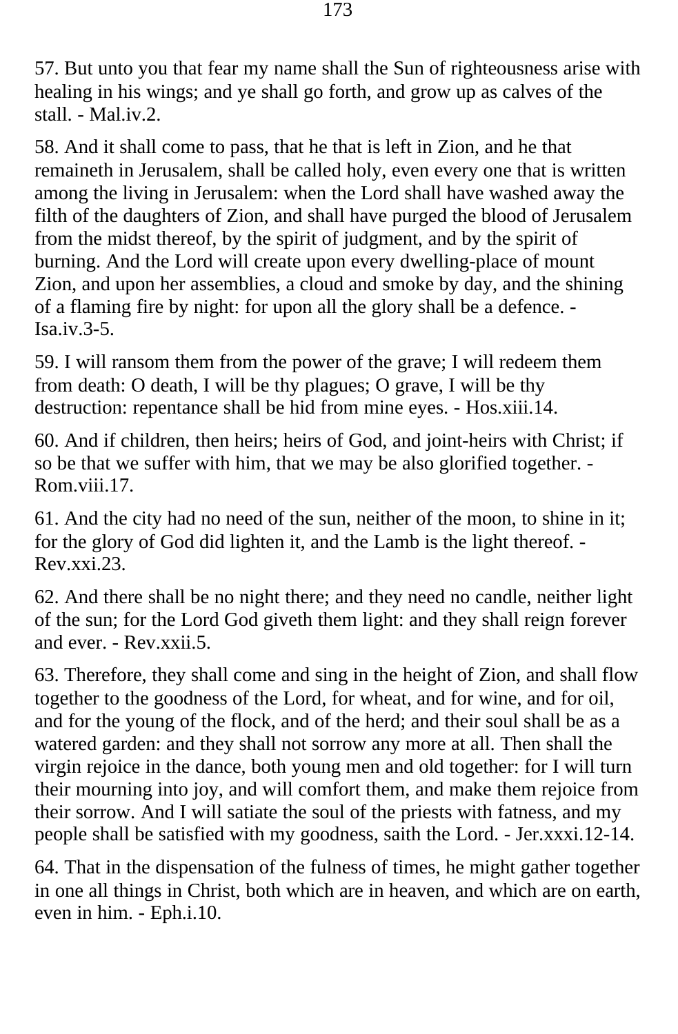57. But unto you that fear my name shall the Sun of righteousness arise with healing in his wings; and ye shall go forth, and grow up as calves of the stall. - Mal.iv.2.

58. And it shall come to pass, that he that is left in Zion, and he that remaineth in Jerusalem, shall be called holy, even every one that is written among the living in Jerusalem: when the Lord shall have washed away the filth of the daughters of Zion, and shall have purged the blood of Jerusalem from the midst thereof, by the spirit of judgment, and by the spirit of burning. And the Lord will create upon every dwelling-place of mount Zion, and upon her assemblies, a cloud and smoke by day, and the shining of a flaming fire by night: for upon all the glory shall be a defence. - Isa.iv.3-5.

59. I will ransom them from the power of the grave; I will redeem them from death: O death, I will be thy plagues; O grave, I will be thy destruction: repentance shall be hid from mine eyes. - Hos.xiii.14.

60. And if children, then heirs; heirs of God, and joint-heirs with Christ; if so be that we suffer with him, that we may be also glorified together. - Rom.viii.17.

61. And the city had no need of the sun, neither of the moon, to shine in it; for the glory of God did lighten it, and the Lamb is the light thereof. - Rev.xxi.23.

62. And there shall be no night there; and they need no candle, neither light of the sun; for the Lord God giveth them light: and they shall reign forever and ever. - Rev.xxii.5.

63. Therefore, they shall come and sing in the height of Zion, and shall flow together to the goodness of the Lord, for wheat, and for wine, and for oil, and for the young of the flock, and of the herd; and their soul shall be as a watered garden: and they shall not sorrow any more at all. Then shall the virgin rejoice in the dance, both young men and old together: for I will turn their mourning into joy, and will comfort them, and make them rejoice from their sorrow. And I will satiate the soul of the priests with fatness, and my people shall be satisfied with my goodness, saith the Lord. - Jer.xxxi.12-14.

64. That in the dispensation of the fulness of times, he might gather together in one all things in Christ, both which are in heaven, and which are on earth, even in him. - Eph.i.10.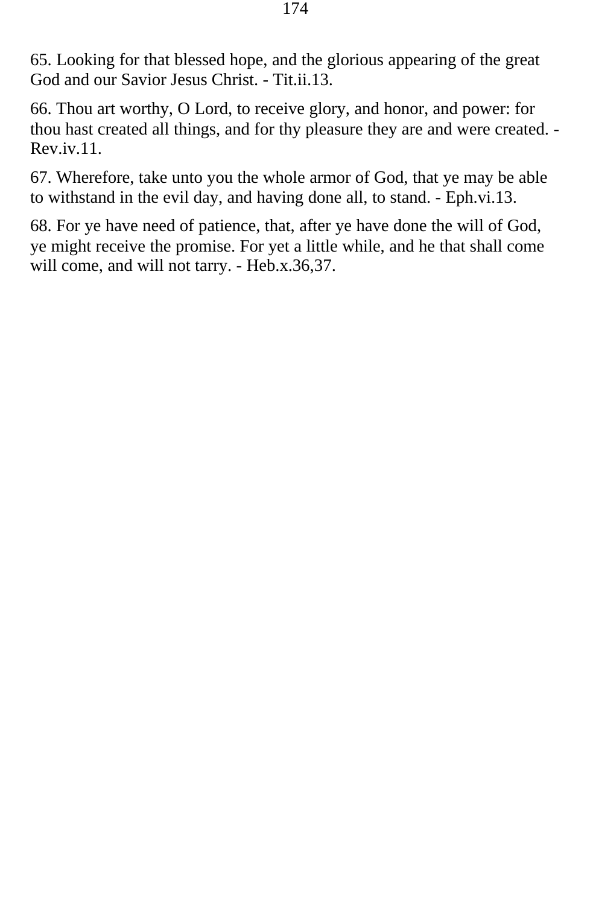65. Looking for that blessed hope, and the glorious appearing of the great God and our Savior Jesus Christ. - Tit.ii.13.

66. Thou art worthy, O Lord, to receive glory, and honor, and power: for thou hast created all things, and for thy pleasure they are and were created. - Rev.iv.11.

67. Wherefore, take unto you the whole armor of God, that ye may be able to withstand in the evil day, and having done all, to stand. - Eph.vi.13.

68. For ye have need of patience, that, after ye have done the will of God, ye might receive the promise. For yet a little while, and he that shall come will come, and will not tarry. - Heb.x.36,37.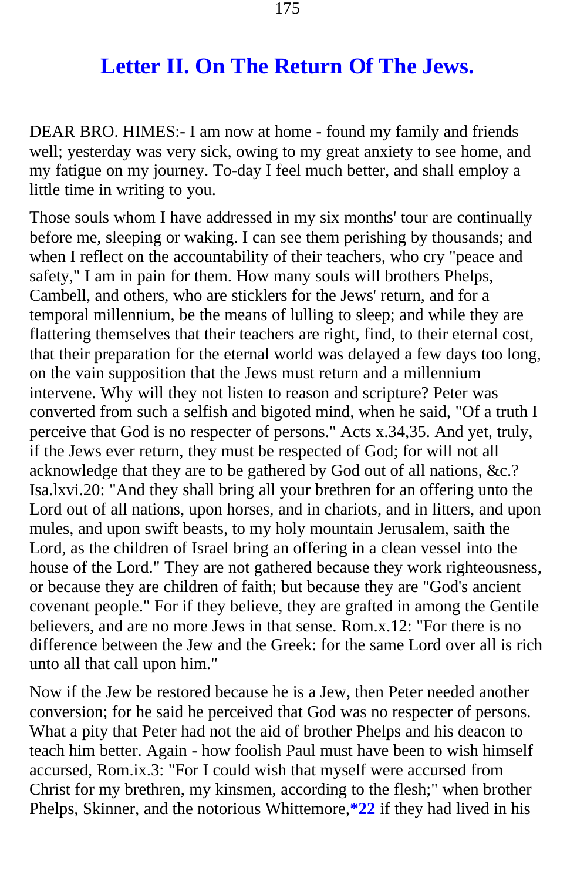# Letter II. On The Return Of The Jews.

DEAR BRO. HIMES:- I am now at home - found my family and friends well; yesterday was very sick, owing to my great anxiety to see home, and my fatigue on my journey. To-day I feel much better, and shall employ a little time in writing to you.

Those souls whom I have addressed in my six months' tour are continually before me, sleeping or waking. I can see them perishing by thousands; and when I reflect on the accountability of their teachers, who cry "peace and safety," I am in pain for them. How many souls will brothers Phelps, Cambell, and others, who are sticklers for the Jews' return, and for a temporal millennium, be the means of lulling to sleep; and while they are flattering themselves that their teachers are right, find, to their eternal cost, that their preparation for the eternal world was delayed a few days too long, on the vain supposition that the Jews must return and a millennium intervene. Why will they not listen to reason and scripture? Peter was converted from such a selfish and bigoted mind, when he said, "Of a truth I perceive that God is no respecter of persons." Acts x.34,35. And yet, truly, if the Jews ever return, they must be respected of God; for will not all acknowledge that they are to be gathered by God out of all nations, &c.? Isa.lxvi.20: "And they shall bring all your brethren for an offering unto the Lord out of all nations, upon horses, and in chariots, and in litters, and upon mules, and upon swift beasts, to my holy mountain Jerusalem, saith the Lord, as the children of Israel bring an offering in a clean vessel into the house of the Lord." They are not gathered because they work righteousness, or because they are children of faith; but because they are "God's ancient covenant people." For if they believe, they are grafted in among the Gentile believers, and are no more Jews in that sense. Rom.x.12: "For there is no difference between the Jew and the Greek: for the same Lord over all is rich unto all that call upon him."

Now if the Jew be restored because he is a Jew, then Peter needed another conversion; for he said he perceived that God was no respecter of persons. What a pity that Peter had not the aid of brother Phelps and his deacon to teach him better. Again - how foolish Paul must have been to wish himself accursed, Rom.ix.3: "For I could wish that myself were accursed from Christ for my brethren, my kinsmen, according to the flesh;" when brother Phelps, Skinner, and the notorious Whittemore,**\*22** if they had lived in his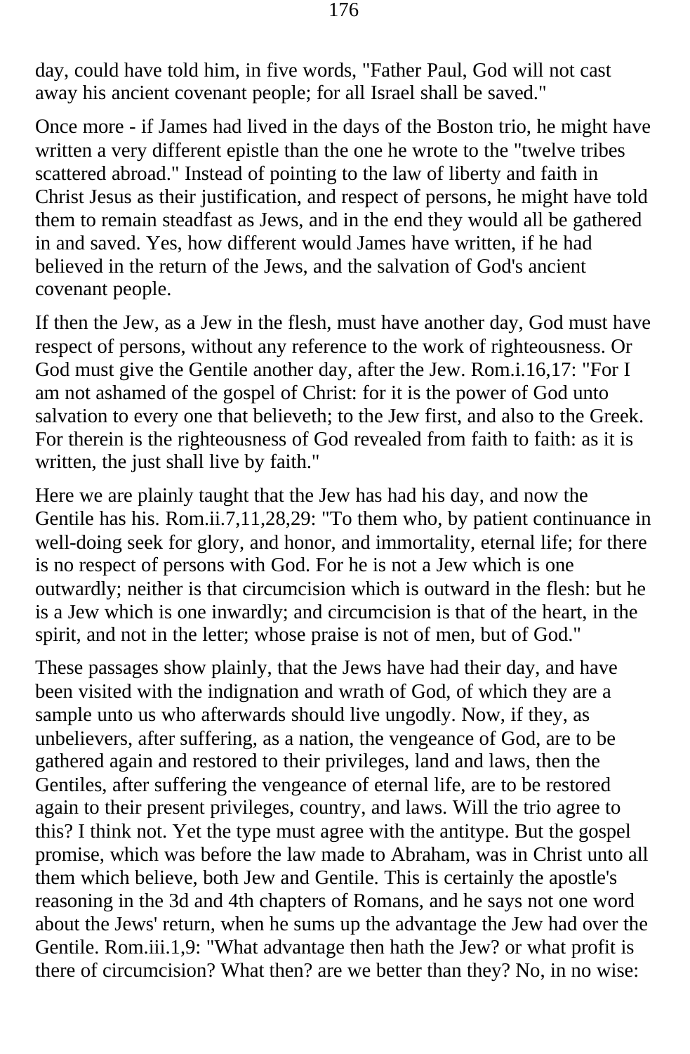day, could have told him, in five words, "Father Paul, God will not cast away his ancient covenant people; for all Israel shall be saved."

Once more - if James had lived in the days of the Boston trio, he might have written a very different epistle than the one he wrote to the "twelve tribes scattered abroad." Instead of pointing to the law of liberty and faith in Christ Jesus as their justification, and respect of persons, he might have told them to remain steadfast as Jews, and in the end they would all be gathered in and saved. Yes, how different would James have written, if he had believed in the return of the Jews, and the salvation of God's ancient covenant people.

If then the Jew, as a Jew in the flesh, must have another day, God must have respect of persons, without any reference to the work of righteousness. Or God must give the Gentile another day, after the Jew. Rom.i.16,17: "For I am not ashamed of the gospel of Christ: for it is the power of God unto salvation to every one that believeth; to the Jew first, and also to the Greek. For therein is the righteousness of God revealed from faith to faith: as it is written, the just shall live by faith."

Here we are plainly taught that the Jew has had his day, and now the Gentile has his. Rom.ii.7,11,28,29: "To them who, by patient continuance in well-doing seek for glory, and honor, and immortality, eternal life; for there is no respect of persons with God. For he is not a Jew which is one outwardly; neither is that circumcision which is outward in the flesh: but he is a Jew which is one inwardly; and circumcision is that of the heart, in the spirit, and not in the letter; whose praise is not of men, but of God."

These passages show plainly, that the Jews have had their day, and have been visited with the indignation and wrath of God, of which they are a sample unto us who afterwards should live ungodly. Now, if they, as unbelievers, after suffering, as a nation, the vengeance of God, are to be gathered again and restored to their privileges, land and laws, then the Gentiles, after suffering the vengeance of eternal life, are to be restored again to their present privileges, country, and laws. Will the trio agree to this? I think not. Yet the type must agree with the antitype. But the gospel promise, which was before the law made to Abraham, was in Christ unto all them which believe, both Jew and Gentile. This is certainly the apostle's reasoning in the 3d and 4th chapters of Romans, and he says not one word about the Jews' return, when he sums up the advantage the Jew had over the Gentile. Rom.iii.1,9: "What advantage then hath the Jew? or what profit is there of circumcision? What then? are we better than they? No, in no wise: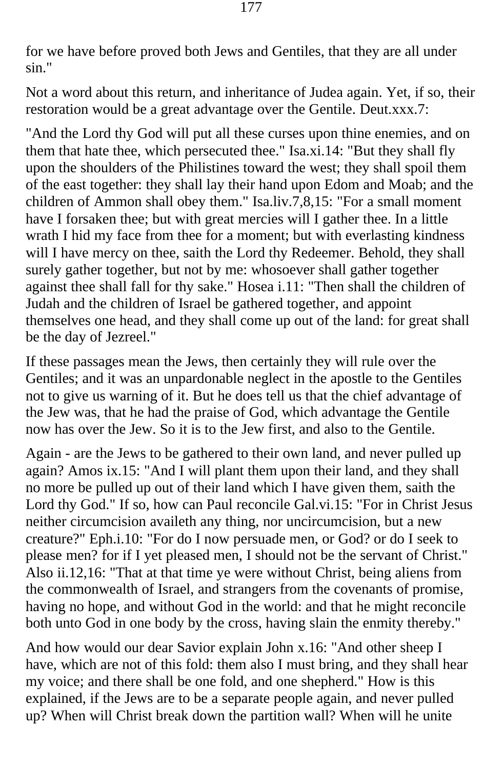for we have before proved both Jews and Gentiles, that they are all under sin."

Not a word about this return, and inheritance of Judea again. Yet, if so, their restoration would be a great advantage over the Gentile. Deut.xxx.7:

"And the Lord thy God will put all these curses upon thine enemies, and on them that hate thee, which persecuted thee." Isa.xi.14: "But they shall fly upon the shoulders of the Philistines toward the west; they shall spoil them of the east together: they shall lay their hand upon Edom and Moab; and the children of Ammon shall obey them." Isa.liv.7,8,15: "For a small moment have I forsaken thee; but with great mercies will I gather thee. In a little wrath I hid my face from thee for a moment; but with everlasting kindness will I have mercy on thee, saith the Lord thy Redeemer. Behold, they shall surely gather together, but not by me: whosoever shall gather together against thee shall fall for thy sake." Hosea i.11: "Then shall the children of Judah and the children of Israel be gathered together, and appoint themselves one head, and they shall come up out of the land: for great shall be the day of Jezreel."

If these passages mean the Jews, then certainly they will rule over the Gentiles; and it was an unpardonable neglect in the apostle to the Gentiles not to give us warning of it. But he does tell us that the chief advantage of the Jew was, that he had the praise of God, which advantage the Gentile now has over the Jew. So it is to the Jew first, and also to the Gentile.

Again - are the Jews to be gathered to their own land, and never pulled up again? Amos ix.15: "And I will plant them upon their land, and they shall no more be pulled up out of their land which I have given them, saith the Lord thy God." If so, how can Paul reconcile Gal.vi.15: "For in Christ Jesus neither circumcision availeth any thing, nor uncircumcision, but a new creature?" Eph.i.10: "For do I now persuade men, or God? or do I seek to please men? for if I yet pleased men, I should not be the servant of Christ." Also ii.12,16: "That at that time ye were without Christ, being aliens from the commonwealth of Israel, and strangers from the covenants of promise, having no hope, and without God in the world: and that he might reconcile both unto God in one body by the cross, having slain the enmity thereby."

And how would our dear Savior explain John x.16: "And other sheep I have, which are not of this fold: them also I must bring, and they shall hear my voice; and there shall be one fold, and one shepherd." How is this explained, if the Jews are to be a separate people again, and never pulled up? When will Christ break down the partition wall? When will he unite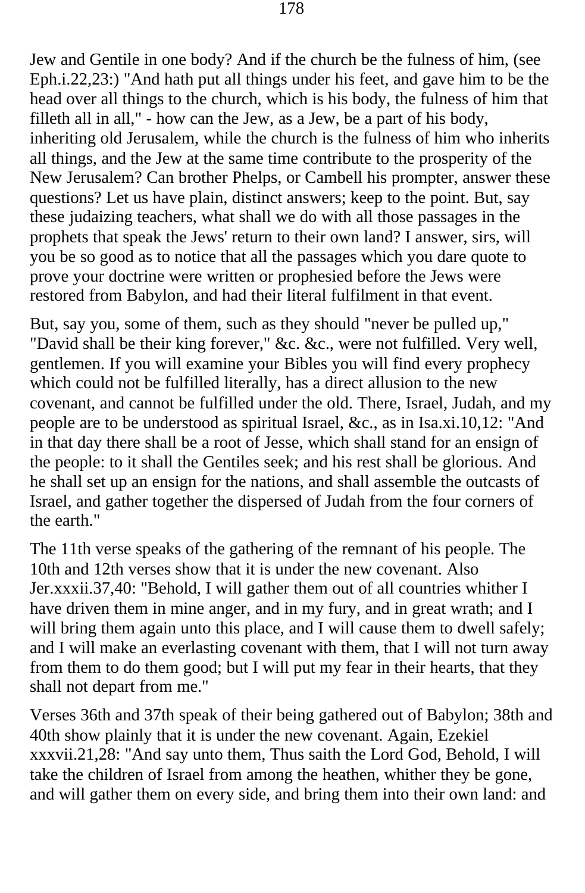Jew and Gentile in one body? And if the church be the fulness of him, (see Eph.i.22,23:) "And hath put all things under his feet, and gave him to be the head over all things to the church, which is his body, the fulness of him that filleth all in all," - how can the Jew, as a Jew, be a part of his body, inheriting old Jerusalem, while the church is the fulness of him who inherits all things, and the Jew at the same time contribute to the prosperity of the New Jerusalem? Can brother Phelps, or Cambell his prompter, answer these questions? Let us have plain, distinct answers; keep to the point. But, say these judaizing teachers, what shall we do with all those passages in the prophets that speak the Jews' return to their own land? I answer, sirs, will you be so good as to notice that all the passages which you dare quote to prove your doctrine were written or prophesied before the Jews were restored from Babylon, and had their literal fulfilment in that event.

But, say you, some of them, such as they should "never be pulled up," "David shall be their king forever," &c. &c., were not fulfilled. Very well, gentlemen. If you will examine your Bibles you will find every prophecy which could not be fulfilled literally, has a direct allusion to the new covenant, and cannot be fulfilled under the old. There, Israel, Judah, and my people are to be understood as spiritual Israel, &c., as in Isa.xi.10,12: "And in that day there shall be a root of Jesse, which shall stand for an ensign of the people: to it shall the Gentiles seek; and his rest shall be glorious. And he shall set up an ensign for the nations, and shall assemble the outcasts of Israel, and gather together the dispersed of Judah from the four corners of the earth."

The 11th verse speaks of the gathering of the remnant of his people. The 10th and 12th verses show that it is under the new covenant. Also Jer.xxxii.37,40: "Behold, I will gather them out of all countries whither I have driven them in mine anger, and in my fury, and in great wrath; and I will bring them again unto this place, and I will cause them to dwell safely; and I will make an everlasting covenant with them, that I will not turn away from them to do them good; but I will put my fear in their hearts, that they shall not depart from me."

Verses 36th and 37th speak of their being gathered out of Babylon; 38th and 40th show plainly that it is under the new covenant. Again, Ezekiel xxxvii.21,28: "And say unto them, Thus saith the Lord God, Behold, I will take the children of Israel from among the heathen, whither they be gone, and will gather them on every side, and bring them into their own land: and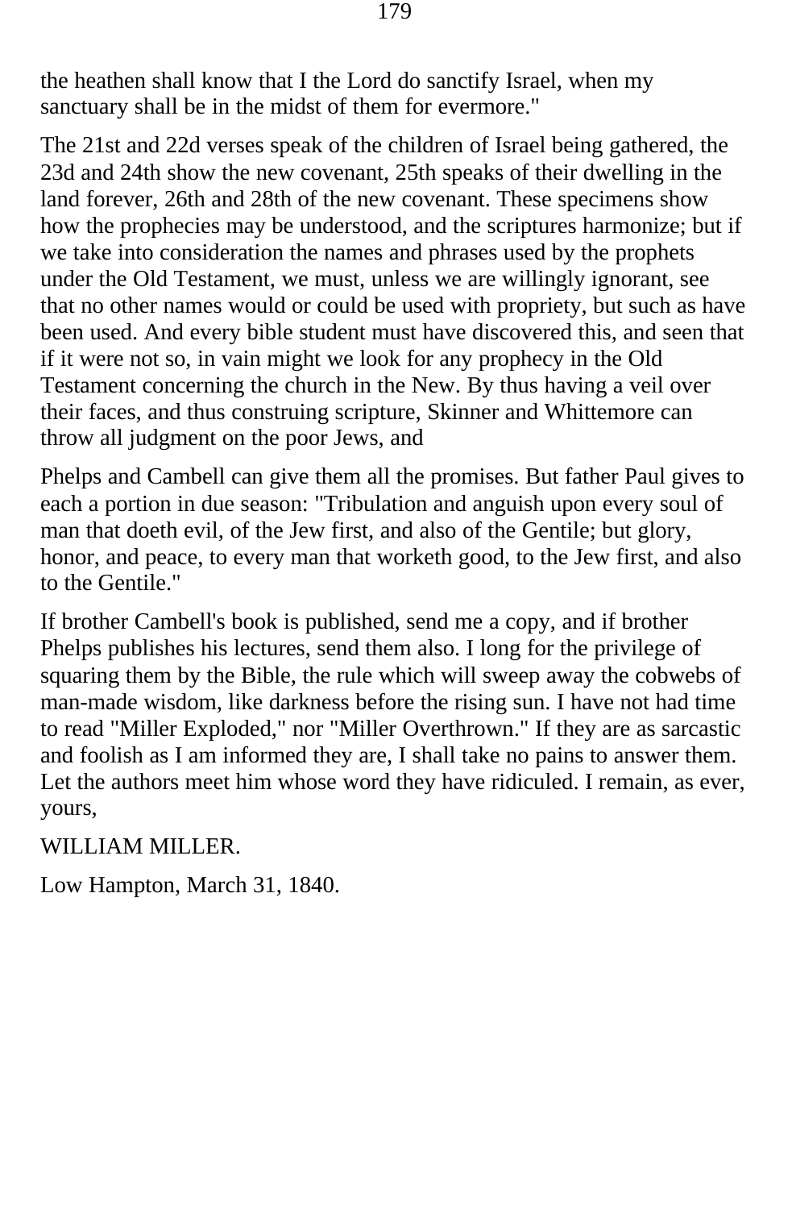the heathen shall know that I the Lord do sanctify Israel, when my sanctuary shall be in the midst of them for evermore."

The 21st and 22d verses speak of the children of Israel being gathered, the 23d and 24th show the new covenant, 25th speaks of their dwelling in the land forever, 26th and 28th of the new covenant. These specimens show how the prophecies may be understood, and the scriptures harmonize; but if we take into consideration the names and phrases used by the prophets under the Old Testament, we must, unless we are willingly ignorant, see that no other names would or could be used with propriety, but such as have been used. And every bible student must have discovered this, and seen that if it were not so, in vain might we look for any prophecy in the Old Testament concerning the church in the New. By thus having a veil over their faces, and thus construing scripture, Skinner and Whittemore can throw all judgment on the poor Jews, and

Phelps and Cambell can give them all the promises. But father Paul gives to each a portion in due season: "Tribulation and anguish upon every soul of man that doeth evil, of the Jew first, and also of the Gentile; but glory, honor, and peace, to every man that worketh good, to the Jew first, and also to the Gentile."

If brother Cambell's book is published, send me a copy, and if brother Phelps publishes his lectures, send them also. I long for the privilege of squaring them by the Bible, the rule which will sweep away the cobwebs of man-made wisdom, like darkness before the rising sun. I have not had time to read "Miller Exploded," nor "Miller Overthrown." If they are as sarcastic and foolish as I am informed they are, I shall take no pains to answer them. Let the authors meet him whose word they have ridiculed. I remain, as ever, yours,

WILLIAM MILLER.

Low Hampton, March 31, 1840.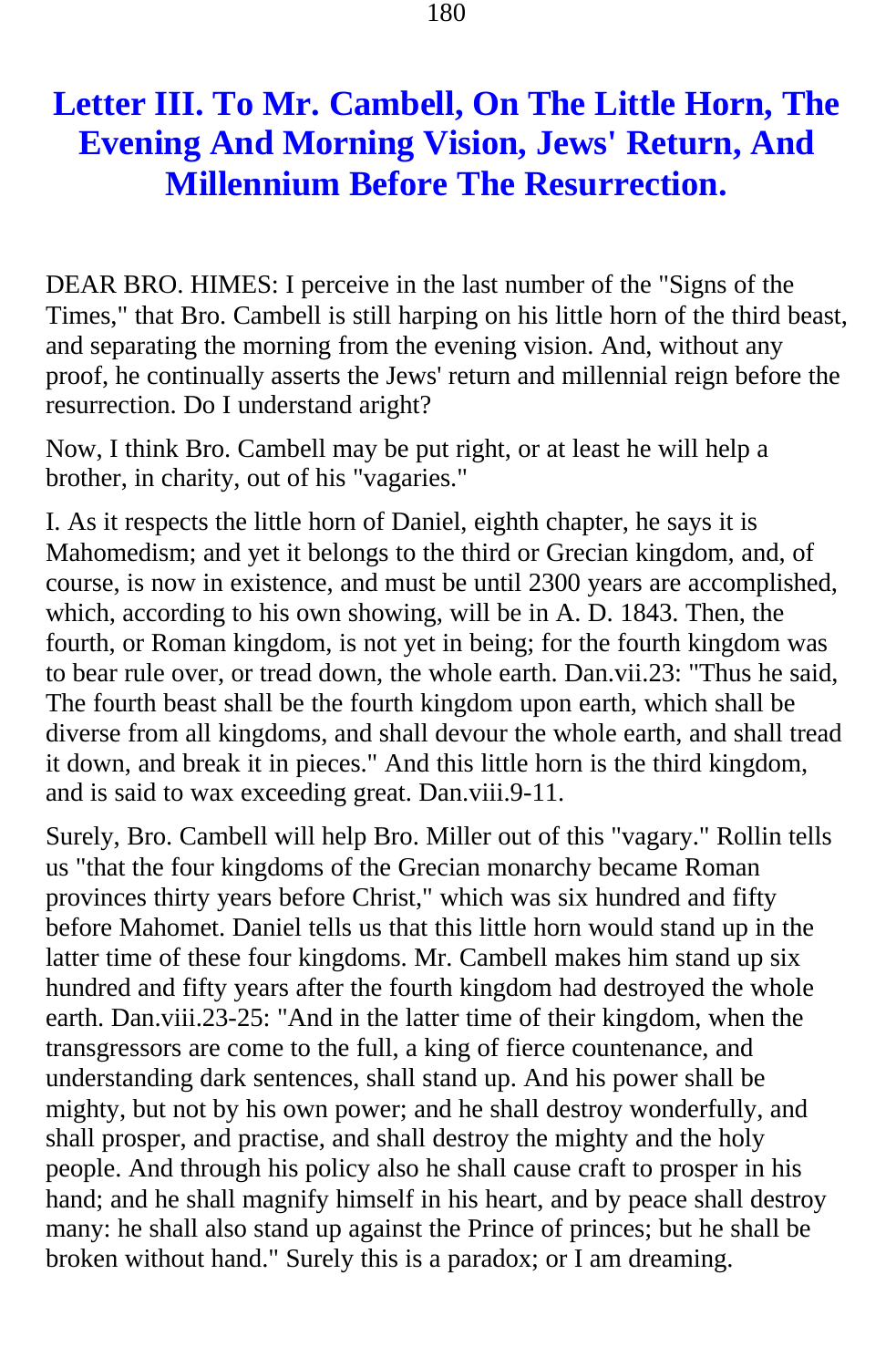# Letter III. To Mr. Cambell, On The Little Horn, The Evening And Morning Vision, Jews' Return, And Millennium Before The Resurrection.

DEAR BRO. HIMES: I perceive in the last number of the "Signs of the Times," that Bro. Cambell is still harping on his little horn of the third beast, and separating the morning from the evening vision. And, without any proof, he continually asserts the Jews' return and millennial reign before the resurrection. Do I understand aright?

Now, I think Bro. Cambell may be put right, or at least he will help a brother, in charity, out of his "vagaries."

I. As it respects the little horn of Daniel, eighth chapter, he says it is Mahomedism; and yet it belongs to the third or Grecian kingdom, and, of course, is now in existence, and must be until 2300 years are accomplished, which, according to his own showing, will be in A. D. 1843. Then, the fourth, or Roman kingdom, is not yet in being; for the fourth kingdom was to bear rule over, or tread down, the whole earth. Dan.vii.23: "Thus he said, The fourth beast shall be the fourth kingdom upon earth, which shall be diverse from all kingdoms, and shall devour the whole earth, and shall tread it down, and break it in pieces." And this little horn is the third kingdom, and is said to wax exceeding great. Dan.viii.9-11.

Surely, Bro. Cambell will help Bro. Miller out of this "vagary." Rollin tells us "that the four kingdoms of the Grecian monarchy became Roman provinces thirty years before Christ," which was six hundred and fifty before Mahomet. Daniel tells us that this little horn would stand up in the latter time of these four kingdoms. Mr. Cambell makes him stand up six hundred and fifty years after the fourth kingdom had destroyed the whole earth. Dan.viii.23-25: "And in the latter time of their kingdom, when the transgressors are come to the full, a king of fierce countenance, and understanding dark sentences, shall stand up. And his power shall be mighty, but not by his own power; and he shall destroy wonderfully, and shall prosper, and practise, and shall destroy the mighty and the holy people. And through his policy also he shall cause craft to prosper in his hand; and he shall magnify himself in his heart, and by peace shall destroy many: he shall also stand up against the Prince of princes; but he shall be broken without hand." Surely this is a paradox; or I am dreaming.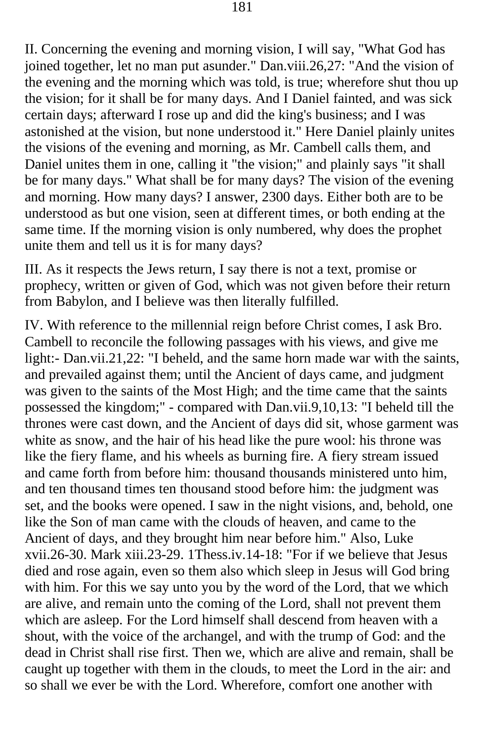II. Concerning the evening and morning vision, I will say, "What God has joined together, let no man put asunder." Dan.viii.26,27: "And the vision of the evening and the morning which was told, is true; wherefore shut thou up the vision; for it shall be for many days. And I Daniel fainted, and was sick certain days; afterward I rose up and did the king's business; and I was astonished at the vision, but none understood it." Here Daniel plainly unites the visions of the evening and morning, as Mr. Cambell calls them, and Daniel unites them in one, calling it "the vision;" and plainly says "it shall be for many days." What shall be for many days? The vision of the evening and morning. How many days? I answer, 2300 days. Either both are to be understood as but one vision, seen at different times, or both ending at the same time. If the morning vision is only numbered, why does the prophet unite them and tell us it is for many days?

III. As it respects the Jews return, I say there is not a text, promise or prophecy, written or given of God, which was not given before their return from Babylon, and I believe was then literally fulfilled.

IV. With reference to the millennial reign before Christ comes, I ask Bro. Cambell to reconcile the following passages with his views, and give me light:- Dan.vii.21,22: "I beheld, and the same horn made war with the saints, and prevailed against them; until the Ancient of days came, and judgment was given to the saints of the Most High; and the time came that the saints possessed the kingdom;" - compared with Dan.vii.9,10,13: "I beheld till the thrones were cast down, and the Ancient of days did sit, whose garment was white as snow, and the hair of his head like the pure wool: his throne was like the fiery flame, and his wheels as burning fire. A fiery stream issued and came forth from before him: thousand thousands ministered unto him, and ten thousand times ten thousand stood before him: the judgment was set, and the books were opened. I saw in the night visions, and, behold, one like the Son of man came with the clouds of heaven, and came to the Ancient of days, and they brought him near before him." Also, Luke xvii.26-30. Mark xiii.23-29. 1Thess.iv.14-18: "For if we believe that Jesus died and rose again, even so them also which sleep in Jesus will God bring with him. For this we say unto you by the word of the Lord, that we which are alive, and remain unto the coming of the Lord, shall not prevent them which are asleep. For the Lord himself shall descend from heaven with a shout, with the voice of the archangel, and with the trump of God: and the dead in Christ shall rise first. Then we, which are alive and remain, shall be caught up together with them in the clouds, to meet the Lord in the air: and so shall we ever be with the Lord. Wherefore, comfort one another with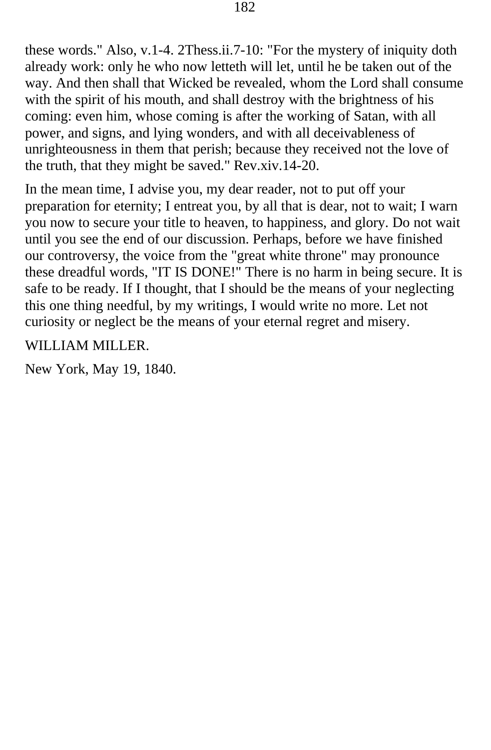these words." Also, v.1-4. 2Thess.ii.7-10: "For the mystery of iniquity doth already work: only he who now letteth will let, until he be taken out of the way. And then shall that Wicked be revealed, whom the Lord shall consume with the spirit of his mouth, and shall destroy with the brightness of his coming: even him, whose coming is after the working of Satan, with all power, and signs, and lying wonders, and with all deceivableness of unrighteousness in them that perish; because they received not the love of the truth, that they might be saved." Rev.xiv.14-20.

In the mean time, I advise you, my dear reader, not to put off your preparation for eternity; I entreat you, by all that is dear, not to wait; I warn you now to secure your title to heaven, to happiness, and glory. Do not wait until you see the end of our discussion. Perhaps, before we have finished our controversy, the voice from the "great white throne" may pronounce these dreadful words, "IT IS DONE!" There is no harm in being secure. It is safe to be ready. If I thought, that I should be the means of your neglecting this one thing needful, by my writings, I would write no more. Let not curiosity or neglect be the means of your eternal regret and misery.

WILLIAM MILLER.

New York, May 19, 1840.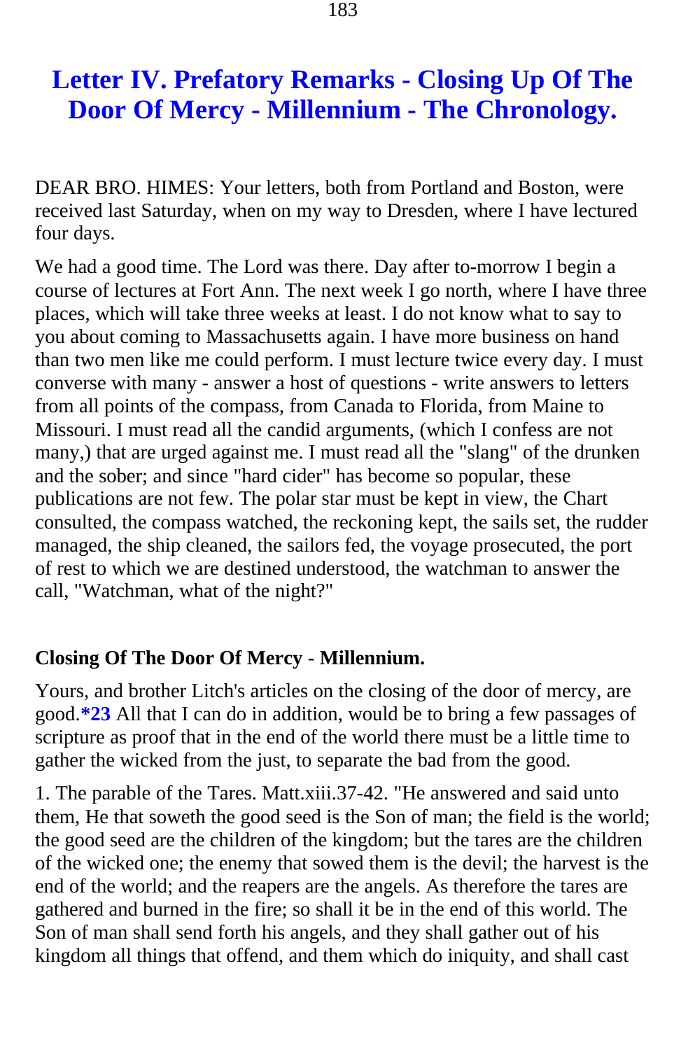# Letter IV. Prefatory Remarks - Closing Up Of The Door Of Mercy - Millennium - The Chronology.

DEAR BRO. HIMES: Your letters, both from Portland and Boston, were received last Saturday, when on my way to Dresden, where I have lectured four days.

We had a good time. The Lord was there. Day after to-morrow I begin a course of lectures at Fort Ann. The next week I go north, where I have three places, which will take three weeks at least. I do not know what to say to you about coming to Massachusetts again. I have more business on hand than two men like me could perform. I must lecture twice every day. I must converse with many - answer a host of questions - write answers to letters from all points of the compass, from Canada to Florida, from Maine to Missouri. I must read all the candid arguments, (which I confess are not many,) that are urged against me. I must read all the "slang" of the drunken and the sober; and since "hard cider" has become so popular, these publications are not few. The polar star must be kept in view, the Chart consulted, the compass watched, the reckoning kept, the sails set, the rudder managed, the ship cleaned, the sailors fed, the voyage prosecuted, the port of rest to which we are destined understood, the watchman to answer the call, "Watchman, what of the night?"

### Closing Of The Door Of Mercy - Millennium.

Yours, and brother Litch's articles on the closing of the door of mercy, are good.**\*23** All that I can do in addition, would be to bring a few passages of scripture as proof that in the end of the world there must be a little time to gather the wicked from the just, to separate the bad from the good.

1. The parable of the Tares. Matt.xiii.37-42. "He answered and said unto them, He that soweth the good seed is the Son of man; the field is the world; the good seed are the children of the kingdom; but the tares are the children of the wicked one; the enemy that sowed them is the devil; the harvest is the end of the world; and the reapers are the angels. As therefore the tares are gathered and burned in the fire; so shall it be in the end of this world. The Son of man shall send forth his angels, and they shall gather out of his kingdom all things that offend, and them which do iniquity, and shall cast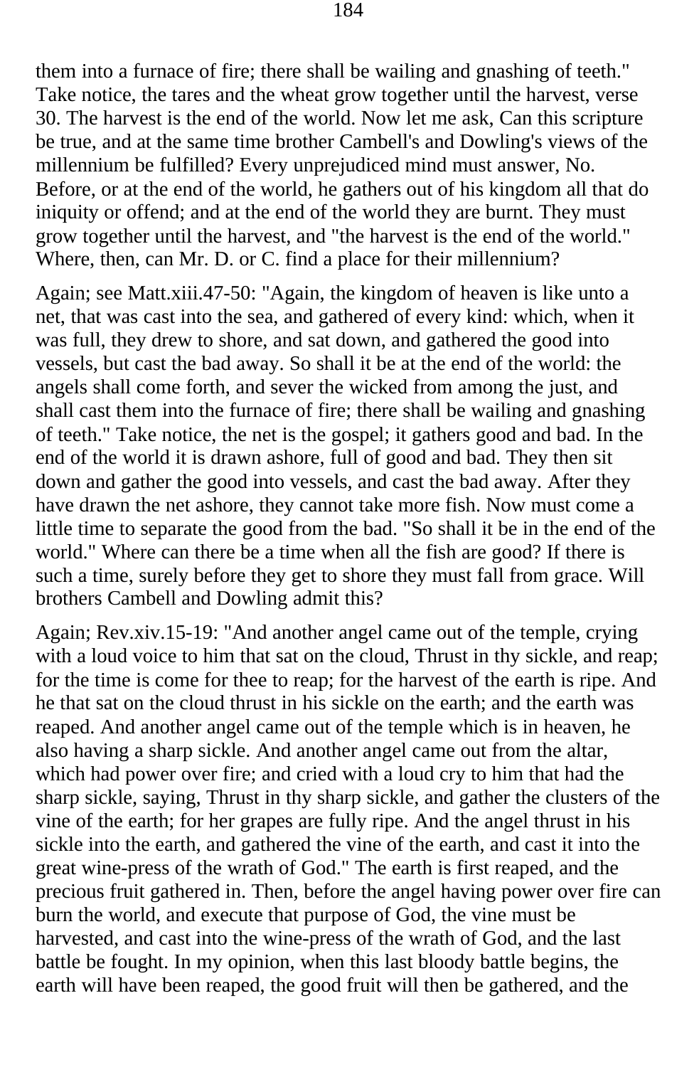them into a furnace of fire; there shall be wailing and gnashing of teeth." Take notice, the tares and the wheat grow together until the harvest, verse 30. The harvest is the end of the world. Now let me ask, Can this scripture be true, and at the same time brother Cambell's and Dowling's views of the millennium be fulfilled? Every unprejudiced mind must answer, No. Before, or at the end of the world, he gathers out of his kingdom all that do iniquity or offend; and at the end of the world they are burnt. They must grow together until the harvest, and "the harvest is the end of the world." Where, then, can Mr. D. or C. find a place for their millennium?

Again; see Matt.xiii.47-50: "Again, the kingdom of heaven is like unto a net, that was cast into the sea, and gathered of every kind: which, when it was full, they drew to shore, and sat down, and gathered the good into vessels, but cast the bad away. So shall it be at the end of the world: the angels shall come forth, and sever the wicked from among the just, and shall cast them into the furnace of fire; there shall be wailing and gnashing of teeth." Take notice, the net is the gospel; it gathers good and bad. In the end of the world it is drawn ashore, full of good and bad. They then sit down and gather the good into vessels, and cast the bad away. After they have drawn the net ashore, they cannot take more fish. Now must come a little time to separate the good from the bad. "So shall it be in the end of the world." Where can there be a time when all the fish are good? If there is such a time, surely before they get to shore they must fall from grace. Will brothers Cambell and Dowling admit this?

Again; Rev.xiv.15-19: "And another angel came out of the temple, crying with a loud voice to him that sat on the cloud, Thrust in thy sickle, and reap; for the time is come for thee to reap; for the harvest of the earth is ripe. And he that sat on the cloud thrust in his sickle on the earth; and the earth was reaped. And another angel came out of the temple which is in heaven, he also having a sharp sickle. And another angel came out from the altar, which had power over fire; and cried with a loud cry to him that had the sharp sickle, saying, Thrust in thy sharp sickle, and gather the clusters of the vine of the earth; for her grapes are fully ripe. And the angel thrust in his sickle into the earth, and gathered the vine of the earth, and cast it into the great wine-press of the wrath of God." The earth is first reaped, and the precious fruit gathered in. Then, before the angel having power over fire can burn the world, and execute that purpose of God, the vine must be harvested, and cast into the wine-press of the wrath of God, and the last battle be fought. In my opinion, when this last bloody battle begins, the earth will have been reaped, the good fruit will then be gathered, and the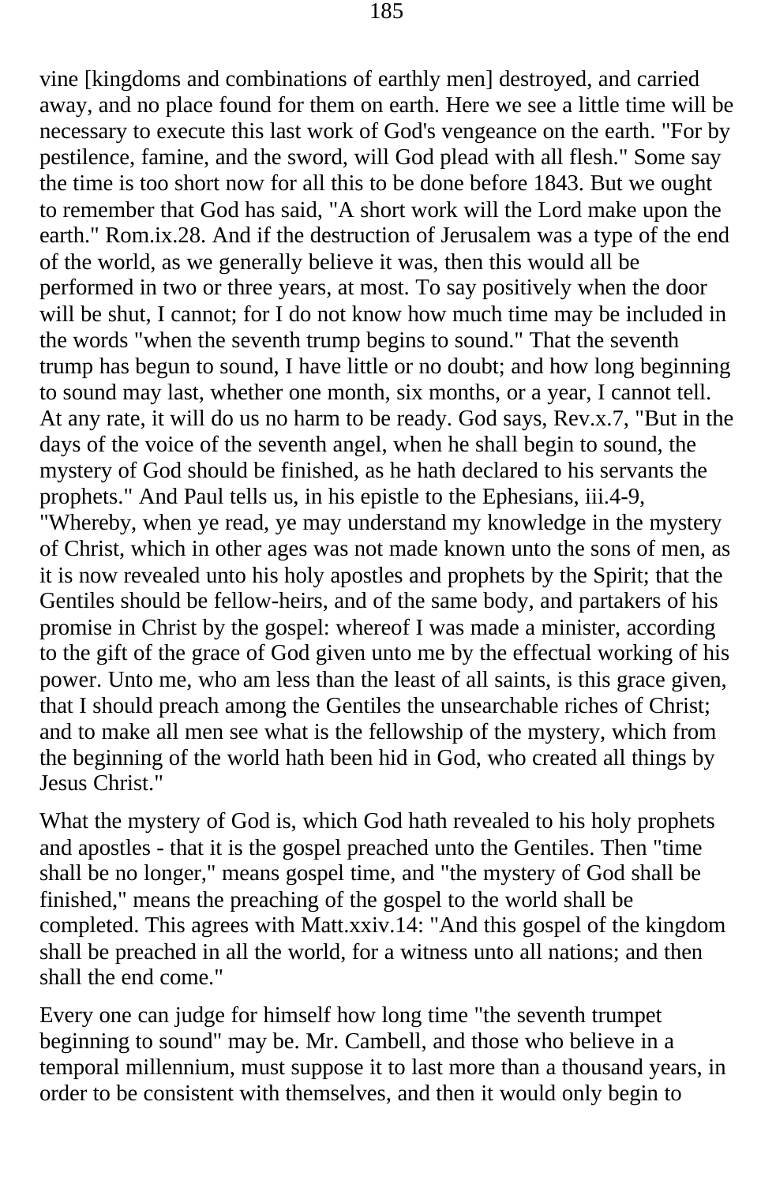vine [kingdoms and combinations of earthly men] destroyed, and carried away, and no place found for them on earth. Here we see a little time will be necessary to execute this last work of God's vengeance on the earth. "For by pestilence, famine, and the sword, will God plead with all flesh." Some say the time is too short now for all this to be done before 1843. But we ought to remember that God has said, "A short work will the Lord make upon the earth." Rom.ix.28. And if the destruction of Jerusalem was a type of the end of the world, as we generally believe it was, then this would all be performed in two or three years, at most. To say positively when the door will be shut, I cannot; for I do not know how much time may be included in the words "when the seventh trump begins to sound." That the seventh trump has begun to sound, I have little or no doubt; and how long beginning to sound may last, whether one month, six months, or a year, I cannot tell. At any rate, it will do us no harm to be ready. God says, Rev.x.7, "But in the days of the voice of the seventh angel, when he shall begin to sound, the mystery of God should be finished, as he hath declared to his servants the prophets." And Paul tells us, in his epistle to the Ephesians, iii.4-9, "Whereby, when ye read, ye may understand my knowledge in the mystery of Christ, which in other ages was not made known unto the sons of men, as it is now revealed unto his holy apostles and prophets by the Spirit; that the Gentiles should be fellow-heirs, and of the same body, and partakers of his promise in Christ by the gospel: whereof I was made a minister, according to the gift of the grace of God given unto me by the effectual working of his power. Unto me, who am less than the least of all saints, is this grace given, that I should preach among the Gentiles the unsearchable riches of Christ; and to make all men see what is the fellowship of the mystery, which from the beginning of the world hath been hid in God, who created all things by Jesus Christ."

What the mystery of God is, which God hath revealed to his holy prophets and apostles - that it is the gospel preached unto the Gentiles. Then "time shall be no longer," means gospel time, and "the mystery of God shall be finished," means the preaching of the gospel to the world shall be completed. This agrees with Matt.xxiv.14: "And this gospel of the kingdom shall be preached in all the world, for a witness unto all nations; and then shall the end come."

Every one can judge for himself how long time "the seventh trumpet beginning to sound" may be. Mr. Cambell, and those who believe in a temporal millennium, must suppose it to last more than a thousand years, in order to be consistent with themselves, and then it would only begin to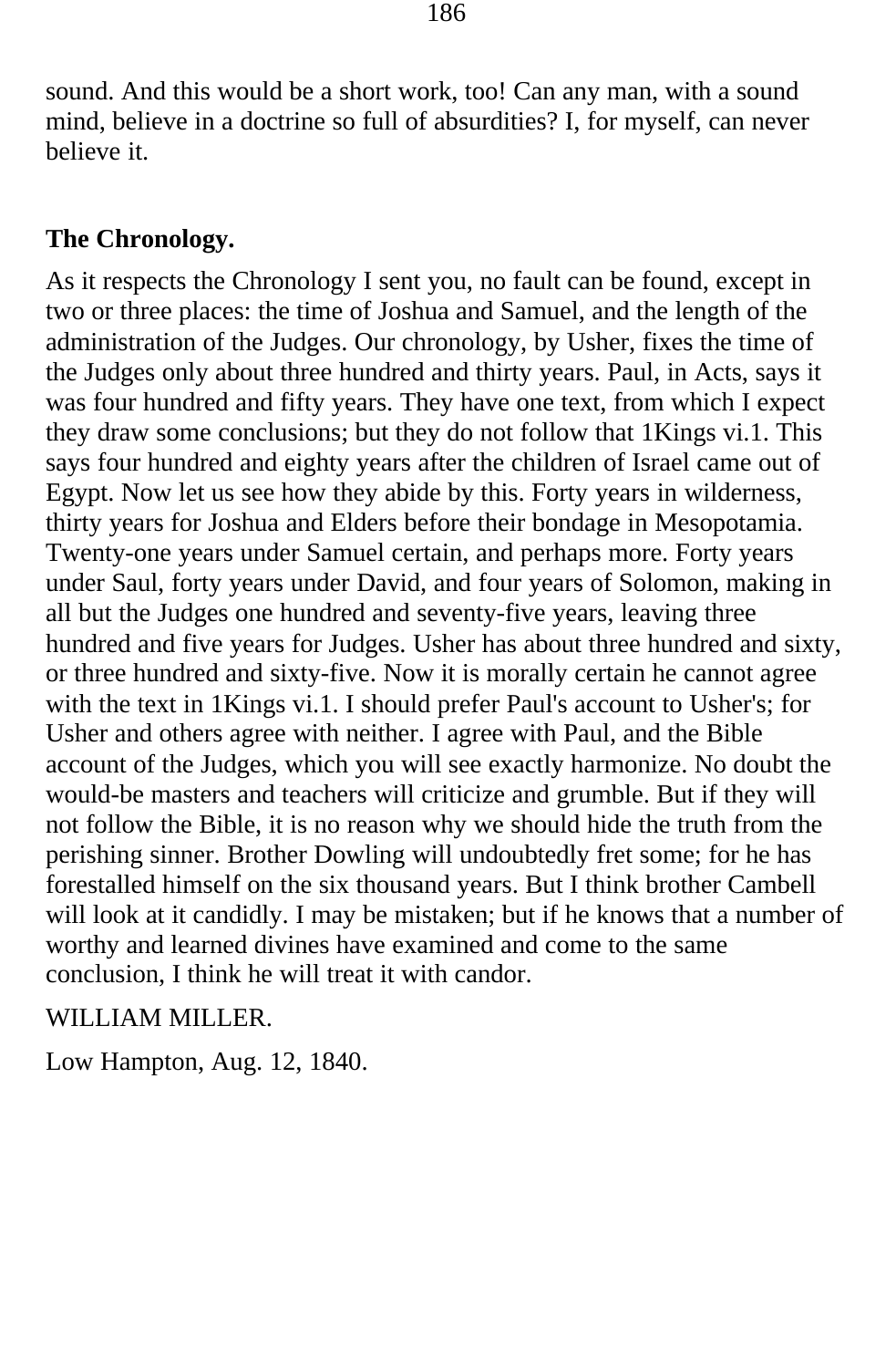sound. And this would be a short work, too! Can any man, with a sound mind, believe in a doctrine so full of absurdities? I, for myself, can never believe it.

## The Chronology.

As it respects the Chronology I sent you, no fault can be found, except in two or three places: the time of Joshua and Samuel, and the length of the administration of the Judges. Our chronology, by Usher, fixes the time of the Judges only about three hundred and thirty years. Paul, in Acts, says it was four hundred and fifty years. They have one text, from which I expect they draw some conclusions; but they do not follow that 1Kings vi.1. This says four hundred and eighty years after the children of Israel came out of Egypt. Now let us see how they abide by this. Forty years in wilderness, thirty years for Joshua and Elders before their bondage in Mesopotamia. Twenty-one years under Samuel certain, and perhaps more. Forty years under Saul, forty years under David, and four years of Solomon, making in all but the Judges one hundred and seventy-five years, leaving three hundred and five years for Judges. Usher has about three hundred and sixty, or three hundred and sixty-five. Now it is morally certain he cannot agree with the text in 1Kings vi.1. I should prefer Paul's account to Usher's; for Usher and others agree with neither. I agree with Paul, and the Bible account of the Judges, which you will see exactly harmonize. No doubt the would-be masters and teachers will criticize and grumble. But if they will not follow the Bible, it is no reason why we should hide the truth from the perishing sinner. Brother Dowling will undoubtedly fret some; for he has forestalled himself on the six thousand years. But I think brother Cambell will look at it candidly. I may be mistaken; but if he knows that a number of worthy and learned divines have examined and come to the same conclusion, I think he will treat it with candor.

WILLIAM MILLER.

Low Hampton, Aug. 12, 1840.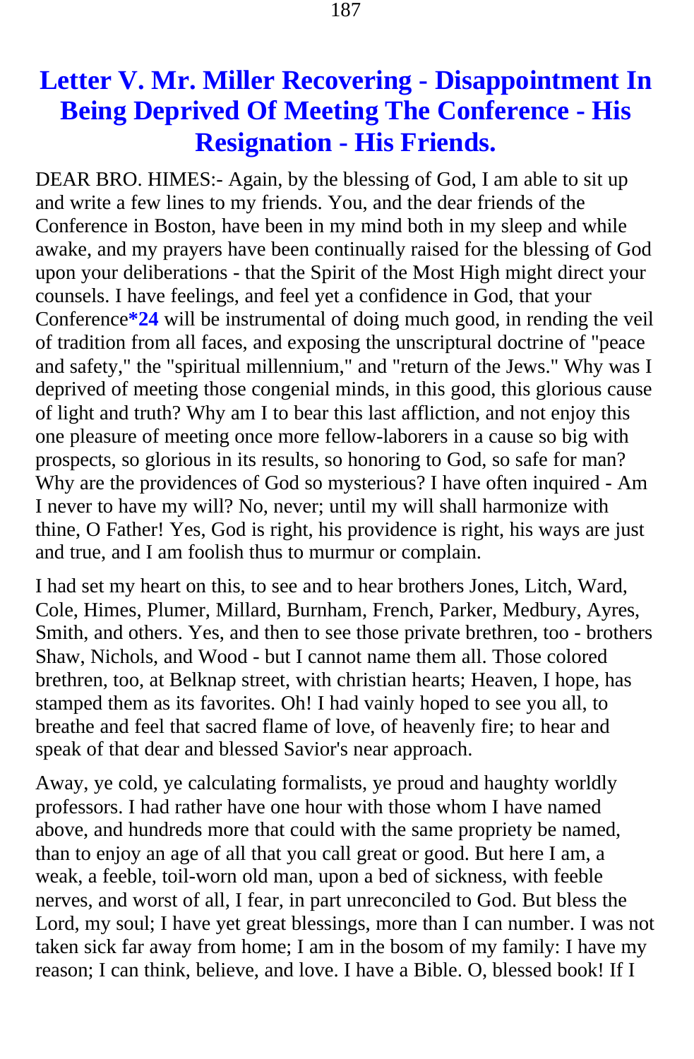# Letter V. Mr. Miller Recovering - Disappointment In Being Deprived Of Meeting The Conference - His Resignation - His Friends.

DEAR BRO. HIMES:- Again, by the blessing of God, I am able to sit up and write a few lines to my friends. You, and the dear friends of the Conference in Boston, have been in my mind both in my sleep and while awake, and my prayers have been continually raised for the blessing of God upon your deliberations - that the Spirit of the Most High might direct your counsels. I have feelings, and feel yet a confidence in God, that your Conference**\*24** will be instrumental of doing much good, in rending the veil of tradition from all faces, and exposing the unscriptural doctrine of "peace and safety," the "spiritual millennium," and "return of the Jews." Why was I deprived of meeting those congenial minds, in this good, this glorious cause of light and truth? Why am I to bear this last affliction, and not enjoy this one pleasure of meeting once more fellow-laborers in a cause so big with prospects, so glorious in its results, so honoring to God, so safe for man? Why are the providences of God so mysterious? I have often inquired - Am I never to have my will? No, never; until my will shall harmonize with thine, O Father! Yes, God is right, his providence is right, his ways are just and true, and I am foolish thus to murmur or complain.

I had set my heart on this, to see and to hear brothers Jones, Litch, Ward, Cole, Himes, Plumer, Millard, Burnham, French, Parker, Medbury, Ayres, Smith, and others. Yes, and then to see those private brethren, too - brothers Shaw, Nichols, and Wood - but I cannot name them all. Those colored brethren, too, at Belknap street, with christian hearts; Heaven, I hope, has stamped them as its favorites. Oh! I had vainly hoped to see you all, to breathe and feel that sacred flame of love, of heavenly fire; to hear and speak of that dear and blessed Savior's near approach.

Away, ye cold, ye calculating formalists, ye proud and haughty worldly professors. I had rather have one hour with those whom I have named above, and hundreds more that could with the same propriety be named, than to enjoy an age of all that you call great or good. But here I am, a weak, a feeble, toil-worn old man, upon a bed of sickness, with feeble nerves, and worst of all, I fear, in part unreconciled to God. But bless the Lord, my soul; I have yet great blessings, more than I can number. I was not taken sick far away from home; I am in the bosom of my family: I have my reason; I can think, believe, and love. I have a Bible. O, blessed book! If I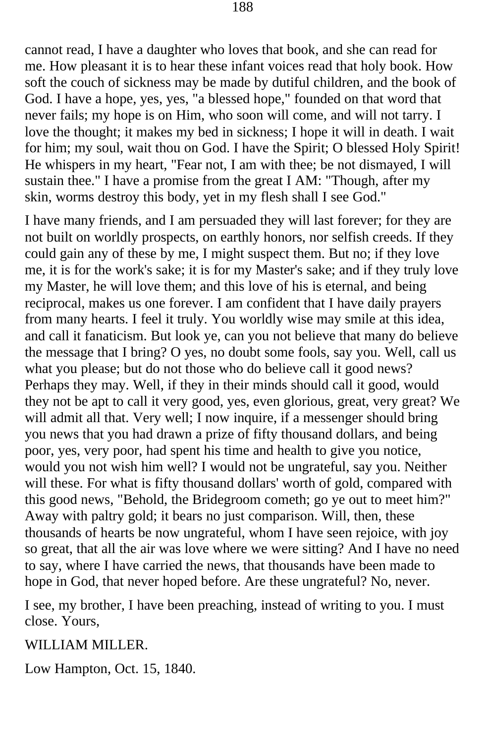cannot read, I have a daughter who loves that book, and she can read for me. How pleasant it is to hear these infant voices read that holy book. How soft the couch of sickness may be made by dutiful children, and the book of God. I have a hope, yes, yes, "a blessed hope," founded on that word that never fails; my hope is on Him, who soon will come, and will not tarry. I love the thought; it makes my bed in sickness; I hope it will in death. I wait for him; my soul, wait thou on God. I have the Spirit; O blessed Holy Spirit! He whispers in my heart, "Fear not, I am with thee; be not dismayed, I will sustain thee." I have a promise from the great I AM: "Though, after my skin, worms destroy this body, yet in my flesh shall I see God."

I have many friends, and I am persuaded they will last forever; for they are not built on worldly prospects, on earthly honors, nor selfish creeds. If they could gain any of these by me, I might suspect them. But no; if they love me, it is for the work's sake; it is for my Master's sake; and if they truly love my Master, he will love them; and this love of his is eternal, and being reciprocal, makes us one forever. I am confident that I have daily prayers from many hearts. I feel it truly. You worldly wise may smile at this idea, and call it fanaticism. But look ye, can you not believe that many do believe the message that I bring? O yes, no doubt some fools, say you. Well, call us what you please; but do not those who do believe call it good news? Perhaps they may. Well, if they in their minds should call it good, would they not be apt to call it very good, yes, even glorious, great, very great? We will admit all that. Very well; I now inquire, if a messenger should bring you news that you had drawn a prize of fifty thousand dollars, and being poor, yes, very poor, had spent his time and health to give you notice, would you not wish him well? I would not be ungrateful, say you. Neither will these. For what is fifty thousand dollars' worth of gold, compared with this good news, "Behold, the Bridegroom cometh; go ye out to meet him?" Away with paltry gold; it bears no just comparison. Will, then, these thousands of hearts be now ungrateful, whom I have seen rejoice, with joy so great, that all the air was love where we were sitting? And I have no need to say, where I have carried the news, that thousands have been made to hope in God, that never hoped before. Are these ungrateful? No, never.

I see, my brother, I have been preaching, instead of writing to you. I must close. Yours,

WILLIAM MILLER.

Low Hampton, Oct. 15, 1840.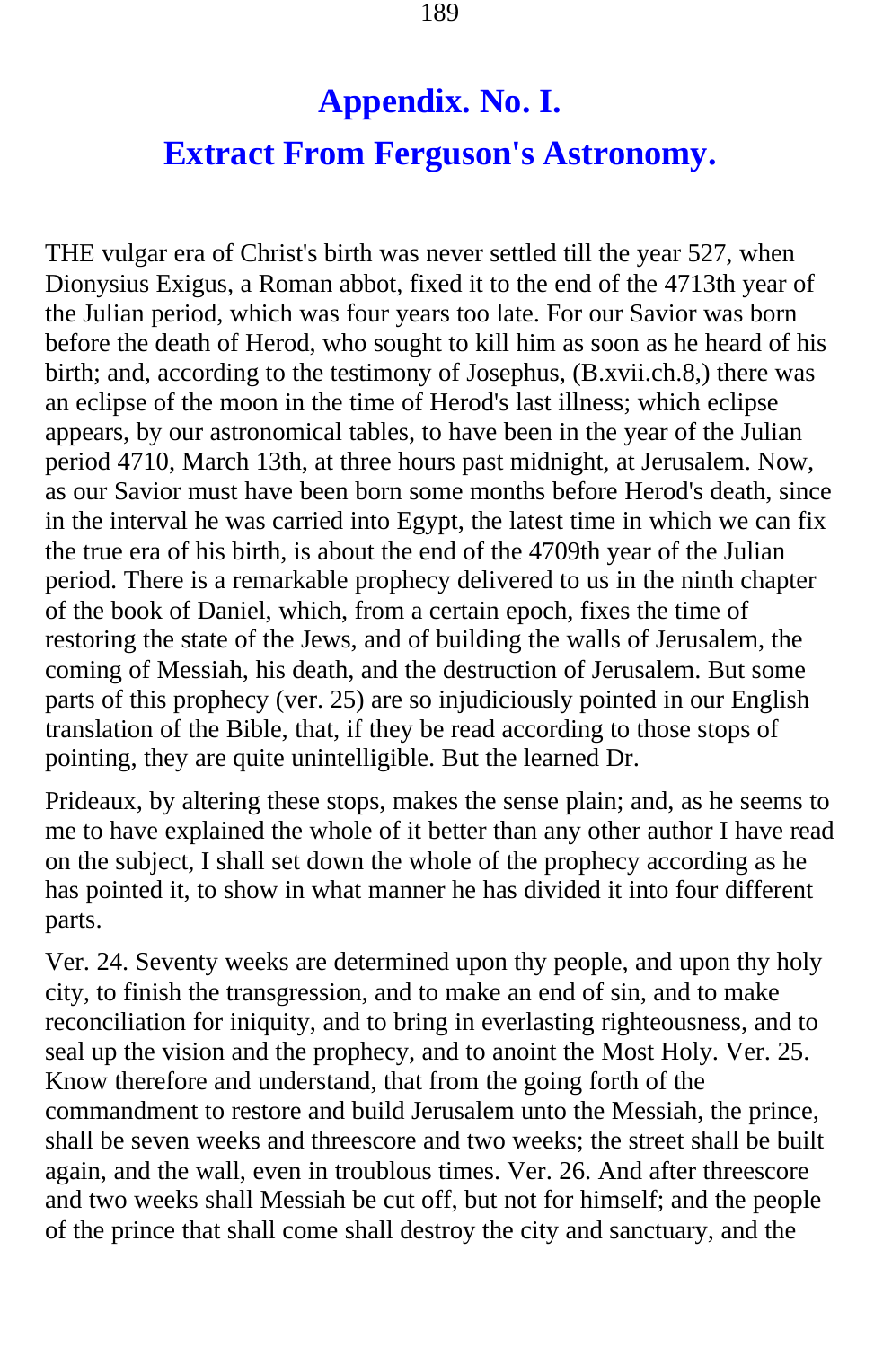# Appendix. No. I.

## Extract From Ferguson's Astronomy.

THE vulgar era of Christ's birth was never settled till the year 527, when Dionysius Exigus, a Roman abbot, fixed it to the end of the 4713th year of the Julian period, which was four years too late. For our Savior was born before the death of Herod, who sought to kill him as soon as he heard of his birth; and, according to the testimony of Josephus, (B.xvii.ch.8,) there was an eclipse of the moon in the time of Herod's last illness; which eclipse appears, by our astronomical tables, to have been in the year of the Julian period 4710, March 13th, at three hours past midnight, at Jerusalem. Now, as our Savior must have been born some months before Herod's death, since in the interval he was carried into Egypt, the latest time in which we can fix the true era of his birth, is about the end of the 4709th year of the Julian period. There is a remarkable prophecy delivered to us in the ninth chapter of the book of Daniel, which, from a certain epoch, fixes the time of restoring the state of the Jews, and of building the walls of Jerusalem, the coming of Messiah, his death, and the destruction of Jerusalem. But some parts of this prophecy (ver. 25) are so injudiciously pointed in our English translation of the Bible, that, if they be read according to those stops of pointing, they are quite unintelligible. But the learned Dr.

Prideaux, by altering these stops, makes the sense plain; and, as he seems to me to have explained the whole of it better than any other author I have read on the subject, I shall set down the whole of the prophecy according as he has pointed it, to show in what manner he has divided it into four different parts.

Ver. 24. Seventy weeks are determined upon thy people, and upon thy holy city, to finish the transgression, and to make an end of sin, and to make reconciliation for iniquity, and to bring in everlasting righteousness, and to seal up the vision and the prophecy, and to anoint the Most Holy. Ver. 25. Know therefore and understand, that from the going forth of the commandment to restore and build Jerusalem unto the Messiah, the prince, shall be seven weeks and threescore and two weeks; the street shall be built again, and the wall, even in troublous times. Ver. 26. And after threescore and two weeks shall Messiah be cut off, but not for himself; and the people of the prince that shall come shall destroy the city and sanctuary, and the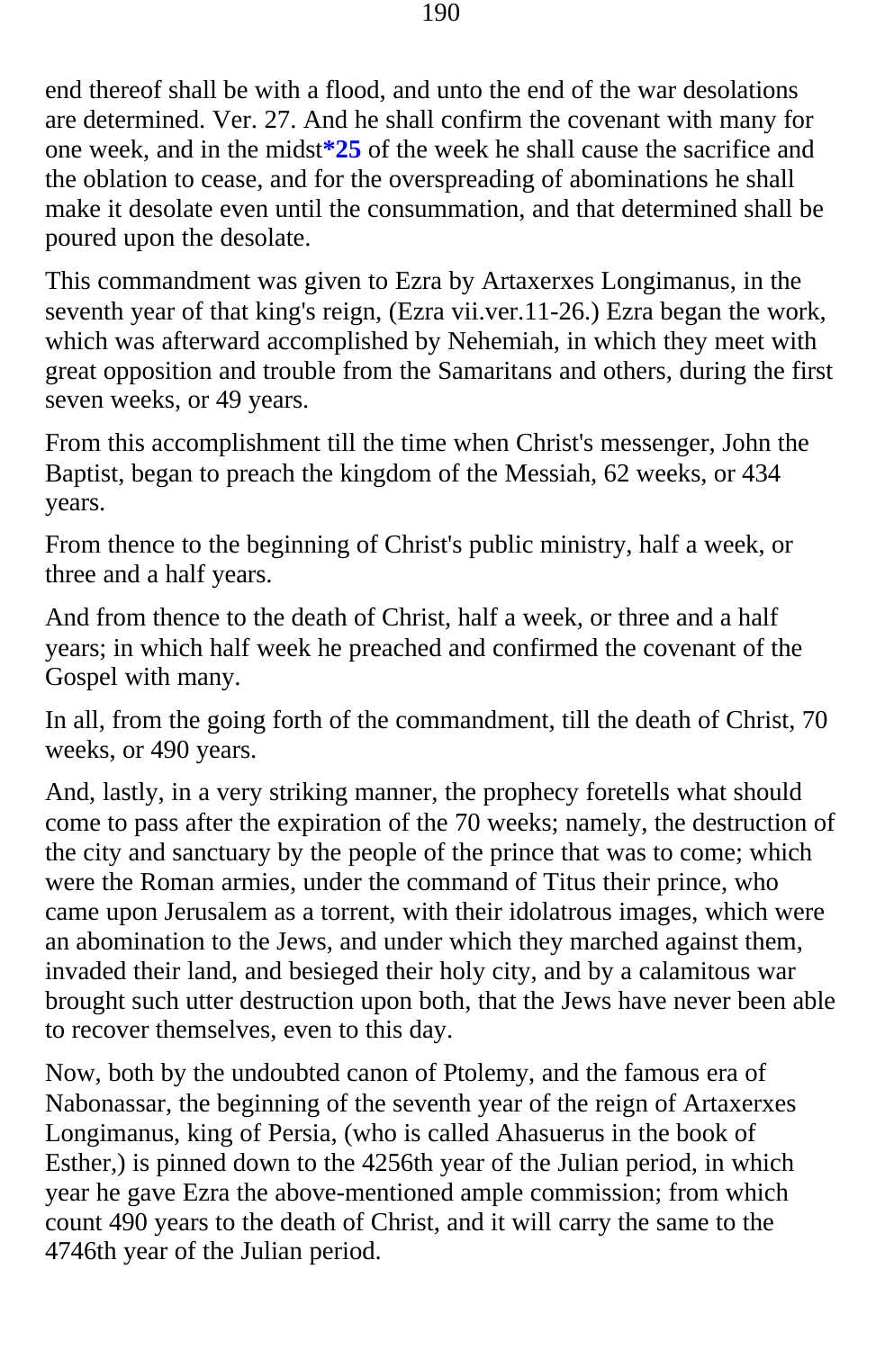end thereof shall be with a flood, and unto the end of the war desolations are determined. Ver. 27. And he shall confirm the covenant with many for one week, and in the midst***25** of the week he shall cause the sacrifice and the oblation to cease, and for the overspreading of abominations he shall make it desolate even until the consummation, and that determined shall be poured upon the desolate.

This commandment was given to Ezra by Artaxerxes Longimanus, in the seventh year of that king's reign, (Ezra vii.ver.11-26.) Ezra began the work, which was afterward accomplished by Nehemiah, in which they meet with great opposition and trouble from the Samaritans and others, during the first seven weeks, or 49 years.

From this accomplishment till the time when Christ's messenger, John the Baptist, began to preach the kingdom of the Messiah, 62 weeks, or 434 years.

From thence to the beginning of Christ's public ministry, half a week, or three and a half years.

And from thence to the death of Christ, half a week, or three and a half years; in which half week he preached and confirmed the covenant of the Gospel with many.

In all, from the going forth of the commandment, till the death of Christ, 70 weeks, or 490 years.

And, lastly, in a very striking manner, the prophecy foretells what should come to pass after the expiration of the 70 weeks; namely, the destruction of the city and sanctuary by the people of the prince that was to come; which were the Roman armies, under the command of Titus their prince, who came upon Jerusalem as a torrent, with their idolatrous images, which were an abomination to the Jews, and under which they marched against them, invaded their land, and besieged their holy city, and by a calamitous war brought such utter destruction upon both, that the Jews have never been able to recover themselves, even to this day.

Now, both by the undoubted canon of Ptolemy, and the famous era of Nabonassar, the beginning of the seventh year of the reign of Artaxerxes Longimanus, king of Persia, (who is called Ahasuerus in the book of Esther,) is pinned down to the 4256th year of the Julian period, in which year he gave Ezra the above-mentioned ample commission; from which count 490 years to the death of Christ, and it will carry the same to the 4746th year of the Julian period.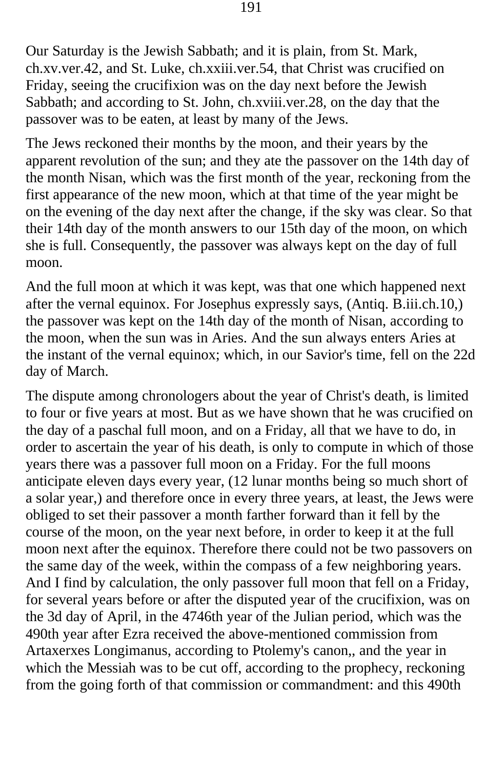Our Saturday is the Jewish Sabbath; and it is plain, from St. Mark, ch.xv.ver.42, and St. Luke, ch.xxiii.ver.54, that Christ was crucified on Friday, seeing the crucifixion was on the day next before the Jewish Sabbath; and according to St. John, ch.xviii.ver.28, on the day that the passover was to be eaten, at least by many of the Jews.

The Jews reckoned their months by the moon, and their years by the apparent revolution of the sun; and they ate the passover on the 14th day of the month Nisan, which was the first month of the year, reckoning from the first appearance of the new moon, which at that time of the year might be on the evening of the day next after the change, if the sky was clear. So that their 14th day of the month answers to our 15th day of the moon, on which she is full. Consequently, the passover was always kept on the day of full moon.

And the full moon at which it was kept, was that one which happened next after the vernal equinox. For Josephus expressly says, (Antiq. B.iii.ch.10,) the passover was kept on the 14th day of the month of Nisan, according to the moon, when the sun was in Aries. And the sun always enters Aries at the instant of the vernal equinox; which, in our Savior's time, fell on the 22d day of March.

The dispute among chronologers about the year of Christ's death, is limited to four or five years at most. But as we have shown that he was crucified on the day of a paschal full moon, and on a Friday, all that we have to do, in order to ascertain the year of his death, is only to compute in which of those years there was a passover full moon on a Friday. For the full moons anticipate eleven days every year, (12 lunar months being so much short of a solar year,) and therefore once in every three years, at least, the Jews were obliged to set their passover a month farther forward than it fell by the course of the moon, on the year next before, in order to keep it at the full moon next after the equinox. Therefore there could not be two passovers on the same day of the week, within the compass of a few neighboring years. And I find by calculation, the only passover full moon that fell on a Friday, for several years before or after the disputed year of the crucifixion, was on the 3d day of April, in the 4746th year of the Julian period, which was the 490th year after Ezra received the above-mentioned commission from Artaxerxes Longimanus, according to Ptolemy's canon,, and the year in which the Messiah was to be cut off, according to the prophecy, reckoning from the going forth of that commission or commandment: and this 490th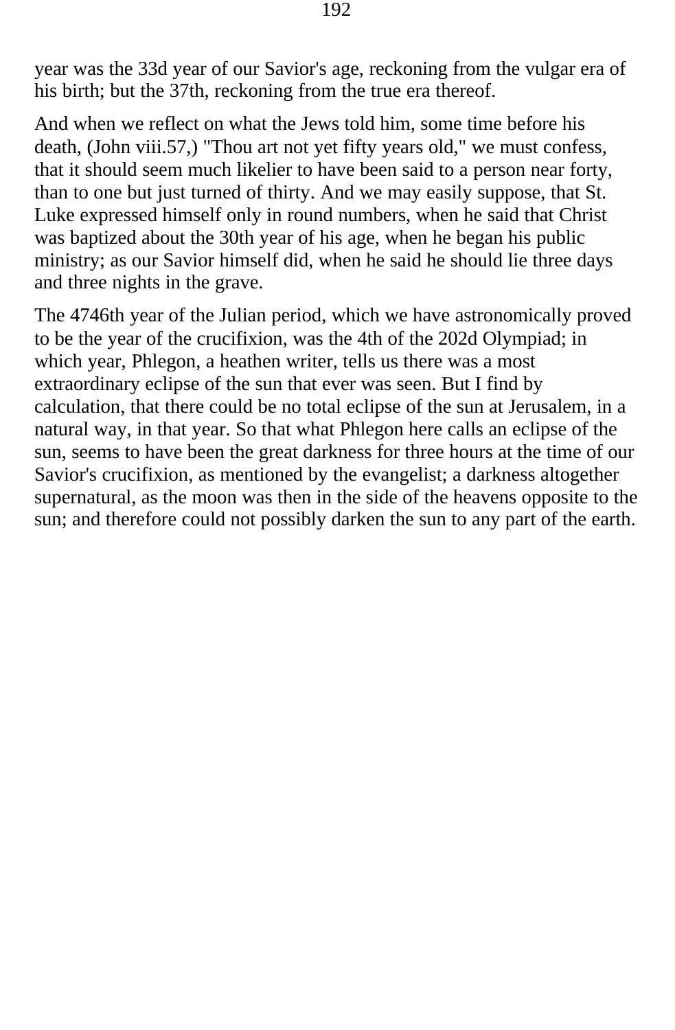year was the 33d year of our Savior's age, reckoning from the vulgar era of his birth; but the 37th, reckoning from the true era thereof.

And when we reflect on what the Jews told him, some time before his death, (John viii.57,) "Thou art not yet fifty years old," we must confess, that it should seem much likelier to have been said to a person near forty, than to one but just turned of thirty. And we may easily suppose, that St. Luke expressed himself only in round numbers, when he said that Christ was baptized about the 30th year of his age, when he began his public ministry; as our Savior himself did, when he said he should lie three days and three nights in the grave.

The 4746th year of the Julian period, which we have astronomically proved to be the year of the crucifixion, was the 4th of the 202d Olympiad; in which year, Phlegon, a heathen writer, tells us there was a most extraordinary eclipse of the sun that ever was seen. But I find by calculation, that there could be no total eclipse of the sun at Jerusalem, in a natural way, in that year. So that what Phlegon here calls an eclipse of the sun, seems to have been the great darkness for three hours at the time of our Savior's crucifixion, as mentioned by the evangelist; a darkness altogether supernatural, as the moon was then in the side of the heavens opposite to the sun; and therefore could not possibly darken the sun to any part of the earth.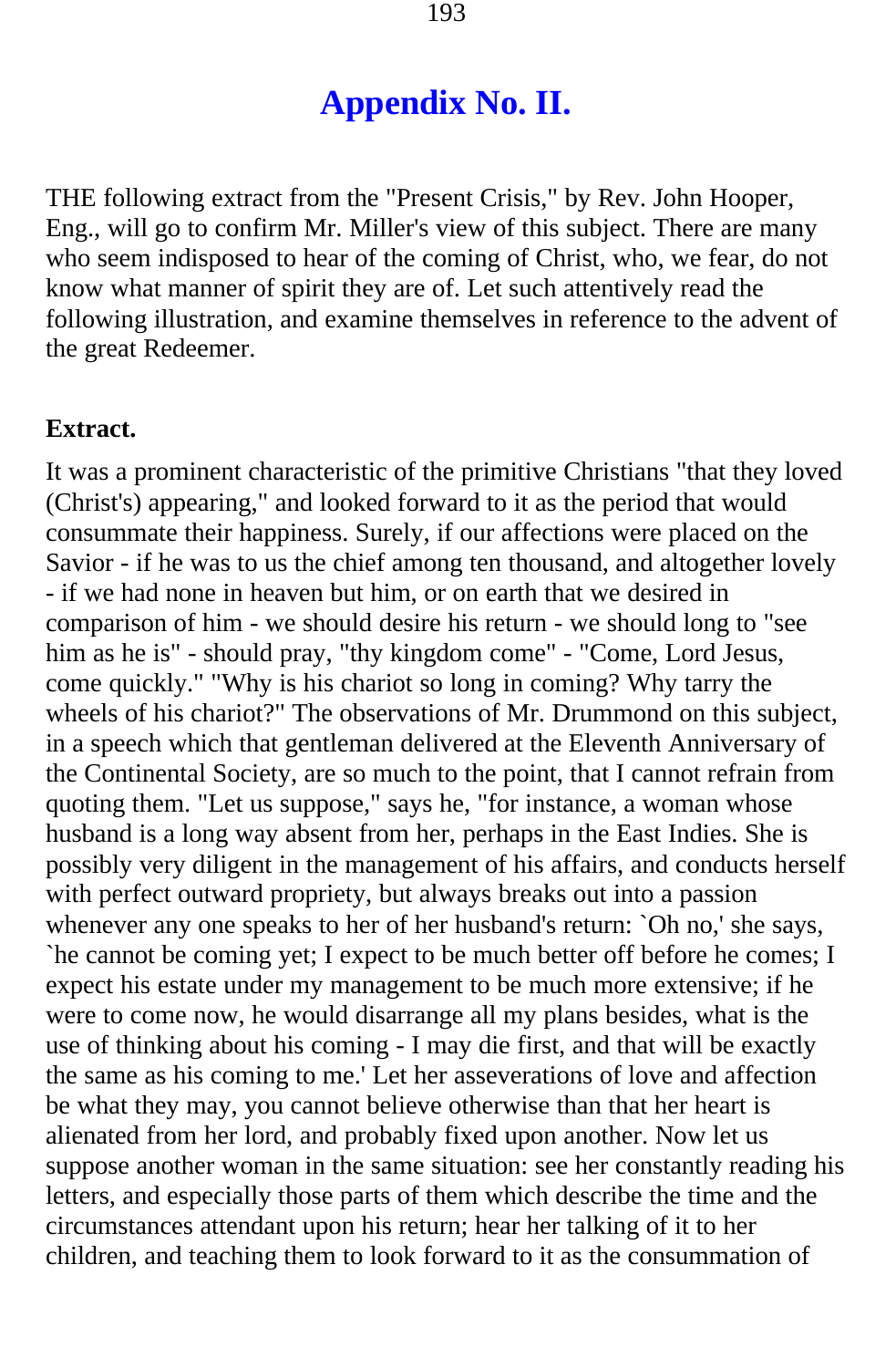# Appendix No. II.

THE following extract from the "Present Crisis," by Rev. John Hooper, Eng., will go to confirm Mr. Miller's view of this subject. There are many who seem indisposed to hear of the coming of Christ, who, we fear, do not know what manner of spirit they are of. Let such attentively read the following illustration, and examine themselves in reference to the advent of the great Redeemer.

**Extract.**

It was a prominent characteristic of the primitive Christians "that they loved (Christ's) appearing," and looked forward to it as the period that would consummate their happiness. Surely, if our affections were placed on the Savior - if he was to us the chief among ten thousand, and altogether lovely - if we had none in heaven but him, or on earth that we desired in comparison of him - we should desire his return - we should long to "see him as he is" - should pray, "thy kingdom come" - "Come, Lord Jesus, come quickly." "Why is his chariot so long in coming? Why tarry the wheels of his chariot?" The observations of Mr. Drummond on this subject, in a speech which that gentleman delivered at the Eleventh Anniversary of the Continental Society, are so much to the point, that I cannot refrain from quoting them. "Let us suppose," says he, "for instance, a woman whose husband is a long way absent from her, perhaps in the East Indies. She is possibly very diligent in the management of his affairs, and conducts herself with perfect outward propriety, but always breaks out into a passion whenever any one speaks to her of her husband's return: `Oh no,' she says, `he cannot be coming yet; I expect to be much better off before he comes; I expect his estate under my management to be much more extensive; if he were to come now, he would disarrange all my plans besides, what is the use of thinking about his coming - I may die first, and that will be exactly the same as his coming to me.' Let her asseverations of love and affection be what they may, you cannot believe otherwise than that her heart is alienated from her lord, and probably fixed upon another. Now let us suppose another woman in the same situation: see her constantly reading his letters, and especially those parts of them which describe the time and the circumstances attendant upon his return; hear her talking of it to her children, and teaching them to look forward to it as the consummation of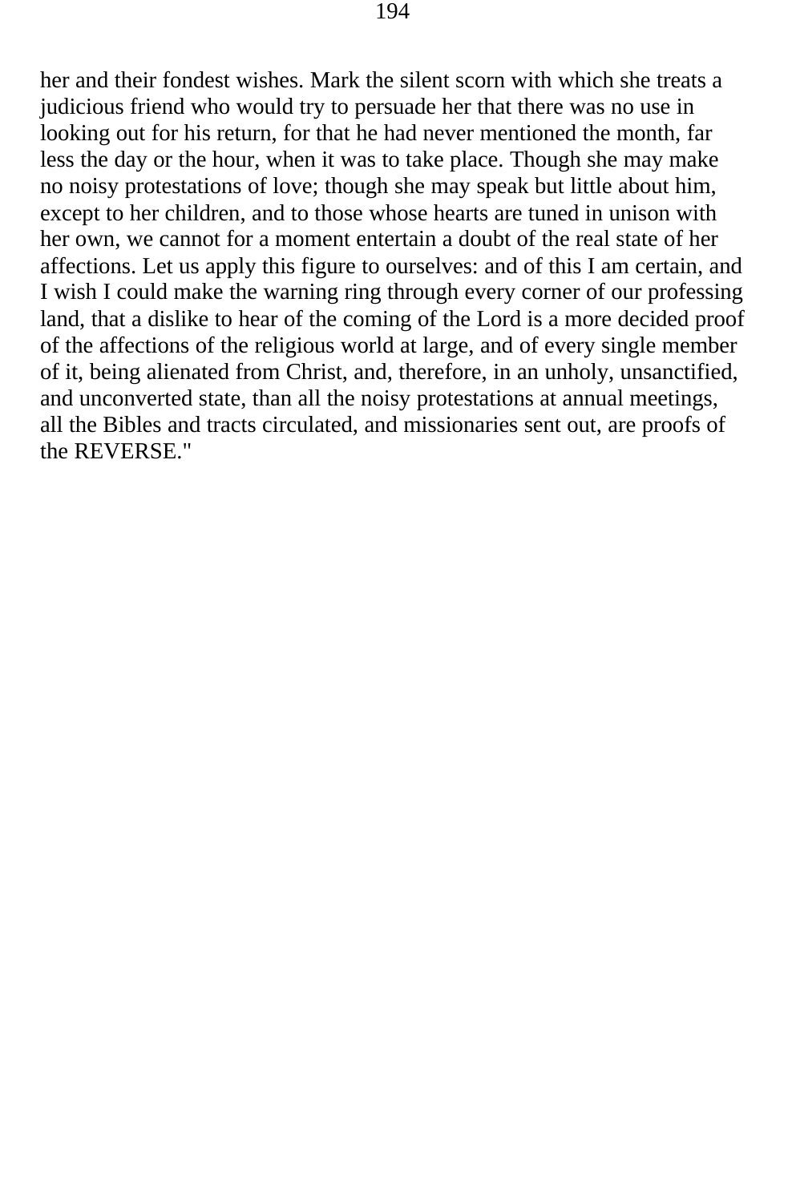her and their fondest wishes. Mark the silent scorn with which she treats a judicious friend who would try to persuade her that there was no use in looking out for his return, for that he had never mentioned the month, far less the day or the hour, when it was to take place. Though she may make no noisy protestations of love; though she may speak but little about him, except to her children, and to those whose hearts are tuned in unison with her own, we cannot for a moment entertain a doubt of the real state of her affections. Let us apply this figure to ourselves: and of this I am certain, and I wish I could make the warning ring through every corner of our professing land, that a dislike to hear of the coming of the Lord is a more decided proof of the affections of the religious world at large, and of every single member of it, being alienated from Christ, and, therefore, in an unholy, unsanctified, and unconverted state, than all the noisy protestations at annual meetings, all the Bibles and tracts circulated, and missionaries sent out, are proofs of the REVERSE."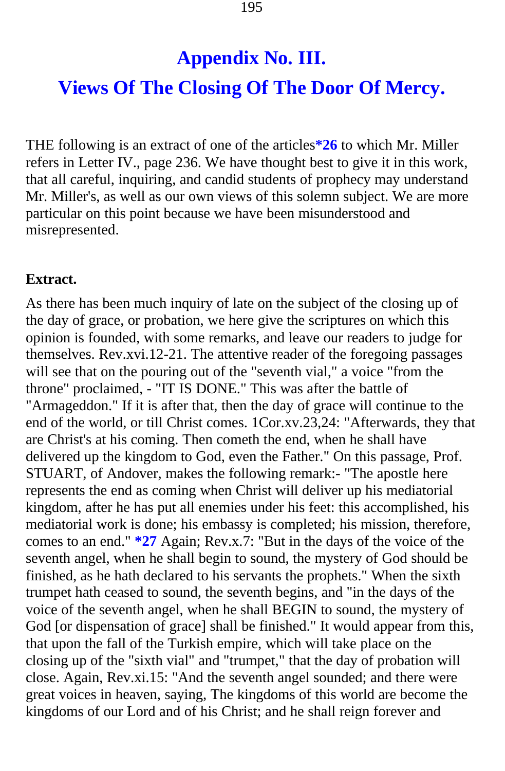# Appendix No. III.

## Views Of The Closing Of The Door Of Mercy.

THE following is an extract of one of the articles**\*26** to which Mr. Miller refers in Letter IV., page 236. We have thought best to give it in this work, that all careful, inquiring, and candid students of prophecy may understand Mr. Miller's, as well as our own views of this solemn subject. We are more particular on this point because we have been misunderstood and misrepresented.

**Extract.**

As there has been much inquiry of late on the subject of the closing up of the day of grace, or probation, we here give the scriptures on which this opinion is founded, with some remarks, and leave our readers to judge for themselves. Rev.xvi.12-21. The attentive reader of the foregoing passages will see that on the pouring out of the "seventh vial," a voice "from the throne" proclaimed, - "IT IS DONE." This was after the battle of "Armageddon." If it is after that, then the day of grace will continue to the end of the world, or till Christ comes. 1Cor.xv.23,24: "Afterwards, they that are Christ's at his coming. Then cometh the end, when he shall have delivered up the kingdom to God, even the Father." On this passage, Prof. STUART, of Andover, makes the following remark:- "The apostle here represents the end as coming when Christ will deliver up his mediatorial kingdom, after he has put all enemies under his feet: this accomplished, his mediatorial work is done; his embassy is completed; his mission, therefore, comes to an end." **\*27** Again; Rev.x.7: "But in the days of the voice of the seventh angel, when he shall begin to sound, the mystery of God should be finished, as he hath declared to his servants the prophets." When the sixth trumpet hath ceased to sound, the seventh begins, and "in the days of the voice of the seventh angel, when he shall BEGIN to sound, the mystery of God [or dispensation of grace] shall be finished." It would appear from this, that upon the fall of the Turkish empire, which will take place on the closing up of the "sixth vial" and "trumpet," that the day of probation will close. Again, Rev.xi.15: "And the seventh angel sounded; and there were great voices in heaven, saying, The kingdoms of this world are become the kingdoms of our Lord and of his Christ; and he shall reign forever and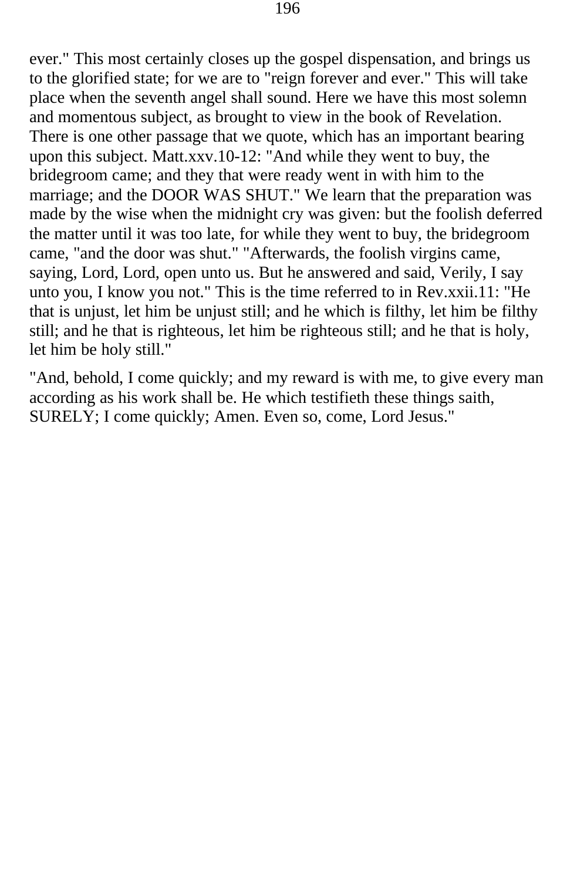ever." This most certainly closes up the gospel dispensation, and brings us to the glorified state; for we are to "reign forever and ever." This will take place when the seventh angel shall sound. Here we have this most solemn and momentous subject, as brought to view in the book of Revelation. There is one other passage that we quote, which has an important bearing upon this subject. Matt.xxv.10-12: "And while they went to buy, the bridegroom came; and they that were ready went in with him to the marriage; and the DOOR WAS SHUT." We learn that the preparation was made by the wise when the midnight cry was given: but the foolish deferred the matter until it was too late, for while they went to buy, the bridegroom came, "and the door was shut." "Afterwards, the foolish virgins came, saying, Lord, Lord, open unto us. But he answered and said, Verily, I say unto you, I know you not." This is the time referred to in Rev.xxii.11: "He that is unjust, let him be unjust still; and he which is filthy, let him be filthy still; and he that is righteous, let him be righteous still; and he that is holy, let him be holy still."

"And, behold, I come quickly; and my reward is with me, to give every man according as his work shall be. He which testifieth these things saith, SURELY; I come quickly; Amen. Even so, come, Lord Jesus."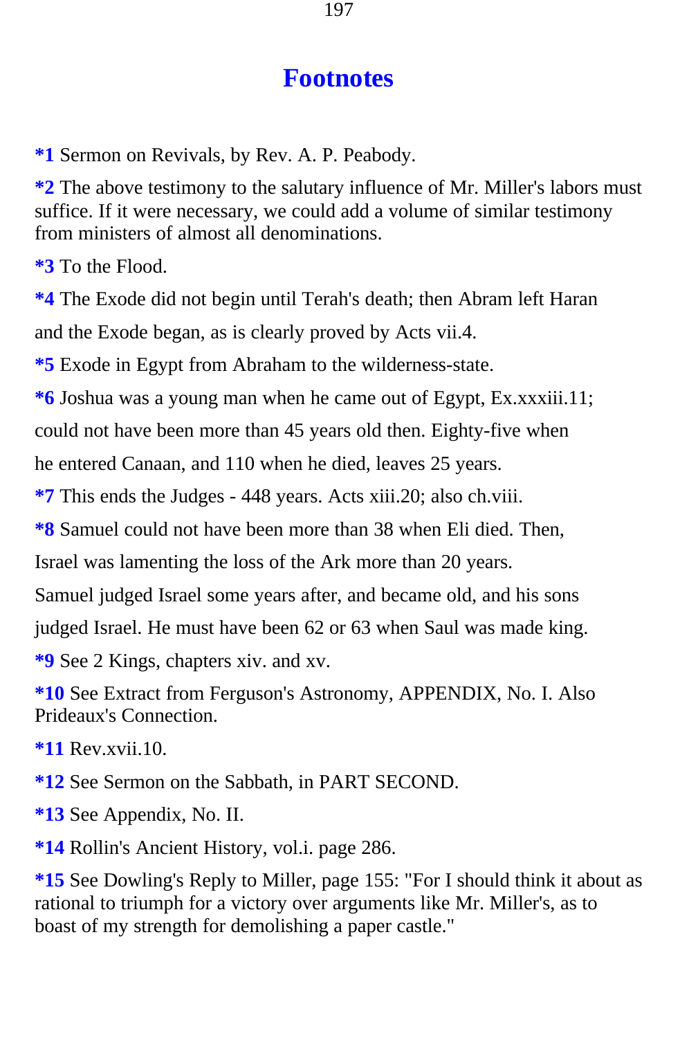# Footnotes

**\*1** Sermon on Revivals, by Rev. A. P. Peabody.

**\*2** The above testimony to the salutary influence of Mr. Miller's labors must suffice. If it were necessary, we could add a volume of similar testimony from ministers of almost all denominations.

**\*3** To the Flood.

**\*4** The Exode did not begin until Terah's death; then Abram left Haran and the Exode began, as is clearly proved by Acts vii.4.

**\*5** Exode in Egypt from Abraham to the wilderness-state.

**\*6** Joshua was a young man when he came out of Egypt, Ex.xxxiii.11; could not have been more than 45 years old then. Eighty-five when he entered Canaan, and 110 when he died, leaves 25 years.

**\*7** This ends the Judges - 448 years. Acts xiii.20; also ch.viii.

**\*8** Samuel could not have been more than 38 when Eli died. Then, Israel was lamenting the loss of the Ark more than 20 years. Samuel judged Israel some years after, and became old, and his sons judged Israel. He must have been 62 or 63 when Saul was made king.

**\*9** See 2 Kings, chapters xiv. and xv.

**\*10** See Extract from Ferguson's Astronomy, APPENDIX, No. I. Also Prideaux's Connection.

**\*11** Rev.xvii.10.

**\*12** See Sermon on the Sabbath, in PART SECOND.

**\*13** See Appendix, No. II.

**\*14** Rollin's Ancient History, vol.i. page 286.

**\*15** See Dowling's Reply to Miller, page 155: "For I should think it about as rational to triumph for a victory over arguments like Mr. Miller's, as to boast of my strength for demolishing a paper castle."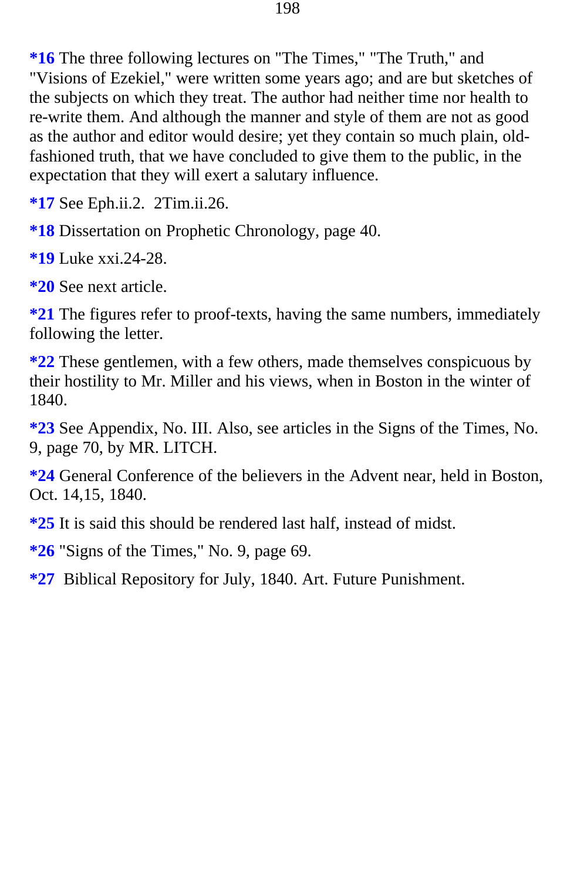**\*16** The three following lectures on "The Times," "The Truth," and "Visions of Ezekiel," were written some years ago; and are but sketches of the subjects on which they treat. The author had neither time nor health to re-write them. And although the manner and style of them are not as good as the author and editor would desire; yet they contain so much plain, old-fashioned truth, that we have concluded to give them to the public, in the expectation that they will exert a salutary influence.

**\*17** See Eph.ii.2. 2Tim.ii.26.

**\*18** Dissertation on Prophetic Chronology, page 40.

**\*19** Luke xxi.24-28.

**\*20** See next article.

**\*21** The figures refer to proof-texts, having the same numbers, immediately following the letter.

**\*22** These gentlemen, with a few others, made themselves conspicuous by their hostility to Mr. Miller and his views, when in Boston in the winter of 1840.

**\*23** See Appendix, No. III. Also, see articles in the Signs of the Times, No. 9, page 70, by MR. LITCH.

**\*24** General Conference of the believers in the Advent near, held in Boston, Oct. 14,15, 1840.

**\*25** It is said this should be rendered last half, instead of midst.

**\*26** "Signs of the Times," No. 9, page 69.

**\*27** Biblical Repository for July, 1840. Art. Future Punishment.